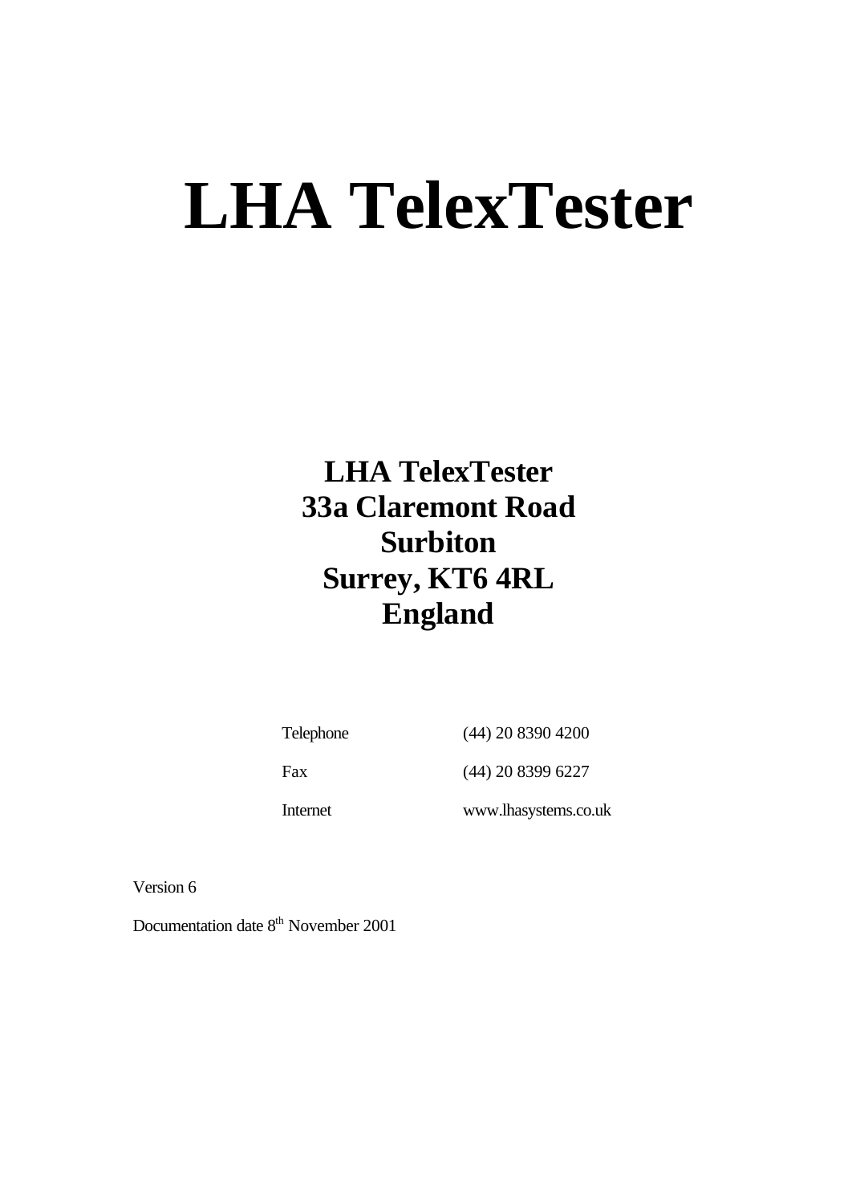# LHA TelexTester

**LHA TelexTester**
**33a Claremont Road**
**Surbiton**
**Surrey, KT6 4RL**
**England**

| | |
|---|---|
| Telephone | (44) 20 8390 4200 |
| Fax | (44) 20 8399 6227 |
| Internet | www.lhasystems.co.uk |

Version 6

Documentation date 8th November 2001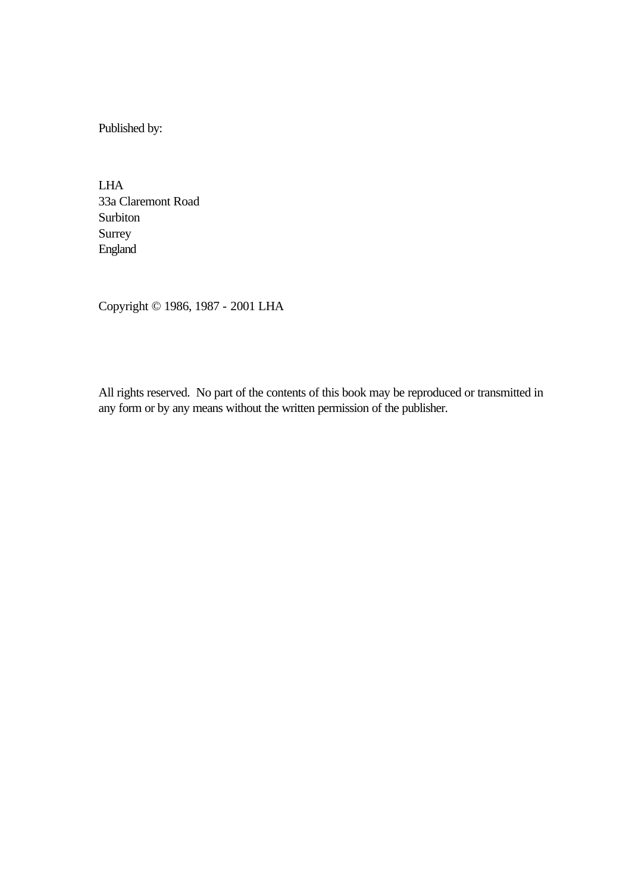Published by:

LHA
33a Claremont Road
Surbiton
Surrey
England

Copyright © 1986, 1987 - 2001 LHA

All rights reserved. No part of the contents of this book may be reproduced or transmitted in any form or by any means without the written permission of the publisher.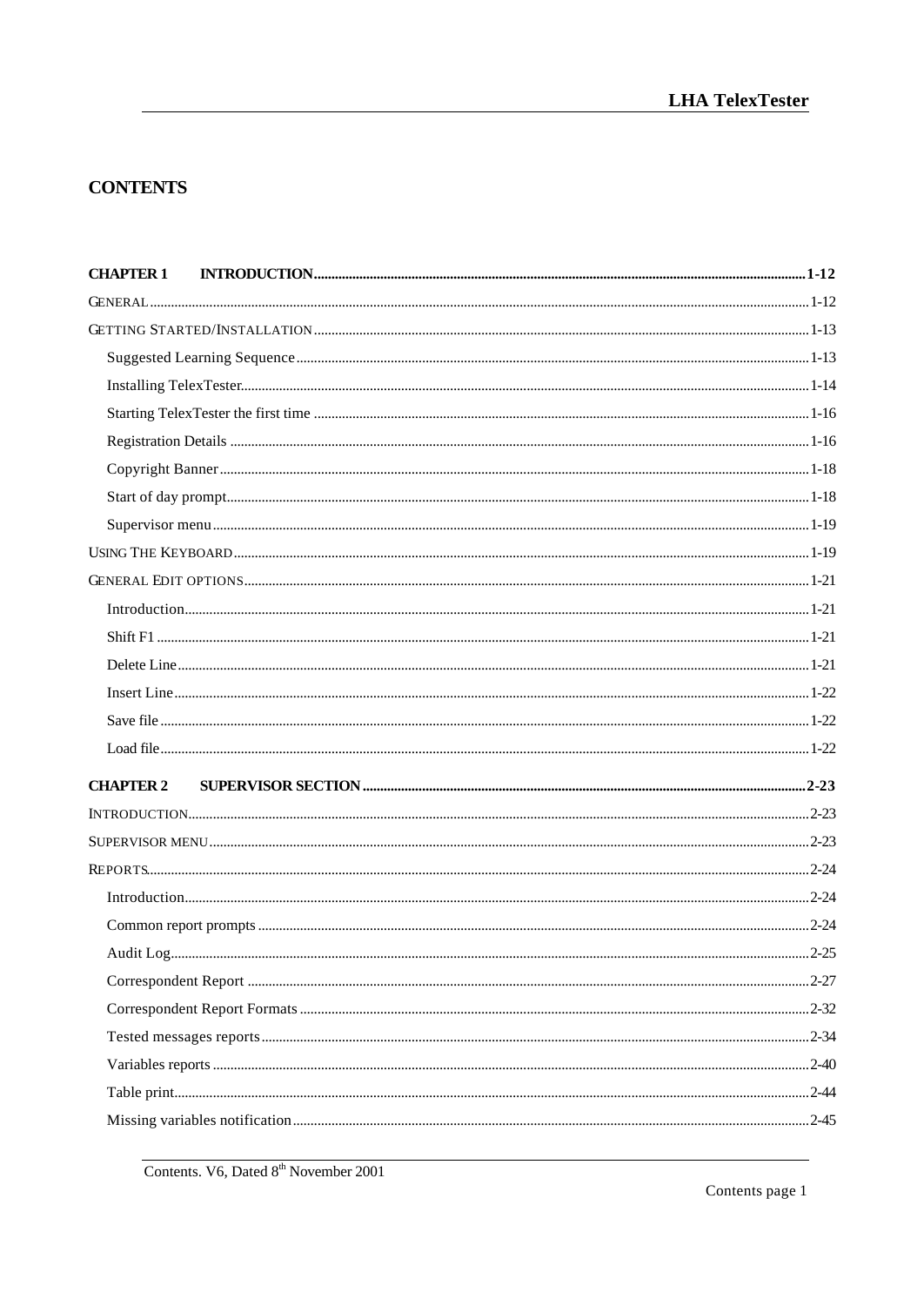# CONTENTS

**CHAPTER 1 INTRODUCTION ........ 1-12**

GENERAL ........ 1-12

GETTING STARTED/INSTALLATION ........ 1-13

- Suggested Learning Sequence ........ 1-13
- Installing TelexTester ........ 1-14
- Starting TelexTester the first time ........ 1-16
- Registration Details ........ 1-16
- Copyright Banner ........ 1-18
- Start of day prompt ........ 1-18
- Supervisor menu ........ 1-19

USING THE KEYBOARD ........ 1-19

GENERAL EDIT OPTIONS ........ 1-21

- Introduction ........ 1-21
- Shift F1 ........ 1-21
- Delete Line ........ 1-21
- Insert Line ........ 1-22
- Save file ........ 1-22
- Load file ........ 1-22

**CHAPTER 2 SUPERVISOR SECTION ........ 2-23**

INTRODUCTION ........ 2-23

SUPERVISOR MENU ........ 2-23

REPORTS ........ 2-24

- Introduction ........ 2-24
- Common report prompts ........ 2-24
- Audit Log ........ 2-25
- Correspondent Report ........ 2-27
- Correspondent Report Formats ........ 2-32
- Tested messages reports ........ 2-34
- Variables reports ........ 2-40
- Table print ........ 2-44
- Missing variables notification ........ 2-45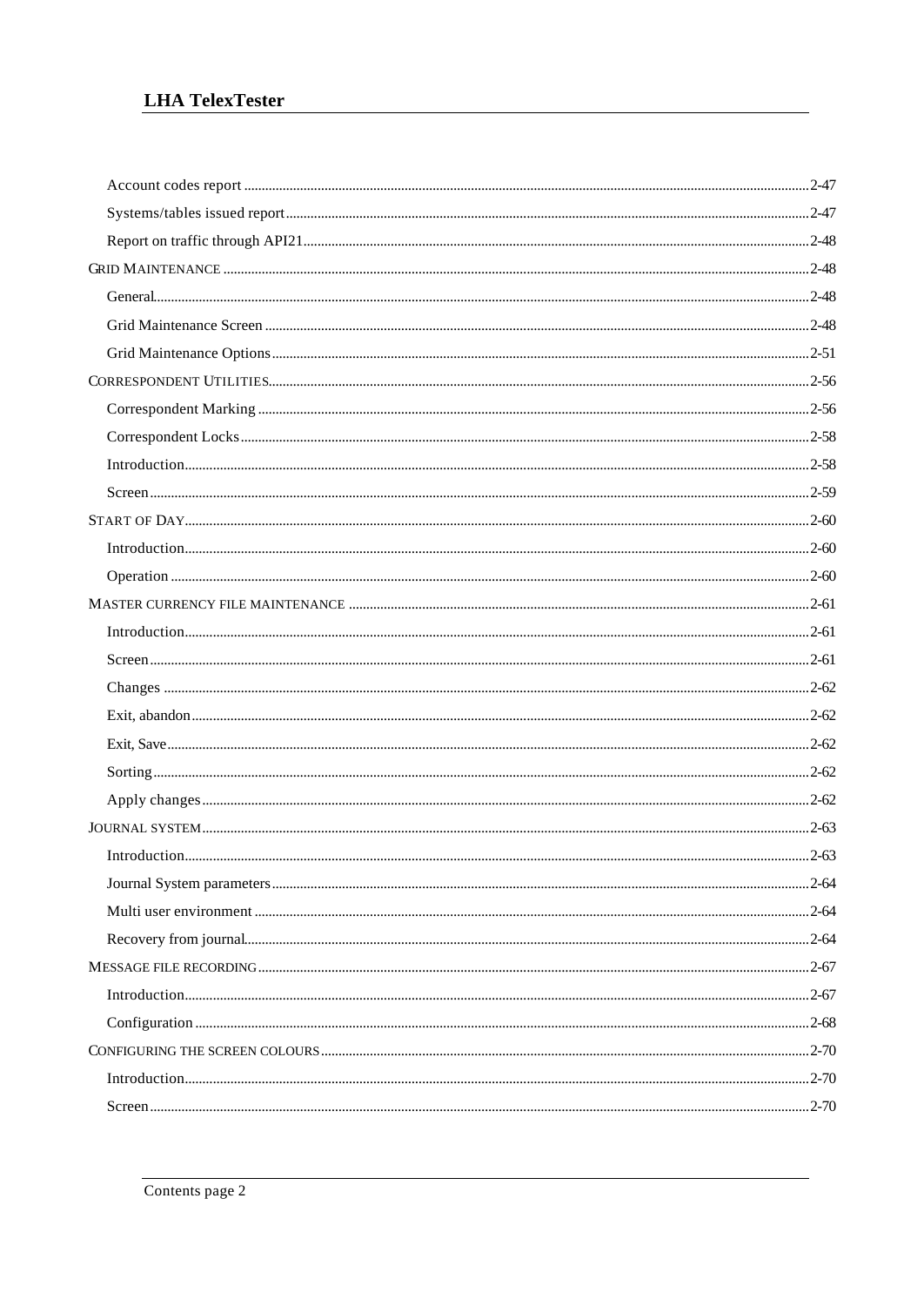Account codes report ..... 2-47

Systems/tables issued report ..... 2-47

Report on traffic through API21 ..... 2-48

GRID MAINTENANCE ..... 2-48

General ..... 2-48

Grid Maintenance Screen ..... 2-48

Grid Maintenance Options ..... 2-51

CORRESPONDENT UTILITIES ..... 2-56

Correspondent Marking ..... 2-56

Correspondent Locks ..... 2-58

Introduction ..... 2-58

Screen ..... 2-59

START OF DAY ..... 2-60

Introduction ..... 2-60

Operation ..... 2-60

MASTER CURRENCY FILE MAINTENANCE ..... 2-61

Introduction ..... 2-61

Screen ..... 2-61

Changes ..... 2-62

Exit, abandon ..... 2-62

Exit, Save ..... 2-62

Sorting ..... 2-62

Apply changes ..... 2-62

JOURNAL SYSTEM ..... 2-63

Introduction ..... 2-63

Journal System parameters ..... 2-64

Multi user environment ..... 2-64

Recovery from journal ..... 2-64

MESSAGE FILE RECORDING ..... 2-67

Introduction ..... 2-67

Configuration ..... 2-68

CONFIGURING THE SCREEN COLOURS ..... 2-70

Introduction ..... 2-70

Screen ..... 2-70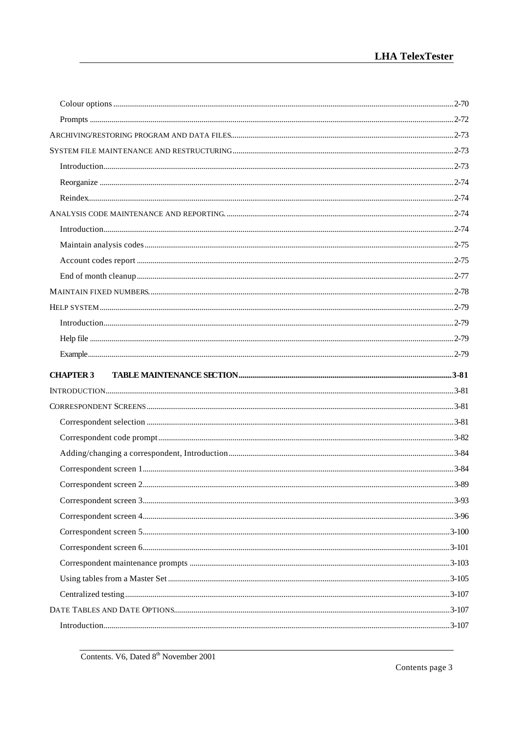Colour options ........................................................................................................................................................2-70

Prompts ..................................................................................................................................................................2-72

ARCHIVING/RESTORING PROGRAM AND DATA FILES...............................................................................................2-73

SYSTEM FILE MAINTENANCE AND RESTRUCTURING..............................................................................................2-73

Introduction.............................................................................................................................................................2-73

Reorganize ..............................................................................................................................................................2-74

Reindex....................................................................................................................................................................2-74

ANALYSIS CODE MAINTENANCE AND REPORTING. ................................................................................................2-74

Introduction.............................................................................................................................................................2-74

Maintain analysis codes ..........................................................................................................................................2-75

Account codes report ...............................................................................................................................................2-75

End of month cleanup..............................................................................................................................................2-77

MAINTAIN FIXED NUMBERS.......................................................................................................................................2-78

HELP SYSTEM...............................................................................................................................................................2-79

Introduction.............................................................................................................................................................2-79

Help file ..................................................................................................................................................................2-79

Example...................................................................................................................................................................2-79

**CHAPTER 3 TABLE MAINTENANCE SECTION.........................................................................................................3-81**

INTRODUCTION.............................................................................................................................................................3-81

CORRESPONDENT SCREENS.........................................................................................................................................3-81

Correspondent selection .........................................................................................................................................3-81

Correspondent code prompt....................................................................................................................................3-82

Adding/changing a correspondent, Introduction.....................................................................................................3-84

Correspondent screen 1...........................................................................................................................................3-84

Correspondent screen 2...........................................................................................................................................3-89

Correspondent screen 3...........................................................................................................................................3-93

Correspondent screen 4...........................................................................................................................................3-96

Correspondent screen 5.........................................................................................................................................3-100

Correspondent screen 6.........................................................................................................................................3-101

Correspondent maintenance prompts ..................................................................................................................3-103

Using tables from a Master Set .............................................................................................................................3-105

Centralized testing.................................................................................................................................................3-107

DATE TABLES AND DATE OPTIONS...........................................................................................................................3-107

Introduction...........................................................................................................................................................3-107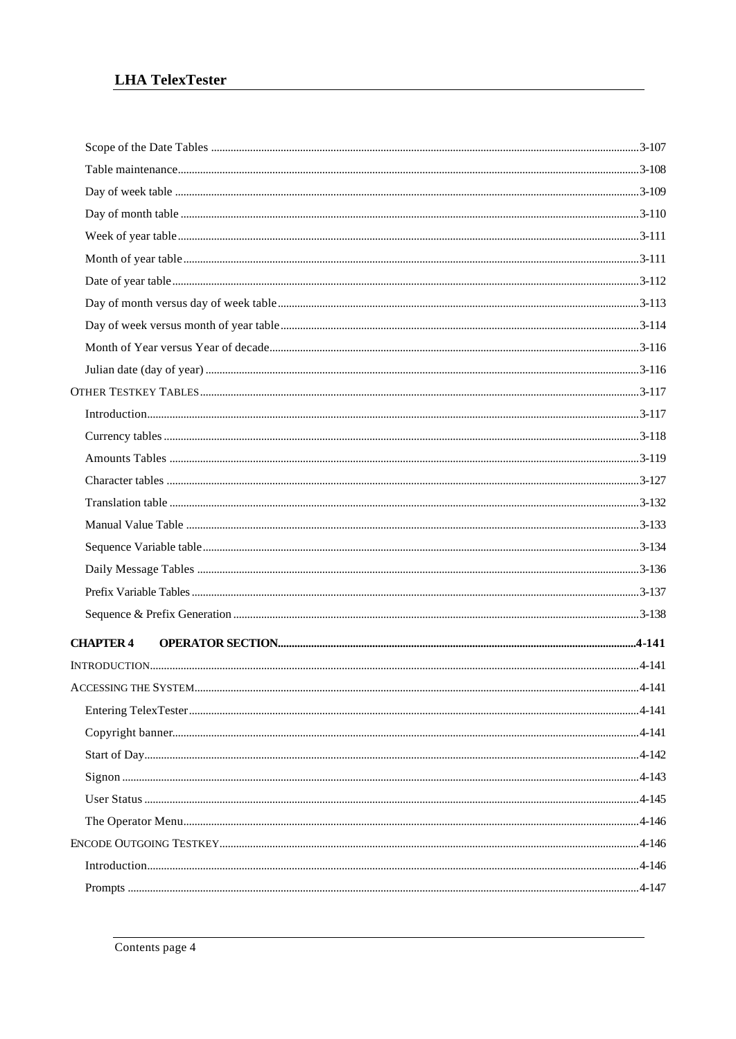Scope of the Date Tables ..........3-107
Table maintenance..........3-108
Day of week table ..........3-109
Day of month table ..........3-110
Week of year table..........3-111
Month of year table..........3-111
Date of year table..........3-112
Day of month versus day of week table..........3-113
Day of week versus month of year table..........3-114
Month of Year versus Year of decade..........3-116
Julian date (day of year) ..........3-116

OTHER TESTKEY TABLES..........3-117
Introduction..........3-117
Currency tables ..........3-118
Amounts Tables ..........3-119
Character tables ..........3-127
Translation table ..........3-132
Manual Value Table ..........3-133
Sequence Variable table..........3-134
Daily Message Tables ..........3-136
Prefix Variable Tables ..........3-137
Sequence & Prefix Generation ..........3-138

**CHAPTER 4 OPERATOR SECTION..........4-141**

INTRODUCTION..........4-141

ACCESSING THE SYSTEM..........4-141
Entering TelexTester..........4-141
Copyright banner..........4-141
Start of Day..........4-142
Signon ..........4-143
User Status ..........4-145
The Operator Menu..........4-146

ENCODE OUTGOING TESTKEY..........4-146
Introduction..........4-146
Prompts ..........4-147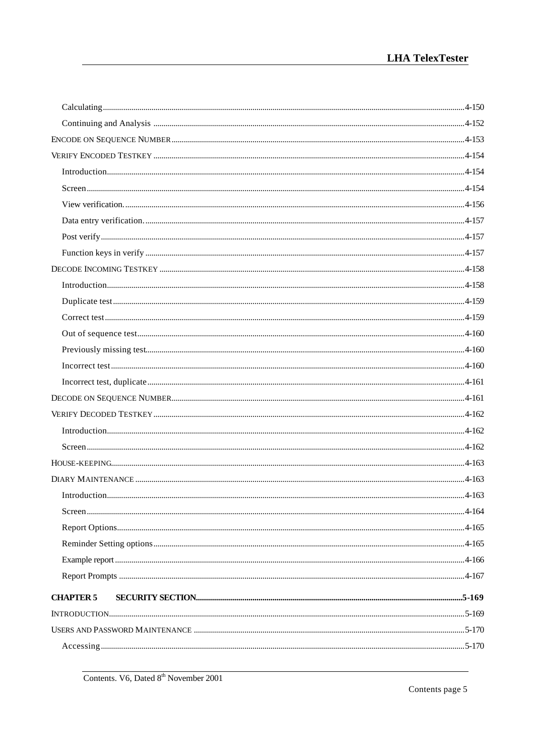Calculating ... 4-150
Continuing and Analysis ... 4-152

ENCODE ON SEQUENCE NUMBER ... 4-153

VERIFY ENCODED TESTKEY ... 4-154

Introduction ... 4-154
Screen ... 4-154
View verification. ... 4-156
Data entry verification. ... 4-157
Post verify ... 4-157
Function keys in verify ... 4-157

DECODE INCOMING TESTKEY ... 4-158

Introduction ... 4-158
Duplicate test ... 4-159
Correct test ... 4-159
Out of sequence test ... 4-160
Previously missing test ... 4-160
Incorrect test ... 4-160
Incorrect test, duplicate ... 4-161

DECODE ON SEQUENCE NUMBER ... 4-161

VERIFY DECODED TESTKEY ... 4-162

Introduction ... 4-162
Screen ... 4-162

HOUSE-KEEPING ... 4-163

DIARY MAINTENANCE ... 4-163

Introduction ... 4-163
Screen ... 4-164
Report Options ... 4-165
Reminder Setting options ... 4-165
Example report ... 4-166
Report Prompts ... 4-167

**CHAPTER 5 SECURITY SECTION ... 5-169**

INTRODUCTION ... 5-169

USERS AND PASSWORD MAINTENANCE ... 5-170

Accessing ... 5-170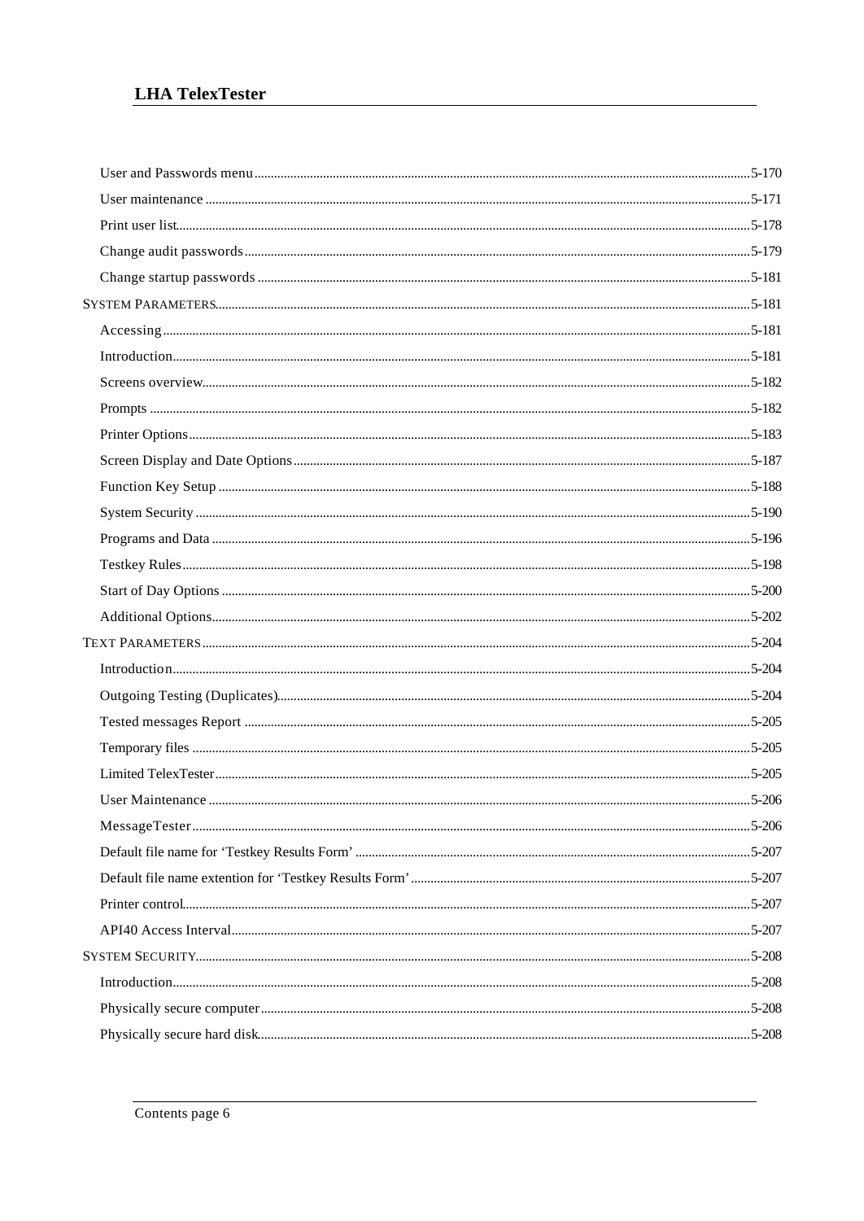User and Passwords menu ........ 5-170
User maintenance ........ 5-171
Print user list ........ 5-178
Change audit passwords ........ 5-179
Change startup passwords ........ 5-181

SYSTEM PARAMETERS ........ 5-181
Accessing ........ 5-181
Introduction ........ 5-181
Screens overview ........ 5-182
Prompts ........ 5-182
Printer Options ........ 5-183
Screen Display and Date Options ........ 5-187
Function Key Setup ........ 5-188
System Security ........ 5-190
Programs and Data ........ 5-196
Testkey Rules ........ 5-198
Start of Day Options ........ 5-200
Additional Options ........ 5-202

TEXT PARAMETERS ........ 5-204
Introduction ........ 5-204
Outgoing Testing (Duplicates) ........ 5-204
Tested messages Report ........ 5-205
Temporary files ........ 5-205
Limited TelexTester ........ 5-205
User Maintenance ........ 5-206
MessageTester ........ 5-206
Default file name for 'Testkey Results Form' ........ 5-207
Default file name extention for 'Testkey Results Form' ........ 5-207
Printer control ........ 5-207
API40 Access Interval ........ 5-207

SYSTEM SECURITY ........ 5-208
Introduction ........ 5-208
Physically secure computer ........ 5-208
Physically secure hard disk ........ 5-208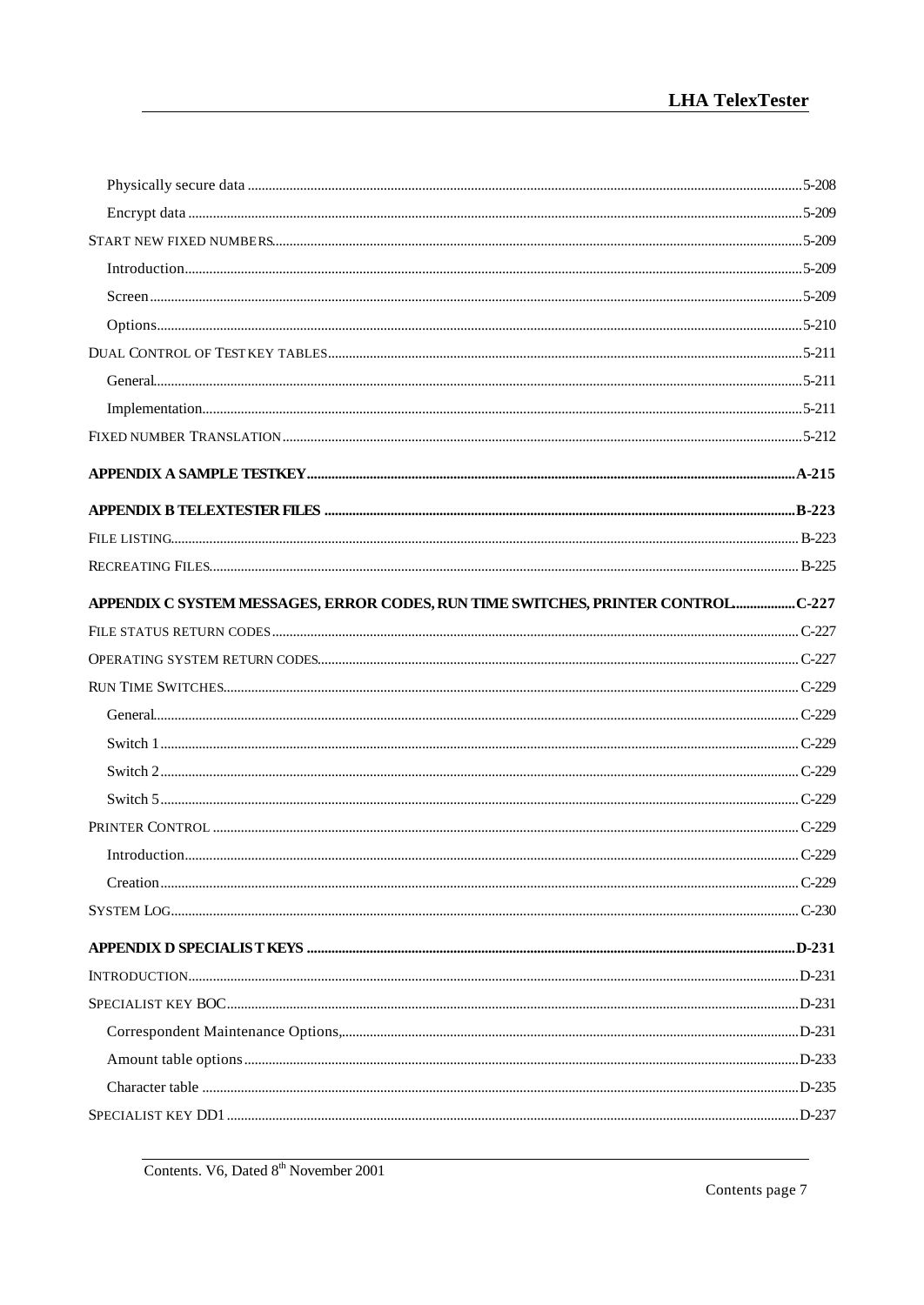Physically secure data ....................................................................................................................5-208

Encrypt data ....................................................................................................................5-209

START NEW FIXED NUMBERS....................................................................................................................5-209

Introduction....................................................................................................................5-209

Screen....................................................................................................................5-209

Options....................................................................................................................5-210

DUAL CONTROL OF TESTKEY TABLES....................................................................................................................5-211

General....................................................................................................................5-211

Implementation....................................................................................................................5-211

FIXED NUMBER TRANSLATION....................................................................................................................5-212

**APPENDIX A SAMPLE TESTKEY....................................................................................................................A-215**

**APPENDIX B TELEXTESTER FILES ....................................................................................................................B-223**

FILE LISTING.................................................................................................................... B-223

RECREATING FILES.................................................................................................................... B-225

**APPENDIX C SYSTEM MESSAGES, ERROR CODES, RUN TIME SWITCHES, PRINTER CONTROL..................C-227**

FILE STATUS RETURN CODES.................................................................................................................... C-227

OPERATING SYSTEM RETURN CODES.................................................................................................................... C-227

RUN TIME SWITCHES.................................................................................................................... C-229

General.................................................................................................................... C-229

Switch 1.................................................................................................................... C-229

Switch 2.................................................................................................................... C-229

Switch 5.................................................................................................................... C-229

PRINTER CONTROL .................................................................................................................... C-229

Introduction.................................................................................................................... C-229

Creation.................................................................................................................... C-229

SYSTEM LOG.................................................................................................................... C-230

**APPENDIX D SPECIALIST KEYS ....................................................................................................................D-231**

INTRODUCTION....................................................................................................................D-231

SPECIALIST KEY BOC....................................................................................................................D-231

Correspondent Maintenance Options,....................................................................................................................D-231

Amount table options....................................................................................................................D-233

Character table ....................................................................................................................D-235

SPECIALIST KEY DD1 ....................................................................................................................D-237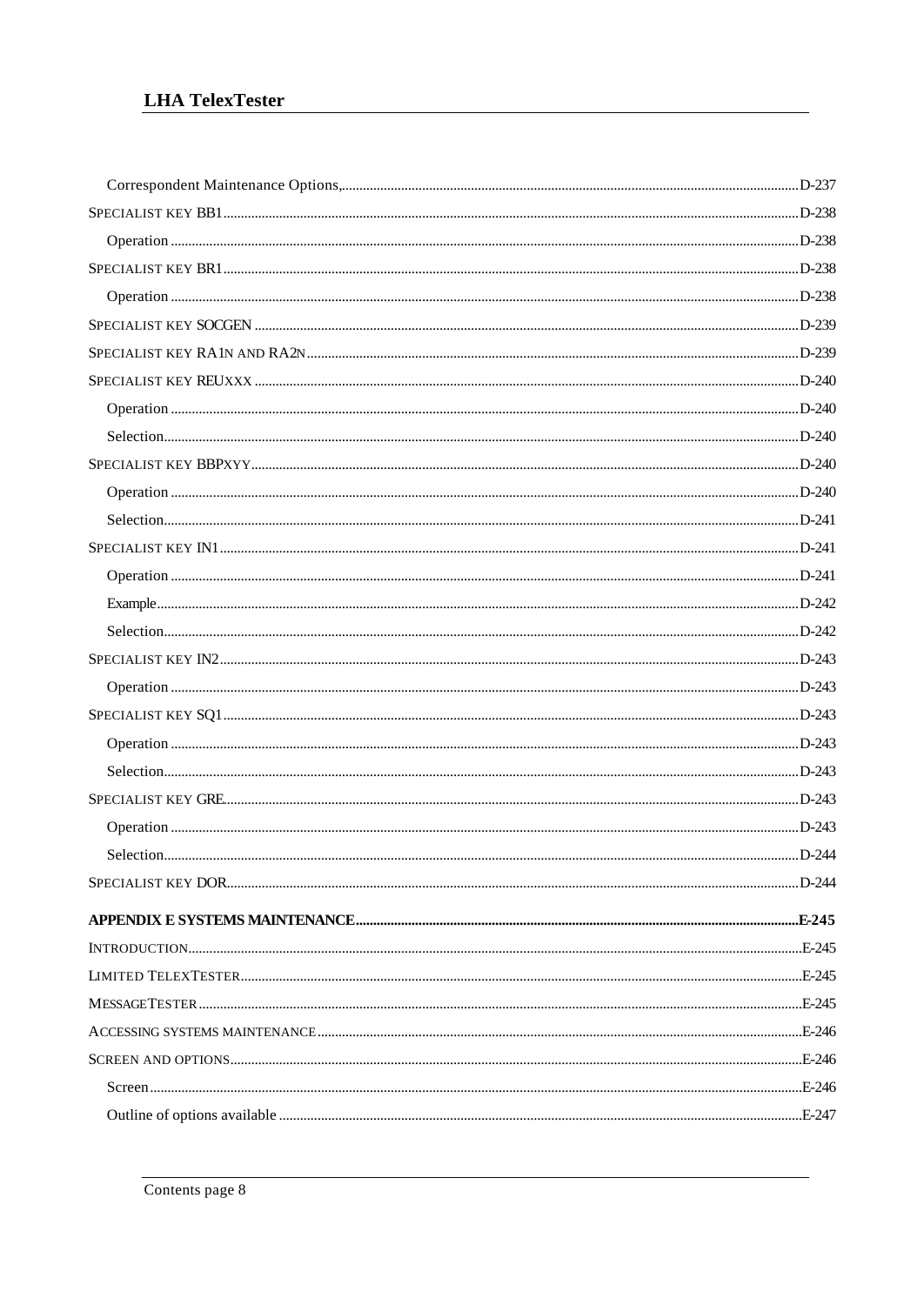Correspondent Maintenance Options,..........D-237

SPECIALIST KEY BB1..........D-238

Operation..........D-238

SPECIALIST KEY BR1..........D-238

Operation..........D-238

SPECIALIST KEY SOCGEN..........D-239

SPECIALIST KEY RA1N AND RA2N..........D-239

SPECIALIST KEY REUXXX..........D-240

Operation..........D-240

Selection..........D-240

SPECIALIST KEY BBPXYY..........D-240

Operation..........D-240

Selection..........D-241

SPECIALIST KEY IN1..........D-241

Operation..........D-241

Example..........D-242

Selection..........D-242

SPECIALIST KEY IN2..........D-243

Operation..........D-243

SPECIALIST KEY SQ1..........D-243

Operation..........D-243

Selection..........D-243

SPECIALIST KEY GRE..........D-243

Operation..........D-243

Selection..........D-244

SPECIALIST KEY DOR..........D-244

**APPENDIX E SYSTEMS MAINTENANCE..........E-245**

INTRODUCTION..........E-245

LIMITED TELEXTESTER..........E-245

MESSAGETESTER..........E-245

ACCESSING SYSTEMS MAINTENANCE..........E-246

SCREEN AND OPTIONS..........E-246

Screen..........E-246

Outline of options available..........E-247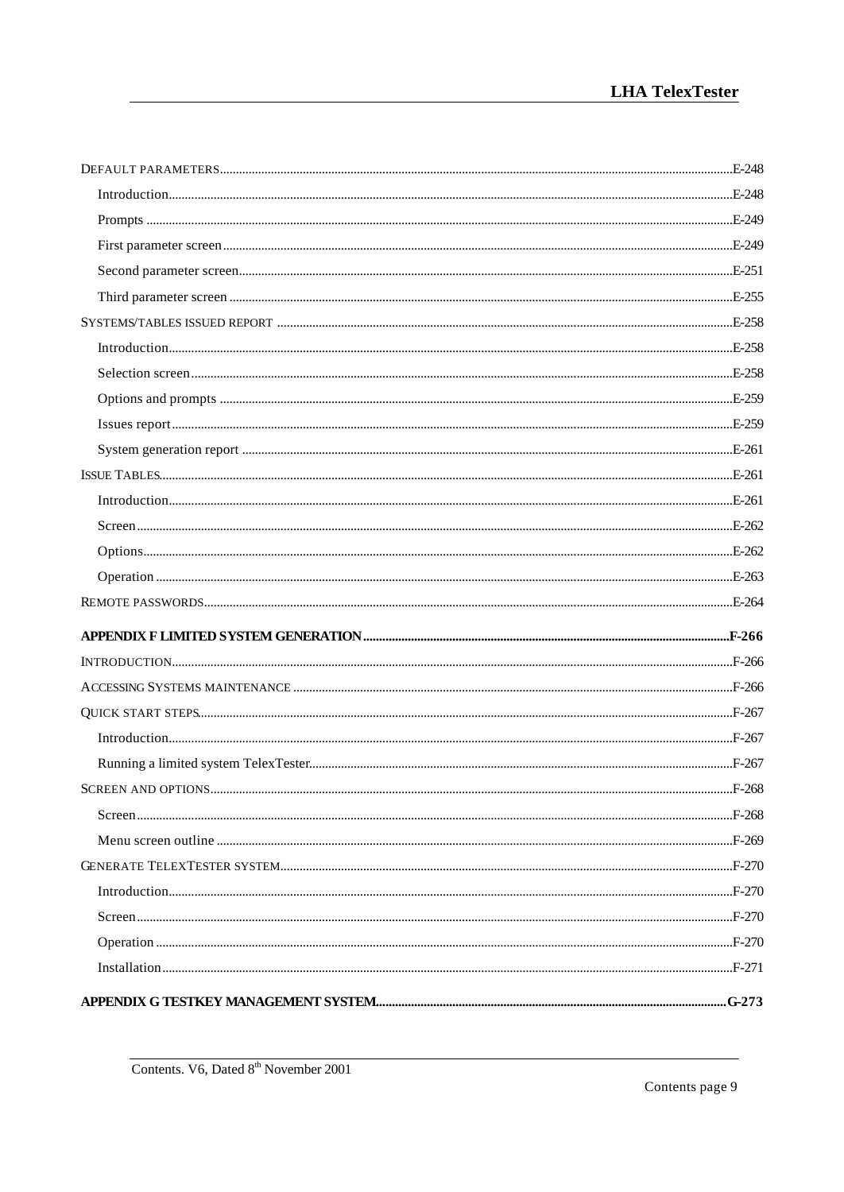DEFAULT PARAMETERS....E-248
- Introduction....E-248
- Prompts....E-249
- First parameter screen....E-249
- Second parameter screen....E-251
- Third parameter screen....E-255

SYSTEMS/TABLES ISSUED REPORT....E-258
- Introduction....E-258
- Selection screen....E-258
- Options and prompts....E-259
- Issues report....E-259
- System generation report....E-261

ISSUE TABLES....E-261
- Introduction....E-261
- Screen....E-262
- Options....E-262
- Operation....E-263

REMOTE PASSWORDS....E-264

**APPENDIX F LIMITED SYSTEM GENERATION....F-266**

INTRODUCTION....F-266

ACCESSING SYSTEMS MAINTENANCE....F-266

QUICK START STEPS....F-267
- Introduction....F-267
- Running a limited system TelexTester....F-267

SCREEN AND OPTIONS....F-268
- Screen....F-268
- Menu screen outline....F-269

GENERATE TELEXTESTER SYSTEM....F-270
- Introduction....F-270
- Screen....F-270
- Operation....F-270
- Installation....F-271

**APPENDIX G TESTKEY MANAGEMENT SYSTEM....G-273**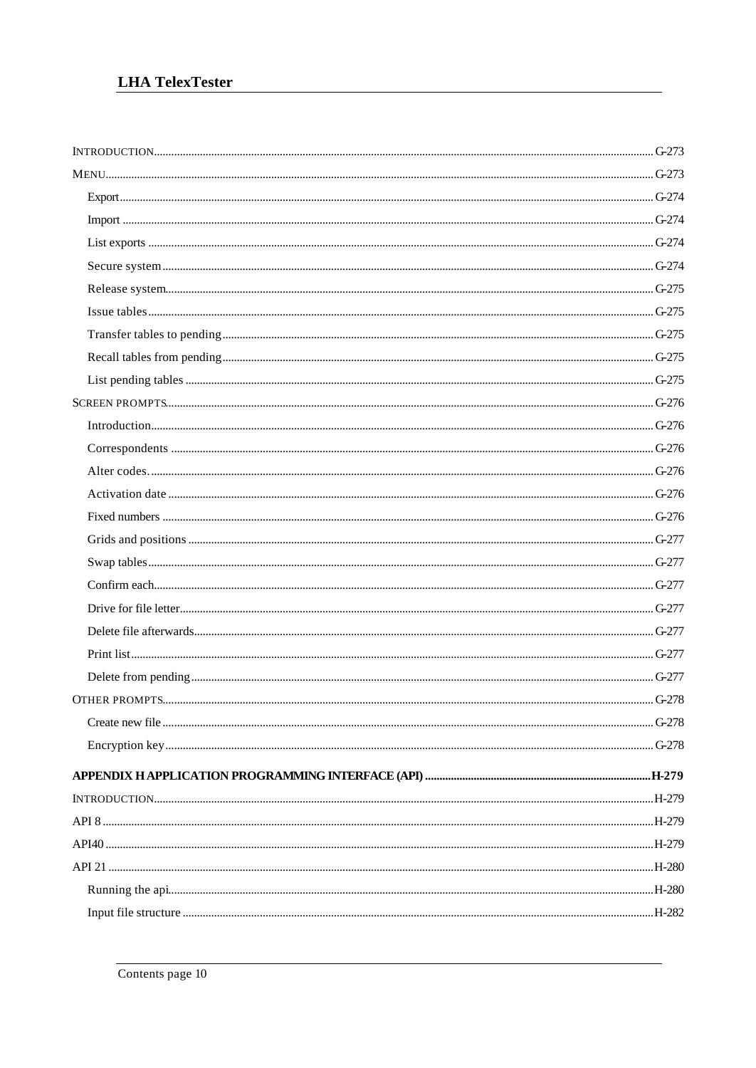INTRODUCTION .......... G-273
MENU .......... G-273
- Export .......... G-274
- Import .......... G-274
- List exports .......... G-274
- Secure system .......... G-274
- Release system .......... G-275
- Issue tables .......... G-275
- Transfer tables to pending .......... G-275
- Recall tables from pending .......... G-275
- List pending tables .......... G-275

SCREEN PROMPTS .......... G-276
- Introduction .......... G-276
- Correspondents .......... G-276
- Alter codes. .......... G-276
- Activation date .......... G-276
- Fixed numbers .......... G-276
- Grids and positions .......... G-277
- Swap tables .......... G-277
- Confirm each .......... G-277
- Drive for file letter .......... G-277
- Delete file afterwards .......... G-277
- Print list .......... G-277
- Delete from pending .......... G-277

OTHER PROMPTS .......... G-278
- Create new file .......... G-278
- Encryption key .......... G-278

**APPENDIX H APPLICATION PROGRAMMING INTERFACE (API) .......... H-279**

INTRODUCTION .......... H-279
API 8 .......... H-279
API40 .......... H-279
API 21 .......... H-280
- Running the api .......... H-280
- Input file structure .......... H-282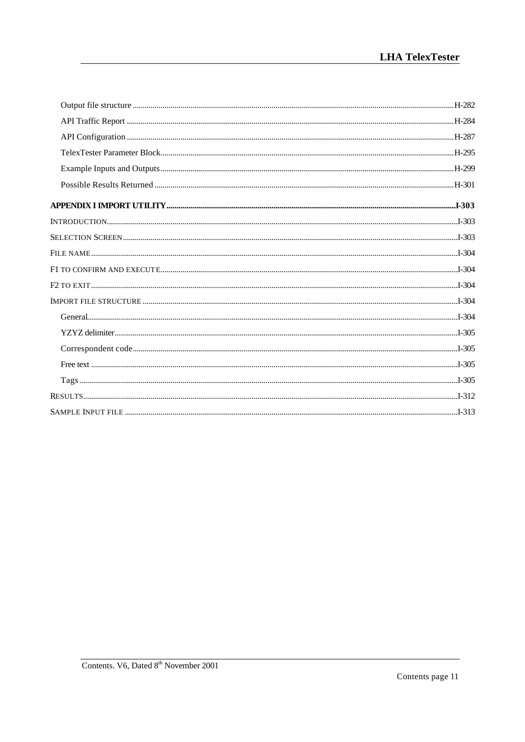Output file structure ........ H-282
API Traffic Report ........ H-284
API Configuration ........ H-287
TelexTester Parameter Block ........ H-295
Example Inputs and Outputs ........ H-299
Possible Results Returned ........ H-301

**APPENDIX I IMPORT UTILITY ........ I-303**

INTRODUCTION ........ I-303

SELECTION SCREEN ........ I-303

FILE NAME ........ I-304

F1 TO CONFIRM AND EXECUTE ........ I-304

F2 TO EXIT ........ I-304

IMPORT FILE STRUCTURE ........ I-304

General ........ I-304
YZYZ delimiter ........ I-305
Correspondent code ........ I-305
Free text ........ I-305
Tags ........ I-305

RESULTS ........ I-312

SAMPLE INPUT FILE ........ I-313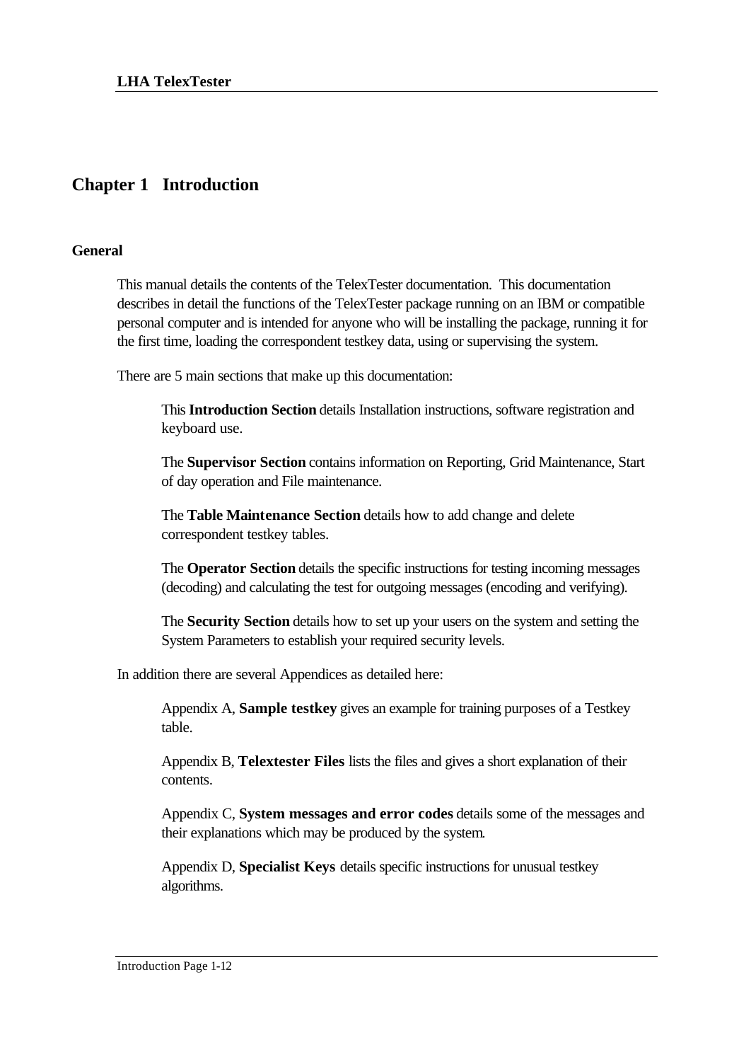# Chapter 1 Introduction

## General

This manual details the contents of the TelexTester documentation. This documentation describes in detail the functions of the TelexTester package running on an IBM or compatible personal computer and is intended for anyone who will be installing the package, running it for the first time, loading the correspondent testkey data, using or supervising the system.

There are 5 main sections that make up this documentation:

This **Introduction Section** details Installation instructions, software registration and keyboard use.

The **Supervisor Section** contains information on Reporting, Grid Maintenance, Start of day operation and File maintenance.

The **Table Maintenance Section** details how to add change and delete correspondent testkey tables.

The **Operator Section** details the specific instructions for testing incoming messages (decoding) and calculating the test for outgoing messages (encoding and verifying).

The **Security Section** details how to set up your users on the system and setting the System Parameters to establish your required security levels.

In addition there are several Appendices as detailed here:

Appendix A, **Sample testkey** gives an example for training purposes of a Testkey table.

Appendix B, **Telextester Files** lists the files and gives a short explanation of their contents.

Appendix C, **System messages and error codes** details some of the messages and their explanations which may be produced by the system.

Appendix D, **Specialist Keys** details specific instructions for unusual testkey algorithms.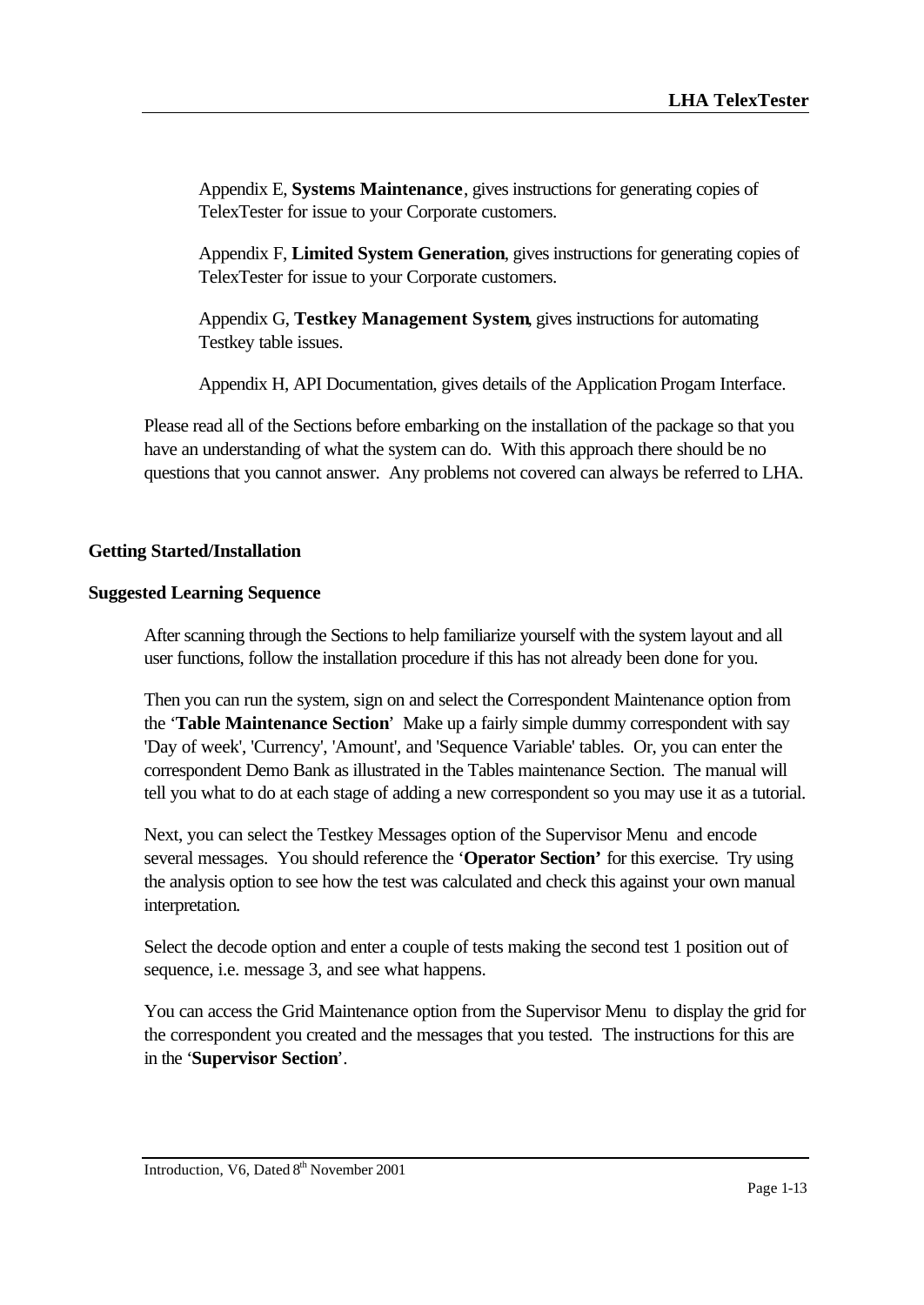Appendix E, **Systems Maintenance**, gives instructions for generating copies of TelexTester for issue to your Corporate customers.

Appendix F, **Limited System Generation**, gives instructions for generating copies of TelexTester for issue to your Corporate customers.

Appendix G, **Testkey Management System**, gives instructions for automating Testkey table issues.

Appendix H, API Documentation, gives details of the Application Progam Interface.

Please read all of the Sections before embarking on the installation of the package so that you have an understanding of what the system can do. With this approach there should be no questions that you cannot answer. Any problems not covered can always be referred to LHA.

## Getting Started/Installation

### Suggested Learning Sequence

After scanning through the Sections to help familiarize yourself with the system layout and all user functions, follow the installation procedure if this has not already been done for you.

Then you can run the system, sign on and select the Correspondent Maintenance option from the '**Table Maintenance Section**' Make up a fairly simple dummy correspondent with say 'Day of week', 'Currency', 'Amount', and 'Sequence Variable' tables. Or, you can enter the correspondent Demo Bank as illustrated in the Tables maintenance Section. The manual will tell you what to do at each stage of adding a new correspondent so you may use it as a tutorial.

Next, you can select the Testkey Messages option of the Supervisor Menu and encode several messages. You should reference the '**Operator Section'** for this exercise. Try using the analysis option to see how the test was calculated and check this against your own manual interpretation.

Select the decode option and enter a couple of tests making the second test 1 position out of sequence, i.e. message 3, and see what happens.

You can access the Grid Maintenance option from the Supervisor Menu to display the grid for the correspondent you created and the messages that you tested. The instructions for this are in the '**Supervisor Section**'.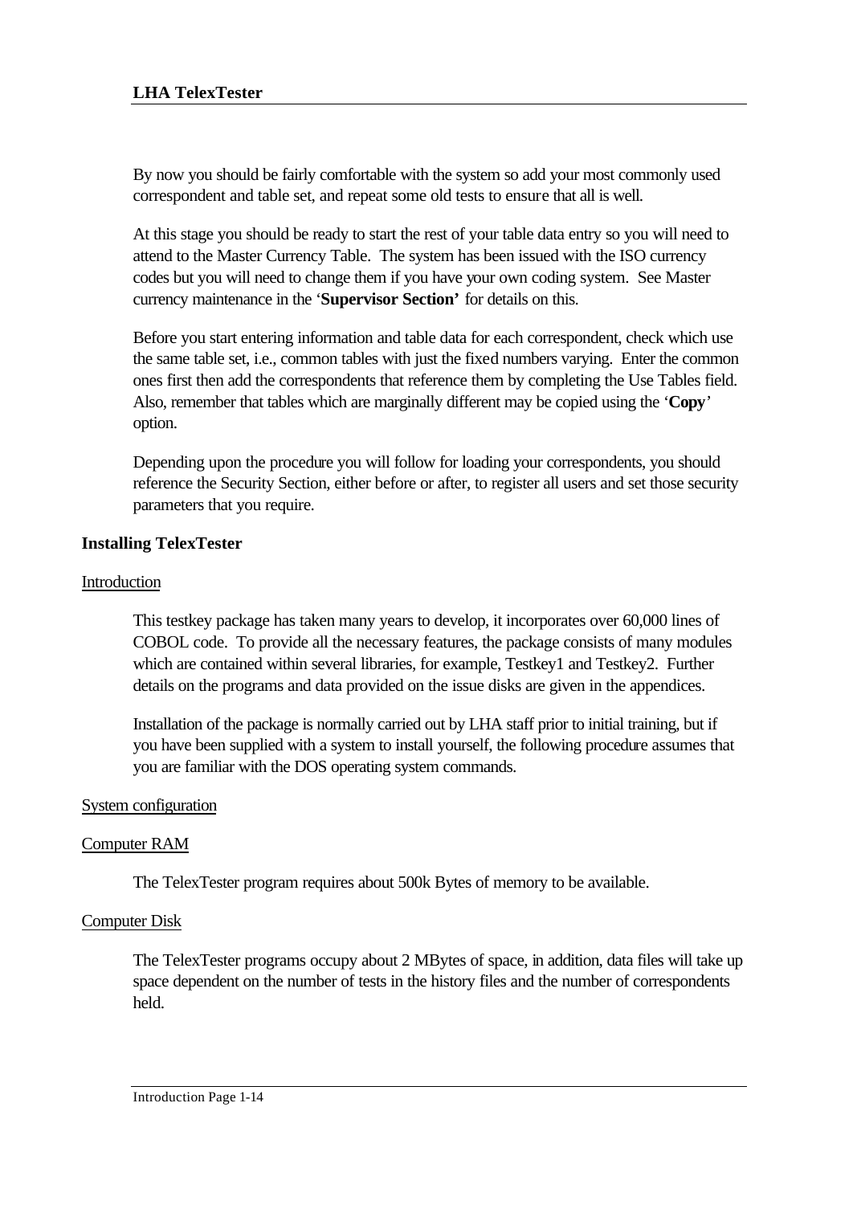By now you should be fairly comfortable with the system so add your most commonly used correspondent and table set, and repeat some old tests to ensure that all is well.

At this stage you should be ready to start the rest of your table data entry so you will need to attend to the Master Currency Table. The system has been issued with the ISO currency codes but you will need to change them if you have your own coding system. See Master currency maintenance in the '**Supervisor Section'** for details on this.

Before you start entering information and table data for each correspondent, check which use the same table set, i.e., common tables with just the fixed numbers varying. Enter the common ones first then add the correspondents that reference them by completing the Use Tables field. Also, remember that tables which are marginally different may be copied using the '**Copy**' option.

Depending upon the procedure you will follow for loading your correspondents, you should reference the Security Section, either before or after, to register all users and set those security parameters that you require.

## Installing TelexTester

### Introduction

This testkey package has taken many years to develop, it incorporates over 60,000 lines of COBOL code. To provide all the necessary features, the package consists of many modules which are contained within several libraries, for example, Testkey1 and Testkey2. Further details on the programs and data provided on the issue disks are given in the appendices.

Installation of the package is normally carried out by LHA staff prior to initial training, but if you have been supplied with a system to install yourself, the following procedure assumes that you are familiar with the DOS operating system commands.

### System configuration

### Computer RAM

The TelexTester program requires about 500k Bytes of memory to be available.

### Computer Disk

The TelexTester programs occupy about 2 MBytes of space, in addition, data files will take up space dependent on the number of tests in the history files and the number of correspondents held.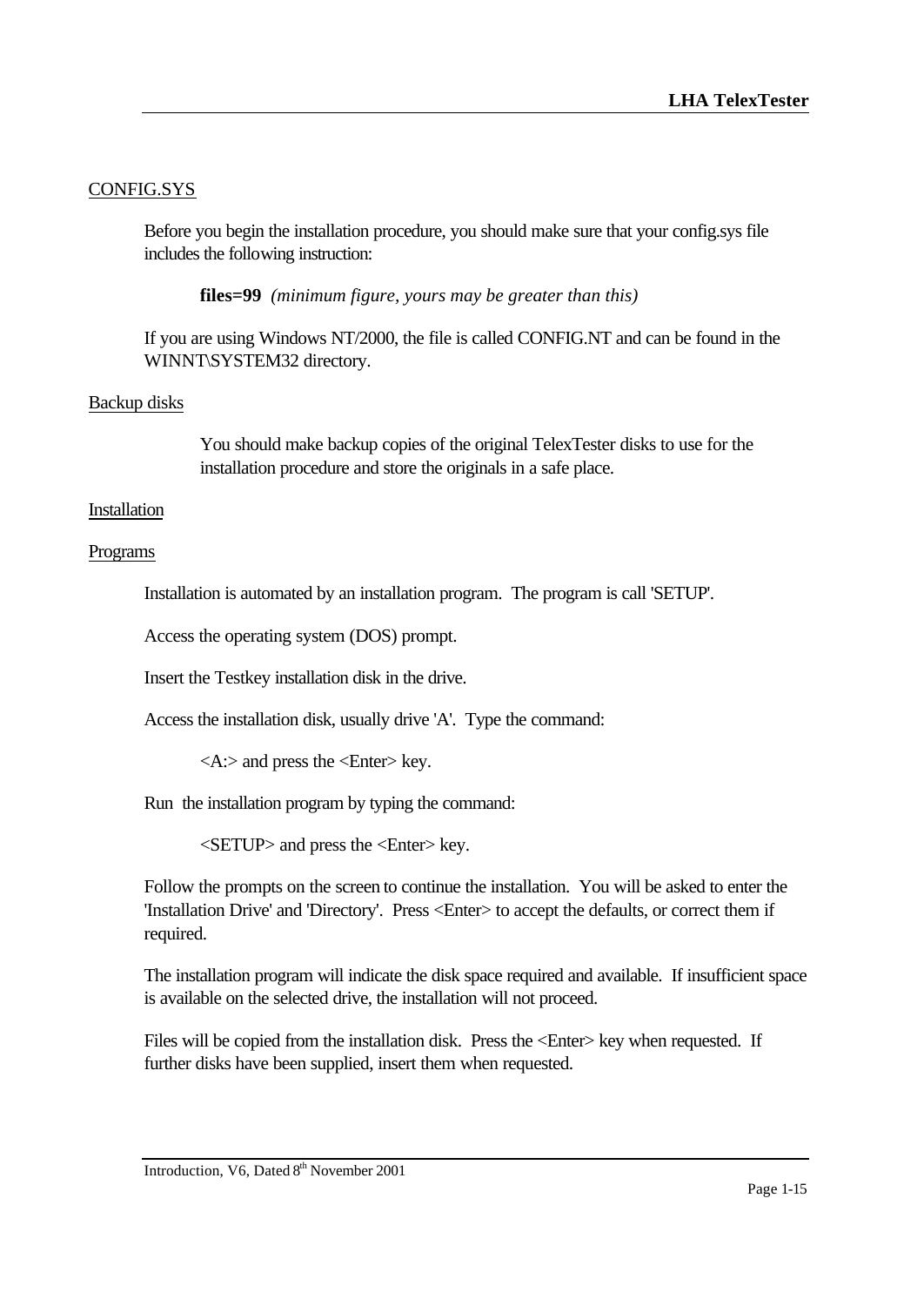## CONFIG.SYS

Before you begin the installation procedure, you should make sure that your config.sys file includes the following instruction:

**files=99** *(minimum figure, yours may be greater than this)*

If you are using Windows NT/2000, the file is called CONFIG.NT and can be found in the WINNT\SYSTEM32 directory.

## Backup disks

You should make backup copies of the original TelexTester disks to use for the installation procedure and store the originals in a safe place.

## Installation

## Programs

Installation is automated by an installation program. The program is call 'SETUP'.

Access the operating system (DOS) prompt.

Insert the Testkey installation disk in the drive.

Access the installation disk, usually drive 'A'. Type the command:

<A:> and press the <Enter> key.

Run the installation program by typing the command:

<SETUP> and press the <Enter> key.

Follow the prompts on the screen to continue the installation. You will be asked to enter the 'Installation Drive' and 'Directory'. Press <Enter> to accept the defaults, or correct them if required.

The installation program will indicate the disk space required and available. If insufficient space is available on the selected drive, the installation will not proceed.

Files will be copied from the installation disk. Press the <Enter> key when requested. If further disks have been supplied, insert them when requested.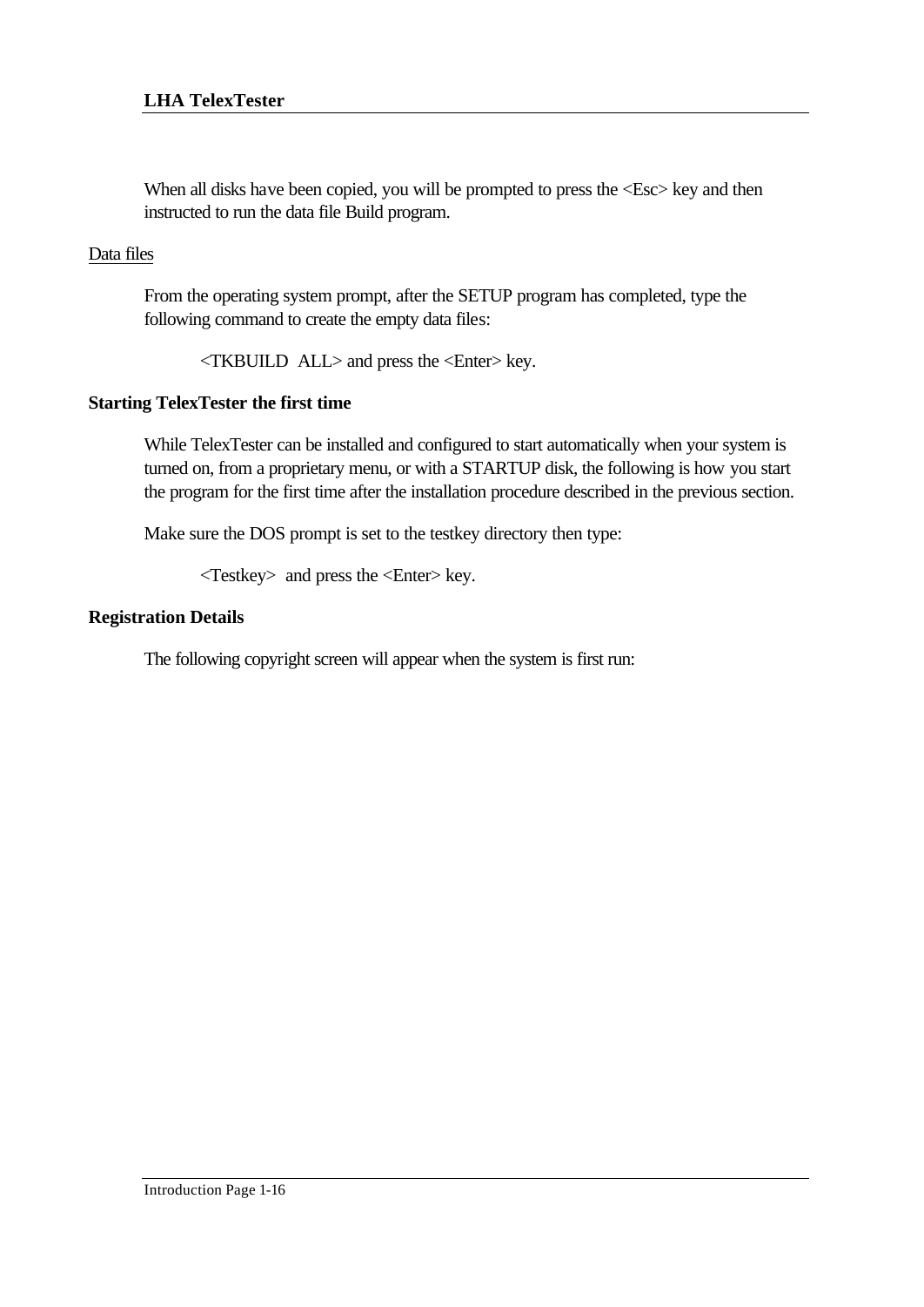When all disks have been copied, you will be prompted to press the <Esc> key and then instructed to run the data file Build program.

Data files

From the operating system prompt, after the SETUP program has completed, type the following command to create the empty data files:

<TKBUILD  ALL> and press the <Enter> key.

### Starting TelexTester the first time

While TelexTester can be installed and configured to start automatically when your system is turned on, from a proprietary menu, or with a STARTUP disk, the following is how you start the program for the first time after the installation procedure described in the previous section.

Make sure the DOS prompt is set to the testkey directory then type:

<Testkey>  and press the <Enter> key.

### Registration Details

The following copyright screen will appear when the system is first run: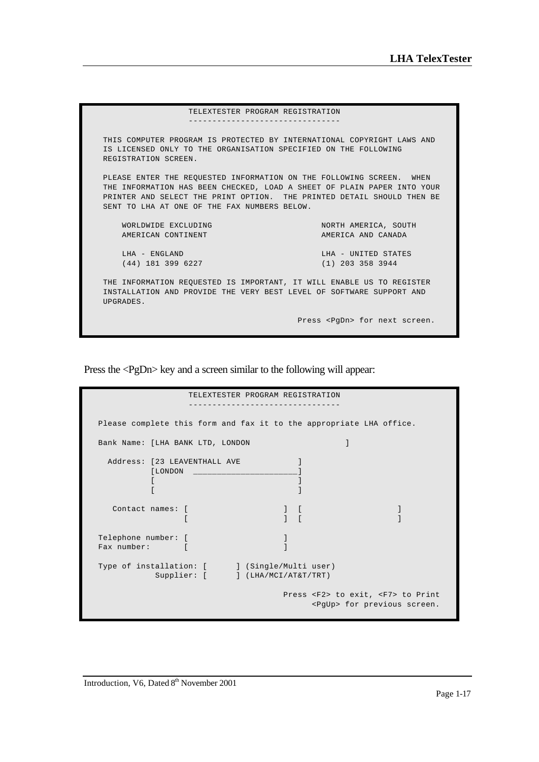```
                  TELEXTESTER PROGRAM REGISTRATION
                  --------------------------------

 THIS COMPUTER PROGRAM IS PROTECTED BY INTERNATIONAL COPYRIGHT LAWS AND
 IS LICENSED ONLY TO THE ORGANISATION SPECIFIED ON THE FOLLOWING
 REGISTRATION SCREEN.

 PLEASE ENTER THE REQUESTED INFORMATION ON THE FOLLOWING SCREEN.  WHEN
 THE INFORMATION HAS BEEN CHECKED, LOAD A SHEET OF PLAIN PAPER INTO YOUR
 PRINTER AND SELECT THE PRINT OPTION.  THE PRINTED DETAIL SHOULD THEN BE
 SENT TO LHA AT ONE OF THE FAX NUMBERS BELOW.

     WORLDWIDE EXCLUDING                        NORTH AMERICA, SOUTH
     AMERICAN CONTINENT                         AMERICA AND CANADA

     LHA - ENGLAND                              LHA - UNITED STATES
     (44) 181 399 6227                          (1) 203 358 3944

 THE INFORMATION REQUESTED IS IMPORTANT, IT WILL ENABLE US TO REGISTER
 INSTALLATION AND PROVIDE THE VERY BEST LEVEL OF SOFTWARE SUPPORT AND
 UPGRADES.

                                                 Press <PgDn> for next screen.
```

Press the <PgDn> key and a screen similar to the following will appear:

```
                  TELEXTESTER PROGRAM REGISTRATION
                  --------------------------------

 Please complete this form and fax it to the appropriate LHA office.

 Bank Name: [LHA BANK LTD, LONDON                   ]

   Address: [23 LEAVENTHALL AVE             ]
            [LONDON  _______________________]
            [                               ]
            [                               ]

    Contact names: [                    ]  [                    ]
                   [                    ]  [                    ]

 Telephone number: [                    ]
 Fax number:       [                    ]

 Type of installation: [      ] (Single/Multi user)
             Supplier: [      ] (LHA/MCI/AT&T/TRT)

                                      Press <F2> to exit, <F7> to Print
                                            <PgUp> for previous screen.
```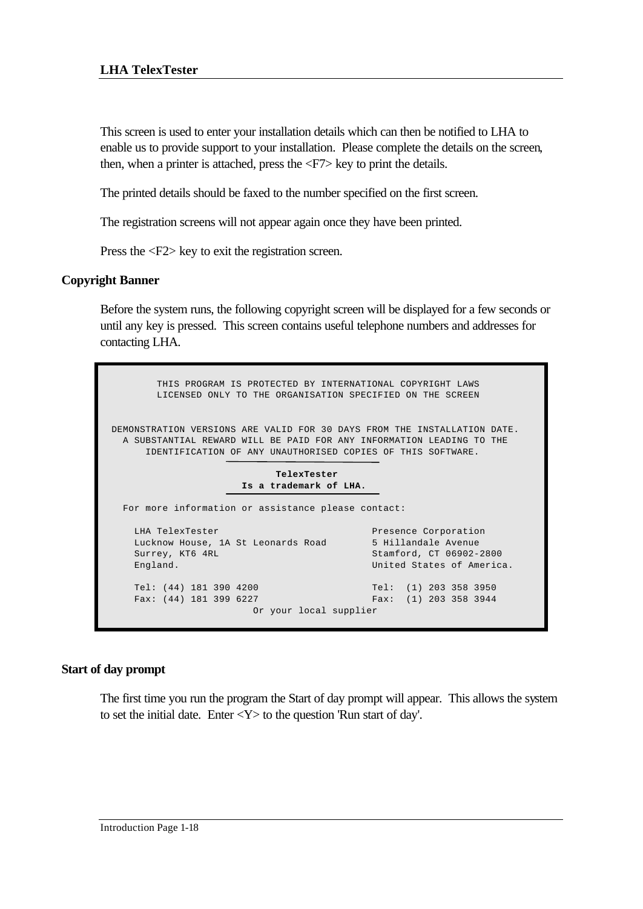This screen is used to enter your installation details which can then be notified to LHA to enable us to provide support to your installation. Please complete the details on the screen, then, when a printer is attached, press the <F7> key to print the details.

The printed details should be faxed to the number specified on the first screen.

The registration screens will not appear again once they have been printed.

Press the <F2> key to exit the registration screen.

## Copyright Banner

Before the system runs, the following copyright screen will be displayed for a few seconds or until any key is pressed. This screen contains useful telephone numbers and addresses for contacting LHA.

```
        THIS PROGRAM IS PROTECTED BY INTERNATIONAL COPYRIGHT LAWS
        LICENSED ONLY TO THE ORGANISATION SPECIFIED ON THE SCREEN


DEMONSTRATION VERSIONS ARE VALID FOR 30 DAYS FROM THE INSTALLATION DATE.
  A SUBSTANTIAL REWARD WILL BE PAID FOR ANY INFORMATION LEADING TO THE
      IDENTIFICATION OF ANY UNAUTHORISED COPIES OF THIS SOFTWARE.

                              TelexTester
                        Is a trademark of LHA.

  For more information or assistance please contact:

    LHA TelexTester                          Presence Corporation
    Lucknow House, 1A St Leonards Road       5 Hillandale Avenue
    Surrey, KT6 4RL                          Stamford, CT 06902-2800
    England.                                 United States of America.

    Tel: (44) 181 390 4200                   Tel:  (1) 203 358 3950
    Fax: (44) 181 399 6227                   Fax:  (1) 203 358 3944
                          Or your local supplier
```

## Start of day prompt

The first time you run the program the Start of day prompt will appear. This allows the system to set the initial date. Enter <Y> to the question 'Run start of day'.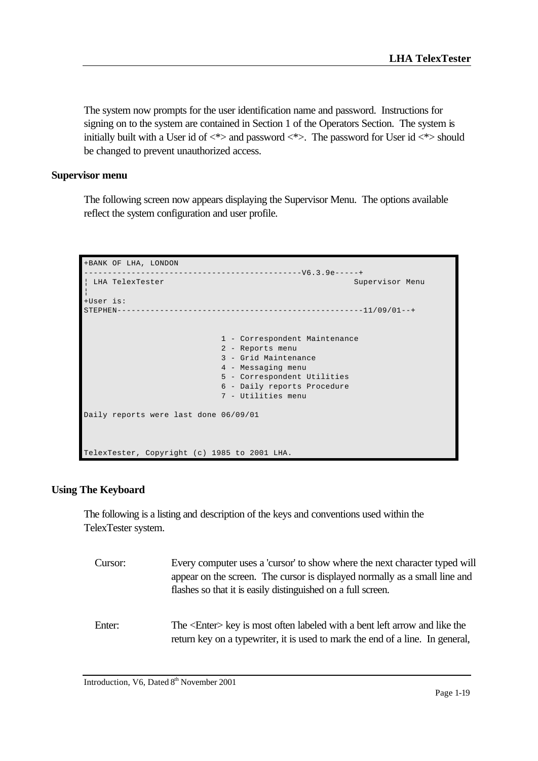The system now prompts for the user identification name and password. Instructions for signing on to the system are contained in Section 1 of the Operators Section. The system is initially built with a User id of <*> and password <*>. The password for User id <*> should be changed to prevent unauthorized access.

### Supervisor menu

The following screen now appears displaying the Supervisor Menu. The options available reflect the system configuration and user profile.

```
+BANK OF LHA, LONDON
--------------------------------------------V6.3.9e-----+
¦ LHA TelexTester                                        Supervisor Menu
¦
+User is:
STEPHEN---------------------------------------------------11/09/01--+


                             1 - Correspondent Maintenance
                             2 - Reports menu
                             3 - Grid Maintenance
                             4 - Messaging menu
                             5 - Correspondent Utilities
                             6 - Daily reports Procedure
                             7 - Utilities menu

Daily reports were last done 06/09/01



TelexTester, Copyright (c) 1985 to 2001 LHA.
```

### Using The Keyboard

The following is a listing and description of the keys and conventions used within the TelexTester system.

Cursor: Every computer uses a 'cursor' to show where the next character typed will appear on the screen. The cursor is displayed normally as a small line and flashes so that it is easily distinguished on a full screen.

Enter: The <Enter> key is most often labeled with a bent left arrow and like the return key on a typewriter, it is used to mark the end of a line. In general,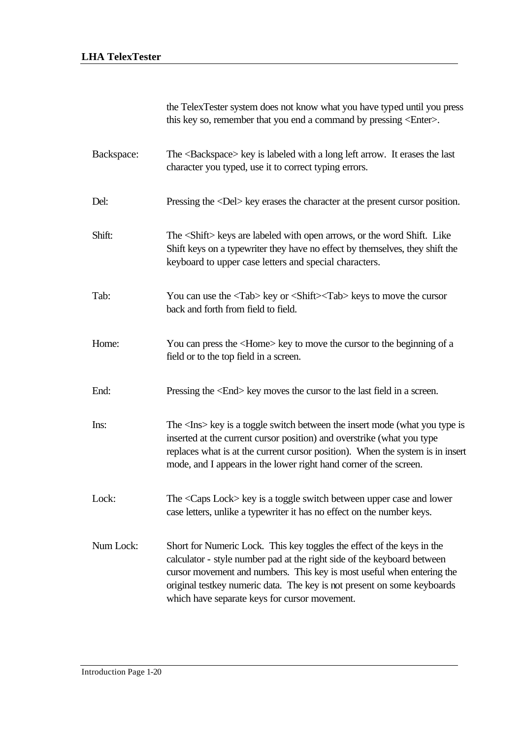the TelexTester system does not know what you have typed until you press this key so, remember that you end a command by pressing <Enter>.

| | |
|---|---|
| Backspace: | The <Backspace> key is labeled with a long left arrow. It erases the last character you typed, use it to correct typing errors. |
| Del: | Pressing the <Del> key erases the character at the present cursor position. |
| Shift: | The <Shift> keys are labeled with open arrows, or the word Shift. Like Shift keys on a typewriter they have no effect by themselves, they shift the keyboard to upper case letters and special characters. |
| Tab: | You can use the <Tab> key or <Shift><Tab> keys to move the cursor back and forth from field to field. |
| Home: | You can press the <Home> key to move the cursor to the beginning of a field or to the top field in a screen. |
| End: | Pressing the <End> key moves the cursor to the last field in a screen. |
| Ins: | The <Ins> key is a toggle switch between the insert mode (what you type is inserted at the current cursor position) and overstrike (what you type replaces what is at the current cursor position). When the system is in insert mode, and I appears in the lower right hand corner of the screen. |
| Lock: | The <Caps Lock> key is a toggle switch between upper case and lower case letters, unlike a typewriter it has no effect on the number keys. |
| Num Lock: | Short for Numeric Lock. This key toggles the effect of the keys in the calculator - style number pad at the right side of the keyboard between cursor movement and numbers. This key is most useful when entering the original testkey numeric data. The key is not present on some keyboards which have separate keys for cursor movement. |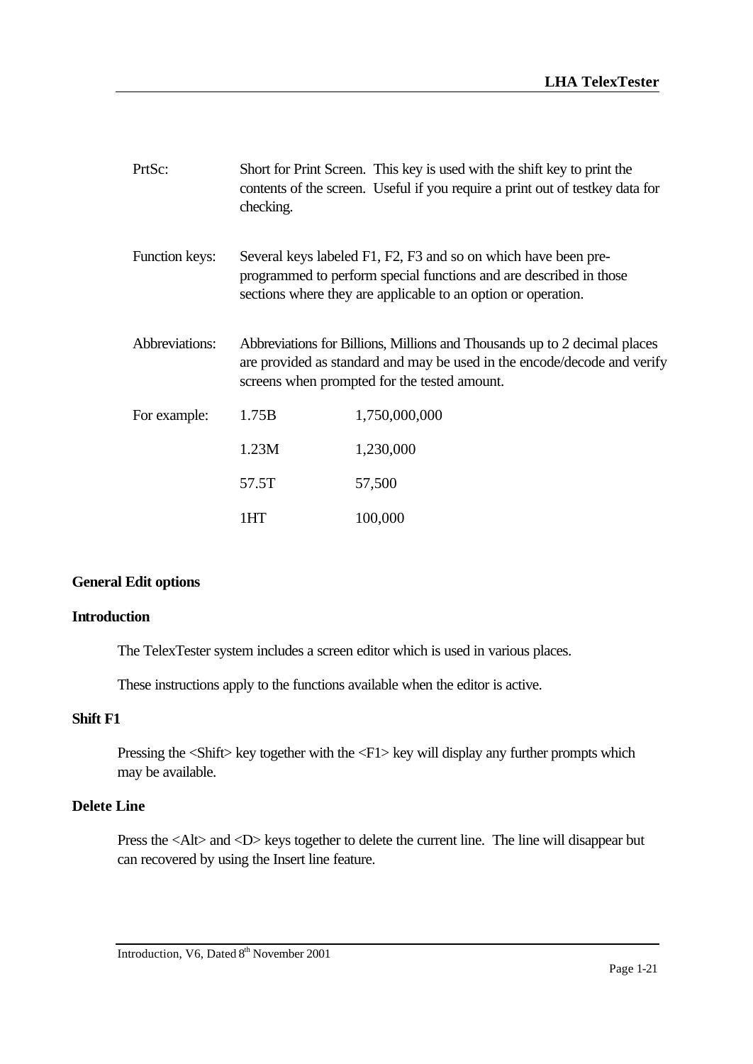| | |
|---|---|
| PrtSc: | Short for Print Screen. This key is used with the shift key to print the contents of the screen. Useful if you require a print out of testkey data for checking. |
| Function keys: | Several keys labeled F1, F2, F3 and so on which have been pre-programmed to perform special functions and are described in those sections where they are applicable to an option or operation. |
| Abbreviations: | Abbreviations for Billions, Millions and Thousands up to 2 decimal places are provided as standard and may be used in the encode/decode and verify screens when prompted for the tested amount. |

| | | |
|---|---|---|
| For example: | 1.75B | 1,750,000,000 |
| | 1.23M | 1,230,000 |
| | 57.5T | 57,500 |
| | 1HT | 100,000 |

**General Edit options**

**Introduction**

The TelexTester system includes a screen editor which is used in various places.

These instructions apply to the functions available when the editor is active.

**Shift F1**

Pressing the <Shift> key together with the <F1> key will display any further prompts which may be available.

**Delete Line**

Press the <Alt> and <D> keys together to delete the current line. The line will disappear but can recovered by using the Insert line feature.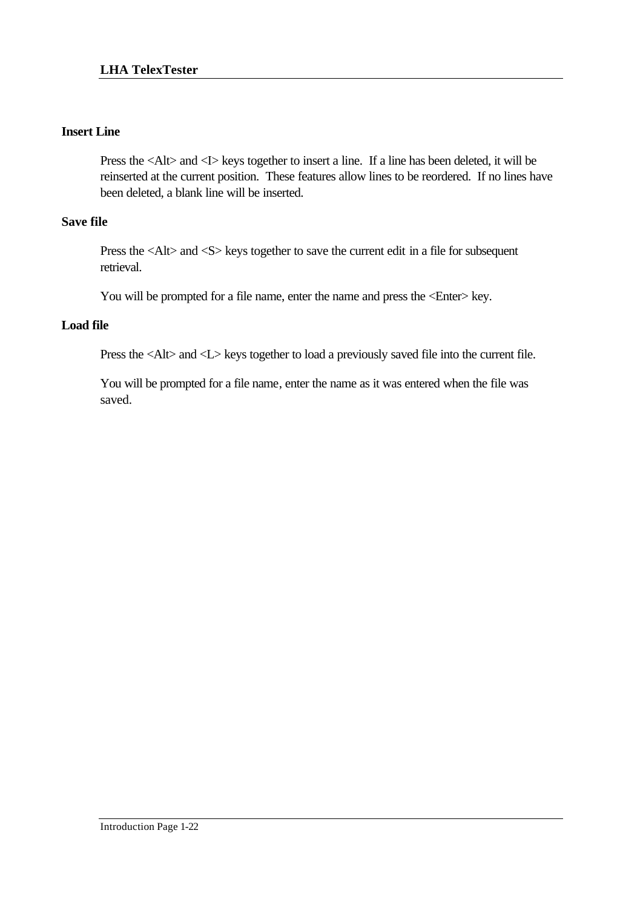### Insert Line

Press the <Alt> and <I> keys together to insert a line.  If a line has been deleted, it will be reinserted at the current position.  These features allow lines to be reordered.  If no lines have been deleted, a blank line will be inserted.

### Save file

Press the <Alt> and <S> keys together to save the current edit in a file for subsequent retrieval.

You will be prompted for a file name, enter the name and press the <Enter> key.

### Load file

Press the <Alt> and <L> keys together to load a previously saved file into the current file.

You will be prompted for a file name, enter the name as it was entered when the file was saved.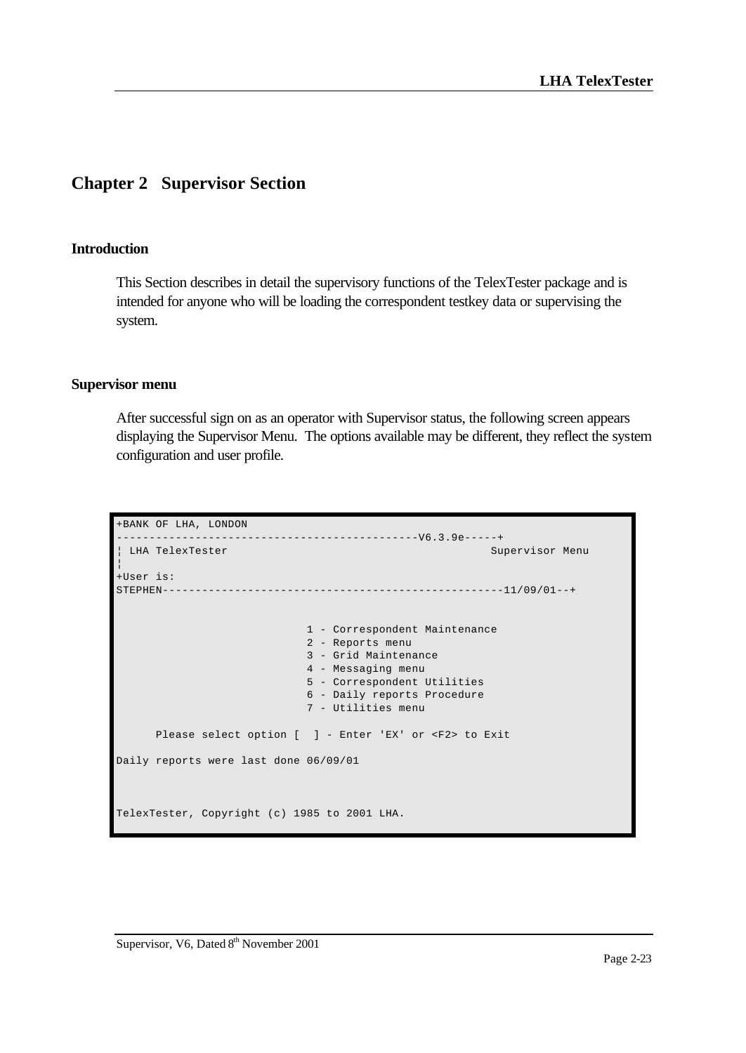# Chapter 2 Supervisor Section

## Introduction

This Section describes in detail the supervisory functions of the TelexTester package and is intended for anyone who will be loading the correspondent testkey data or supervising the system.

## Supervisor menu

After successful sign on as an operator with Supervisor status, the following screen appears displaying the Supervisor Menu. The options available may be different, they reflect the system configuration and user profile.

```
+BANK OF LHA, LONDON
----------------------------------------------V6.3.9e-----+
¦ LHA TelexTester                                        Supervisor Menu
¦
+User is:
STEPHEN----------------------------------------------------11/09/01--+


                             1 - Correspondent Maintenance
                             2 - Reports menu
                             3 - Grid Maintenance
                             4 - Messaging menu
                             5 - Correspondent Utilities
                             6 - Daily reports Procedure
                             7 - Utilities menu

      Please select option [  ] - Enter 'EX' or <F2> to Exit

Daily reports were last done 06/09/01



TelexTester, Copyright (c) 1985 to 2001 LHA.
```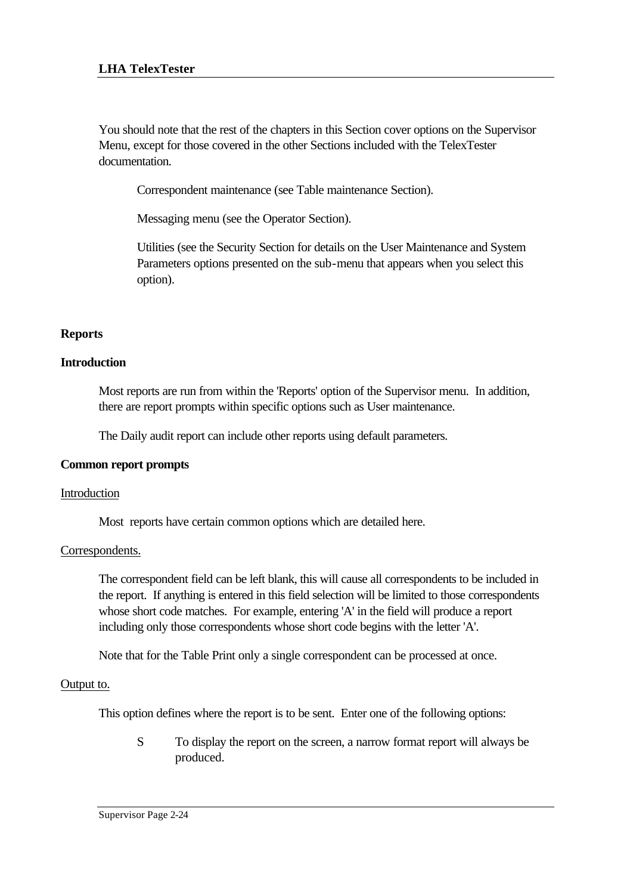You should note that the rest of the chapters in this Section cover options on the Supervisor Menu, except for those covered in the other Sections included with the TelexTester documentation.

Correspondent maintenance (see Table maintenance Section).

Messaging menu (see the Operator Section).

Utilities (see the Security Section for details on the User Maintenance and System Parameters options presented on the sub-menu that appears when you select this option).

## Reports

### Introduction

Most reports are run from within the 'Reports' option of the Supervisor menu. In addition, there are report prompts within specific options such as User maintenance.

The Daily audit report can include other reports using default parameters.

### Common report prompts

Introduction

Most reports have certain common options which are detailed here.

Correspondents.

The correspondent field can be left blank, this will cause all correspondents to be included in the report. If anything is entered in this field selection will be limited to those correspondents whose short code matches. For example, entering 'A' in the field will produce a report including only those correspondents whose short code begins with the letter 'A'.

Note that for the Table Print only a single correspondent can be processed at once.

Output to.

This option defines where the report is to be sent. Enter one of the following options:

S To display the report on the screen, a narrow format report will always be produced.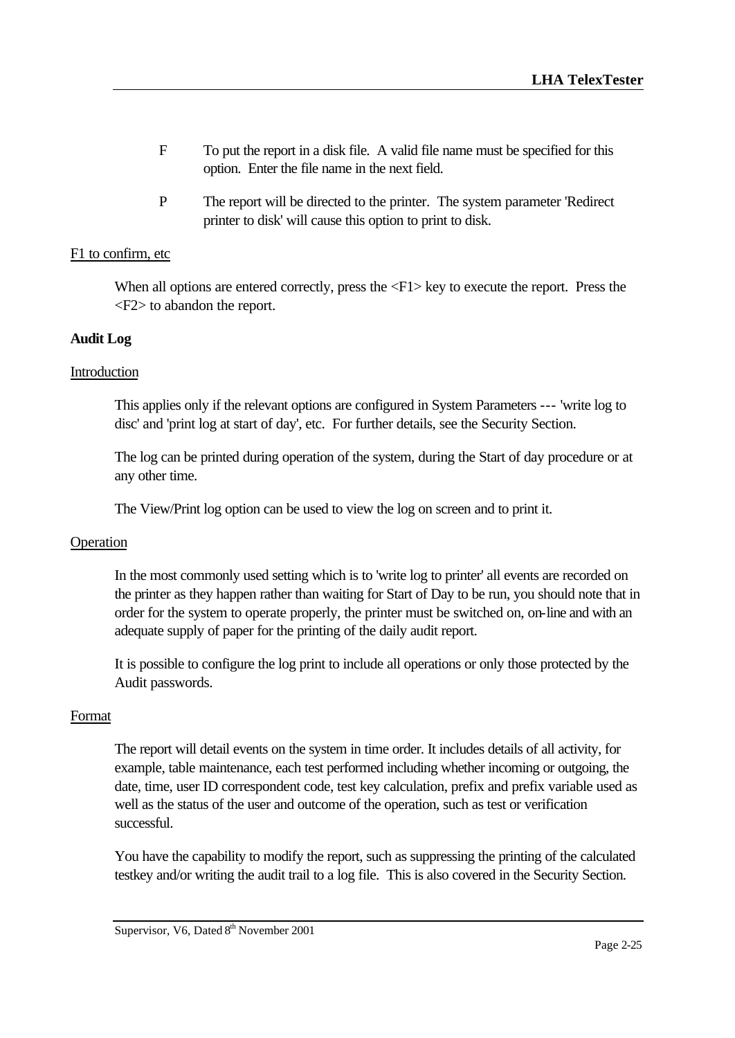F To put the report in a disk file. A valid file name must be specified for this option. Enter the file name in the next field.

P The report will be directed to the printer. The system parameter 'Redirect printer to disk' will cause this option to print to disk.

F1 to confirm, etc

When all options are entered correctly, press the <F1> key to execute the report. Press the <F2> to abandon the report.

**Audit Log**

Introduction

This applies only if the relevant options are configured in System Parameters --- 'write log to disc' and 'print log at start of day', etc. For further details, see the Security Section.

The log can be printed during operation of the system, during the Start of day procedure or at any other time.

The View/Print log option can be used to view the log on screen and to print it.

Operation

In the most commonly used setting which is to 'write log to printer' all events are recorded on the printer as they happen rather than waiting for Start of Day to be run, you should note that in order for the system to operate properly, the printer must be switched on, on-line and with an adequate supply of paper for the printing of the daily audit report.

It is possible to configure the log print to include all operations or only those protected by the Audit passwords.

Format

The report will detail events on the system in time order. It includes details of all activity, for example, table maintenance, each test performed including whether incoming or outgoing, the date, time, user ID correspondent code, test key calculation, prefix and prefix variable used as well as the status of the user and outcome of the operation, such as test or verification successful.

You have the capability to modify the report, such as suppressing the printing of the calculated testkey and/or writing the audit trail to a log file. This is also covered in the Security Section.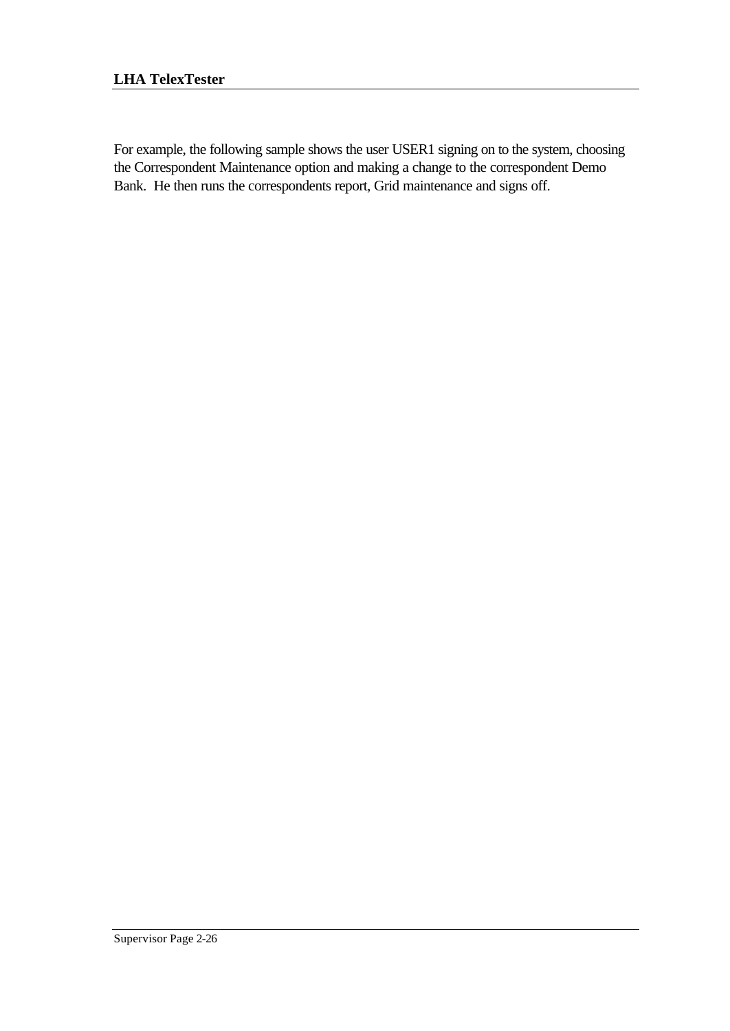For example, the following sample shows the user USER1 signing on to the system, choosing the Correspondent Maintenance option and making a change to the correspondent Demo Bank. He then runs the correspondents report, Grid maintenance and signs off.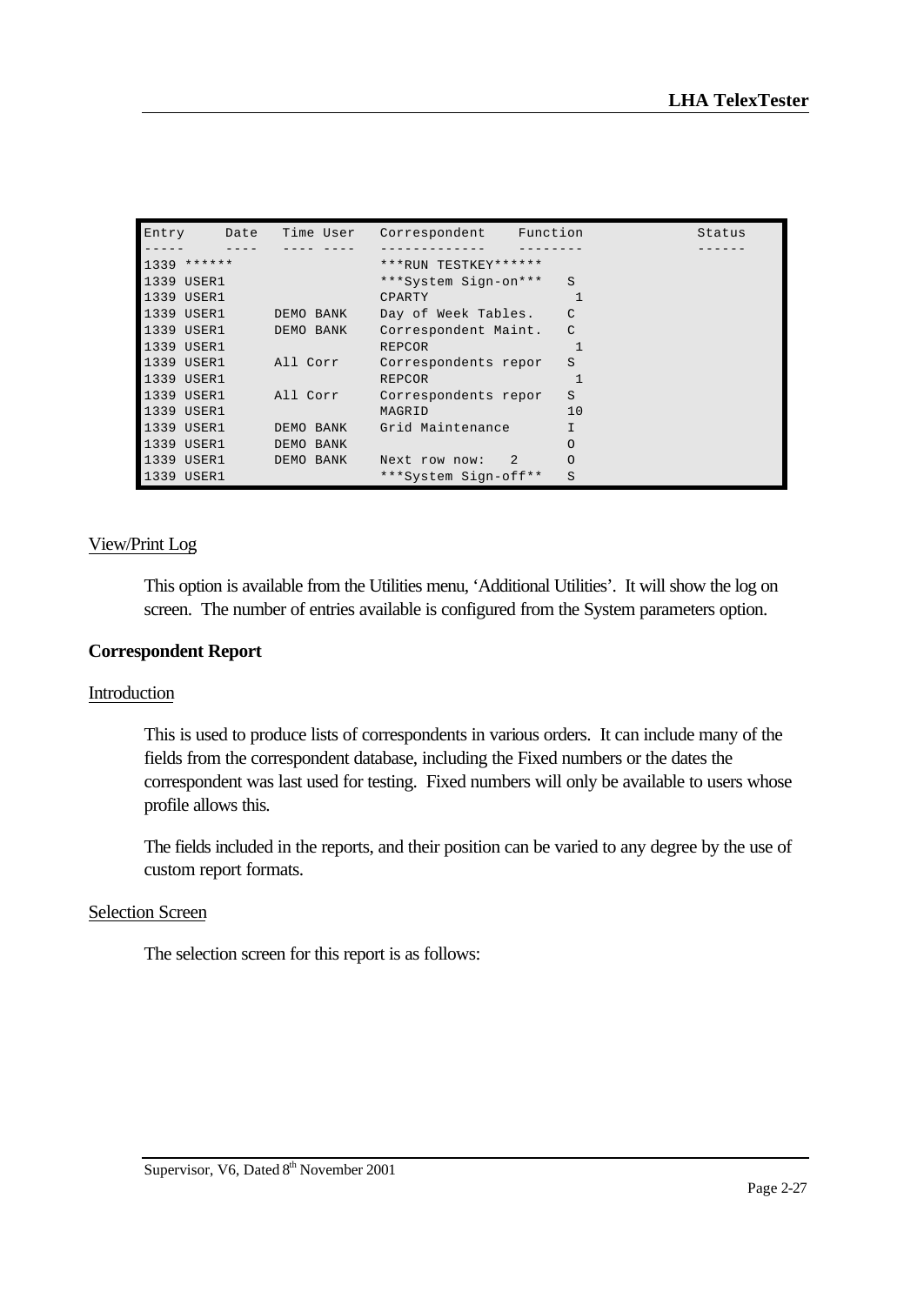```
Entry     Date   Time User   Correspondent    Function             Status
-----     ----   ---- ----   -------------    --------             ------
1339 ******                  ***RUN TESTKEY******
1339 USER1                   ***System Sign-on***   S
1339 USER1                   CPARTY                  1
1339 USER1      DEMO BANK    Day of Week Tables.    C
1339 USER1      DEMO BANK    Correspondent Maint.   C
1339 USER1                   REPCOR                  1
1339 USER1      All Corr     Correspondents repor   S
1339 USER1                   REPCOR                  1
1339 USER1      All Corr     Correspondents repor   S
1339 USER1                   MAGRID                 10
1339 USER1      DEMO BANK    Grid Maintenance       I
1339 USER1      DEMO BANK                           O
1339 USER1      DEMO BANK    Next row now:   2      O
1339 USER1                   ***System Sign-off**   S
```

View/Print Log

This option is available from the Utilities menu, 'Additional Utilities'. It will show the log on screen. The number of entries available is configured from the System parameters option.

**Correspondent Report**

Introduction

This is used to produce lists of correspondents in various orders. It can include many of the fields from the correspondent database, including the Fixed numbers or the dates the correspondent was last used for testing. Fixed numbers will only be available to users whose profile allows this.

The fields included in the reports, and their position can be varied to any degree by the use of custom report formats.

Selection Screen

The selection screen for this report is as follows: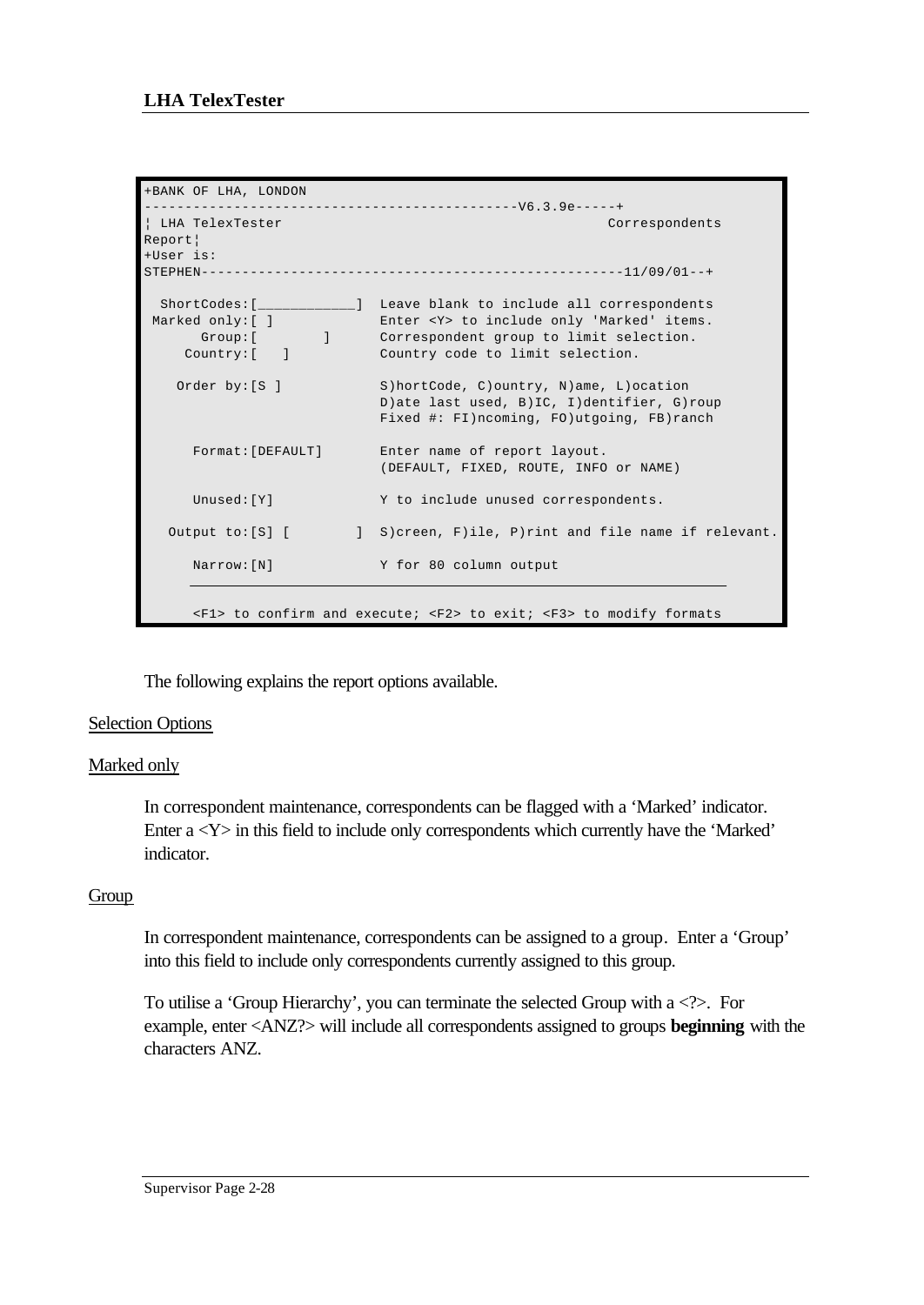```
+BANK OF LHA, LONDON
---------------------------------------------V6.3.9e-----+
¦ LHA TelexTester                                        Correspondents
Report¦
+User is:
STEPHEN---------------------------------------------------11/09/01--+

  ShortCodes:[___________]  Leave blank to include all correspondents
 Marked only:[ ]            Enter <Y> to include only 'Marked' items.
       Group:[       ]      Correspondent group to limit selection.
     Country:[   ]          Country code to limit selection.

    Order by:[S ]           S)hortCode, C)ountry, N)ame, L)ocation
                            D)ate last used, B)IC, I)dentifier, G)roup
                            Fixed #: FI)ncoming, FO)utgoing, FB)ranch

      Format:[DEFAULT]      Enter name of report layout.
                            (DEFAULT, FIXED, ROUTE, INFO or NAME)

      Unused:[Y]            Y to include unused correspondents.

   Output to:[S] [       ]  S)creen, F)ile, P)rint and file name if relevant.

      Narrow:[N]            Y for 80 column output

      <F1> to confirm and execute; <F2> to exit; <F3> to modify formats
```

The following explains the report options available.

Selection Options

Marked only

In correspondent maintenance, correspondents can be flagged with a 'Marked' indicator. Enter a <Y> in this field to include only correspondents which currently have the 'Marked' indicator.

Group

In correspondent maintenance, correspondents can be assigned to a group. Enter a 'Group' into this field to include only correspondents currently assigned to this group.

To utilise a 'Group Hierarchy', you can terminate the selected Group with a <?>. For example, enter <ANZ?> will include all correspondents assigned to groups **beginning** with the characters ANZ.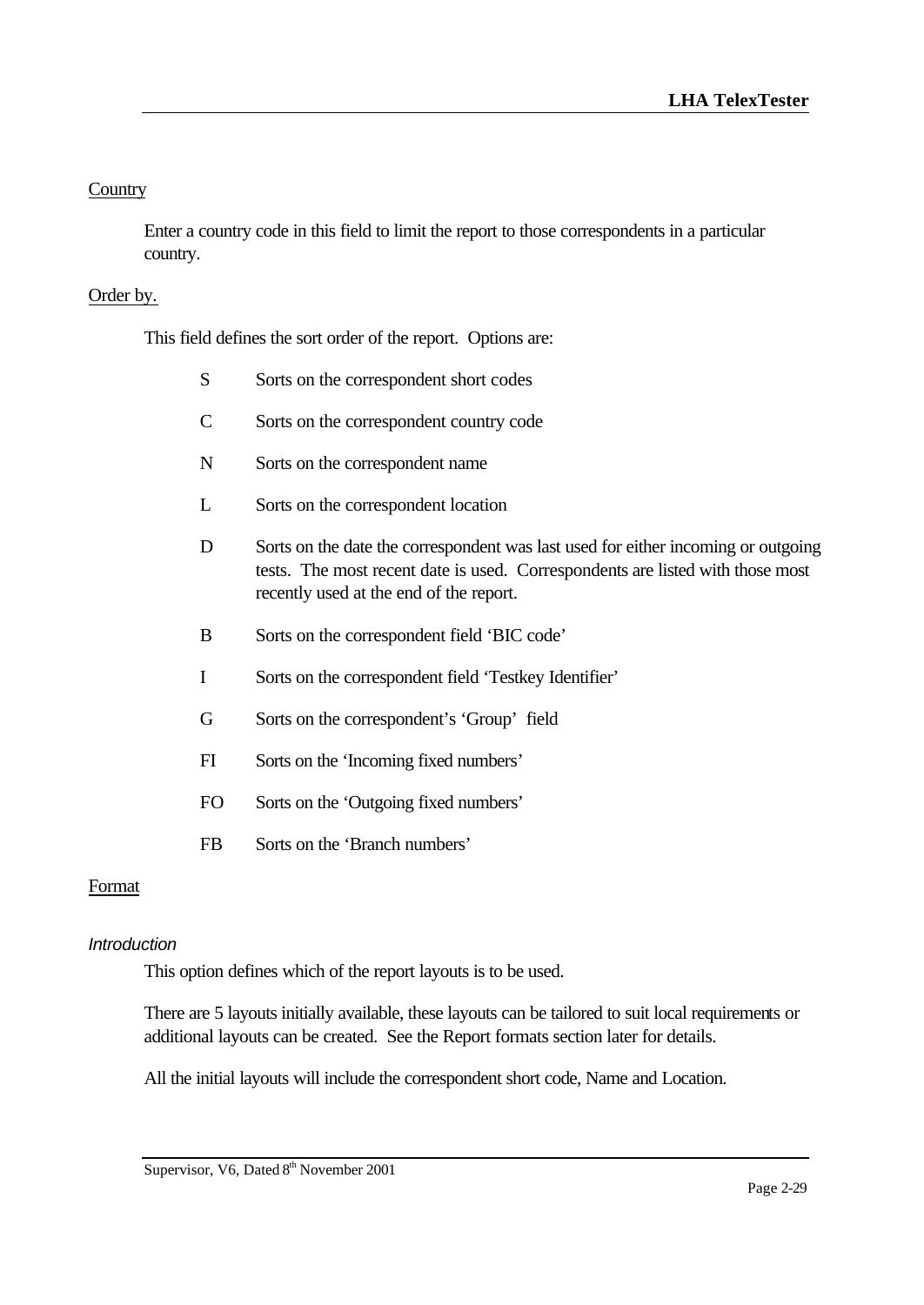Country

Enter a country code in this field to limit the report to those correspondents in a particular country.

Order by.

This field defines the sort order of the report. Options are:

| | |
|---|---|
| S | Sorts on the correspondent short codes |
| C | Sorts on the correspondent country code |
| N | Sorts on the correspondent name |
| L | Sorts on the correspondent location |
| D | Sorts on the date the correspondent was last used for either incoming or outgoing tests. The most recent date is used. Correspondents are listed with those most recently used at the end of the report. |
| B | Sorts on the correspondent field 'BIC code' |
| I | Sorts on the correspondent field 'Testkey Identifier' |
| G | Sorts on the correspondent's 'Group' field |
| FI | Sorts on the 'Incoming fixed numbers' |
| FO | Sorts on the 'Outgoing fixed numbers' |
| FB | Sorts on the 'Branch numbers' |

Format

*Introduction*

This option defines which of the report layouts is to be used.

There are 5 layouts initially available, these layouts can be tailored to suit local requirements or additional layouts can be created. See the Report formats section later for details.

All the initial layouts will include the correspondent short code, Name and Location.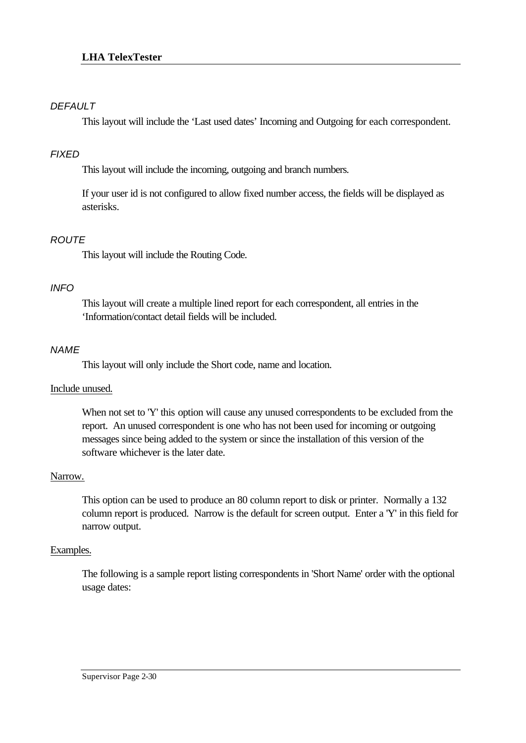*DEFAULT*

This layout will include the ‘Last used dates’ Incoming and Outgoing for each correspondent.

*FIXED*

This layout will include the incoming, outgoing and branch numbers.

If your user id is not configured to allow fixed number access, the fields will be displayed as asterisks.

*ROUTE*

This layout will include the Routing Code.

*INFO*

This layout will create a multiple lined report for each correspondent, all entries in the ‘Information/contact detail fields will be included.

*NAME*

This layout will only include the Short code, name and location.

<u>Include unused.</u>

When not set to 'Y' this option will cause any unused correspondents to be excluded from the report. An unused correspondent is one who has not been used for incoming or outgoing messages since being added to the system or since the installation of this version of the software whichever is the later date.

<u>Narrow.</u>

This option can be used to produce an 80 column report to disk or printer. Normally a 132 column report is produced. Narrow is the default for screen output. Enter a 'Y' in this field for narrow output.

<u>Examples.</u>

The following is a sample report listing correspondents in 'Short Name' order with the optional usage dates: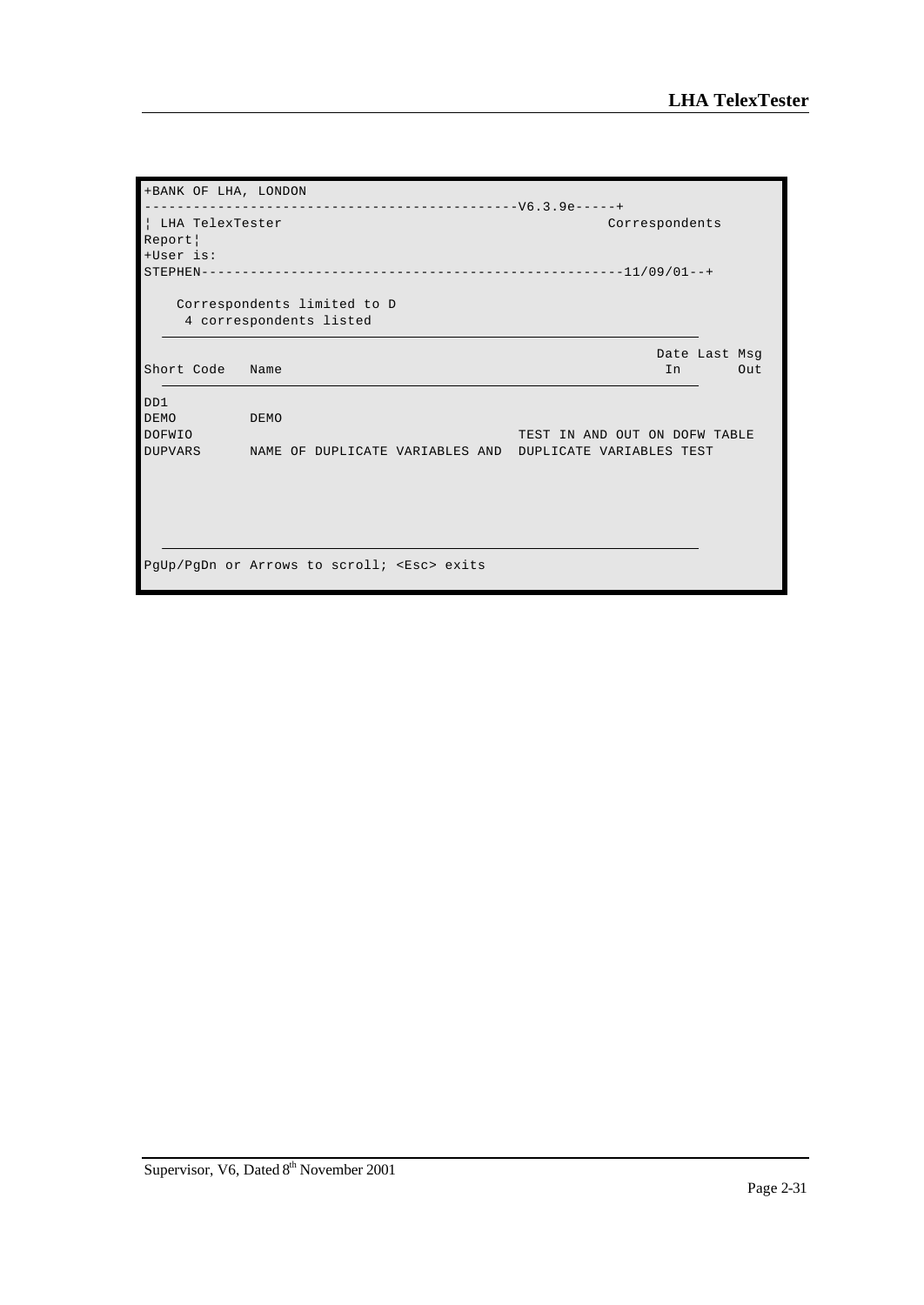```
+BANK OF LHA, LONDON
---------------------------------------------V6.3.9e-----+
¦ LHA TelexTester                                        Correspondents
Report¦
+User is:
STEPHEN---------------------------------------------------11/09/01--+

    Correspondents limited to D
     4 correspondents listed
    ___________________________________________________________________

                                                                 Date Last Msg
Short Code   Name                                                  In       Out
    ___________________________________________________________________

DD1
DEMO         DEMO
DOFWIO                                        TEST IN AND OUT ON DOFW TABLE
DUPVARS      NAME OF DUPLICATE VARIABLES AND  DUPLICATE VARIABLES TEST






    ___________________________________________________________________
PgUp/PgDn or Arrows to scroll; <Esc> exits
```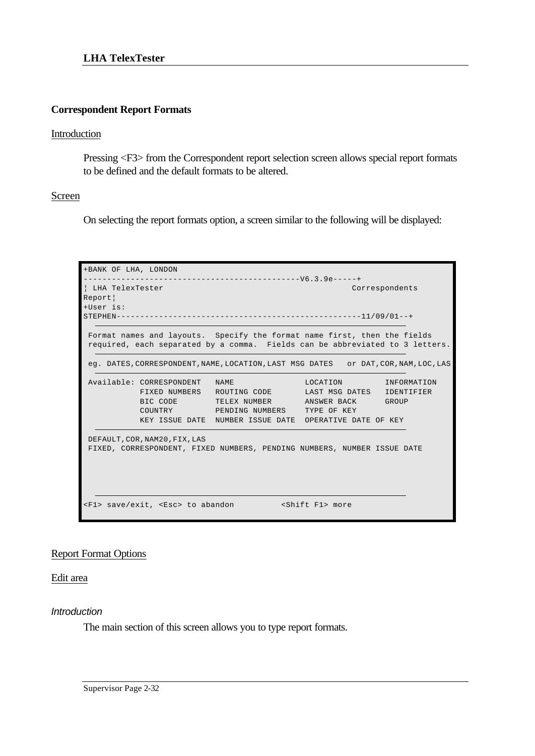## Correspondent Report Formats

Introduction

Pressing <F3> from the Correspondent report selection screen allows special report formats to be defined and the default formats to be altered.

Screen

On selecting the report formats option, a screen similar to the following will be displayed:

```
+BANK OF LHA, LONDON
--------------------------------------------V6.3.9e-----+
¦ LHA TelexTester                                      Correspondents
Report¦
+User is:
STEPHEN---------------------------------------------------11/09/01--+

 Format names and layouts.  Specify the format name first, then the fields
 required, each separated by a comma.  Fields can be abbreviated to 3 letters.

 eg. DATES,CORRESPONDENT,NAME,LOCATION,LAST MSG DATES   or DAT,COR,NAM,LOC,LAS

 Available: CORRESPONDENT   NAME              LOCATION         INFORMATION
            FIXED NUMBERS   ROUTING CODE      LAST MSG DATES   IDENTIFIER
            BIC CODE        TELEX NUMBER      ANSWER BACK      GROUP
            COUNTRY         PENDING NUMBERS   TYPE OF KEY
            KEY ISSUE DATE  NUMBER ISSUE DATE  OPERATIVE DATE OF KEY

 DEFAULT,COR,NAM20,FIX,LAS
 FIXED, CORRESPONDENT, FIXED NUMBERS, PENDING NUMBERS, NUMBER ISSUE DATE




<F1> save/exit, <Esc> to abandon          <Shift F1> more
```

Report Format Options

Edit area

*Introduction*

The main section of this screen allows you to type report formats.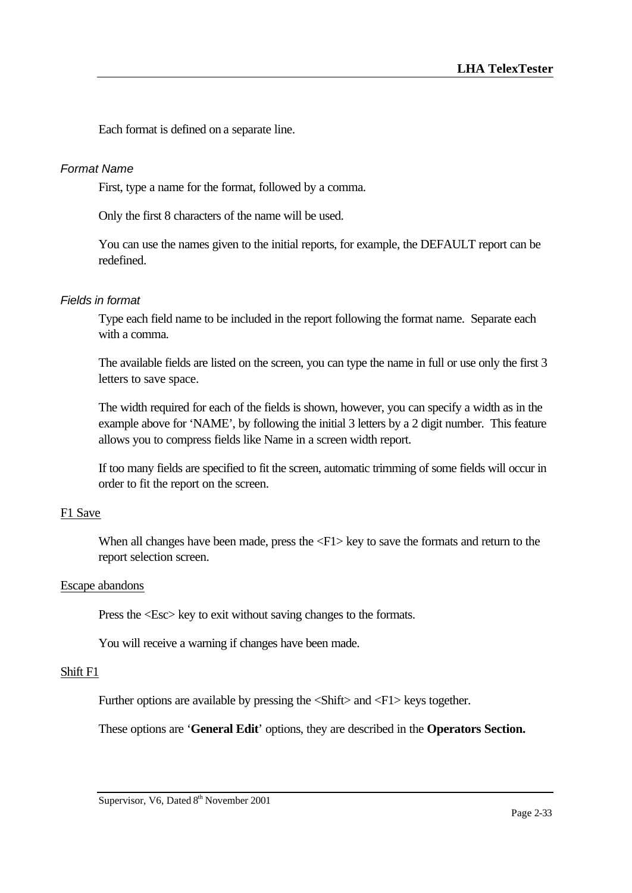Each format is defined on a separate line.

*Format Name*

First, type a name for the format, followed by a comma.

Only the first 8 characters of the name will be used.

You can use the names given to the initial reports, for example, the DEFAULT report can be redefined.

*Fields in format*

Type each field name to be included in the report following the format name. Separate each with a comma.

The available fields are listed on the screen, you can type the name in full or use only the first 3 letters to save space.

The width required for each of the fields is shown, however, you can specify a width as in the example above for 'NAME', by following the initial 3 letters by a 2 digit number. This feature allows you to compress fields like Name in a screen width report.

If too many fields are specified to fit the screen, automatic trimming of some fields will occur in order to fit the report on the screen.

<u>F1 Save</u>

When all changes have been made, press the <F1> key to save the formats and return to the report selection screen.

<u>Escape abandons</u>

Press the <Esc> key to exit without saving changes to the formats.

You will receive a warning if changes have been made.

<u>Shift F1</u>

Further options are available by pressing the <Shift> and <F1> keys together.

These options are '**General Edit**' options, they are described in the **Operators Section.**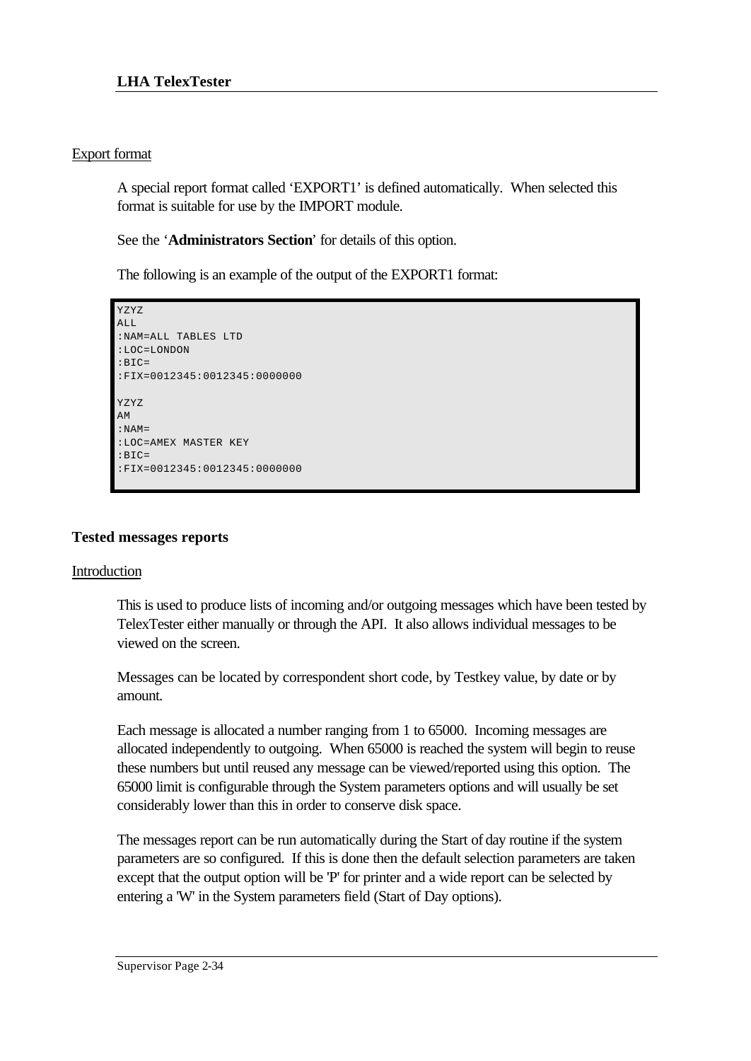Export format

A special report format called 'EXPORT1' is defined automatically. When selected this format is suitable for use by the IMPORT module.

See the '**Administrators Section**' for details of this option.

The following is an example of the output of the EXPORT1 format:

```
YZYZ
ALL
:NAM=ALL TABLES LTD
:LOC=LONDON
:BIC=
:FIX=0012345:0012345:0000000

YZYZ
AM
:NAM=
:LOC=AMEX MASTER KEY
:BIC=
:FIX=0012345:0012345:0000000
```

## Tested messages reports

Introduction

This is used to produce lists of incoming and/or outgoing messages which have been tested by TelexTester either manually or through the API. It also allows individual messages to be viewed on the screen.

Messages can be located by correspondent short code, by Testkey value, by date or by amount.

Each message is allocated a number ranging from 1 to 65000. Incoming messages are allocated independently to outgoing. When 65000 is reached the system will begin to reuse these numbers but until reused any message can be viewed/reported using this option. The 65000 limit is configurable through the System parameters options and will usually be set considerably lower than this in order to conserve disk space.

The messages report can be run automatically during the Start of day routine if the system parameters are so configured. If this is done then the default selection parameters are taken except that the output option will be 'P' for printer and a wide report can be selected by entering a 'W' in the System parameters field (Start of Day options).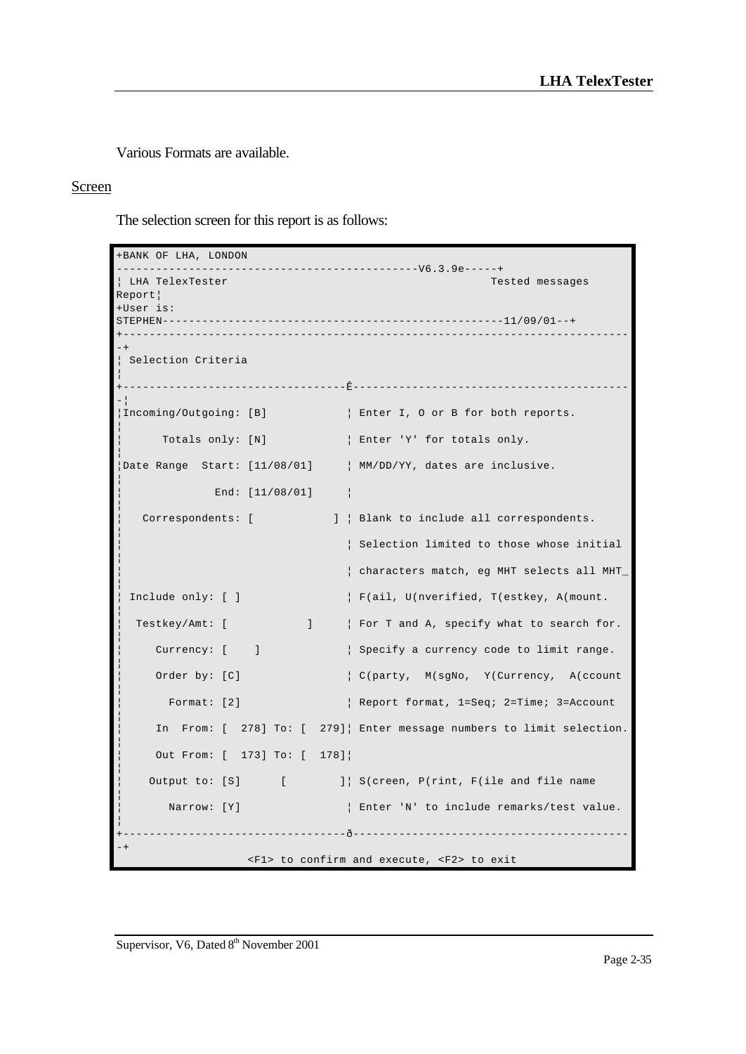Various Formats are available.

Screen

The selection screen for this report is as follows:

```
+BANK OF LHA, LONDON
---------------------------------------------V6.3.9e-----+
¦ LHA TelexTester                                         Tested messages
Report¦
+User is:
STEPHEN--------------------------------------------------11/09/01--+
+-----------------------------------------------------------------------------
-+
¦ Selection Criteria
¦
+---------------------------------Ê-------------------------------------------
-¦
¦Incoming/Outgoing: [B]            ¦ Enter I, O or B for both reports.
¦
¦      Totals only: [N]            ¦ Enter 'Y' for totals only.
¦
¦Date Range  Start: [11/08/01]     ¦ MM/DD/YY, dates are inclusive.
¦
¦              End: [11/08/01]     ¦
¦
¦   Correspondents: [            ] ¦ Blank to include all correspondents.
¦
¦                                  ¦ Selection limited to those whose initial
¦
¦                                  ¦ characters match, eg MHT selects all MHT_
¦
¦ Include only: [ ]                ¦ F(ail, U(nverified, T(estkey, A(mount.
¦
¦  Testkey/Amt: [            ]     ¦ For T and A, specify what to search for.
¦
¦     Currency: [    ]             ¦ Specify a currency code to limit range.
¦
¦     Order by: [C]                ¦ C(party,  M(sgNo,  Y(Currency,  A(ccount
¦
¦       Format: [2]                ¦ Report format, 1=Seq; 2=Time; 3=Account
¦
¦     In  From: [  278] To: [  279]¦ Enter message numbers to limit selection.
¦
¦     Out From: [  173] To: [  178]¦
¦
¦    Output to: [S]      [        ]¦ S(creen, P(rint, F(ile and file name
¦
¦       Narrow: [Y]                ¦ Enter 'N' to include remarks/test value.
¦
+---------------------------------ð-------------------------------------------
-+
                   <F1> to confirm and execute, <F2> to exit
```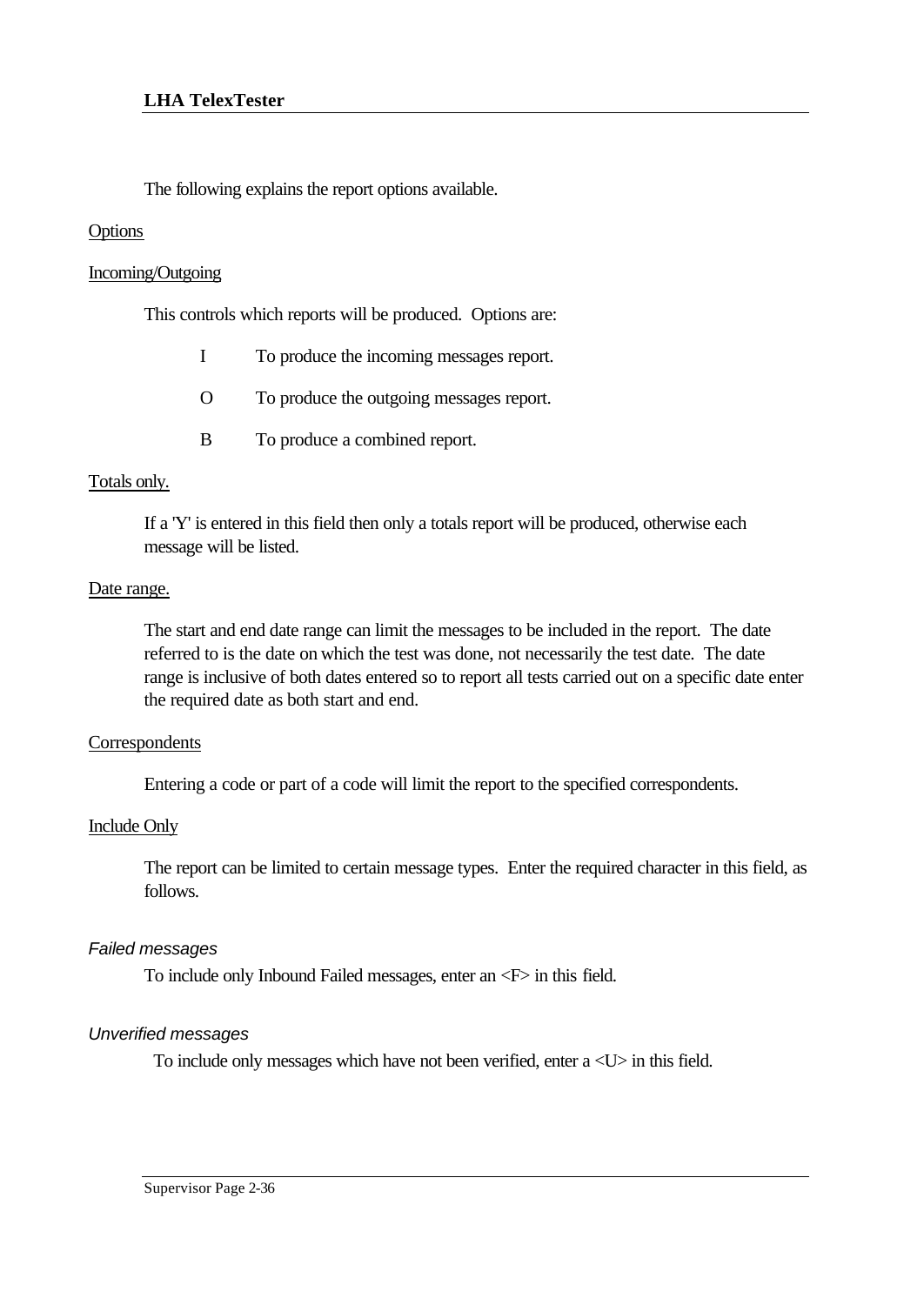The following explains the report options available.

Options

Incoming/Outgoing

This controls which reports will be produced. Options are:

- I    To produce the incoming messages report.
- O    To produce the outgoing messages report.
- B    To produce a combined report.

Totals only.

If a 'Y' is entered in this field then only a totals report will be produced, otherwise each message will be listed.

Date range.

The start and end date range can limit the messages to be included in the report. The date referred to is the date on which the test was done, not necessarily the test date. The date range is inclusive of both dates entered so to report all tests carried out on a specific date enter the required date as both start and end.

Correspondents

Entering a code or part of a code will limit the report to the specified correspondents.

Include Only

The report can be limited to certain message types. Enter the required character in this field, as follows.

*Failed messages*

To include only Inbound Failed messages, enter an <F> in this field.

*Unverified messages*

To include only messages which have not been verified, enter a <U> in this field.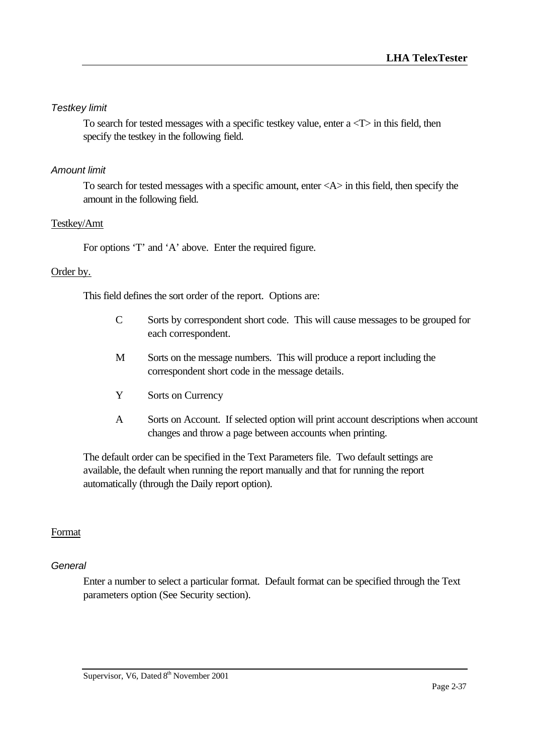*Testkey limit*

To search for tested messages with a specific testkey value, enter a <T> in this field, then specify the testkey in the following field.

*Amount limit*

To search for tested messages with a specific amount, enter <A> in this field, then specify the amount in the following field.

Testkey/Amt

For options 'T' and 'A' above. Enter the required figure.

Order by.

This field defines the sort order of the report. Options are:

- C Sorts by correspondent short code. This will cause messages to be grouped for each correspondent.
- M Sorts on the message numbers. This will produce a report including the correspondent short code in the message details.
- Y Sorts on Currency
- A Sorts on Account. If selected option will print account descriptions when account changes and throw a page between accounts when printing.

The default order can be specified in the Text Parameters file. Two default settings are available, the default when running the report manually and that for running the report automatically (through the Daily report option).

Format

*General*

Enter a number to select a particular format. Default format can be specified through the Text parameters option (See Security section).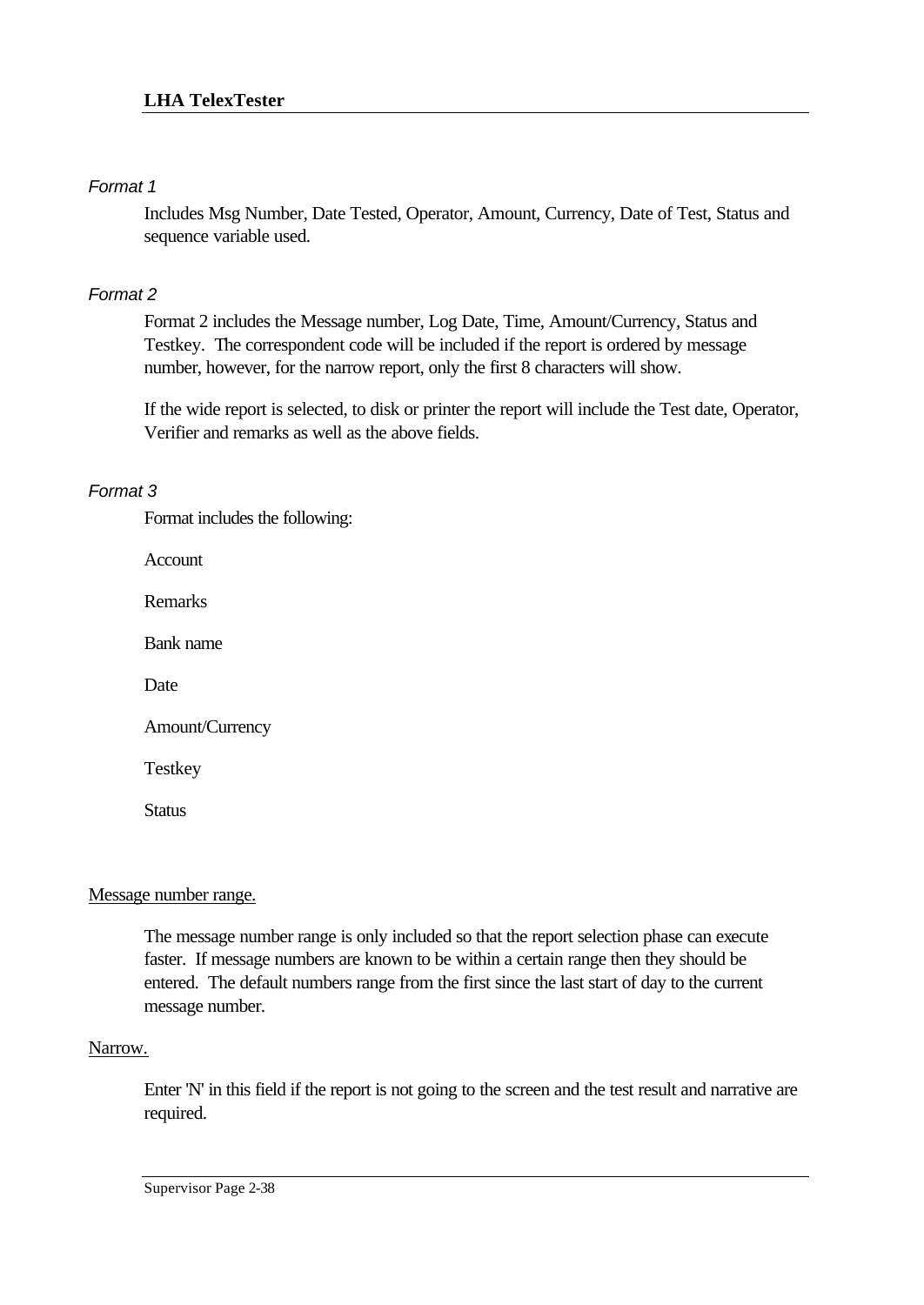*Format 1*

Includes Msg Number, Date Tested, Operator, Amount, Currency, Date of Test, Status and sequence variable used.

*Format 2*

Format 2 includes the Message number, Log Date, Time, Amount/Currency, Status and Testkey. The correspondent code will be included if the report is ordered by message number, however, for the narrow report, only the first 8 characters will show.

If the wide report is selected, to disk or printer the report will include the Test date, Operator, Verifier and remarks as well as the above fields.

*Format 3*

Format includes the following:

Account

Remarks

Bank name

Date

Amount/Currency

Testkey

Status

<u>Message number range.</u>

The message number range is only included so that the report selection phase can execute faster. If message numbers are known to be within a certain range then they should be entered. The default numbers range from the first since the last start of day to the current message number.

<u>Narrow.</u>

Enter 'N' in this field if the report is not going to the screen and the test result and narrative are required.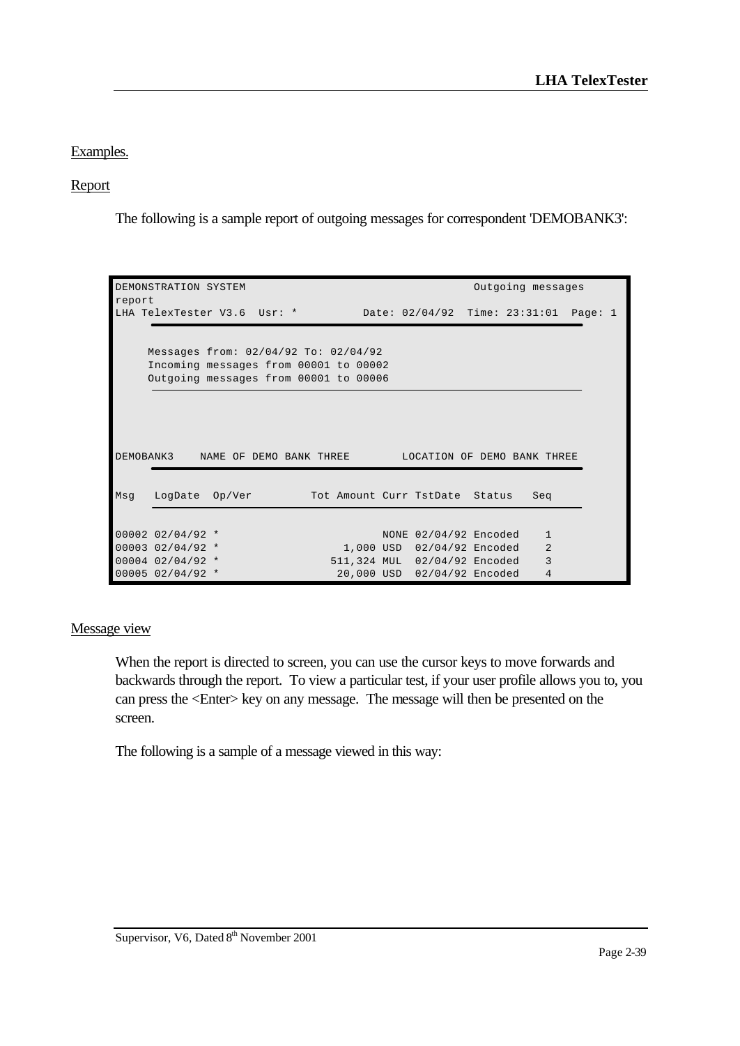Examples.

Report

The following is a sample report of outgoing messages for correspondent 'DEMOBANK3':

```
DEMONSTRATION SYSTEM                                          Outgoing messages
report
LHA TelexTester V3.6  Usr: *          Date: 02/04/92  Time: 23:31:01  Page: 1
      ______________________________________________________________________

     Messages from: 02/04/92 To: 02/04/92
     Incoming messages from 00001 to 00002
     Outgoing messages from 00001 to 00006
      ______________________________________________________________________




DEMOBANK3    NAME OF DEMO BANK THREE        LOCATION OF DEMO BANK THREE
      ______________________________________________________________________

Msg   LogDate  Op/Ver         Tot Amount Curr TstDate  Status   Seq
      ______________________________________________________________________

00002 02/04/92 *                          NONE 02/04/92 Encoded    1
00003 02/04/92 *                     1,000 USD  02/04/92 Encoded    2
00004 02/04/92 *                   511,324 MUL  02/04/92 Encoded    3
00005 02/04/92 *                    20,000 USD  02/04/92 Encoded    4
```

Message view

When the report is directed to screen, you can use the cursor keys to move forwards and backwards through the report. To view a particular test, if your user profile allows you to, you can press the <Enter> key on any message. The message will then be presented on the screen.

The following is a sample of a message viewed in this way: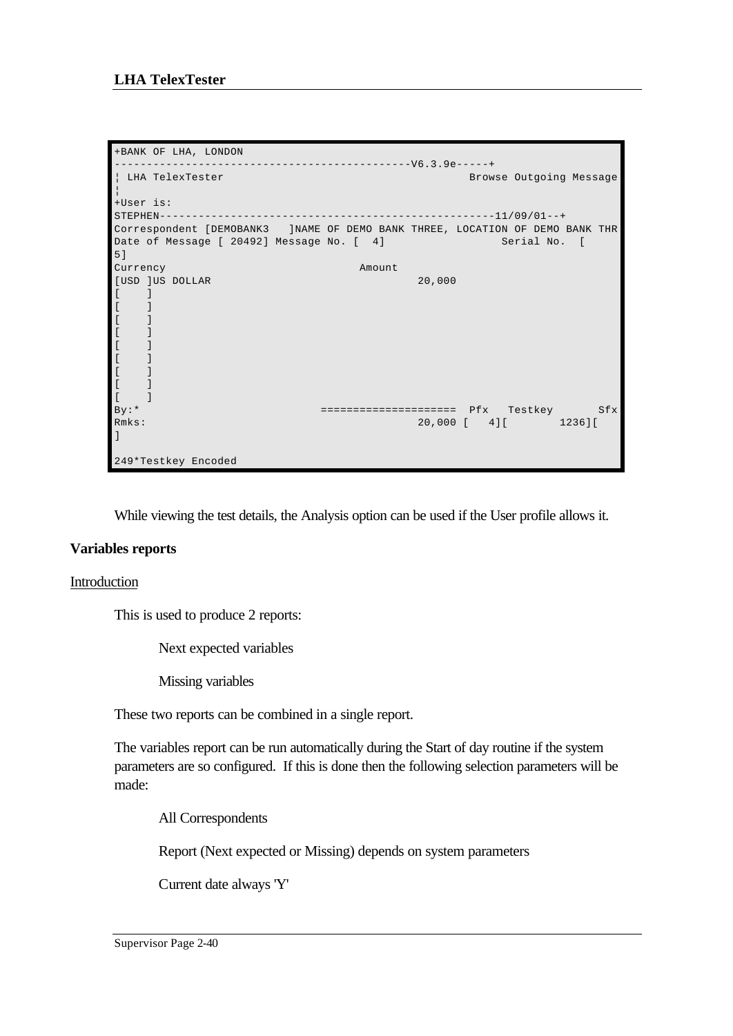```
+BANK OF LHA, LONDON
---------------------------------------------V6.3.9e-----+
¦ LHA TelexTester                                      Browse Outgoing Message
¦
+User is:
STEPHEN---------------------------------------------------11/09/01--+
Correspondent [DEMOBANK3   ]NAME OF DEMO BANK THREE, LOCATION OF DEMO BANK THR
Date of Message [ 20492] Message No. [  4]                 Serial No.  [
5]
Currency                              Amount
[USD ]US DOLLAR                                20,000
[    ]
[    ]
[    ]
[    ]
[    ]
[    ]
[    ]
[    ]
[    ]
By:*                                 ====================  Pfx   Testkey       Sfx
Rmks:                                          20,000 [   4][        1236][
]

249*Testkey Encoded
```

While viewing the test details, the Analysis option can be used if the User profile allows it.

### Variables reports

Introduction

This is used to produce 2 reports:

Next expected variables

Missing variables

These two reports can be combined in a single report.

The variables report can be run automatically during the Start of day routine if the system parameters are so configured. If this is done then the following selection parameters will be made:

All Correspondents

Report (Next expected or Missing) depends on system parameters

Current date always 'Y'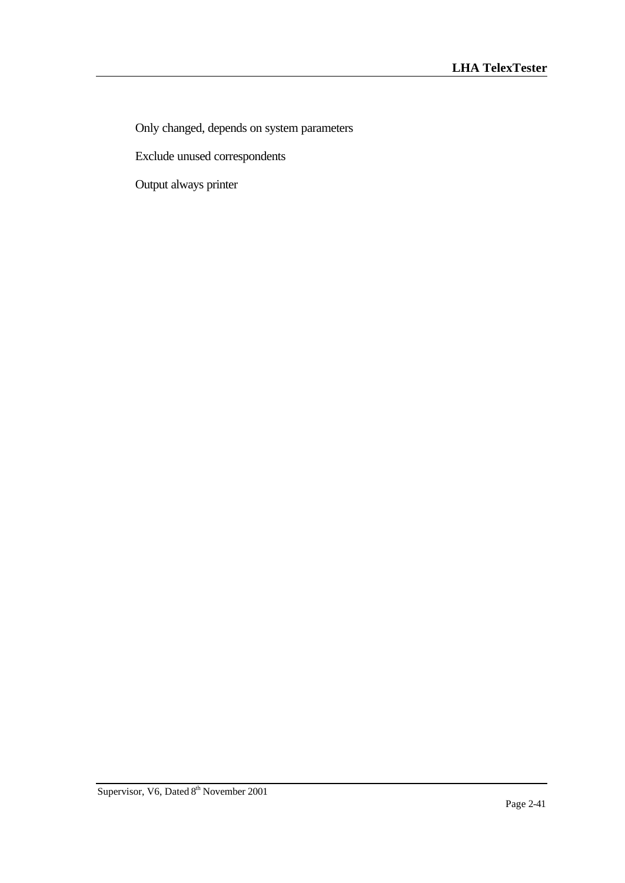Only changed, depends on system parameters

Exclude unused correspondents

Output always printer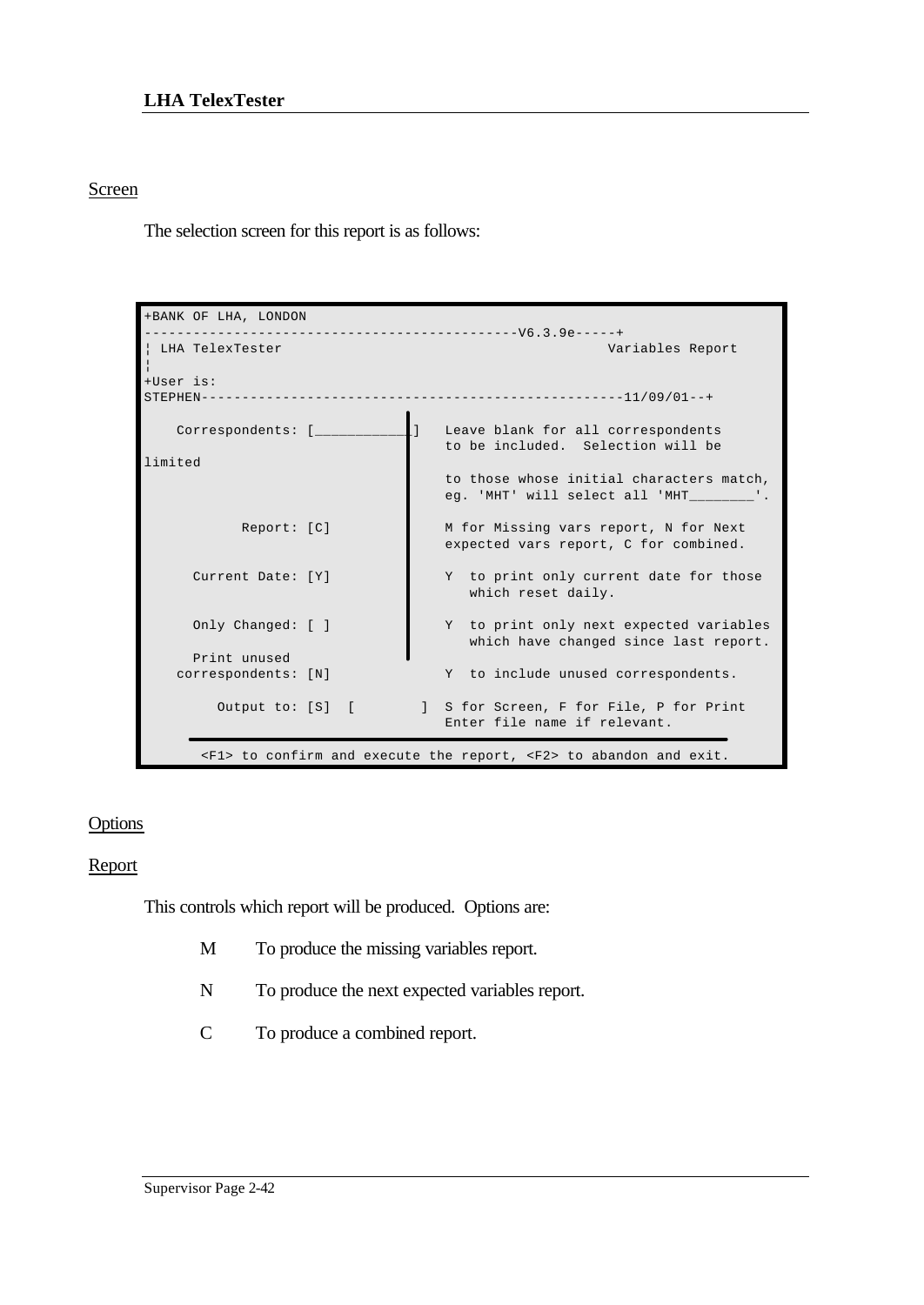## Screen

The selection screen for this report is as follows:

```
+BANK OF LHA, LONDON
---------------------------------------------V6.3.9e-----+
¦ LHA TelexTester                                        Variables Report
¦
+User is:
STEPHEN---------------------------------------------------11/09/01--+

    Correspondents: [___________]   Leave blank for all correspondents
                                    to be included.  Selection will be
limited
                                    to those whose initial characters match,
                                    eg. 'MHT' will select all 'MHT_______'.

            Report: [C]             M for Missing vars report, N for Next
                                    expected vars report, C for combined.

      Current Date: [Y]             Y  to print only current date for those
                                       which reset daily.

      Only Changed: [ ]             Y  to print only next expected variables
                                       which have changed since last report.
      Print unused
    correspondents: [N]             Y  to include unused correspondents.

         Output to: [S]  [        ] S for Screen, F for File, P for Print
                                    Enter file name if relevant.

       <F1> to confirm and execute the report, <F2> to abandon and exit.
```

## Options

### Report

This controls which report will be produced. Options are:

- M To produce the missing variables report.
- N To produce the next expected variables report.
- C To produce a combined report.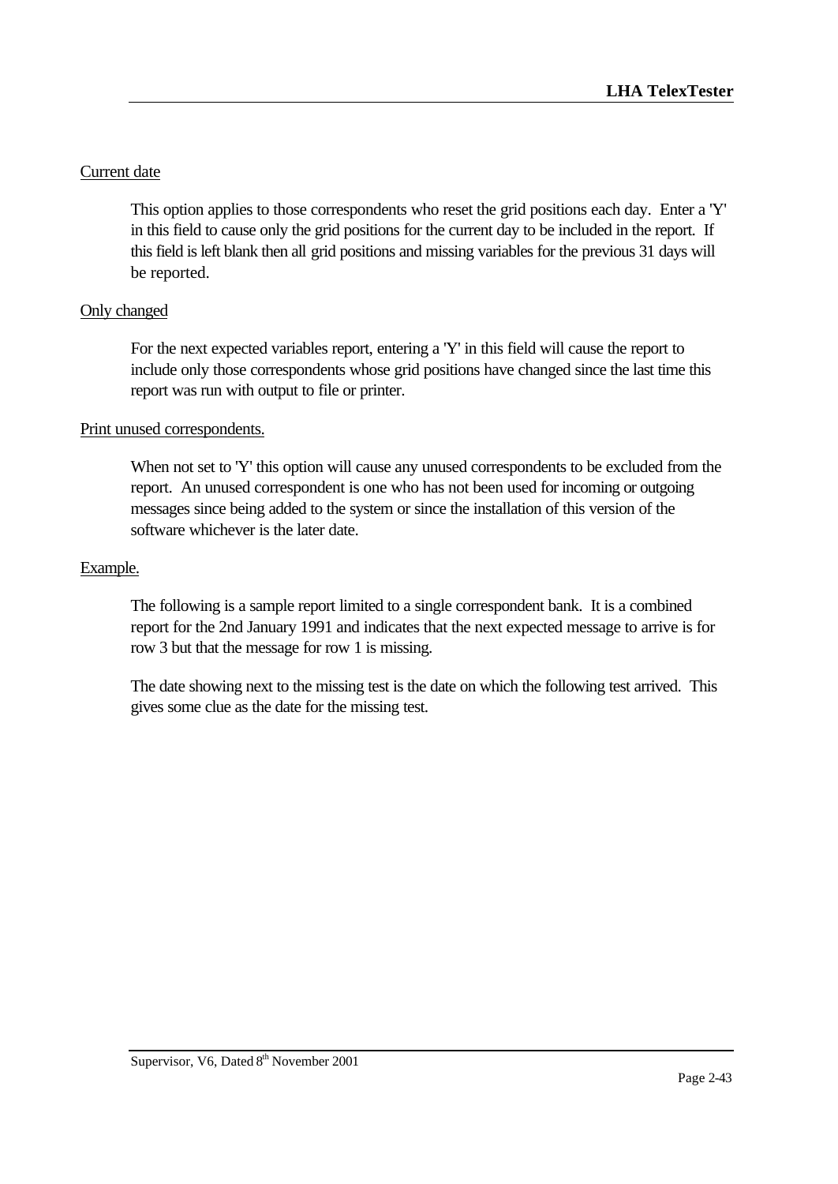Current date

This option applies to those correspondents who reset the grid positions each day. Enter a 'Y' in this field to cause only the grid positions for the current day to be included in the report. If this field is left blank then all grid positions and missing variables for the previous 31 days will be reported.

Only changed

For the next expected variables report, entering a 'Y' in this field will cause the report to include only those correspondents whose grid positions have changed since the last time this report was run with output to file or printer.

Print unused correspondents.

When not set to 'Y' this option will cause any unused correspondents to be excluded from the report. An unused correspondent is one who has not been used for incoming or outgoing messages since being added to the system or since the installation of this version of the software whichever is the later date.

Example.

The following is a sample report limited to a single correspondent bank. It is a combined report for the 2nd January 1991 and indicates that the next expected message to arrive is for row 3 but that the message for row 1 is missing.

The date showing next to the missing test is the date on which the following test arrived. This gives some clue as the date for the missing test.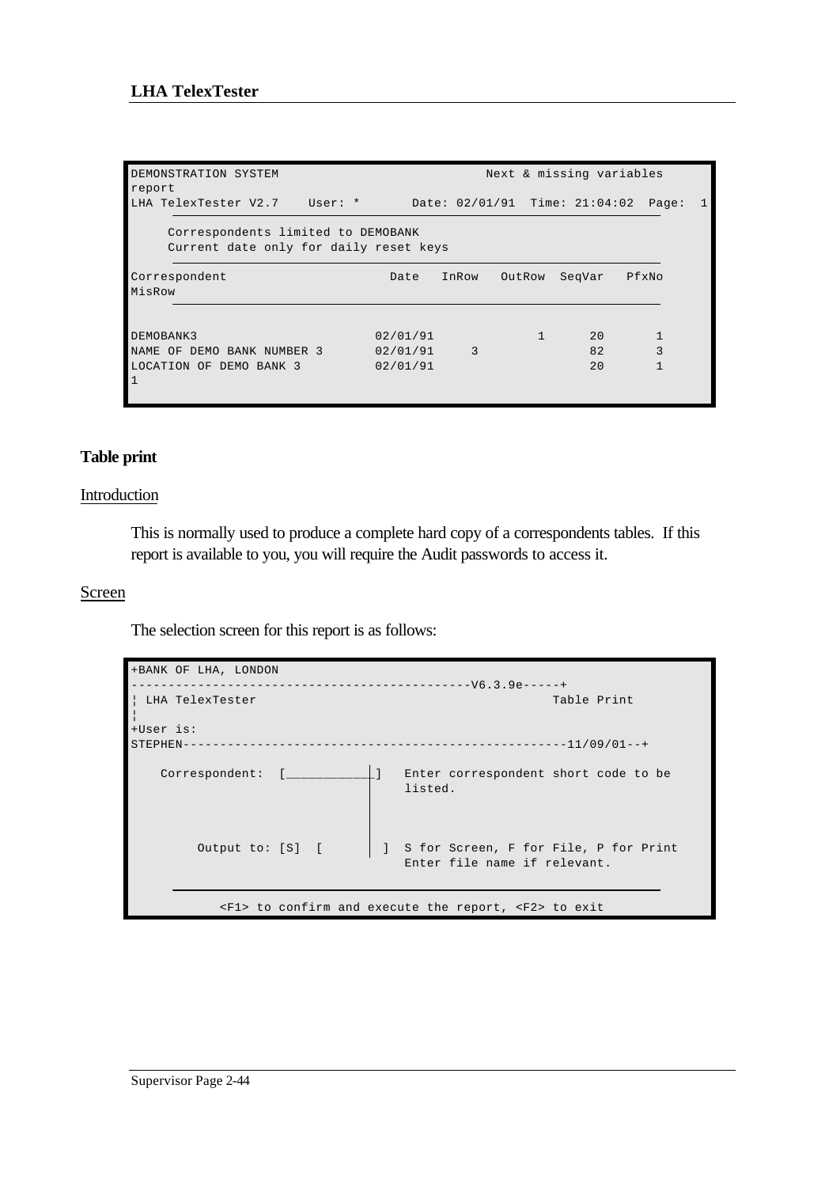```
DEMONSTRATION SYSTEM                                Next & missing variables
report
LHA TelexTester V2.7    User: *       Date: 02/01/91  Time: 21:04:02  Page:  1

     Correspondents limited to DEMOBANK
     Current date only for daily reset keys

Correspondent                      Date    InRow   OutRow  SeqVar   PfxNo
MisRow

DEMOBANK3                        02/01/91              1      20       1
NAME OF DEMO BANK NUMBER 3       02/01/91    3                82       3
LOCATION OF DEMO BANK 3          02/01/91                     20       1
1
```

## Table print

### Introduction

This is normally used to produce a complete hard copy of a correspondents tables. If this report is available to you, you will require the Audit passwords to access it.

### Screen

The selection screen for this report is as follows:

```
+BANK OF LHA, LONDON
---------------------------------------------V6.3.9e-----+
¦ LHA TelexTester                                      Table Print
¦
+User is:
STEPHEN---------------------------------------------------11/09/01--+

    Correspondent:  [___________]  Enter correspondent short code to be
                                   listed.


         Output to: [S]  [       ]  S for Screen, F for File, P for Print
                                   Enter file name if relevant.

          <F1> to confirm and execute the report, <F2> to exit
```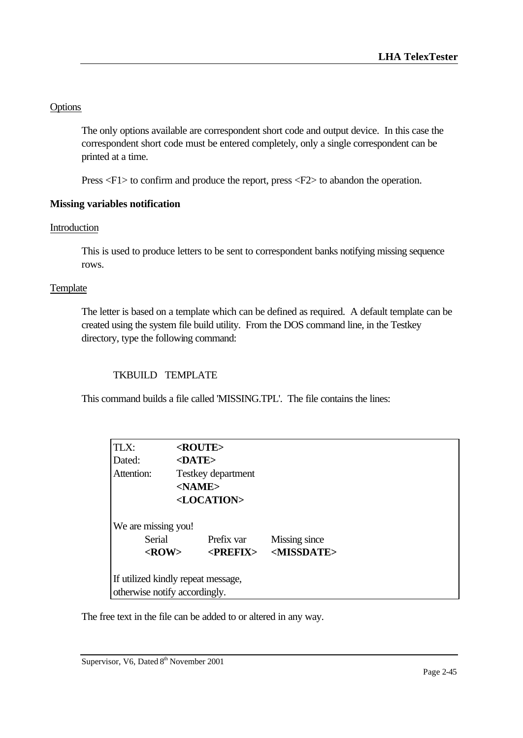Options

The only options available are correspondent short code and output device. In this case the correspondent short code must be entered completely, only a single correspondent can be printed at a time.

Press <F1> to confirm and produce the report, press <F2> to abandon the operation.

**Missing variables notification**

Introduction

This is used to produce letters to be sent to correspondent banks notifying missing sequence rows.

Template

The letter is based on a template which can be defined as required. A default template can be created using the system file build utility. From the DOS command line, in the Testkey directory, type the following command:

```
TKBUILD   TEMPLATE
```

This command builds a file called 'MISSING.TPL'. The file contains the lines:

```
TLX:          <ROUTE>
Dated:        <DATE>
Attention:    Testkey department
              <NAME>
              <LOCATION>

We are missing you!
      Serial       Prefix var     Missing since
      <ROW>        <PREFIX>       <MISSDATE>

If utilized kindly repeat message,
otherwise notify accordingly.
```

The free text in the file can be added to or altered in any way.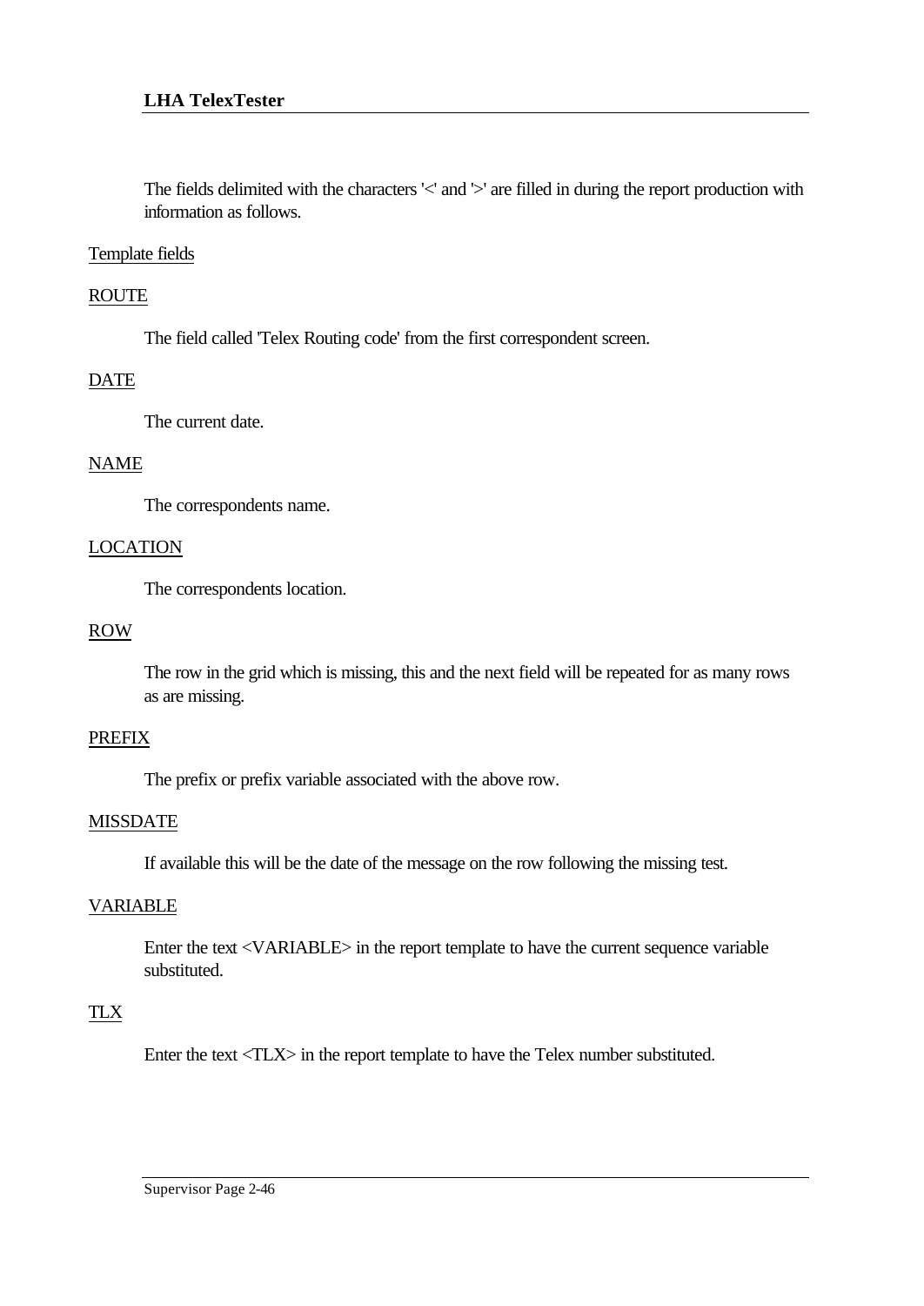The fields delimited with the characters '<' and '>' are filled in during the report production with information as follows.

Template fields

ROUTE

The field called 'Telex Routing code' from the first correspondent screen.

DATE

The current date.

NAME

The correspondents name.

LOCATION

The correspondents location.

ROW

The row in the grid which is missing, this and the next field will be repeated for as many rows as are missing.

PREFIX

The prefix or prefix variable associated with the above row.

MISSDATE

If available this will be the date of the message on the row following the missing test.

VARIABLE

Enter the text <VARIABLE> in the report template to have the current sequence variable substituted.

TLX

Enter the text <TLX> in the report template to have the Telex number substituted.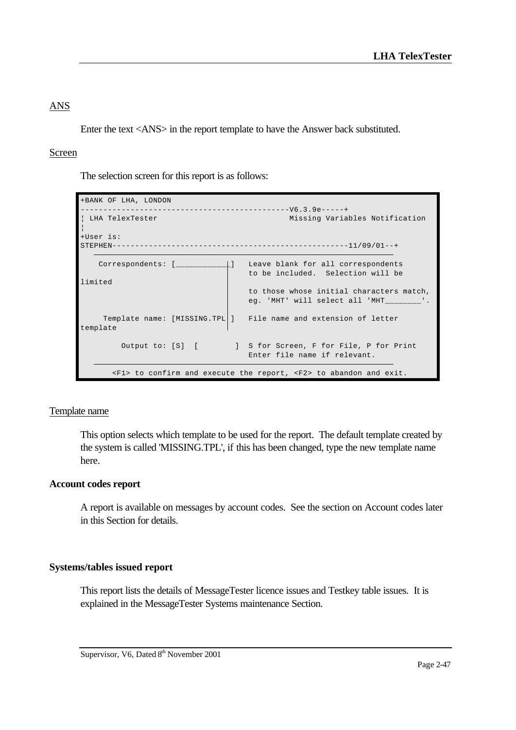ANS

Enter the text <ANS> in the report template to have the Answer back substituted.

Screen

The selection screen for this report is as follows:

```
+BANK OF LHA, LONDON
---------------------------------------------V6.3.9e-----+
¦ LHA TelexTester                              Missing Variables Notification
¦
+User is:
STEPHEN----------------------------------------------------11/09/01--+

    Correspondents: [___________]   Leave blank for all correspondents
                                    to be included.  Selection will be
limited
                                    to those whose initial characters match,
                                    eg. 'MHT' will select all 'MHT________'.

     Template name: [MISSING.TPL ]   File name and extension of letter
template

         Output to: [S]  [        ]  S for Screen, F for File, P for Print
                                    Enter file name if relevant.

       <F1> to confirm and execute the report, <F2> to abandon and exit.
```

Template name

This option selects which template to be used for the report. The default template created by the system is called 'MISSING.TPL', if this has been changed, type the new template name here.

**Account codes report**

A report is available on messages by account codes. See the section on Account codes later in this Section for details.

**Systems/tables issued report**

This report lists the details of MessageTester licence issues and Testkey table issues. It is explained in the MessageTester Systems maintenance Section.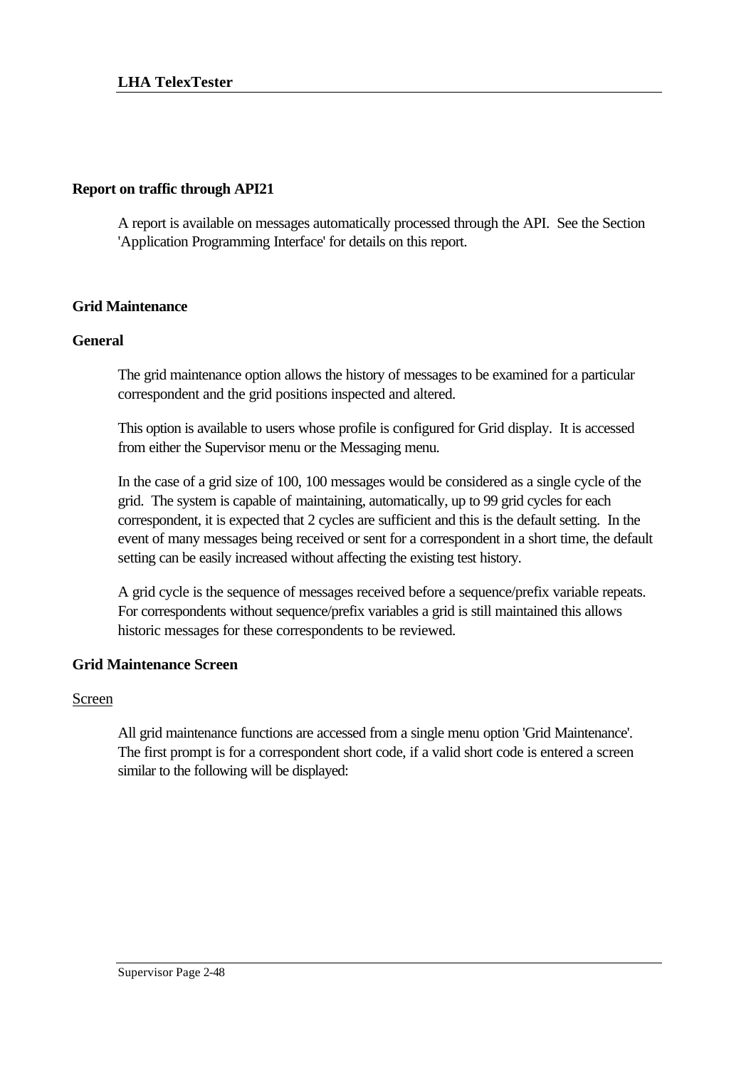## Report on traffic through API21

A report is available on messages automatically processed through the API. See the Section 'Application Programming Interface' for details on this report.

## Grid Maintenance

### General

The grid maintenance option allows the history of messages to be examined for a particular correspondent and the grid positions inspected and altered.

This option is available to users whose profile is configured for Grid display. It is accessed from either the Supervisor menu or the Messaging menu.

In the case of a grid size of 100, 100 messages would be considered as a single cycle of the grid. The system is capable of maintaining, automatically, up to 99 grid cycles for each correspondent, it is expected that 2 cycles are sufficient and this is the default setting. In the event of many messages being received or sent for a correspondent in a short time, the default setting can be easily increased without affecting the existing test history.

A grid cycle is the sequence of messages received before a sequence/prefix variable repeats. For correspondents without sequence/prefix variables a grid is still maintained this allows historic messages for these correspondents to be reviewed.

### Grid Maintenance Screen

Screen

All grid maintenance functions are accessed from a single menu option 'Grid Maintenance'. The first prompt is for a correspondent short code, if a valid short code is entered a screen similar to the following will be displayed: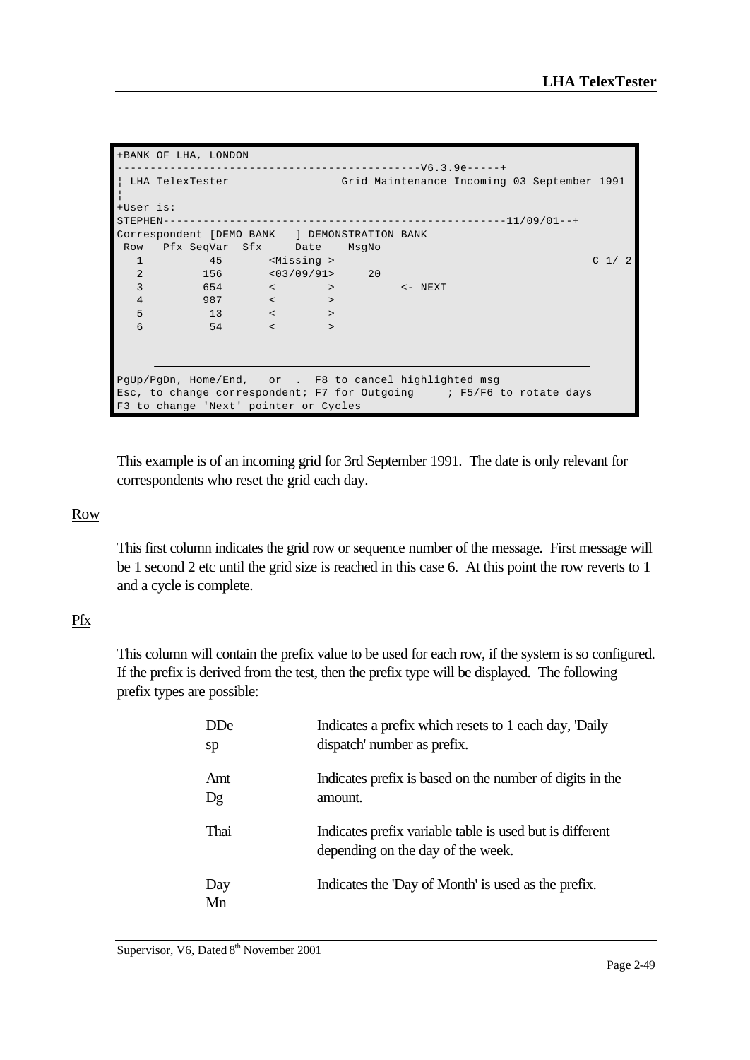```
+BANK OF LHA, LONDON
--------------------------------------------V6.3.9e-----+
¦ LHA TelexTester                Grid Maintenance Incoming 03 September 1991
¦
+User is:
STEPHEN---------------------------------------------------11/09/01--+
Correspondent [DEMO BANK   ] DEMONSTRATION BANK
 Row   Pfx SeqVar  Sfx     Date    MsgNo
   1          45       <Missing >                                      C 1/ 2
   2         156       <03/09/91>     20
   3         654       <        >          <- NEXT
   4         987       <        >
   5          13       <        >
   6          54       <        >

PgUp/PgDn, Home/End,   or  .  F8 to cancel highlighted msg
Esc, to change correspondent; F7 for Outgoing     ; F5/F6 to rotate days
F3 to change 'Next' pointer or Cycles
```

This example is of an incoming grid for 3rd September 1991. The date is only relevant for correspondents who reset the grid each day.

Row

This first column indicates the grid row or sequence number of the message. First message will be 1 second 2 etc until the grid size is reached in this case 6. At this point the row reverts to 1 and a cycle is complete.

Pfx

This column will contain the prefix value to be used for each row, if the system is so configured. If the prefix is derived from the test, then the prefix type will be displayed. The following prefix types are possible:

| | |
|---|---|
| DDesp | Indicates a prefix which resets to 1 each day, 'Daily dispatch' number as prefix. |
| AmtDg | Indicates prefix is based on the number of digits in the amount. |
| Thai | Indicates prefix variable table is used but is different depending on the day of the week. |
| DayMn | Indicates the 'Day of Month' is used as the prefix. |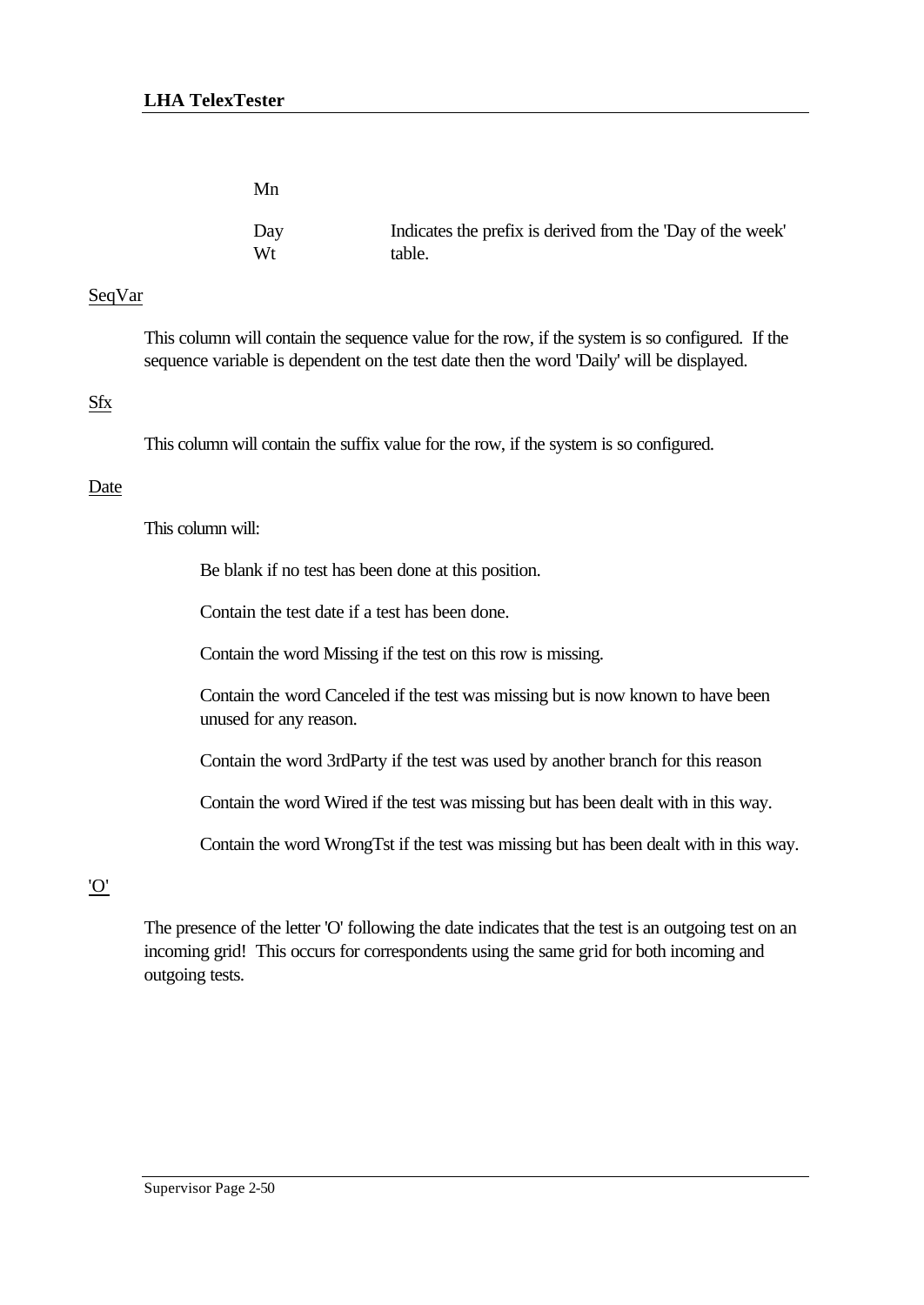Mn

| | |
|---|---|
| Day Wt | Indicates the prefix is derived from the 'Day of the week' table. |

SeqVar

This column will contain the sequence value for the row, if the system is so configured. If the sequence variable is dependent on the test date then the word 'Daily' will be displayed.

Sfx

This column will contain the suffix value for the row, if the system is so configured.

Date

This column will:

Be blank if no test has been done at this position.

Contain the test date if a test has been done.

Contain the word Missing if the test on this row is missing.

Contain the word Canceled if the test was missing but is now known to have been unused for any reason.

Contain the word 3rdParty if the test was used by another branch for this reason

Contain the word Wired if the test was missing but has been dealt with in this way.

Contain the word WrongTst if the test was missing but has been dealt with in this way.

'O'

The presence of the letter 'O' following the date indicates that the test is an outgoing test on an incoming grid! This occurs for correspondents using the same grid for both incoming and outgoing tests.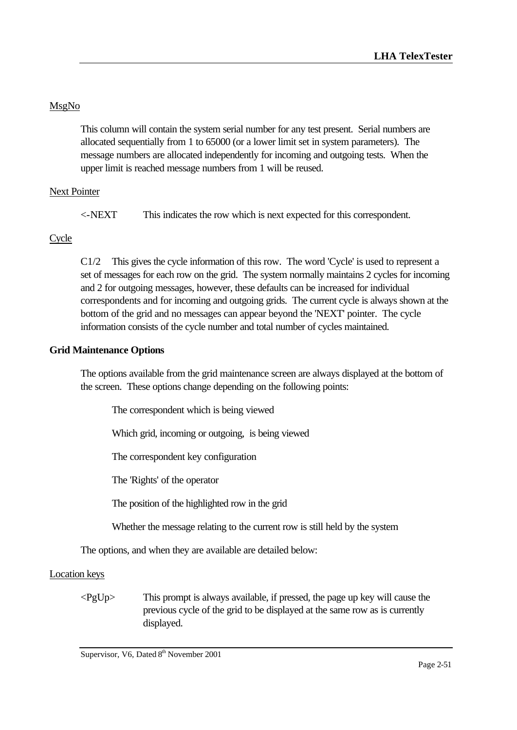MsgNo

This column will contain the system serial number for any test present. Serial numbers are allocated sequentially from 1 to 65000 (or a lower limit set in system parameters). The message numbers are allocated independently for incoming and outgoing tests. When the upper limit is reached message numbers from 1 will be reused.

Next Pointer

<-NEXT This indicates the row which is next expected for this correspondent.

Cycle

C1/2 This gives the cycle information of this row. The word 'Cycle' is used to represent a set of messages for each row on the grid. The system normally maintains 2 cycles for incoming and 2 for outgoing messages, however, these defaults can be increased for individual correspondents and for incoming and outgoing grids. The current cycle is always shown at the bottom of the grid and no messages can appear beyond the 'NEXT' pointer. The cycle information consists of the cycle number and total number of cycles maintained.

**Grid Maintenance Options**

The options available from the grid maintenance screen are always displayed at the bottom of the screen. These options change depending on the following points:

The correspondent which is being viewed

Which grid, incoming or outgoing, is being viewed

The correspondent key configuration

The 'Rights' of the operator

The position of the highlighted row in the grid

Whether the message relating to the current row is still held by the system

The options, and when they are available are detailed below:

Location keys

<PgUp> This prompt is always available, if pressed, the page up key will cause the previous cycle of the grid to be displayed at the same row as is currently displayed.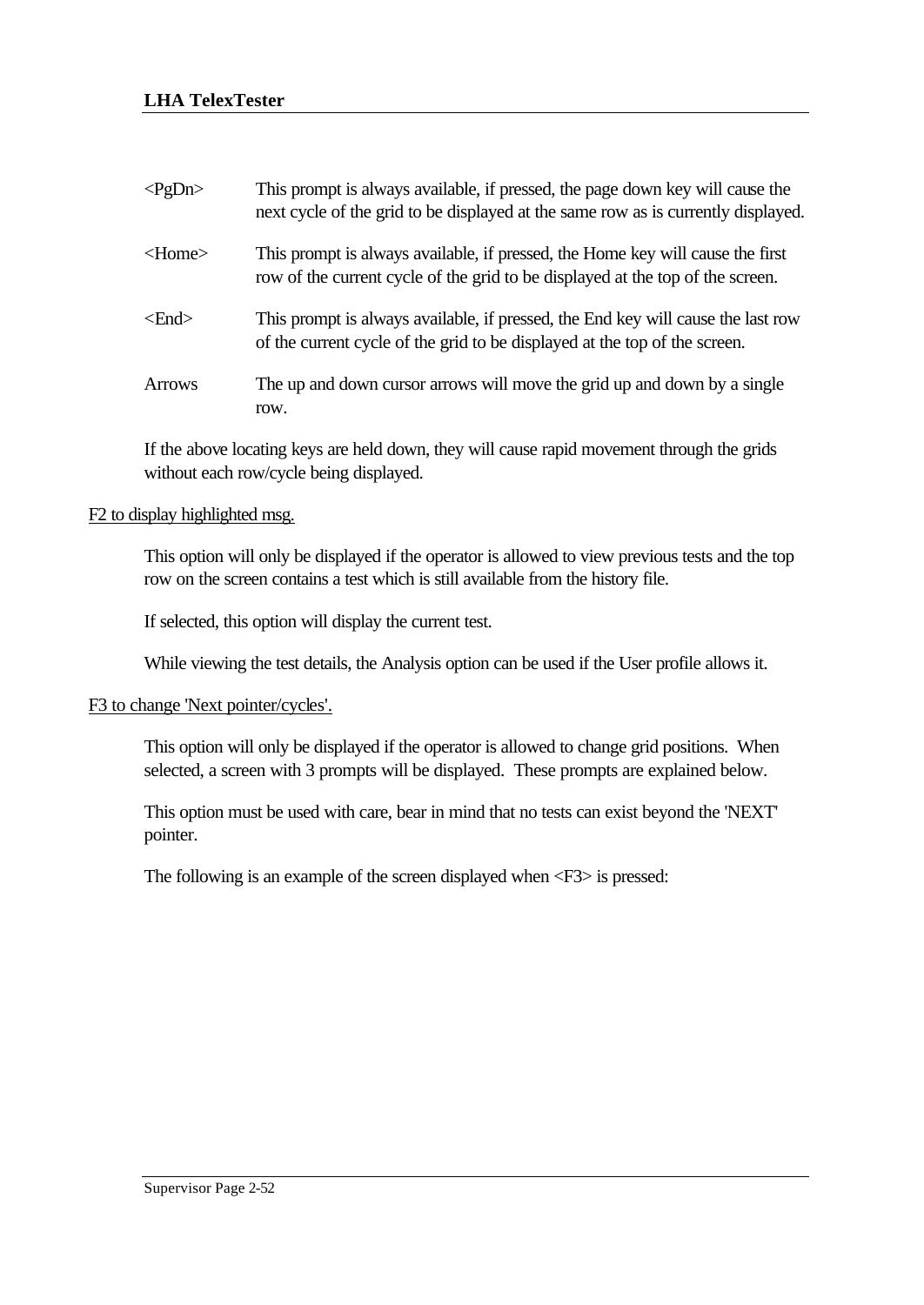| | |
|---|---|
| <PgDn> | This prompt is always available, if pressed, the page down key will cause the next cycle of the grid to be displayed at the same row as is currently displayed. |
| <Home> | This prompt is always available, if pressed, the Home key will cause the first row of the current cycle of the grid to be displayed at the top of the screen. |
| <End> | This prompt is always available, if pressed, the End key will cause the last row of the current cycle of the grid to be displayed at the top of the screen. |
| Arrows | The up and down cursor arrows will move the grid up and down by a single row. |

If the above locating keys are held down, they will cause rapid movement through the grids without each row/cycle being displayed.

<u>F2 to display highlighted msg.</u>

This option will only be displayed if the operator is allowed to view previous tests and the top row on the screen contains a test which is still available from the history file.

If selected, this option will display the current test.

While viewing the test details, the Analysis option can be used if the User profile allows it.

<u>F3 to change 'Next pointer/cycles'.</u>

This option will only be displayed if the operator is allowed to change grid positions. When selected, a screen with 3 prompts will be displayed. These prompts are explained below.

This option must be used with care, bear in mind that no tests can exist beyond the 'NEXT' pointer.

The following is an example of the screen displayed when <F3> is pressed: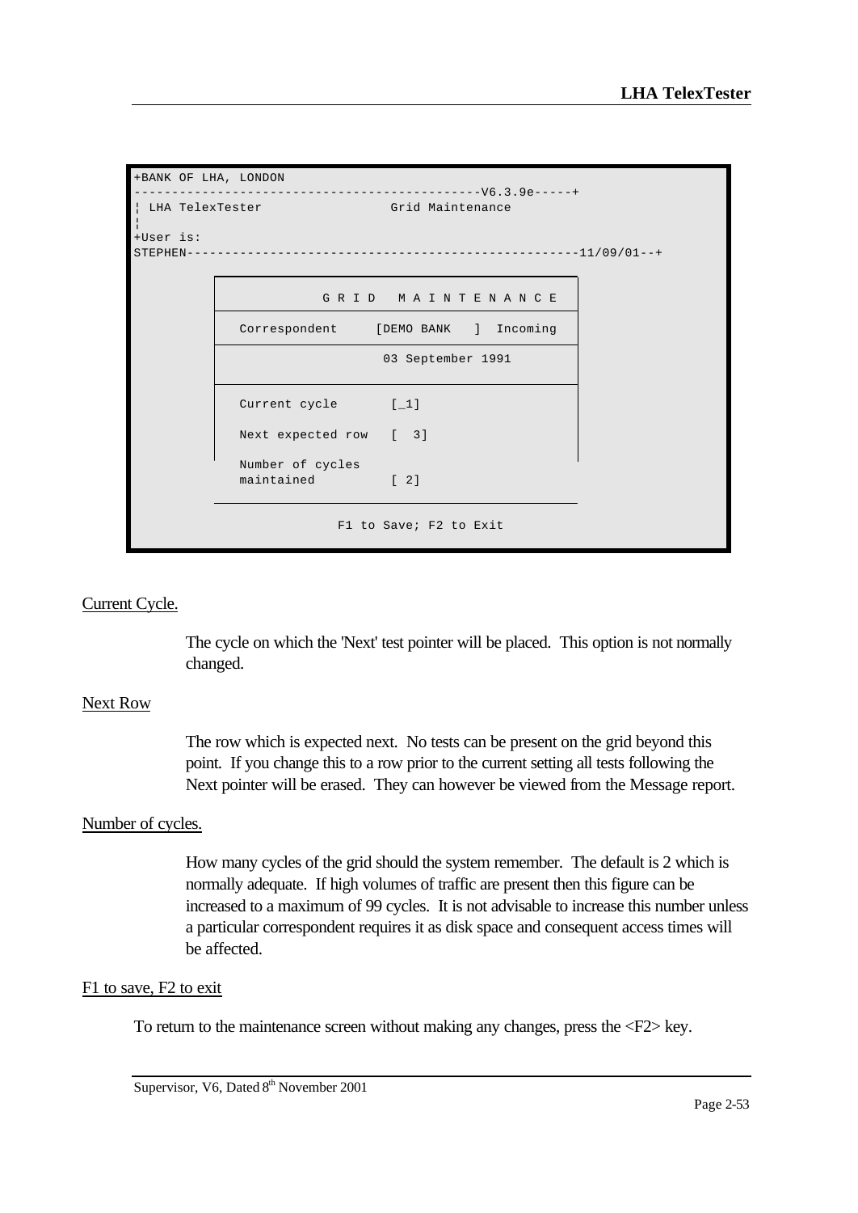```
+BANK OF LHA, LONDON
---------------------------------------------V6.3.9e-----+
¦ LHA TelexTester                 Grid Maintenance
¦
+User is:
STEPHEN---------------------------------------------------11/09/01--+

                    G R I D   M A I N T E N A N C E

          Correspondent     [DEMO BANK   ]  Incoming

                            03 September 1991

          Current cycle       [_1]

          Next expected row   [  3]

          Number of cycles
          maintained          [ 2]

                       F1 to Save; F2 to Exit
```

<u>Current Cycle.</u>

The cycle on which the 'Next' test pointer will be placed. This option is not normally changed.

<u>Next Row</u>

The row which is expected next. No tests can be present on the grid beyond this point. If you change this to a row prior to the current setting all tests following the Next pointer will be erased. They can however be viewed from the Message report.

<u>Number of cycles.</u>

How many cycles of the grid should the system remember. The default is 2 which is normally adequate. If high volumes of traffic are present then this figure can be increased to a maximum of 99 cycles. It is not advisable to increase this number unless a particular correspondent requires it as disk space and consequent access times will be affected.

<u>F1 to save, F2 to exit</u>

To return to the maintenance screen without making any changes, press the <F2> key.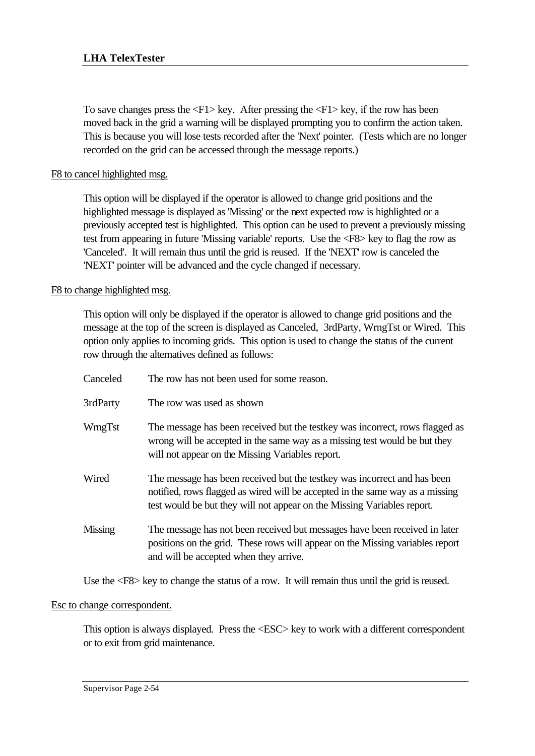To save changes press the <F1> key. After pressing the <F1> key, if the row has been moved back in the grid a warning will be displayed prompting you to confirm the action taken. This is because you will lose tests recorded after the 'Next' pointer. (Tests which are no longer recorded on the grid can be accessed through the message reports.)

<u>F8 to cancel highlighted msg.</u>

This option will be displayed if the operator is allowed to change grid positions and the highlighted message is displayed as 'Missing' or the next expected row is highlighted or a previously accepted test is highlighted. This option can be used to prevent a previously missing test from appearing in future 'Missing variable' reports. Use the <F8> key to flag the row as 'Canceled'. It will remain thus until the grid is reused. If the 'NEXT' row is canceled the 'NEXT' pointer will be advanced and the cycle changed if necessary.

<u>F8 to change highlighted msg.</u>

This option will only be displayed if the operator is allowed to change grid positions and the message at the top of the screen is displayed as Canceled, 3rdParty, WrngTst or Wired. This option only applies to incoming grids. This option is used to change the status of the current row through the alternatives defined as follows:

| | |
|---|---|
| Canceled | The row has not been used for some reason. |
| 3rdParty | The row was used as shown |
| WrngTst | The message has been received but the testkey was incorrect, rows flagged as wrong will be accepted in the same way as a missing test would be but they will not appear on the Missing Variables report. |
| Wired | The message has been received but the testkey was incorrect and has been notified, rows flagged as wired will be accepted in the same way as a missing test would be but they will not appear on the Missing Variables report. |
| Missing | The message has not been received but messages have been received in later positions on the grid. These rows will appear on the Missing variables report and will be accepted when they arrive. |

Use the <F8> key to change the status of a row. It will remain thus until the grid is reused.

<u>Esc to change correspondent.</u>

This option is always displayed. Press the <ESC> key to work with a different correspondent or to exit from grid maintenance.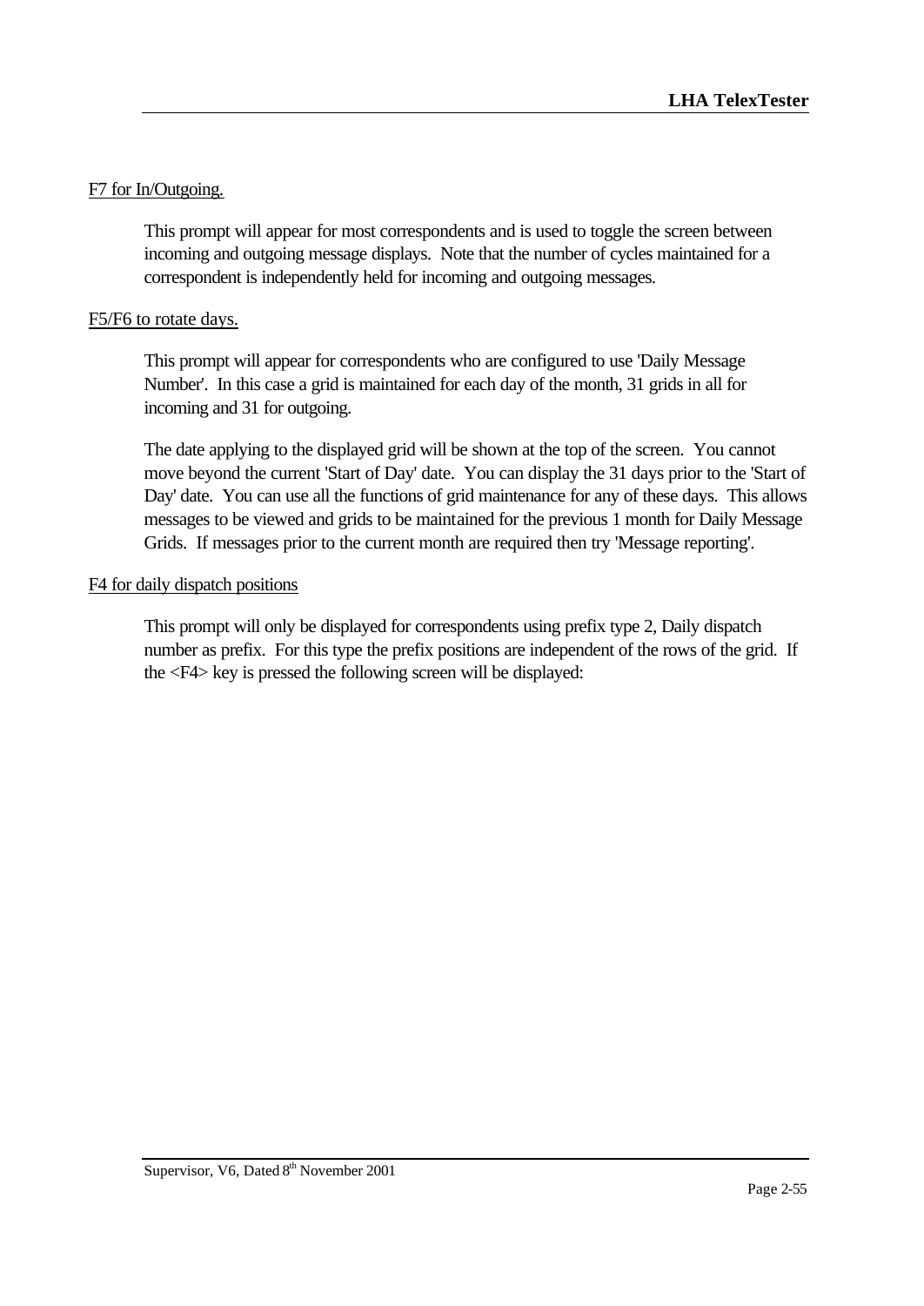F7 for In/Outgoing.

This prompt will appear for most correspondents and is used to toggle the screen between incoming and outgoing message displays. Note that the number of cycles maintained for a correspondent is independently held for incoming and outgoing messages.

F5/F6 to rotate days.

This prompt will appear for correspondents who are configured to use 'Daily Message Number'. In this case a grid is maintained for each day of the month, 31 grids in all for incoming and 31 for outgoing.

The date applying to the displayed grid will be shown at the top of the screen. You cannot move beyond the current 'Start of Day' date. You can display the 31 days prior to the 'Start of Day' date. You can use all the functions of grid maintenance for any of these days. This allows messages to be viewed and grids to be maintained for the previous 1 month for Daily Message Grids. If messages prior to the current month are required then try 'Message reporting'.

F4 for daily dispatch positions

This prompt will only be displayed for correspondents using prefix type 2, Daily dispatch number as prefix. For this type the prefix positions are independent of the rows of the grid. If the <F4> key is pressed the following screen will be displayed: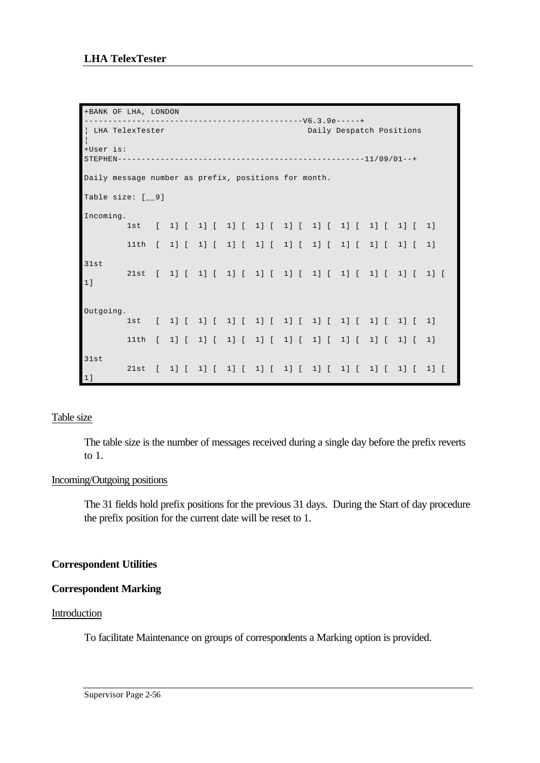```
+BANK OF LHA, LONDON
---------------------------------------------V6.3.9e-----+
¦ LHA TelexTester                                 Daily Despatch Positions
¦
+User is:
STEPHEN--------------------------------------------------11/09/01--+

Daily message number as prefix, positions for month.

Table size: [__9]

Incoming.
         1st   [  1] [  1] [  1] [  1] [  1] [  1] [  1] [  1] [  1] [  1]

         11th  [  1] [  1] [  1] [  1] [  1] [  1] [  1] [  1] [  1] [  1]

31st
         21st  [  1] [  1] [  1] [  1] [  1] [  1] [  1] [  1] [  1] [  1] [
1]


Outgoing.
         1st   [  1] [  1] [  1] [  1] [  1] [  1] [  1] [  1] [  1] [  1]

         11th  [  1] [  1] [  1] [  1] [  1] [  1] [  1] [  1] [  1] [  1]

31st
         21st  [  1] [  1] [  1] [  1] [  1] [  1] [  1] [  1] [  1] [  1] [
1]
```

Table size

The table size is the number of messages received during a single day before the prefix reverts to 1.

Incoming/Outgoing positions

The 31 fields hold prefix positions for the previous 31 days. During the Start of day procedure the prefix position for the current date will be reset to 1.

## Correspondent Utilities

## Correspondent Marking

Introduction

To facilitate Maintenance on groups of correspondents a Marking option is provided.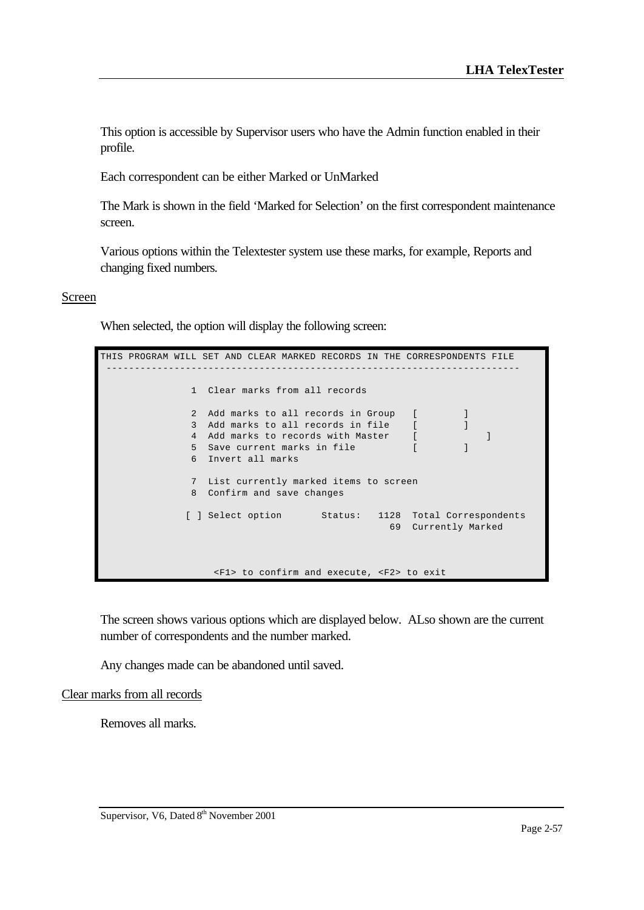This option is accessible by Supervisor users who have the Admin function enabled in their profile.

Each correspondent can be either Marked or UnMarked

The Mark is shown in the field 'Marked for Selection' on the first correspondent maintenance screen.

Various options within the Telextester system use these marks, for example, Reports and changing fixed numbers.

## Screen

When selected, the option will display the following screen:

```
THIS PROGRAM WILL SET AND CLEAR MARKED RECORDS IN THE CORRESPONDENTS FILE
 ----------------------------------------------------------------------

                1  Clear marks from all records

                2  Add marks to all records in Group   [        ]
                3  Add marks to all records in file    [        ]
                4  Add marks to records with Master    [            ]
                5  Save current marks in file          [        ]
                6  Invert all marks

                7  List currently marked items to screen
                8  Confirm and save changes

               [ ] Select option       Status:   1128  Total Correspondents
                                                   69  Currently Marked



                    <F1> to confirm and execute, <F2> to exit
```

The screen shows various options which are displayed below. ALso shown are the current number of correspondents and the number marked.

Any changes made can be abandoned until saved.

## Clear marks from all records

Removes all marks.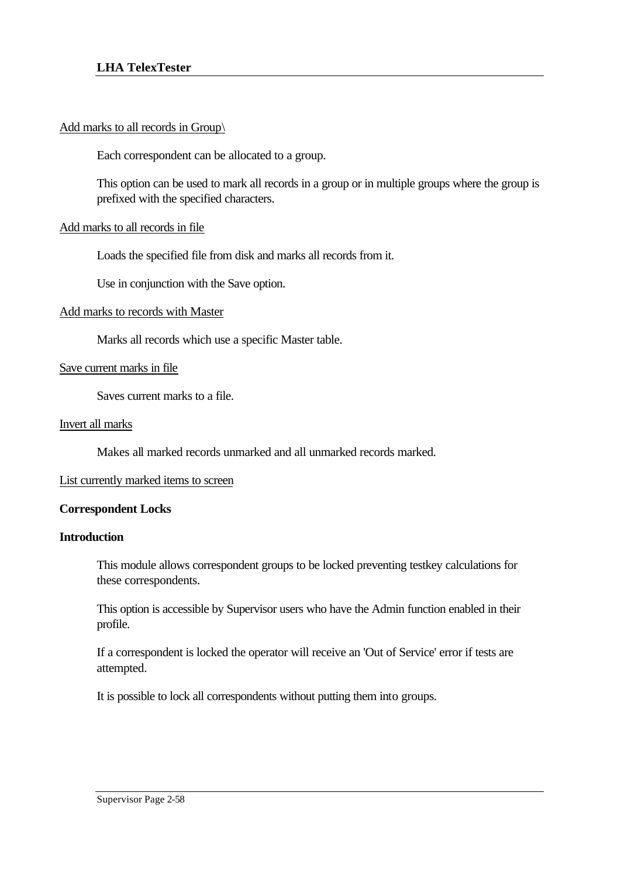Add marks to all records in Group\

Each correspondent can be allocated to a group.

This option can be used to mark all records in a group or in multiple groups where the group is prefixed with the specified characters.

Add marks to all records in file

Loads the specified file from disk and marks all records from it.

Use in conjunction with the Save option.

Add marks to records with Master

Marks all records which use a specific Master table.

Save current marks in file

Saves current marks to a file.

Invert all marks

Makes all marked records unmarked and all unmarked records marked.

List currently marked items to screen

**Correspondent Locks**

**Introduction**

This module allows correspondent groups to be locked preventing testkey calculations for these correspondents.

This option is accessible by Supervisor users who have the Admin function enabled in their profile.

If a correspondent is locked the operator will receive an 'Out of Service' error if tests are attempted.

It is possible to lock all correspondents without putting them into groups.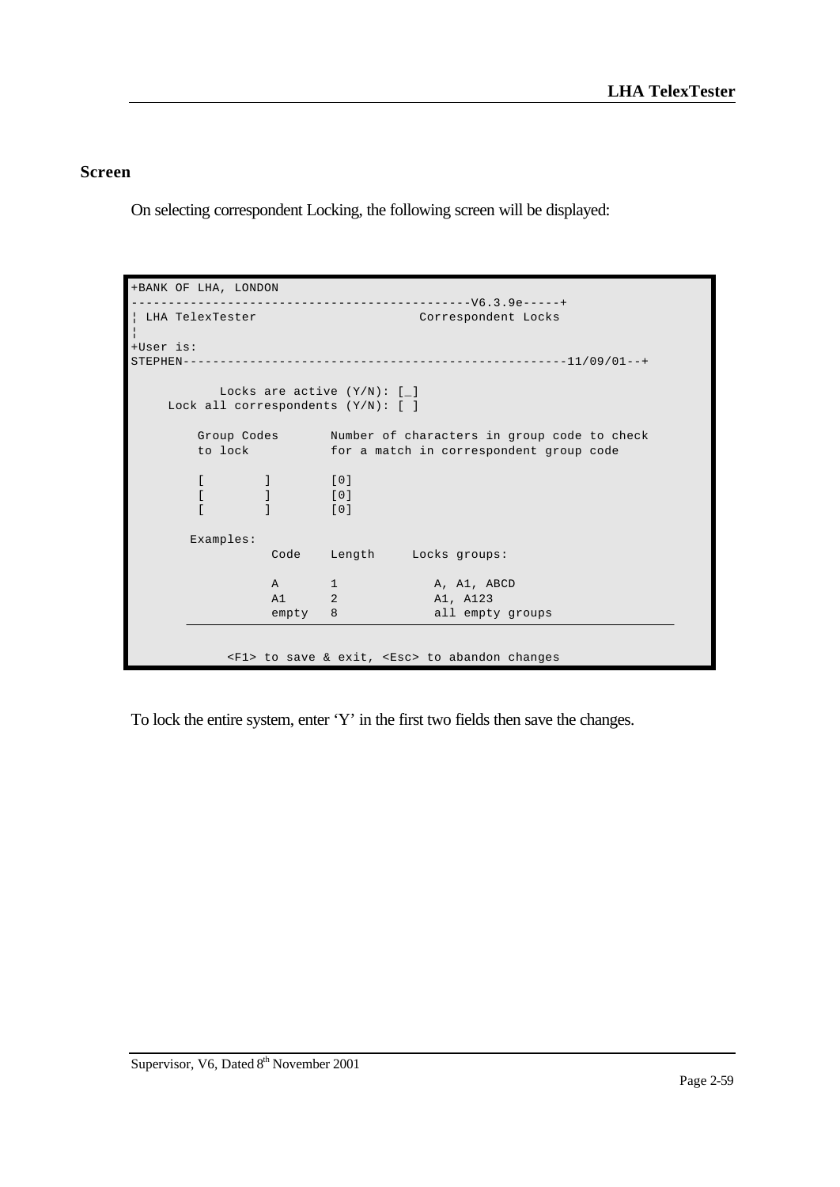## Screen

On selecting correspondent Locking, the following screen will be displayed:

```
+BANK OF LHA, LONDON
---------------------------------------------V6.3.9e-----+
¦ LHA TelexTester                      Correspondent Locks
¦
+User is:
STEPHEN----------------------------------------------------11/09/01--+

            Locks are active (Y/N): [_]
     Lock all correspondents (Y/N): [ ]

         Group Codes       Number of characters in group code to check
         to lock           for a match in correspondent group code

         [        ]        [0]
         [        ]        [0]
         [        ]        [0]

        Examples:
                   Code    Length     Locks groups:

                   A       1             A, A1, ABCD
                   A1      2             A1, A123
                   empty   8             all empty groups


             <F1> to save & exit, <Esc> to abandon changes
```

To lock the entire system, enter 'Y' in the first two fields then save the changes.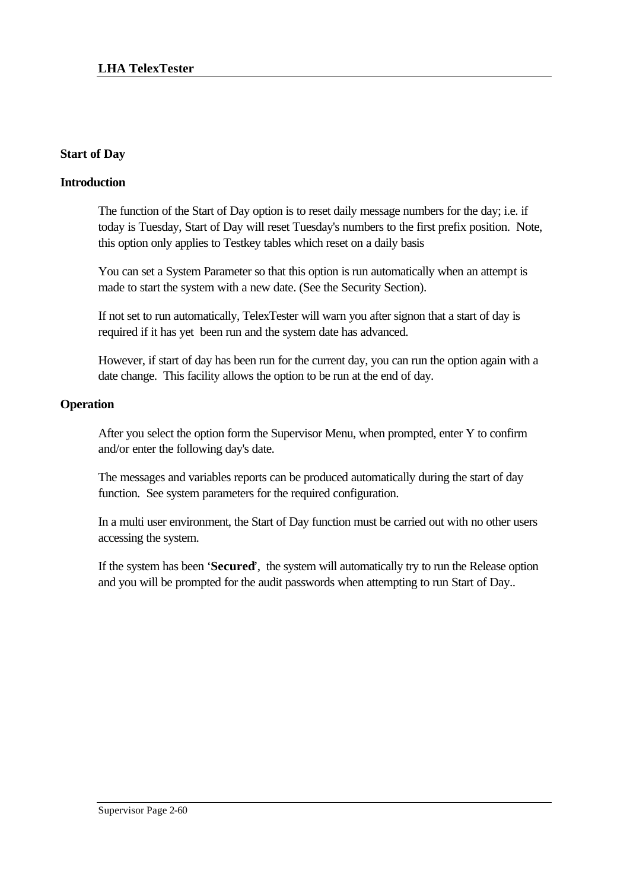## Start of Day

### Introduction

The function of the Start of Day option is to reset daily message numbers for the day; i.e. if today is Tuesday, Start of Day will reset Tuesday's numbers to the first prefix position. Note, this option only applies to Testkey tables which reset on a daily basis

You can set a System Parameter so that this option is run automatically when an attempt is made to start the system with a new date. (See the Security Section).

If not set to run automatically, TelexTester will warn you after signon that a start of day is required if it has yet been run and the system date has advanced.

However, if start of day has been run for the current day, you can run the option again with a date change. This facility allows the option to be run at the end of day.

### Operation

After you select the option form the Supervisor Menu, when prompted, enter Y to confirm and/or enter the following day's date.

The messages and variables reports can be produced automatically during the start of day function. See system parameters for the required configuration.

In a multi user environment, the Start of Day function must be carried out with no other users accessing the system.

If the system has been '**Secured**', the system will automatically try to run the Release option and you will be prompted for the audit passwords when attempting to run Start of Day..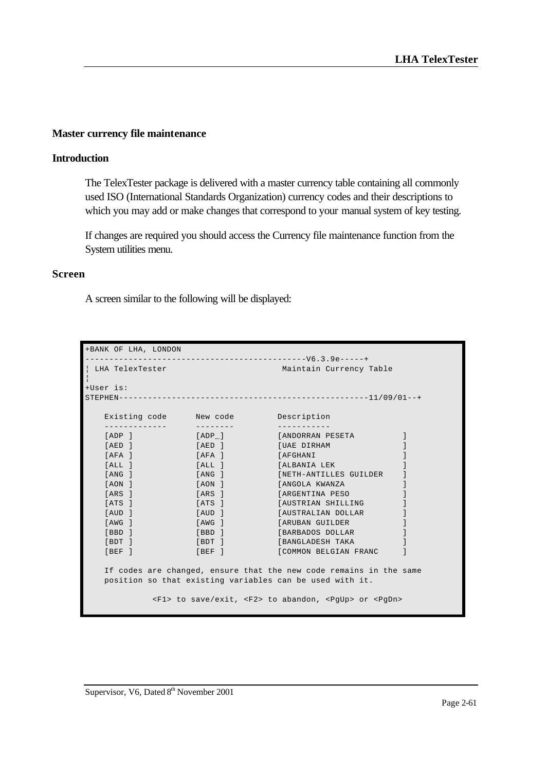## Master currency file maintenance

### Introduction

The TelexTester package is delivered with a master currency table containing all commonly used ISO (International Standards Organization) currency codes and their descriptions to which you may add or make changes that correspond to your manual system of key testing.

If changes are required you should access the Currency file maintenance function from the System utilities menu.

### Screen

A screen similar to the following will be displayed:

```
+BANK OF LHA, LONDON
---------------------------------------------V6.3.9e-----+
¦ LHA TelexTester                        Maintain Currency Table
¦
+User is:
STEPHEN---------------------------------------------------11/09/01--+

    Existing code      New code         Description
    -------------      --------         -----------
    [ADP ]             [ADP_]           [ANDORRAN PESETA          ]
    [AED ]             [AED ]           [UAE DIRHAM               ]
    [AFA ]             [AFA ]           [AFGHANI                  ]
    [ALL ]             [ALL ]           [ALBANIA LEK              ]
    [ANG ]             [ANG ]           [NETH-ANTILLES GUILDER    ]
    [AON ]             [AON ]           [ANGOLA KWANZA            ]
    [ARS ]             [ARS ]           [ARGENTINA PESO           ]
    [ATS ]             [ATS ]           [AUSTRIAN SHILLING        ]
    [AUD ]             [AUD ]           [AUSTRALIAN DOLLAR        ]
    [AWG ]             [AWG ]           [ARUBAN GUILDER           ]
    [BBD ]             [BBD ]           [BARBADOS DOLLAR          ]
    [BDT ]             [BDT ]           [BANGLADESH TAKA          ]
    [BEF ]             [BEF ]           [COMMON BELGIAN FRANC     ]

    If codes are changed, ensure that the new code remains in the same
    position so that existing variables can be used with it.

              <F1> to save/exit, <F2> to abandon, <PgUp> or <PgDn>
```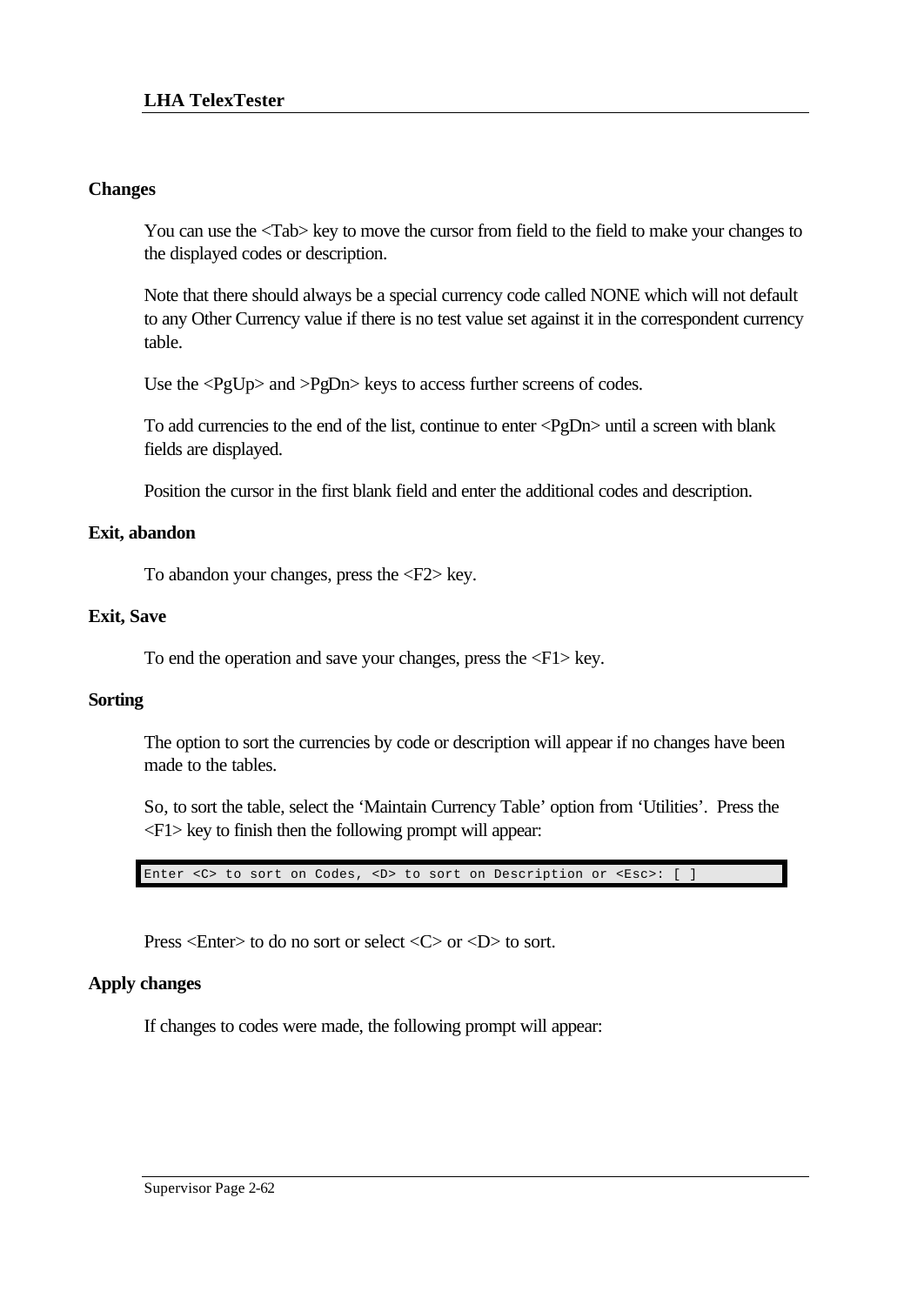### Changes

You can use the <Tab> key to move the cursor from field to the field to make your changes to the displayed codes or description.

Note that there should always be a special currency code called NONE which will not default to any Other Currency value if there is no test value set against it in the correspondent currency table.

Use the <PgUp> and >PgDn> keys to access further screens of codes.

To add currencies to the end of the list, continue to enter <PgDn> until a screen with blank fields are displayed.

Position the cursor in the first blank field and enter the additional codes and description.

### Exit, abandon

To abandon your changes, press the <F2> key.

### Exit, Save

To end the operation and save your changes, press the <F1> key.

### Sorting

The option to sort the currencies by code or description will appear if no changes have been made to the tables.

So, to sort the table, select the ‘Maintain Currency Table’ option from ‘Utilities’.  Press the <F1> key to finish then the following prompt will appear:

```
Enter <C> to sort on Codes, <D> to sort on Description or <Esc>: [ ]
```

Press <Enter> to do no sort or select <C> or <D> to sort.

### Apply changes

If changes to codes were made, the following prompt will appear: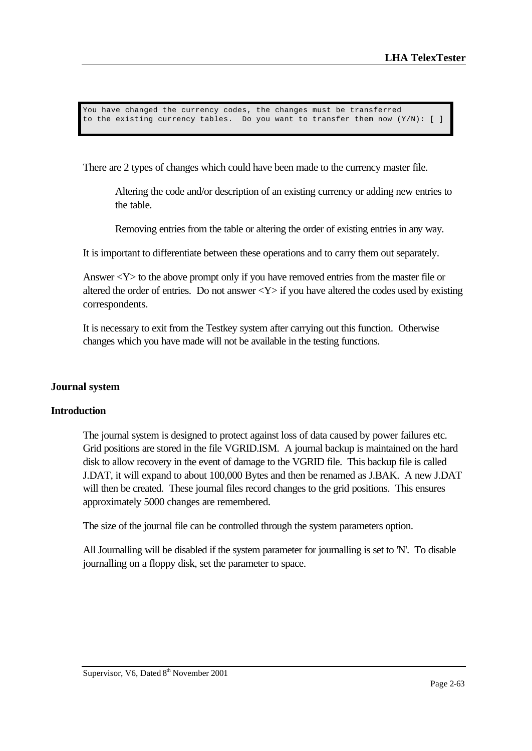```
You have changed the currency codes, the changes must be transferred
to the existing currency tables.  Do you want to transfer them now (Y/N): [ ]
```

There are 2 types of changes which could have been made to the currency master file.

> Altering the code and/or description of an existing currency or adding new entries to the table.
>
> Removing entries from the table or altering the order of existing entries in any way.

It is important to differentiate between these operations and to carry them out separately.

Answer <Y> to the above prompt only if you have removed entries from the master file or altered the order of entries. Do not answer <Y> if you have altered the codes used by existing correspondents.

It is necessary to exit from the Testkey system after carrying out this function. Otherwise changes which you have made will not be available in the testing functions.

## Journal system

### Introduction

The journal system is designed to protect against loss of data caused by power failures etc. Grid positions are stored in the file VGRID.ISM. A journal backup is maintained on the hard disk to allow recovery in the event of damage to the VGRID file. This backup file is called J.DAT, it will expand to about 100,000 Bytes and then be renamed as J.BAK. A new J.DAT will then be created. These journal files record changes to the grid positions. This ensures approximately 5000 changes are remembered.

The size of the journal file can be controlled through the system parameters option.

All Journalling will be disabled if the system parameter for journalling is set to 'N'. To disable journalling on a floppy disk, set the parameter to space.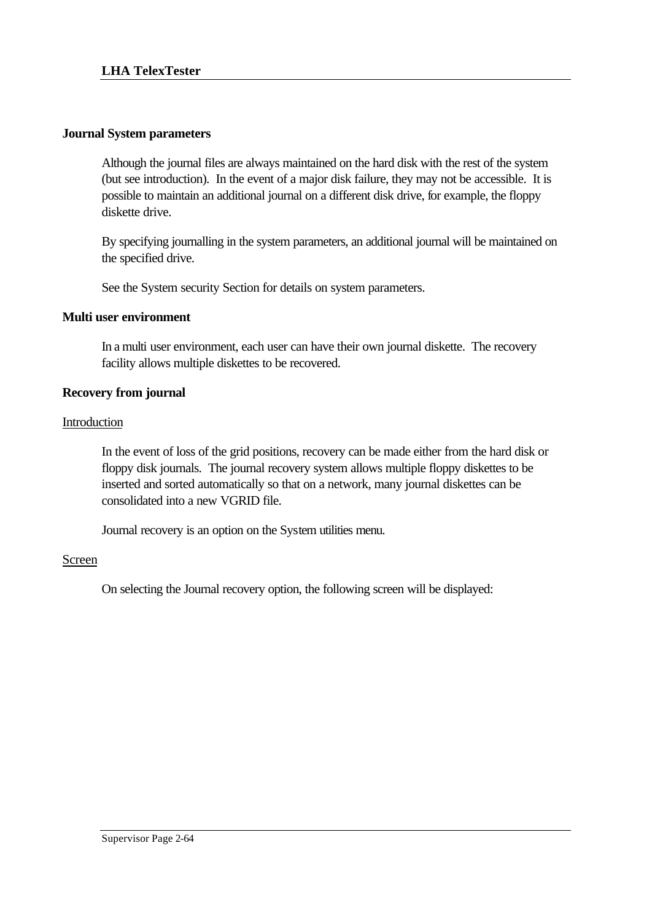## Journal System parameters

Although the journal files are always maintained on the hard disk with the rest of the system (but see introduction). In the event of a major disk failure, they may not be accessible. It is possible to maintain an additional journal on a different disk drive, for example, the floppy diskette drive.

By specifying journalling in the system parameters, an additional journal will be maintained on the specified drive.

See the System security Section for details on system parameters.

## Multi user environment

In a multi user environment, each user can have their own journal diskette. The recovery facility allows multiple diskettes to be recovered.

## Recovery from journal

### Introduction

In the event of loss of the grid positions, recovery can be made either from the hard disk or floppy disk journals. The journal recovery system allows multiple floppy diskettes to be inserted and sorted automatically so that on a network, many journal diskettes can be consolidated into a new VGRID file.

Journal recovery is an option on the System utilities menu.

### Screen

On selecting the Journal recovery option, the following screen will be displayed: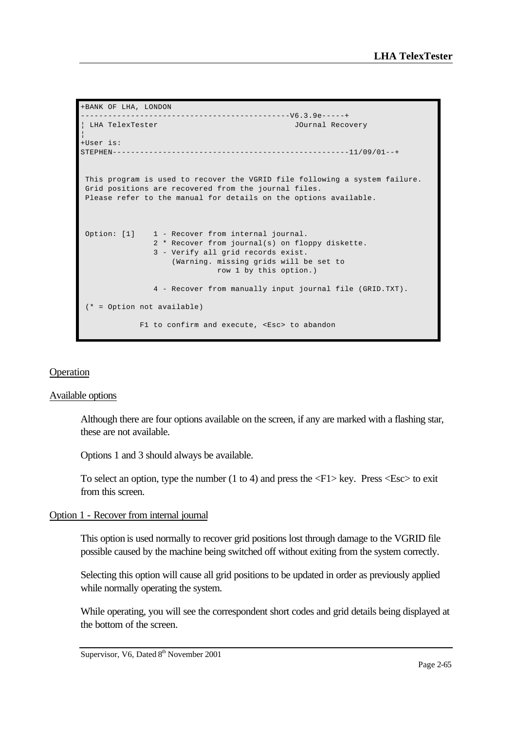```
+BANK OF LHA, LONDON
---------------------------------------------V6.3.9e-----+
¦ LHA TelexTester                              JOurnal Recovery
¦
+User is:
STEPHEN----------------------------------------------------11/09/01--+


 This program is used to recover the VGRID file following a system failure.
 Grid positions are recovered from the journal files.
 Please refer to the manual for details on the options available.



 Option: [1]    1 - Recover from internal journal.
                2 * Recover from journal(s) on floppy diskette.
                3 - Verify all grid records exist.
                    (Warning. missing grids will be set to
                              row 1 by this option.)

                4 - Recover from manually input journal file (GRID.TXT).

 (* = Option not available)

             F1 to confirm and execute, <Esc> to abandon
```

## Operation

### Available options

Although there are four options available on the screen, if any are marked with a flashing star, these are not available.

Options 1 and 3 should always be available.

To select an option, type the number (1 to 4) and press the <F1> key. Press <Esc> to exit from this screen.

### Option 1 - Recover from internal journal

This option is used normally to recover grid positions lost through damage to the VGRID file possible caused by the machine being switched off without exiting from the system correctly.

Selecting this option will cause all grid positions to be updated in order as previously applied while normally operating the system.

While operating, you will see the correspondent short codes and grid details being displayed at the bottom of the screen.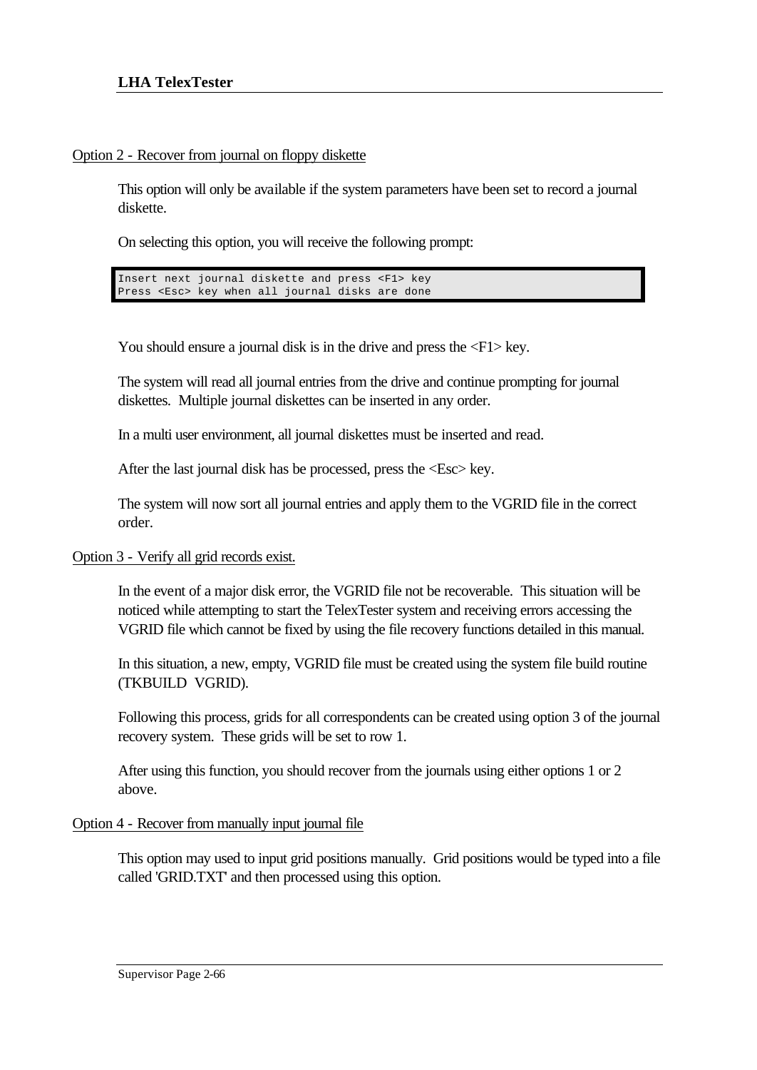Option 2 - Recover from journal on floppy diskette

This option will only be available if the system parameters have been set to record a journal diskette.

On selecting this option, you will receive the following prompt:

```
Insert next journal diskette and press <F1> key
Press <Esc> key when all journal disks are done
```

You should ensure a journal disk is in the drive and press the <F1> key.

The system will read all journal entries from the drive and continue prompting for journal diskettes. Multiple journal diskettes can be inserted in any order.

In a multi user environment, all journal diskettes must be inserted and read.

After the last journal disk has be processed, press the <Esc> key.

The system will now sort all journal entries and apply them to the VGRID file in the correct order.

Option 3 - Verify all grid records exist.

In the event of a major disk error, the VGRID file not be recoverable. This situation will be noticed while attempting to start the TelexTester system and receiving errors accessing the VGRID file which cannot be fixed by using the file recovery functions detailed in this manual.

In this situation, a new, empty, VGRID file must be created using the system file build routine (TKBUILD VGRID).

Following this process, grids for all correspondents can be created using option 3 of the journal recovery system. These grids will be set to row 1.

After using this function, you should recover from the journals using either options 1 or 2 above.

Option 4 - Recover from manually input journal file

This option may used to input grid positions manually. Grid positions would be typed into a file called 'GRID.TXT' and then processed using this option.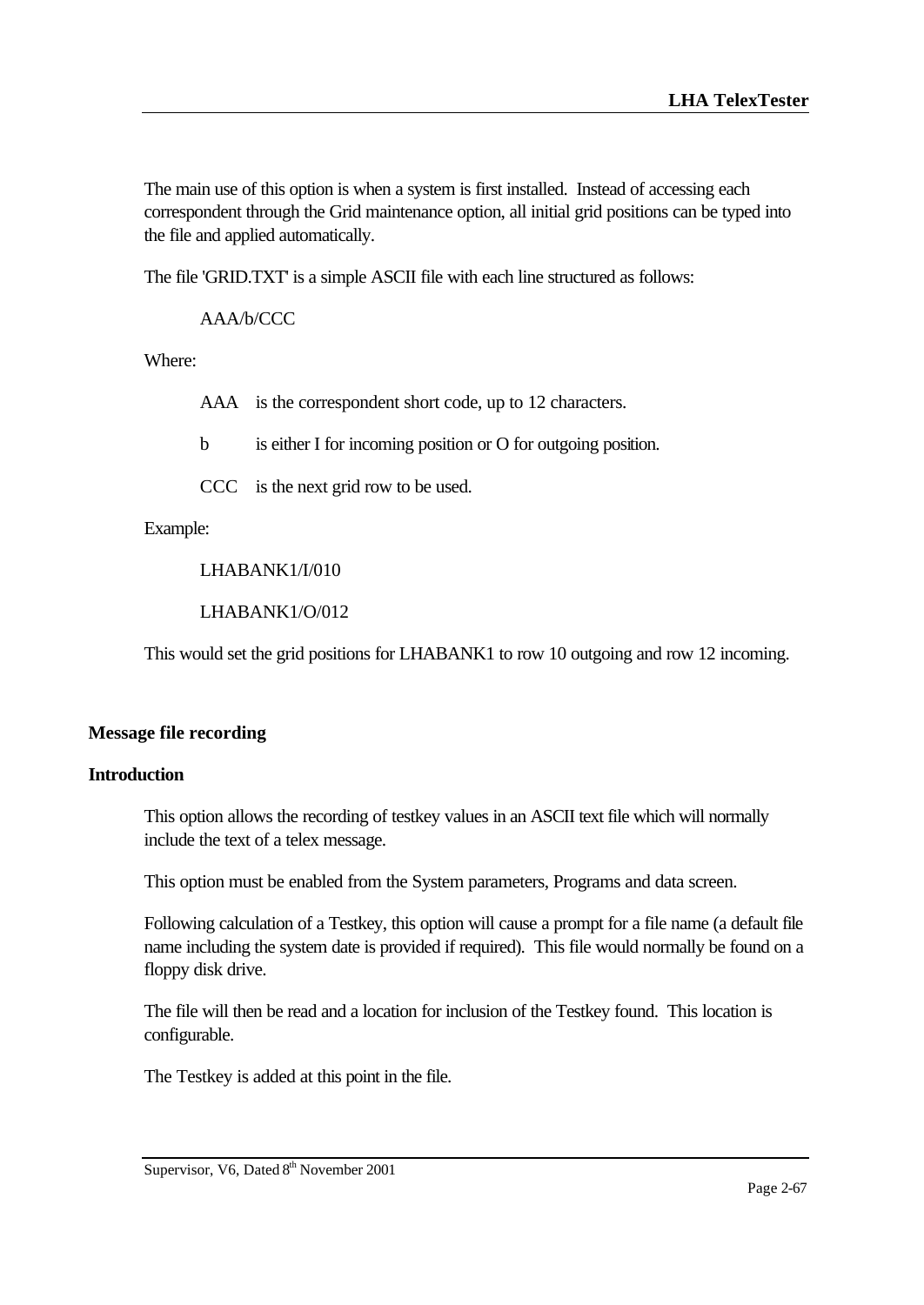The main use of this option is when a system is first installed. Instead of accessing each correspondent through the Grid maintenance option, all initial grid positions can be typed into the file and applied automatically.

The file 'GRID.TXT' is a simple ASCII file with each line structured as follows:

AAA/b/CCC

Where:

AAA is the correspondent short code, up to 12 characters.

b is either I for incoming position or O for outgoing position.

CCC is the next grid row to be used.

Example:

LHABANK1/I/010

LHABANK1/O/012

This would set the grid positions for LHABANK1 to row 10 outgoing and row 12 incoming.

### Message file recording

### Introduction

This option allows the recording of testkey values in an ASCII text file which will normally include the text of a telex message.

This option must be enabled from the System parameters, Programs and data screen.

Following calculation of a Testkey, this option will cause a prompt for a file name (a default file name including the system date is provided if required). This file would normally be found on a floppy disk drive.

The file will then be read and a location for inclusion of the Testkey found. This location is configurable.

The Testkey is added at this point in the file.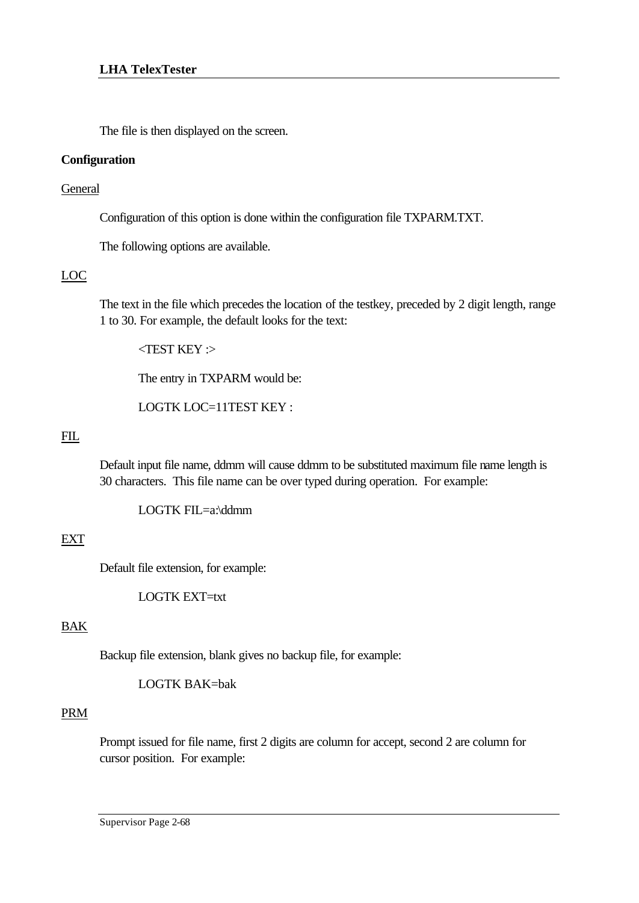The file is then displayed on the screen.

**Configuration**

General

Configuration of this option is done within the configuration file TXPARM.TXT.

The following options are available.

LOC

The text in the file which precedes the location of the testkey, preceded by 2 digit length, range 1 to 30. For example, the default looks for the text:

<TEST KEY :>

The entry in TXPARM would be:

LOGTK LOC=11TEST KEY :

FIL

Default input file name, ddmm will cause ddmm to be substituted maximum file name length is 30 characters. This file name can be over typed during operation. For example:

LOGTK FIL=a:\ddmm

EXT

Default file extension, for example:

LOGTK EXT=txt

BAK

Backup file extension, blank gives no backup file, for example:

LOGTK BAK=bak

PRM

Prompt issued for file name, first 2 digits are column for accept, second 2 are column for cursor position. For example: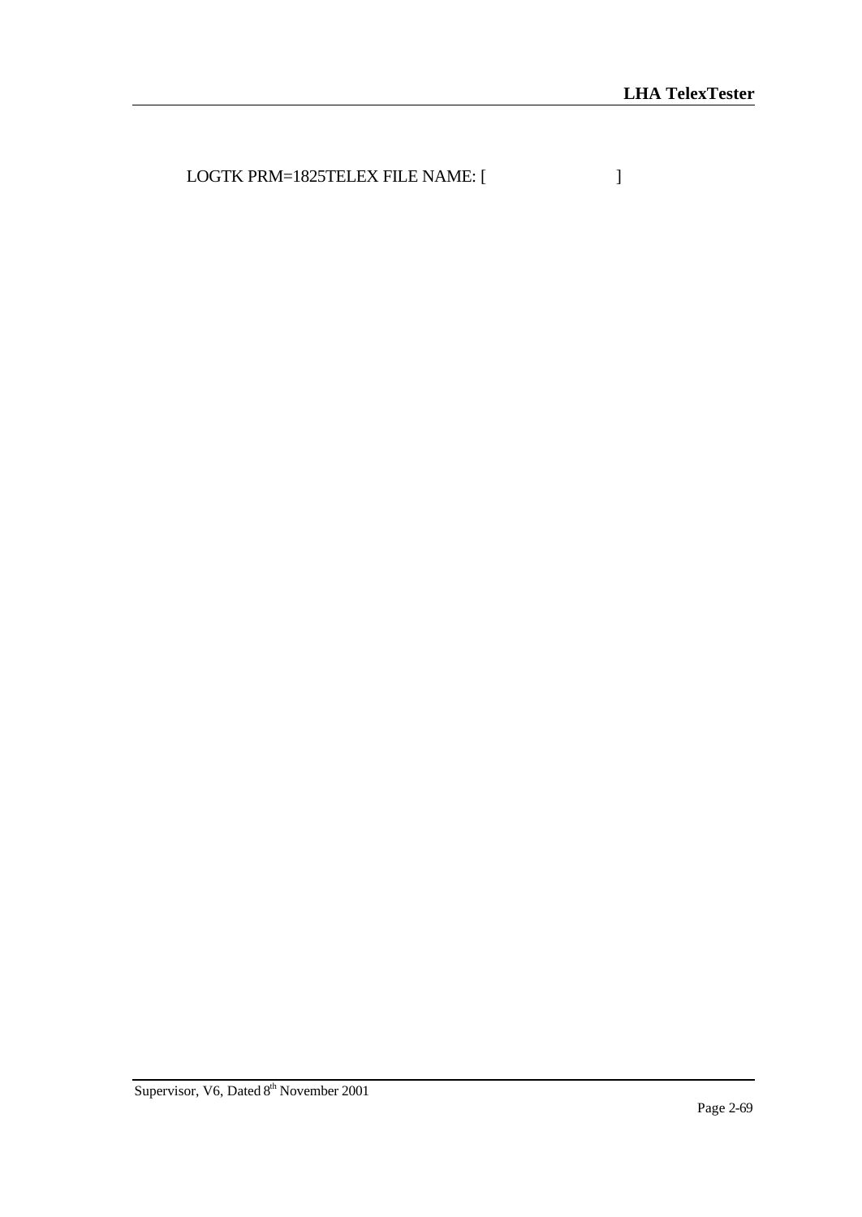LOGTK PRM=1825TELEX FILE NAME: [                    ]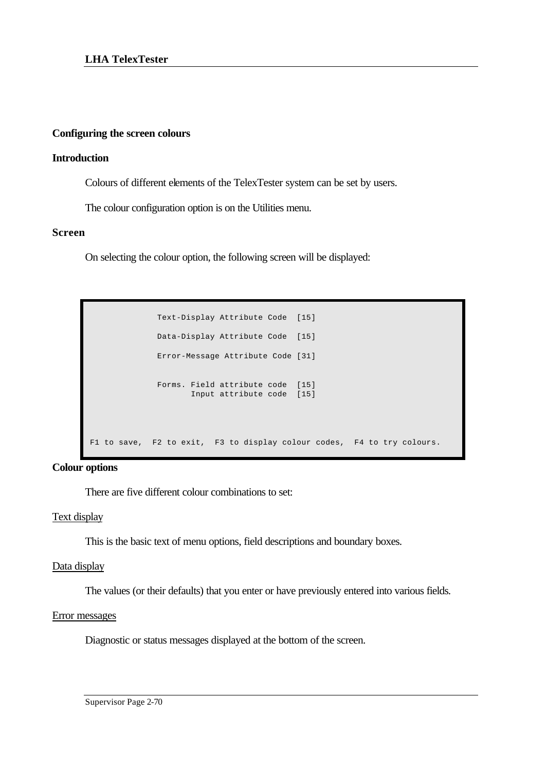## Configuring the screen colours

### Introduction

Colours of different elements of the TelexTester system can be set by users.

The colour configuration option is on the Utilities menu.

### Screen

On selecting the colour option, the following screen will be displayed:

```
              Text-Display Attribute Code  [15]

              Data-Display Attribute Code  [15]

              Error-Message Attribute Code [31]


              Forms. Field attribute code  [15]
                     Input attribute code  [15]




F1 to save,  F2 to exit,  F3 to display colour codes,  F4 to try colours.
```

### Colour options

There are five different colour combinations to set:

<u>Text display</u>

This is the basic text of menu options, field descriptions and boundary boxes.

<u>Data display</u>

The values (or their defaults) that you enter or have previously entered into various fields.

<u>Error messages</u>

Diagnostic or status messages displayed at the bottom of the screen.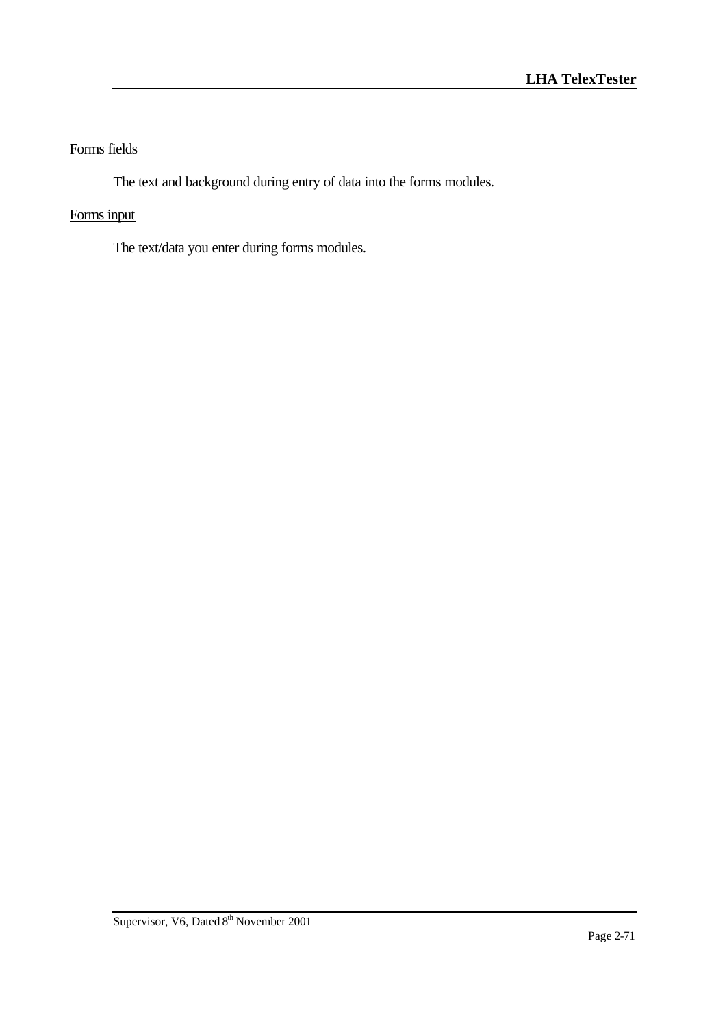<u>Forms fields</u>

The text and background during entry of data into the forms modules.

<u>Forms input</u>

The text/data you enter during forms modules.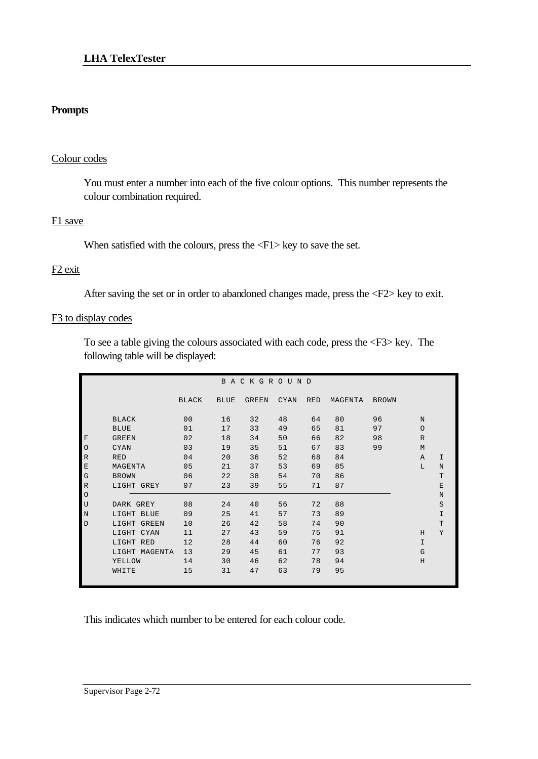## Prompts

### Colour codes

You must enter a number into each of the five colour options. This number represents the colour combination required.

### F1 save

When satisfied with the colours, press the <F1> key to save the set.

### F2 exit

After saving the set or in order to abandoned changes made, press the <F2> key to exit.

### F3 to display codes

To see a table giving the colours associated with each code, press the <F3> key. The following table will be displayed:

| | | BACKGROUND | | | | | | | |
|---|---|---|---|---|---|---|---|---|---|
| | | BLACK | BLUE | GREEN | CYAN | RED | MAGENTA | BROWN | |
| FOREGROUND | BLACK | 00 | 16 | 32 | 48 | 64 | 80 | 96 | NORMAL INTENSITY |
| | BLUE | 01 | 17 | 33 | 49 | 65 | 81 | 97 | |
| | GREEN | 02 | 18 | 34 | 50 | 66 | 82 | 98 | |
| | CYAN | 03 | 19 | 35 | 51 | 67 | 83 | 99 | |
| | RED | 04 | 20 | 36 | 52 | 68 | 84 | | |
| | MAGENTA | 05 | 21 | 37 | 53 | 69 | 85 | | |
| | BROWN | 06 | 22 | 38 | 54 | 70 | 86 | | |
| | LIGHT GREY | 07 | 23 | 39 | 55 | 71 | 87 | | |
| | DARK GREY | 08 | 24 | 40 | 56 | 72 | 88 | | HIGH INTENSITY |
| | LIGHT BLUE | 09 | 25 | 41 | 57 | 73 | 89 | | |
| | LIGHT GREEN | 10 | 26 | 42 | 58 | 74 | 90 | | |
| | LIGHT CYAN | 11 | 27 | 43 | 59 | 75 | 91 | | |
| | LIGHT RED | 12 | 28 | 44 | 60 | 76 | 92 | | |
| | LIGHT MAGENTA | 13 | 29 | 45 | 61 | 77 | 93 | | |
| | YELLOW | 14 | 30 | 46 | 62 | 78 | 94 | | |
| | WHITE | 15 | 31 | 47 | 63 | 79 | 95 | | |

This indicates which number to be entered for each colour code.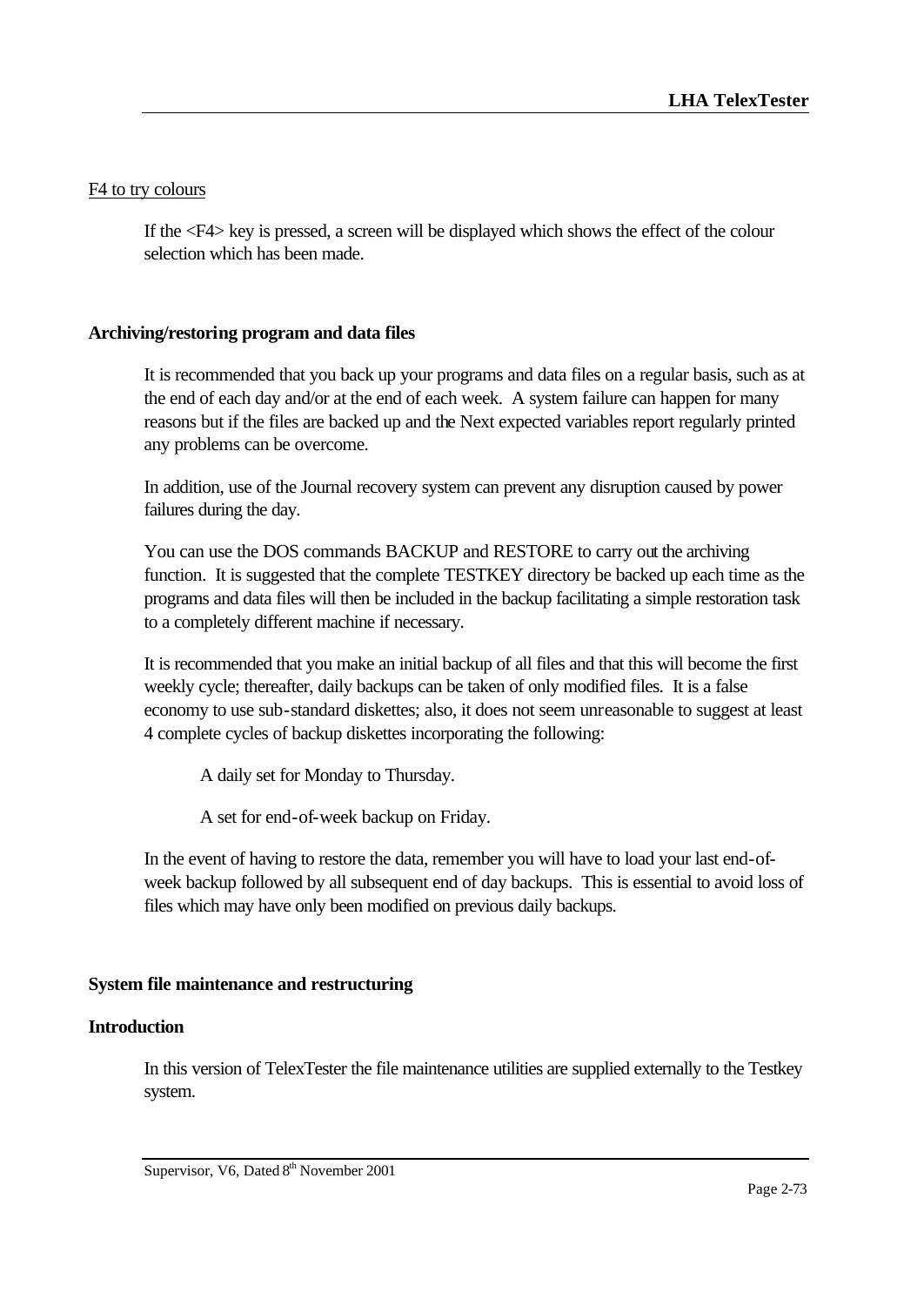F4 to try colours

If the <F4> key is pressed, a screen will be displayed which shows the effect of the colour selection which has been made.

**Archiving/restoring program and data files**

It is recommended that you back up your programs and data files on a regular basis, such as at the end of each day and/or at the end of each week. A system failure can happen for many reasons but if the files are backed up and the Next expected variables report regularly printed any problems can be overcome.

In addition, use of the Journal recovery system can prevent any disruption caused by power failures during the day.

You can use the DOS commands BACKUP and RESTORE to carry out the archiving function. It is suggested that the complete TESTKEY directory be backed up each time as the programs and data files will then be included in the backup facilitating a simple restoration task to a completely different machine if necessary.

It is recommended that you make an initial backup of all files and that this will become the first weekly cycle; thereafter, daily backups can be taken of only modified files. It is a false economy to use sub-standard diskettes; also, it does not seem unreasonable to suggest at least 4 complete cycles of backup diskettes incorporating the following:

A daily set for Monday to Thursday.

A set for end-of-week backup on Friday.

In the event of having to restore the data, remember you will have to load your last end-of-week backup followed by all subsequent end of day backups. This is essential to avoid loss of files which may have only been modified on previous daily backups.

**System file maintenance and restructuring**

**Introduction**

In this version of TelexTester the file maintenance utilities are supplied externally to the Testkey system.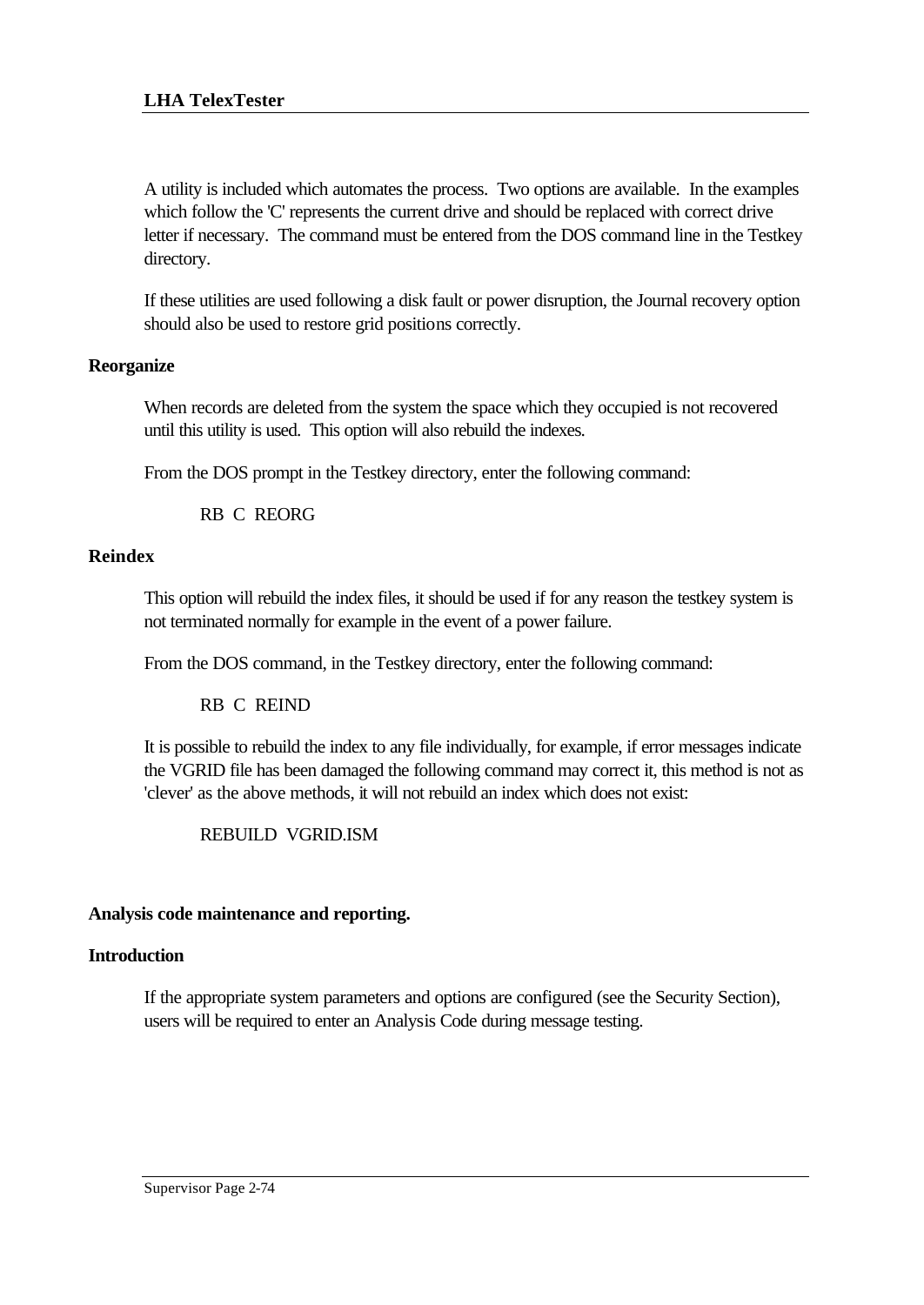A utility is included which automates the process. Two options are available. In the examples which follow the 'C' represents the current drive and should be replaced with correct drive letter if necessary. The command must be entered from the DOS command line in the Testkey directory.

If these utilities are used following a disk fault or power disruption, the Journal recovery option should also be used to restore grid positions correctly.

### Reorganize

When records are deleted from the system the space which they occupied is not recovered until this utility is used. This option will also rebuild the indexes.

From the DOS prompt in the Testkey directory, enter the following command:

```
RB  C  REORG
```

### Reindex

This option will rebuild the index files, it should be used if for any reason the testkey system is not terminated normally for example in the event of a power failure.

From the DOS command, in the Testkey directory, enter the following command:

```
RB  C  REIND
```

It is possible to rebuild the index to any file individually, for example, if error messages indicate the VGRID file has been damaged the following command may correct it, this method is not as 'clever' as the above methods, it will not rebuild an index which does not exist:

```
REBUILD  VGRID.ISM
```

## Analysis code maintenance and reporting.

### Introduction

If the appropriate system parameters and options are configured (see the Security Section), users will be required to enter an Analysis Code during message testing.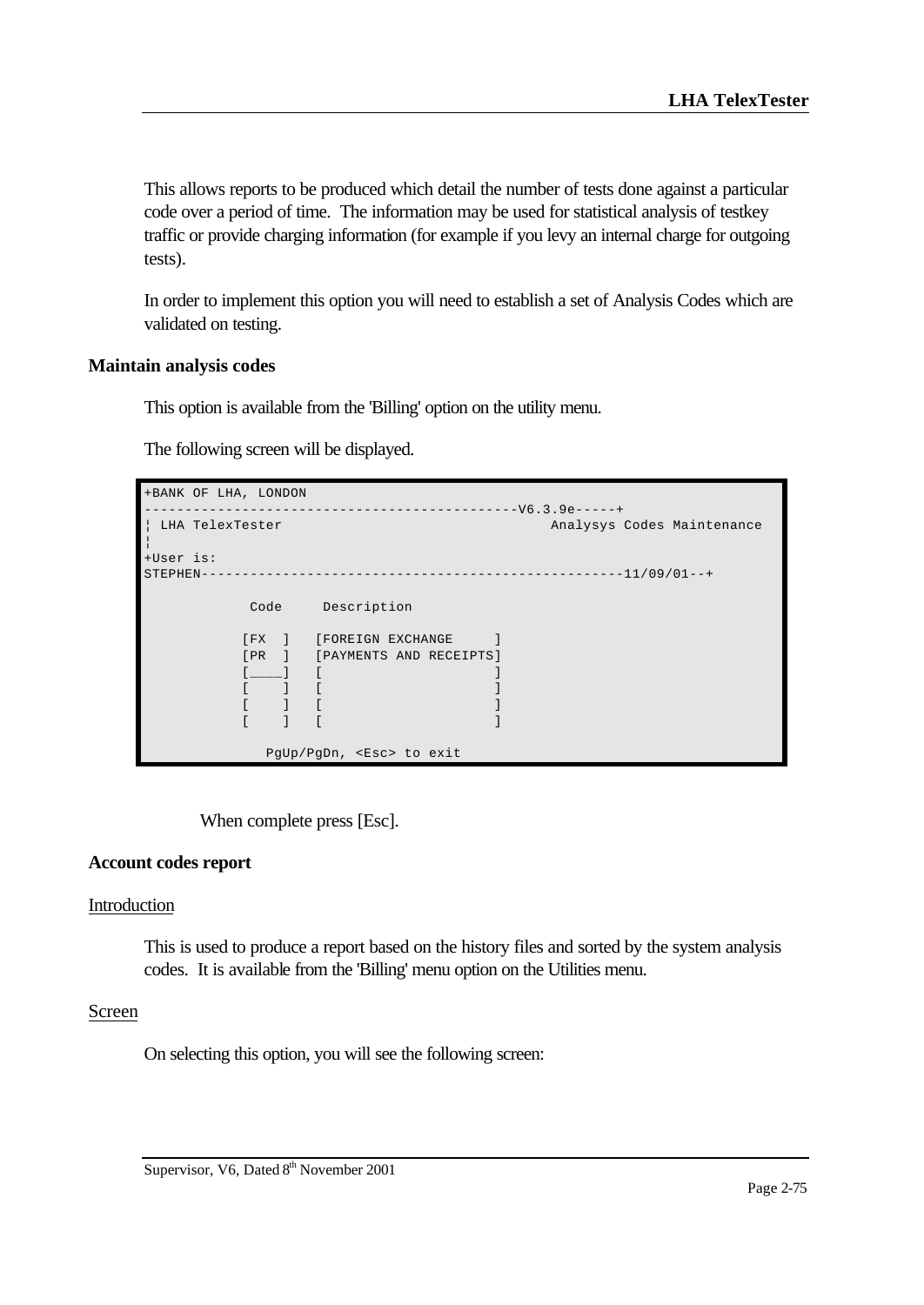This allows reports to be produced which detail the number of tests done against a particular code over a period of time. The information may be used for statistical analysis of testkey traffic or provide charging information (for example if you levy an internal charge for outgoing tests).

In order to implement this option you will need to establish a set of Analysis Codes which are validated on testing.

### Maintain analysis codes

This option is available from the 'Billing' option on the utility menu.

The following screen will be displayed.

```
+BANK OF LHA, LONDON
---------------------------------------------V6.3.9e-----+
¦ LHA TelexTester                                 Analysys Codes Maintenance
¦
+User is:
STEPHEN---------------------------------------------------11/09/01--+

             Code     Description

            [FX  ]   [FOREIGN EXCHANGE     ]
            [PR  ]   [PAYMENTS AND RECEIPTS]
            [____]   [                     ]
            [    ]   [                     ]
            [    ]   [                     ]
            [    ]   [                     ]

               PgUp/PgDn, <Esc> to exit
```

When complete press [Esc].

### Account codes report

Introduction

This is used to produce a report based on the history files and sorted by the system analysis codes. It is available from the 'Billing' menu option on the Utilities menu.

Screen

On selecting this option, you will see the following screen: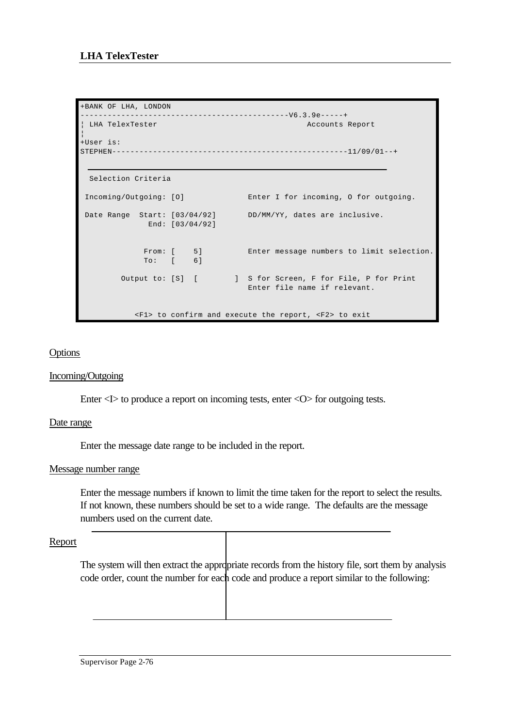```
+BANK OF LHA, LONDON
---------------------------------------------V6.3.9e-----+
¦ LHA TelexTester                                 Accounts Report
¦
+User is:
STEPHEN---------------------------------------------------11/09/01--+

  Selection Criteria

 Incoming/Outgoing: [O]              Enter I for incoming, O for outgoing.

 Date Range  Start: [03/04/92]       DD/MM/YY, dates are inclusive.
               End: [03/04/92]


              From: [    5]          Enter message numbers to limit selection.
              To:   [    6]

         Output to: [S]  [        ]  S for Screen, F for File, P for Print
                                     Enter file name if relevant.


            <F1> to confirm and execute the report, <F2> to exit
```

Options

Incoming/Outgoing

Enter <I> to produce a report on incoming tests, enter <O> for outgoing tests.

Date range

Enter the message date range to be included in the report.

Message number range

Enter the message numbers if known to limit the time taken for the report to select the results. If not known, these numbers should be set to a wide range. The defaults are the message numbers used on the current date.

Report

The system will then extract the appropriate records from the history file, sort them by analysis code order, count the number for each code and produce a report similar to the following: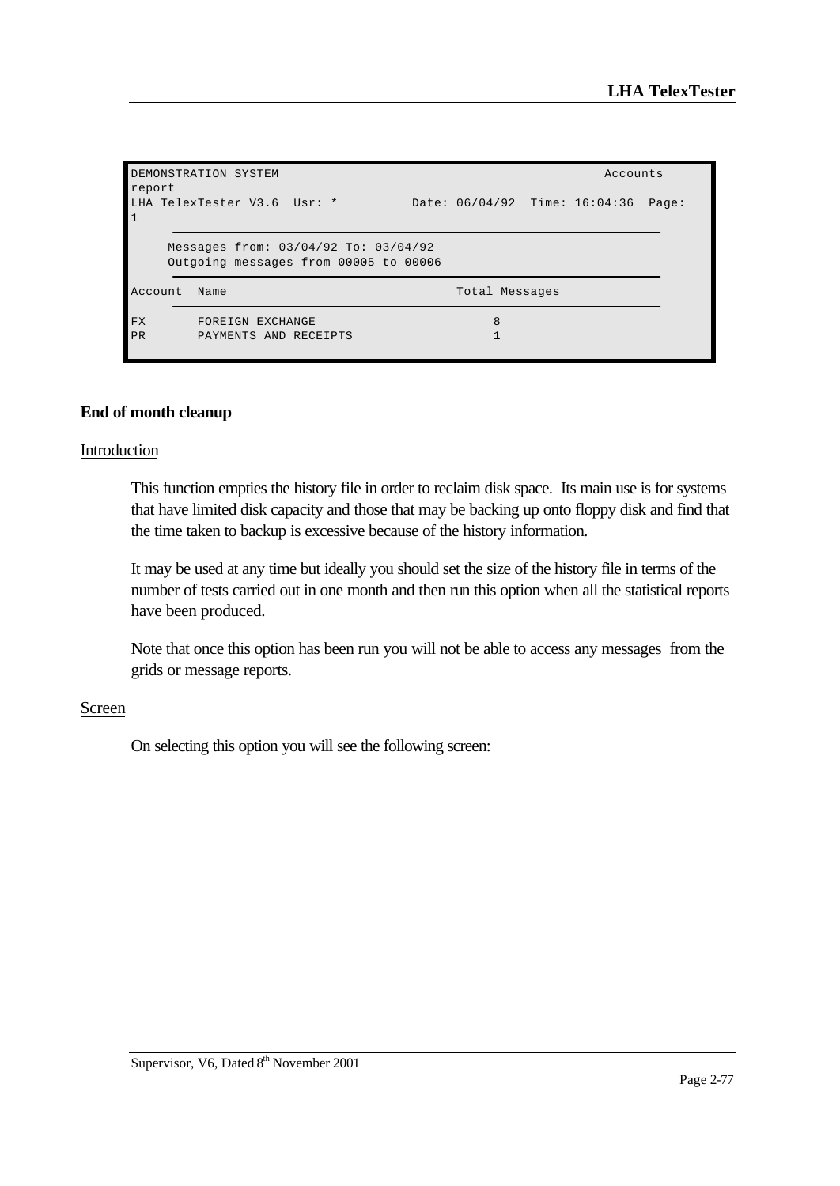```
DEMONSTRATION SYSTEM                                              Accounts
report
LHA TelexTester V3.6  Usr: *          Date: 06/04/92  Time: 16:04:36  Page:
1
     ____________________________________________________________________

     Messages from: 03/04/92 To: 03/04/92
     Outgoing messages from 00005 to 00006
     ____________________________________________________________________
Account  Name                                    Total Messages
     ____________________________________________________________________
FX       FOREIGN EXCHANGE                             8
PR       PAYMENTS AND RECEIPTS                        1
```

**End of month cleanup**

Introduction

This function empties the history file in order to reclaim disk space. Its main use is for systems that have limited disk capacity and those that may be backing up onto floppy disk and find that the time taken to backup is excessive because of the history information.

It may be used at any time but ideally you should set the size of the history file in terms of the number of tests carried out in one month and then run this option when all the statistical reports have been produced.

Note that once this option has been run you will not be able to access any messages from the grids or message reports.

Screen

On selecting this option you will see the following screen: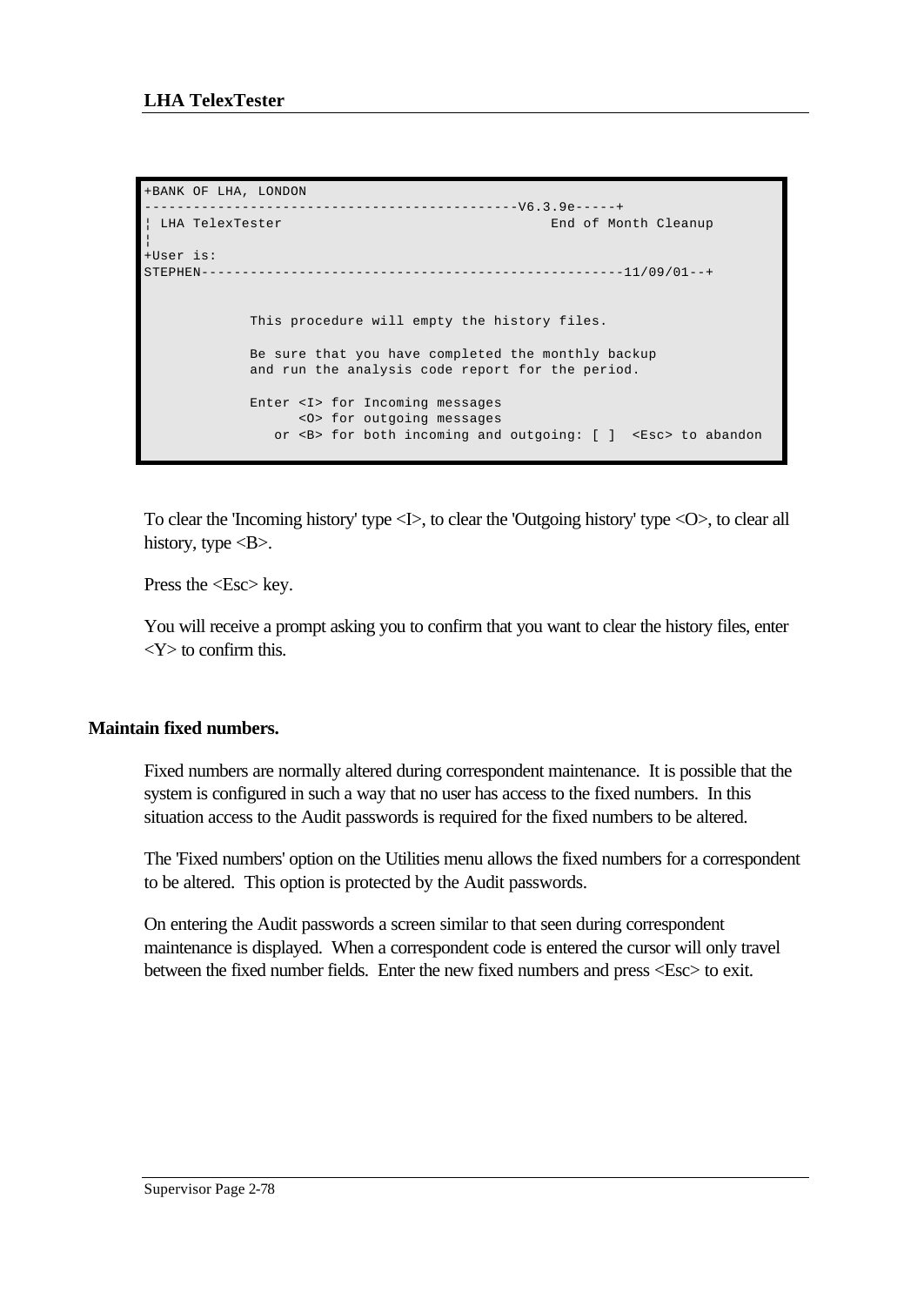```
+BANK OF LHA, LONDON
---------------------------------------------V6.3.9e-----+
¦ LHA TelexTester                                 End of Month Cleanup
¦
+User is:
STEPHEN----------------------------------------------------11/09/01--+


             This procedure will empty the history files.

             Be sure that you have completed the monthly backup
             and run the analysis code report for the period.

             Enter <I> for Incoming messages
                   <O> for outgoing messages
                or <B> for both incoming and outgoing: [ ]  <Esc> to abandon
```

To clear the 'Incoming history' type <I>, to clear the 'Outgoing history' type <O>, to clear all history, type <B>.

Press the <Esc> key.

You will receive a prompt asking you to confirm that you want to clear the history files, enter <Y> to confirm this.

## Maintain fixed numbers.

Fixed numbers are normally altered during correspondent maintenance. It is possible that the system is configured in such a way that no user has access to the fixed numbers. In this situation access to the Audit passwords is required for the fixed numbers to be altered.

The 'Fixed numbers' option on the Utilities menu allows the fixed numbers for a correspondent to be altered. This option is protected by the Audit passwords.

On entering the Audit passwords a screen similar to that seen during correspondent maintenance is displayed. When a correspondent code is entered the cursor will only travel between the fixed number fields. Enter the new fixed numbers and press <Esc> to exit.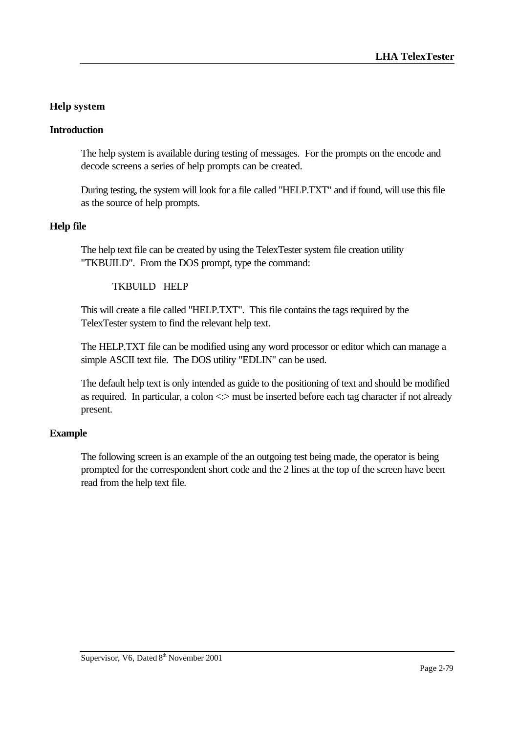## Help system

### Introduction

The help system is available during testing of messages. For the prompts on the encode and decode screens a series of help prompts can be created.

During testing, the system will look for a file called "HELP.TXT" and if found, will use this file as the source of help prompts.

### Help file

The help text file can be created by using the TelexTester system file creation utility "TKBUILD". From the DOS prompt, type the command:

```
TKBUILD   HELP
```

This will create a file called "HELP.TXT". This file contains the tags required by the TelexTester system to find the relevant help text.

The HELP.TXT file can be modified using any word processor or editor which can manage a simple ASCII text file. The DOS utility "EDLIN" can be used.

The default help text is only intended as guide to the positioning of text and should be modified as required. In particular, a colon <:> must be inserted before each tag character if not already present.

### Example

The following screen is an example of the an outgoing test being made, the operator is being prompted for the correspondent short code and the 2 lines at the top of the screen have been read from the help text file.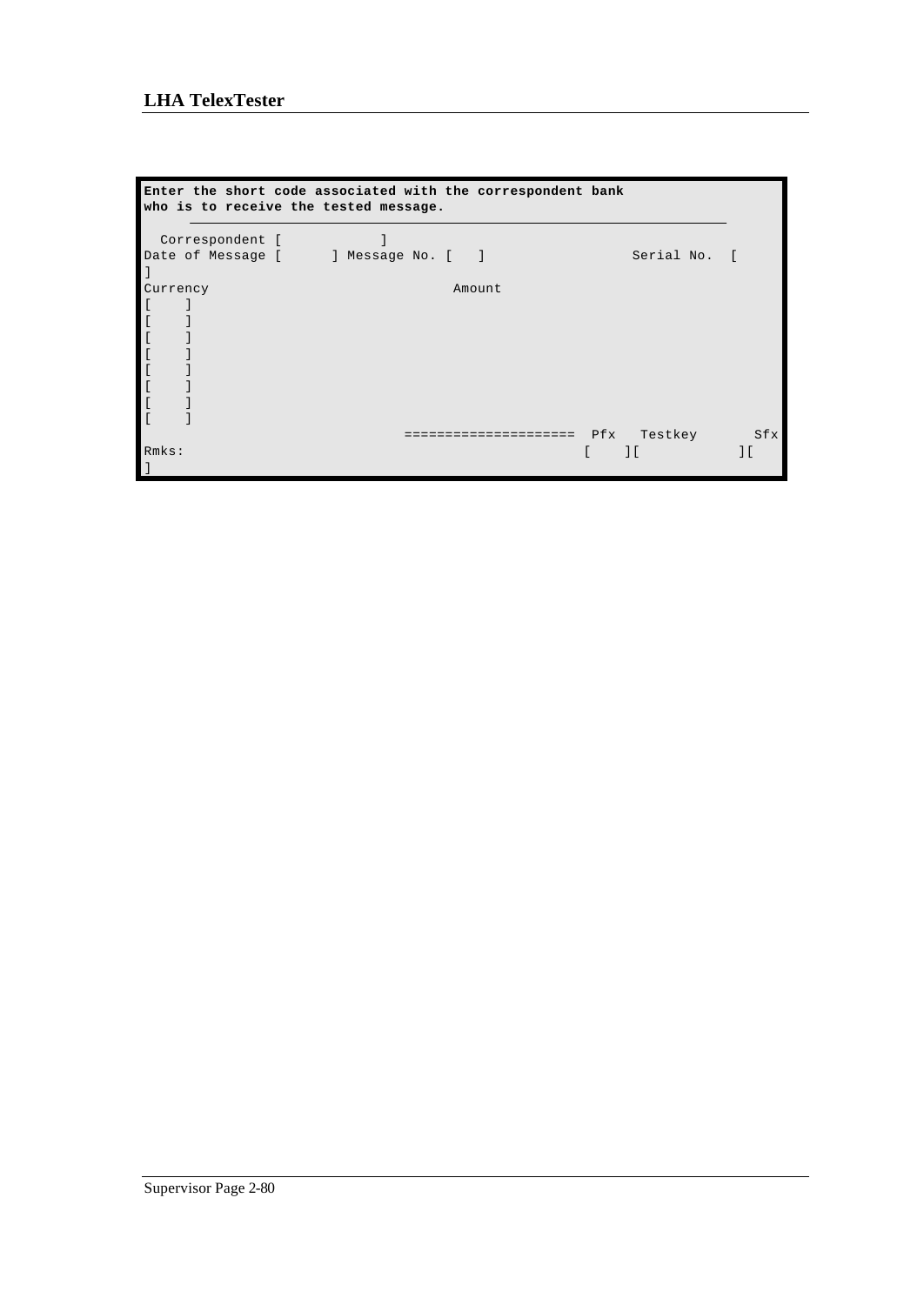```
Enter the short code associated with the correspondent bank
who is to receive the tested message.

  Correspondent [            ]
Date of Message [      ] Message No. [   ]                 Serial No.  [
]
Currency                                     Amount
[    ]
[    ]
[    ]
[    ]
[    ]
[    ]
[    ]
[    ]
                                      ====================  Pfx   Testkey       Sfx
Rmks:                                                      [    ][            ][
]
```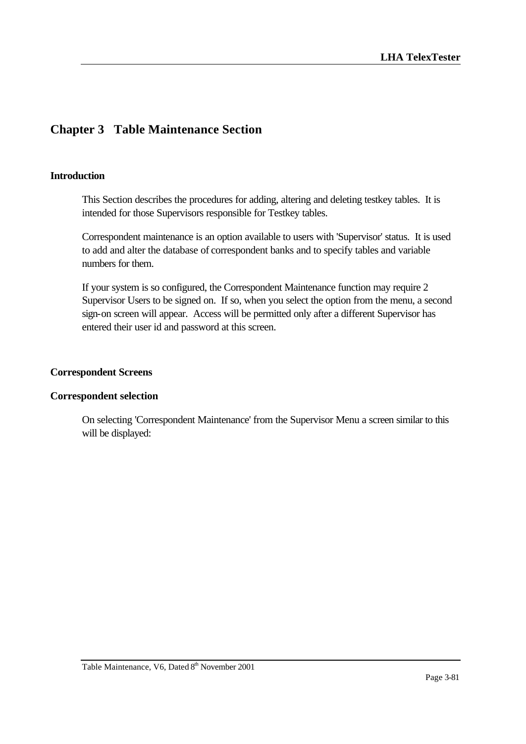# Chapter 3 Table Maintenance Section

## Introduction

This Section describes the procedures for adding, altering and deleting testkey tables. It is intended for those Supervisors responsible for Testkey tables.

Correspondent maintenance is an option available to users with 'Supervisor' status. It is used to add and alter the database of correspondent banks and to specify tables and variable numbers for them.

If your system is so configured, the Correspondent Maintenance function may require 2 Supervisor Users to be signed on. If so, when you select the option from the menu, a second sign-on screen will appear. Access will be permitted only after a different Supervisor has entered their user id and password at this screen.

## Correspondent Screens

### Correspondent selection

On selecting 'Correspondent Maintenance' from the Supervisor Menu a screen similar to this will be displayed: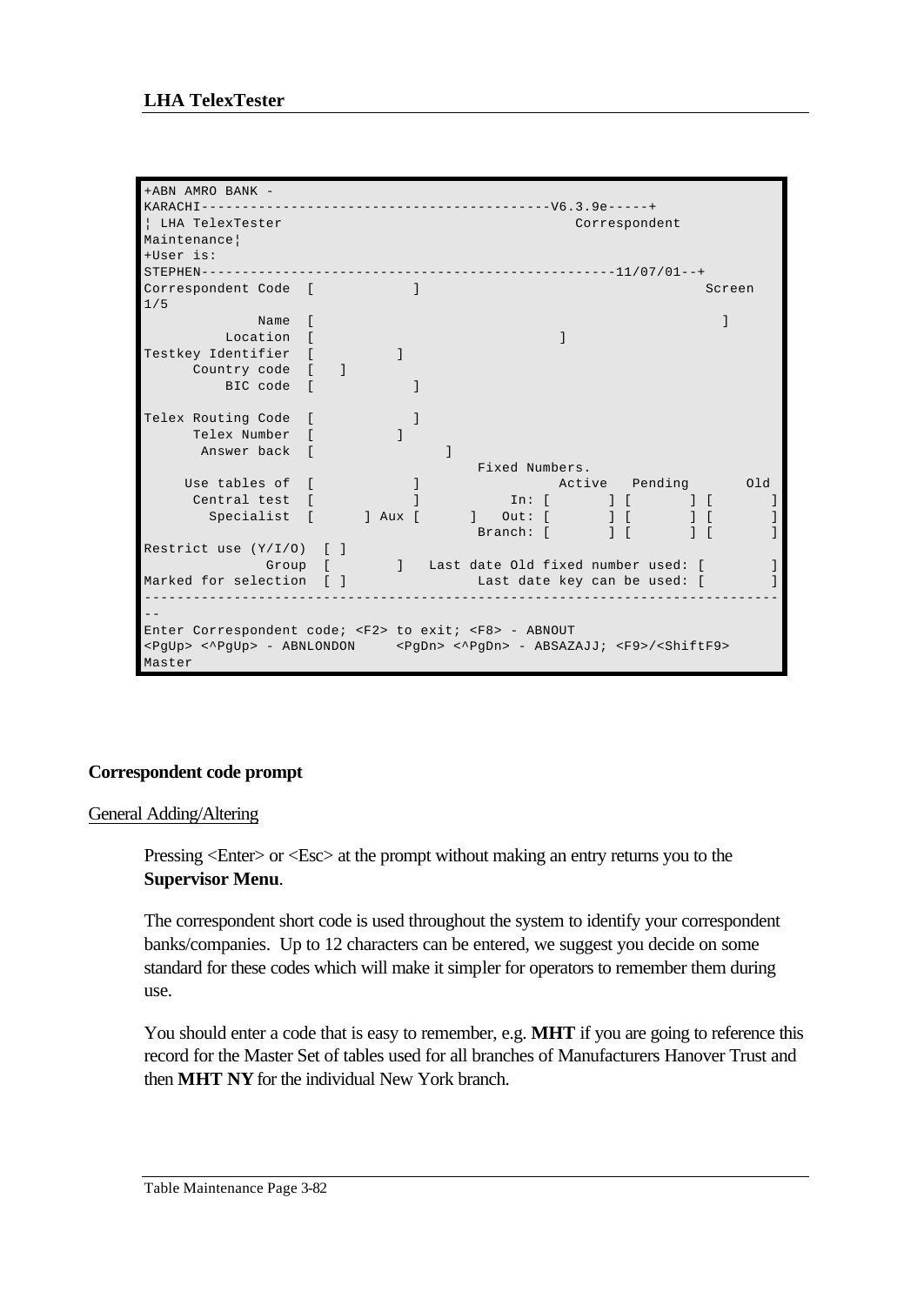```
+ABN AMRO BANK -
KARACHI-------------------------------------------V6.3.9e-----+
¦ LHA TelexTester                                    Correspondent
Maintenance¦
+User is:
STEPHEN---------------------------------------------------11/07/01--+
Correspondent Code  [          ]                                     Screen
1/5
            Name  [                                                  ]
        Location  [                            ]
Testkey Identifier  [        ]
     Country code  [   ]
         BIC code  [          ]

Telex Routing Code  [          ]
      Telex Number  [        ]
       Answer back  [              ]
                                        Fixed Numbers.
     Use tables of  [          ]                 Active   Pending      Old
      Central test  [          ]          In: [       ] [       ] [       ]
        Specialist  [      ] Aux [      ]   Out: [       ] [       ] [       ]
                                        Branch: [       ] [       ] [       ]
Restrict use (Y/I/O)  [ ]
             Group  [       ]   Last date Old fixed number used: [        ]
Marked for selection  [ ]            Last date key can be used: [        ]
-----------------------------------------------------------------------------
--
Enter Correspondent code; <F2> to exit; <F8> - ABNOUT
<PgUp> <^PgUp> - ABNLONDON     <PgDn> <^PgDn> - ABSAZAJJ; <F9>/<ShiftF9>
Master
```

**Correspondent code prompt**

General Adding/Altering

Pressing <Enter> or <Esc> at the prompt without making an entry returns you to the **Supervisor Menu**.

The correspondent short code is used throughout the system to identify your correspondent banks/companies. Up to 12 characters can be entered, we suggest you decide on some standard for these codes which will make it simpler for operators to remember them during use.

You should enter a code that is easy to remember, e.g. **MHT** if you are going to reference this record for the Master Set of tables used for all branches of Manufacturers Hanover Trust and then **MHT NY** for the individual New York branch.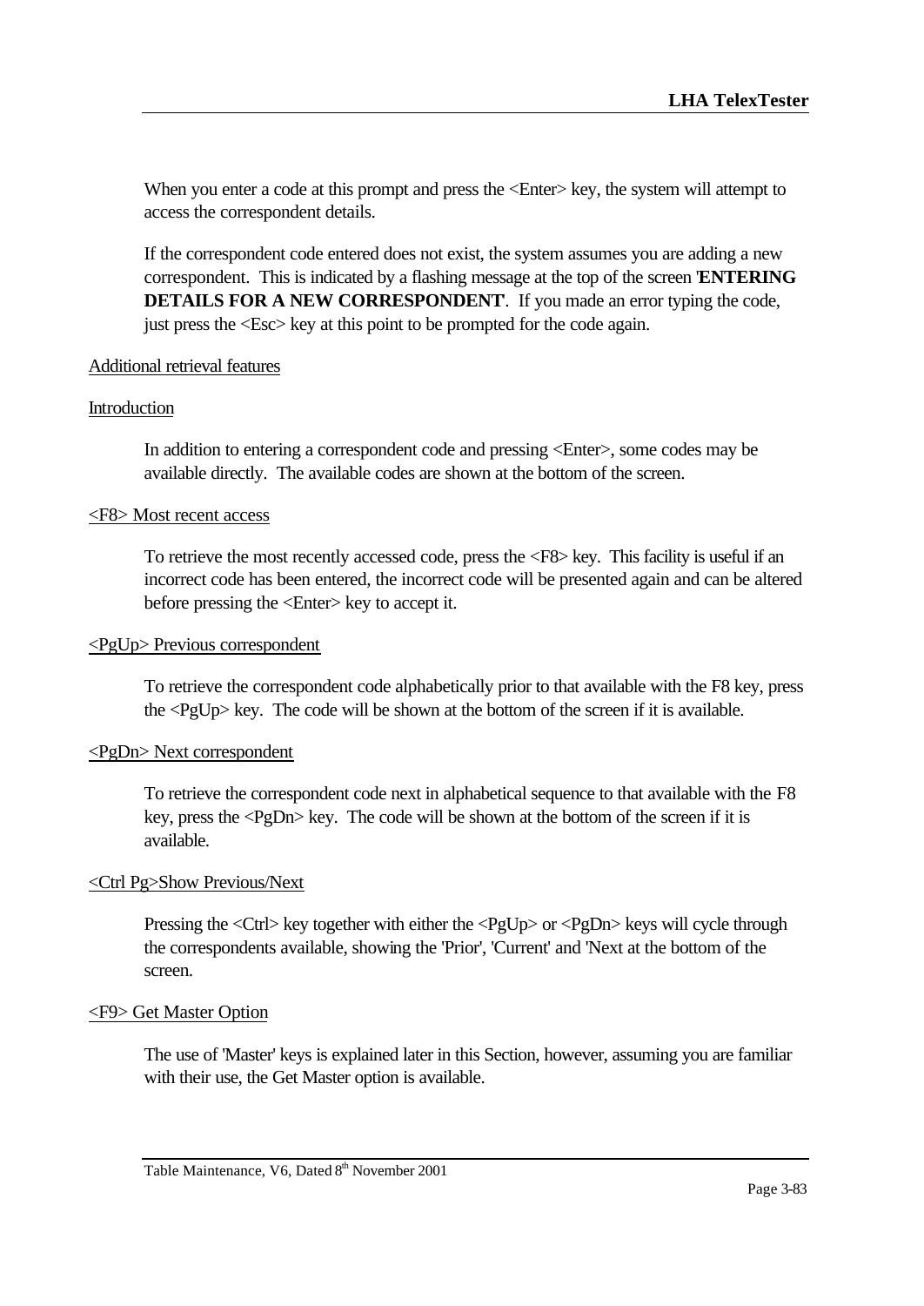When you enter a code at this prompt and press the <Enter> key, the system will attempt to access the correspondent details.

If the correspondent code entered does not exist, the system assumes you are adding a new correspondent. This is indicated by a flashing message at the top of the screen '**ENTERING DETAILS FOR A NEW CORRESPONDENT**'. If you made an error typing the code, just press the <Esc> key at this point to be prompted for the code again.

Additional retrieval features

Introduction

In addition to entering a correspondent code and pressing <Enter>, some codes may be available directly. The available codes are shown at the bottom of the screen.

<F8> Most recent access

To retrieve the most recently accessed code, press the <F8> key. This facility is useful if an incorrect code has been entered, the incorrect code will be presented again and can be altered before pressing the <Enter> key to accept it.

<PgUp> Previous correspondent

To retrieve the correspondent code alphabetically prior to that available with the F8 key, press the <PgUp> key. The code will be shown at the bottom of the screen if it is available.

<PgDn> Next correspondent

To retrieve the correspondent code next in alphabetical sequence to that available with the F8 key, press the <PgDn> key. The code will be shown at the bottom of the screen if it is available.

<Ctrl Pg>Show Previous/Next

Pressing the <Ctrl> key together with either the <PgUp> or <PgDn> keys will cycle through the correspondents available, showing the 'Prior', 'Current' and 'Next at the bottom of the screen.

<F9> Get Master Option

The use of 'Master' keys is explained later in this Section, however, assuming you are familiar with their use, the Get Master option is available.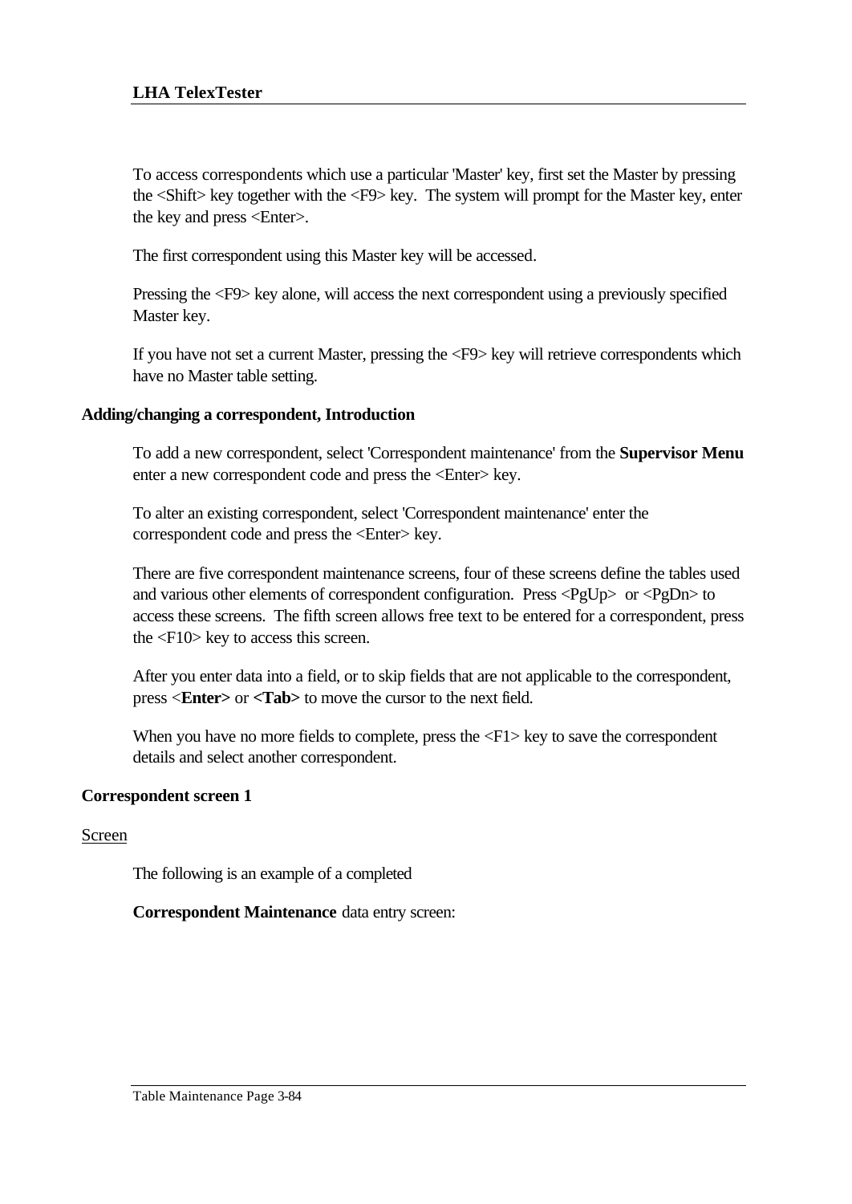To access correspondents which use a particular 'Master' key, first set the Master by pressing the <Shift> key together with the <F9> key. The system will prompt for the Master key, enter the key and press <Enter>.

The first correspondent using this Master key will be accessed.

Pressing the <F9> key alone, will access the next correspondent using a previously specified Master key.

If you have not set a current Master, pressing the <F9> key will retrieve correspondents which have no Master table setting.

### Adding/changing a correspondent, Introduction

To add a new correspondent, select 'Correspondent maintenance' from the **Supervisor Menu** enter a new correspondent code and press the <Enter> key.

To alter an existing correspondent, select 'Correspondent maintenance' enter the correspondent code and press the <Enter> key.

There are five correspondent maintenance screens, four of these screens define the tables used and various other elements of correspondent configuration. Press <PgUp> or <PgDn> to access these screens. The fifth screen allows free text to be entered for a correspondent, press the <F10> key to access this screen.

After you enter data into a field, or to skip fields that are not applicable to the correspondent, press **<Enter>** or **<Tab>** to move the cursor to the next field.

When you have no more fields to complete, press the <F1> key to save the correspondent details and select another correspondent.

### Correspondent screen 1

<u>Screen</u>

The following is an example of a completed

**Correspondent Maintenance** data entry screen: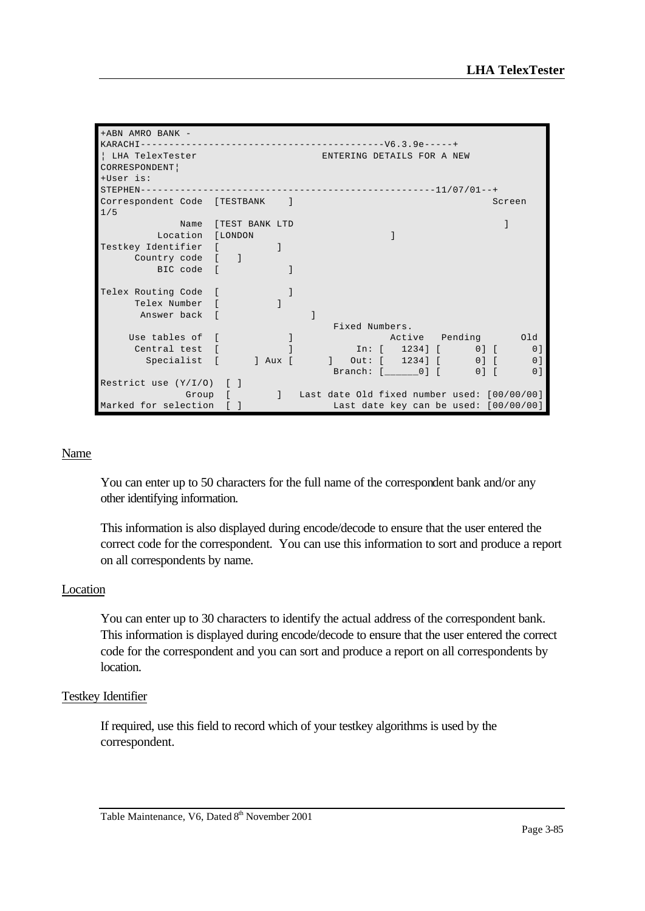```
+ABN AMRO BANK - 
KARACHI------------------------------------------V6.3.9e-----+
¦ LHA TelexTester                      ENTERING DETAILS FOR A NEW 
CORRESPONDENT¦
+User is: 
STEPHEN---------------------------------------------------11/07/01--+
Correspondent Code  [TESTBANK    ]                                   Screen 
1/5
              Name  [TEST BANK LTD                                        ]
          Location  [LONDON                       ]
Testkey Identifier  [          ]
      Country code  [   ]
          BIC code  [            ]

Telex Routing Code  [            ]
      Telex Number  [          ]
       Answer back  [                ]
                                       Fixed Numbers.
     Use tables of  [            ]               Active   Pending       Old
      Central test  [            ]           In: [   1234] [      0] [      0]
        Specialist  [      ] Aux [      ]   Out: [   1234] [      0] [      0]
                                       Branch: [______0] [      0] [      0]
Restrict use (Y/I/O)  [ ]
             Group  [        ]  Last date Old fixed number used: [00/00/00]
Marked for selection  [ ]             Last date key can be used: [00/00/00]
```

Name

You can enter up to 50 characters for the full name of the correspondent bank and/or any other identifying information.

This information is also displayed during encode/decode to ensure that the user entered the correct code for the correspondent. You can use this information to sort and produce a report on all correspondents by name.

Location

You can enter up to 30 characters to identify the actual address of the correspondent bank. This information is displayed during encode/decode to ensure that the user entered the correct code for the correspondent and you can sort and produce a report on all correspondents by location.

Testkey Identifier

If required, use this field to record which of your testkey algorithms is used by the correspondent.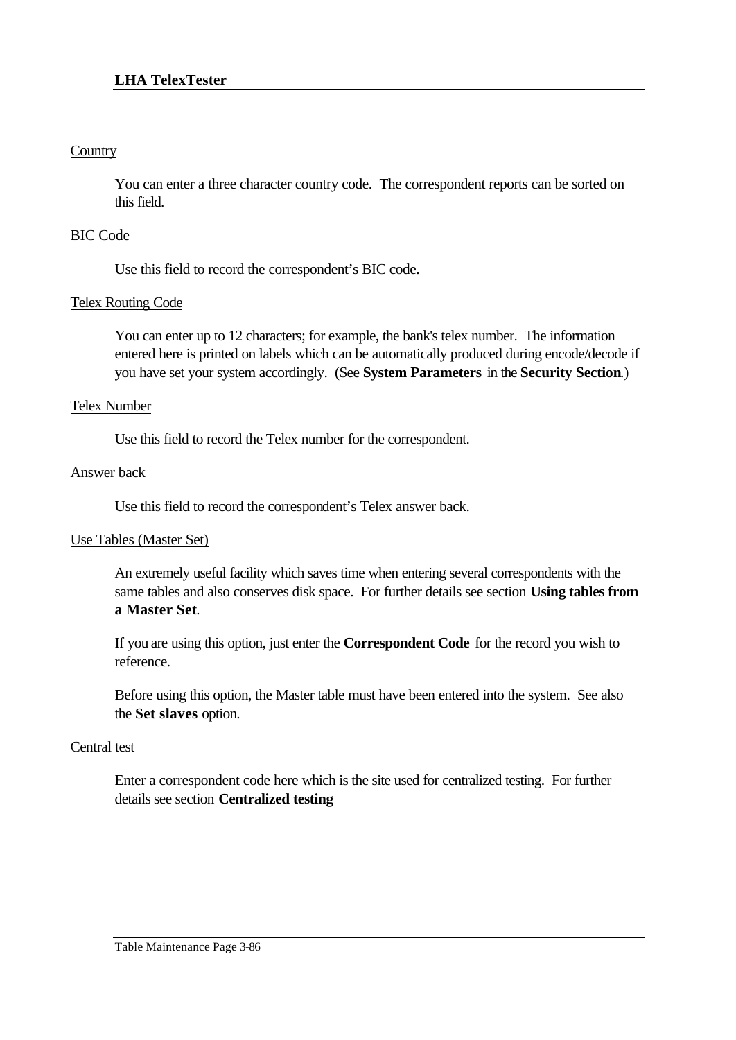Country

You can enter a three character country code.  The correspondent reports can be sorted on this field.

BIC Code

Use this field to record the correspondent's BIC code.

Telex Routing Code

You can enter up to 12 characters; for example, the bank's telex number.  The information entered here is printed on labels which can be automatically produced during encode/decode if you have set your system accordingly.  (See **System Parameters** in the **Security Section**.)

Telex Number

Use this field to record the Telex number for the correspondent.

Answer back

Use this field to record the correspondent's Telex answer back.

Use Tables (Master Set)

An extremely useful facility which saves time when entering several correspondents with the same tables and also conserves disk space.  For further details see section **Using tables from a Master Set**.

If you are using this option, just enter the **Correspondent Code** for the record you wish to reference.

Before using this option, the Master table must have been entered into the system.  See also the **Set slaves** option.

Central test

Enter a correspondent code here which is the site used for centralized testing.  For further details see section **Centralized testing**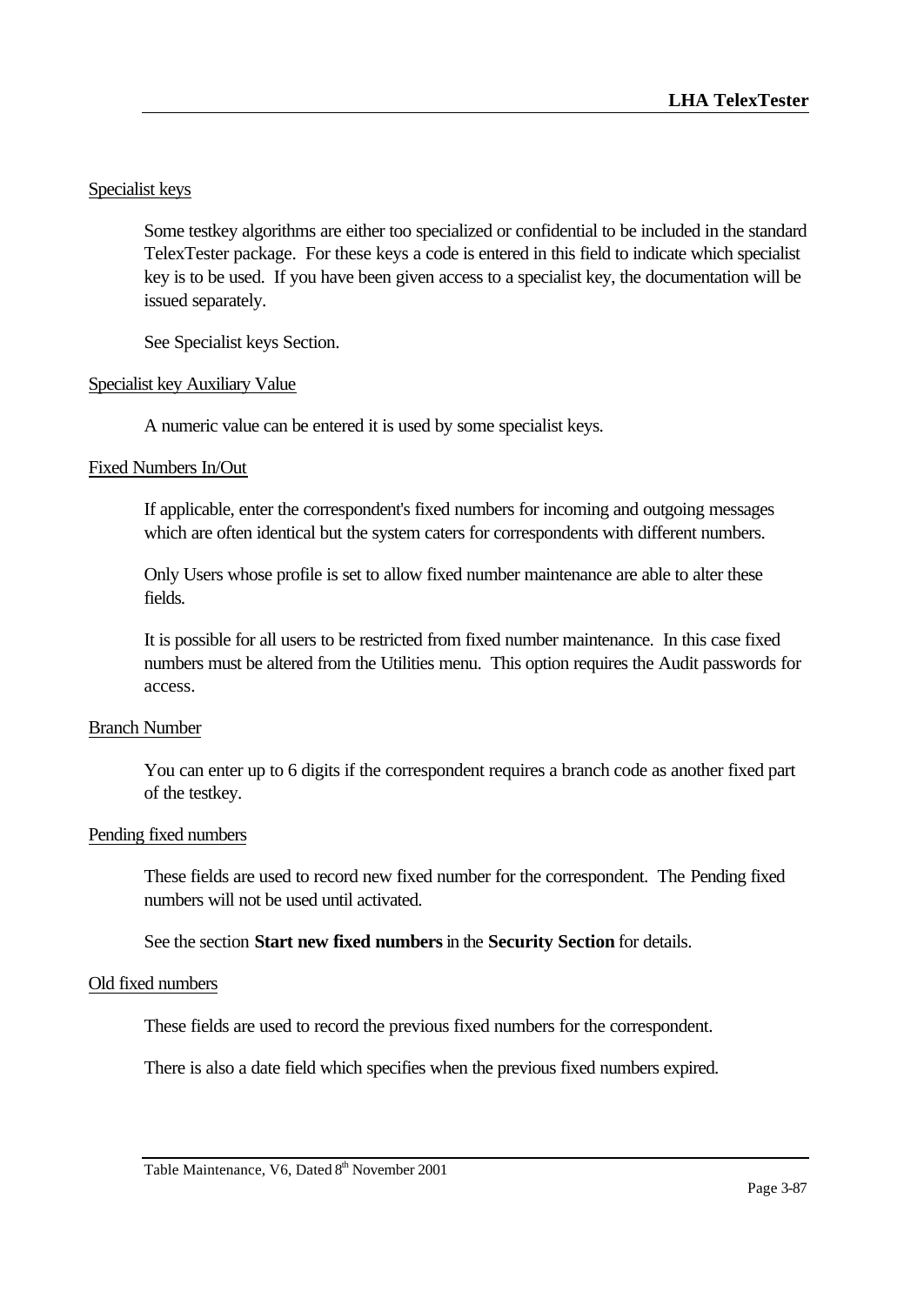Specialist keys

Some testkey algorithms are either too specialized or confidential to be included in the standard TelexTester package. For these keys a code is entered in this field to indicate which specialist key is to be used. If you have been given access to a specialist key, the documentation will be issued separately.

See Specialist keys Section.

Specialist key Auxiliary Value

A numeric value can be entered it is used by some specialist keys.

Fixed Numbers In/Out

If applicable, enter the correspondent's fixed numbers for incoming and outgoing messages which are often identical but the system caters for correspondents with different numbers.

Only Users whose profile is set to allow fixed number maintenance are able to alter these fields.

It is possible for all users to be restricted from fixed number maintenance. In this case fixed numbers must be altered from the Utilities menu. This option requires the Audit passwords for access.

Branch Number

You can enter up to 6 digits if the correspondent requires a branch code as another fixed part of the testkey.

Pending fixed numbers

These fields are used to record new fixed number for the correspondent. The Pending fixed numbers will not be used until activated.

See the section **Start new fixed numbers** in the **Security Section** for details.

Old fixed numbers

These fields are used to record the previous fixed numbers for the correspondent.

There is also a date field which specifies when the previous fixed numbers expired.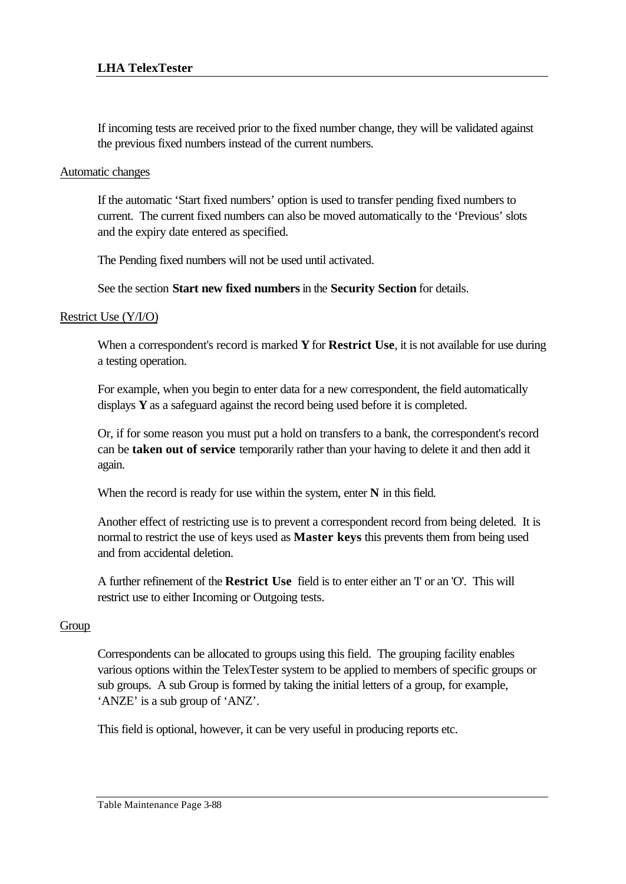If incoming tests are received prior to the fixed number change, they will be validated against the previous fixed numbers instead of the current numbers.

Automatic changes

If the automatic 'Start fixed numbers' option is used to transfer pending fixed numbers to current. The current fixed numbers can also be moved automatically to the 'Previous' slots and the expiry date entered as specified.

The Pending fixed numbers will not be used until activated.

See the section **Start new fixed numbers** in the **Security Section** for details.

Restrict Use (Y/I/O)

When a correspondent's record is marked **Y** for **Restrict Use**, it is not available for use during a testing operation.

For example, when you begin to enter data for a new correspondent, the field automatically displays **Y** as a safeguard against the record being used before it is completed.

Or, if for some reason you must put a hold on transfers to a bank, the correspondent's record can be **taken out of service** temporarily rather than your having to delete it and then add it again.

When the record is ready for use within the system, enter **N** in this field.

Another effect of restricting use is to prevent a correspondent record from being deleted. It is normal to restrict the use of keys used as **Master keys** this prevents them from being used and from accidental deletion.

A further refinement of the **Restict Use** field is to enter either an 'I' or an 'O'. This will restrict use to either Incoming or Outgoing tests.

Group

Correspondents can be allocated to groups using this field. The grouping facility enables various options within the TelexTester system to be applied to members of specific groups or sub groups. A sub Group is formed by taking the initial letters of a group, for example, 'ANZE' is a sub group of 'ANZ'.

This field is optional, however, it can be very useful in producing reports etc.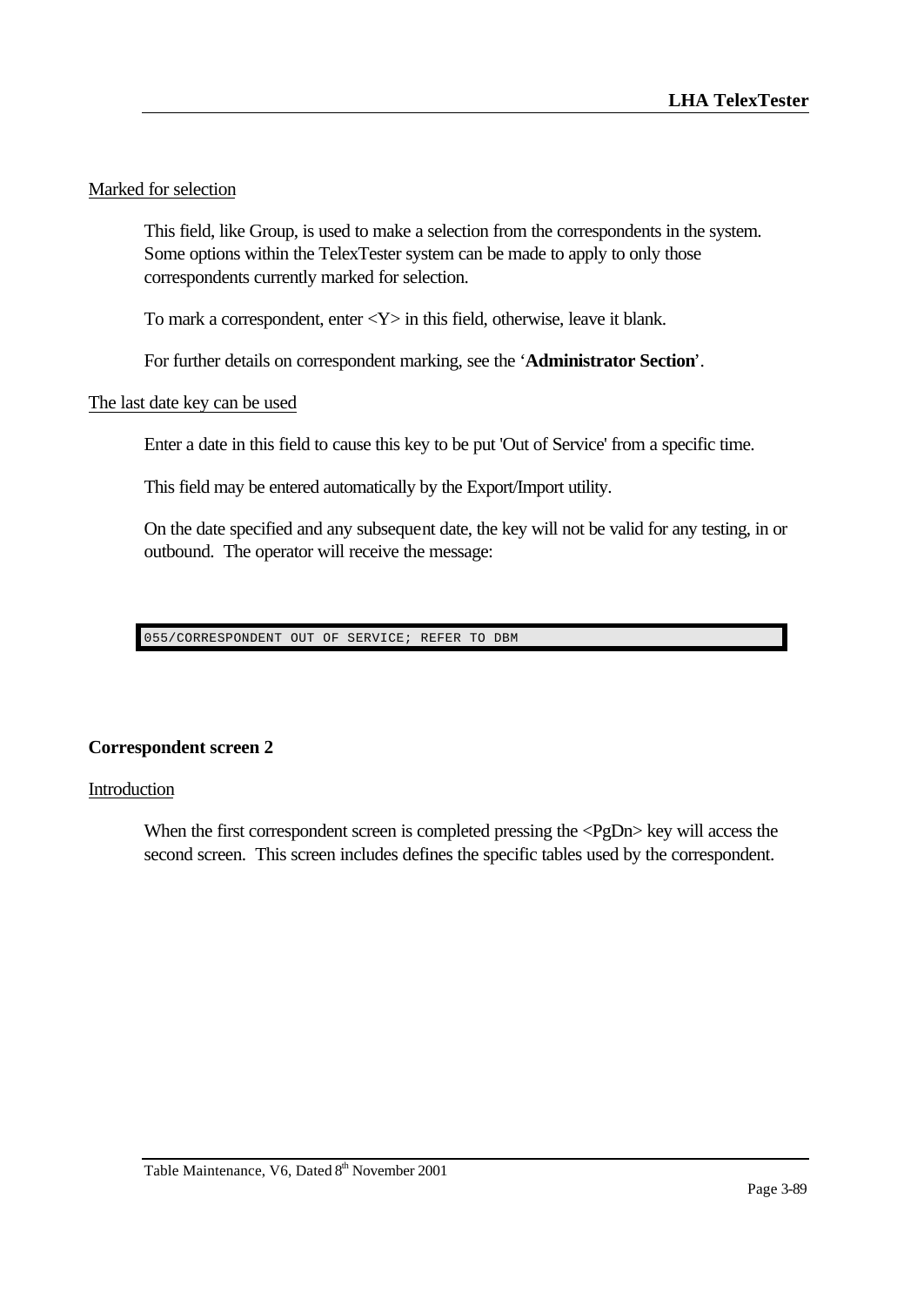Marked for selection

This field, like Group, is used to make a selection from the correspondents in the system. Some options within the TelexTester system can be made to apply to only those correspondents currently marked for selection.

To mark a correspondent, enter <Y> in this field, otherwise, leave it blank.

For further details on correspondent marking, see the '**Administrator Section**'.

The last date key can be used

Enter a date in this field to cause this key to be put 'Out of Service' from a specific time.

This field may be entered automatically by the Export/Import utility.

On the date specified and any subsequent date, the key will not be valid for any testing, in or outbound. The operator will receive the message:

```
055/CORRESPONDENT OUT OF SERVICE; REFER TO DBM
```

**Correspondent screen 2**

Introduction

When the first correspondent screen is completed pressing the <PgDn> key will access the second screen. This screen includes defines the specific tables used by the correspondent.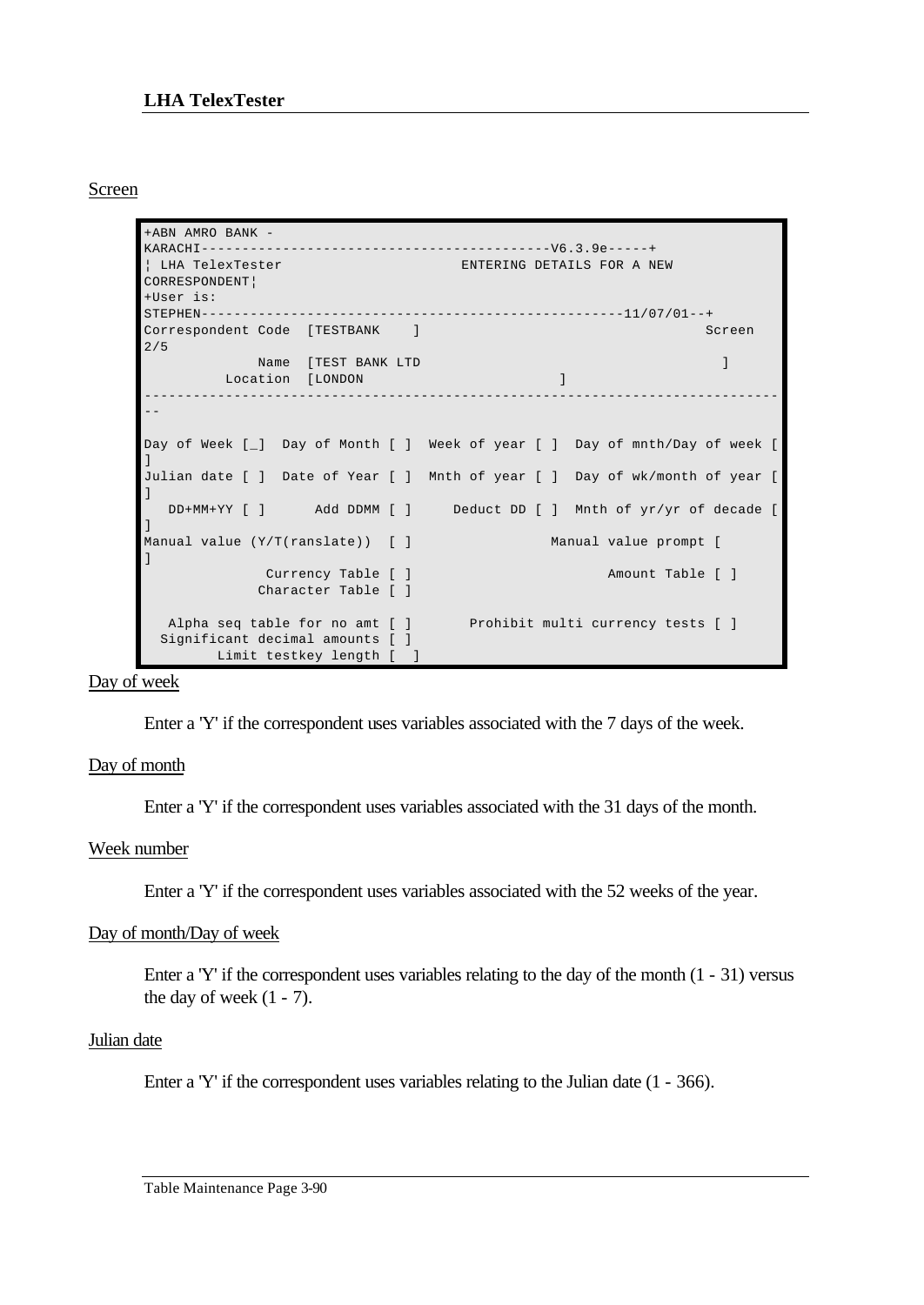Screen

```
+ABN AMRO BANK -
KARACHI------------------------------------------V6.3.9e-----+
¦ LHA TelexTester                      ENTERING DETAILS FOR A NEW
CORRESPONDENT¦
+User is:
STEPHEN----------------------------------------------------11/07/01--+
Correspondent Code  [TESTBANK    ]                                   Screen
2/5
              Name  [TEST BANK LTD                                ]
          Location  [LONDON                   ]
-----------------------------------------------------------------------------
--

Day of Week [_]  Day of Month [ ]  Week of year [ ]  Day of mnth/Day of week [
]
Julian date [ ]  Date of Year [ ]  Mnth of year [ ]  Day of wk/month of year [
]
   DD+MM+YY [ ]      Add DDMM [ ]     Deduct DD [ ]  Mnth of yr/yr of decade [
]
Manual value (Y/T(ranslate))  [ ]                Manual value prompt [
]
               Currency Table [ ]                       Amount Table [ ]
              Character Table [ ]

   Alpha seq table for no amt [ ]       Prohibit multi currency tests [ ]
  Significant decimal amounts [ ]
         Limit testkey length [  ]
```

Day of week

Enter a 'Y' if the correspondent uses variables associated with the 7 days of the week.

Day of month

Enter a 'Y' if the correspondent uses variables associated with the 31 days of the month.

Week number

Enter a 'Y' if the correspondent uses variables associated with the 52 weeks of the year.

Day of month/Day of week

Enter a 'Y' if the correspondent uses variables relating to the day of the month (1 - 31) versus the day of week (1 - 7).

Julian date

Enter a 'Y' if the correspondent uses variables relating to the Julian date (1 - 366).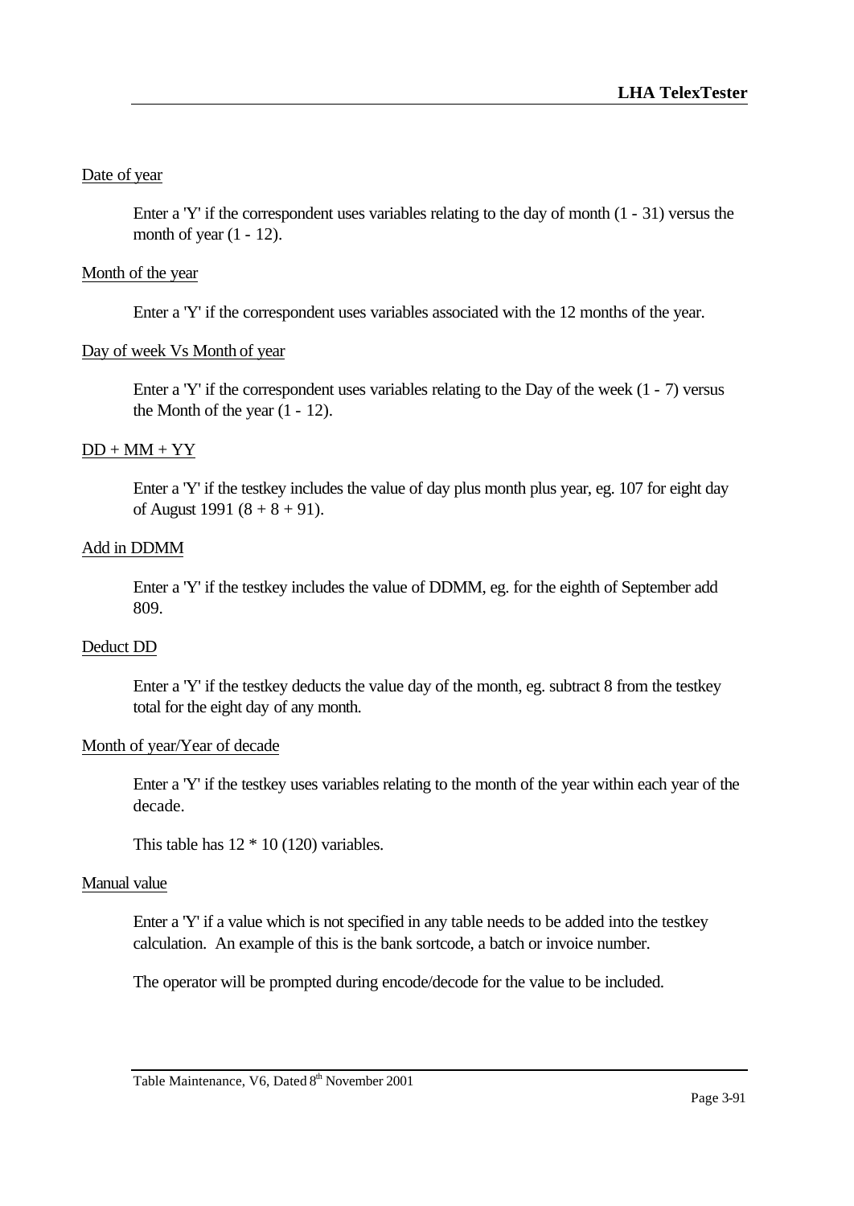Date of year

Enter a 'Y' if the correspondent uses variables relating to the day of month (1 - 31) versus the month of year (1 - 12).

Month of the year

Enter a 'Y' if the correspondent uses variables associated with the 12 months of the year.

Day of week Vs Month of year

Enter a 'Y' if the correspondent uses variables relating to the Day of the week (1 - 7) versus the Month of the year (1 - 12).

DD + MM + YY

Enter a 'Y' if the testkey includes the value of day plus month plus year, eg. 107 for eight day of August 1991 (8 + 8 + 91).

Add in DDMM

Enter a 'Y' if the testkey includes the value of DDMM, eg. for the eighth of September add 809.

Deduct DD

Enter a 'Y' if the testkey deducts the value day of the month, eg. subtract 8 from the testkey total for the eight day of any month.

Month of year/Year of decade

Enter a 'Y' if the testkey uses variables relating to the month of the year within each year of the decade.

This table has 12 * 10 (120) variables.

Manual value

Enter a 'Y' if a value which is not specified in any table needs to be added into the testkey calculation. An example of this is the bank sortcode, a batch or invoice number.

The operator will be prompted during encode/decode for the value to be included.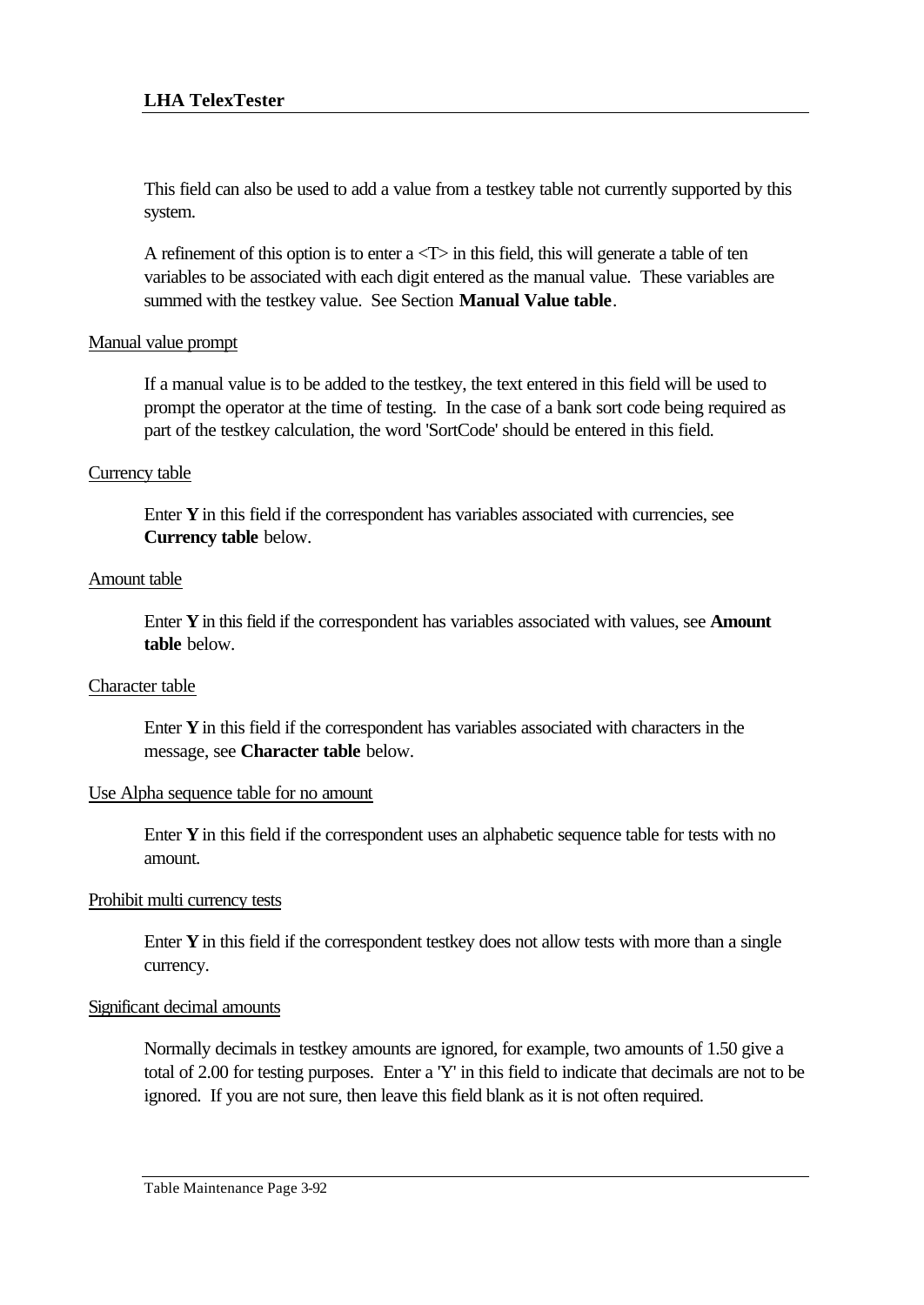This field can also be used to add a value from a testkey table not currently supported by this system.

A refinement of this option is to enter a <T> in this field, this will generate a table of ten variables to be associated with each digit entered as the manual value. These variables are summed with the testkey value. See Section **Manual Value table**.

Manual value prompt

If a manual value is to be added to the testkey, the text entered in this field will be used to prompt the operator at the time of testing. In the case of a bank sort code being required as part of the testkey calculation, the word 'SortCode' should be entered in this field.

Currency table

Enter **Y** in this field if the correspondent has variables associated with currencies, see **Currency table** below.

Amount table

Enter **Y** in this field if the correspondent has variables associated with values, see **Amount table** below.

Character table

Enter **Y** in this field if the correspondent has variables associated with characters in the message, see **Character table** below.

Use Alpha sequence table for no amount

Enter **Y** in this field if the correspondent uses an alphabetic sequence table for tests with no amount.

Prohibit multi currency tests

Enter **Y** in this field if the correspondent testkey does not allow tests with more than a single currency.

Significant decimal amounts

Normally decimals in testkey amounts are ignored, for example, two amounts of 1.50 give a total of 2.00 for testing purposes. Enter a 'Y' in this field to indicate that decimals are not to be ignored. If you are not sure, then leave this field blank as it is not often required.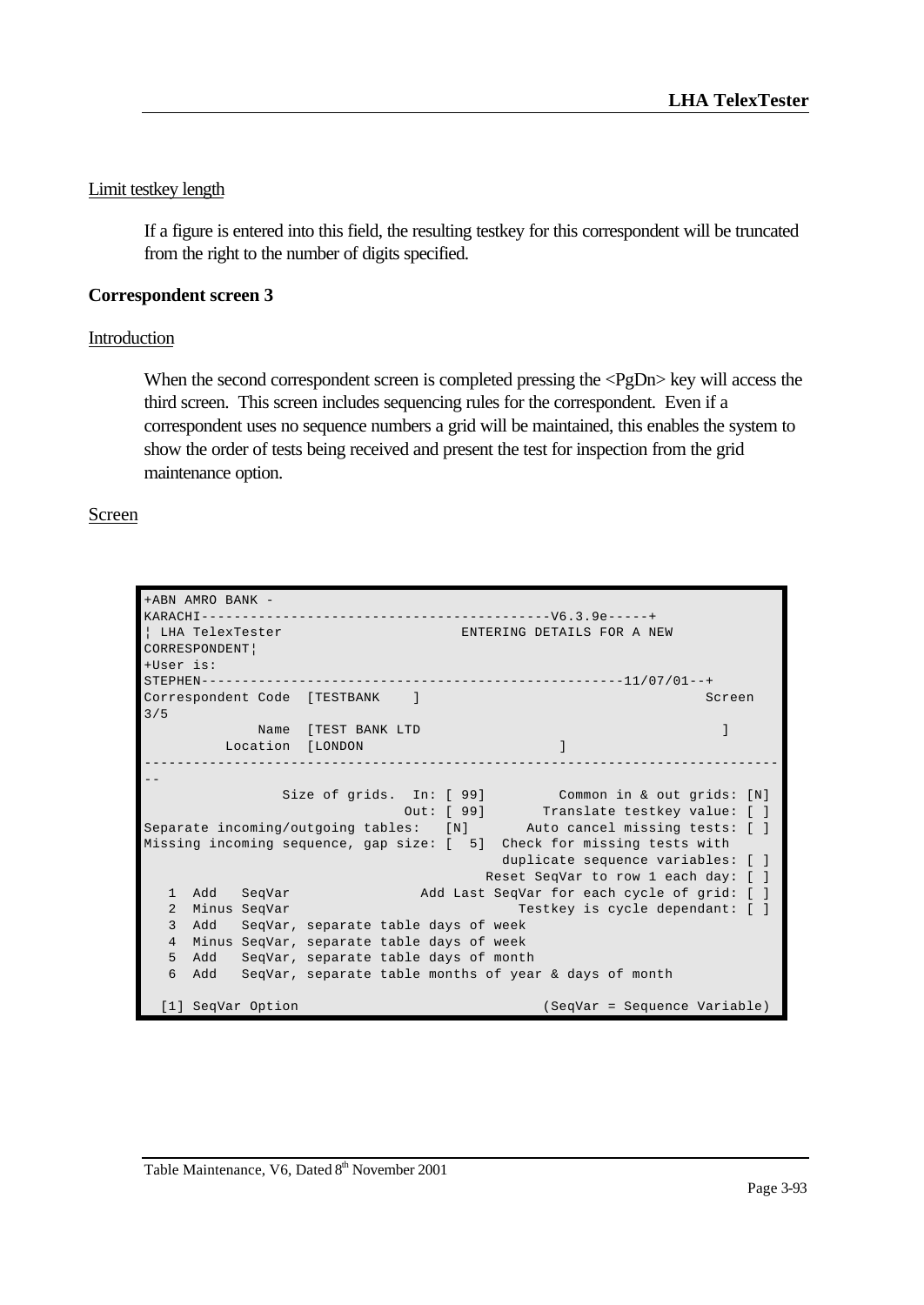Limit testkey length

If a figure is entered into this field, the resulting testkey for this correspondent will be truncated from the right to the number of digits specified.

**Correspondent screen 3**

Introduction

When the second correspondent screen is completed pressing the <PgDn> key will access the third screen. This screen includes sequencing rules for the correspondent. Even if a correspondent uses no sequence numbers a grid will be maintained, this enables the system to show the order of tests being received and present the test for inspection from the grid maintenance option.

Screen

```
+ABN AMRO BANK -
KARACHI------------------------------------------V6.3.9e-----+
¦ LHA TelexTester                      ENTERING DETAILS FOR A NEW
CORRESPONDENT¦
+User is:
STEPHEN---------------------------------------------------11/07/01--+
Correspondent Code  [TESTBANK    ]                                    Screen
3/5
              Name  [TEST BANK LTD                                    ]
          Location  [LONDON                   ]
------------------------------------------------------------------------------
--
                 Size of grids.  In: [ 99]         Common in & out grids: [N]
                                Out: [ 99]       Translate testkey value: [ ]
Separate incoming/outgoing tables:   [N]       Auto cancel missing tests: [ ]
Missing incoming sequence, gap size: [  5]  Check for missing tests with
                                              duplicate sequence variables: [ ]
                                            Reset SeqVar to row 1 each day: [ ]
   1  Add   SeqVar                Add Last SeqVar for each cycle of grid: [ ]
   2  Minus SeqVar                             Testkey is cycle dependant: [ ]
   3  Add   SeqVar, separate table days of week
   4  Minus SeqVar, separate table days of week
   5  Add   SeqVar, separate table days of month
   6  Add   SeqVar, separate table months of year & days of month

  [1] SeqVar Option                              (SeqVar = Sequence Variable)
```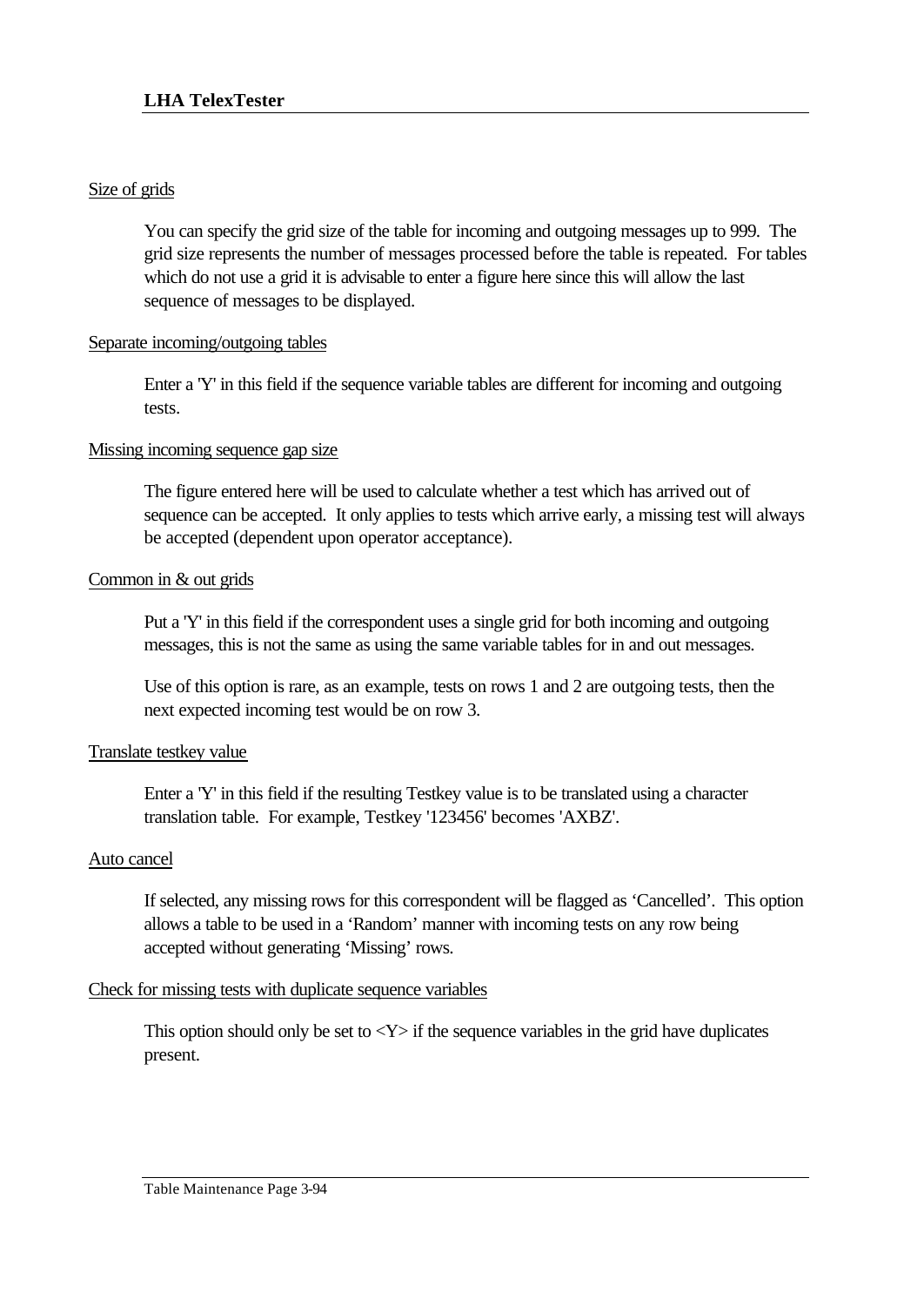Size of grids

You can specify the grid size of the table for incoming and outgoing messages up to 999. The grid size represents the number of messages processed before the table is repeated. For tables which do not use a grid it is advisable to enter a figure here since this will allow the last sequence of messages to be displayed.

Separate incoming/outgoing tables

Enter a 'Y' in this field if the sequence variable tables are different for incoming and outgoing tests.

Missing incoming sequence gap size

The figure entered here will be used to calculate whether a test which has arrived out of sequence can be accepted. It only applies to tests which arrive early, a missing test will always be accepted (dependent upon operator acceptance).

Common in & out grids

Put a 'Y' in this field if the correspondent uses a single grid for both incoming and outgoing messages, this is not the same as using the same variable tables for in and out messages.

Use of this option is rare, as an example, tests on rows 1 and 2 are outgoing tests, then the next expected incoming test would be on row 3.

Translate testkey value

Enter a 'Y' in this field if the resulting Testkey value is to be translated using a character translation table. For example, Testkey '123456' becomes 'AXBZ'.

Auto cancel

If selected, any missing rows for this correspondent will be flagged as 'Cancelled'. This option allows a table to be used in a 'Random' manner with incoming tests on any row being accepted without generating 'Missing' rows.

Check for missing tests with duplicate sequence variables

This option should only be set to <Y> if the sequence variables in the grid have duplicates present.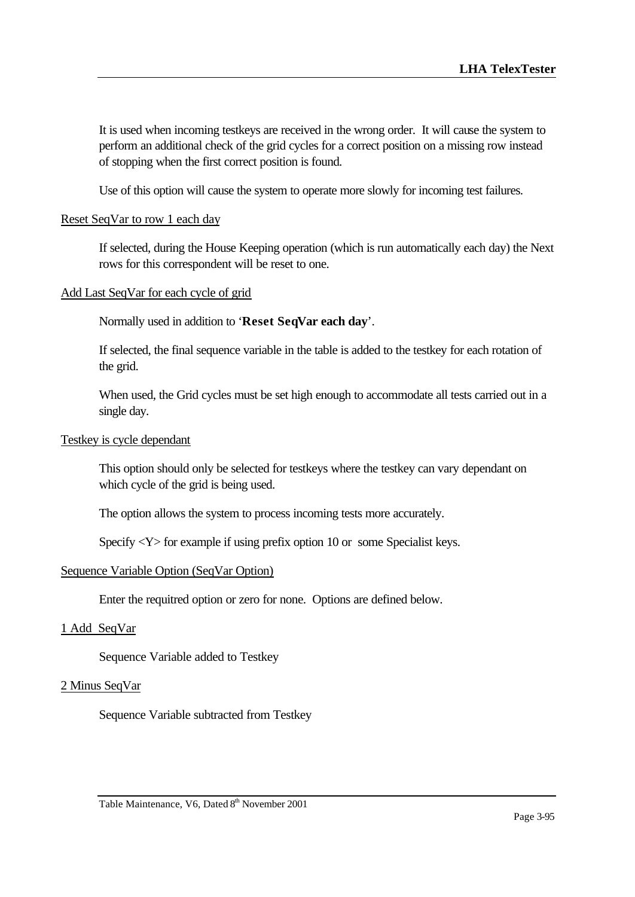It is used when incoming testkeys are received in the wrong order. It will cause the system to perform an additional check of the grid cycles for a correct position on a missing row instead of stopping when the first correct position is found.

Use of this option will cause the system to operate more slowly for incoming test failures.

<u>Reset SeqVar to row 1 each day</u>

If selected, during the House Keeping operation (which is run automatically each day) the Next rows for this correspondent will be reset to one.

<u>Add Last SeqVar for each cycle of grid</u>

Normally used in addition to '**Reset SeqVar each day**'.

If selected, the final sequence variable in the table is added to the testkey for each rotation of the grid.

When used, the Grid cycles must be set high enough to accommodate all tests carried out in a single day.

<u>Testkey is cycle dependant</u>

This option should only be selected for testkeys where the testkey can vary dependant on which cycle of the grid is being used.

The option allows the system to process incoming tests more accurately.

Specify <Y> for example if using prefix option 10 or some Specialist keys.

<u>Sequence Variable Option (SeqVar Option)</u>

Enter the requitred option or zero for none. Options are defined below.

<u>1 Add SeqVar</u>

Sequence Variable added to Testkey

<u>2 Minus SeqVar</u>

Sequence Variable subtracted from Testkey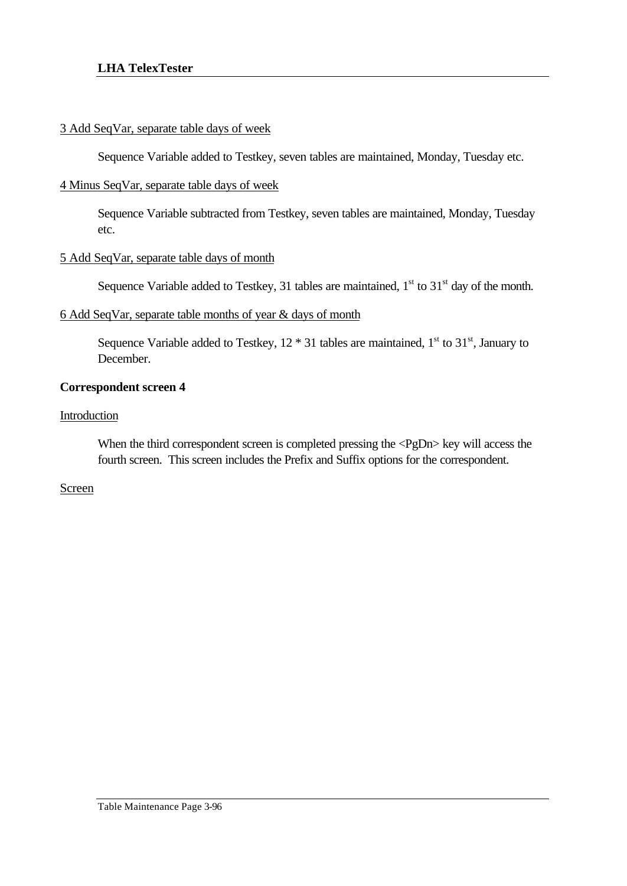<u>3 Add SeqVar, separate table days of week</u>

Sequence Variable added to Testkey, seven tables are maintained, Monday, Tuesday etc.

<u>4 Minus SeqVar, separate table days of week</u>

Sequence Variable subtracted from Testkey, seven tables are maintained, Monday, Tuesday etc.

<u>5 Add SeqVar, separate table days of month</u>

Sequence Variable added to Testkey, 31 tables are maintained, 1st to 31st day of the month.

<u>6 Add SeqVar, separate table months of year & days of month</u>

Sequence Variable added to Testkey, 12 * 31 tables are maintained, 1st to 31st, January to December.

**Correspondent screen 4**

<u>Introduction</u>

When the third correspondent screen is completed pressing the <PgDn> key will access the fourth screen. This screen includes the Prefix and Suffix options for the correspondent.

<u>Screen</u>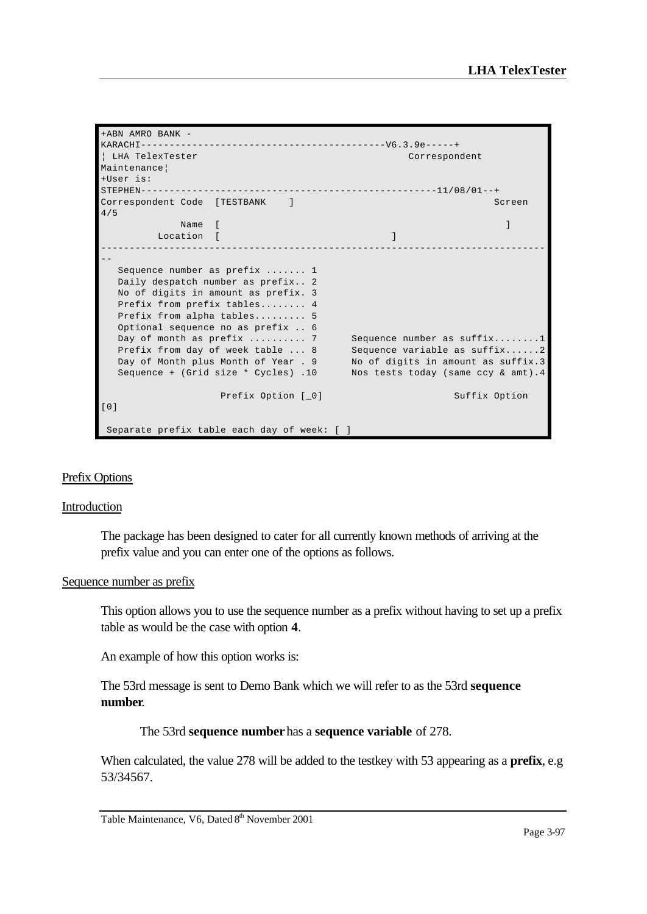```
+ABN AMRO BANK -
KARACHI------------------------------------------V6.3.9e-----+
¦ LHA TelexTester                                   Correspondent
Maintenance¦
+User is:
STEPHEN--------------------------------------------------11/08/01--+
Correspondent Code  [TESTBANK    ]                                   Screen
4/5
             Name  [                                                    ]
          Location  [                              ]
----------------------------------------------------------------------------
--
   Sequence number as prefix ....... 1
   Daily despatch number as prefix.. 2
   No of digits in amount as prefix. 3
   Prefix from prefix tables........ 4
   Prefix from alpha tables......... 5
   Optional sequence no as prefix .. 6
   Day of month as prefix .......... 7      Sequence number as suffix........1
   Prefix from day of week table ... 8      Sequence variable as suffix......2
   Day of Month plus Month of Year . 9      No of digits in amount as suffix.3
   Sequence + (Grid size * Cycles) .10      Nos tests today (same ccy & amt).4

                    Prefix Option [_0]                       Suffix Option
[0]

 Separate prefix table each day of week: [ ]
```

Prefix Options

Introduction

The package has been designed to cater for all currently known methods of arriving at the prefix value and you can enter one of the options as follows.

Sequence number as prefix

This option allows you to use the sequence number as a prefix without having to set up a prefix table as would be the case with option **4**.

An example of how this option works is:

The 53rd message is sent to Demo Bank which we will refer to as the 53rd **sequence number**.

The 53rd **sequence number** has a **sequence variable** of 278.

When calculated, the value 278 will be added to the testkey with 53 appearing as a **prefix**, e.g 53/34567.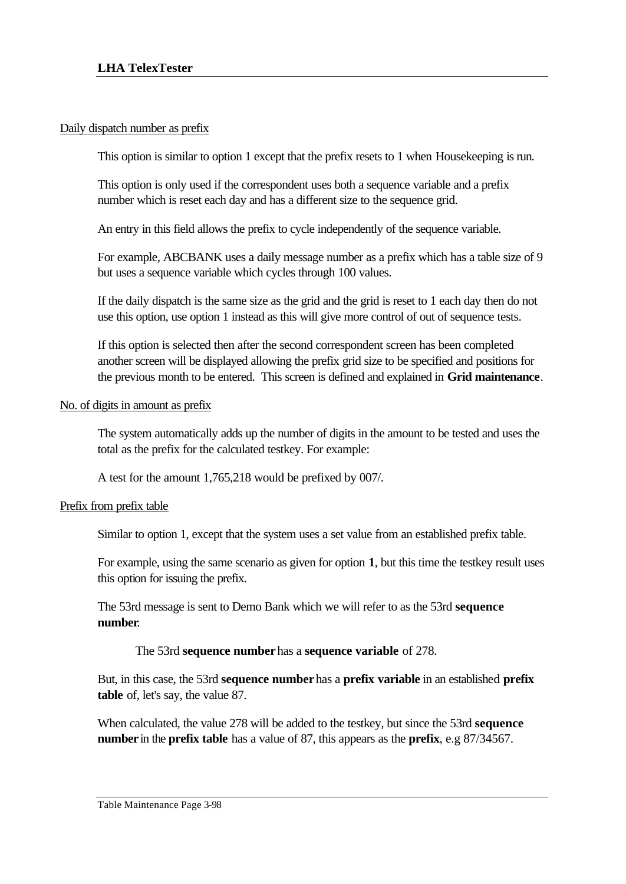Daily dispatch number as prefix

This option is similar to option 1 except that the prefix resets to 1 when Housekeeping is run.

This option is only used if the correspondent uses both a sequence variable and a prefix number which is reset each day and has a different size to the sequence grid.

An entry in this field allows the prefix to cycle independently of the sequence variable.

For example, ABCBANK uses a daily message number as a prefix which has a table size of 9 but uses a sequence variable which cycles through 100 values.

If the daily dispatch is the same size as the grid and the grid is reset to 1 each day then do not use this option, use option 1 instead as this will give more control of out of sequence tests.

If this option is selected then after the second correspondent screen has been completed another screen will be displayed allowing the prefix grid size to be specified and positions for the previous month to be entered. This screen is defined and explained in **Grid maintenance**.

No. of digits in amount as prefix

The system automatically adds up the number of digits in the amount to be tested and uses the total as the prefix for the calculated testkey. For example:

A test for the amount 1,765,218 would be prefixed by 007/.

Prefix from prefix table

Similar to option 1, except that the system uses a set value from an established prefix table.

For example, using the same scenario as given for option **1**, but this time the testkey result uses this option for issuing the prefix.

The 53rd message is sent to Demo Bank which we will refer to as the 53rd **sequence number**.

The 53rd **sequence number** has a **sequence variable** of 278.

But, in this case, the 53rd **sequence number** has a **prefix variable** in an established **prefix table** of, let's say, the value 87.

When calculated, the value 278 will be added to the testkey, but since the 53rd **sequence number** in the **prefix table** has a value of 87, this appears as the **prefix**, e.g 87/34567.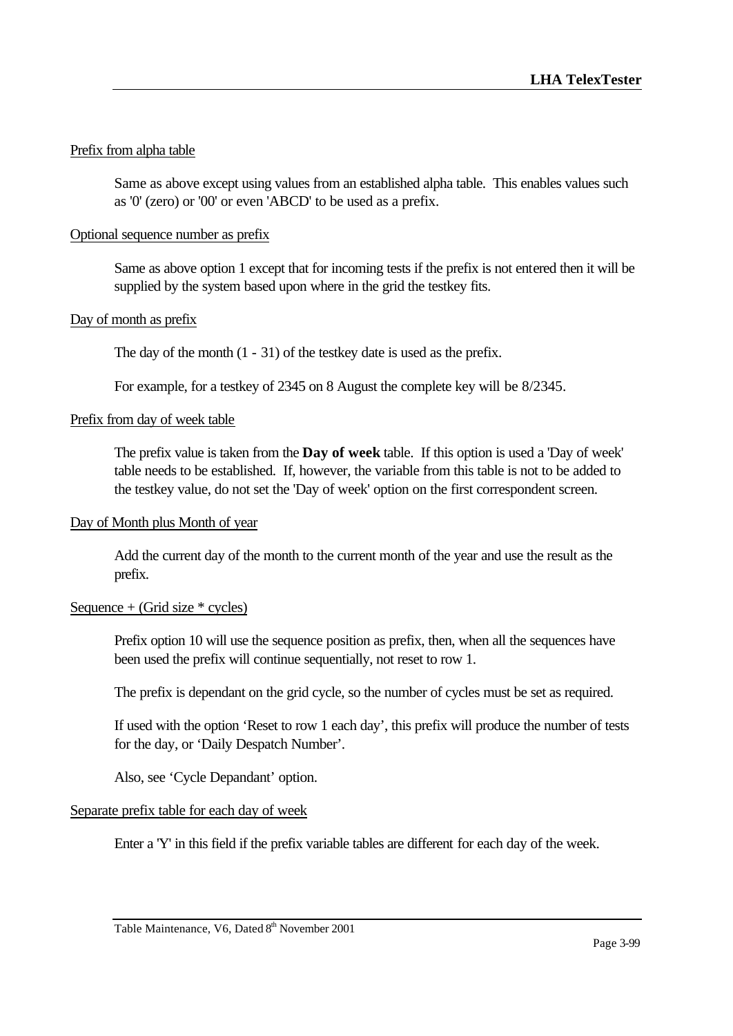Prefix from alpha table

Same as above except using values from an established alpha table. This enables values such as '0' (zero) or '00' or even 'ABCD' to be used as a prefix.

Optional sequence number as prefix

Same as above option 1 except that for incoming tests if the prefix is not entered then it will be supplied by the system based upon where in the grid the testkey fits.

Day of month as prefix

The day of the month (1 - 31) of the testkey date is used as the prefix.

For example, for a testkey of 2345 on 8 August the complete key will be 8/2345.

Prefix from day of week table

The prefix value is taken from the **Day of week** table. If this option is used a 'Day of week' table needs to be established. If, however, the variable from this table is not to be added to the testkey value, do not set the 'Day of week' option on the first correspondent screen.

Day of Month plus Month of year

Add the current day of the month to the current month of the year and use the result as the prefix.

Sequence + (Grid size * cycles)

Prefix option 10 will use the sequence position as prefix, then, when all the sequences have been used the prefix will continue sequentially, not reset to row 1.

The prefix is dependant on the grid cycle, so the number of cycles must be set as required.

If used with the option 'Reset to row 1 each day', this prefix will produce the number of tests for the day, or 'Daily Despatch Number'.

Also, see 'Cycle Dependant' option.

Separate prefix table for each day of week

Enter a 'Y' in this field if the prefix variable tables are different for each day of the week.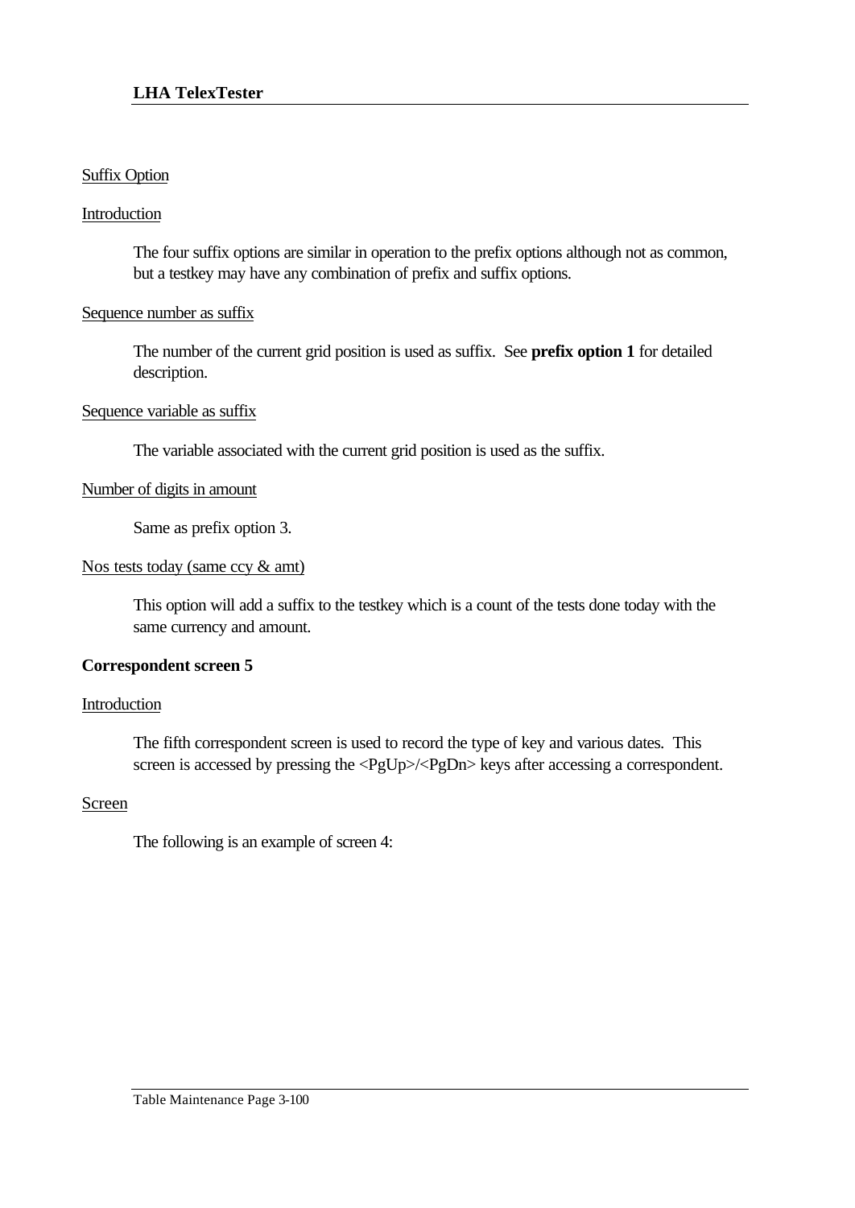Suffix Option

Introduction

The four suffix options are similar in operation to the prefix options although not as common, but a testkey may have any combination of prefix and suffix options.

Sequence number as suffix

The number of the current grid position is used as suffix.  See **prefix option 1** for detailed description.

Sequence variable as suffix

The variable associated with the current grid position is used as the suffix.

Number of digits in amount

Same as prefix option 3.

Nos tests today (same ccy & amt)

This option will add a suffix to the testkey which is a count of the tests done today with the same currency and amount.

**Correspondent screen 5**

Introduction

The fifth correspondent screen is used to record the type of key and various dates.  This screen is accessed by pressing the <PgUp>/<PgDn> keys after accessing a correspondent.

Screen

The following is an example of screen 4: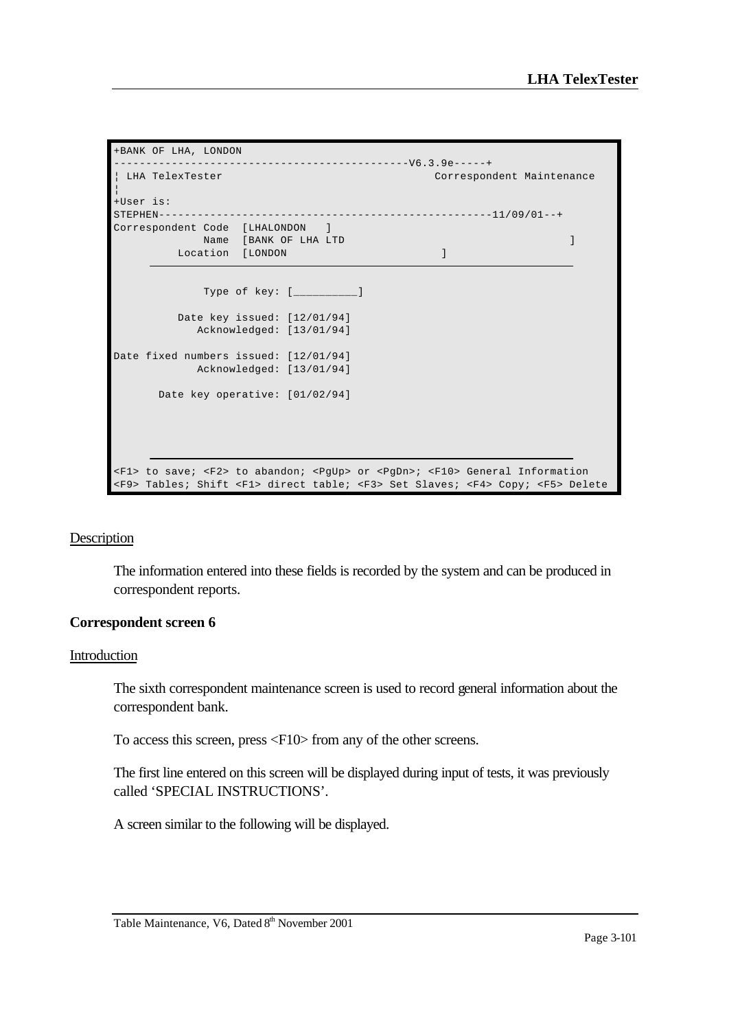```
+BANK OF LHA, LONDON
---------------------------------------------V6.3.9e-----+
¦ LHA TelexTester                                Correspondent Maintenance
¦
+User is:
STEPHEN--------------------------------------------------11/09/01--+
Correspondent Code  [LHALONDON   ]
              Name  [BANK OF LHA LTD                                     ]
          Location  [LONDON                        ]

              Type of key: [_________]

          Date key issued: [12/01/94]
             Acknowledged: [13/01/94]

Date fixed numbers issued: [12/01/94]
             Acknowledged: [13/01/94]

       Date key operative: [01/02/94]



<F1> to save; <F2> to abandon; <PgUp> or <PgDn>; <F10> General Information
<F9> Tables; Shift <F1> direct table; <F3> Set Slaves; <F4> Copy; <F5> Delete
```

Description

The information entered into these fields is recorded by the system and can be produced in correspondent reports.

**Correspondent screen 6**

Introduction

The sixth correspondent maintenance screen is used to record general information about the correspondent bank.

To access this screen, press <F10> from any of the other screens.

The first line entered on this screen will be displayed during input of tests, it was previously called 'SPECIAL INSTRUCTIONS'.

A screen similar to the following will be displayed.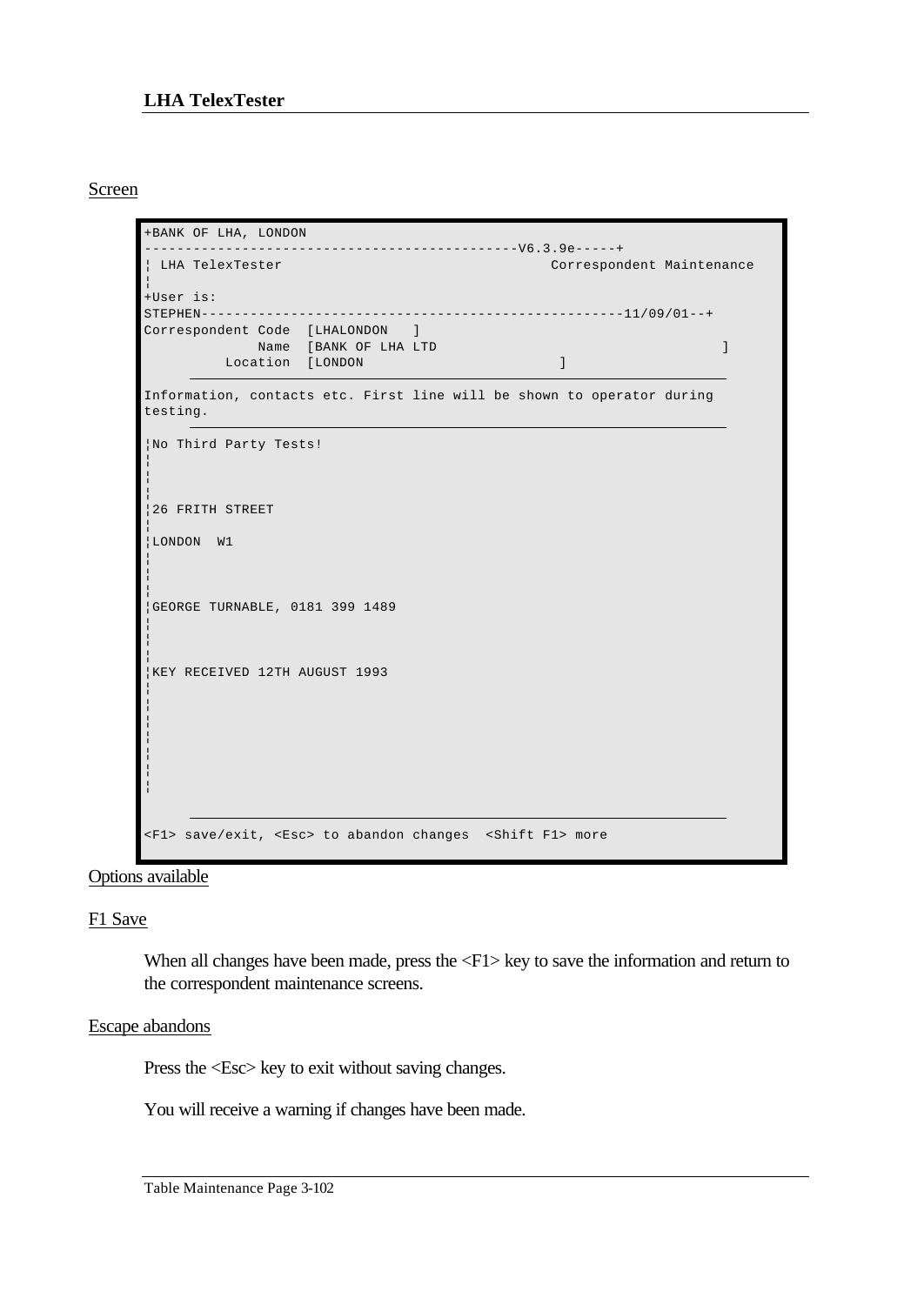Screen

```
+BANK OF LHA, LONDON
---------------------------------------------V6.3.9e-----+
¦ LHA TelexTester                                  Correspondent Maintenance
¦
+User is:
STEPHEN---------------------------------------------------11/09/01--+
Correspondent Code  [LHALONDON   ]
              Name  [BANK OF LHA LTD                                     ]
          Location  [LONDON                         ]
      ────────────────────────────────────────────────────────────────────
Information, contacts etc. First line will be shown to operator during
testing.
      ────────────────────────────────────────────────────────────────────
¦No Third Party Tests!
¦
¦
¦
¦26 FRITH STREET
¦
¦LONDON  W1
¦
¦
¦
¦GEORGE TURNABLE, 0181 399 1489
¦
¦
¦
¦KEY RECEIVED 12TH AUGUST 1993
¦
¦
¦
¦
¦
¦
¦
      ────────────────────────────────────────────────────────────────────
<F1> save/exit, <Esc> to abandon changes  <Shift F1> more
```

Options available

F1 Save

When all changes have been made, press the <F1> key to save the information and return to the correspondent maintenance screens.

Escape abandons

Press the <Esc> key to exit without saving changes.

You will receive a warning if changes have been made.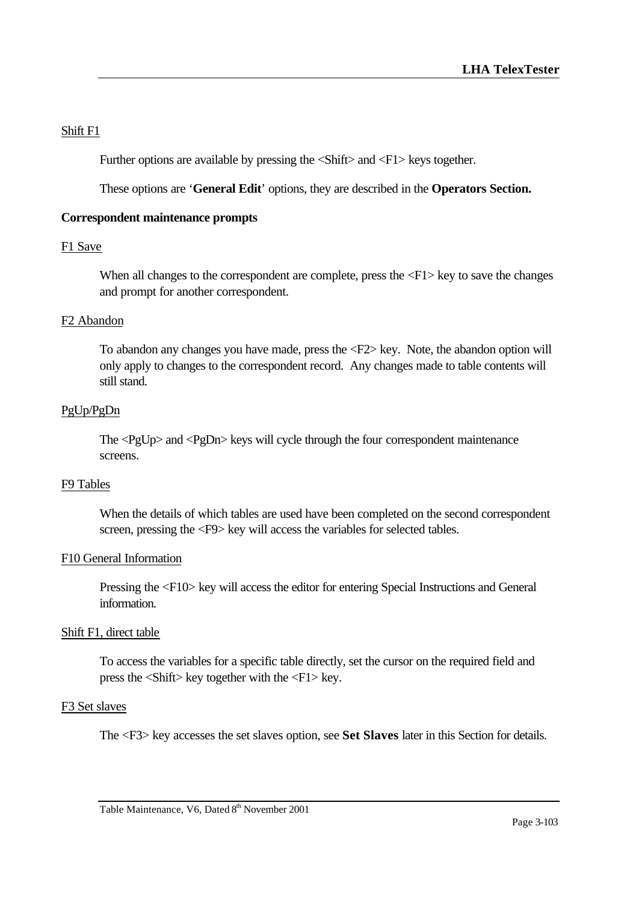Shift F1

Further options are available by pressing the <Shift> and <F1> keys together.

These options are '**General Edit**' options, they are described in the **Operators Section.**

**Correspondent maintenance prompts**

F1 Save

When all changes to the correspondent are complete, press the <F1> key to save the changes and prompt for another correspondent.

F2 Abandon

To abandon any changes you have made, press the <F2> key.  Note, the abandon option will only apply to changes to the correspondent record.  Any changes made to table contents will still stand.

PgUp/PgDn

The <PgUp> and <PgDn> keys will cycle through the four correspondent maintenance screens.

F9 Tables

When the details of which tables are used have been completed on the second correspondent screen, pressing the <F9> key will access the variables for selected tables.

F10 General Information

Pressing the <F10> key will access the editor for entering Special Instructions and General information.

Shift F1, direct table

To access the variables for a specific table directly, set the cursor on the required field and press the <Shift> key together with the <F1> key.

F3 Set slaves

The <F3> key accesses the set slaves option, see **Set Slaves** later in this Section for details.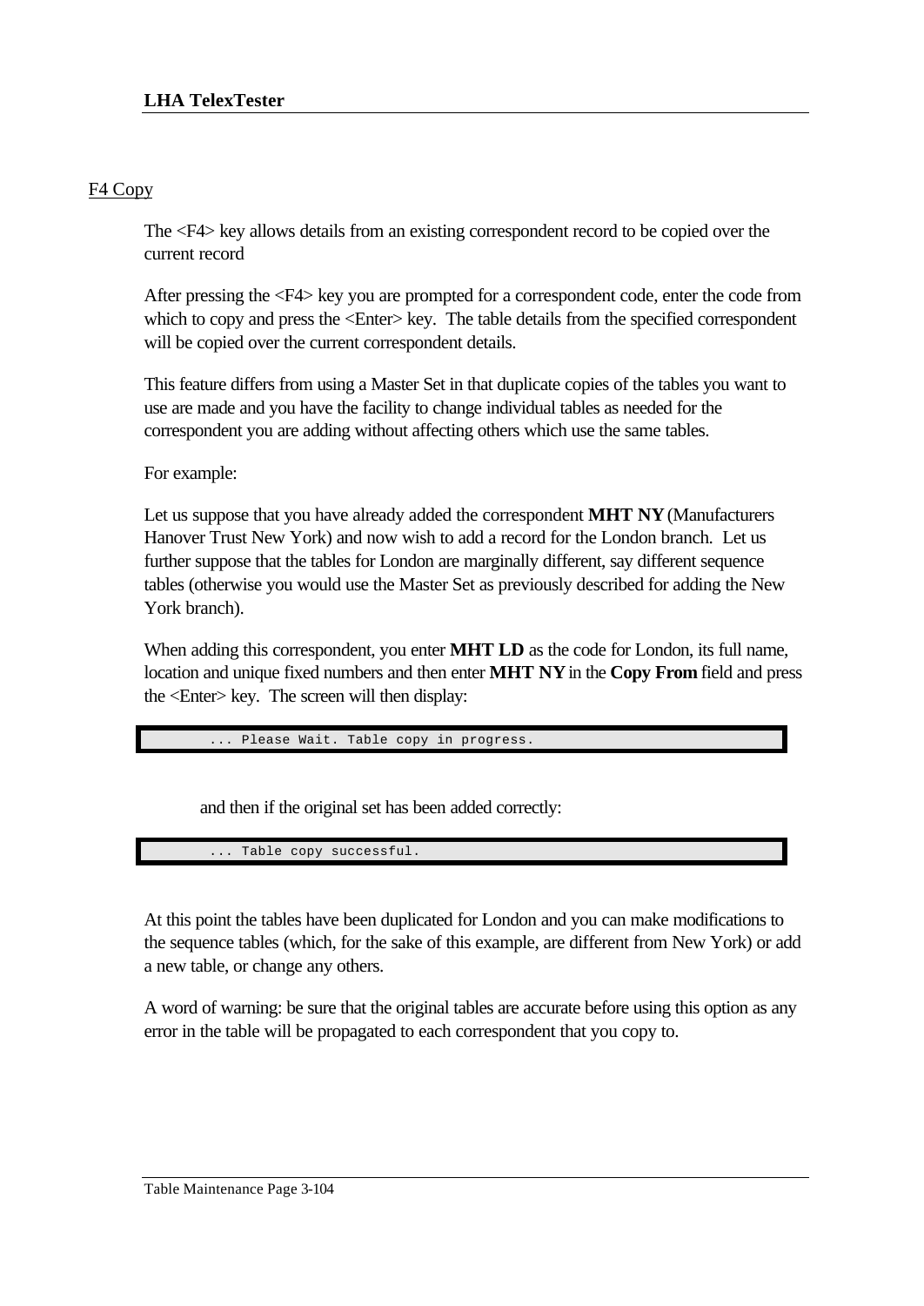F4 Copy

The <F4> key allows details from an existing correspondent record to be copied over the current record

After pressing the <F4> key you are prompted for a correspondent code, enter the code from which to copy and press the <Enter> key. The table details from the specified correspondent will be copied over the current correspondent details.

This feature differs from using a Master Set in that duplicate copies of the tables you want to use are made and you have the facility to change individual tables as needed for the correspondent you are adding without affecting others which use the same tables.

For example:

Let us suppose that you have already added the correspondent **MHT NY** (Manufacturers Hanover Trust New York) and now wish to add a record for the London branch. Let us further suppose that the tables for London are marginally different, say different sequence tables (otherwise you would use the Master Set as previously described for adding the New York branch).

When adding this correspondent, you enter **MHT LD** as the code for London, its full name, location and unique fixed numbers and then enter **MHT NY** in the **Copy From** field and press the <Enter> key. The screen will then display:

```
... Please Wait. Table copy in progress.
```

and then if the original set has been added correctly:

```
... Table copy successful.
```

At this point the tables have been duplicated for London and you can make modifications to the sequence tables (which, for the sake of this example, are different from New York) or add a new table, or change any others.

A word of warning: be sure that the original tables are accurate before using this option as any error in the table will be propagated to each correspondent that you copy to.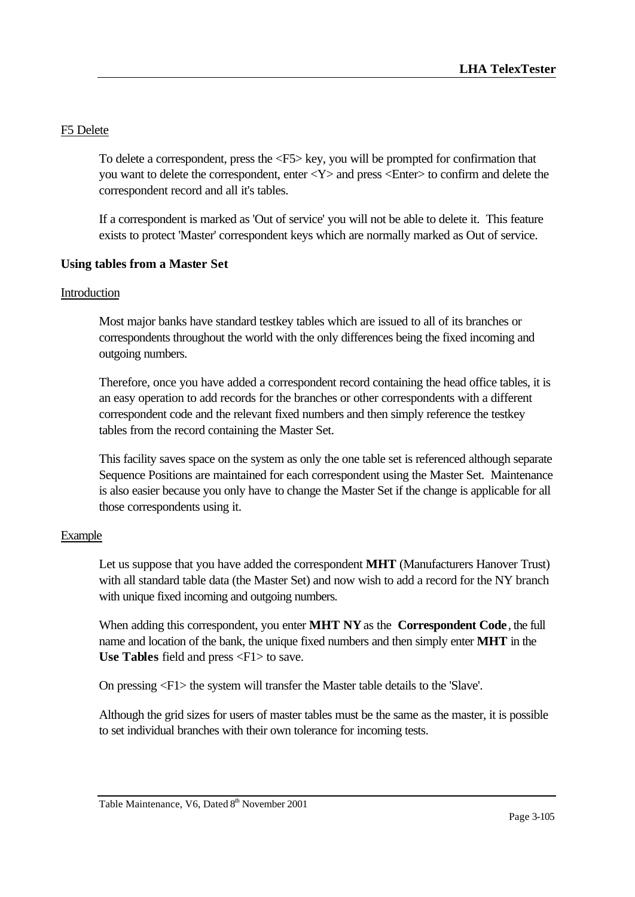F5 Delete

To delete a correspondent, press the <F5> key, you will be prompted for confirmation that you want to delete the correspondent, enter <Y> and press <Enter> to confirm and delete the correspondent record and all it's tables.

If a correspondent is marked as 'Out of service' you will not be able to delete it. This feature exists to protect 'Master' correspondent keys which are normally marked as Out of service.

**Using tables from a Master Set**

Introduction

Most major banks have standard testkey tables which are issued to all of its branches or correspondents throughout the world with the only differences being the fixed incoming and outgoing numbers.

Therefore, once you have added a correspondent record containing the head office tables, it is an easy operation to add records for the branches or other correspondents with a different correspondent code and the relevant fixed numbers and then simply reference the testkey tables from the record containing the Master Set.

This facility saves space on the system as only the one table set is referenced although separate Sequence Positions are maintained for each correspondent using the Master Set. Maintenance is also easier because you only have to change the Master Set if the change is applicable for all those correspondents using it.

Example

Let us suppose that you have added the correspondent **MHT** (Manufacturers Hanover Trust) with all standard table data (the Master Set) and now wish to add a record for the NY branch with unique fixed incoming and outgoing numbers.

When adding this correspondent, you enter **MHT NY** as the **Correspondent Code**, the full name and location of the bank, the unique fixed numbers and then simply enter **MHT** in the **Use Tables** field and press <F1> to save.

On pressing <F1> the system will transfer the Master table details to the 'Slave'.

Although the grid sizes for users of master tables must be the same as the master, it is possible to set individual branches with their own tolerance for incoming tests.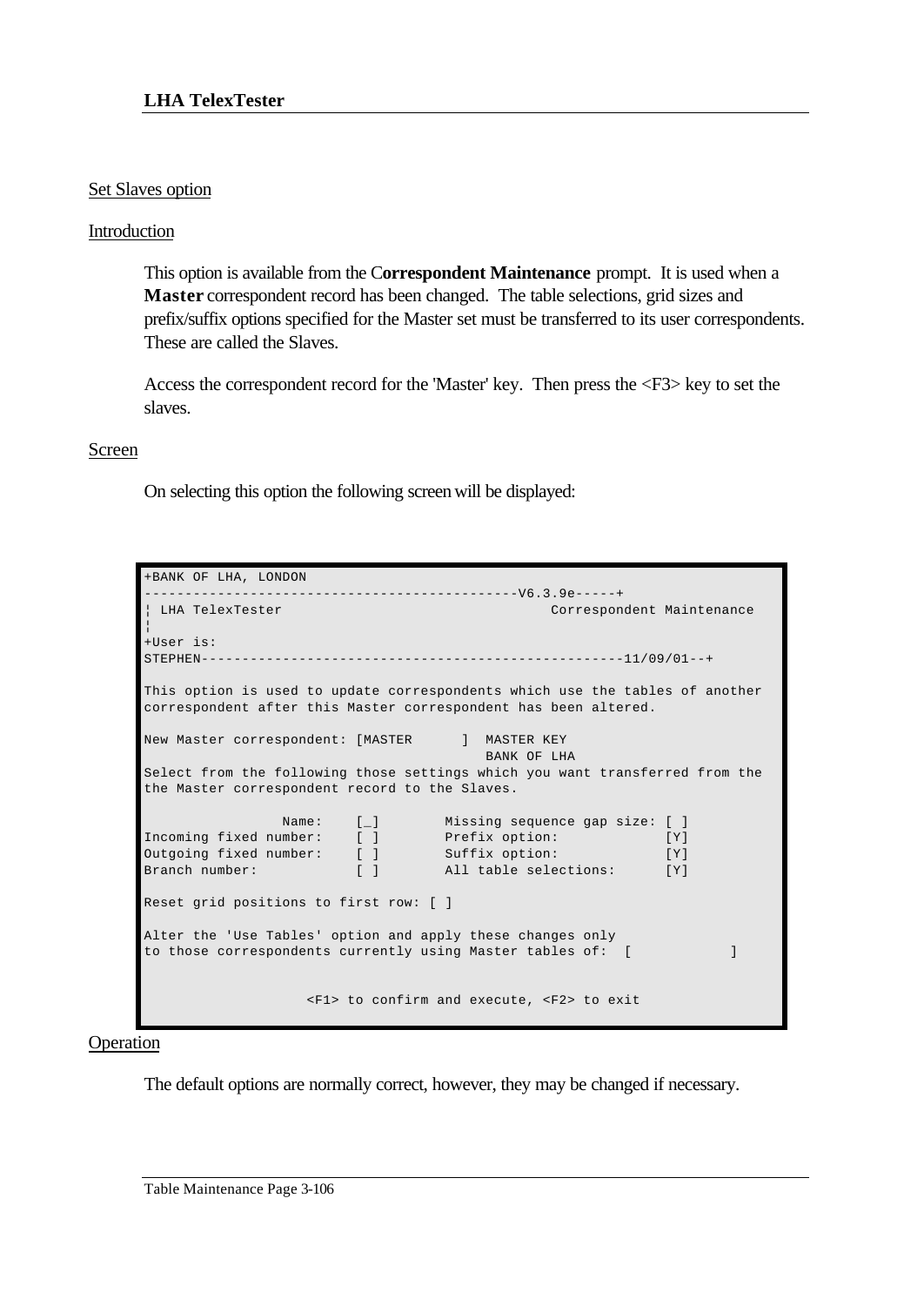Set Slaves option

Introduction

This option is available from the C**orrespondent Maintenance** prompt. It is used when a **Master** correspondent record has been changed. The table selections, grid sizes and prefix/suffix options specified for the Master set must be transferred to its user correspondents. These are called the Slaves.

Access the correspondent record for the 'Master' key. Then press the <F3> key to set the slaves.

Screen

On selecting this option the following screen will be displayed:

```
+BANK OF LHA, LONDON
---------------------------------------------V6.3.9e-----+
¦ LHA TelexTester                                 Correspondent Maintenance
¦
+User is:
STEPHEN----------------------------------------------------11/09/01--+

This option is used to update correspondents which use the tables of another
correspondent after this Master correspondent has been altered.

New Master correspondent: [MASTER      ]  MASTER KEY
                                          BANK OF LHA
Select from the following those settings which you want transferred from the
the Master correspondent record to the Slaves.

                 Name:    [_]        Missing sequence gap size: [ ]
Incoming fixed number:    [ ]        Prefix option:             [Y]
Outgoing fixed number:    [ ]        Suffix option:             [Y]
Branch number:            [ ]        All table selections:      [Y]

Reset grid positions to first row: [ ]

Alter the 'Use Tables' option and apply these changes only
to those correspondents currently using Master tables of:  [            ]


                    <F1> to confirm and execute, <F2> to exit
```

Operation

The default options are normally correct, however, they may be changed if necessary.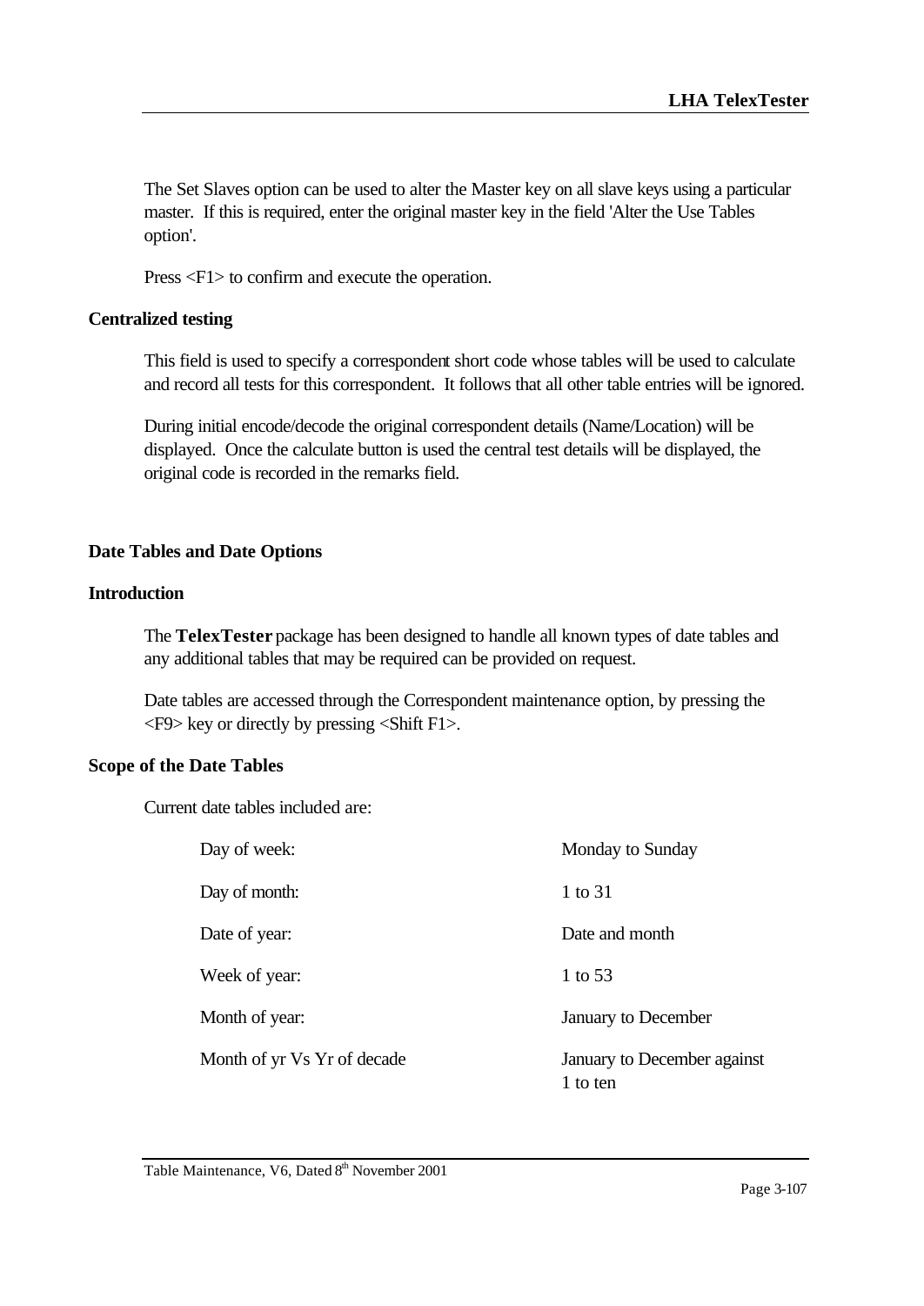The Set Slaves option can be used to alter the Master key on all slave keys using a particular master. If this is required, enter the original master key in the field 'Alter the Use Tables option'.

Press <F1> to confirm and execute the operation.

### Centralized testing

This field is used to specify a correspondent short code whose tables will be used to calculate and record all tests for this correspondent. It follows that all other table entries will be ignored.

During initial encode/decode the original correspondent details (Name/Location) will be displayed. Once the calculate button is used the central test details will be displayed, the original code is recorded in the remarks field.

## Date Tables and Date Options

### Introduction

The **TelexTester** package has been designed to handle all known types of date tables and any additional tables that may be required can be provided on request.

Date tables are accessed through the Correspondent maintenance option, by pressing the <F9> key or directly by pressing <Shift F1>.

### Scope of the Date Tables

Current date tables included are:

| | |
|---|---|
| Day of week: | Monday to Sunday |
| Day of month: | 1 to 31 |
| Date of year: | Date and month |
| Week of year: | 1 to 53 |
| Month of year: | January to December |
| Month of yr Vs Yr of decade | January to December against 1 to ten |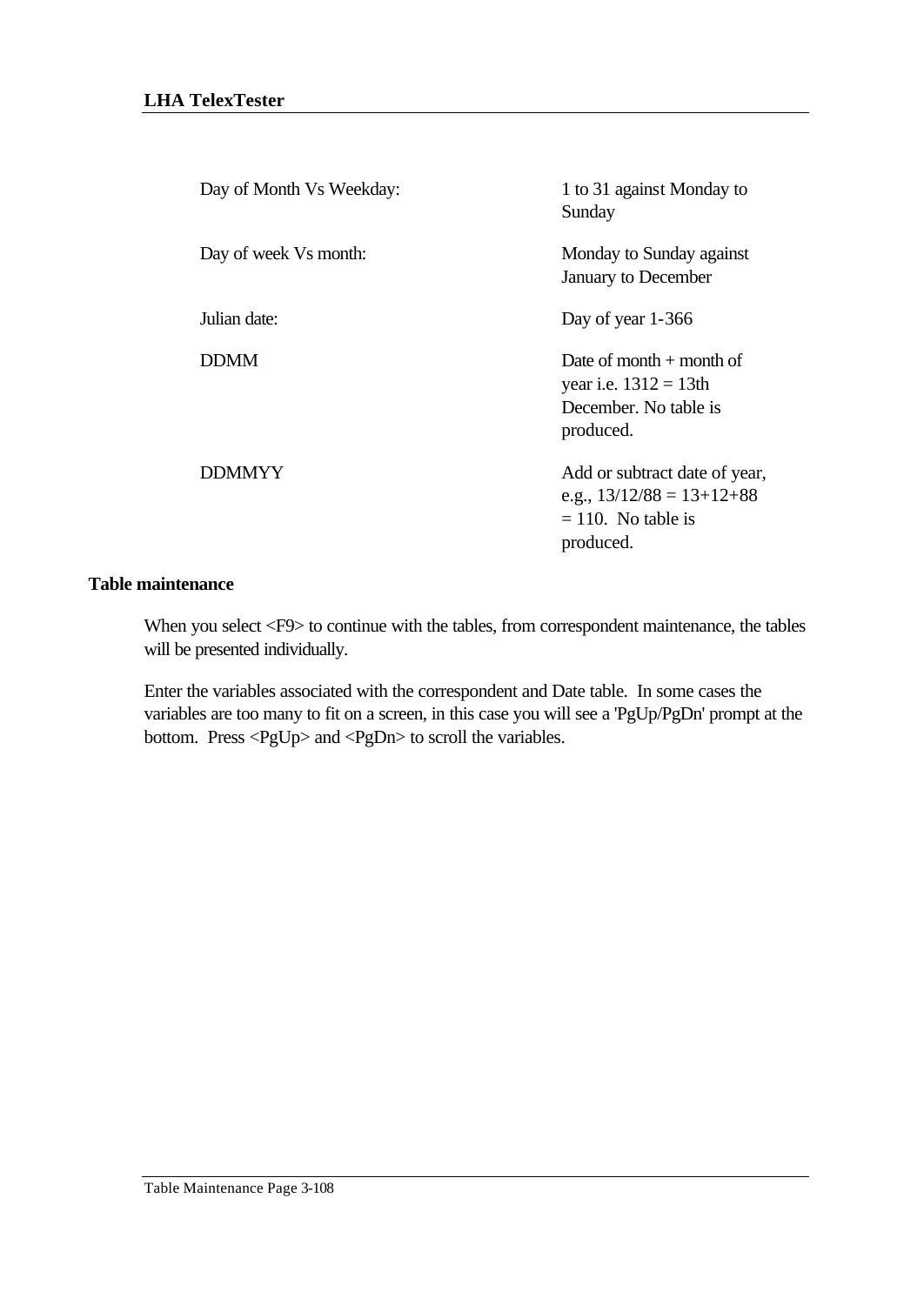| | |
|---|---|
| Day of Month Vs Weekday: | 1 to 31 against Monday to Sunday |
| Day of week Vs month: | Monday to Sunday against January to December |
| Julian date: | Day of year 1-366 |
| DDMM | Date of month + month of year i.e. 1312 = 13th December. No table is produced. |
| DDMMYY | Add or subtract date of year, e.g., 13/12/88 = 13+12+88 = 110. No table is produced. |

## Table maintenance

When you select <F9> to continue with the tables, from correspondent maintenance, the tables will be presented individually.

Enter the variables associated with the correspondent and Date table. In some cases the variables are too many to fit on a screen, in this case you will see a 'PgUp/PgDn' prompt at the bottom. Press <PgUp> and <PgDn> to scroll the variables.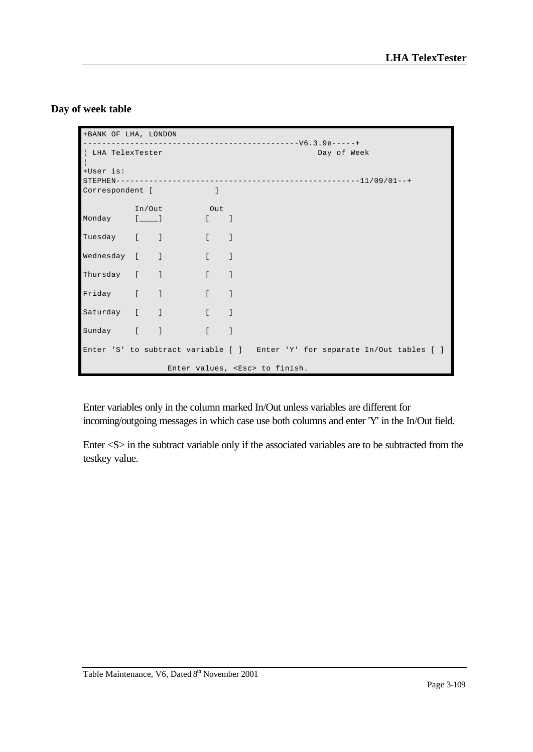## Day of week table

```
+BANK OF LHA, LONDON
--------------------------------------------V6.3.9e-----+
¦ LHA TelexTester                                Day of Week
¦
+User is:
STEPHEN--------------------------------------------------11/09/01--+
Correspondent [            ]

           In/Out          Out
Monday     [____]         [    ]

Tuesday    [    ]         [    ]

Wednesday  [    ]         [    ]

Thursday   [    ]         [    ]

Friday     [    ]         [    ]

Saturday   [    ]         [    ]

Sunday     [    ]         [    ]

Enter 'S' to subtract variable [ ]   Enter 'Y' for separate In/Out tables [ ]

                  Enter values, <Esc> to finish.
```

Enter variables only in the column marked In/Out unless variables are different for incoming/outgoing messages in which case use both columns and enter 'Y' in the In/Out field.

Enter <S> in the subtract variable only if the associated variables are to be subtracted from the testkey value.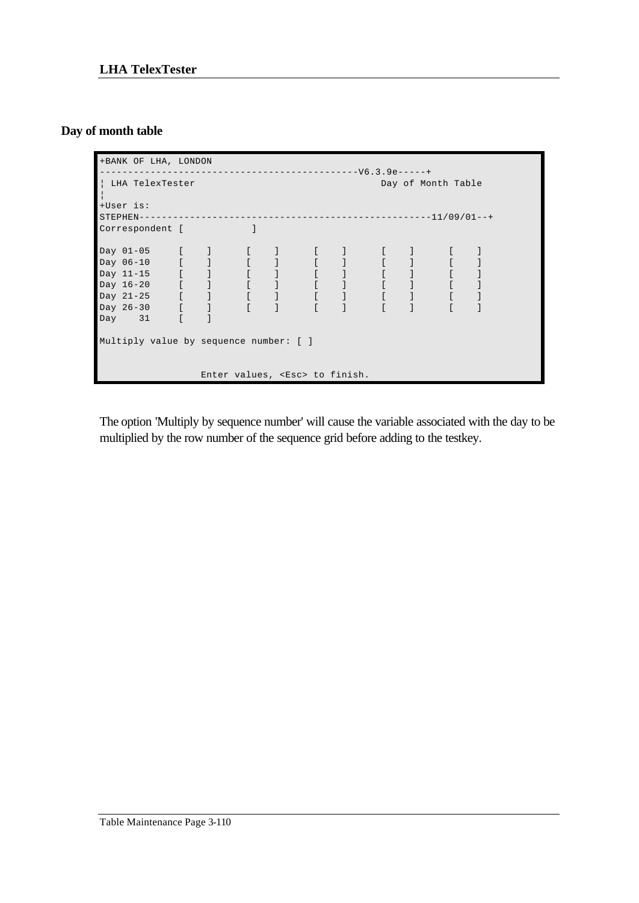## Day of month table

```
+BANK OF LHA, LONDON
--------------------------------------------V6.3.9e-----+
¦ LHA TelexTester                               Day of Month Table
¦
+User is:
STEPHEN---------------------------------------------------11/09/01--+
Correspondent [            ]

Day 01-05     [    ]      [    ]      [    ]      [    ]      [    ]
Day 06-10     [    ]      [    ]      [    ]      [    ]      [    ]
Day 11-15     [    ]      [    ]      [    ]      [    ]      [    ]
Day 16-20     [    ]      [    ]      [    ]      [    ]      [    ]
Day 21-25     [    ]      [    ]      [    ]      [    ]      [    ]
Day 26-30     [    ]      [    ]      [    ]      [    ]      [    ]
Day    31     [    ]

Multiply value by sequence number: [ ]


                  Enter values, <Esc> to finish.
```

The option 'Multiply by sequence number' will cause the variable associated with the day to be multiplied by the row number of the sequence grid before adding to the testkey.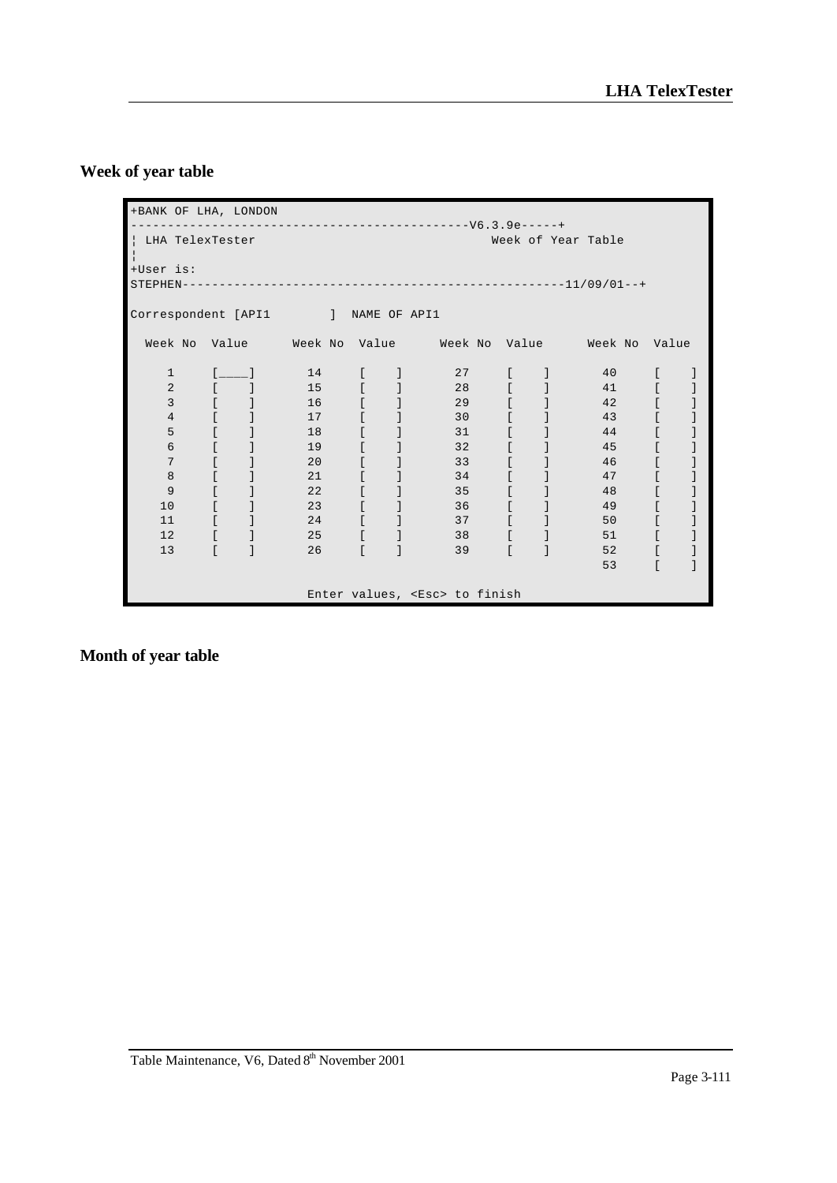## Week of year table

```
+BANK OF LHA, LONDON
--------------------------------------------V6.3.9e-----+
¦ LHA TelexTester                              Week of Year Table
¦
+User is:
STEPHEN---------------------------------------------------11/09/01--+

Correspondent [API1       ]  NAME OF API1

  Week No  Value     Week No  Value     Week No  Value     Week No  Value

     1     [____]      14     [    ]      27     [    ]      40     [    ]
     2     [    ]      15     [    ]      28     [    ]      41     [    ]
     3     [    ]      16     [    ]      29     [    ]      42     [    ]
     4     [    ]      17     [    ]      30     [    ]      43     [    ]
     5     [    ]      18     [    ]      31     [    ]      44     [    ]
     6     [    ]      19     [    ]      32     [    ]      45     [    ]
     7     [    ]      20     [    ]      33     [    ]      46     [    ]
     8     [    ]      21     [    ]      34     [    ]      47     [    ]
     9     [    ]      22     [    ]      35     [    ]      48     [    ]
    10     [    ]      23     [    ]      36     [    ]      49     [    ]
    11     [    ]      24     [    ]      37     [    ]      50     [    ]
    12     [    ]      25     [    ]      38     [    ]      51     [    ]
    13     [    ]      26     [    ]      39     [    ]      52     [    ]
                                                              53     [    ]

                        Enter values, <Esc> to finish
```

## Month of year table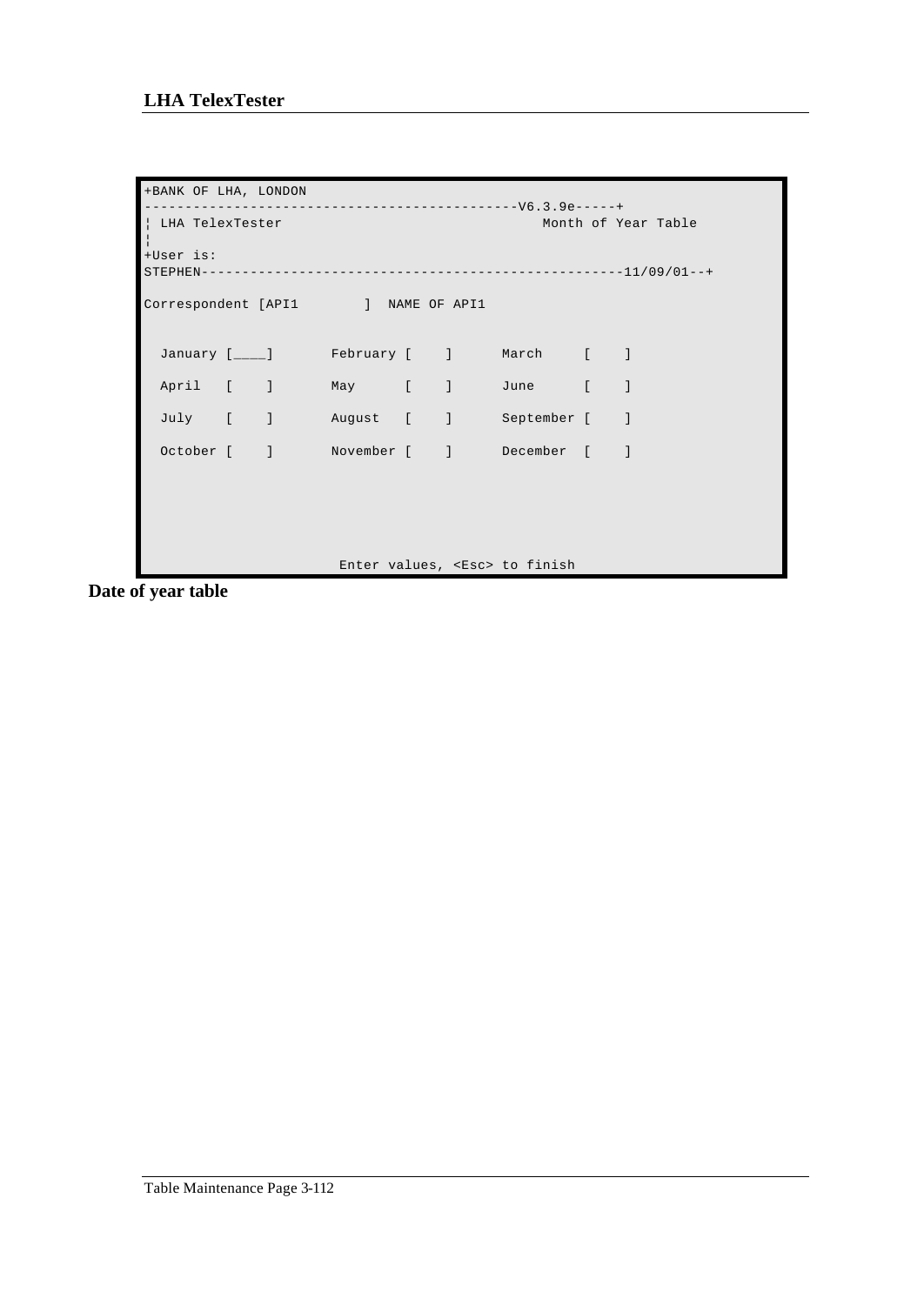```
+BANK OF LHA, LONDON
---------------------------------------------V6.3.9e-----+
¦ LHA TelexTester                                Month of Year Table
¦
+User is:
STEPHEN---------------------------------------------------11/09/01--+

Correspondent [API1        ]  NAME OF API1


  January [____]       February [    ]      March     [    ]

  April   [    ]       May      [    ]      June      [    ]

  July    [    ]       August   [    ]      September [    ]

  October [    ]       November [    ]      December  [    ]





                        Enter values, <Esc> to finish
```

**Date of year table**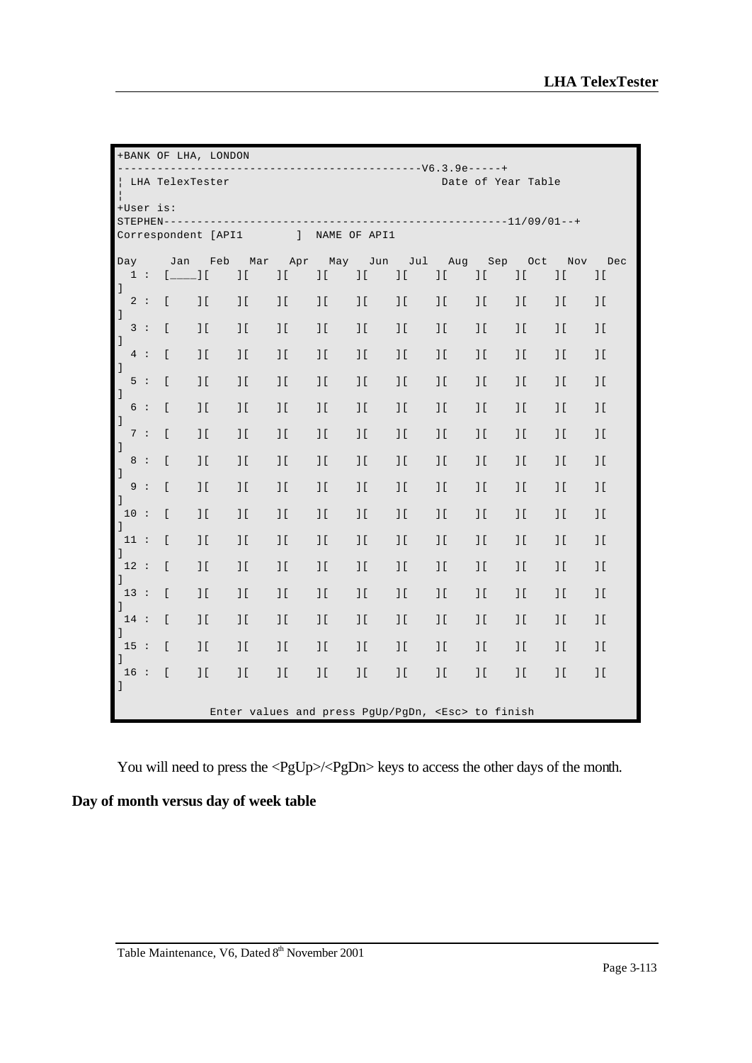```
+BANK OF LHA, LONDON
---------------------------------------------V6.3.9e-----+
¦ LHA TelexTester                              Date of Year Table
¦
+User is:
STEPHEN---------------------------------------------------11/09/01--+
Correspondent [API1        ]  NAME OF API1

Day     Jan    Feb    Mar    Apr    May    Jun    Jul    Aug    Sep    Oct    Nov    Dec
  1 :  [____][     ][     ][     ][     ][     ][     ][     ][     ][     ][     ][     ]
  2 :  [     ][     ][     ][     ][     ][     ][     ][     ][     ][     ][     ][     ]
  3 :  [     ][     ][     ][     ][     ][     ][     ][     ][     ][     ][     ][     ]
  4 :  [     ][     ][     ][     ][     ][     ][     ][     ][     ][     ][     ][     ]
  5 :  [     ][     ][     ][     ][     ][     ][     ][     ][     ][     ][     ][     ]
  6 :  [     ][     ][     ][     ][     ][     ][     ][     ][     ][     ][     ][     ]
  7 :  [     ][     ][     ][     ][     ][     ][     ][     ][     ][     ][     ][     ]
  8 :  [     ][     ][     ][     ][     ][     ][     ][     ][     ][     ][     ][     ]
  9 :  [     ][     ][     ][     ][     ][     ][     ][     ][     ][     ][     ][     ]
 10 :  [     ][     ][     ][     ][     ][     ][     ][     ][     ][     ][     ][     ]
 11 :  [     ][     ][     ][     ][     ][     ][     ][     ][     ][     ][     ][     ]
 12 :  [     ][     ][     ][     ][     ][     ][     ][     ][     ][     ][     ][     ]
 13 :  [     ][     ][     ][     ][     ][     ][     ][     ][     ][     ][     ][     ]
 14 :  [     ][     ][     ][     ][     ][     ][     ][     ][     ][     ][     ][     ]
 15 :  [     ][     ][     ][     ][     ][     ][     ][     ][     ][     ][     ][     ]
 16 :  [     ][     ][     ][     ][     ][     ][     ][     ][     ][     ][     ][     ]

              Enter values and press PgUp/PgDn, <Esc> to finish
```

You will need to press the <PgUp>/<PgDn> keys to access the other days of the month.

**Day of month versus day of week table**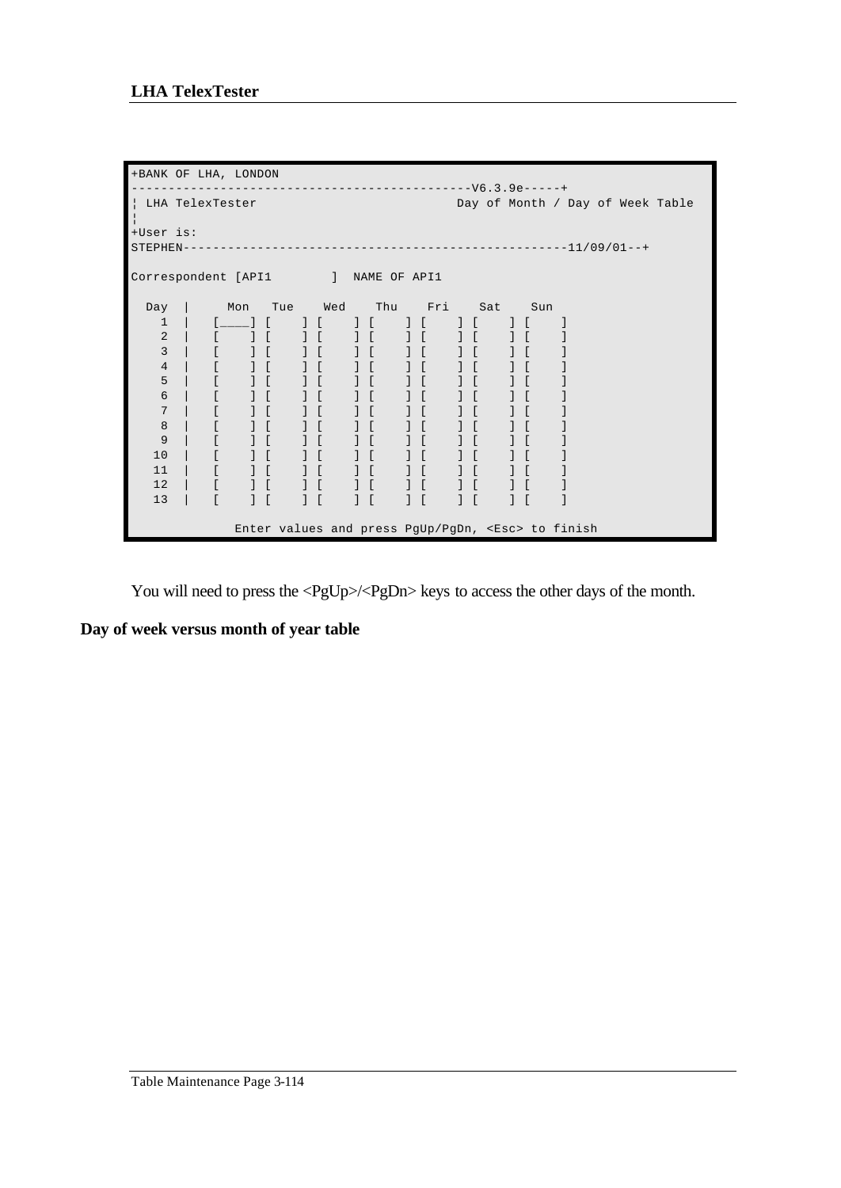```
+BANK OF LHA, LONDON
---------------------------------------------V6.3.9e-----+
¦ LHA TelexTester                              Day of Month / Day of Week Table
¦
+User is:
STEPHEN---------------------------------------------------11/09/01--+

Correspondent [API1        ]  NAME OF API1

  Day  |     Mon    Tue    Wed    Thu    Fri    Sat    Sun
    1  |   [____] [    ] [    ] [    ] [    ] [    ] [    ]
    2  |   [    ] [    ] [    ] [    ] [    ] [    ] [    ]
    3  |   [    ] [    ] [    ] [    ] [    ] [    ] [    ]
    4  |   [    ] [    ] [    ] [    ] [    ] [    ] [    ]
    5  |   [    ] [    ] [    ] [    ] [    ] [    ] [    ]
    6  |   [    ] [    ] [    ] [    ] [    ] [    ] [    ]
    7  |   [    ] [    ] [    ] [    ] [    ] [    ] [    ]
    8  |   [    ] [    ] [    ] [    ] [    ] [    ] [    ]
    9  |   [    ] [    ] [    ] [    ] [    ] [    ] [    ]
   10  |   [    ] [    ] [    ] [    ] [    ] [    ] [    ]
   11  |   [    ] [    ] [    ] [    ] [    ] [    ] [    ]
   12  |   [    ] [    ] [    ] [    ] [    ] [    ] [    ]
   13  |   [    ] [    ] [    ] [    ] [    ] [    ] [    ]

              Enter values and press PgUp/PgDn, <Esc> to finish
```

You will need to press the <PgUp>/<PgDn> keys to access the other days of the month.

**Day of week versus month of year table**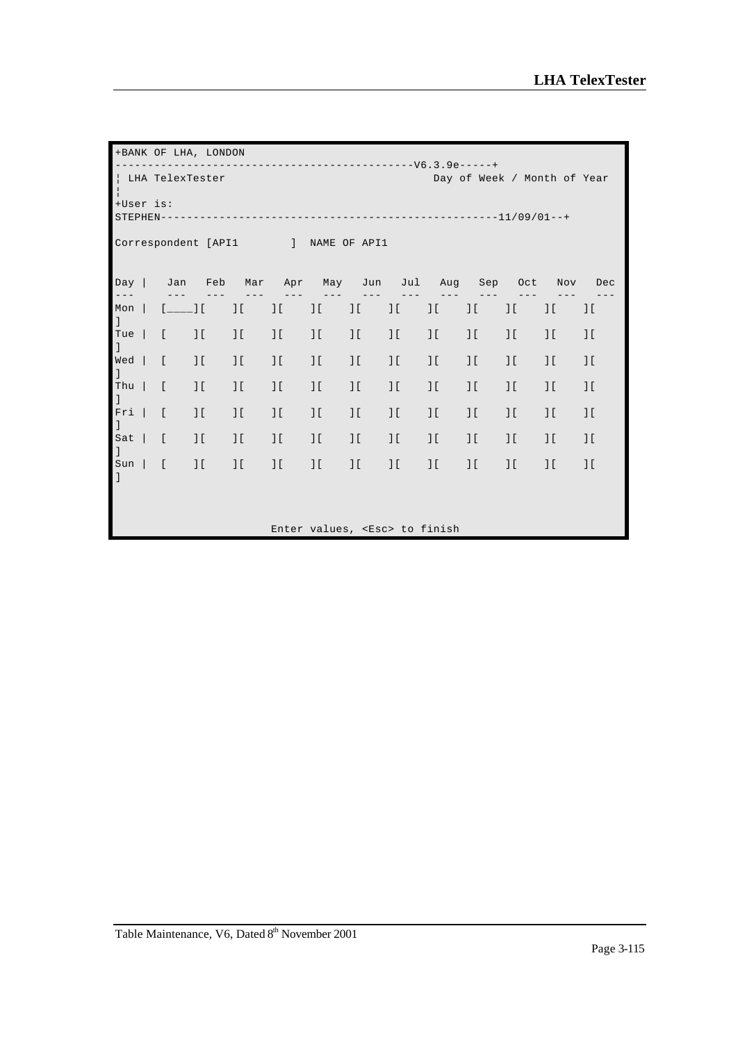```
+BANK OF LHA, LONDON
----------------------------------------------V6.3.9e-----+
¦ LHA TelexTester                                 Day of Week / Month of Year
¦
+User is:
STEPHEN---------------------------------------------------11/09/01--+

Correspondent [API1        ]  NAME OF API1


Day |   Jan   Feb   Mar   Apr   May   Jun   Jul   Aug   Sep   Oct   Nov   Dec
---     ---   ---   ---   ---   ---   ---   ---   ---   ---   ---   ---   ---
Mon |  [____][    ][    ][    ][    ][    ][    ][    ][    ][    ][    ][    ]
Tue |  [    ][    ][    ][    ][    ][    ][    ][    ][    ][    ][    ][    ]
Wed |  [    ][    ][    ][    ][    ][    ][    ][    ][    ][    ][    ][    ]
Thu |  [    ][    ][    ][    ][    ][    ][    ][    ][    ][    ][    ][    ]
Fri |  [    ][    ][    ][    ][    ][    ][    ][    ][    ][    ][    ][    ]
Sat |  [    ][    ][    ][    ][    ][    ][    ][    ][    ][    ][    ][    ]
Sun |  [    ][    ][    ][    ][    ][    ][    ][    ][    ][    ][    ][    ]



                         Enter values, <Esc> to finish
```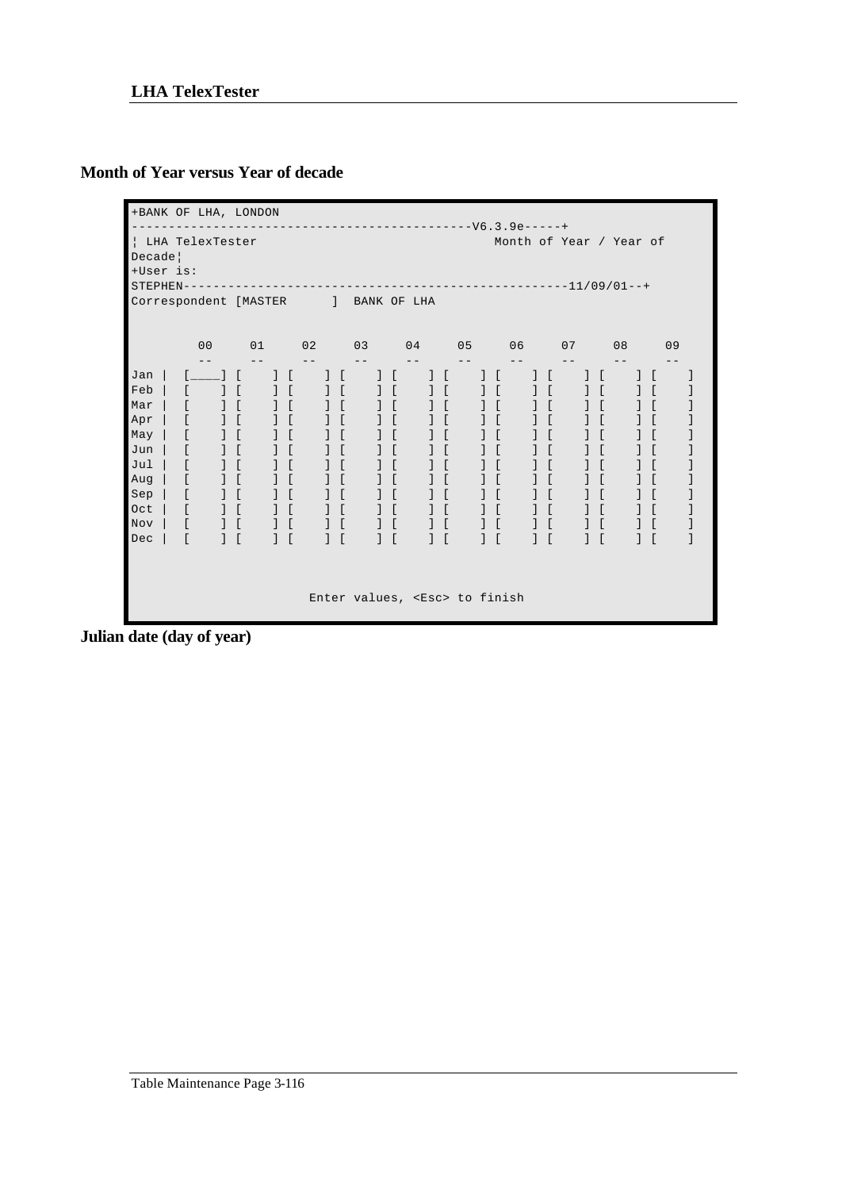### Month of Year versus Year of decade

```
+BANK OF LHA, LONDON
--------------------------------------------V6.3.9e-----+
¦ LHA TelexTester                              Month of Year / Year of
Decade¦
+User is:
STEPHEN---------------------------------------------------11/09/01--+
Correspondent [MASTER      ]  BANK OF LHA


            00      01      02      03      04      05      06      07      08      09
            --      --      --      --      --      --      --      --      --      --
Jan |    [____] [     ] [     ] [     ] [     ] [     ] [     ] [     ] [     ] [     ]
Feb |    [    ] [     ] [     ] [     ] [     ] [     ] [     ] [     ] [     ] [     ]
Mar |    [    ] [     ] [     ] [     ] [     ] [     ] [     ] [     ] [     ] [     ]
Apr |    [    ] [     ] [     ] [     ] [     ] [     ] [     ] [     ] [     ] [     ]
May |    [    ] [     ] [     ] [     ] [     ] [     ] [     ] [     ] [     ] [     ]
Jun |    [    ] [     ] [     ] [     ] [     ] [     ] [     ] [     ] [     ] [     ]
Jul |    [    ] [     ] [     ] [     ] [     ] [     ] [     ] [     ] [     ] [     ]
Aug |    [    ] [     ] [     ] [     ] [     ] [     ] [     ] [     ] [     ] [     ]
Sep |    [    ] [     ] [     ] [     ] [     ] [     ] [     ] [     ] [     ] [     ]
Oct |    [    ] [     ] [     ] [     ] [     ] [     ] [     ] [     ] [     ] [     ]
Nov |    [    ] [     ] [     ] [     ] [     ] [     ] [     ] [     ] [     ] [     ]
Dec |    [    ] [     ] [     ] [     ] [     ] [     ] [     ] [     ] [     ] [     ]



                                 Enter values, <Esc> to finish
```

### Julian date (day of year)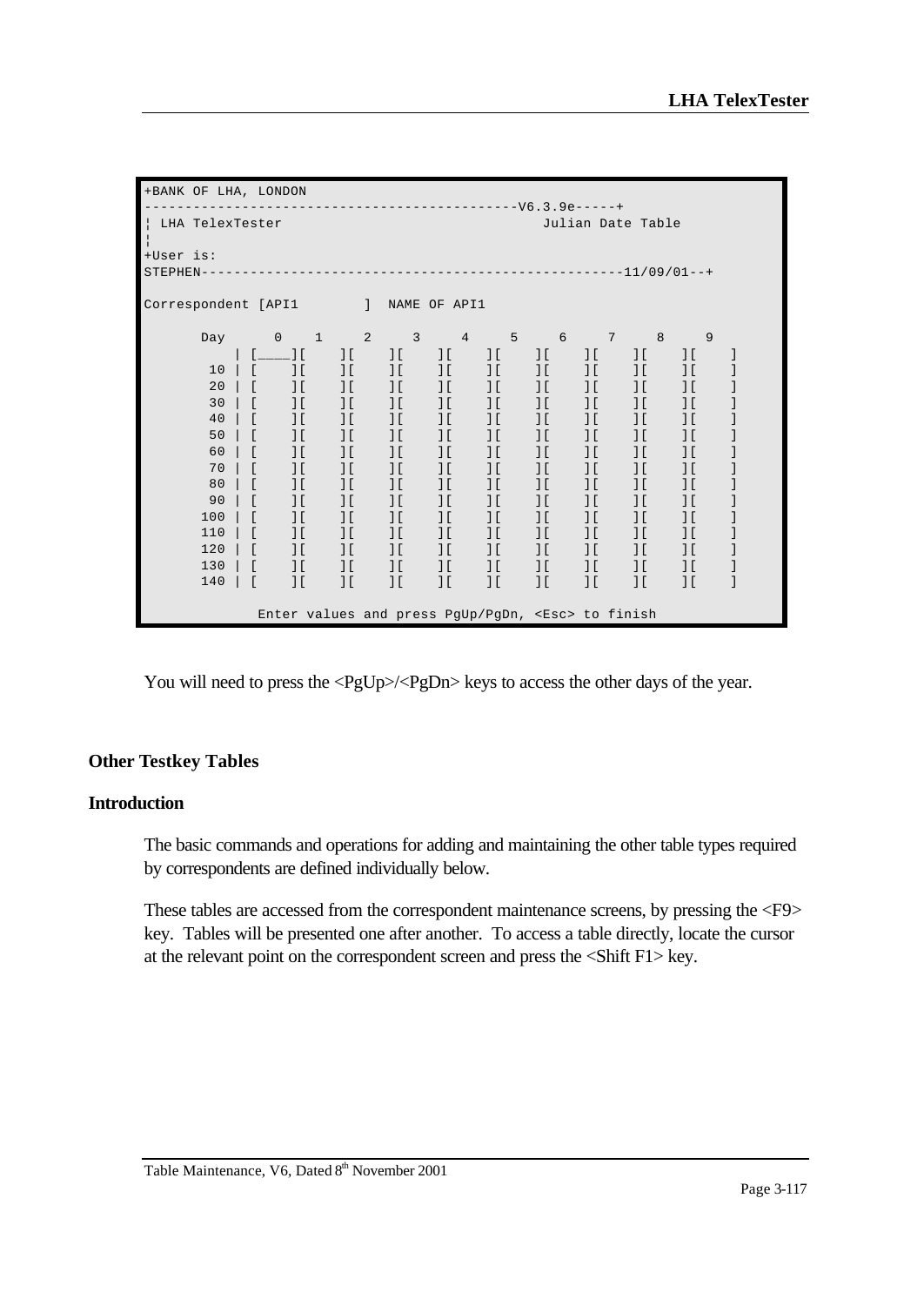```
+BANK OF LHA, LONDON
---------------------------------------------V6.3.9e-----+
¦ LHA TelexTester                                Julian Date Table
¦
+User is:
STEPHEN---------------------------------------------------11/09/01--+

Correspondent [API1        ]  NAME OF API1

      Day      0    1     2     3     4     5     6     7     8     9
          | [____][    ][    ][    ][    ][    ][    ][    ][    ][    ]
       10 | [    ][    ][    ][    ][    ][    ][    ][    ][    ][    ]
       20 | [    ][    ][    ][    ][    ][    ][    ][    ][    ][    ]
       30 | [    ][    ][    ][    ][    ][    ][    ][    ][    ][    ]
       40 | [    ][    ][    ][    ][    ][    ][    ][    ][    ][    ]
       50 | [    ][    ][    ][    ][    ][    ][    ][    ][    ][    ]
       60 | [    ][    ][    ][    ][    ][    ][    ][    ][    ][    ]
       70 | [    ][    ][    ][    ][    ][    ][    ][    ][    ][    ]
       80 | [    ][    ][    ][    ][    ][    ][    ][    ][    ][    ]
       90 | [    ][    ][    ][    ][    ][    ][    ][    ][    ][    ]
      100 | [    ][    ][    ][    ][    ][    ][    ][    ][    ][    ]
      110 | [    ][    ][    ][    ][    ][    ][    ][    ][    ][    ]
      120 | [    ][    ][    ][    ][    ][    ][    ][    ][    ][    ]
      130 | [    ][    ][    ][    ][    ][    ][    ][    ][    ][    ]
      140 | [    ][    ][    ][    ][    ][    ][    ][    ][    ][    ]

           Enter values and press PgUp/PgDn, <Esc> to finish
```

You will need to press the <PgUp>/<PgDn> keys to access the other days of the year.

### Other Testkey Tables

#### Introduction

The basic commands and operations for adding and maintaining the other table types required by correspondents are defined individually below.

These tables are accessed from the correspondent maintenance screens, by pressing the <F9> key. Tables will be presented one after another. To access a table directly, locate the cursor at the relevant point on the correspondent screen and press the <Shift F1> key.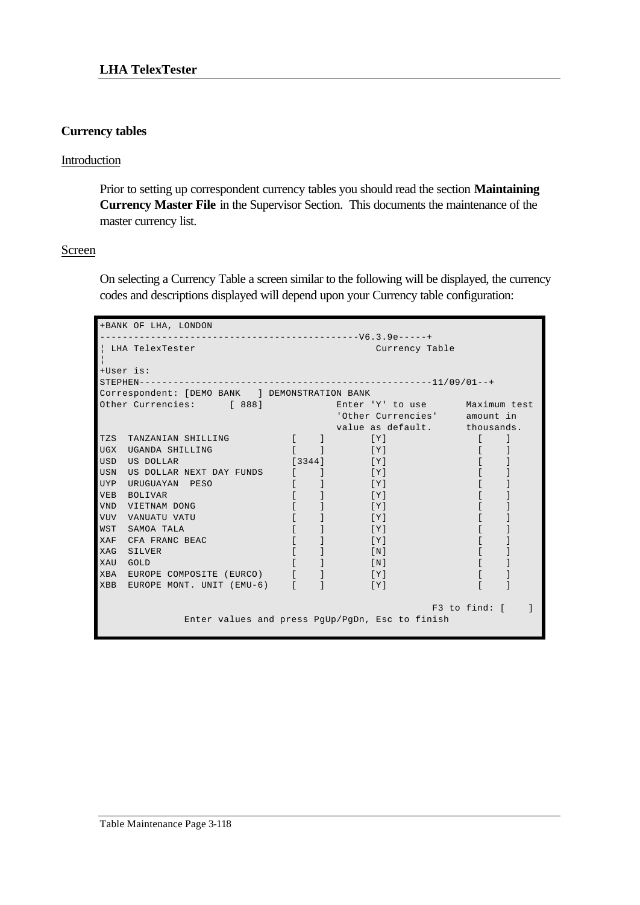## Currency tables

### Introduction

Prior to setting up correspondent currency tables you should read the section **Maintaining Currency Master File** in the Supervisor Section. This documents the maintenance of the master currency list.

### Screen

On selecting a Currency Table a screen similar to the following will be displayed, the currency codes and descriptions displayed will depend upon your Currency table configuration:

```
+BANK OF LHA, LONDON
---------------------------------------------V6.3.9e-----+
¦ LHA TelexTester                                Currency Table
¦
+User is:
STEPHEN---------------------------------------------------11/09/01--+
Correspondent: [DEMO BANK   ] DEMONSTRATION BANK
Other Currencies:      [ 888]            Enter 'Y' to use       Maximum test
                                         'Other Currencies'     amount in
                                         value as default.      thousands.
TZS  TANZANIAN SHILLING          [    ]        [Y]                [    ]
UGX  UGANDA SHILLING             [    ]        [Y]                [    ]
USD  US DOLLAR                   [3344]        [Y]                [    ]
USN  US DOLLAR NEXT DAY FUNDS    [    ]        [Y]                [    ]
UYP  URUGUAYAN  PESO             [    ]        [Y]                [    ]
VEB  BOLIVAR                     [    ]        [Y]                [    ]
VND  VIETNAM DONG                [    ]        [Y]                [    ]
VUV  VANUATU VATU                [    ]        [Y]                [    ]
WST  SAMOA TALA                  [    ]        [Y]                [    ]
XAF  CFA FRANC BEAC              [    ]        [Y]                [    ]
XAG  SILVER                      [    ]        [N]                [    ]
XAU  GOLD                        [    ]        [N]                [    ]
XBA  EUROPE COMPOSITE (EURCO)    [    ]        [Y]                [    ]
XBB  EUROPE MONT. UNIT (EMU-6)   [    ]        [Y]                [    ]

                                                          F3 to find: [    ]
               Enter values and press PgUp/PgDn, Esc to finish
```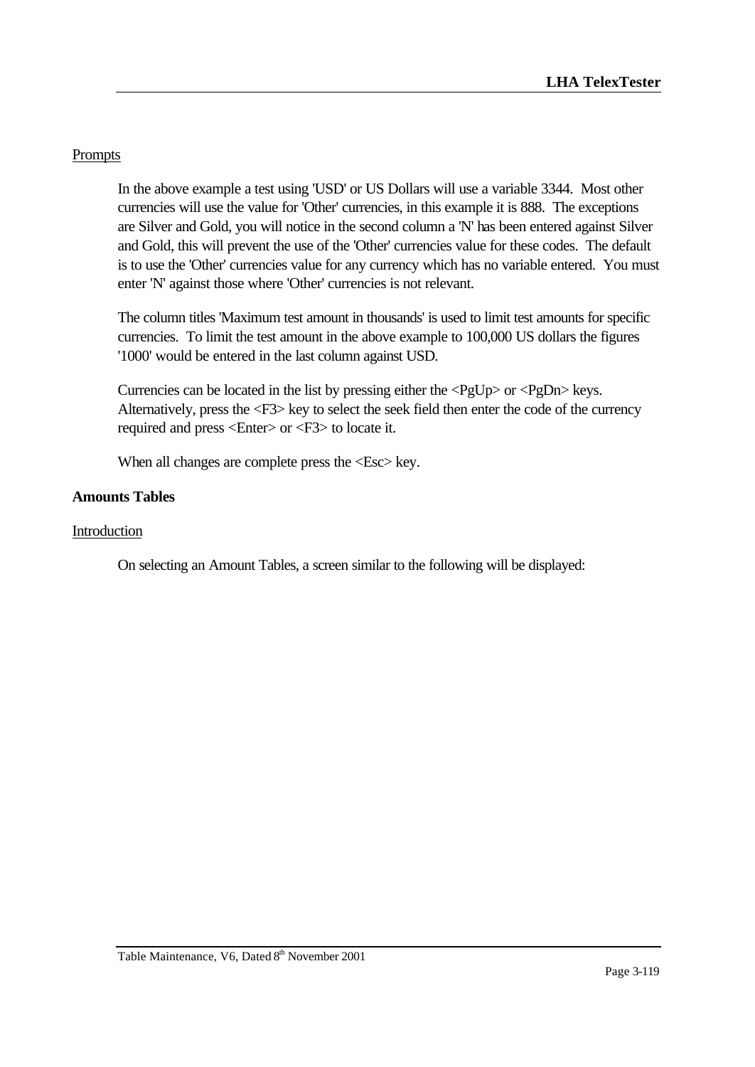Prompts

In the above example a test using 'USD' or US Dollars will use a variable 3344. Most other currencies will use the value for 'Other' currencies, in this example it is 888. The exceptions are Silver and Gold, you will notice in the second column a 'N' has been entered against Silver and Gold, this will prevent the use of the 'Other' currencies value for these codes. The default is to use the 'Other' currencies value for any currency which has no variable entered. You must enter 'N' against those where 'Other' currencies is not relevant.

The column titles 'Maximum test amount in thousands' is used to limit test amounts for specific currencies. To limit the test amount in the above example to 100,000 US dollars the figures '1000' would be entered in the last column against USD.

Currencies can be located in the list by pressing either the <PgUp> or <PgDn> keys. Alternatively, press the <F3> key to select the seek field then enter the code of the currency required and press <Enter> or <F3> to locate it.

When all changes are complete press the <Esc> key.

**Amounts Tables**

Introduction

On selecting an Amount Tables, a screen similar to the following will be displayed: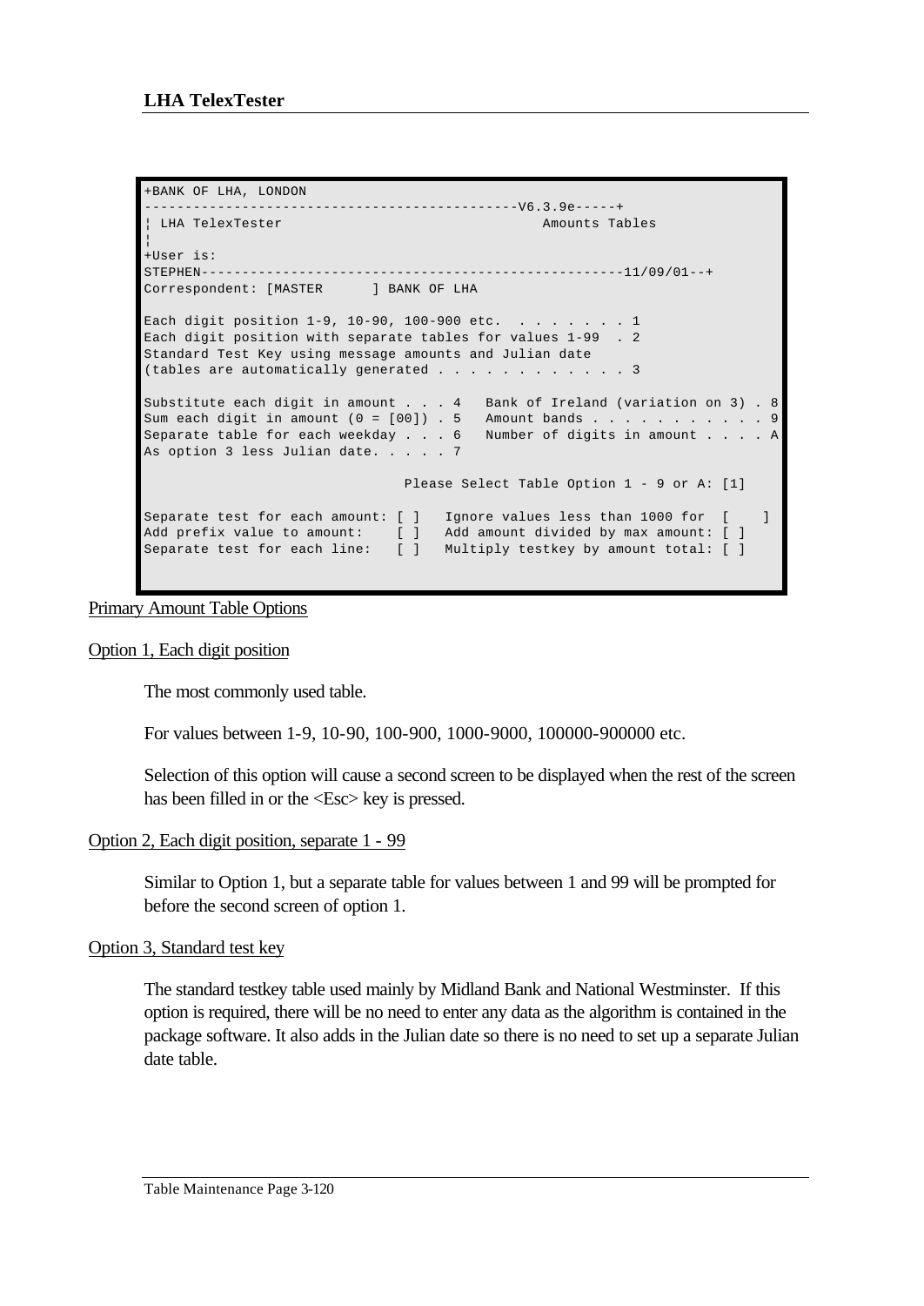```
+BANK OF LHA, LONDON
--------------------------------------------V6.3.9e-----+
¦ LHA TelexTester                                Amounts Tables
¦
+User is:
STEPHEN---------------------------------------------------11/09/01--+
Correspondent: [MASTER      ] BANK OF LHA

Each digit position 1-9, 10-90, 100-900 etc.  . . . . . . . 1
Each digit position with separate tables for values 1-99  . 2
Standard Test Key using message amounts and Julian date
(tables are automatically generated . . . . . . . . . . . . 3

Substitute each digit in amount . . . 4   Bank of Ireland (variation on 3) . 8
Sum each digit in amount (0 = [00]) . 5   Amount bands . . . . . . . . . . . 9
Separate table for each weekday . . . 6   Number of digits in amount . . . . A
As option 3 less Julian date. . . . . 7

                                Please Select Table Option 1 - 9 or A: [1]

Separate test for each amount: [ ]   Ignore values less than 1000 for  [    ]
Add prefix value to amount:    [ ]   Add amount divided by max amount: [ ]
Separate test for each line:   [ ]   Multiply testkey by amount total: [ ]
```

## Primary Amount Table Options

### Option 1, Each digit position

The most commonly used table.

For values between 1-9, 10-90, 100-900, 1000-9000, 100000-900000 etc.

Selection of this option will cause a second screen to be displayed when the rest of the screen has been filled in or the <Esc> key is pressed.

### Option 2, Each digit position, separate 1 - 99

Similar to Option 1, but a separate table for values between 1 and 99 will be prompted for before the second screen of option 1.

### Option 3, Standard test key

The standard testkey table used mainly by Midland Bank and National Westminster. If this option is required, there will be no need to enter any data as the algorithm is contained in the package software. It also adds in the Julian date so there is no need to set up a separate Julian date table.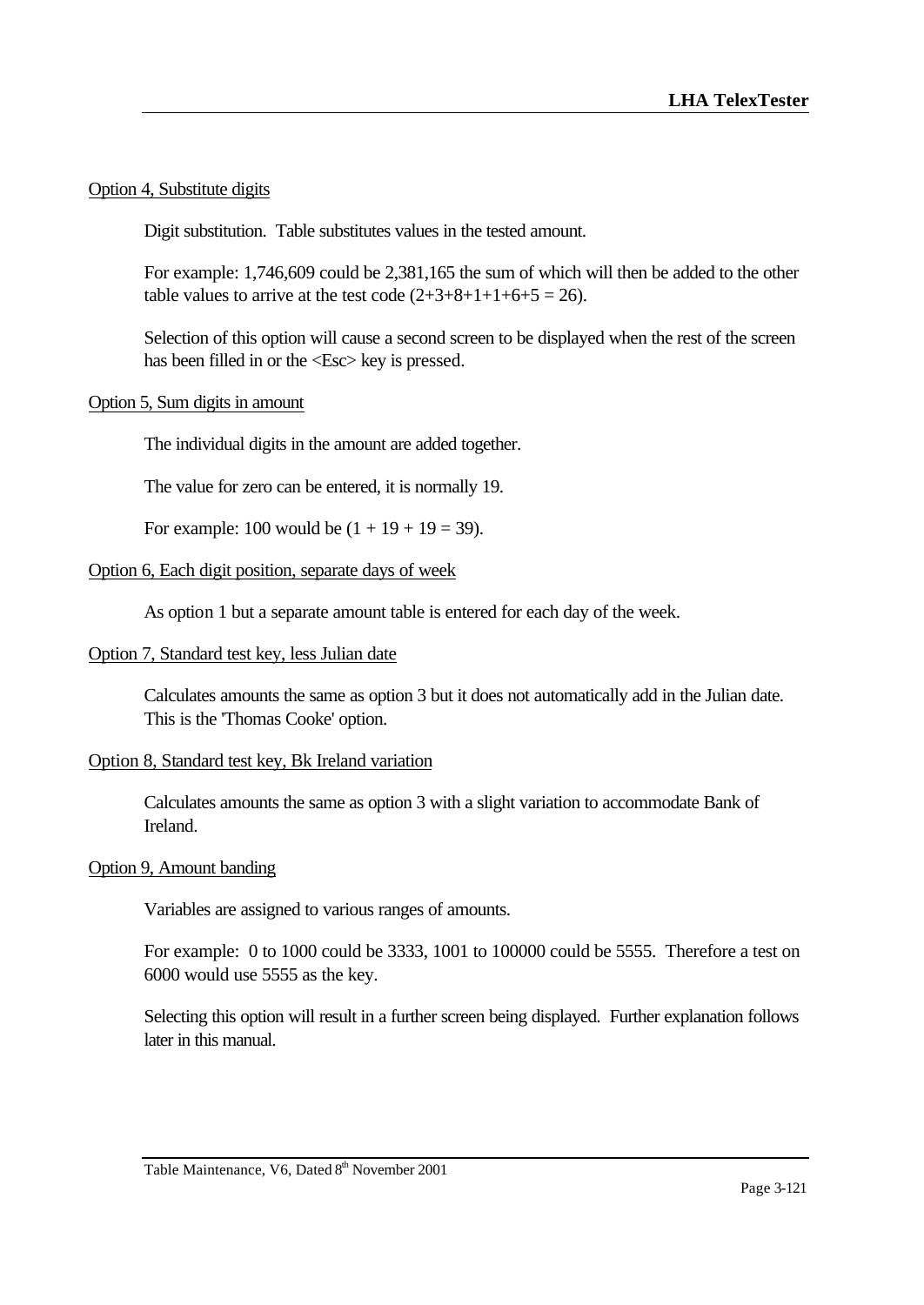Option 4, Substitute digits

Digit substitution. Table substitutes values in the tested amount.

For example: 1,746,609 could be 2,381,165 the sum of which will then be added to the other table values to arrive at the test code (2+3+8+1+1+6+5 = 26).

Selection of this option will cause a second screen to be displayed when the rest of the screen has been filled in or the <Esc> key is pressed.

Option 5, Sum digits in amount

The individual digits in the amount are added together.

The value for zero can be entered, it is normally 19.

For example: 100 would be (1 + 19 + 19 = 39).

Option 6, Each digit position, separate days of week

As option 1 but a separate amount table is entered for each day of the week.

Option 7, Standard test key, less Julian date

Calculates amounts the same as option 3 but it does not automatically add in the Julian date. This is the 'Thomas Cooke' option.

Option 8, Standard test key, Bk Ireland variation

Calculates amounts the same as option 3 with a slight variation to accommodate Bank of Ireland.

Option 9, Amount banding

Variables are assigned to various ranges of amounts.

For example: 0 to 1000 could be 3333, 1001 to 100000 could be 5555. Therefore a test on 6000 would use 5555 as the key.

Selecting this option will result in a further screen being displayed. Further explanation follows later in this manual.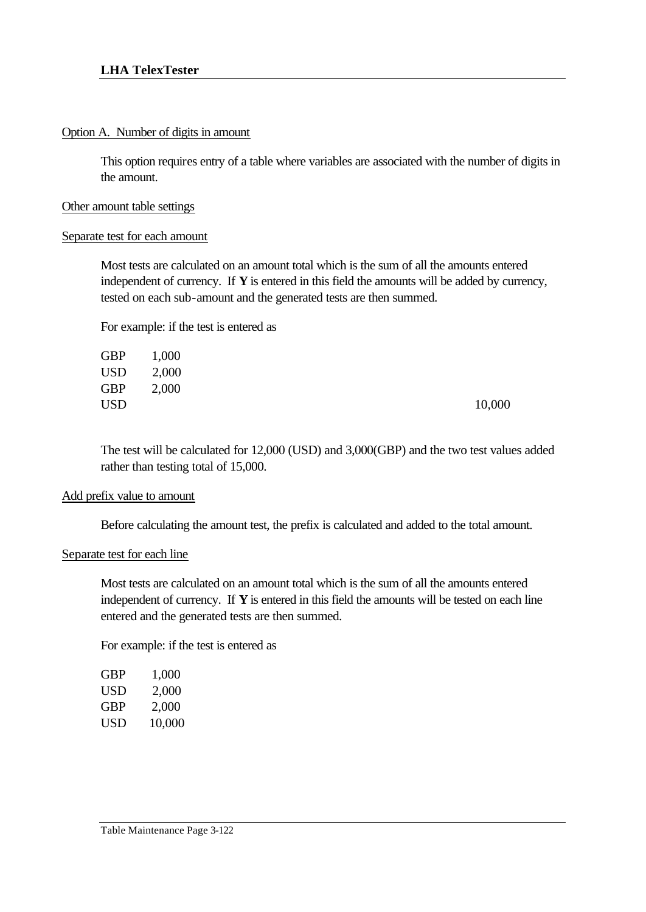Option A. Number of digits in amount

This option requires entry of a table where variables are associated with the number of digits in the amount.

Other amount table settings

Separate test for each amount

Most tests are calculated on an amount total which is the sum of all the amounts entered independent of currency. If **Y** is entered in this field the amounts will be added by currency, tested on each sub-amount and the generated tests are then summed.

For example: if the test is entered as

| | | |
|---|---|---|
| GBP | 1,000 | |
| USD | 2,000 | |
| GBP | 2,000 | |
| USD | | 10,000 |

The test will be calculated for 12,000 (USD) and 3,000(GBP) and the two test values added rather than testing total of 15,000.

Add prefix value to amount

Before calculating the amount test, the prefix is calculated and added to the total amount.

Separate test for each line

Most tests are calculated on an amount total which is the sum of all the amounts entered independent of currency. If **Y** is entered in this field the amounts will be tested on each line entered and the generated tests are then summed.

For example: if the test is entered as

| | |
|---|---|
| GBP | 1,000 |
| USD | 2,000 |
| GBP | 2,000 |
| USD | 10,000 |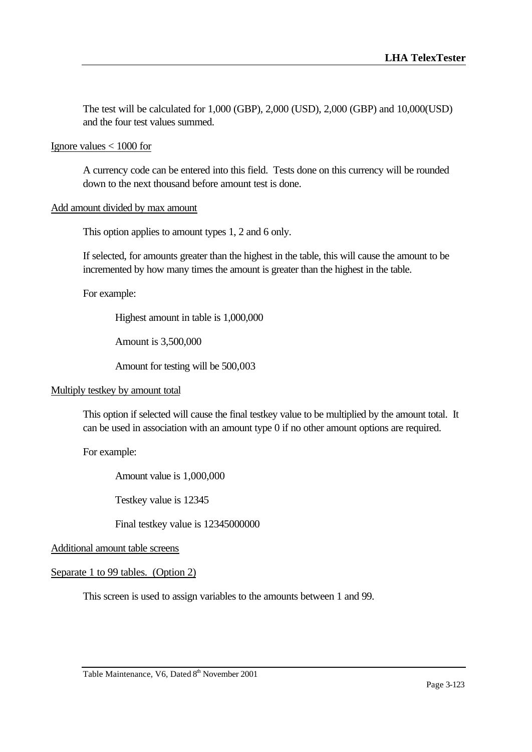The test will be calculated for 1,000 (GBP), 2,000 (USD), 2,000 (GBP) and 10,000(USD) and the four test values summed.

<u>Ignore values < 1000 for</u>

A currency code can be entered into this field. Tests done on this currency will be rounded down to the next thousand before amount test is done.

<u>Add amount divided by max amount</u>

This option applies to amount types 1, 2 and 6 only.

If selected, for amounts greater than the highest in the table, this will cause the amount to be incremented by how many times the amount is greater than the highest in the table.

For example:

Highest amount in table is 1,000,000

Amount is 3,500,000

Amount for testing will be 500,003

<u>Multiply testkey by amount total</u>

This option if selected will cause the final testkey value to be multiplied by the amount total. It can be used in association with an amount type 0 if no other amount options are required.

For example:

Amount value is 1,000,000

Testkey value is 12345

Final testkey value is 12345000000

<u>Additional amount table screens</u>

<u>Separate 1 to 99 tables. (Option 2)</u>

This screen is used to assign variables to the amounts between 1 and 99.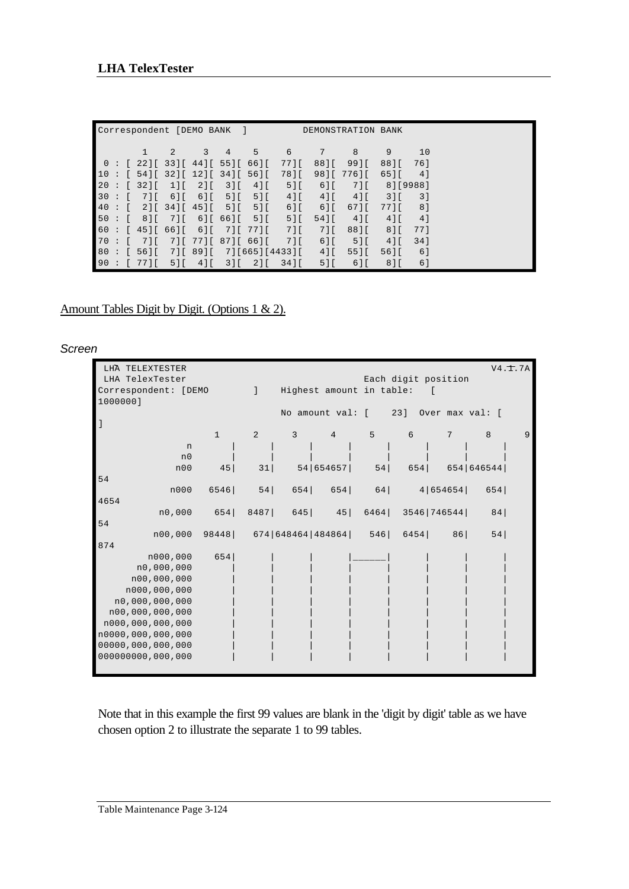```
Correspondent [DEMO BANK  ]          DEMONSTRATION BANK

       1    2     3   4    5     6     7     8     9     10
 0 : [ 22][ 33][ 44][ 55][ 66][  77][  88][  99][  88][  76]
10 : [ 54][ 32][ 12][ 34][ 56][  78][  98][ 776][  65][   4]
20 : [ 32][  1][  2][  3][  4][   5][   6][   7][   8][9988]
30 : [  7][  6][  6][  5][  5][   4][   4][   4][   3][   3]
40 : [  2][ 34][ 45][  5][  5][   6][   6][  67][  77][   8]
50 : [  8][  7][  6][ 66][  5][   5][  54][   4][   4][   4]
60 : [ 45][ 66][  6][  7][ 77][   7][   7][  88][   8][  77]
70 : [  7][  7][ 77][ 87][ 66][   7][   6][   5][   4][  34]
80 : [ 56][  7][ 89][  7][665][4433][   4][  55][  56][   6]
90 : [ 77][  5][  4][  3][  2][  34][   5][   6][   8][   6]
```

Amount Tables Digit by Digit. (Options 1 & 2).

*Screen*

```
 LHA TELEXTESTER                                                            V4.1.7A
 LHA TelexTester                                         Each digit position
Correspondent: [DEMO        ]    Highest amount in table:    [
1000000]
                                 No amount val: [    23]  Over max val: [
]
                          1      2      3      4      5      6      7      8      9
              n         |      |      |      |      |      |      |      |      |
             n0         |      |      |      |      |      |      |      |      |
            n00      45|     31|     54|654657|    54|   654|   654|646544|
54
           n000    6546|     54|    654|   654|    64|      4|654654|   654|
4654
         n0,000     654|  8487|    645|     45|  6464|  3546|746544|     84|
54
        n00,000   98448|    674|648464|484864|   546|  6454|     86|     54|
874
       n000,000     654|      |      |      |______|      |      |      |
      n0,000,000        |      |      |      |      |      |      |      |
     n00,000,000        |      |      |      |      |      |      |      |
    n000,000,000        |      |      |      |      |      |      |      |
   n0,000,000,000       |      |      |      |      |      |      |      |
  n00,000,000,000       |      |      |      |      |      |      |      |
 n000,000,000,000       |      |      |      |      |      |      |      |
n0000,000,000,000       |      |      |      |      |      |      |      |
00000,000,000,000       |      |      |      |      |      |      |      |
000000000,000,000       |      |      |      |      |      |      |      |
```

Note that in this example the first 99 values are blank in the 'digit by digit' table as we have chosen option 2 to illustrate the separate 1 to 99 tables.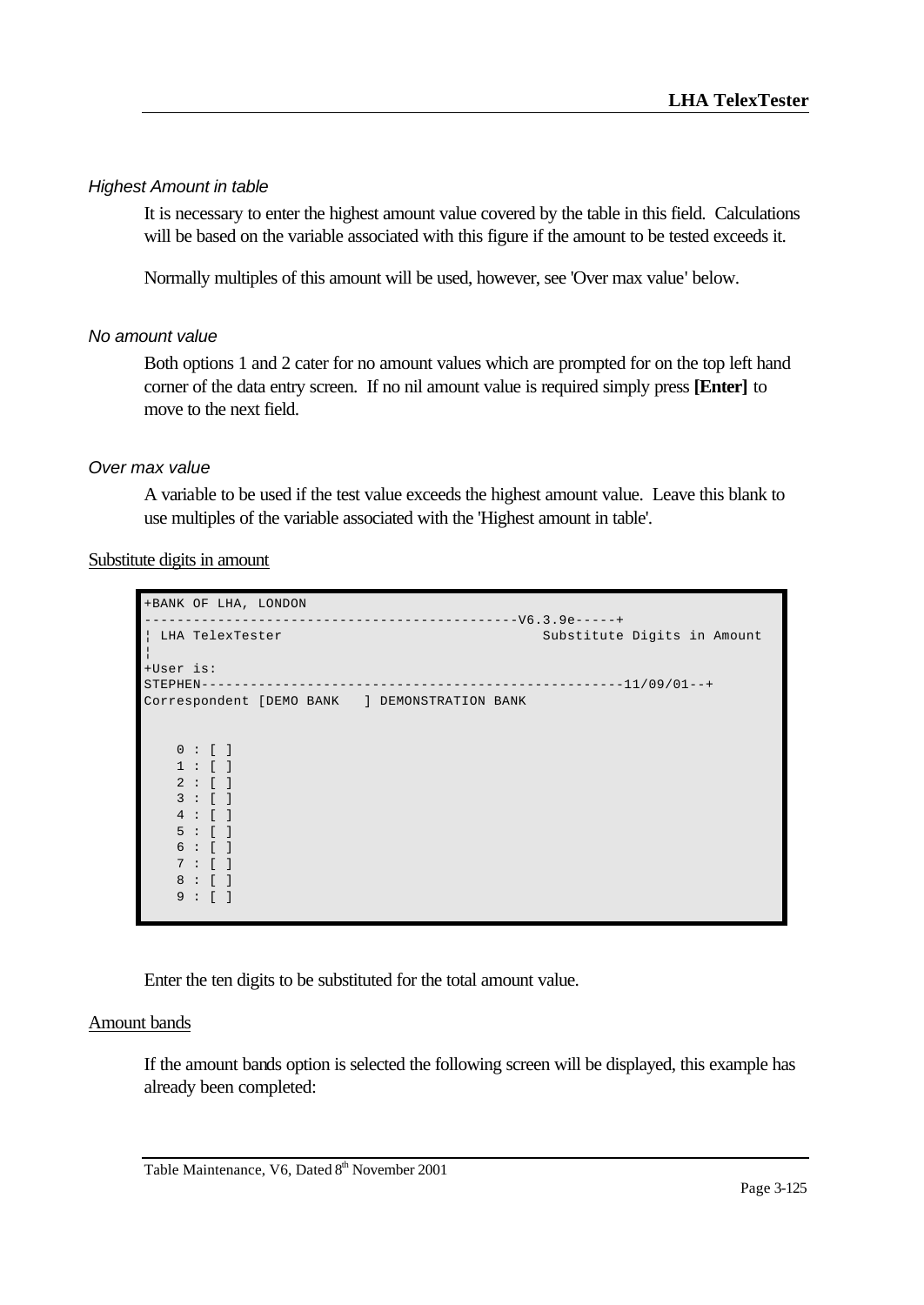*Highest Amount in table*

It is necessary to enter the highest amount value covered by the table in this field. Calculations will be based on the variable associated with this figure if the amount to be tested exceeds it.

Normally multiples of this amount will be used, however, see 'Over max value' below.

*No amount value*

Both options 1 and 2 cater for no amount values which are prompted for on the top left hand corner of the data entry screen. If no nil amount value is required simply press **[Enter]** to move to the next field.

*Over max value*

A variable to be used if the test value exceeds the highest amount value. Leave this blank to use multiples of the variable associated with the 'Highest amount in table'.

Substitute digits in amount

```
+BANK OF LHA, LONDON
---------------------------------------------V6.3.9e-----+
¦ LHA TelexTester                                Substitute Digits in Amount
¦
+User is:
STEPHEN---------------------------------------------------11/09/01--+
Correspondent [DEMO BANK   ] DEMONSTRATION BANK


    0 : [ ]
    1 : [ ]
    2 : [ ]
    3 : [ ]
    4 : [ ]
    5 : [ ]
    6 : [ ]
    7 : [ ]
    8 : [ ]
    9 : [ ]
```

Enter the ten digits to be substituted for the total amount value.

Amount bands

If the amount bands option is selected the following screen will be displayed, this example has already been completed: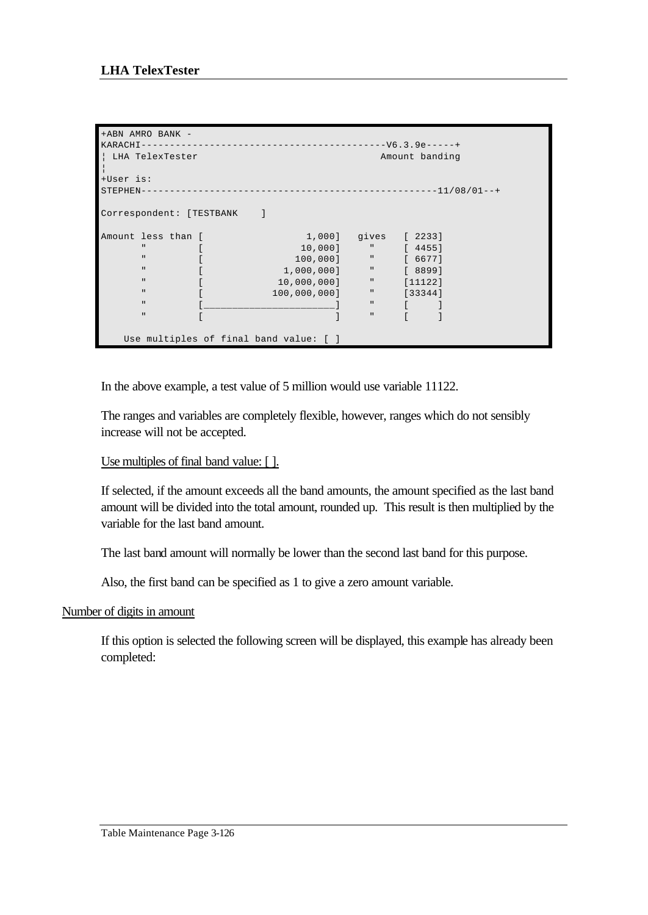```
+ABN AMRO BANK -
KARACHI------------------------------------------V6.3.9e-----+
¦ LHA TelexTester                                Amount banding
¦
+User is:
STEPHEN---------------------------------------------------11/08/01--+

Correspondent: [TESTBANK    ]

Amount less than [                 1,000]   gives   [ 2233]
       "         [                10,000]     "     [ 4455]
       "         [               100,000]     "     [ 6677]
       "         [             1,000,000]     "     [ 8899]
       "         [            10,000,000]     "     [11122]
       "         [           100,000,000]     "     [33344]
       "         [______________________]     "     [     ]
       "         [                      ]     "     [     ]

    Use multiples of final band value: [ ]
```

In the above example, a test value of 5 million would use variable 11122.

The ranges and variables are completely flexible, however, ranges which do not sensibly increase will not be accepted.

Use multiples of final band value: [ ].

If selected, if the amount exceeds all the band amounts, the amount specified as the last band amount will be divided into the total amount, rounded up. This result is then multiplied by the variable for the last band amount.

The last band amount will normally be lower than the second last band for this purpose.

Also, the first band can be specified as 1 to give a zero amount variable.

Number of digits in amount

If this option is selected the following screen will be displayed, this example has already been completed: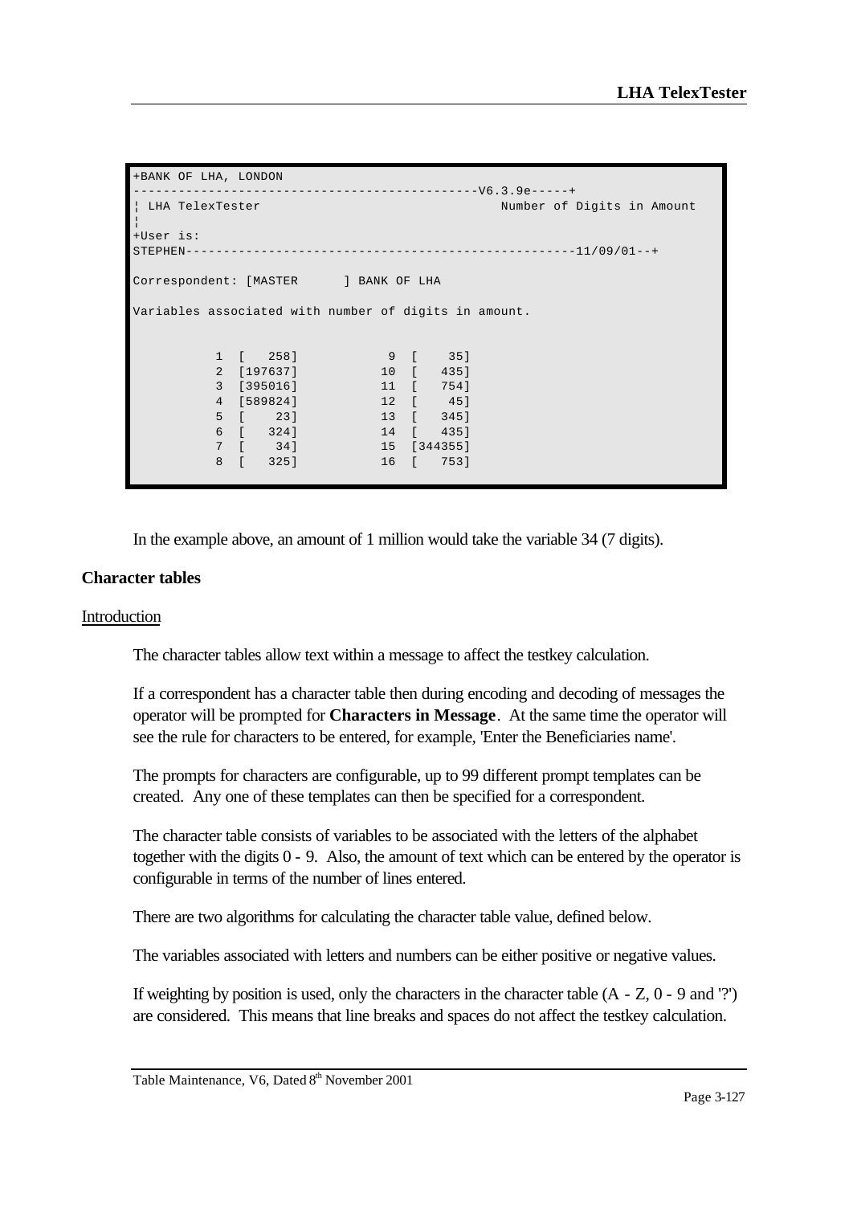```
+BANK OF LHA, LONDON
---------------------------------------------V6.3.9e-----+
¦ LHA TelexTester                                Number of Digits in Amount
¦
+User is:
STEPHEN---------------------------------------------------11/09/01--+

Correspondent: [MASTER      ] BANK OF LHA

Variables associated with number of digits in amount.


           1  [   258]           9  [    35]
           2  [197637]          10  [   435]
           3  [395016]          11  [   754]
           4  [589824]          12  [    45]
           5  [    23]          13  [   345]
           6  [   324]          14  [   435]
           7  [    34]          15  [344355]
           8  [   325]          16  [   753]
```

In the example above, an amount of 1 million would take the variable 34 (7 digits).

### Character tables

Introduction

The character tables allow text within a message to affect the testkey calculation.

If a correspondent has a character table then during encoding and decoding of messages the operator will be prompted for **Characters in Message**. At the same time the operator will see the rule for characters to be entered, for example, 'Enter the Beneficiaries name'.

The prompts for characters are configurable, up to 99 different prompt templates can be created. Any one of these templates can then be specified for a correspondent.

The character table consists of variables to be associated with the letters of the alphabet together with the digits 0 - 9. Also, the amount of text which can be entered by the operator is configurable in terms of the number of lines entered.

There are two algorithms for calculating the character table value, defined below.

The variables associated with letters and numbers can be either positive or negative values.

If weighting by position is used, only the characters in the character table (A - Z, 0 - 9 and '?') are considered. This means that line breaks and spaces do not affect the testkey calculation.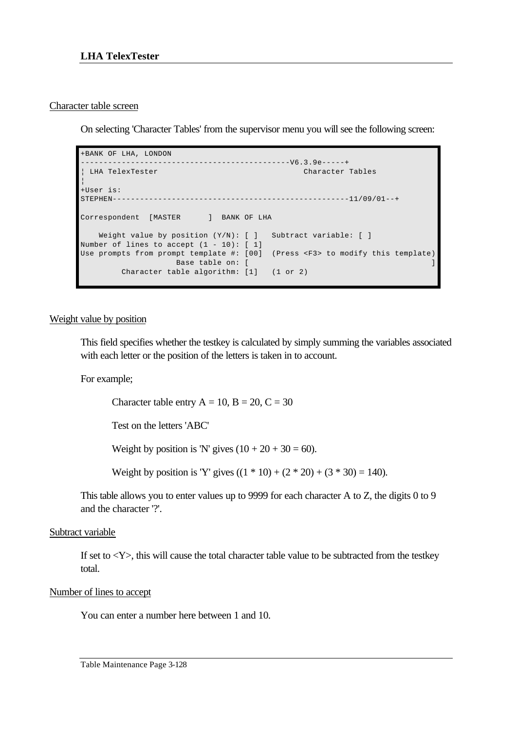## Character table screen

On selecting 'Character Tables' from the supervisor menu you will see the following screen:

```
+BANK OF LHA, LONDON
---------------------------------------------V6.3.9e-----+
¦ LHA TelexTester                                Character Tables
¦
+User is:
STEPHEN--------------------------------------------------11/09/01--+

Correspondent  [MASTER      ]  BANK OF LHA

    Weight value by position (Y/N): [ ]   Subtract variable: [ ]
Number of lines to accept (1 - 10): [ 1]
Use prompts from prompt template #: [00]  (Press <F3> to modify this template)
                     Base table on: [                                         ]
         Character table algorithm: [1]   (1 or 2)
```

## Weight value by position

This field specifies whether the testkey is calculated by simply summing the variables associated with each letter or the position of the letters is taken in to account.

For example;

Character table entry A = 10, B = 20, C = 30

Test on the letters 'ABC'

Weight by position is 'N' gives (10 + 20 + 30 = 60).

Weight by position is 'Y' gives ((1 * 10) + (2 * 20) + (3 * 30) = 140).

This table allows you to enter values up to 9999 for each character A to Z, the digits 0 to 9 and the character '?'.

## Subtract variable

If set to <Y>, this will cause the total character table value to be subtracted from the testkey total.

## Number of lines to accept

You can enter a number here between 1 and 10.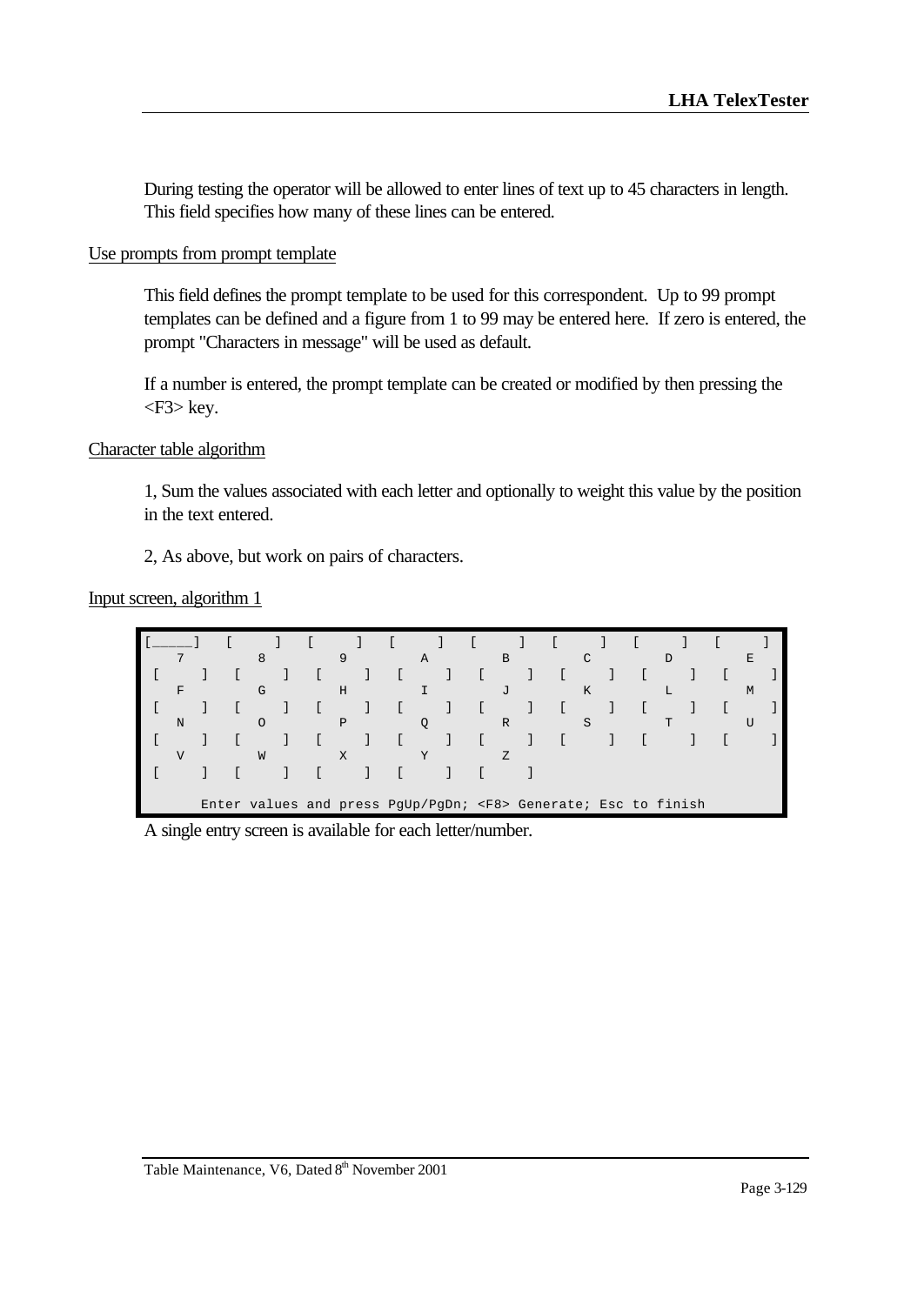During testing the operator will be allowed to enter lines of text up to 45 characters in length. This field specifies how many of these lines can be entered.

<u>Use prompts from prompt template</u>

This field defines the prompt template to be used for this correspondent. Up to 99 prompt templates can be defined and a figure from 1 to 99 may be entered here. If zero is entered, the prompt "Characters in message" will be used as default.

If a number is entered, the prompt template can be created or modified by then pressing the <F3> key.

<u>Character table algorithm</u>

1, Sum the values associated with each letter and optionally to weight this value by the position in the text entered.

2, As above, but work on pairs of characters.

<u>Input screen, algorithm 1</u>

```
[_____]  [     ]  [     ]  [     ]  [     ]  [     ]  [     ]  [     ]
   7        8        9        A        B        C        D        E
 [     ]  [     ]  [     ]  [     ]  [     ]  [     ]  [     ]  [     ]
   F        G        H        I        J        K        L        M
 [     ]  [     ]  [     ]  [     ]  [     ]  [     ]  [     ]  [     ]
   N        O        P        Q        R        S        T        U
 [     ]  [     ]  [     ]  [     ]  [     ]  [     ]  [     ]  [     ]
   V        W        X        Y        Z
 [     ]  [     ]  [     ]  [     ]  [     ]

       Enter values and press PgUp/PgDn; <F8> Generate; Esc to finish
```

A single entry screen is available for each letter/number.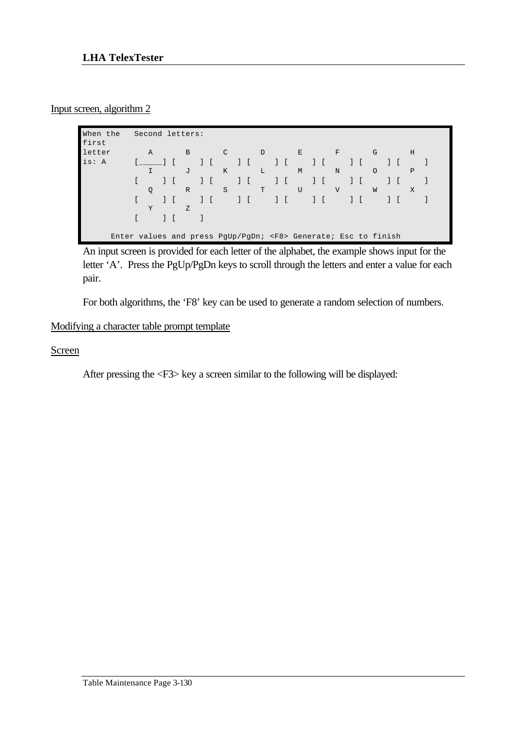Input screen, algorithm 2

```
When the   Second letters:
first
letter        A       B       C       D       E       F       G       H
is: A      [_____] [     ] [     ] [     ] [     ] [     ] [     ] [     ]
              I       J       K       L       M       N       O       P
           [     ] [     ] [     ] [     ] [     ] [     ] [     ] [     ]
              Q       R       S       T       U       V       W       X
           [     ] [     ] [     ] [     ] [     ] [     ] [     ] [     ]
              Y       Z
           [     ] [     ]

      Enter values and press PgUp/PgDn; <F8> Generate; Esc to finish
```

An input screen is provided for each letter of the alphabet, the example shows input for the letter 'A'. Press the PgUp/PgDn keys to scroll through the letters and enter a value for each pair.

For both algorithms, the 'F8' key can be used to generate a random selection of numbers.

Modifying a character table prompt template

Screen

After pressing the <F3> key a screen similar to the following will be displayed: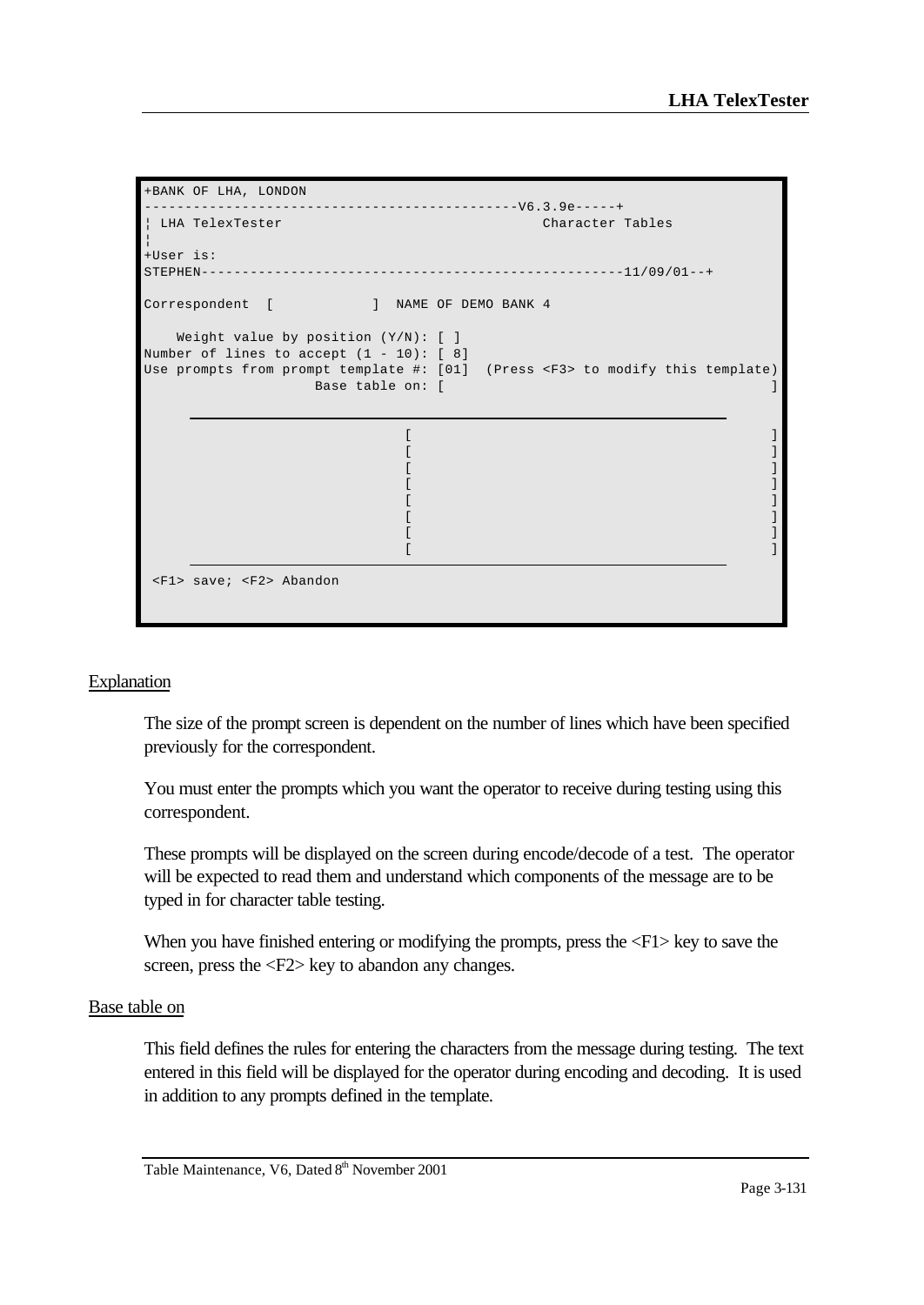```
+BANK OF LHA, LONDON
---------------------------------------------V6.3.9e-----+
¦ LHA TelexTester                               Character Tables
¦
+User is:
STEPHEN---------------------------------------------------11/09/01--+

Correspondent  [           ]  NAME OF DEMO BANK 4

    Weight value by position (Y/N): [ ]
Number of lines to accept (1 - 10): [ 8]
Use prompts from prompt template #: [01]  (Press <F3> to modify this template)
                     Base table on: [                                        ]

                                [                                        ]
                                [                                        ]
                                [                                        ]
                                [                                        ]
                                [                                        ]
                                [                                        ]
                                [                                        ]
                                [                                        ]

 <F1> save; <F2> Abandon
```

Explanation

The size of the prompt screen is dependent on the number of lines which have been specified previously for the correspondent.

You must enter the prompts which you want the operator to receive during testing using this correspondent.

These prompts will be displayed on the screen during encode/decode of a test. The operator will be expected to read them and understand which components of the message are to be typed in for character table testing.

When you have finished entering or modifying the prompts, press the <F1> key to save the screen, press the <F2> key to abandon any changes.

Base table on

This field defines the rules for entering the characters from the message during testing. The text entered in this field will be displayed for the operator during encoding and decoding. It is used in addition to any prompts defined in the template.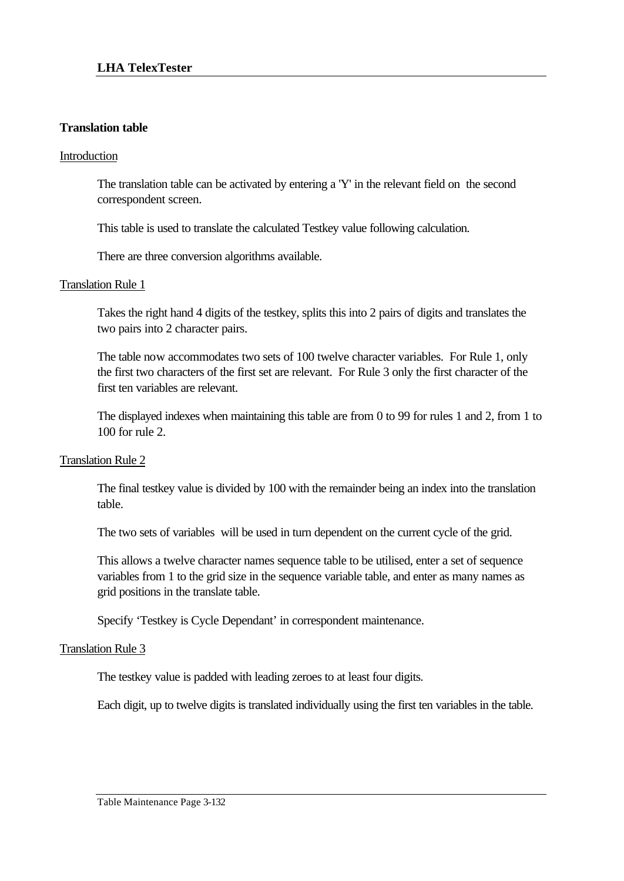## Translation table

Introduction

The translation table can be activated by entering a 'Y' in the relevant field on the second correspondent screen.

This table is used to translate the calculated Testkey value following calculation.

There are three conversion algorithms available.

Translation Rule 1

Takes the right hand 4 digits of the testkey, splits this into 2 pairs of digits and translates the two pairs into 2 character pairs.

The table now accommodates two sets of 100 twelve character variables. For Rule 1, only the first two characters of the first set are relevant. For Rule 3 only the first character of the first ten variables are relevant.

The displayed indexes when maintaining this table are from 0 to 99 for rules 1 and 2, from 1 to 100 for rule 2.

Translation Rule 2

The final testkey value is divided by 100 with the remainder being an index into the translation table.

The two sets of variables will be used in turn dependent on the current cycle of the grid.

This allows a twelve character names sequence table to be utilised, enter a set of sequence variables from 1 to the grid size in the sequence variable table, and enter as many names as grid positions in the translate table.

Specify 'Testkey is Cycle Dependant' in correspondent maintenance.

Translation Rule 3

The testkey value is padded with leading zeroes to at least four digits.

Each digit, up to twelve digits is translated individually using the first ten variables in the table.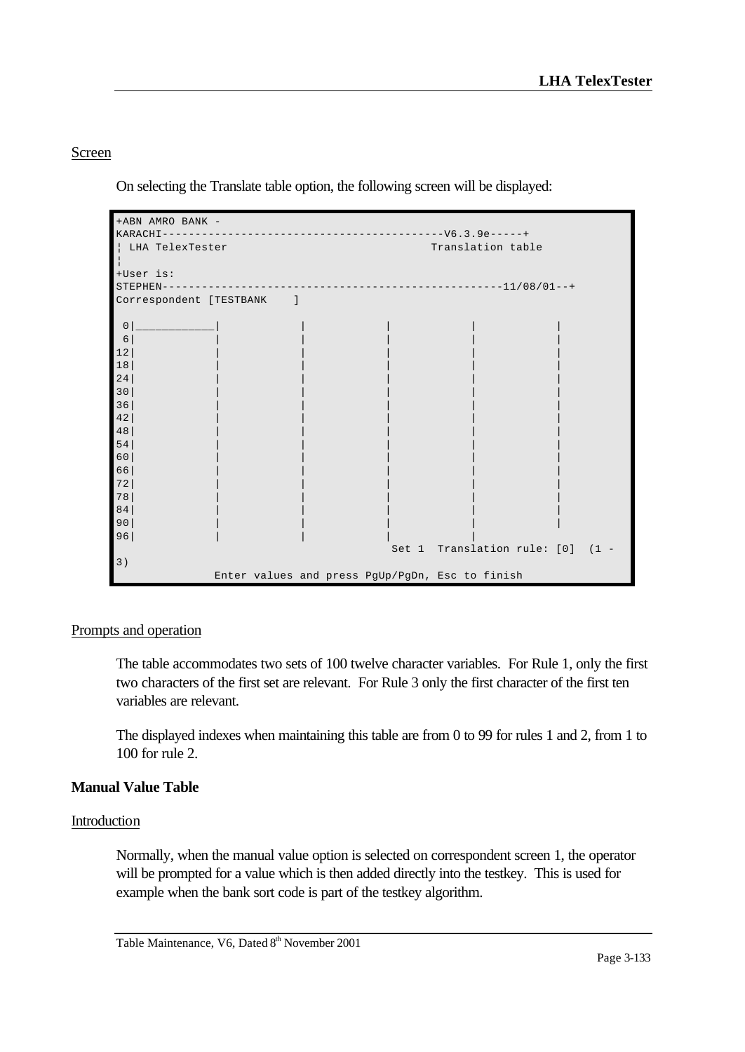Screen

On selecting the Translate table option, the following screen will be displayed:

```
+ABN AMRO BANK -
KARACHI-----------------------------------------V6.3.9e-----+
¦ LHA TelexTester                                Translation table
¦
+User is:
STEPHEN---------------------------------------------------11/08/01--+
Correspondent [TESTBANK    ]

 0|___________|           |           |           |           |
 6|           |           |           |           |           |
12|           |           |           |           |           |
18|           |           |           |           |           |
24|           |           |           |           |           |
30|           |           |           |           |           |
36|           |           |           |           |           |
42|           |           |           |           |           |
48|           |           |           |           |           |
54|           |           |           |           |           |
60|           |           |           |           |           |
66|           |           |           |           |           |
72|           |           |           |           |           |
78|           |           |           |           |           |
84|           |           |           |           |           |
90|           |           |           |           |           |
96|           |           |           |           |
                                        Set 1  Translation rule: [0]  (1 -
3)
              Enter values and press PgUp/PgDn, Esc to finish
```

Prompts and operation

The table accommodates two sets of 100 twelve character variables. For Rule 1, only the first two characters of the first set are relevant. For Rule 3 only the first character of the first ten variables are relevant.

The displayed indexes when maintaining this table are from 0 to 99 for rules 1 and 2, from 1 to 100 for rule 2.

**Manual Value Table**

Introduction

Normally, when the manual value option is selected on correspondent screen 1, the operator will be prompted for a value which is then added directly into the testkey. This is used for example when the bank sort code is part of the testkey algorithm.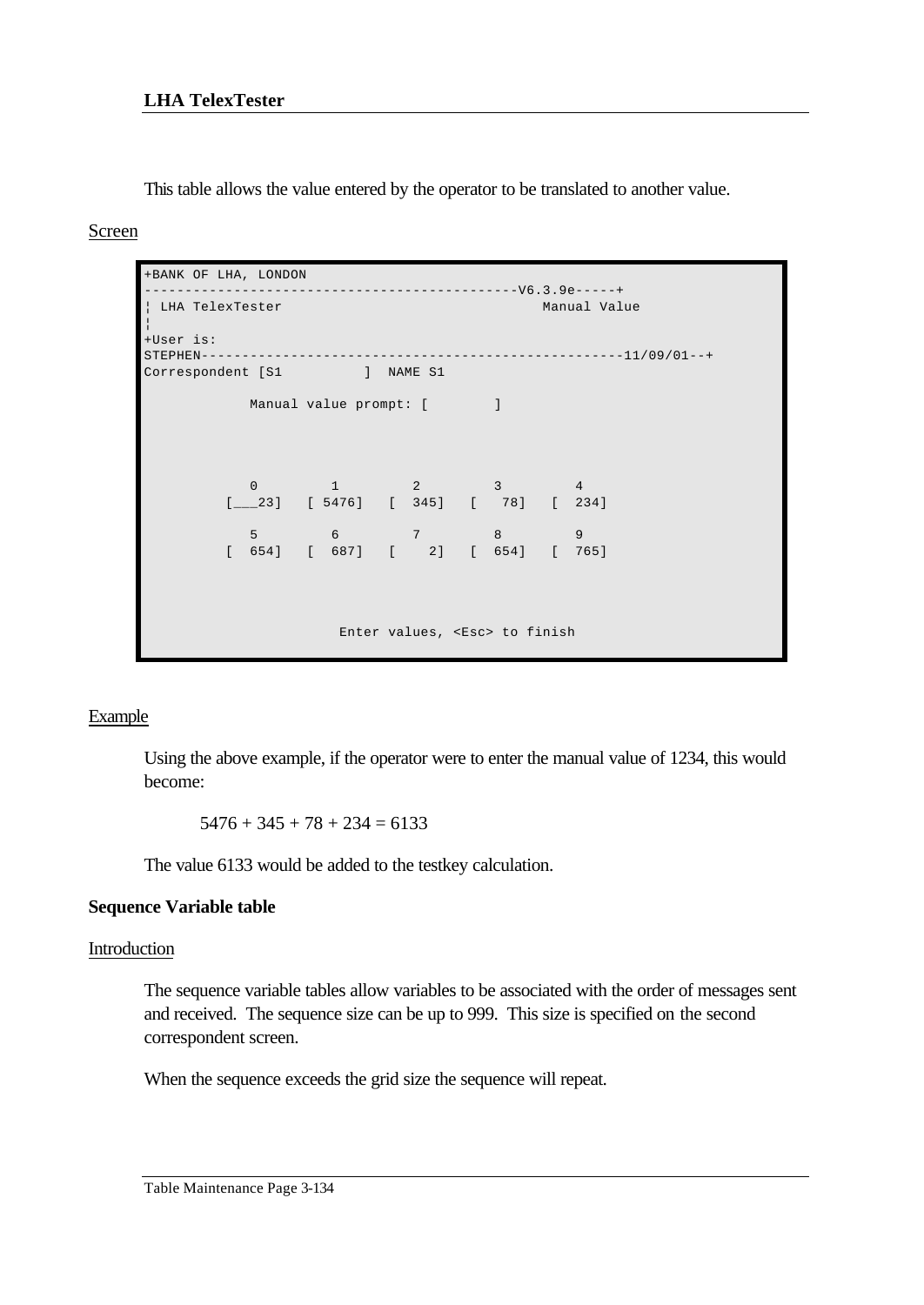This table allows the value entered by the operator to be translated to another value.

Screen

```
+BANK OF LHA, LONDON
---------------------------------------------V6.3.9e-----+
¦ LHA TelexTester                                Manual Value
¦
+User is:
STEPHEN---------------------------------------------------11/09/01--+
Correspondent [S1          ]  NAME S1

             Manual value prompt: [        ]



             0         1         2         3         4
          [___23]   [ 5476]   [  345]   [   78]   [  234]

             5         6         7         8         9
          [  654]   [  687]   [    2]   [  654]   [  765]



                        Enter values, <Esc> to finish
```

Example

Using the above example, if the operator were to enter the manual value of 1234, this would become:

5476 + 345 + 78 + 234 = 6133

The value 6133 would be added to the testkey calculation.

**Sequence Variable table**

Introduction

The sequence variable tables allow variables to be associated with the order of messages sent and received. The sequence size can be up to 999. This size is specified on the second correspondent screen.

When the sequence exceeds the grid size the sequence will repeat.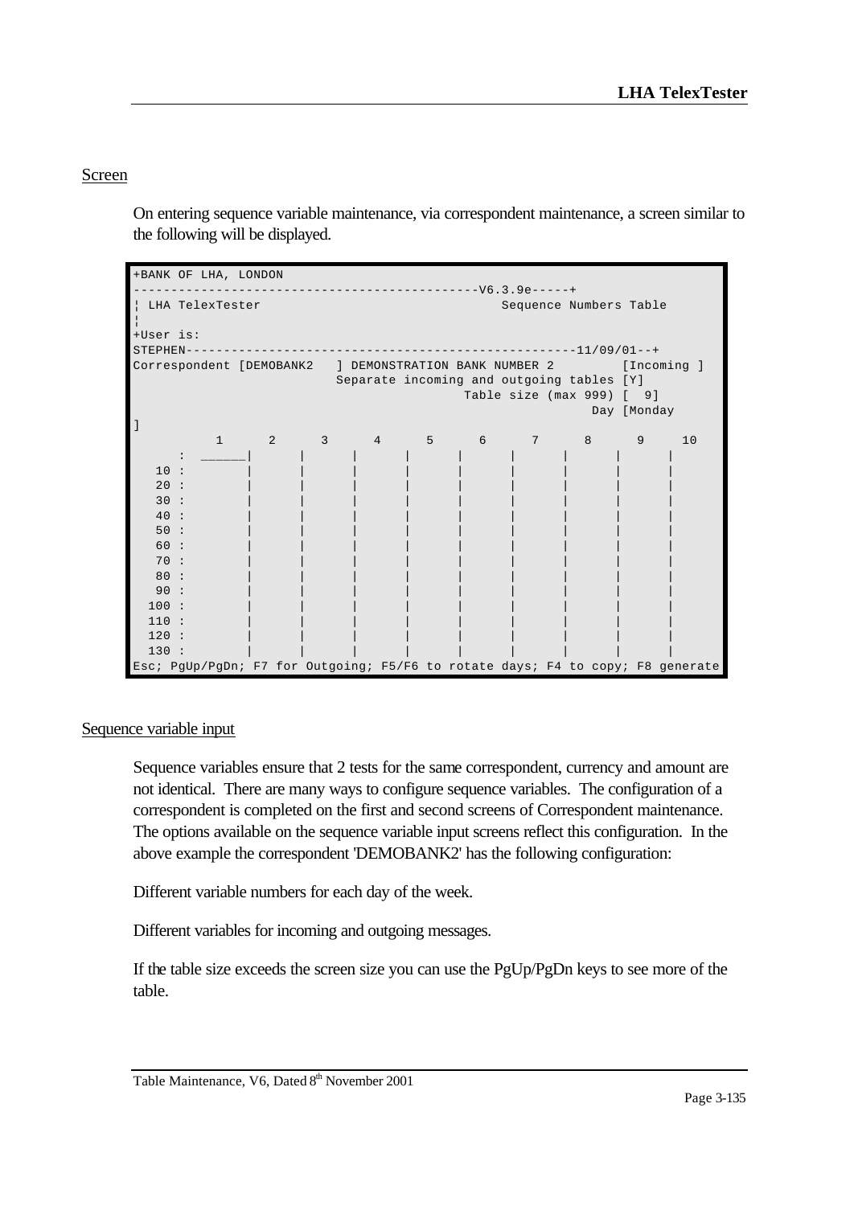## Screen

On entering sequence variable maintenance, via correspondent maintenance, a screen similar to the following will be displayed.

```
+BANK OF LHA, LONDON
---------------------------------------------V6.3.9e-----+
¦ LHA TelexTester                                   Sequence Numbers Table
¦
+User is:
STEPHEN---------------------------------------------------11/09/01--+
Correspondent [DEMOBANK2   ] DEMONSTRATION BANK NUMBER 2         [Incoming ]
                              Separate incoming and outgoing tables [Y]
                                                  Table size (max 999) [  9]
                                                                  Day [Monday
]
            1       2       3       4       5       6       7       8       9      10
       :  ______|       |       |       |       |       |       |       |       |
   10 :         |       |       |       |       |       |       |       |       |
   20 :         |       |       |       |       |       |       |       |       |
   30 :         |       |       |       |       |       |       |       |       |
   40 :         |       |       |       |       |       |       |       |       |
   50 :         |       |       |       |       |       |       |       |       |
   60 :         |       |       |       |       |       |       |       |       |
   70 :         |       |       |       |       |       |       |       |       |
   80 :         |       |       |       |       |       |       |       |       |
   90 :         |       |       |       |       |       |       |       |       |
  100 :         |       |       |       |       |       |       |       |       |
  110 :         |       |       |       |       |       |       |       |       |
  120 :         |       |       |       |       |       |       |       |       |
  130 :         |       |       |       |       |       |       |       |       |
Esc; PgUp/PgDn; F7 for Outgoing; F5/F6 to rotate days; F4 to copy; F8 generate
```

## Sequence variable input

Sequence variables ensure that 2 tests for the same correspondent, currency and amount are not identical. There are many ways to configure sequence variables. The configuration of a correspondent is completed on the first and second screens of Correspondent maintenance. The options available on the sequence variable input screens reflect this configuration. In the above example the correspondent 'DEMOBANK2' has the following configuration:

Different variable numbers for each day of the week.

Different variables for incoming and outgoing messages.

If the table size exceeds the screen size you can use the PgUp/PgDn keys to see more of the table.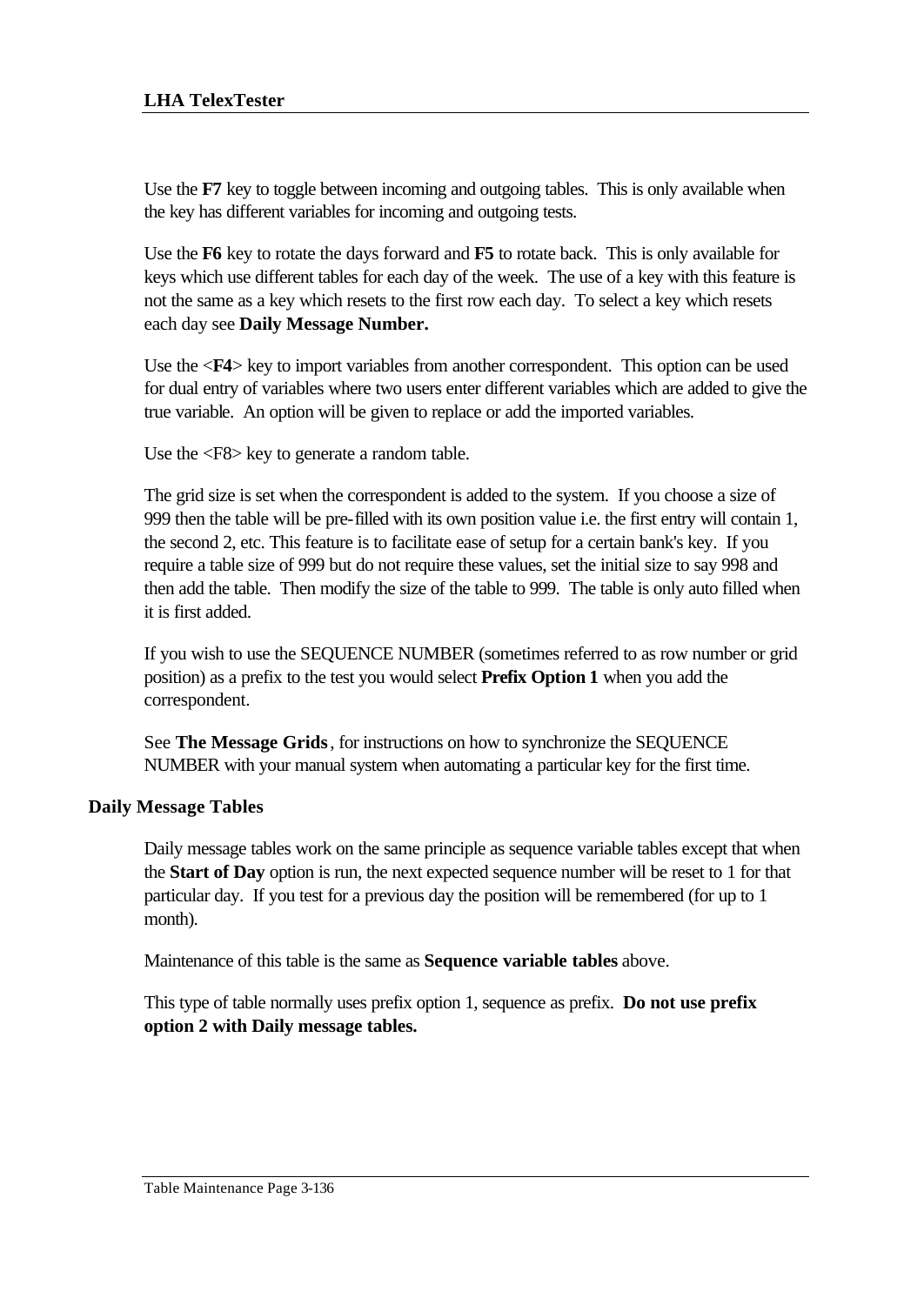Use the **F7** key to toggle between incoming and outgoing tables.  This is only available when the key has different variables for incoming and outgoing tests.

Use the **F6** key to rotate the days forward and **F5** to rotate back.  This is only available for keys which use different tables for each day of the week.  The use of a key with this feature is not the same as a key which resets to the first row each day.  To select a key which resets each day see **Daily Message Number.**

Use the <**F4**> key to import variables from another correspondent.  This option can be used for dual entry of variables where two users enter different variables which are added to give the true variable.  An option will be given to replace or add the imported variables.

Use the <F8> key to generate a random table.

The grid size is set when the correspondent is added to the system.  If you choose a size of 999 then the table will be pre-filled with its own position value i.e. the first entry will contain 1, the second 2, etc. This feature is to facilitate ease of setup for a certain bank's key.  If you require a table size of 999 but do not require these values, set the initial size to say 998 and then add the table.  Then modify the size of the table to 999.  The table is only auto filled when it is first added.

If you wish to use the SEQUENCE NUMBER (sometimes referred to as row number or grid position) as a prefix to the test you would select **Prefix Option 1** when you add the correspondent.

See **The Message Grids**, for instructions on how to synchronize the SEQUENCE NUMBER with your manual system when automating a particular key for the first time.

### Daily Message Tables

Daily message tables work on the same principle as sequence variable tables except that when the **Start of Day** option is run, the next expected sequence number will be reset to 1 for that particular day.  If you test for a previous day the position will be remembered (for up to 1 month).

Maintenance of this table is the same as **Sequence variable tables** above.

This type of table normally uses prefix option 1, sequence as prefix.  **Do not use prefix option 2 with Daily message tables.**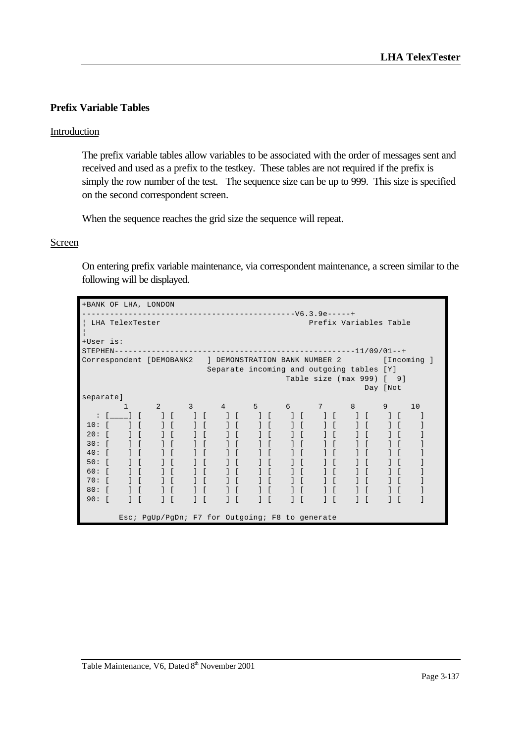## Prefix Variable Tables

### Introduction

The prefix variable tables allow variables to be associated with the order of messages sent and received and used as a prefix to the testkey. These tables are not required if the prefix is simply the row number of the test. The sequence size can be up to 999. This size is specified on the second correspondent screen.

When the sequence reaches the grid size the sequence will repeat.

### Screen

On entering prefix variable maintenance, via correspondent maintenance, a screen similar to the following will be displayed.

```
+BANK OF LHA, LONDON
--------------------------------------------V6.3.9e-----+
¦ LHA TelexTester                                 Prefix Variables Table
¦
+User is:
STEPHEN---------------------------------------------------11/09/01--+
Correspondent [DEMOBANK2   ] DEMONSTRATION BANK NUMBER 2        [Incoming ]
                          Separate incoming and outgoing tables [Y]
                                          Table size (max 999) [  9]
                                                          Day [Not
separate]
        1      2      3      4      5      6      7      8      9     10
   : [____] [    ] [    ] [    ] [    ] [    ] [    ] [    ] [    ] [    ]
 10: [    ] [    ] [    ] [    ] [    ] [    ] [    ] [    ] [    ] [    ]
 20: [    ] [    ] [    ] [    ] [    ] [    ] [    ] [    ] [    ] [    ]
 30: [    ] [    ] [    ] [    ] [    ] [    ] [    ] [    ] [    ] [    ]
 40: [    ] [    ] [    ] [    ] [    ] [    ] [    ] [    ] [    ] [    ]
 50: [    ] [    ] [    ] [    ] [    ] [    ] [    ] [    ] [    ] [    ]
 60: [    ] [    ] [    ] [    ] [    ] [    ] [    ] [    ] [    ] [    ]
 70: [    ] [    ] [    ] [    ] [    ] [    ] [    ] [    ] [    ] [    ]
 80: [    ] [    ] [    ] [    ] [    ] [    ] [    ] [    ] [    ] [    ]
 90: [    ] [    ] [    ] [    ] [    ] [    ] [    ] [    ] [    ] [    ]

       Esc; PgUp/PgDn; F7 for Outgoing; F8 to generate
```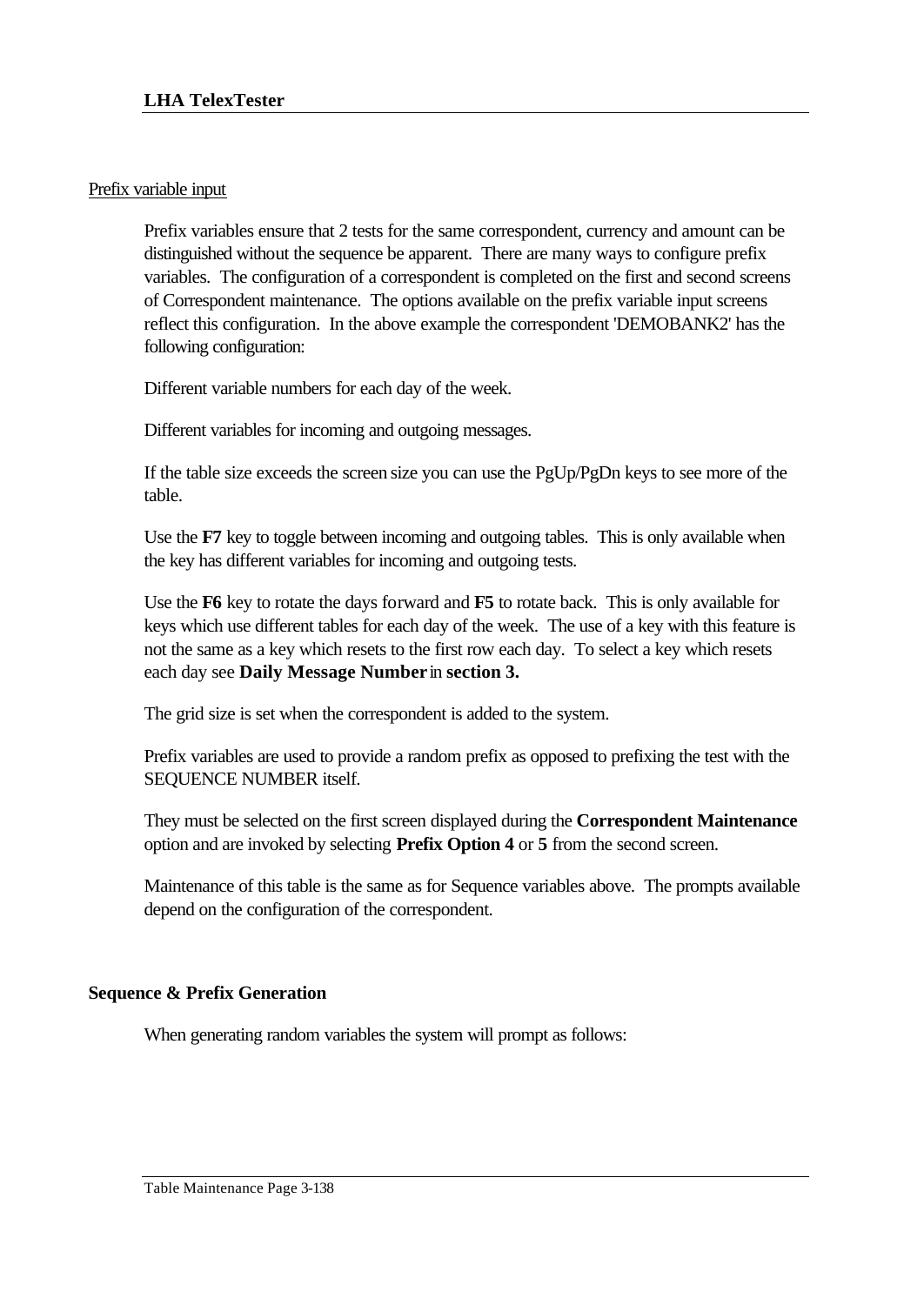Prefix variable input

Prefix variables ensure that 2 tests for the same correspondent, currency and amount can be distinguished without the sequence be apparent. There are many ways to configure prefix variables. The configuration of a correspondent is completed on the first and second screens of Correspondent maintenance. The options available on the prefix variable input screens reflect this configuration. In the above example the correspondent 'DEMOBANK2' has the following configuration:

Different variable numbers for each day of the week.

Different variables for incoming and outgoing messages.

If the table size exceeds the screen size you can use the PgUp/PgDn keys to see more of the table.

Use the **F7** key to toggle between incoming and outgoing tables. This is only available when the key has different variables for incoming and outgoing tests.

Use the **F6** key to rotate the days forward and **F5** to rotate back. This is only available for keys which use different tables for each day of the week. The use of a key with this feature is not the same as a key which resets to the first row each day. To select a key which resets each day see **Daily Message Number** in **section 3.**

The grid size is set when the correspondent is added to the system.

Prefix variables are used to provide a random prefix as opposed to prefixing the test with the SEQUENCE NUMBER itself.

They must be selected on the first screen displayed during the **Correspondent Maintenance** option and are invoked by selecting **Prefix Option 4** or **5** from the second screen.

Maintenance of this table is the same as for Sequence variables above. The prompts available depend on the configuration of the correspondent.

**Sequence & Prefix Generation**

When generating random variables the system will prompt as follows: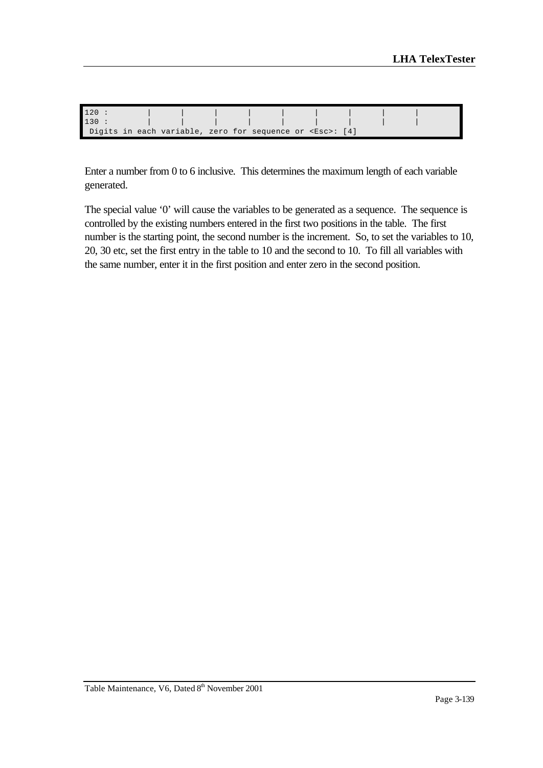```
120 :         |       |       |       |       |       |       |       |       |
130 :         |       |       |       |       |       |       |       |       |
 Digits in each variable, zero for sequence or <Esc>: [4]
```

Enter a number from 0 to 6 inclusive. This determines the maximum length of each variable generated.

The special value '0' will cause the variables to be generated as a sequence. The sequence is controlled by the existing numbers entered in the first two positions in the table. The first number is the starting point, the second number is the increment. So, to set the variables to 10, 20, 30 etc, set the first entry in the table to 10 and the second to 10. To fill all variables with the same number, enter it in the first position and enter zero in the second position.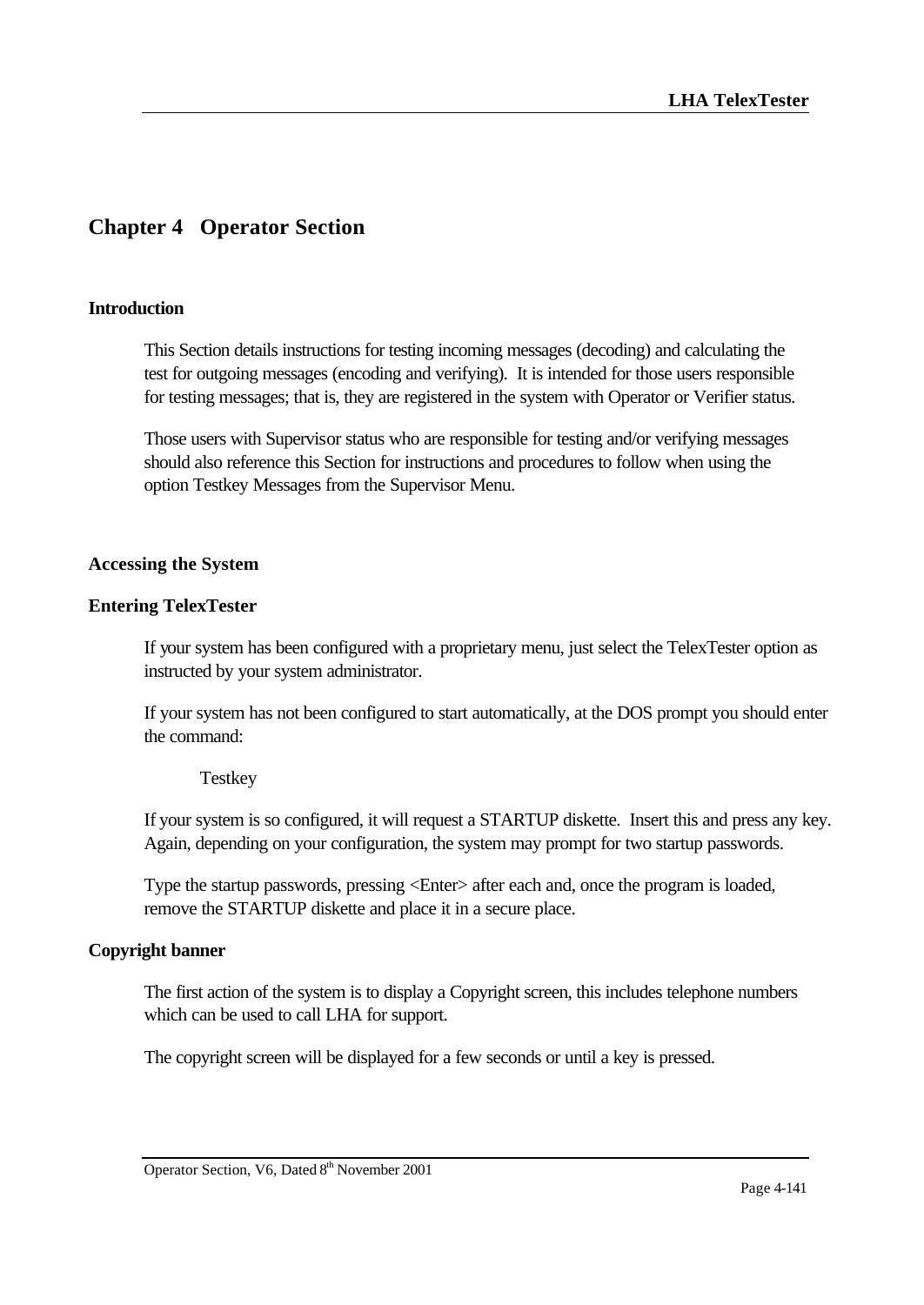# Chapter 4 Operator Section

## Introduction

This Section details instructions for testing incoming messages (decoding) and calculating the test for outgoing messages (encoding and verifying). It is intended for those users responsible for testing messages; that is, they are registered in the system with Operator or Verifier status.

Those users with Supervisor status who are responsible for testing and/or verifying messages should also reference this Section for instructions and procedures to follow when using the option Testkey Messages from the Supervisor Menu.

## Accessing the System

### Entering TelexTester

If your system has been configured with a proprietary menu, just select the TelexTester option as instructed by your system administrator.

If your system has not been configured to start automatically, at the DOS prompt you should enter the command:

```
Testkey
```

If your system is so configured, it will request a STARTUP diskette. Insert this and press any key. Again, depending on your configuration, the system may prompt for two startup passwords.

Type the startup passwords, pressing <Enter> after each and, once the program is loaded, remove the STARTUP diskette and place it in a secure place.

### Copyright banner

The first action of the system is to display a Copyright screen, this includes telephone numbers which can be used to call LHA for support.

The copyright screen will be displayed for a few seconds or until a key is pressed.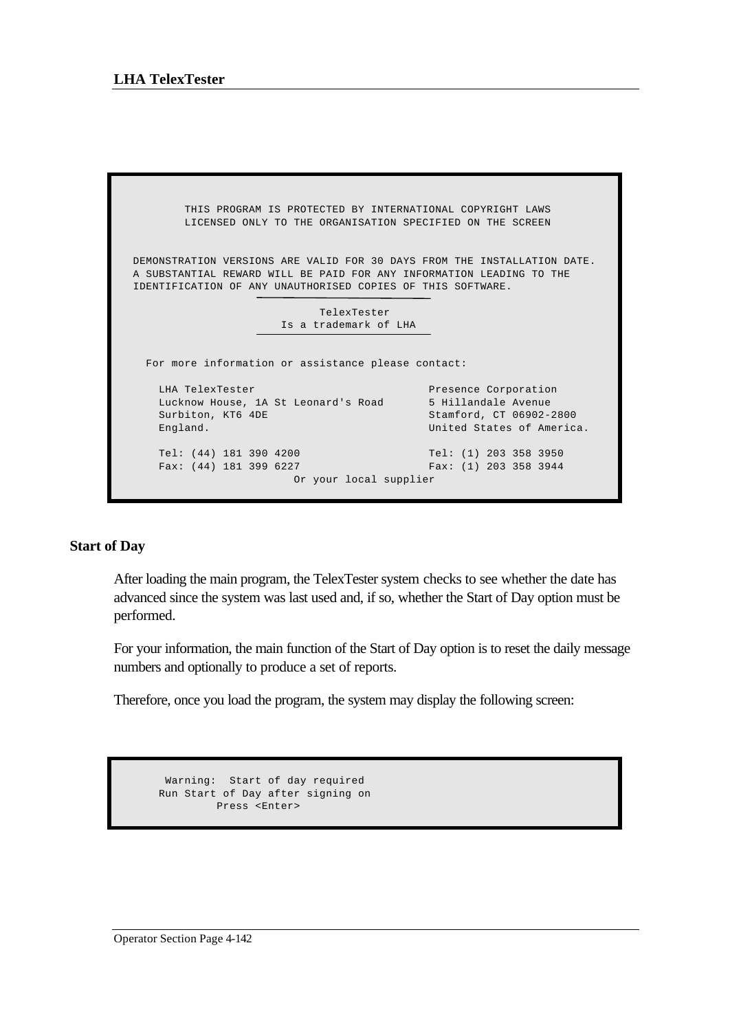```
        THIS PROGRAM IS PROTECTED BY INTERNATIONAL COPYRIGHT LAWS
        LICENSED ONLY TO THE ORGANISATION SPECIFIED ON THE SCREEN


DEMONSTRATION VERSIONS ARE VALID FOR 30 DAYS FROM THE INSTALLATION DATE.
A SUBSTANTIAL REWARD WILL BE PAID FOR ANY INFORMATION LEADING TO THE
IDENTIFICATION OF ANY UNAUTHORISED COPIES OF THIS SOFTWARE.

                          TelexTester
                       Is a trademark of LHA


  For more information or assistance please contact:

    LHA TelexTester                          Presence Corporation
    Lucknow House, 1A St Leonard's Road      5 Hillandale Avenue
    Surbiton, KT6 4DE                        Stamford, CT 06902-2800
    England.                                 United States of America.

    Tel: (44) 181 390 4200                   Tel: (1) 203 358 3950
    Fax: (44) 181 399 6227                   Fax: (1) 203 358 3944
                         Or your local supplier
```

## Start of Day

After loading the main program, the TelexTester system checks to see whether the date has advanced since the system was last used and, if so, whether the Start of Day option must be performed.

For your information, the main function of the Start of Day option is to reset the daily message numbers and optionally to produce a set of reports.

Therefore, once you load the program, the system may display the following screen:

```
     Warning:  Start of day required
    Run Start of Day after signing on
             Press <Enter>
```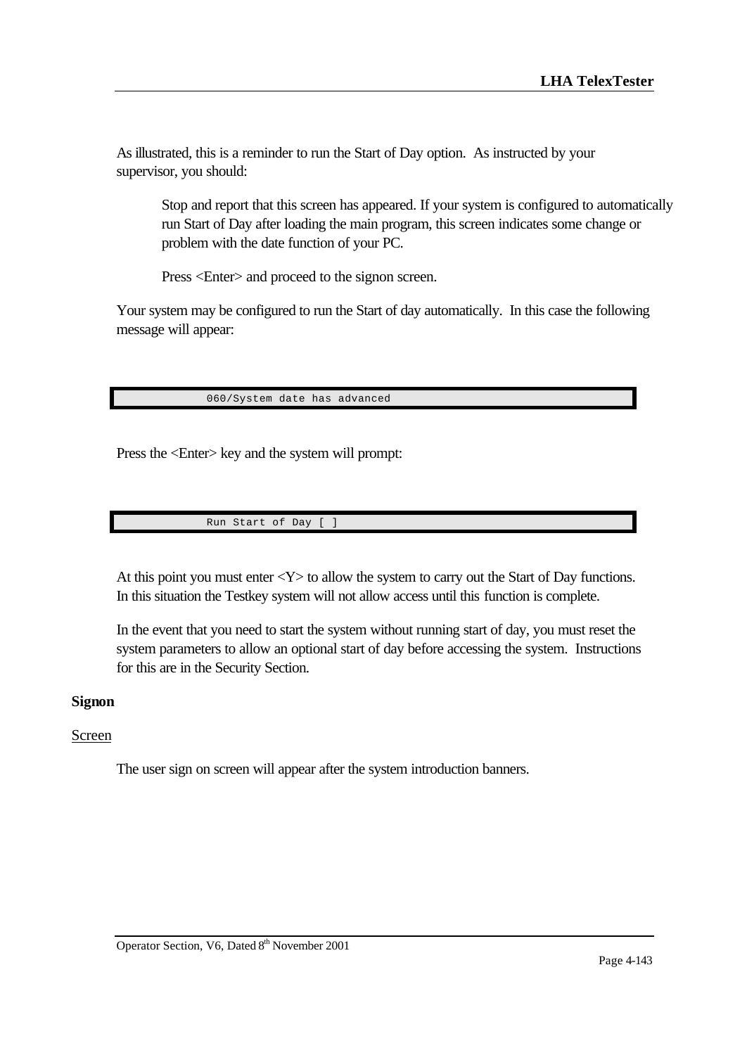As illustrated, this is a reminder to run the Start of Day option.  As instructed by your supervisor, you should:

> Stop and report that this screen has appeared. If your system is configured to automatically run Start of Day after loading the main program, this screen indicates some change or problem with the date function of your PC.
>
> Press <Enter> and proceed to the signon screen.

Your system may be configured to run the Start of day automatically.  In this case the following message will appear:

```
            060/System date has advanced
```

Press the <Enter> key and the system will prompt:

```
            Run Start of Day [ ]
```

At this point you must enter <Y> to allow the system to carry out the Start of Day functions. In this situation the Testkey system will not allow access until this function is complete.

In the event that you need to start the system without running start of day, you must reset the system parameters to allow an optional start of day before accessing the system.  Instructions for this are in the Security Section.

**Signon**

<u>Screen</u>

The user sign on screen will appear after the system introduction banners.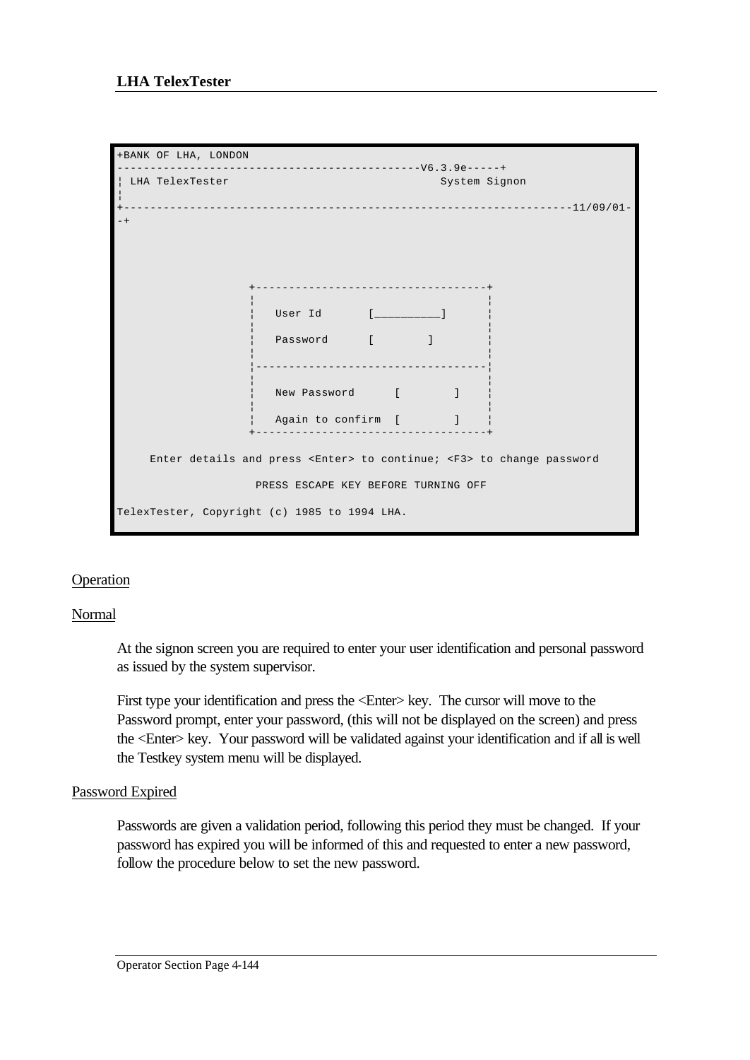```
+BANK OF LHA, LONDON
---------------------------------------------V6.3.9e-----+
¦ LHA TelexTester                                System Signon
¦
+-------------------------------------------------------------------11/09/01-
-+




                    +------------------------------------+
                    ¦                                    ¦
                    ¦   User Id       [_________]        ¦
                    ¦                                    ¦
                    ¦   Password      [        ]         ¦
                    ¦                                    ¦
                    ¦------------------------------------¦
                    ¦                                    ¦
                    ¦   New Password      [        ]     ¦
                    ¦                                    ¦
                    ¦   Again to confirm  [        ]     ¦
                    +------------------------------------+

     Enter details and press <Enter> to continue; <F3> to change password

                     PRESS ESCAPE KEY BEFORE TURNING OFF

TelexTester, Copyright (c) 1985 to 1994 LHA.
```

<u>Operation</u>

<u>Normal</u>

At the signon screen you are required to enter your user identification and personal password as issued by the system supervisor.

First type your identification and press the <Enter> key. The cursor will move to the Password prompt, enter your password, (this will not be displayed on the screen) and press the <Enter> key. Your password will be validated against your identification and if all is well the Testkey system menu will be displayed.

<u>Password Expired</u>

Passwords are given a validation period, following this period they must be changed. If your password has expired you will be informed of this and requested to enter a new password, follow the procedure below to set the new password.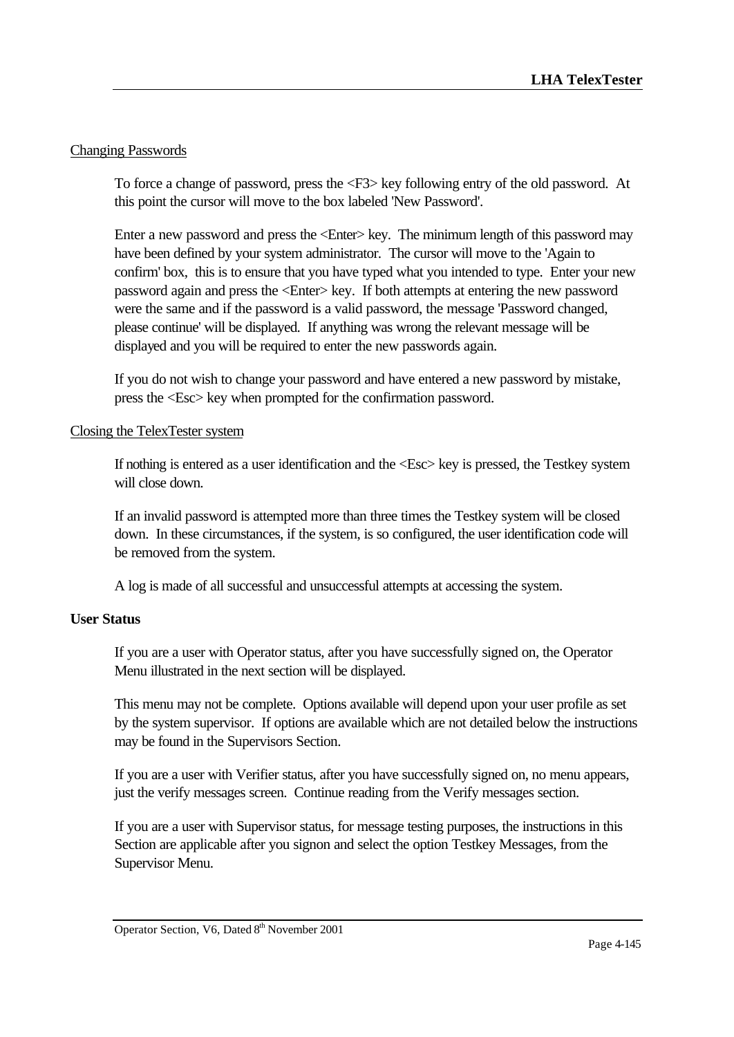Changing Passwords

To force a change of password, press the <F3> key following entry of the old password. At this point the cursor will move to the box labeled 'New Password'.

Enter a new password and press the <Enter> key. The minimum length of this password may have been defined by your system administrator. The cursor will move to the 'Again to confirm' box, this is to ensure that you have typed what you intended to type. Enter your new password again and press the <Enter> key. If both attempts at entering the new password were the same and if the password is a valid password, the message 'Password changed, please continue' will be displayed. If anything was wrong the relevant message will be displayed and you will be required to enter the new passwords again.

If you do not wish to change your password and have entered a new password by mistake, press the <Esc> key when prompted for the confirmation password.

Closing the TelexTester system

If nothing is entered as a user identification and the <Esc> key is pressed, the Testkey system will close down.

If an invalid password is attempted more than three times the Testkey system will be closed down. In these circumstances, if the system, is so configured, the user identification code will be removed from the system.

A log is made of all successful and unsuccessful attempts at accessing the system.

**User Status**

If you are a user with Operator status, after you have successfully signed on, the Operator Menu illustrated in the next section will be displayed.

This menu may not be complete. Options available will depend upon your user profile as set by the system supervisor. If options are available which are not detailed below the instructions may be found in the Supervisors Section.

If you are a user with Verifier status, after you have successfully signed on, no menu appears, just the verify messages screen. Continue reading from the Verify messages section.

If you are a user with Supervisor status, for message testing purposes, the instructions in this Section are applicable after you signon and select the option Testkey Messages, from the Supervisor Menu.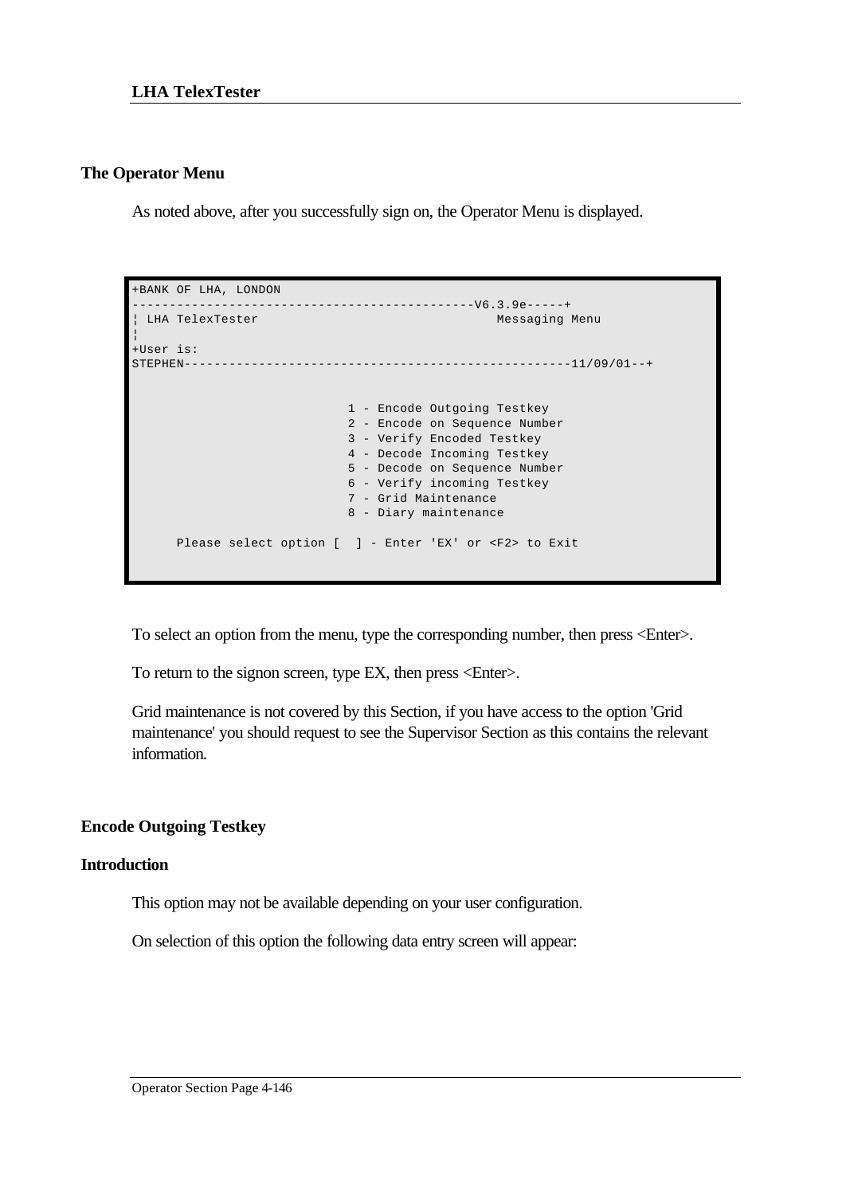## The Operator Menu

As noted above, after you successfully sign on, the Operator Menu is displayed.

```
+BANK OF LHA, LONDON
---------------------------------------------V6.3.9e-----+
¦ LHA TelexTester                                 Messaging Menu
¦
+User is:
STEPHEN---------------------------------------------------11/09/01--+


                             1 - Encode Outgoing Testkey
                             2 - Encode on Sequence Number
                             3 - Verify Encoded Testkey
                             4 - Decode Incoming Testkey
                             5 - Decode on Sequence Number
                             6 - Verify incoming Testkey
                             7 - Grid Maintenance
                             8 - Diary maintenance

      Please select option [  ] - Enter 'EX' or <F2> to Exit
```

To select an option from the menu, type the corresponding number, then press <Enter>.

To return to the signon screen, type EX, then press <Enter>.

Grid maintenance is not covered by this Section, if you have access to the option 'Grid maintenance' you should request to see the Supervisor Section as this contains the relevant information.

## Encode Outgoing Testkey

### Introduction

This option may not be available depending on your user configuration.

On selection of this option the following data entry screen will appear: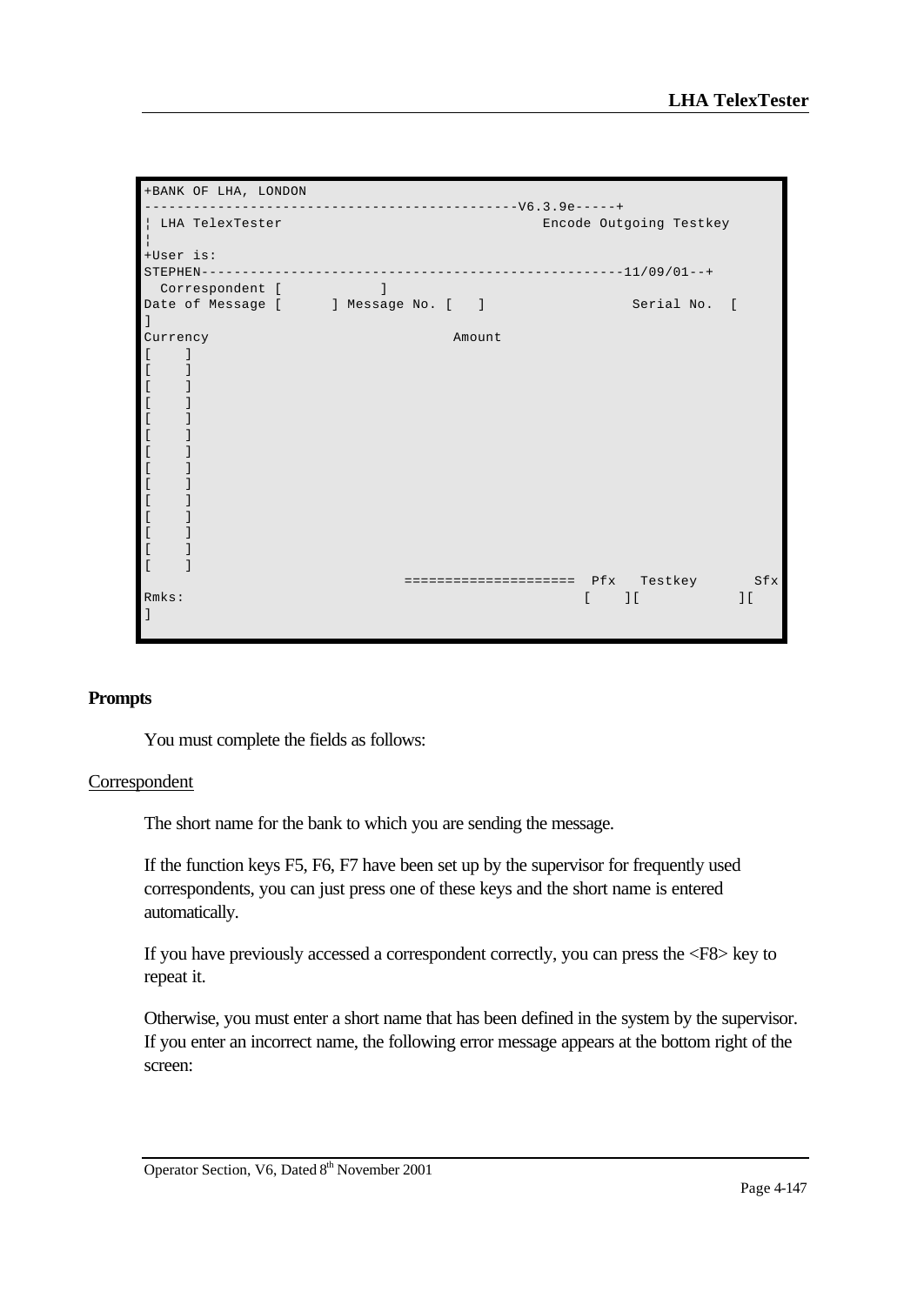```
+BANK OF LHA, LONDON
--------------------------------------------V6.3.9e-----+
¦ LHA TelexTester                              Encode Outgoing Testkey
¦
+User is:
STEPHEN---------------------------------------------------11/09/01--+
  Correspondent [            ]
Date of Message [      ] Message No. [   ]                Serial No.  [
]
Currency                              Amount
[    ]
[    ]
[    ]
[    ]
[    ]
[    ]
[    ]
[    ]
[    ]
[    ]
[    ]
[    ]
[    ]
[    ]
                                ====================  Pfx   Testkey       Sfx
Rmks:                                                [    ][           ][
]
```

**Prompts**

You must complete the fields as follows:

Correspondent

The short name for the bank to which you are sending the message.

If the function keys F5, F6, F7 have been set up by the supervisor for frequently used correspondents, you can just press one of these keys and the short name is entered automatically.

If you have previously accessed a correspondent correctly, you can press the <F8> key to repeat it.

Otherwise, you must enter a short name that has been defined in the system by the supervisor. If you enter an incorrect name, the following error message appears at the bottom right of the screen: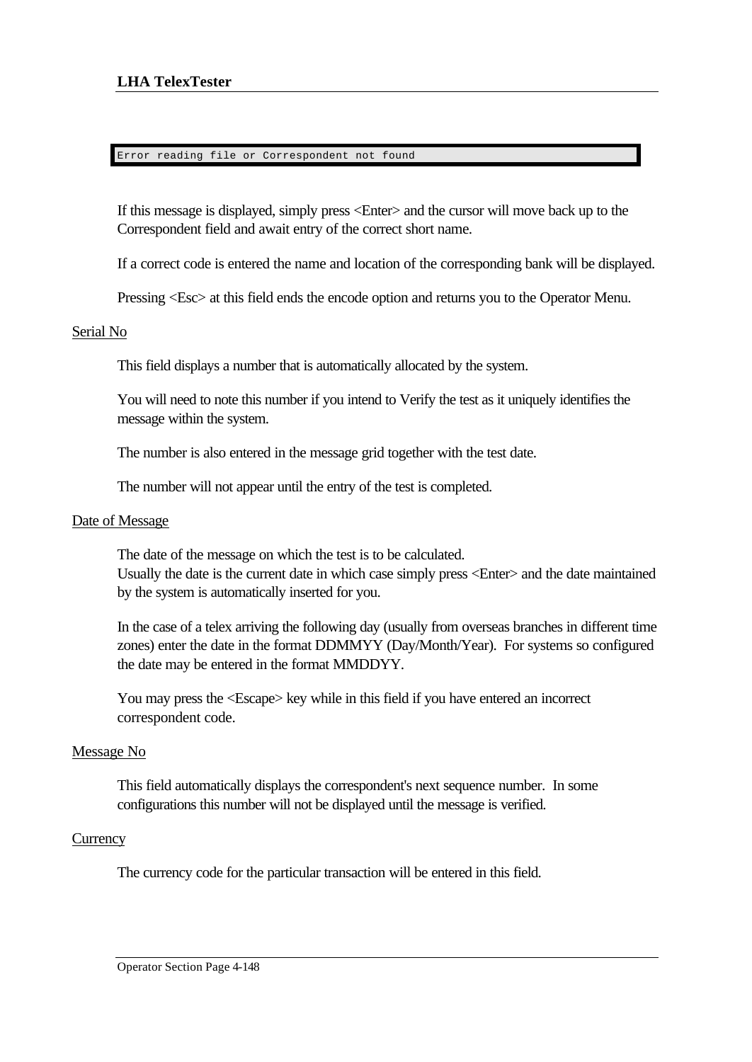```
Error reading file or Correspondent not found
```

If this message is displayed, simply press <Enter> and the cursor will move back up to the Correspondent field and await entry of the correct short name.

If a correct code is entered the name and location of the corresponding bank will be displayed.

Pressing <Esc> at this field ends the encode option and returns you to the Operator Menu.

<u>Serial No</u>

This field displays a number that is automatically allocated by the system.

You will need to note this number if you intend to Verify the test as it uniquely identifies the message within the system.

The number is also entered in the message grid together with the test date.

The number will not appear until the entry of the test is completed.

<u>Date of Message</u>

The date of the message on which the test is to be calculated.
Usually the date is the current date in which case simply press <Enter> and the date maintained by the system is automatically inserted for you.

In the case of a telex arriving the following day (usually from overseas branches in different time zones) enter the date in the format DDMMYY (Day/Month/Year). For systems so configured the date may be entered in the format MMDDYY.

You may press the <Escape> key while in this field if you have entered an incorrect correspondent code.

<u>Message No</u>

This field automatically displays the correspondent's next sequence number. In some configurations this number will not be displayed until the message is verified.

<u>Currency</u>

The currency code for the particular transaction will be entered in this field.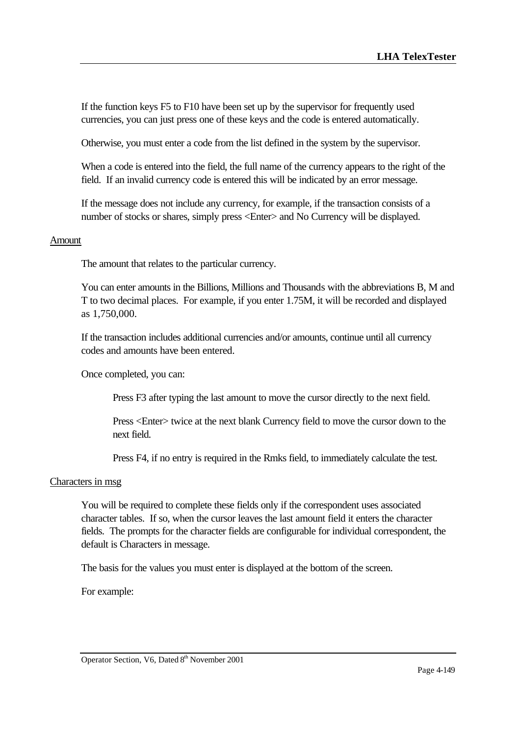If the function keys F5 to F10 have been set up by the supervisor for frequently used currencies, you can just press one of these keys and the code is entered automatically.

Otherwise, you must enter a code from the list defined in the system by the supervisor.

When a code is entered into the field, the full name of the currency appears to the right of the field. If an invalid currency code is entered this will be indicated by an error message.

If the message does not include any currency, for example, if the transaction consists of a number of stocks or shares, simply press <Enter> and No Currency will be displayed.

Amount

The amount that relates to the particular currency.

You can enter amounts in the Billions, Millions and Thousands with the abbreviations B, M and T to two decimal places. For example, if you enter 1.75M, it will be recorded and displayed as 1,750,000.

If the transaction includes additional currencies and/or amounts, continue until all currency codes and amounts have been entered.

Once completed, you can:

> Press F3 after typing the last amount to move the cursor directly to the next field.
>
> Press <Enter> twice at the next blank Currency field to move the cursor down to the next field.
>
> Press F4, if no entry is required in the Rmks field, to immediately calculate the test.

Characters in msg

You will be required to complete these fields only if the correspondent uses associated character tables. If so, when the cursor leaves the last amount field it enters the character fields. The prompts for the character fields are configurable for individual correspondent, the default is Characters in message.

The basis for the values you must enter is displayed at the bottom of the screen.

For example: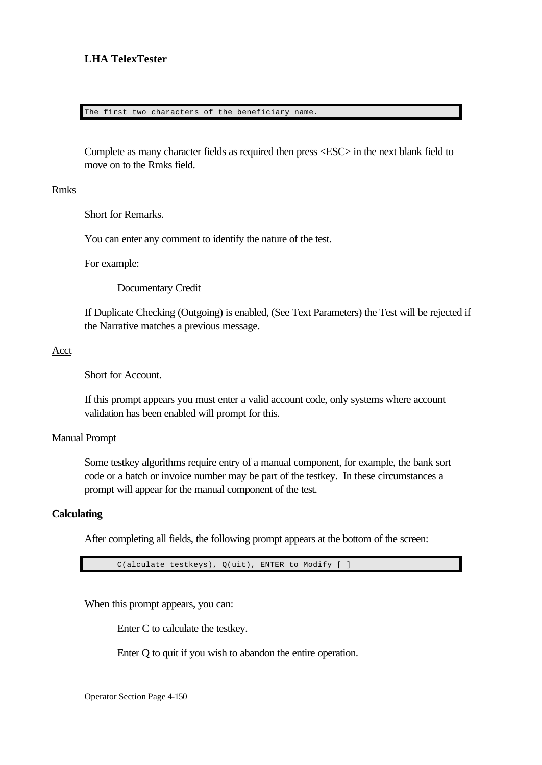```
The first two characters of the beneficiary name.
```

Complete as many character fields as required then press <ESC> in the next blank field to move on to the Rmks field.

Rmks

Short for Remarks.

You can enter any comment to identify the nature of the test.

For example:

Documentary Credit

If Duplicate Checking (Outgoing) is enabled, (See Text Parameters) the Test will be rejected if the Narrative matches a previous message.

Acct

Short for Account.

If this prompt appears you must enter a valid account code, only systems where account validation has been enabled will prompt for this.

Manual Prompt

Some testkey algorithms require entry of a manual component, for example, the bank sort code or a batch or invoice number may be part of the testkey. In these circumstances a prompt will appear for the manual component of the test.

**Calculating**

After completing all fields, the following prompt appears at the bottom of the screen:

```
C(alculate testkeys), Q(uit), ENTER to Modify [ ]
```

When this prompt appears, you can:

Enter C to calculate the testkey.

Enter Q to quit if you wish to abandon the entire operation.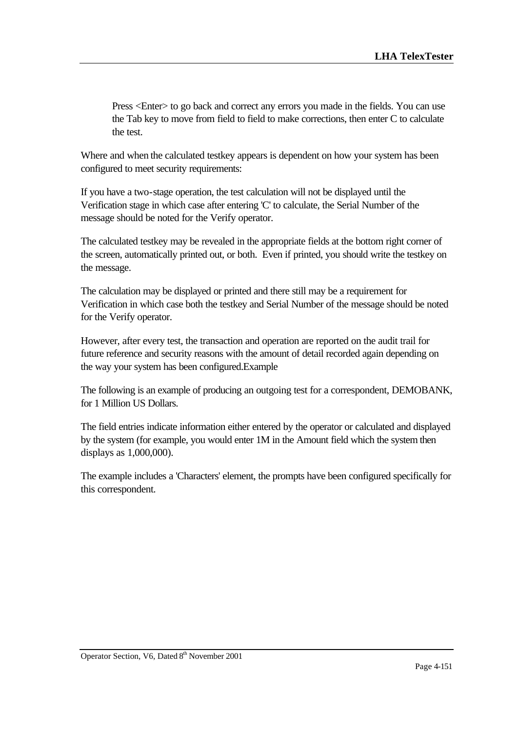Press <Enter> to go back and correct any errors you made in the fields. You can use the Tab key to move from field to field to make corrections, then enter C to calculate the test.

Where and when the calculated testkey appears is dependent on how your system has been configured to meet security requirements:

If you have a two-stage operation, the test calculation will not be displayed until the Verification stage in which case after entering 'C' to calculate, the Serial Number of the message should be noted for the Verify operator.

The calculated testkey may be revealed in the appropriate fields at the bottom right corner of the screen, automatically printed out, or both. Even if printed, you should write the testkey on the message.

The calculation may be displayed or printed and there still may be a requirement for Verification in which case both the testkey and Serial Number of the message should be noted for the Verify operator.

However, after every test, the transaction and operation are reported on the audit trail for future reference and security reasons with the amount of detail recorded again depending on the way your system has been configured.Example

The following is an example of producing an outgoing test for a correspondent, DEMOBANK, for 1 Million US Dollars.

The field entries indicate information either entered by the operator or calculated and displayed by the system (for example, you would enter 1M in the Amount field which the system then displays as 1,000,000).

The example includes a 'Characters' element, the prompts have been configured specifically for this correspondent.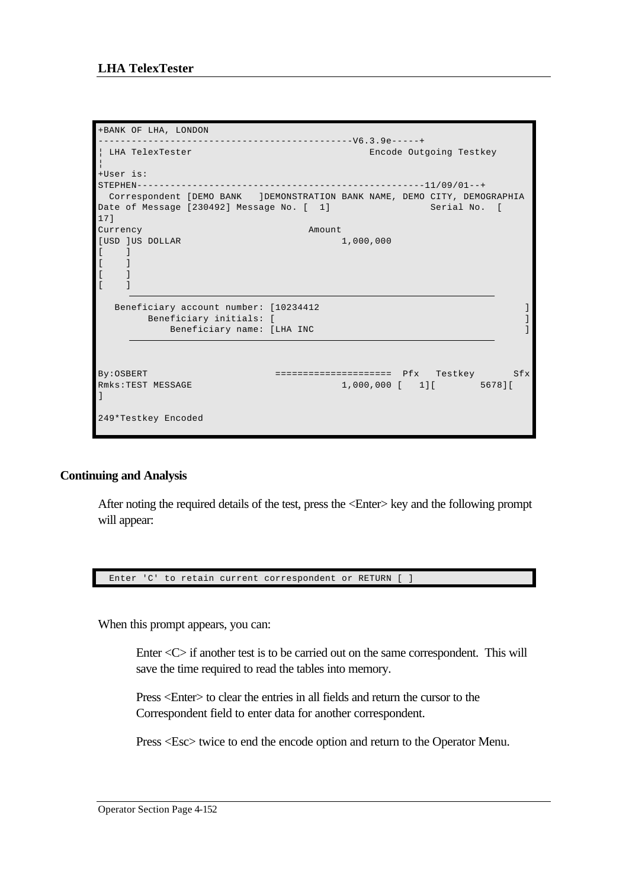```
+BANK OF LHA, LONDON
---------------------------------------------V6.3.9e-----+
¦ LHA TelexTester                                Encode Outgoing Testkey
¦
+User is:
STEPHEN----------------------------------------------------11/09/01--+
  Correspondent [DEMO BANK   ]DEMONSTRATION BANK NAME, DEMO CITY, DEMOGRAPHIA
Date of Message [230492] Message No. [  1]                  Serial No.  [
17]
Currency                              Amount
[USD ]US DOLLAR                             1,000,000
[    ]
[    ]
[    ]
[    ]
     ________________________________________________________________
   Beneficiary account number: [10234412                                    ]
         Beneficiary initials: [                                            ]
             Beneficiary name: [LHA INC                                     ]
     ________________________________________________________________


By:OSBERT                     =====================  Pfx   Testkey      Sfx
Rmks:TEST MESSAGE                           1,000,000 [   1][        5678][
]

249*Testkey Encoded
```

### Continuing and Analysis

After noting the required details of the test, press the <Enter> key and the following prompt will appear:

```
  Enter 'C' to retain current correspondent or RETURN [ ]
```

When this prompt appears, you can:

Enter <C> if another test is to be carried out on the same correspondent. This will save the time required to read the tables into memory.

Press <Enter> to clear the entries in all fields and return the cursor to the Correspondent field to enter data for another correspondent.

Press <Esc> twice to end the encode option and return to the Operator Menu.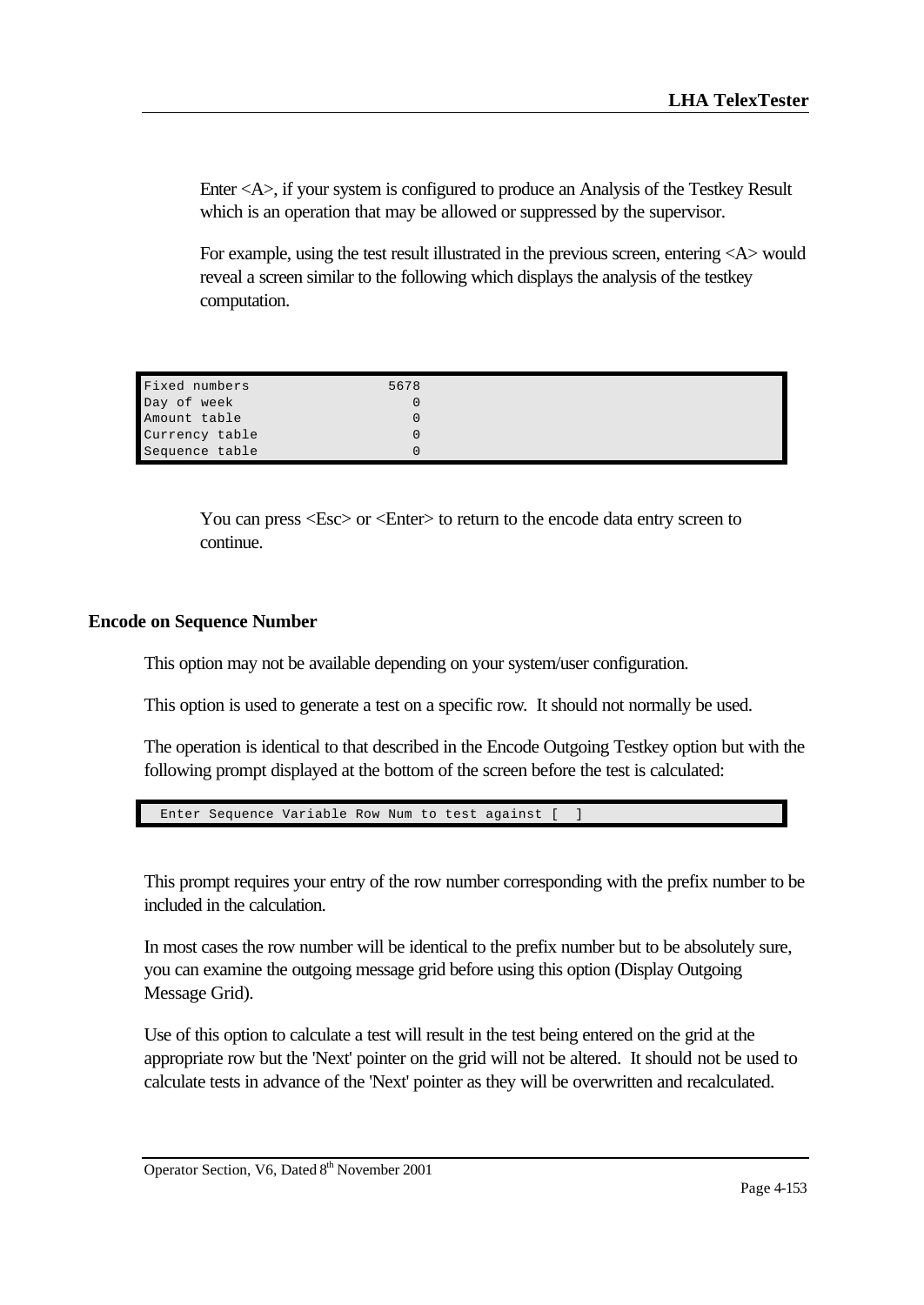Enter <A>, if your system is configured to produce an Analysis of the Testkey Result which is an operation that may be allowed or suppressed by the supervisor.

For example, using the test result illustrated in the previous screen, entering <A> would reveal a screen similar to the following which displays the analysis of the testkey computation.

```
Fixed numbers                5678
Day of week                     0
Amount table                    0
Currency table                  0
Sequence table                  0
```

You can press <Esc> or <Enter> to return to the encode data entry screen to continue.

## Encode on Sequence Number

This option may not be available depending on your system/user configuration.

This option is used to generate a test on a specific row. It should not normally be used.

The operation is identical to that described in the Encode Outgoing Testkey option but with the following prompt displayed at the bottom of the screen before the test is calculated:

```
  Enter Sequence Variable Row Num to test against [  ]
```

This prompt requires your entry of the row number corresponding with the prefix number to be included in the calculation.

In most cases the row number will be identical to the prefix number but to be absolutely sure, you can examine the outgoing message grid before using this option (Display Outgoing Message Grid).

Use of this option to calculate a test will result in the test being entered on the grid at the appropriate row but the 'Next' pointer on the grid will not be altered. It should not be used to calculate tests in advance of the 'Next' pointer as they will be overwritten and recalculated.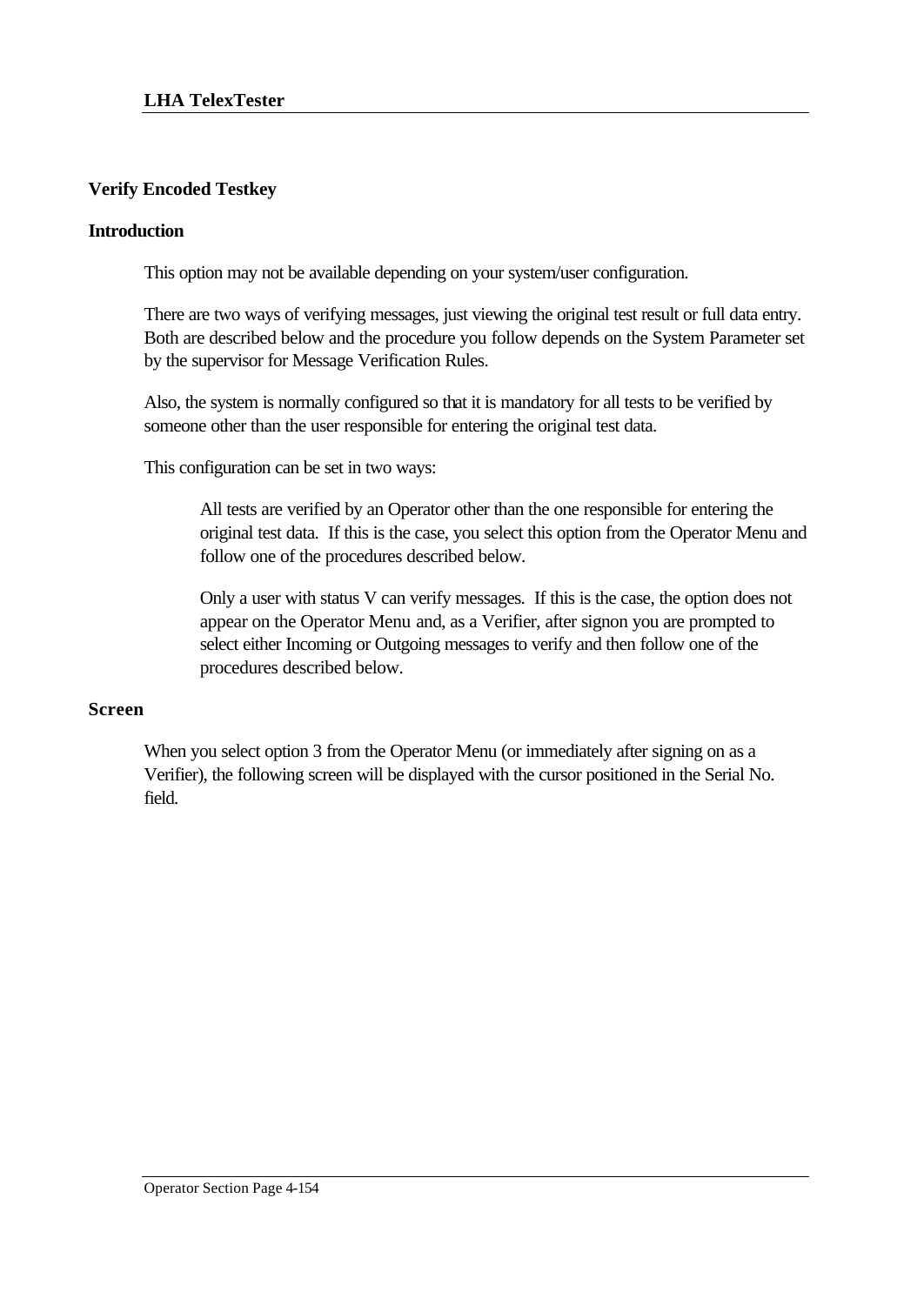## Verify Encoded Testkey

### Introduction

This option may not be available depending on your system/user configuration.

There are two ways of verifying messages, just viewing the original test result or full data entry. Both are described below and the procedure you follow depends on the System Parameter set by the supervisor for Message Verification Rules.

Also, the system is normally configured so that it is mandatory for all tests to be verified by someone other than the user responsible for entering the original test data.

This configuration can be set in two ways:

> All tests are verified by an Operator other than the one responsible for entering the original test data. If this is the case, you select this option from the Operator Menu and follow one of the procedures described below.
>
> Only a user with status V can verify messages. If this is the case, the option does not appear on the Operator Menu and, as a Verifier, after signon you are prompted to select either Incoming or Outgoing messages to verify and then follow one of the procedures described below.

### Screen

When you select option 3 from the Operator Menu (or immediately after signing on as a Verifier), the following screen will be displayed with the cursor positioned in the Serial No. field.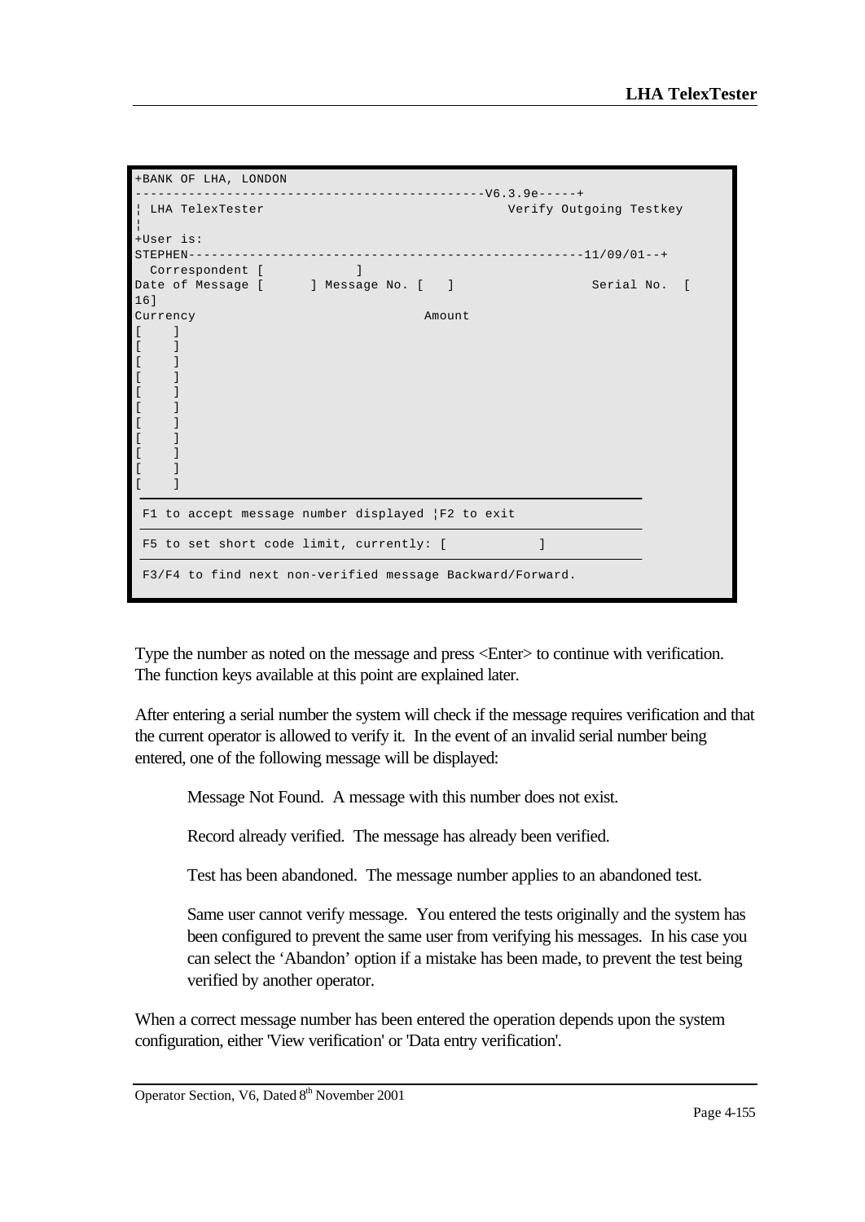```
+BANK OF LHA, LONDON
---------------------------------------------V6.3.9e-----+
¦ LHA TelexTester                               Verify Outgoing Testkey
¦
+User is:
STEPHEN---------------------------------------------------11/09/01--+
  Correspondent [           ]
Date of Message [      ] Message No. [   ]                Serial No.  [
16]
Currency                              Amount
[    ]
[    ]
[    ]
[    ]
[    ]
[    ]
[    ]
[    ]
[    ]
[    ]
[    ]
 F1 to accept message number displayed ¦F2 to exit
 F5 to set short code limit, currently: [            ]
 F3/F4 to find next non-verified message Backward/Forward.
```

Type the number as noted on the message and press <Enter> to continue with verification. The function keys available at this point are explained later.

After entering a serial number the system will check if the message requires verification and that the current operator is allowed to verify it. In the event of an invalid serial number being entered, one of the following message will be displayed:

Message Not Found. A message with this number does not exist.

Record already verified. The message has already been verified.

Test has been abandoned. The message number applies to an abandoned test.

Same user cannot verify message. You entered the tests originally and the system has been configured to prevent the same user from verifying his messages. In his case you can select the 'Abandon' option if a mistake has been made, to prevent the test being verified by another operator.

When a correct message number has been entered the operation depends upon the system configuration, either 'View verification' or 'Data entry verification'.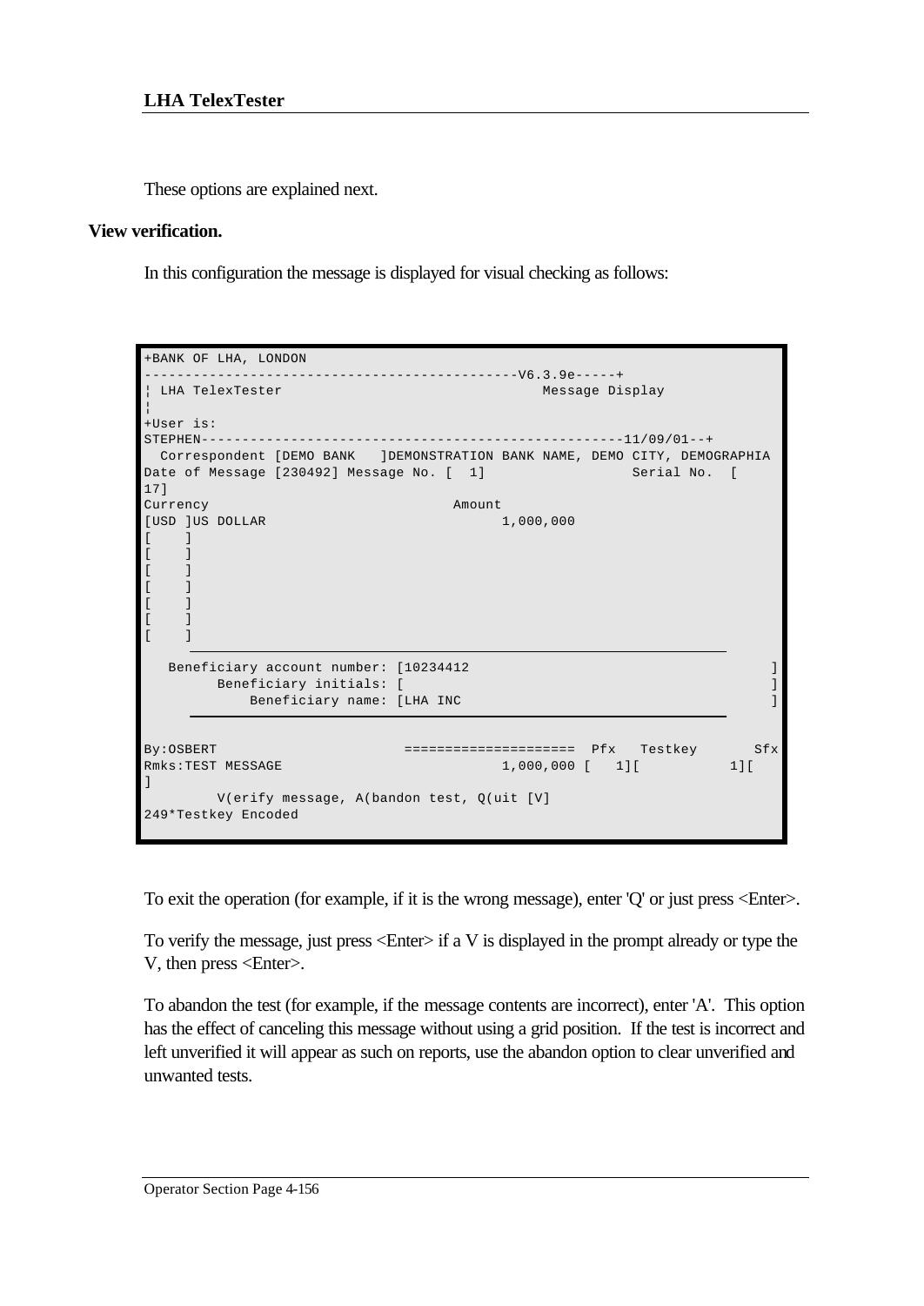These options are explained next.

**View verification.**

In this configuration the message is displayed for visual checking as follows:

```
+BANK OF LHA, LONDON
---------------------------------------------V6.3.9e-----+
¦ LHA TelexTester                                 Message Display
¦
+User is:
STEPHEN----------------------------------------------------11/09/01--+
  Correspondent [DEMO BANK   ]DEMONSTRATION BANK NAME, DEMO CITY, DEMOGRAPHIA
Date of Message [230492] Message No. [  1]                 Serial No.  [
17]
Currency                              Amount
[USD ]US DOLLAR                             1,000,000
[    ]
[    ]
[    ]
[    ]
[    ]
[    ]
[    ]
         ------------------------------------------------------------------
   Beneficiary account number: [10234412                                   ]
         Beneficiary initials: [                                           ]
             Beneficiary name: [LHA INC                                    ]
         ------------------------------------------------------------------

By:OSBERT                       ====================  Pfx   Testkey       Sfx
Rmks:TEST MESSAGE                           1,000,000 [   1][          1][
]
         V(erify message, A(bandon test, Q(uit [V]
249*Testkey Encoded
```

To exit the operation (for example, if it is the wrong message), enter 'Q' or just press <Enter>.

To verify the message, just press <Enter> if a V is displayed in the prompt already or type the V, then press <Enter>.

To abandon the test (for example, if the message contents are incorrect), enter 'A'. This option has the effect of canceling this message without using a grid position. If the test is incorrect and left unverified it will appear as such on reports, use the abandon option to clear unverified and unwanted tests.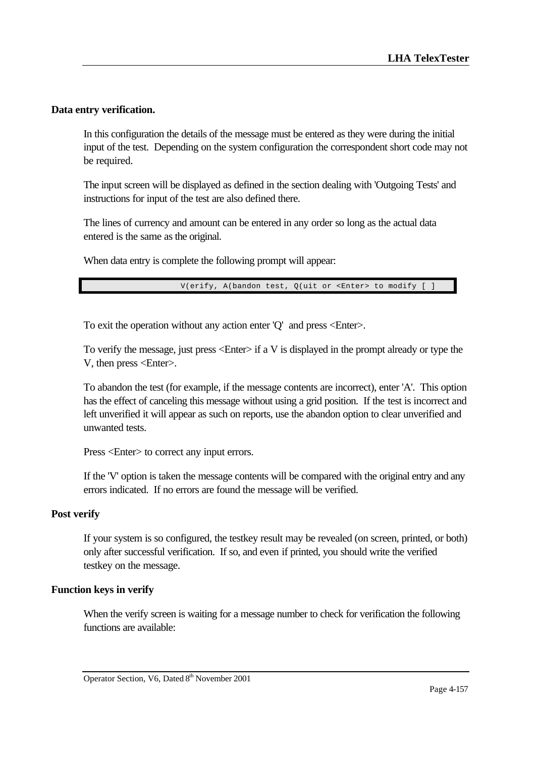### Data entry verification.

In this configuration the details of the message must be entered as they were during the initial input of the test. Depending on the system configuration the correspondent short code may not be required.

The input screen will be displayed as defined in the section dealing with 'Outgoing Tests' and instructions for input of the test are also defined there.

The lines of currency and amount can be entered in any order so long as the actual data entered is the same as the original.

When data entry is complete the following prompt will appear:

```
V(erify, A(bandon test, Q(uit or <Enter> to modify [ ]
```

To exit the operation without any action enter 'Q' and press <Enter>.

To verify the message, just press <Enter> if a V is displayed in the prompt already or type the V, then press <Enter>.

To abandon the test (for example, if the message contents are incorrect), enter 'A'. This option has the effect of canceling this message without using a grid position. If the test is incorrect and left unverified it will appear as such on reports, use the abandon option to clear unverified and unwanted tests.

Press <Enter> to correct any input errors.

If the 'V' option is taken the message contents will be compared with the original entry and any errors indicated. If no errors are found the message will be verified.

### Post verify

If your system is so configured, the testkey result may be revealed (on screen, printed, or both) only after successful verification. If so, and even if printed, you should write the verified testkey on the message.

### Function keys in verify

When the verify screen is waiting for a message number to check for verification the following functions are available: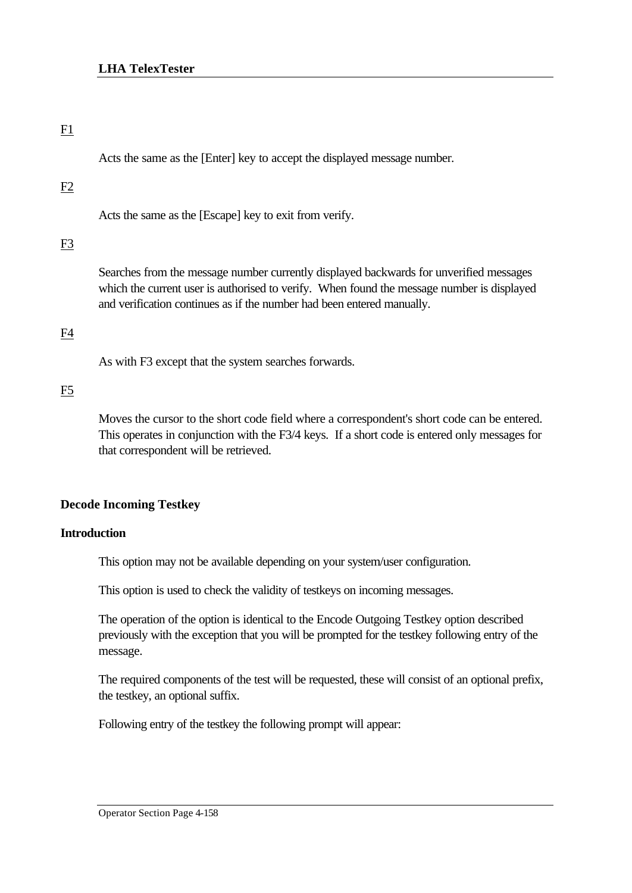F1

Acts the same as the [Enter] key to accept the displayed message number.

F2

Acts the same as the [Escape] key to exit from verify.

F3

Searches from the message number currently displayed backwards for unverified messages which the current user is authorised to verify. When found the message number is displayed and verification continues as if the number had been entered manually.

F4

As with F3 except that the system searches forwards.

F5

Moves the cursor to the short code field where a correspondent's short code can be entered. This operates in conjunction with the F3/4 keys. If a short code is entered only messages for that correspondent will be retrieved.

## Decode Incoming Testkey

### Introduction

This option may not be available depending on your system/user configuration.

This option is used to check the validity of testkeys on incoming messages.

The operation of the option is identical to the Encode Outgoing Testkey option described previously with the exception that you will be prompted for the testkey following entry of the message.

The required components of the test will be requested, these will consist of an optional prefix, the testkey, an optional suffix.

Following entry of the testkey the following prompt will appear: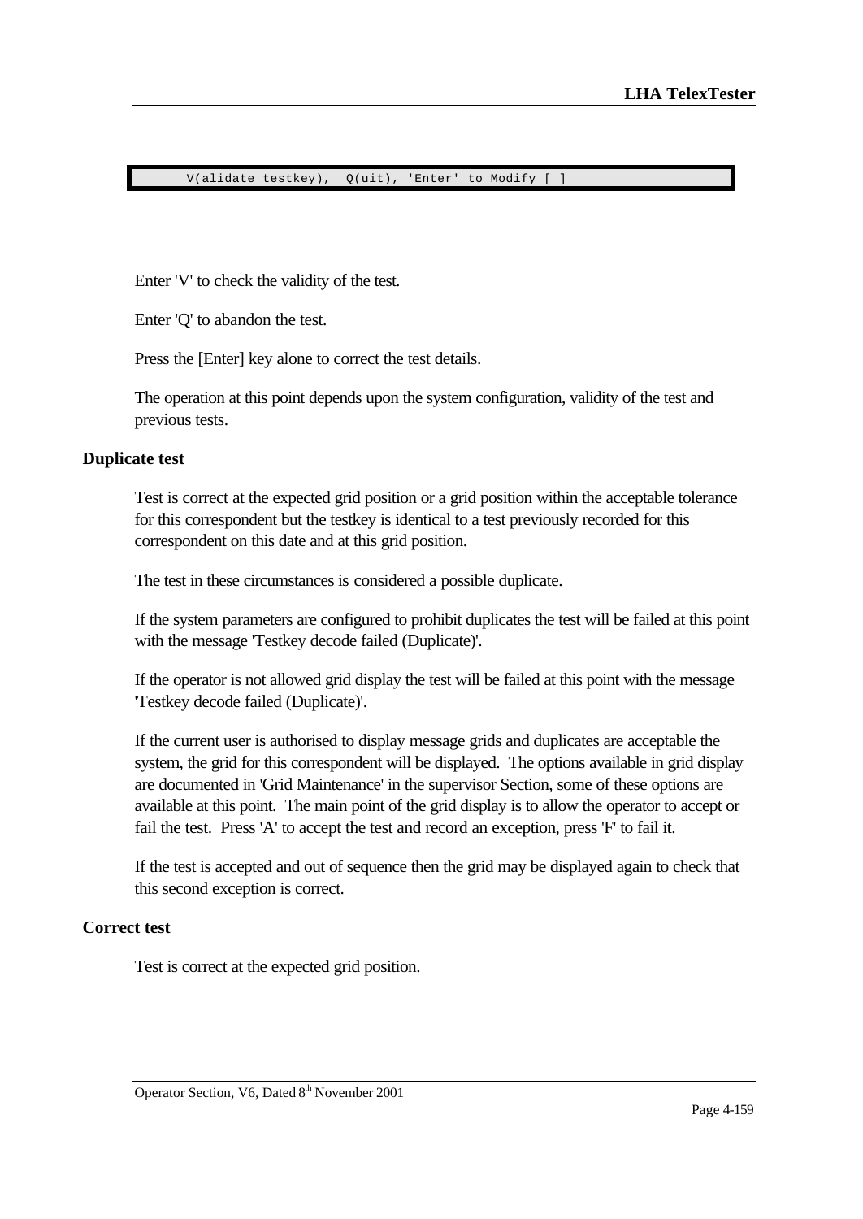```
V(alidate testkey),  Q(uit), 'Enter' to Modify [ ]
```

Enter 'V' to check the validity of the test.

Enter 'Q' to abandon the test.

Press the [Enter] key alone to correct the test details.

The operation at this point depends upon the system configuration, validity of the test and previous tests.

### Duplicate test

Test is correct at the expected grid position or a grid position within the acceptable tolerance for this correspondent but the testkey is identical to a test previously recorded for this correspondent on this date and at this grid position.

The test in these circumstances is considered a possible duplicate.

If the system parameters are configured to prohibit duplicates the test will be failed at this point with the message 'Testkey decode failed (Duplicate)'.

If the operator is not allowed grid display the test will be failed at this point with the message 'Testkey decode failed (Duplicate)'.

If the current user is authorised to display message grids and duplicates are acceptable the system, the grid for this correspondent will be displayed. The options available in grid display are documented in 'Grid Maintenance' in the supervisor Section, some of these options are available at this point. The main point of the grid display is to allow the operator to accept or fail the test. Press 'A' to accept the test and record an exception, press 'F' to fail it.

If the test is accepted and out of sequence then the grid may be displayed again to check that this second exception is correct.

### Correct test

Test is correct at the expected grid position.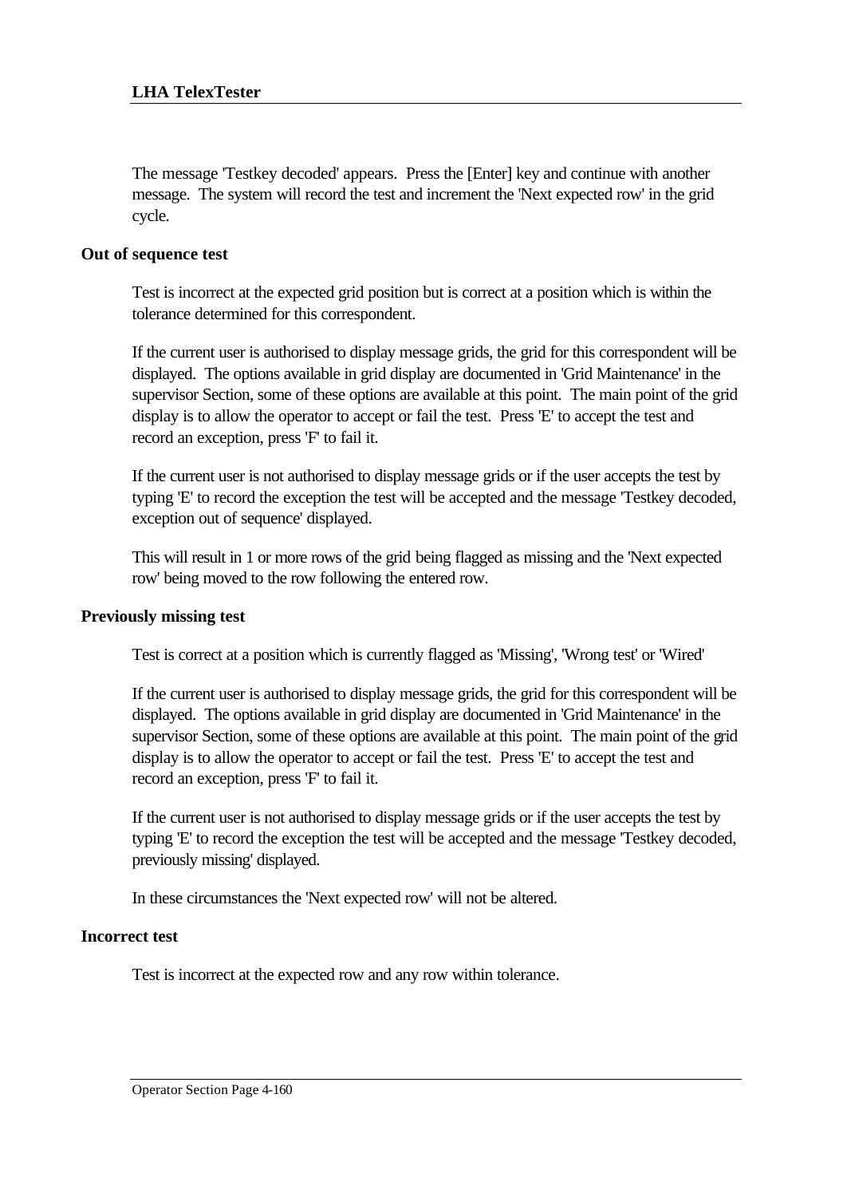The message 'Testkey decoded' appears. Press the [Enter] key and continue with another message. The system will record the test and increment the 'Next expected row' in the grid cycle.

### Out of sequence test

Test is incorrect at the expected grid position but is correct at a position which is within the tolerance determined for this correspondent.

If the current user is authorised to display message grids, the grid for this correspondent will be displayed. The options available in grid display are documented in 'Grid Maintenance' in the supervisor Section, some of these options are available at this point. The main point of the grid display is to allow the operator to accept or fail the test. Press 'E' to accept the test and record an exception, press 'F' to fail it.

If the current user is not authorised to display message grids or if the user accepts the test by typing 'E' to record the exception the test will be accepted and the message 'Testkey decoded, exception out of sequence' displayed.

This will result in 1 or more rows of the grid being flagged as missing and the 'Next expected row' being moved to the row following the entered row.

### Previously missing test

Test is correct at a position which is currently flagged as 'Missing', 'Wrong test' or 'Wired'

If the current user is authorised to display message grids, the grid for this correspondent will be displayed. The options available in grid display are documented in 'Grid Maintenance' in the supervisor Section, some of these options are available at this point. The main point of the grid display is to allow the operator to accept or fail the test. Press 'E' to accept the test and record an exception, press 'F' to fail it.

If the current user is not authorised to display message grids or if the user accepts the test by typing 'E' to record the exception the test will be accepted and the message 'Testkey decoded, previously missing' displayed.

In these circumstances the 'Next expected row' will not be altered.

### Incorrect test

Test is incorrect at the expected row and any row within tolerance.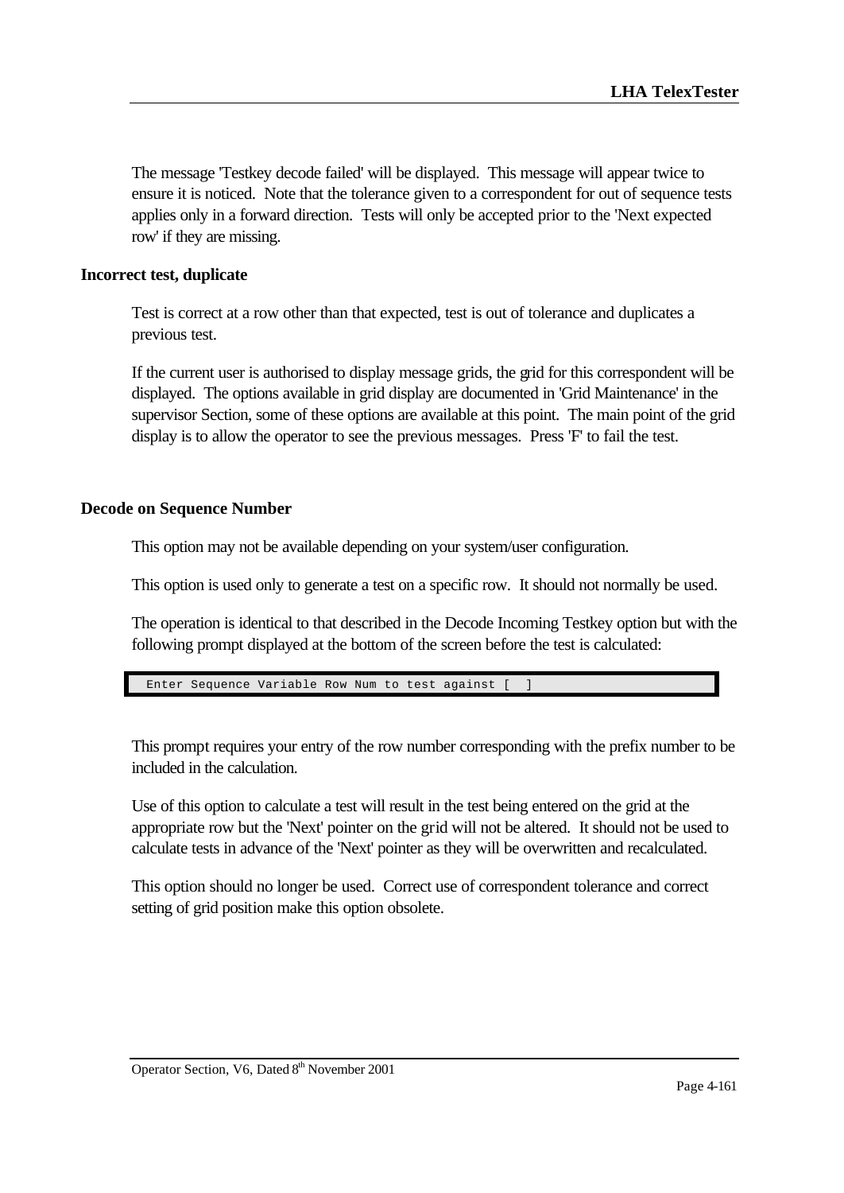The message 'Testkey decode failed' will be displayed. This message will appear twice to ensure it is noticed. Note that the tolerance given to a correspondent for out of sequence tests applies only in a forward direction. Tests will only be accepted prior to the 'Next expected row' if they are missing.

### Incorrect test, duplicate

Test is correct at a row other than that expected, test is out of tolerance and duplicates a previous test.

If the current user is authorised to display message grids, the grid for this correspondent will be displayed. The options available in grid display are documented in 'Grid Maintenance' in the supervisor Section, some of these options are available at this point. The main point of the grid display is to allow the operator to see the previous messages. Press 'F' to fail the test.

### Decode on Sequence Number

This option may not be available depending on your system/user configuration.

This option is used only to generate a test on a specific row. It should not normally be used.

The operation is identical to that described in the Decode Incoming Testkey option but with the following prompt displayed at the bottom of the screen before the test is calculated:

```
Enter Sequence Variable Row Num to test against [  ]
```

This prompt requires your entry of the row number corresponding with the prefix number to be included in the calculation.

Use of this option to calculate a test will result in the test being entered on the grid at the appropriate row but the 'Next' pointer on the grid will not be altered. It should not be used to calculate tests in advance of the 'Next' pointer as they will be overwritten and recalculated.

This option should no longer be used. Correct use of correspondent tolerance and correct setting of grid position make this option obsolete.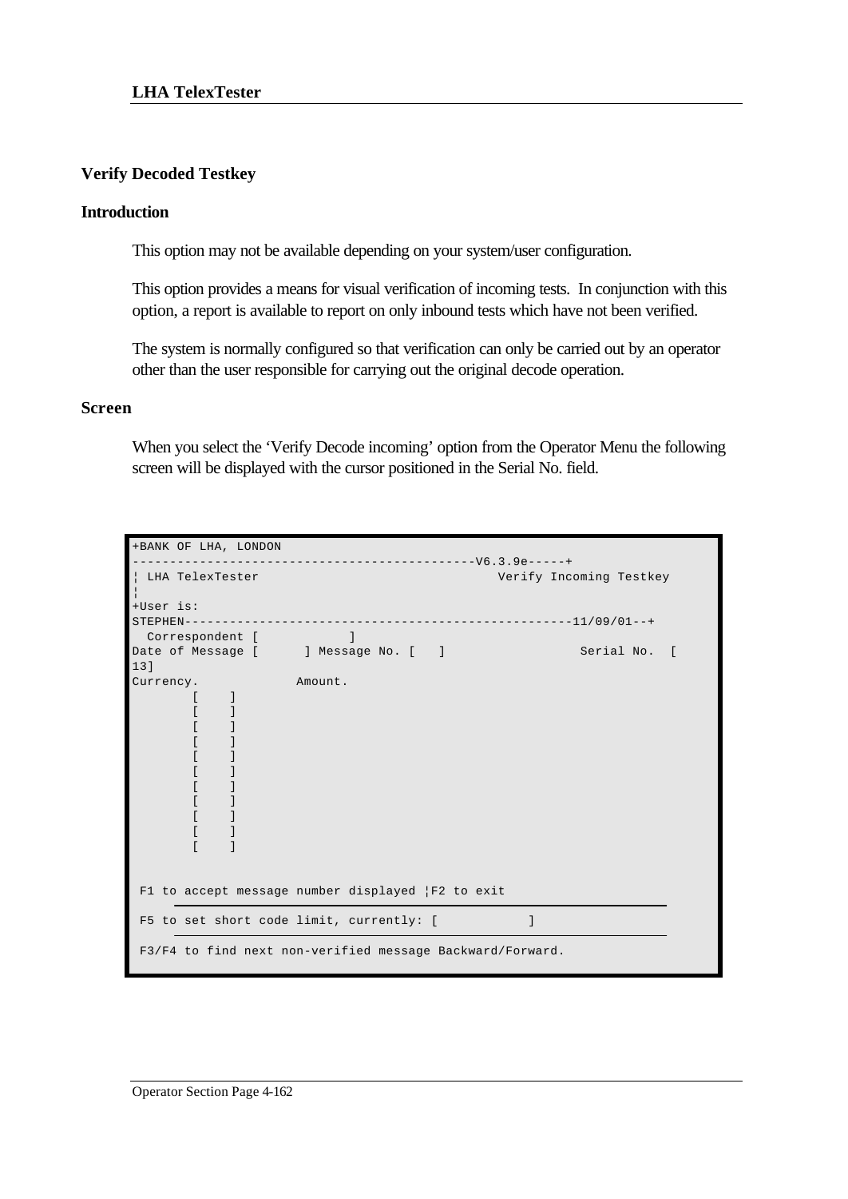## Verify Decoded Testkey

### Introduction

This option may not be available depending on your system/user configuration.

This option provides a means for visual verification of incoming tests. In conjunction with this option, a report is available to report on only inbound tests which have not been verified.

The system is normally configured so that verification can only be carried out by an operator other than the user responsible for carrying out the original decode operation.

### Screen

When you select the 'Verify Decode incoming' option from the Operator Menu the following screen will be displayed with the cursor positioned in the Serial No. field.

```
+BANK OF LHA, LONDON
-------------------------------------------V6.3.9e-----+
¦ LHA TelexTester                                Verify Incoming Testkey
¦
+User is:
STEPHEN--------------------------------------------------11/09/01--+
  Correspondent [            ]
Date of Message [      ] Message No. [   ]                Serial No.  [
13]
Currency.             Amount.
        [    ]
        [    ]
        [    ]
        [    ]
        [    ]
        [    ]
        [    ]
        [    ]
        [    ]
        [    ]
        [    ]


 F1 to accept message number displayed ¦F2 to exit

 F5 to set short code limit, currently: [            ]

 F3/F4 to find next non-verified message Backward/Forward.
```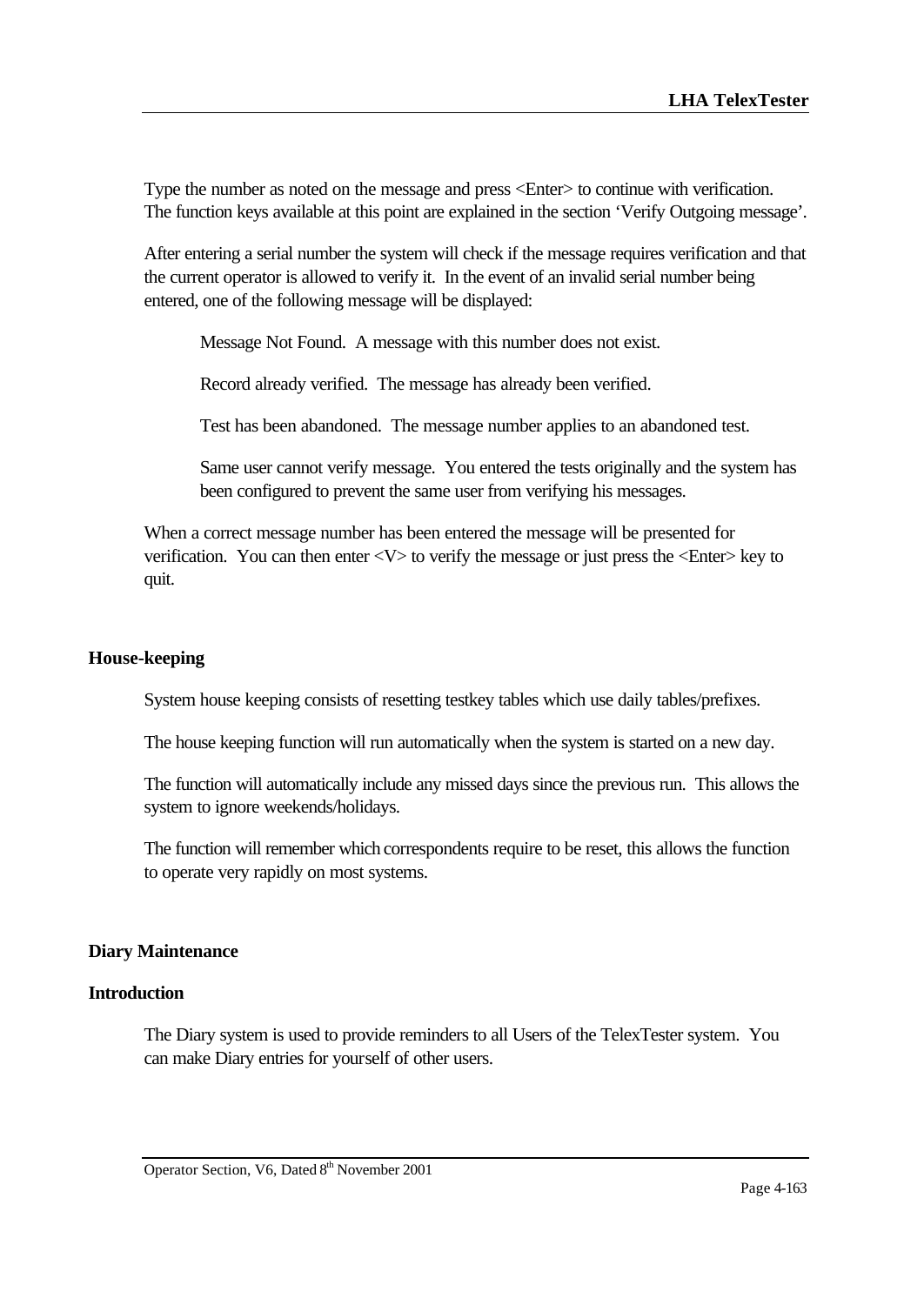Type the number as noted on the message and press <Enter> to continue with verification. The function keys available at this point are explained in the section 'Verify Outgoing message'.

After entering a serial number the system will check if the message requires verification and that the current operator is allowed to verify it. In the event of an invalid serial number being entered, one of the following message will be displayed:

> Message Not Found. A message with this number does not exist.
>
> Record already verified. The message has already been verified.
>
> Test has been abandoned. The message number applies to an abandoned test.
>
> Same user cannot verify message. You entered the tests originally and the system has been configured to prevent the same user from verifying his messages.

When a correct message number has been entered the message will be presented for verification. You can then enter <V> to verify the message or just press the <Enter> key to quit.

## House-keeping

System house keeping consists of resetting testkey tables which use daily tables/prefixes.

The house keeping function will run automatically when the system is started on a new day.

The function will automatically include any missed days since the previous run. This allows the system to ignore weekends/holidays.

The function will remember which correspondents require to be reset, this allows the function to operate very rapidly on most systems.

## Diary Maintenance

### Introduction

The Diary system is used to provide reminders to all Users of the TelexTester system. You can make Diary entries for yourself of other users.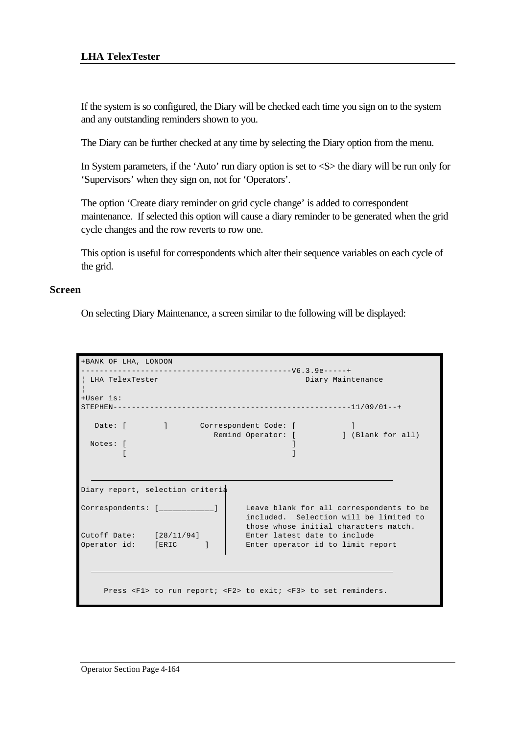If the system is so configured, the Diary will be checked each time you sign on to the system and any outstanding reminders shown to you.

The Diary can be further checked at any time by selecting the Diary option from the menu.

In System parameters, if the ‘Auto’ run diary option is set to <S> the diary will be run only for ‘Supervisors’ when they sign on, not for ‘Operators’.

The option ‘Create diary reminder on grid cycle change’ is added to correspondent maintenance. If selected this option will cause a diary reminder to be generated when the grid cycle changes and the row reverts to row one.

This option is useful for correspondents which alter their sequence variables on each cycle of the grid.

## Screen

On selecting Diary Maintenance, a screen similar to the following will be displayed:

```
+BANK OF LHA, LONDON
-------------------------------------------V6.3.9e-----+
¦ LHA TelexTester                                Diary Maintenance
¦
+User is:
STEPHEN--------------------------------------------------11/09/01--+

   Date: [        ]       Correspondent Code: [            ]
                             Remind Operator: [          ] (Blank for all)
  Notes: [                                    ]
         [                                    ]


Diary report, selection criteria

Correspondents: [___________]      Leave blank for all correspondents to be
                                   included.  Selection will be limited to
                                   those whose initial characters match.
Cutoff Date:    [28/11/94]         Enter latest date to include
Operator id:    [ERIC      ]       Enter operator id to limit report



     Press <F1> to run report; <F2> to exit; <F3> to set reminders.
```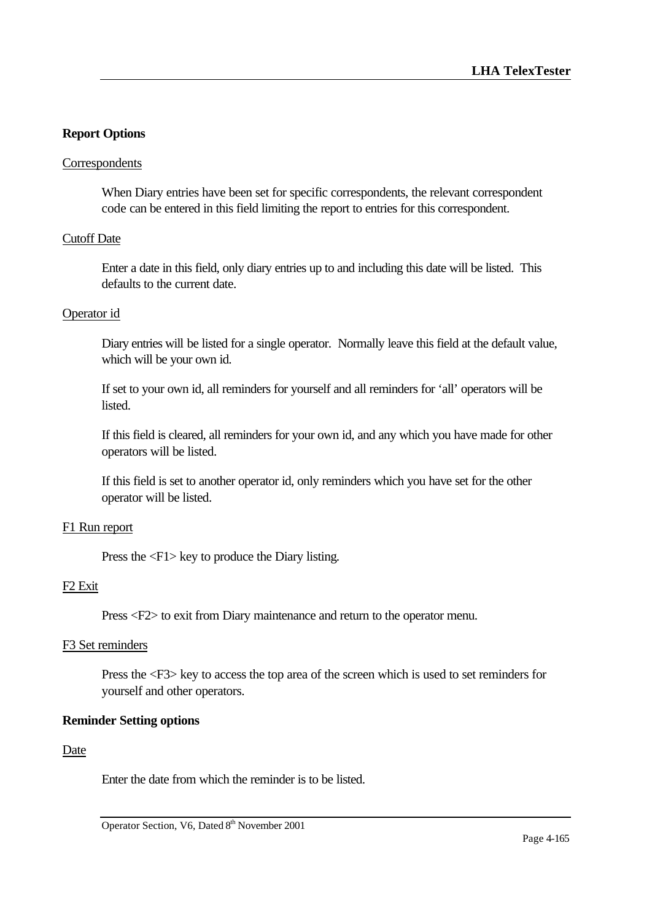**Report Options**

Correspondents

When Diary entries have been set for specific correspondents, the relevant correspondent code can be entered in this field limiting the report to entries for this correspondent.

Cutoff Date

Enter a date in this field, only diary entries up to and including this date will be listed. This defaults to the current date.

Operator id

Diary entries will be listed for a single operator. Normally leave this field at the default value, which will be your own id.

If set to your own id, all reminders for yourself and all reminders for 'all' operators will be listed.

If this field is cleared, all reminders for your own id, and any which you have made for other operators will be listed.

If this field is set to another operator id, only reminders which you have set for the other operator will be listed.

F1 Run report

Press the <F1> key to produce the Diary listing.

F2 Exit

Press <F2> to exit from Diary maintenance and return to the operator menu.

F3 Set reminders

Press the <F3> key to access the top area of the screen which is used to set reminders for yourself and other operators.

**Reminder Setting options**

Date

Enter the date from which the reminder is to be listed.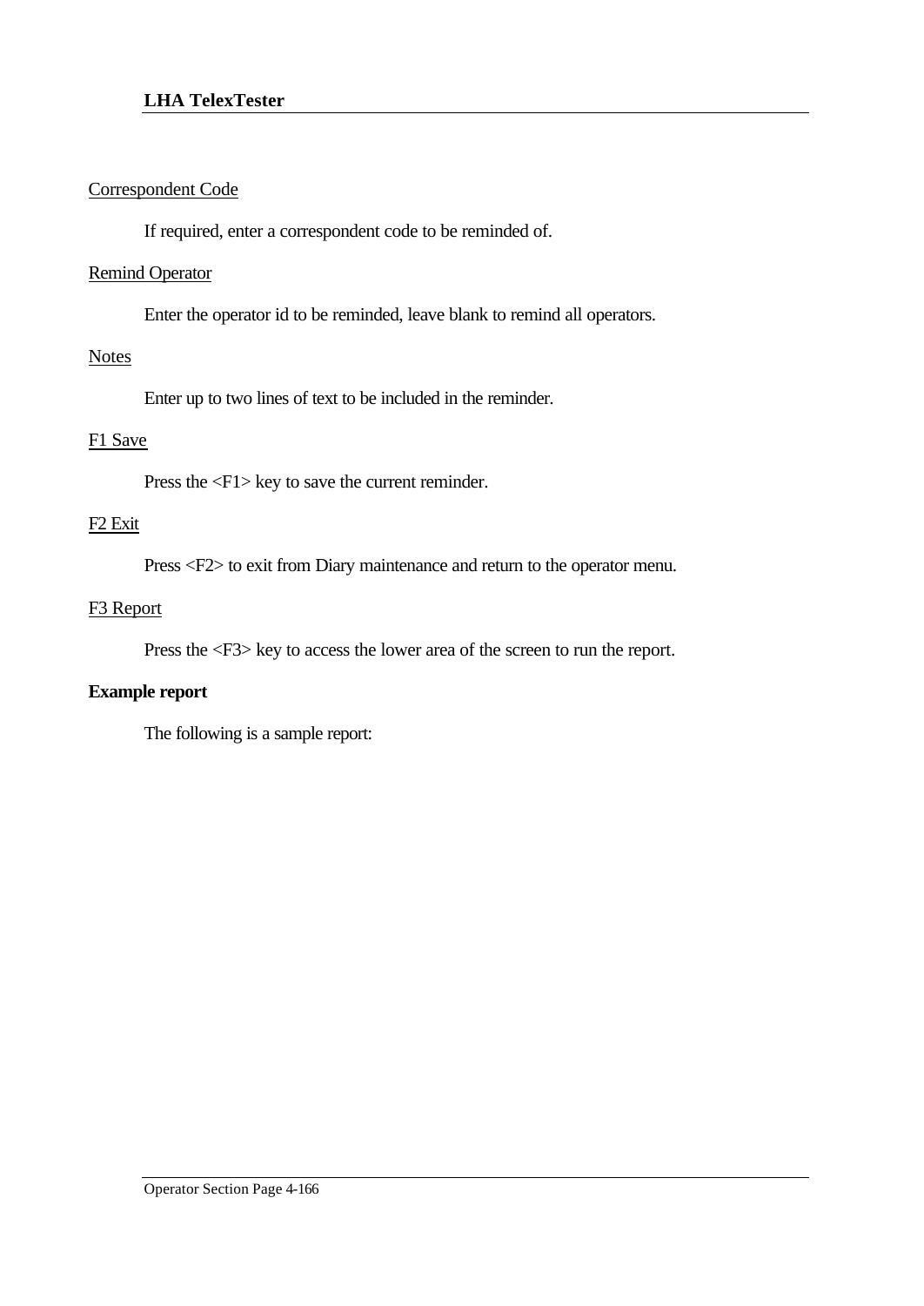Correspondent Code

If required, enter a correspondent code to be reminded of.

Remind Operator

Enter the operator id to be reminded, leave blank to remind all operators.

Notes

Enter up to two lines of text to be included in the reminder.

F1 Save

Press the <F1> key to save the current reminder.

F2 Exit

Press <F2> to exit from Diary maintenance and return to the operator menu.

F3 Report

Press the <F3> key to access the lower area of the screen to run the report.

**Example report**

The following is a sample report: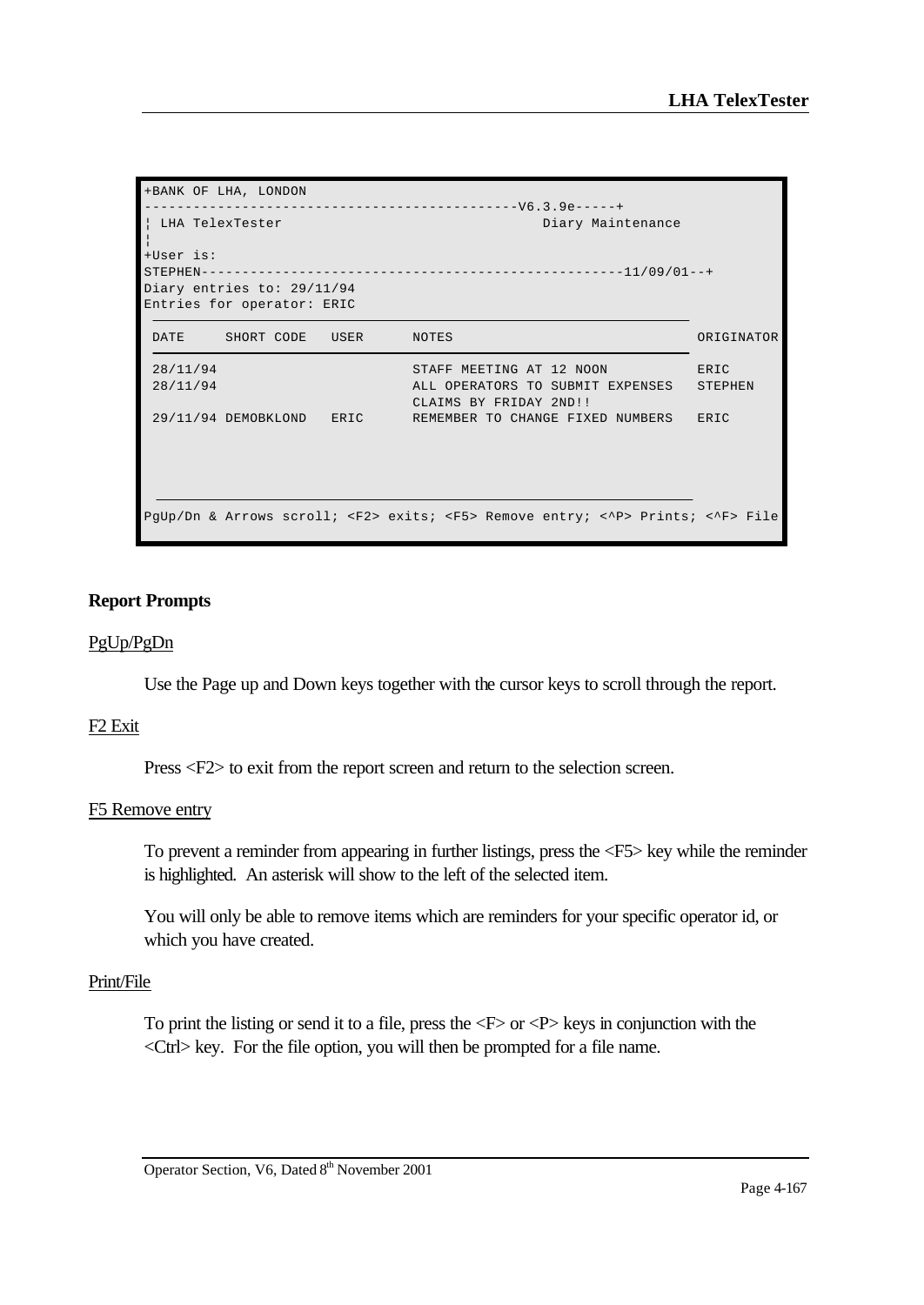```
+BANK OF LHA, LONDON
---------------------------------------------V6.3.9e-----+
¦ LHA TelexTester                                Diary Maintenance
¦
+User is:
STEPHEN---------------------------------------------------11/09/01--+
Diary entries to: 29/11/94
Entries for operator: ERIC

 DATE     SHORT CODE   USER      NOTES                              ORIGINATOR

 28/11/94                        STAFF MEETING AT 12 NOON           ERIC
 28/11/94                        ALL OPERATORS TO SUBMIT EXPENSES   STEPHEN
                                 CLAIMS BY FRIDAY 2ND!!
 29/11/94 DEMOBKLOND   ERIC      REMEMBER TO CHANGE FIXED NUMBERS   ERIC



PgUp/Dn & Arrows scroll; <F2> exits; <F5> Remove entry; <^P> Prints; <^F> File
```

**Report Prompts**

PgUp/PgDn

Use the Page up and Down keys together with the cursor keys to scroll through the report.

F2 Exit

Press <F2> to exit from the report screen and return to the selection screen.

F5 Remove entry

To prevent a reminder from appearing in further listings, press the <F5> key while the reminder is highlighted. An asterisk will show to the left of the selected item.

You will only be able to remove items which are reminders for your specific operator id, or which you have created.

Print/File

To print the listing or send it to a file, press the <F> or <P> keys in conjunction with the <Ctrl> key. For the file option, you will then be prompted for a file name.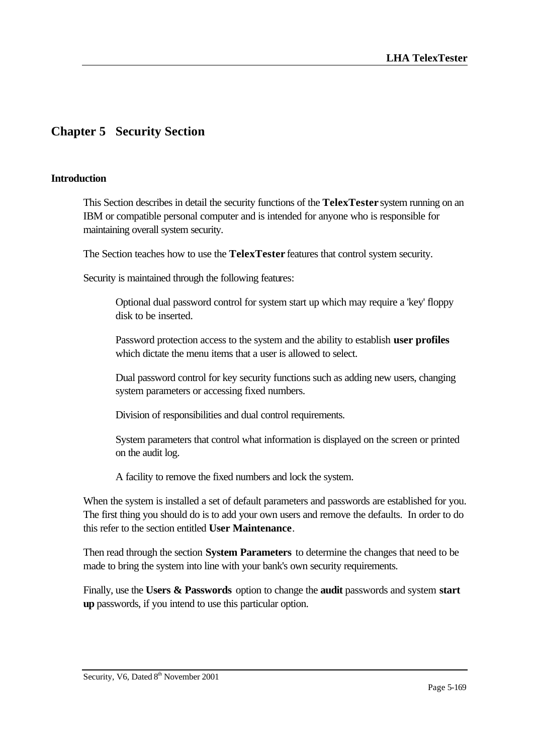# Chapter 5 Security Section

## Introduction

This Section describes in detail the security functions of the **TelexTester** system running on an IBM or compatible personal computer and is intended for anyone who is responsible for maintaining overall system security.

The Section teaches how to use the **TelexTester** features that control system security.

Security is maintained through the following features:

> Optional dual password control for system start up which may require a 'key' floppy disk to be inserted.
>
> Password protection access to the system and the ability to establish **user profiles** which dictate the menu items that a user is allowed to select.
>
> Dual password control for key security functions such as adding new users, changing system parameters or accessing fixed numbers.
>
> Division of responsibilities and dual control requirements.
>
> System parameters that control what information is displayed on the screen or printed on the audit log.
>
> A facility to remove the fixed numbers and lock the system.

When the system is installed a set of default parameters and passwords are established for you. The first thing you should do is to add your own users and remove the defaults. In order to do this refer to the section entitled **User Maintenance**.

Then read through the section **System Parameters** to determine the changes that need to be made to bring the system into line with your bank's own security requirements.

Finally, use the **Users & Passwords** option to change the **audit** passwords and system **start up** passwords, if you intend to use this particular option.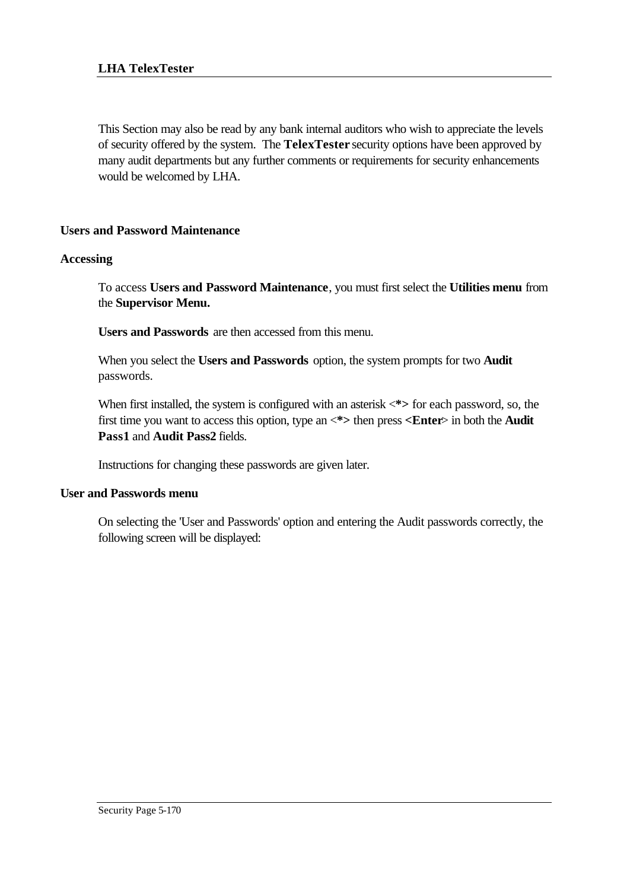This Section may also be read by any bank internal auditors who wish to appreciate the levels of security offered by the system. The **TelexTester** security options have been approved by many audit departments but any further comments or requirements for security enhancements would be welcomed by LHA.

## Users and Password Maintenance

### Accessing

To access **Users and Password Maintenance**, you must first select the **Utilities menu** from the **Supervisor Menu.**

**Users and Passwords** are then accessed from this menu.

When you select the **Users and Passwords** option, the system prompts for two **Audit** passwords.

When first installed, the system is configured with an asterisk <**\*>** for each password, so, the first time you want to access this option, type an <**\*>** then press **<Enter**> in both the **Audit Pass1** and **Audit Pass2** fields.

Instructions for changing these passwords are given later.

### User and Passwords menu

On selecting the 'User and Passwords' option and entering the Audit passwords correctly, the following screen will be displayed: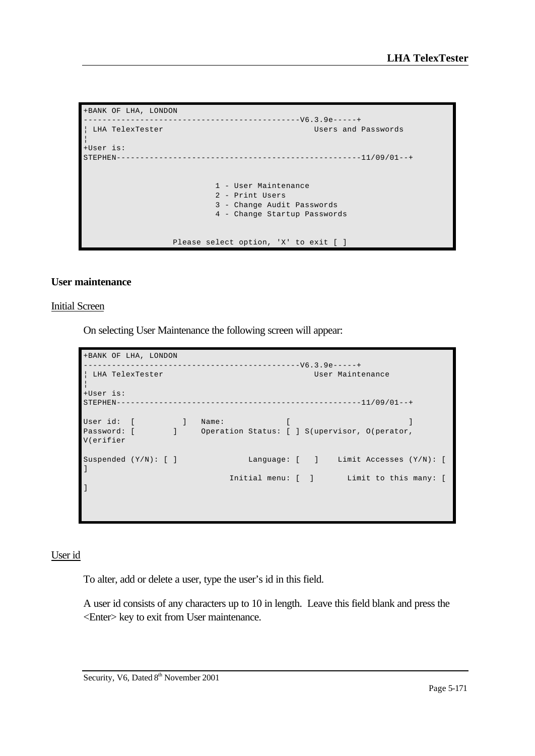```
+BANK OF LHA, LONDON
---------------------------------------------V6.3.9e-----+
¦ LHA TelexTester                                Users and Passwords
¦
+User is:
STEPHEN----------------------------------------------------11/09/01--+


                            1 - User Maintenance
                            2 - Print Users
                            3 - Change Audit Passwords
                            4 - Change Startup Passwords


                   Please select option, 'X' to exit [ ]
```

## User maintenance

Initial Screen

On selecting User Maintenance the following screen will appear:

```
+BANK OF LHA, LONDON
---------------------------------------------V6.3.9e-----+
¦ LHA TelexTester                                User Maintenance
¦
+User is:
STEPHEN----------------------------------------------------11/09/01--+

User id:  [          ]   Name:            [                          ]
Password: [        ]     Operation Status: [ ] S(upervisor, O(perator,
V(erifier

Suspended (Y/N): [ ]              Language: [   ]    Limit Accesses (Y/N): [
]
                              Initial menu: [  ]       Limit to this many: [
]
```

User id

To alter, add or delete a user, type the user's id in this field.

A user id consists of any characters up to 10 in length. Leave this field blank and press the <Enter> key to exit from User maintenance.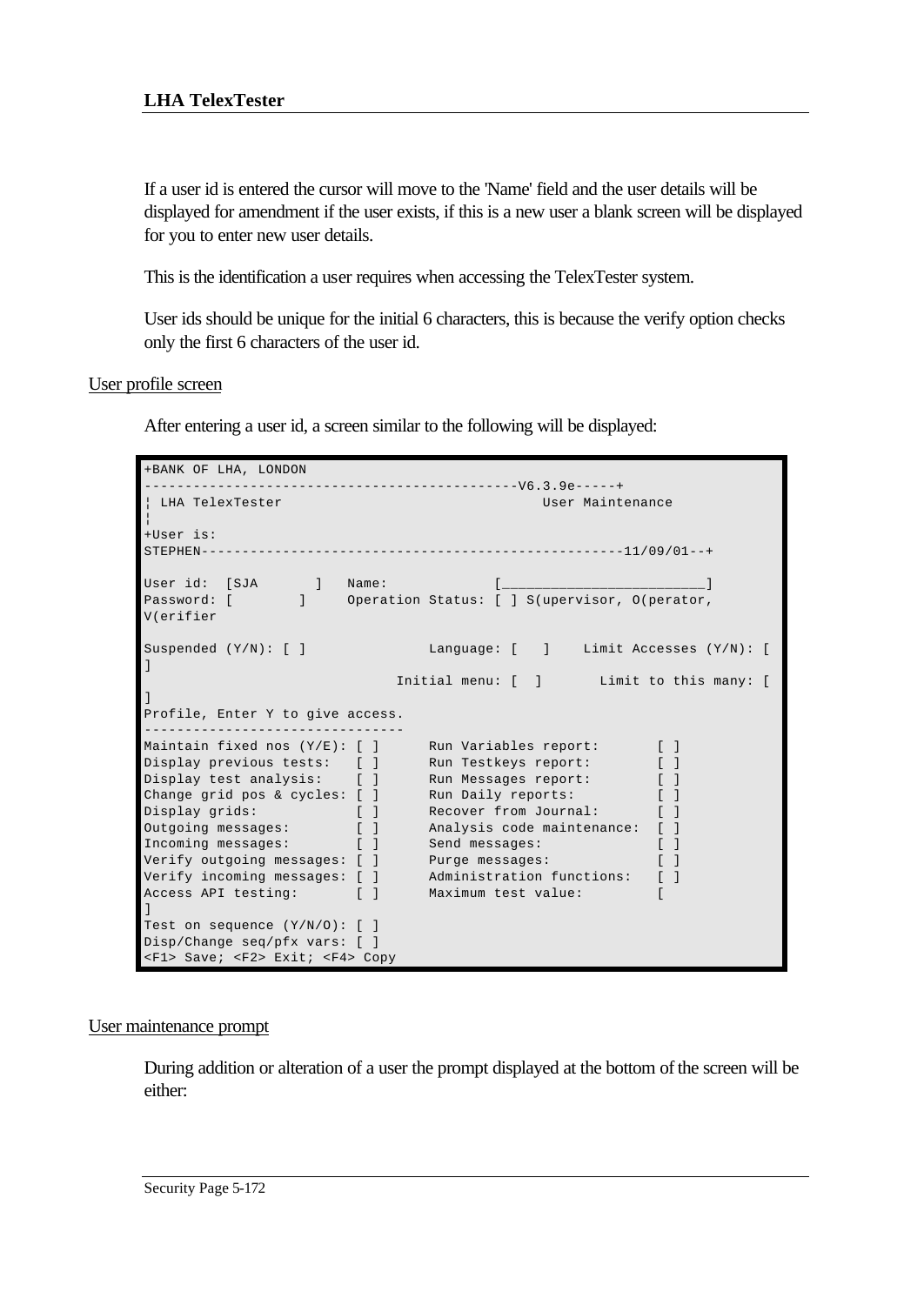If a user id is entered the cursor will move to the 'Name' field and the user details will be displayed for amendment if the user exists, if this is a new user a blank screen will be displayed for you to enter new user details.

This is the identification a user requires when accessing the TelexTester system.

User ids should be unique for the initial 6 characters, this is because the verify option checks only the first 6 characters of the user id.

<u>User profile screen</u>

After entering a user id, a screen similar to the following will be displayed:

```
+BANK OF LHA, LONDON
---------------------------------------------V6.3.9e-----+
¦ LHA TelexTester                                User Maintenance
¦
+User is:
STEPHEN---------------------------------------------------11/09/01--+

User id:  [SJA      ]   Name:            [_________________________]
Password: [       ]     Operation Status: [ ] S(upervisor, O(perator,
V(erifier

Suspended (Y/N): [ ]              Language: [   ]    Limit Accesses (Y/N): [
]
                              Initial menu: [  ]       Limit to this many: [
]
Profile, Enter Y to give access.
-------------------------------
Maintain fixed nos (Y/E): [ ]      Run Variables report:       [ ]
Display previous tests:   [ ]      Run Testkeys report:        [ ]
Display test analysis:    [ ]      Run Messages report:        [ ]
Change grid pos & cycles: [ ]      Run Daily reports:          [ ]
Display grids:            [ ]      Recover from Journal:       [ ]
Outgoing messages:        [ ]      Analysis code maintenance:  [ ]
Incoming messages:        [ ]      Send messages:              [ ]
Verify outgoing messages: [ ]      Purge messages:             [ ]
Verify incoming messages: [ ]      Administration functions:   [ ]
Access API testing:       [ ]      Maximum test value:         [
]
Test on sequence (Y/N/O): [ ]
Disp/Change seq/pfx vars: [ ]
<F1> Save; <F2> Exit; <F4> Copy
```

<u>User maintenance prompt</u>

During addition or alteration of a user the prompt displayed at the bottom of the screen will be either: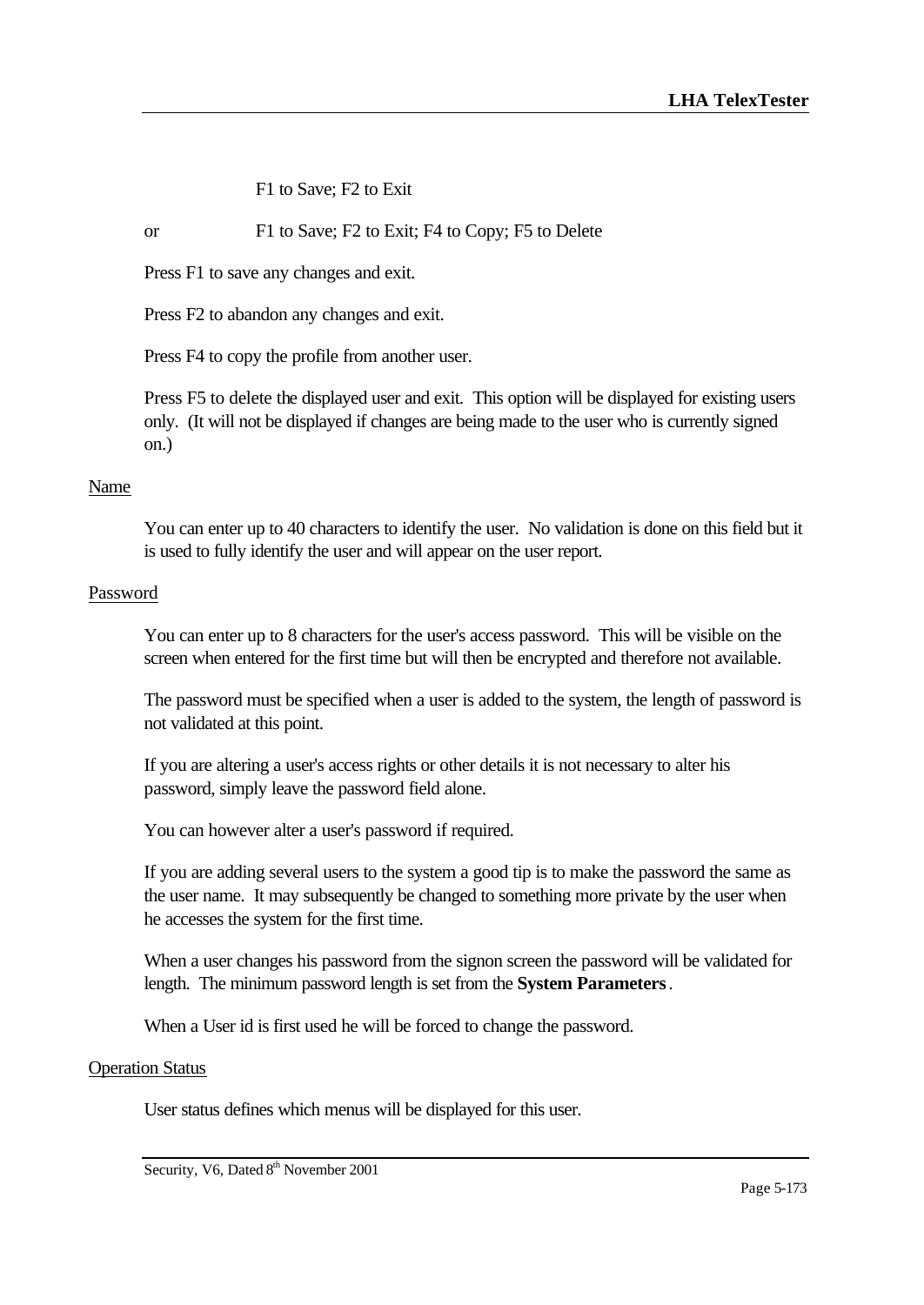F1 to Save; F2 to Exit

or F1 to Save; F2 to Exit; F4 to Copy; F5 to Delete

Press F1 to save any changes and exit.

Press F2 to abandon any changes and exit.

Press F4 to copy the profile from another user.

Press F5 to delete the displayed user and exit. This option will be displayed for existing users only. (It will not be displayed if changes are being made to the user who is currently signed on.)

Name

You can enter up to 40 characters to identify the user. No validation is done on this field but it is used to fully identify the user and will appear on the user report.

Password

You can enter up to 8 characters for the user's access password. This will be visible on the screen when entered for the first time but will then be encrypted and therefore not available.

The password must be specified when a user is added to the system, the length of password is not validated at this point.

If you are altering a user's access rights or other details it is not necessary to alter his password, simply leave the password field alone.

You can however alter a user's password if required.

If you are adding several users to the system a good tip is to make the password the same as the user name. It may subsequently be changed to something more private by the user when he accesses the system for the first time.

When a user changes his password from the signon screen the password will be validated for length. The minimum password length is set from the **System Parameters**.

When a User id is first used he will be forced to change the password.

Operation Status

User status defines which menus will be displayed for this user.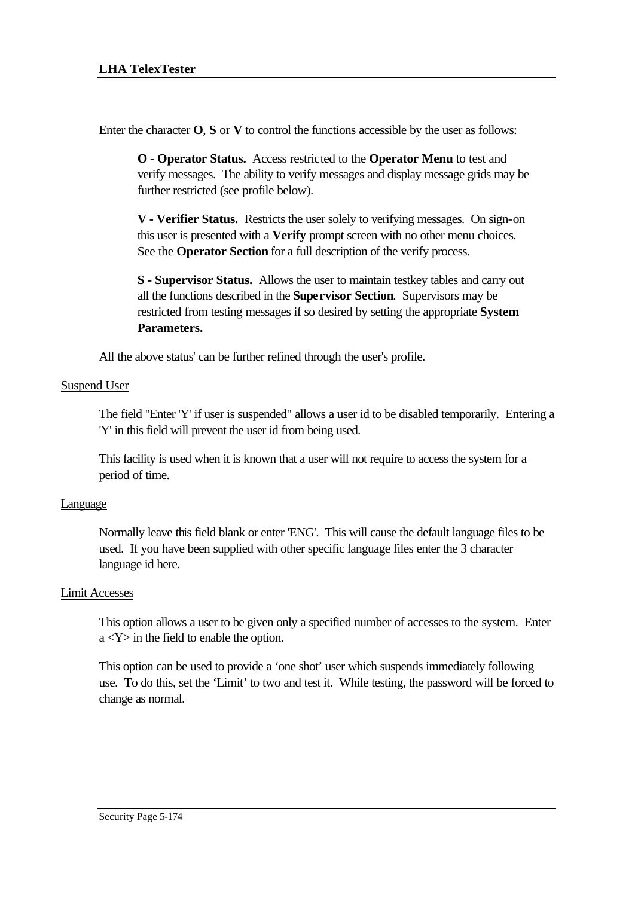Enter the character **O**, **S** or **V** to control the functions accessible by the user as follows:

> **O - Operator Status.** Access restricted to the **Operator Menu** to test and verify messages. The ability to verify messages and display message grids may be further restricted (see profile below).
>
> **V - Verifier Status.** Restricts the user solely to verifying messages. On sign-on this user is presented with a **Verify** prompt screen with no other menu choices. See the **Operator Section** for a full description of the verify process.
>
> **S - Supervisor Status.** Allows the user to maintain testkey tables and carry out all the functions described in the **Supervisor Section**. Supervisors may be restricted from testing messages if so desired by setting the appropriate **System Parameters.**

All the above status' can be further refined through the user's profile.

<u>Suspend User</u>

The field "Enter 'Y' if user is suspended" allows a user id to be disabled temporarily. Entering a 'Y' in this field will prevent the user id from being used.

This facility is used when it is known that a user will not require to access the system for a period of time.

<u>Language</u>

Normally leave this field blank or enter 'ENG'. This will cause the default language files to be used. If you have been supplied with other specific language files enter the 3 character language id here.

<u>Limit Accesses</u>

This option allows a user to be given only a specified number of accesses to the system. Enter a <Y> in the field to enable the option.

This option can be used to provide a 'one shot' user which suspends immediately following use. To do this, set the 'Limit' to two and test it. While testing, the password will be forced to change as normal.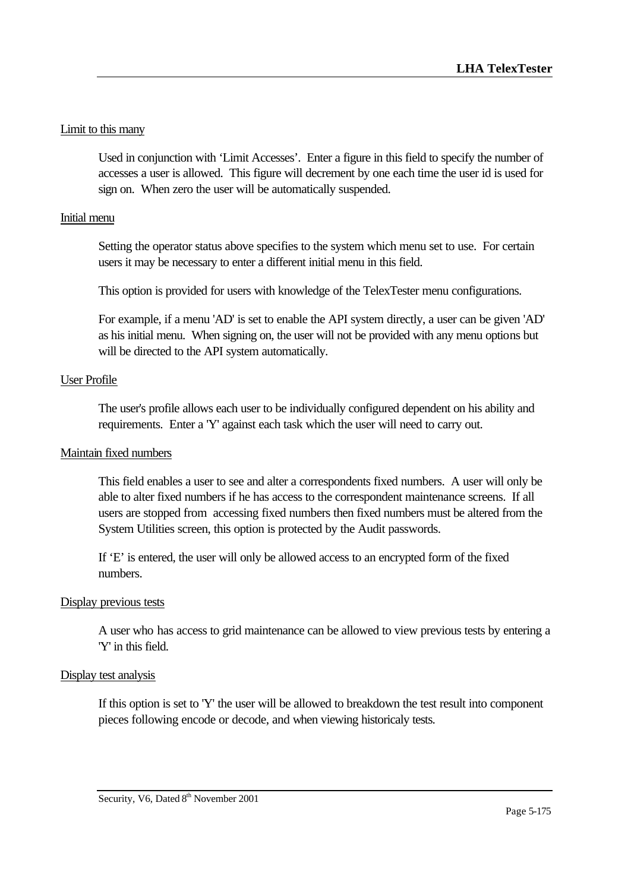Limit to this many

Used in conjunction with 'Limit Accesses'. Enter a figure in this field to specify the number of accesses a user is allowed. This figure will decrement by one each time the user id is used for sign on. When zero the user will be automatically suspended.

Initial menu

Setting the operator status above specifies to the system which menu set to use. For certain users it may be necessary to enter a different initial menu in this field.

This option is provided for users with knowledge of the TelexTester menu configurations.

For example, if a menu 'AD' is set to enable the API system directly, a user can be given 'AD' as his initial menu. When signing on, the user will not be provided with any menu options but will be directed to the API system automatically.

User Profile

The user's profile allows each user to be individually configured dependent on his ability and requirements. Enter a 'Y' against each task which the user will need to carry out.

Maintain fixed numbers

This field enables a user to see and alter a correspondents fixed numbers. A user will only be able to alter fixed numbers if he has access to the correspondent maintenance screens. If all users are stopped from accessing fixed numbers then fixed numbers must be altered from the System Utilities screen, this option is protected by the Audit passwords.

If 'E' is entered, the user will only be allowed access to an encrypted form of the fixed numbers.

Display previous tests

A user who has access to grid maintenance can be allowed to view previous tests by entering a 'Y' in this field.

Display test analysis

If this option is set to 'Y' the user will be allowed to breakdown the test result into component pieces following encode or decode, and when viewing historicaly tests.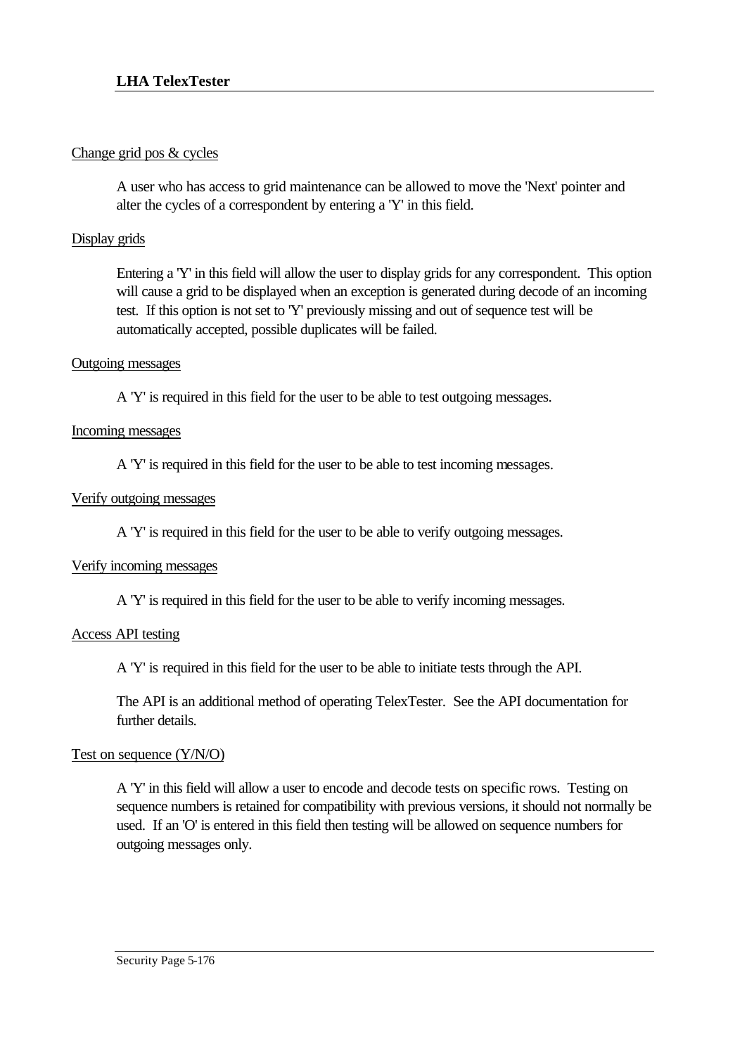Change grid pos & cycles

A user who has access to grid maintenance can be allowed to move the 'Next' pointer and alter the cycles of a correspondent by entering a 'Y' in this field.

Display grids

Entering a 'Y' in this field will allow the user to display grids for any correspondent. This option will cause a grid to be displayed when an exception is generated during decode of an incoming test. If this option is not set to 'Y' previously missing and out of sequence test will be automatically accepted, possible duplicates will be failed.

Outgoing messages

A 'Y' is required in this field for the user to be able to test outgoing messages.

Incoming messages

A 'Y' is required in this field for the user to be able to test incoming messages.

Verify outgoing messages

A 'Y' is required in this field for the user to be able to verify outgoing messages.

Verify incoming messages

A 'Y' is required in this field for the user to be able to verify incoming messages.

Access API testing

A 'Y' is required in this field for the user to be able to initiate tests through the API.

The API is an additional method of operating TelexTester. See the API documentation for further details.

Test on sequence (Y/N/O)

A 'Y' in this field will allow a user to encode and decode tests on specific rows. Testing on sequence numbers is retained for compatibility with previous versions, it should not normally be used. If an 'O' is entered in this field then testing will be allowed on sequence numbers for outgoing messages only.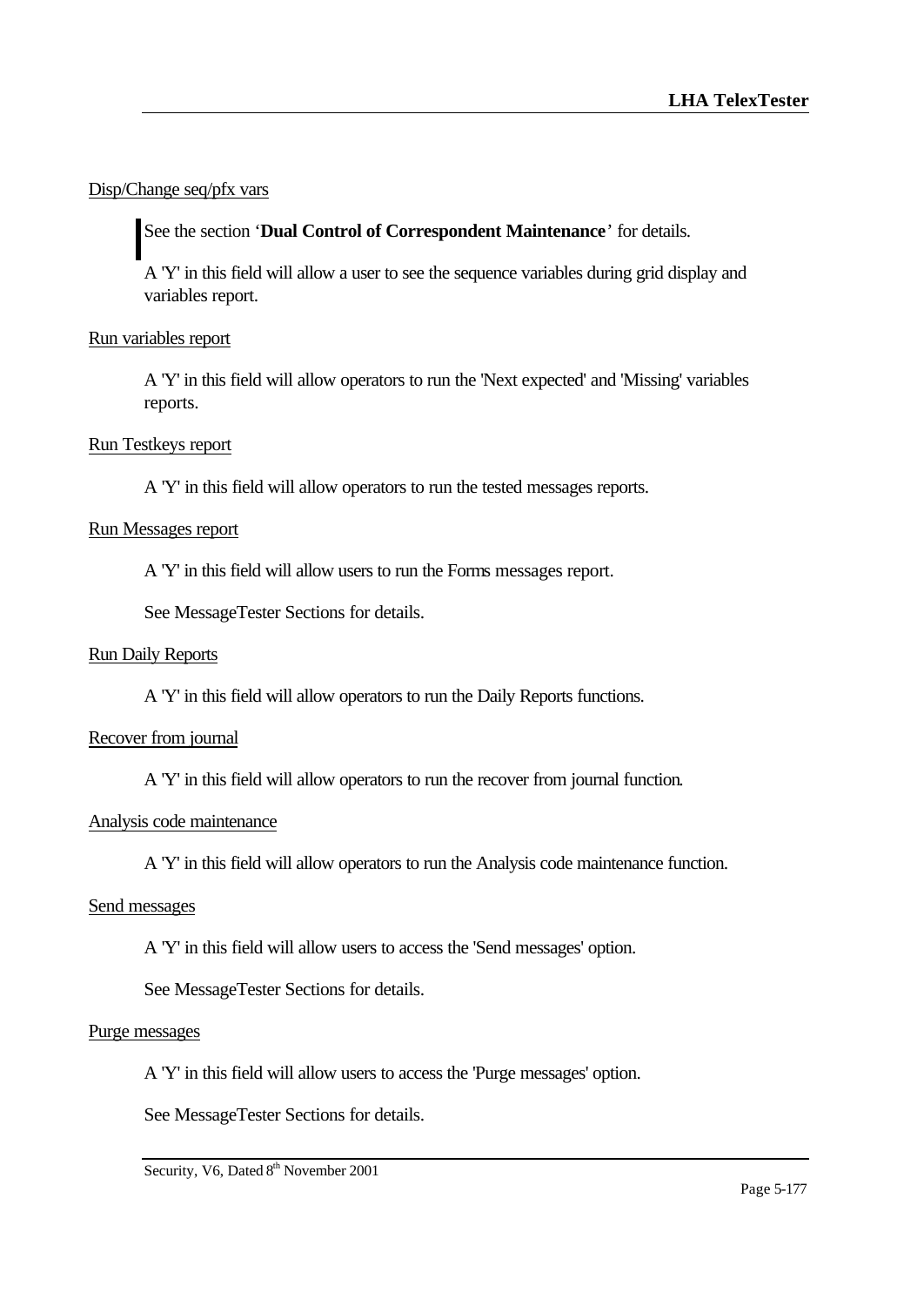Disp/Change seq/pfx vars

See the section '**Dual Control of Correspondent Maintenance**' for details.

A 'Y' in this field will allow a user to see the sequence variables during grid display and variables report.

Run variables report

A 'Y' in this field will allow operators to run the 'Next expected' and 'Missing' variables reports.

Run Testkeys report

A 'Y' in this field will allow operators to run the tested messages reports.

Run Messages report

A 'Y' in this field will allow users to run the Forms messages report.

See MessageTester Sections for details.

Run Daily Reports

A 'Y' in this field will allow operators to run the Daily Reports functions.

Recover from journal

A 'Y' in this field will allow operators to run the recover from journal function.

Analysis code maintenance

A 'Y' in this field will allow operators to run the Analysis code maintenance function.

Send messages

A 'Y' in this field will allow users to access the 'Send messages' option.

See MessageTester Sections for details.

Purge messages

A 'Y' in this field will allow users to access the 'Purge messages' option.

See MessageTester Sections for details.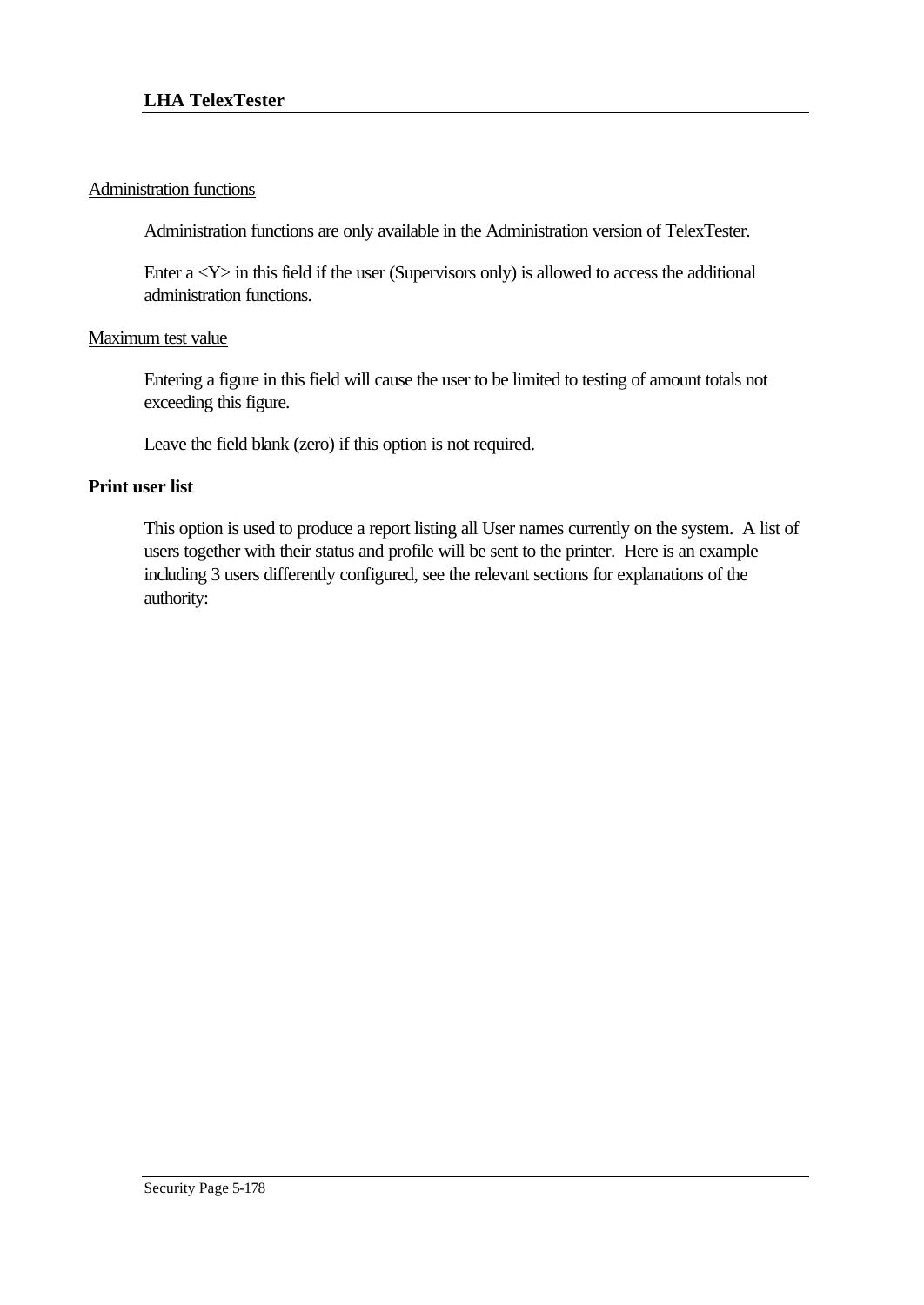<u>Administration functions</u>

Administration functions are only available in the Administration version of TelexTester.

Enter a <Y> in this field if the user (Supervisors only) is allowed to access the additional administration functions.

<u>Maximum test value</u>

Entering a figure in this field will cause the user to be limited to testing of amount totals not exceeding this figure.

Leave the field blank (zero) if this option is not required.

**Print user list**

This option is used to produce a report listing all User names currently on the system. A list of users together with their status and profile will be sent to the printer. Here is an example including 3 users differently configured, see the relevant sections for explanations of the authority: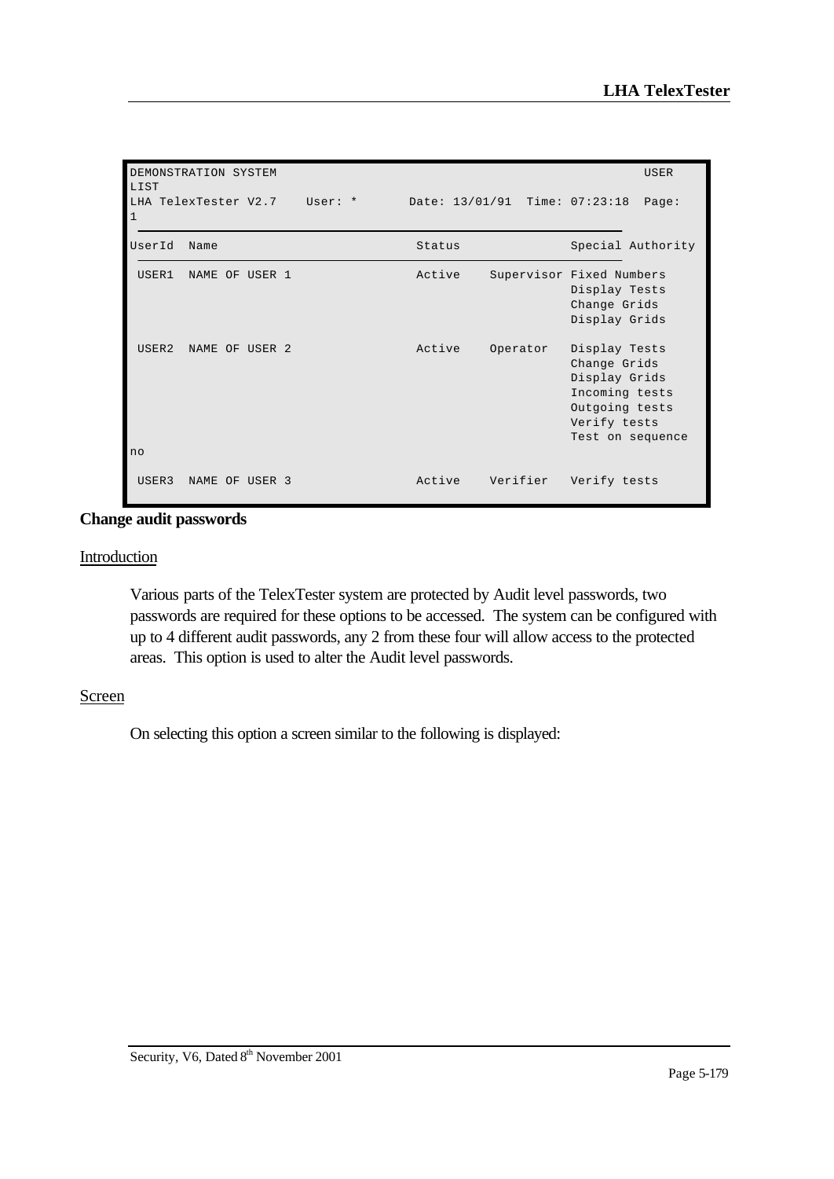```
DEMONSTRATION SYSTEM                                                      USER
LIST
LHA TelexTester V2.7    User: *       Date: 13/01/91  Time: 07:23:18  Page:
1
UserId  Name                           Status              Special Authority

 USER1  NAME OF USER 1                 Active    Supervisor Fixed Numbers
                                                            Display Tests
                                                            Change Grids
                                                            Display Grids

 USER2  NAME OF USER 2                 Active    Operator   Display Tests
                                                            Change Grids
                                                            Display Grids
                                                            Incoming tests
                                                            Outgoing tests
                                                            Verify tests
                                                            Test on sequence
no

 USER3  NAME OF USER 3                 Active    Verifier   Verify tests
```

**Change audit passwords**

Introduction

Various parts of the TelexTester system are protected by Audit level passwords, two passwords are required for these options to be accessed. The system can be configured with up to 4 different audit passwords, any 2 from these four will allow access to the protected areas. This option is used to alter the Audit level passwords.

Screen

On selecting this option a screen similar to the following is displayed: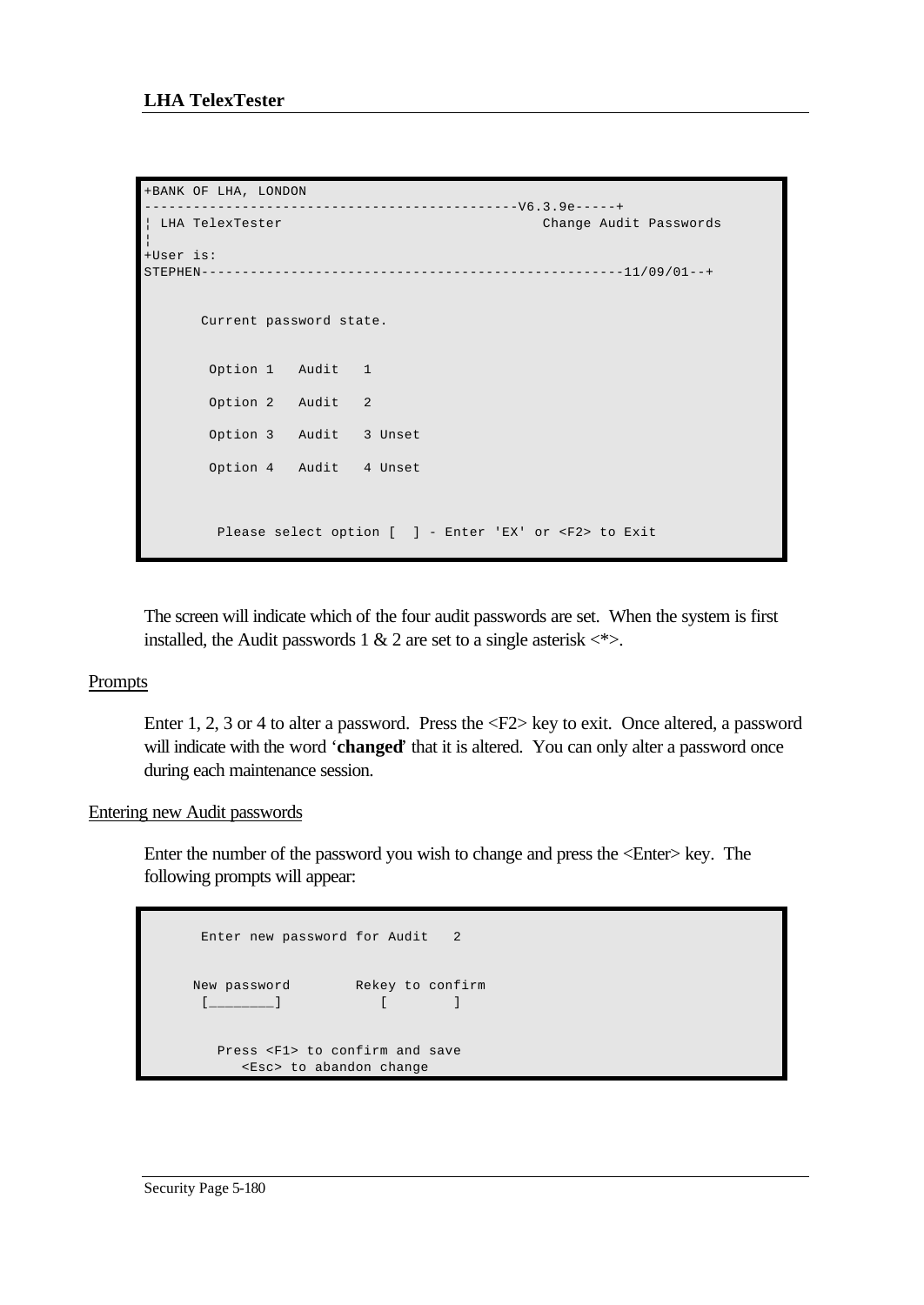```
+BANK OF LHA, LONDON
---------------------------------------------V6.3.9e-----+
¦ LHA TelexTester                                  Change Audit Passwords
¦
+User is:
STEPHEN---------------------------------------------------11/09/01--+


       Current password state.


        Option 1   Audit   1

        Option 2   Audit   2

        Option 3   Audit   3 Unset

        Option 4   Audit   4 Unset


         Please select option [  ] - Enter 'EX' or <F2> to Exit
```

The screen will indicate which of the four audit passwords are set. When the system is first installed, the Audit passwords 1 & 2 are set to a single asterisk <*>.

Prompts

Enter 1, 2, 3 or 4 to alter a password. Press the <F2> key to exit. Once altered, a password will indicate with the word '**changed**' that it is altered. You can only alter a password once during each maintenance session.

Entering new Audit passwords

Enter the number of the password you wish to change and press the <Enter> key. The following prompts will appear:

```
       Enter new password for Audit   2


      New password        Rekey to confirm
       [________]            [        ]


         Press <F1> to confirm and save
            <Esc> to abandon change
```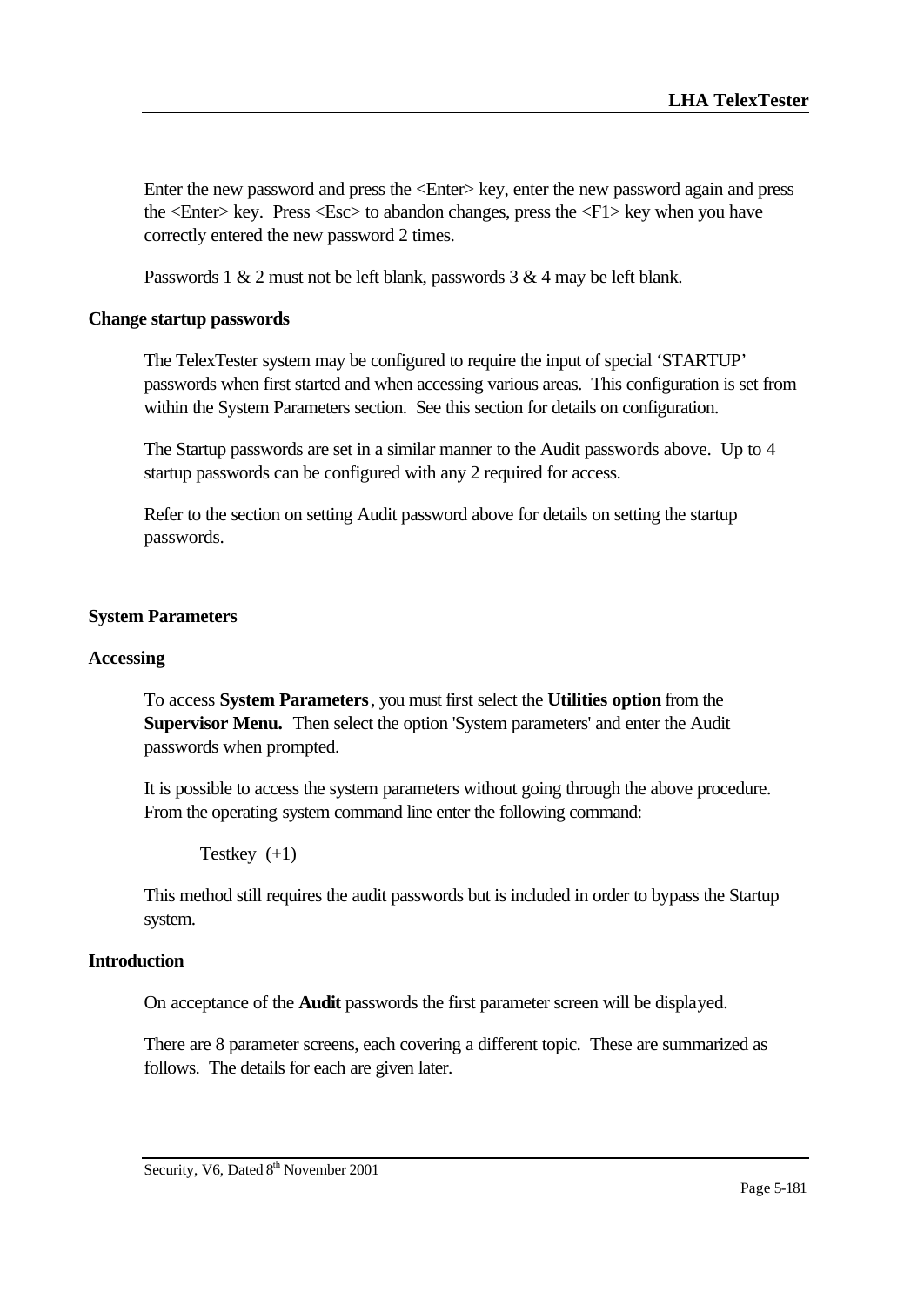Enter the new password and press the <Enter> key, enter the new password again and press the <Enter> key. Press <Esc> to abandon changes, press the <F1> key when you have correctly entered the new password 2 times.

Passwords 1 & 2 must not be left blank, passwords 3 & 4 may be left blank.

### Change startup passwords

The TelexTester system may be configured to require the input of special 'STARTUP' passwords when first started and when accessing various areas. This configuration is set from within the System Parameters section. See this section for details on configuration.

The Startup passwords are set in a similar manner to the Audit passwords above. Up to 4 startup passwords can be configured with any 2 required for access.

Refer to the section on setting Audit password above for details on setting the startup passwords.

## System Parameters

### Accessing

To access **System Parameters**, you must first select the **Utilities option** from the **Supervisor Menu.** Then select the option 'System parameters' and enter the Audit passwords when prompted.

It is possible to access the system parameters without going through the above procedure. From the operating system command line enter the following command:

```
Testkey (+1)
```

This method still requires the audit passwords but is included in order to bypass the Startup system.

### Introduction

On acceptance of the **Audit** passwords the first parameter screen will be displayed.

There are 8 parameter screens, each covering a different topic. These are summarized as follows. The details for each are given later.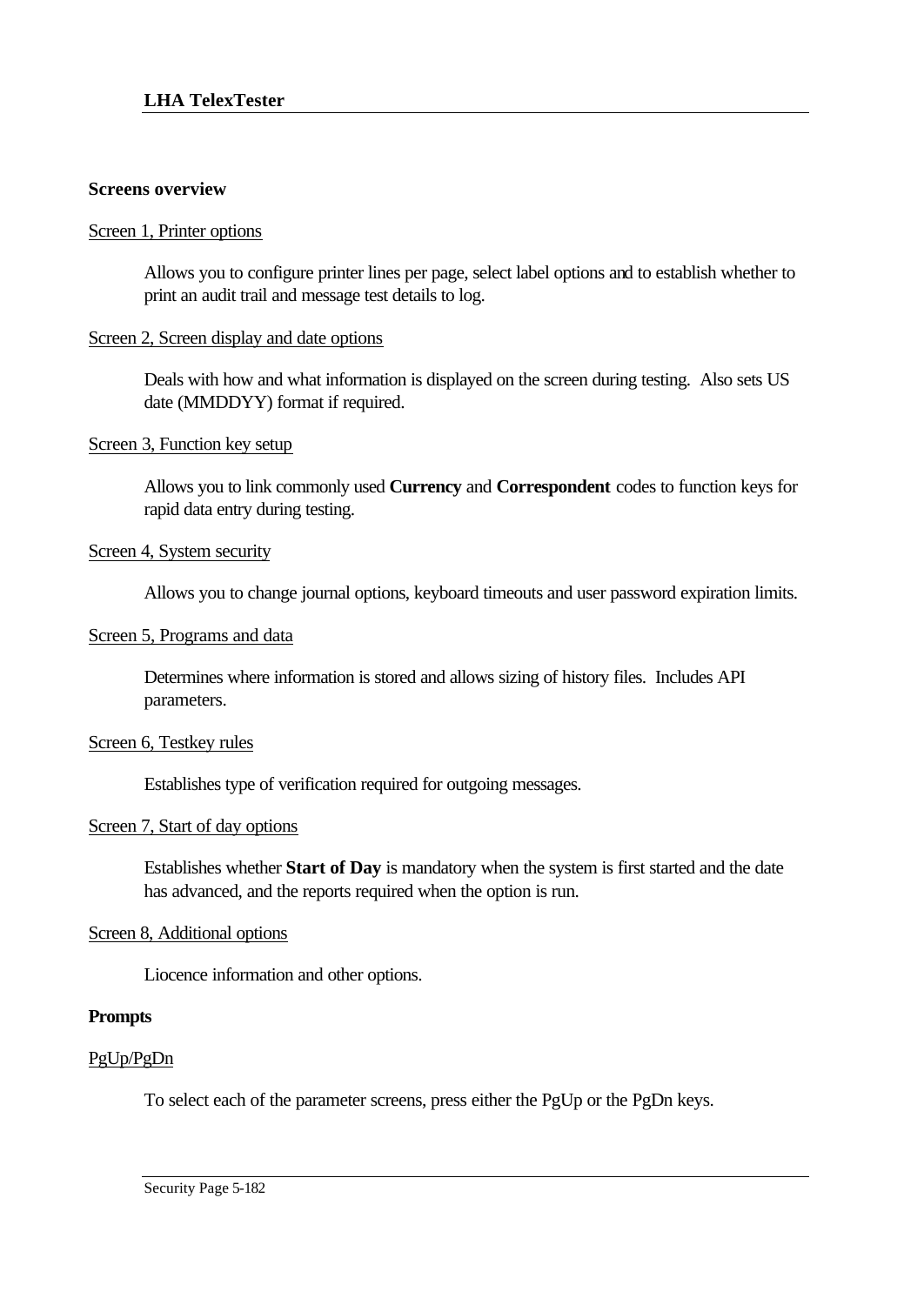### Screens overview

Screen 1, Printer options

Allows you to configure printer lines per page, select label options and to establish whether to print an audit trail and message test details to log.

Screen 2, Screen display and date options

Deals with how and what information is displayed on the screen during testing. Also sets US date (MMDDYY) format if required.

Screen 3, Function key setup

Allows you to link commonly used **Currency** and **Correspondent** codes to function keys for rapid data entry during testing.

Screen 4, System security

Allows you to change journal options, keyboard timeouts and user password expiration limits.

Screen 5, Programs and data

Determines where information is stored and allows sizing of history files. Includes API parameters.

Screen 6, Testkey rules

Establishes type of verification required for outgoing messages.

Screen 7, Start of day options

Establishes whether **Start of Day** is mandatory when the system is first started and the date has advanced, and the reports required when the option is run.

Screen 8, Additional options

Liocence information and other options.

### Prompts

PgUp/PgDn

To select each of the parameter screens, press either the PgUp or the PgDn keys.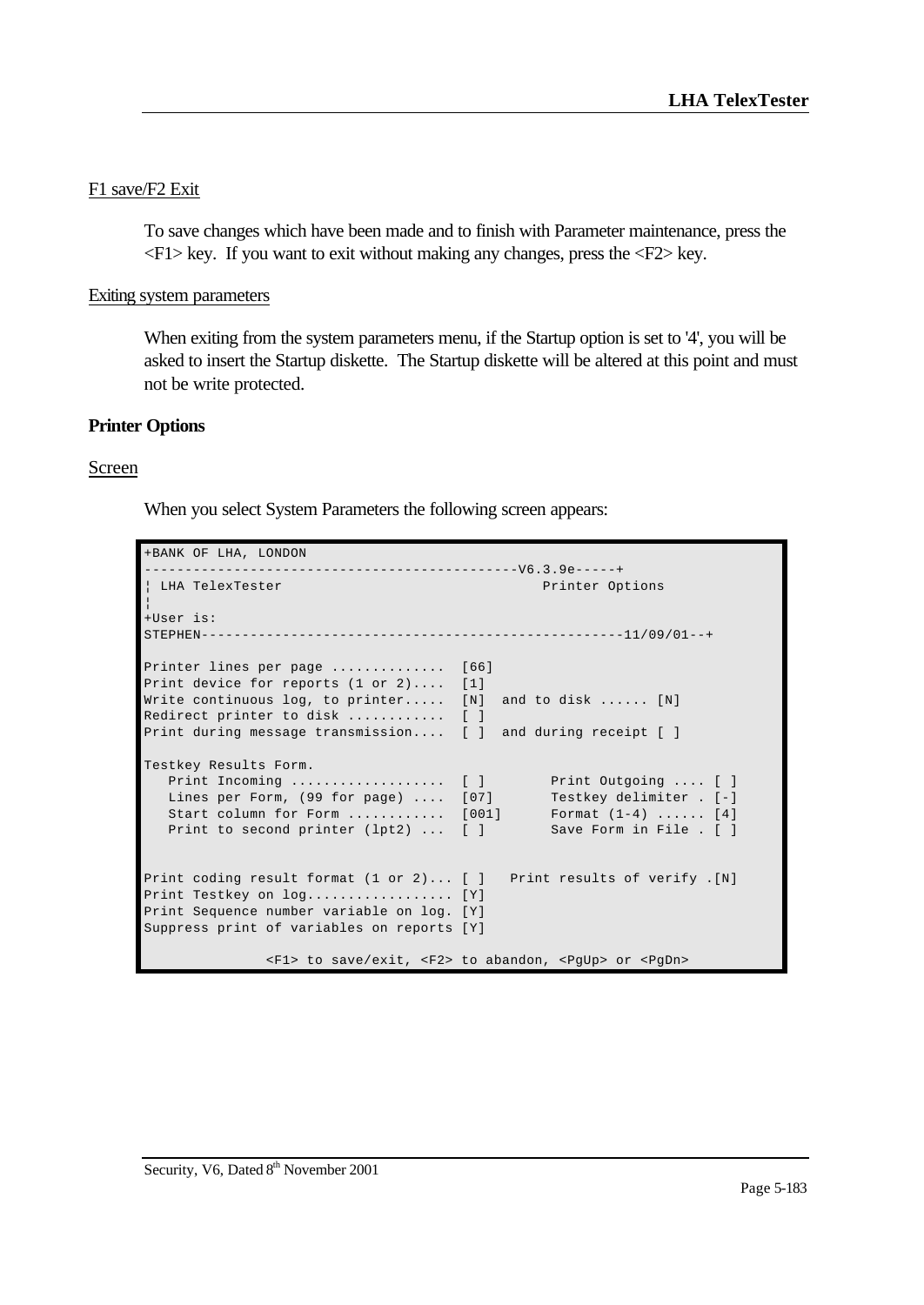F1 save/F2 Exit

To save changes which have been made and to finish with Parameter maintenance, press the <F1> key.  If you want to exit without making any changes, press the <F2> key.

Exiting system parameters

When exiting from the system parameters menu, if the Startup option is set to '4', you will be asked to insert the Startup diskette.  The Startup diskette will be altered at this point and must not be write protected.

**Printer Options**

Screen

When you select System Parameters the following screen appears:

```
+BANK OF LHA, LONDON
---------------------------------------------V6.3.9e-----+
¦ LHA TelexTester                                 Printer Options
¦
+User is:
STEPHEN----------------------------------------------------11/09/01--+

Printer lines per page ..............  [66]
Print device for reports (1 or 2)....  [1]
Write continuous log, to printer.....  [N]  and to disk ...... [N]
Redirect printer to disk ............  [ ]
Print during message transmission....  [ ]  and during receipt [ ]

Testkey Results Form.
   Print Incoming ...................  [ ]        Print Outgoing .... [ ]
   Lines per Form, (99 for page) ....  [07]       Testkey delimiter . [-]
   Start column for Form ............  [001]      Format (1-4) ...... [4]
   Print to second printer (lpt2) ...  [ ]        Save Form in File . [ ]


Print coding result format (1 or 2)... [ ]   Print results of verify .[N]
Print Testkey on log.................. [Y]
Print Sequence number variable on log. [Y]
Suppress print of variables on reports [Y]

               <F1> to save/exit, <F2> to abandon, <PgUp> or <PgDn>
```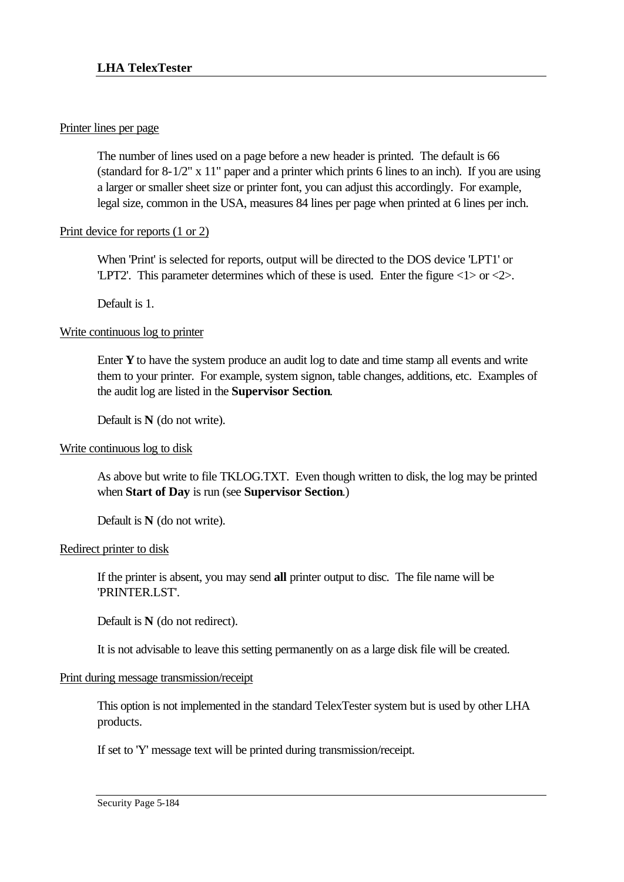Printer lines per page

The number of lines used on a page before a new header is printed. The default is 66 (standard for 8-1/2" x 11" paper and a printer which prints 6 lines to an inch). If you are using a larger or smaller sheet size or printer font, you can adjust this accordingly. For example, legal size, common in the USA, measures 84 lines per page when printed at 6 lines per inch.

Print device for reports (1 or 2)

When 'Print' is selected for reports, output will be directed to the DOS device 'LPT1' or 'LPT2'. This parameter determines which of these is used. Enter the figure <1> or <2>.

Default is 1.

Write continuous log to printer

Enter **Y** to have the system produce an audit log to date and time stamp all events and write them to your printer. For example, system signon, table changes, additions, etc. Examples of the audit log are listed in the **Supervisor Section**.

Default is **N** (do not write).

Write continuous log to disk

As above but write to file TKLOG.TXT. Even though written to disk, the log may be printed when **Start of Day** is run (see **Supervisor Section**.)

Default is **N** (do not write).

Redirect printer to disk

If the printer is absent, you may send **all** printer output to disc. The file name will be 'PRINTER.LST'.

Default is **N** (do not redirect).

It is not advisable to leave this setting permanently on as a large disk file will be created.

Print during message transmission/receipt

This option is not implemented in the standard TelexTester system but is used by other LHA products.

If set to 'Y' message text will be printed during transmission/receipt.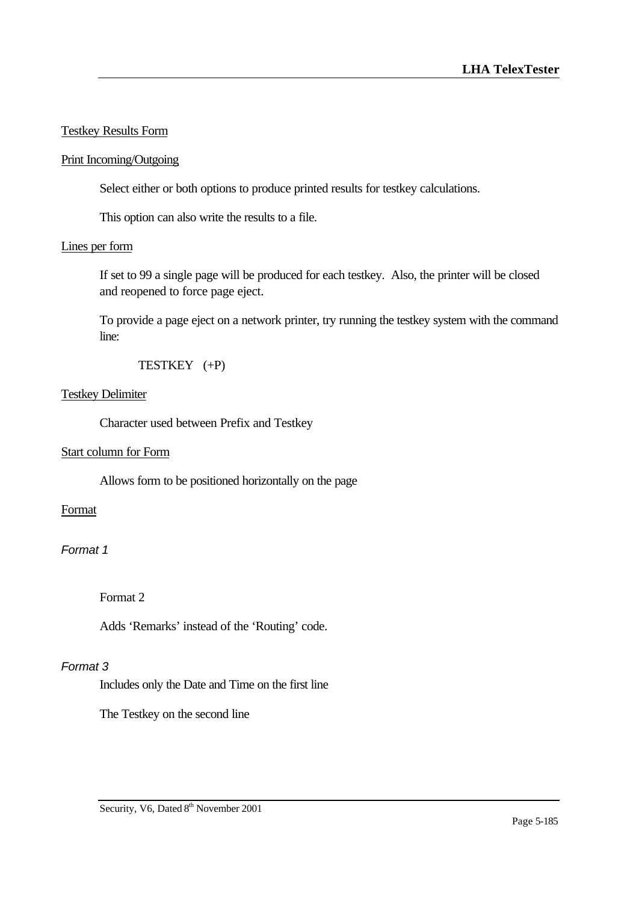Testkey Results Form

Print Incoming/Outgoing

Select either or both options to produce printed results for testkey calculations.

This option can also write the results to a file.

Lines per form

If set to 99 a single page will be produced for each testkey. Also, the printer will be closed and reopened to force page eject.

To provide a page eject on a network printer, try running the testkey system with the command line:

```
TESTKEY   (+P)
```

Testkey Delimiter

Character used between Prefix and Testkey

Start column for Form

Allows form to be positioned horizontally on the page

Format

*Format 1*

Format 2

Adds 'Remarks' instead of the 'Routing' code.

*Format 3*

Includes only the Date and Time on the first line

The Testkey on the second line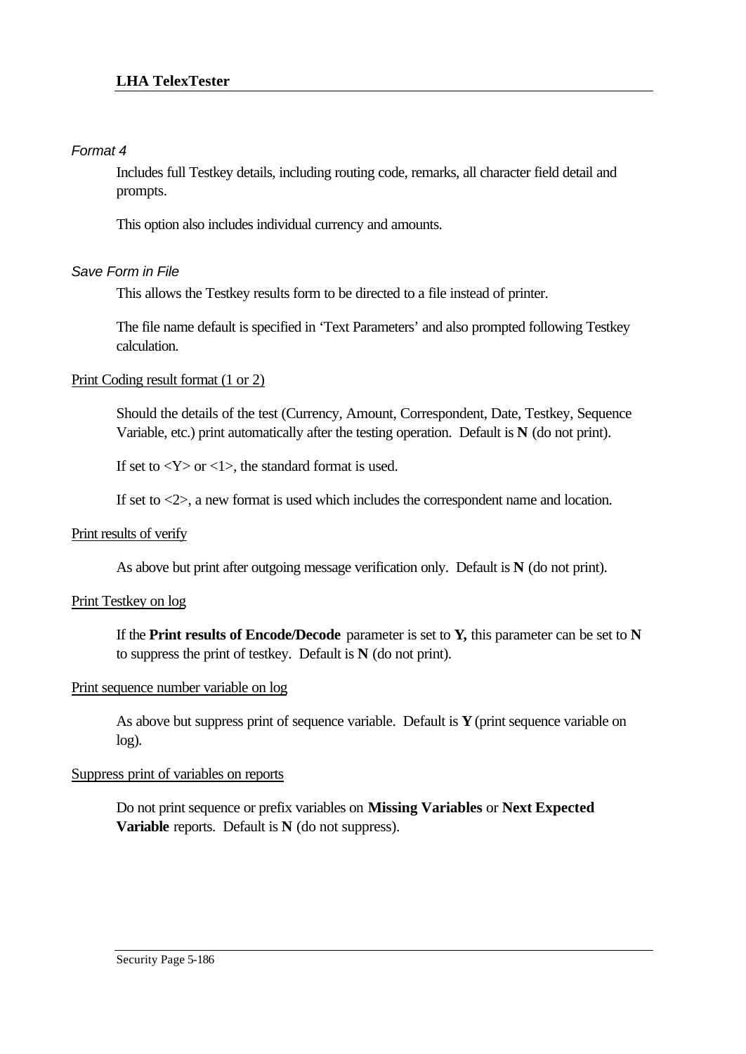*Format 4*

Includes full Testkey details, including routing code, remarks, all character field detail and prompts.

This option also includes individual currency and amounts.

*Save Form in File*

This allows the Testkey results form to be directed to a file instead of printer.

The file name default is specified in 'Text Parameters' and also prompted following Testkey calculation.

<u>Print Coding result format (1 or 2)</u>

Should the details of the test (Currency, Amount, Correspondent, Date, Testkey, Sequence Variable, etc.) print automatically after the testing operation. Default is **N** (do not print).

If set to <Y> or <1>, the standard format is used.

If set to <2>, a new format is used which includes the correspondent name and location.

<u>Print results of verify</u>

As above but print after outgoing message verification only. Default is **N** (do not print).

<u>Print Testkey on log</u>

If the **Print results of Encode/Decode** parameter is set to **Y,** this parameter can be set to **N** to suppress the print of testkey. Default is **N** (do not print).

<u>Print sequence number variable on log</u>

As above but suppress print of sequence variable. Default is **Y** (print sequence variable on log).

<u>Suppress print of variables on reports</u>

Do not print sequence or prefix variables on **Missing Variables** or **Next Expected Variable** reports. Default is **N** (do not suppress).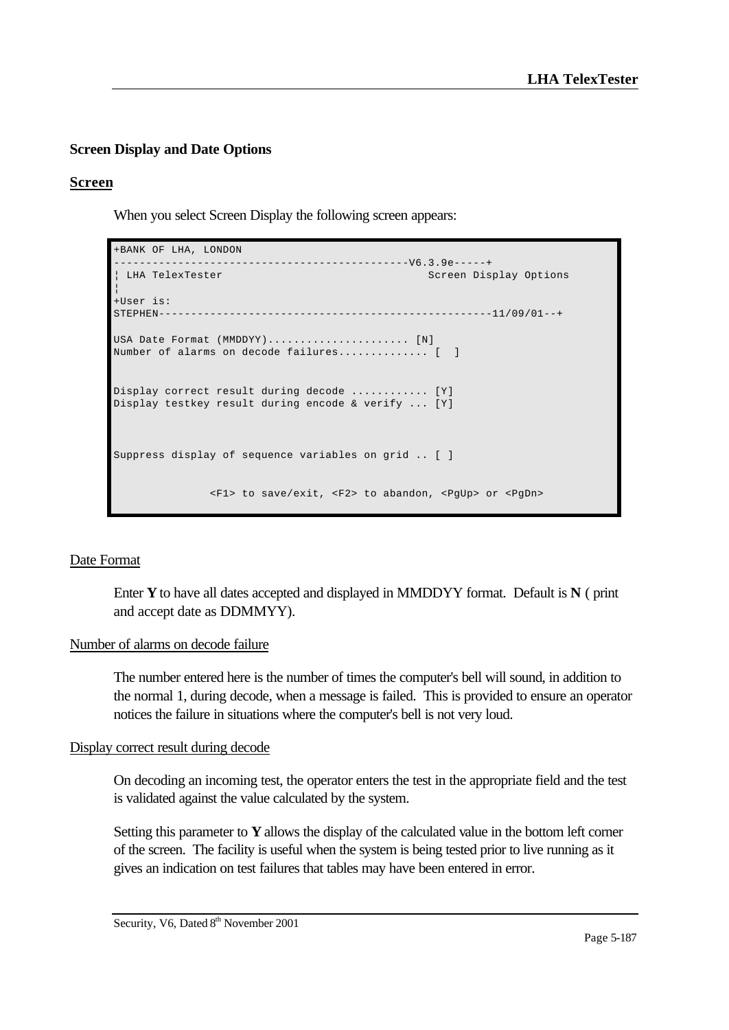## Screen Display and Date Options

### Screen

When you select Screen Display the following screen appears:

```
+BANK OF LHA, LONDON
--------------------------------------------V6.3.9e-----+
¦ LHA TelexTester                                 Screen Display Options
¦
+User is:
STEPHEN---------------------------------------------------11/09/01--+

USA Date Format (MMDDYY)...................... [N]
Number of alarms on decode failures.............. [  ]


Display correct result during decode ............ [Y]
Display testkey result during encode & verify ... [Y]



Suppress display of sequence variables on grid .. [ ]


              <F1> to save/exit, <F2> to abandon, <PgUp> or <PgDn>
```

#### Date Format

Enter **Y** to have all dates accepted and displayed in MMDDYY format. Default is **N** ( print and accept date as DDMMYY).

#### Number of alarms on decode failure

The number entered here is the number of times the computer's bell will sound, in addition to the normal 1, during decode, when a message is failed. This is provided to ensure an operator notices the failure in situations where the computer's bell is not very loud.

#### Display correct result during decode

On decoding an incoming test, the operator enters the test in the appropriate field and the test is validated against the value calculated by the system.

Setting this parameter to **Y** allows the display of the calculated value in the bottom left corner of the screen. The facility is useful when the system is being tested prior to live running as it gives an indication on test failures that tables may have been entered in error.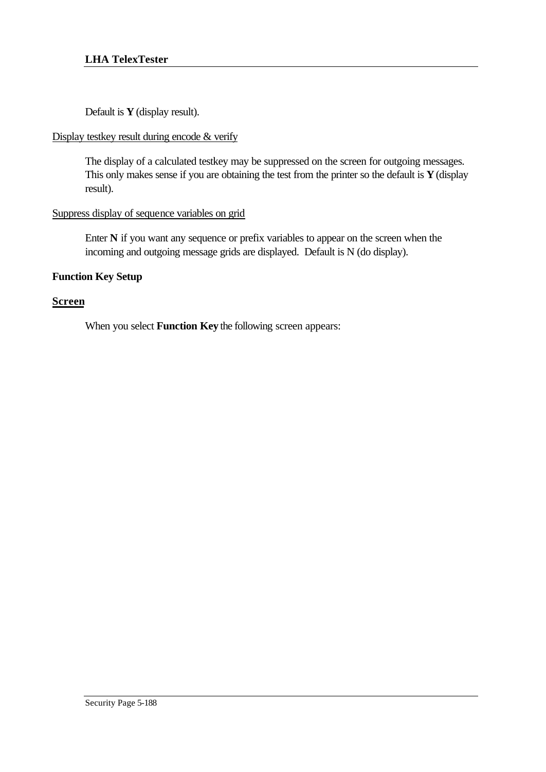Default is **Y** (display result).

<u>Display testkey result during encode & verify</u>

The display of a calculated testkey may be suppressed on the screen for outgoing messages. This only makes sense if you are obtaining the test from the printer so the default is **Y** (display result).

<u>Suppress display of sequence variables on grid</u>

Enter **N** if you want any sequence or prefix variables to appear on the screen when the incoming and outgoing message grids are displayed.  Default is N (do display).

**Function Key Setup**

## Screen

When you select **Function Key** the following screen appears: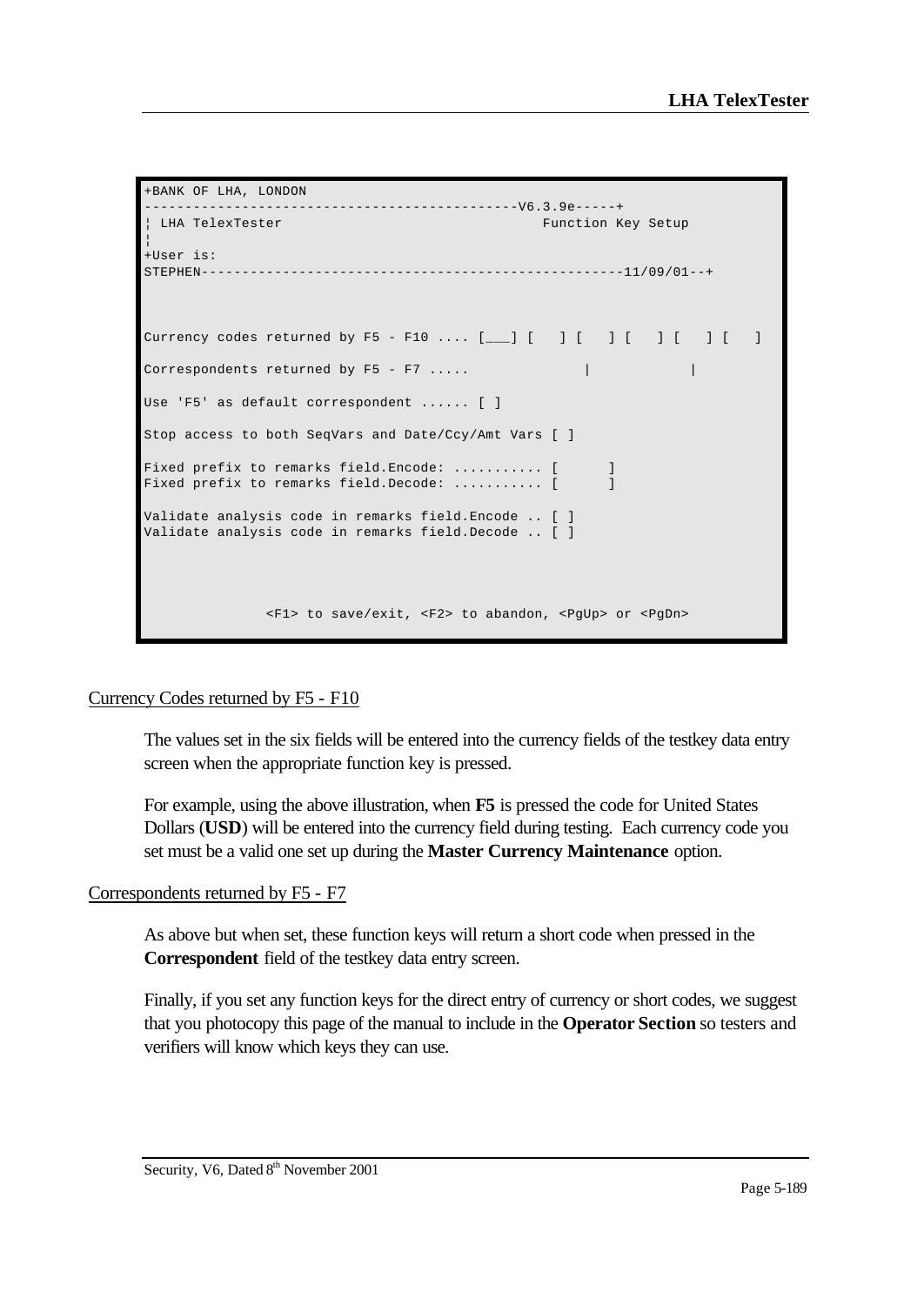```
+BANK OF LHA, LONDON
---------------------------------------------V6.3.9e-----+
¦ LHA TelexTester                                Function Key Setup
¦
+User is:
STEPHEN--------------------------------------------------11/09/01--+



Currency codes returned by F5 - F10 .... [___] [   ] [   ] [   ] [   ] [   ]

Correspondents returned by F5 - F7 .....              |            |

Use 'F5' as default correspondent ...... [ ]

Stop access to both SeqVars and Date/Ccy/Amt Vars [ ]

Fixed prefix to remarks field.Encode: ........... [      ]
Fixed prefix to remarks field.Decode: ........... [      ]

Validate analysis code in remarks field.Encode .. [ ]
Validate analysis code in remarks field.Decode .. [ ]




              <F1> to save/exit, <F2> to abandon, <PgUp> or <PgDn>
```

Currency Codes returned by F5 - F10

The values set in the six fields will be entered into the currency fields of the testkey data entry screen when the appropriate function key is pressed.

For example, using the above illustration, when **F5** is pressed the code for United States Dollars (**USD**) will be entered into the currency field during testing. Each currency code you set must be a valid one set up during the **Master Currency Maintenance** option.

Correspondents returned by F5 - F7

As above but when set, these function keys will return a short code when pressed in the **Correspondent** field of the testkey data entry screen.

Finally, if you set any function keys for the direct entry of currency or short codes, we suggest that you photocopy this page of the manual to include in the **Operator Section** so testers and verifiers will know which keys they can use.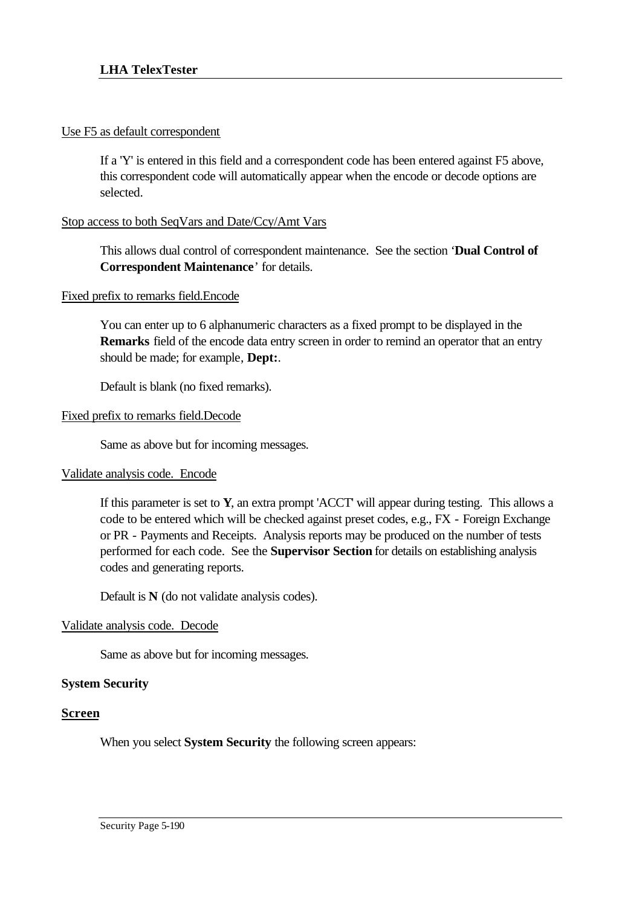<u>Use F5 as default correspondent</u>

If a 'Y' is entered in this field and a correspondent code has been entered against F5 above, this correspondent code will automatically appear when the encode or decode options are selected.

<u>Stop access to both SeqVars and Date/Ccy/Amt Vars</u>

This allows dual control of correspondent maintenance. See the section '**Dual Control of Correspondent Maintenance**' for details.

<u>Fixed prefix to remarks field.Encode</u>

You can enter up to 6 alphanumeric characters as a fixed prompt to be displayed in the **Remarks** field of the encode data entry screen in order to remind an operator that an entry should be made; for example, **Dept:**.

Default is blank (no fixed remarks).

<u>Fixed prefix to remarks field.Decode</u>

Same as above but for incoming messages.

<u>Validate analysis code. Encode</u>

If this parameter is set to **Y**, an extra prompt 'ACCT' will appear during testing. This allows a code to be entered which will be checked against preset codes, e.g., FX - Foreign Exchange or PR - Payments and Receipts. Analysis reports may be produced on the number of tests performed for each code. See the **Supervisor Section** for details on establishing analysis codes and generating reports.

Default is **N** (do not validate analysis codes).

<u>Validate analysis code. Decode</u>

Same as above but for incoming messages.

**System Security**

**<u>Screen</u>**

When you select **System Security** the following screen appears: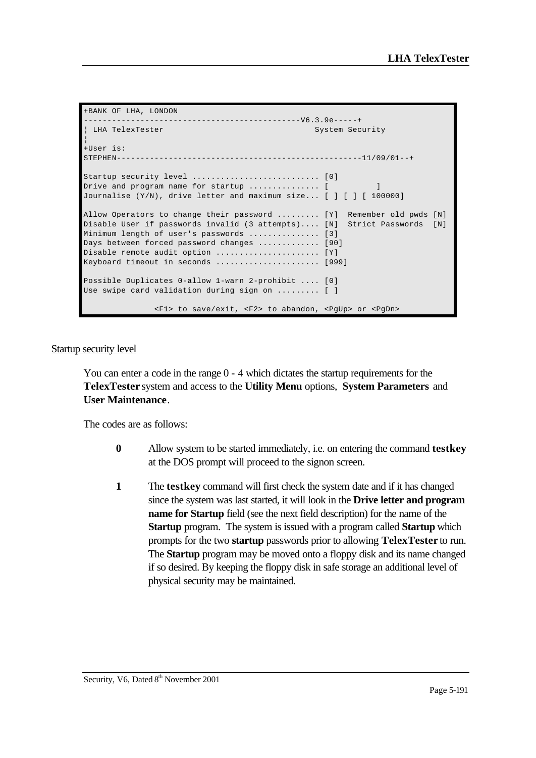```
+BANK OF LHA, LONDON
--------------------------------------------V6.3.9e-----+
¦ LHA TelexTester                              System Security
¦
+User is:
STEPHEN--------------------------------------------------11/09/01--+

Startup security level .......................... [0]
Drive and program name for startup .............. [          ]
Journalise (Y/N), drive letter and maximum size... [ ] [ ] [ 100000]

Allow Operators to change their password ......... [Y]  Remember old pwds [N]
Disable User if passwords invalid (3 attempts).... [N]  Strict Passwords  [N]
Minimum length of user's passwords .............. [3]
Days between forced password changes ............ [90]
Disable remote audit option ..................... [Y]
Keyboard timeout in seconds ..................... [999]

Possible Duplicates 0-allow 1-warn 2-prohibit .... [0]
Use swipe card validation during sign on ......... [ ]

              <F1> to save/exit, <F2> to abandon, <PgUp> or <PgDn>
```

Startup security level

You can enter a code in the range 0 - 4 which dictates the startup requirements for the **TelexTester** system and access to the **Utility Menu** options, **System Parameters** and **User Maintenance**.

The codes are as follows:

- **0** Allow system to be started immediately, i.e. on entering the command **testkey** at the DOS prompt will proceed to the signon screen.

- **1** The **testkey** command will first check the system date and if it has changed since the system was last started, it will look in the **Drive letter and program name for Startup** field (see the next field description) for the name of the **Startup** program. The system is issued with a program called **Startup** which prompts for the two **startup** passwords prior to allowing **TelexTester** to run. The **Startup** program may be moved onto a floppy disk and its name changed if so desired. By keeping the floppy disk in safe storage an additional level of physical security may be maintained.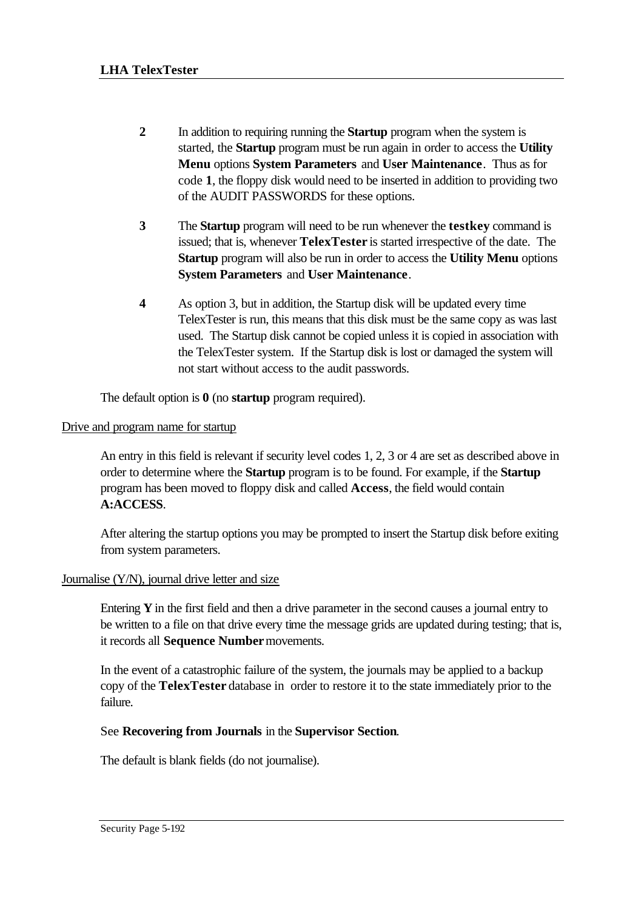**2** In addition to requiring running the **Startup** program when the system is started, the **Startup** program must be run again in order to access the **Utility Menu** options **System Parameters** and **User Maintenance**. Thus as for code **1**, the floppy disk would need to be inserted in addition to providing two of the AUDIT PASSWORDS for these options.

**3** The **Startup** program will need to be run whenever the **testkey** command is issued; that is, whenever **TelexTester** is started irrespective of the date. The **Startup** program will also be run in order to access the **Utility Menu** options **System Parameters** and **User Maintenance**.

**4** As option 3, but in addition, the Startup disk will be updated every time TelexTester is run, this means that this disk must be the same copy as was last used. The Startup disk cannot be copied unless it is copied in association with the TelexTester system. If the Startup disk is lost or damaged the system will not start without access to the audit passwords.

The default option is **0** (no **startup** program required).

<u>Drive and program name for startup</u>

An entry in this field is relevant if security level codes 1, 2, 3 or 4 are set as described above in order to determine where the **Startup** program is to be found. For example, if the **Startup** program has been moved to floppy disk and called **Access**, the field would contain **A:ACCESS**.

After altering the startup options you may be prompted to insert the Startup disk before exiting from system parameters.

<u>Journalise (Y/N), journal drive letter and size</u>

Entering **Y** in the first field and then a drive parameter in the second causes a journal entry to be written to a file on that drive every time the message grids are updated during testing; that is, it records all **Sequence Number** movements.

In the event of a catastrophic failure of the system, the journals may be applied to a backup copy of the **TelexTester** database in order to restore it to the state immediately prior to the failure.

See **Recovering from Journals** in the **Supervisor Section**.

The default is blank fields (do not journalise).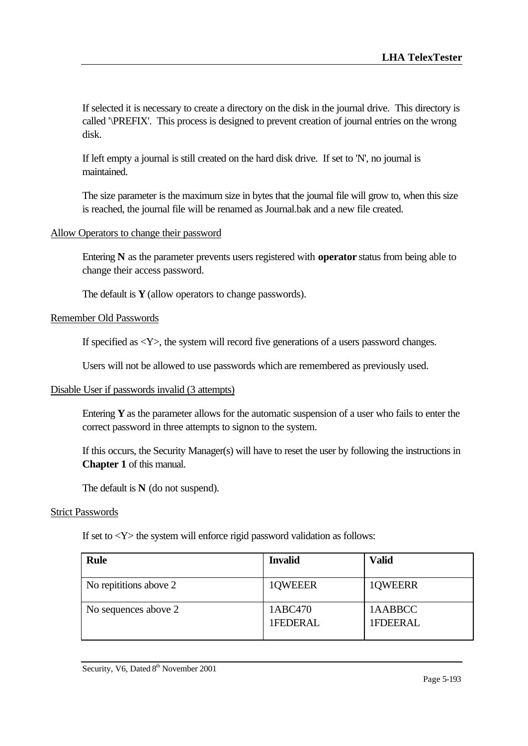If selected it is necessary to create a directory on the disk in the journal drive. This directory is called '\PREFIX'. This process is designed to prevent creation of journal entries on the wrong disk.

If left empty a journal is still created on the hard disk drive. If set to 'N', no journal is maintained.

The size parameter is the maximum size in bytes that the journal file will grow to, when this size is reached, the journal file will be renamed as Journal.bak and a new file created.

<u>Allow Operators to change their password</u>

Entering **N** as the parameter prevents users registered with **operator** status from being able to change their access password.

The default is **Y** (allow operators to change passwords).

<u>Remember Old Passwords</u>

If specified as <Y>, the system will record five generations of a users password changes.

Users will not be allowed to use passwords which are remembered as previously used.

<u>Disable User if passwords invalid (3 attempts)</u>

Entering **Y** as the parameter allows for the automatic suspension of a user who fails to enter the correct password in three attempts to signon to the system.

If this occurs, the Security Manager(s) will have to reset the user by following the instructions in **Chapter 1** of this manual.

The default is **N** (do not suspend).

<u>Strict Passwords</u>

If set to <Y> the system will enforce rigid password validation as follows:

| **Rule** | **Invalid** | **Valid** |
| --- | --- | --- |
| No repititions above 2 | 1QWEEER | 1QWEERR |
| No sequences above 2 | 1ABC470<br>1FEDERAL | 1AABBCC<br>1FDEERAL |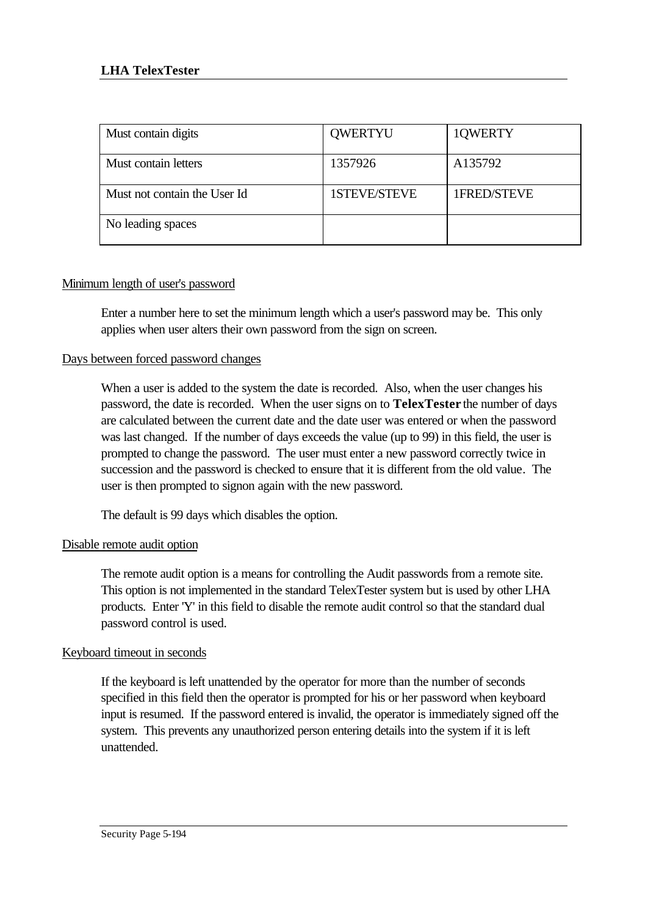| Must contain digits | QWERTYU | 1QWERTY |
| --- | --- | --- |
| Must contain letters | 1357926 | A135792 |
| Must not contain the User Id | 1STEVE/STEVE | 1FRED/STEVE |
| No leading spaces | | |

Minimum length of user's password

Enter a number here to set the minimum length which a user's password may be. This only applies when user alters their own password from the sign on screen.

Days between forced password changes

When a user is added to the system the date is recorded. Also, when the user changes his password, the date is recorded. When the user signs on to **TelexTester** the number of days are calculated between the current date and the date user was entered or when the password was last changed. If the number of days exceeds the value (up to 99) in this field, the user is prompted to change the password. The user must enter a new password correctly twice in succession and the password is checked to ensure that it is different from the old value. The user is then prompted to signon again with the new password.

The default is 99 days which disables the option.

Disable remote audit option

The remote audit option is a means for controlling the Audit passwords from a remote site. This option is not implemented in the standard TelexTester system but is used by other LHA products. Enter 'Y' in this field to disable the remote audit control so that the standard dual password control is used.

Keyboard timeout in seconds

If the keyboard is left unattended by the operator for more than the number of seconds specified in this field then the operator is prompted for his or her password when keyboard input is resumed. If the password entered is invalid, the operator is immediately signed off the system. This prevents any unauthorized person entering details into the system if it is left unattended.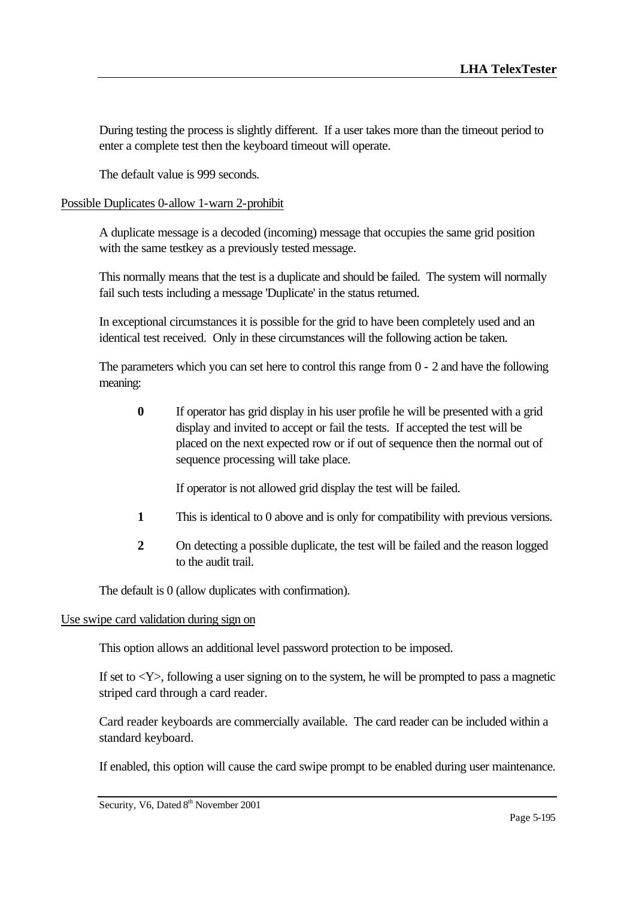During testing the process is slightly different. If a user takes more than the timeout period to enter a complete test then the keyboard timeout will operate.

The default value is 999 seconds.

Possible Duplicates 0-allow 1-warn 2-prohibit

A duplicate message is a decoded (incoming) message that occupies the same grid position with the same testkey as a previously tested message.

This normally means that the test is a duplicate and should be failed. The system will normally fail such tests including a message 'Duplicate' in the status returned.

In exceptional circumstances it is possible for the grid to have been completely used and an identical test received. Only in these circumstances will the following action be taken.

The parameters which you can set here to control this range from 0 - 2 and have the following meaning:

**0** If operator has grid display in his user profile he will be presented with a grid display and invited to accept or fail the tests. If accepted the test will be placed on the next expected row or if out of sequence then the normal out of sequence processing will take place.

If operator is not allowed grid display the test will be failed.

**1** This is identical to 0 above and is only for compatibility with previous versions.

**2** On detecting a possible duplicate, the test will be failed and the reason logged to the audit trail.

The default is 0 (allow duplicates with confirmation).

Use swipe card validation during sign on

This option allows an additional level password protection to be imposed.

If set to <Y>, following a user signing on to the system, he will be prompted to pass a magnetic striped card through a card reader.

Card reader keyboards are commercially available. The card reader can be included within a standard keyboard.

If enabled, this option will cause the card swipe prompt to be enabled during user maintenance.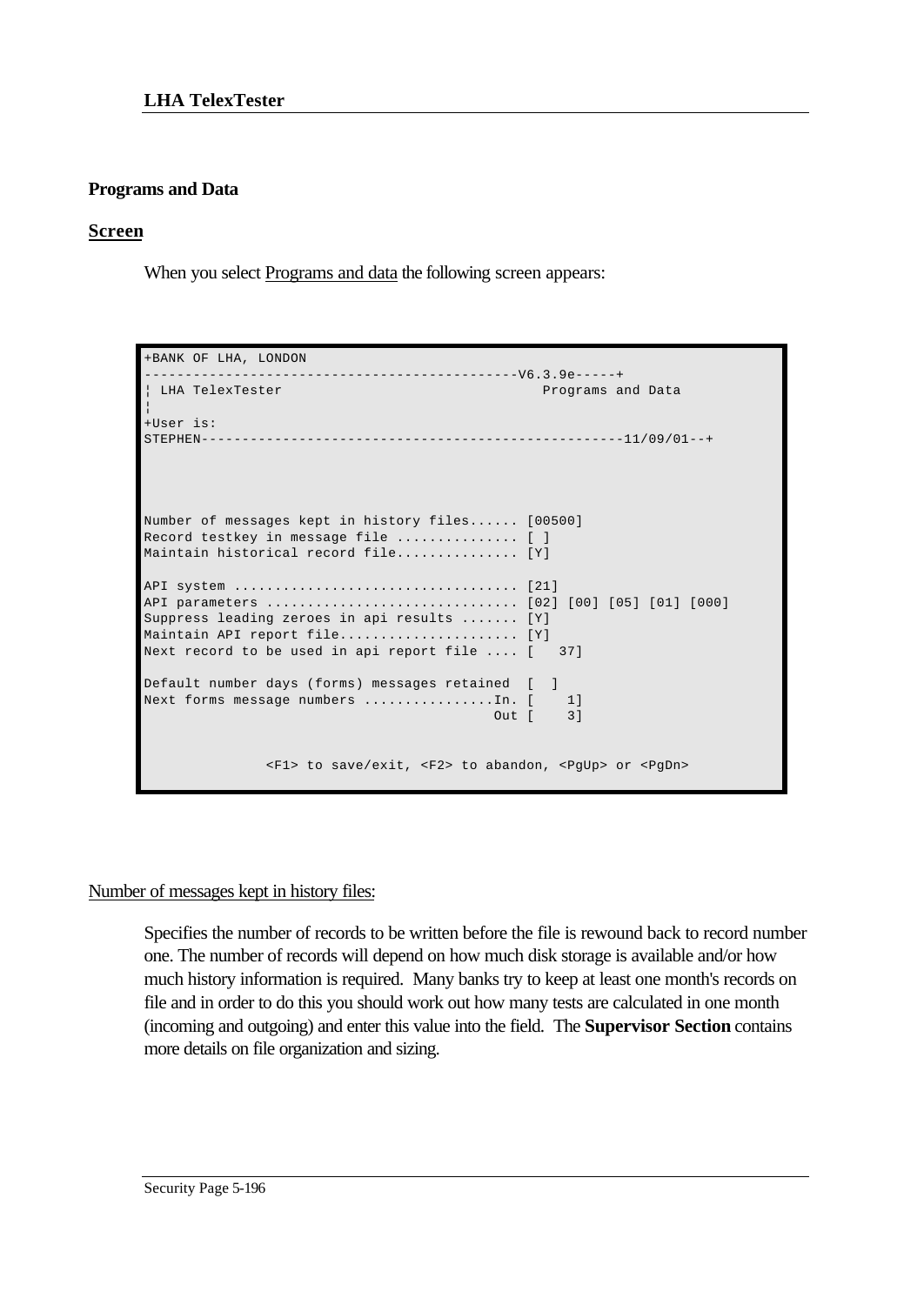## Programs and Data

### Screen

When you select Programs and data the following screen appears:

```
+BANK OF LHA, LONDON
--------------------------------------------V6.3.9e-----+
¦ LHA TelexTester                                  Programs and Data
¦
+User is:
STEPHEN---------------------------------------------------11/09/01--+




Number of messages kept in history files...... [00500]
Record testkey in message file ............... [ ]
Maintain historical record file............... [Y]

API system ................................... [21]
API parameters ............................... [02] [00] [05] [01] [000]
Suppress leading zeroes in api results ....... [Y]
Maintain API report file...................... [Y]
Next record to be used in api report file .... [   37]

Default number days (forms) messages retained  [  ]
Next forms message numbers ................In. [    1]
                                           Out [    3]


               <F1> to save/exit, <F2> to abandon, <PgUp> or <PgDn>
```

Number of messages kept in history files:

Specifies the number of records to be written before the file is rewound back to record number one. The number of records will depend on how much disk storage is available and/or how much history information is required. Many banks try to keep at least one month's records on file and in order to do this you should work out how many tests are calculated in one month (incoming and outgoing) and enter this value into the field. The **Supervisor Section** contains more details on file organization and sizing.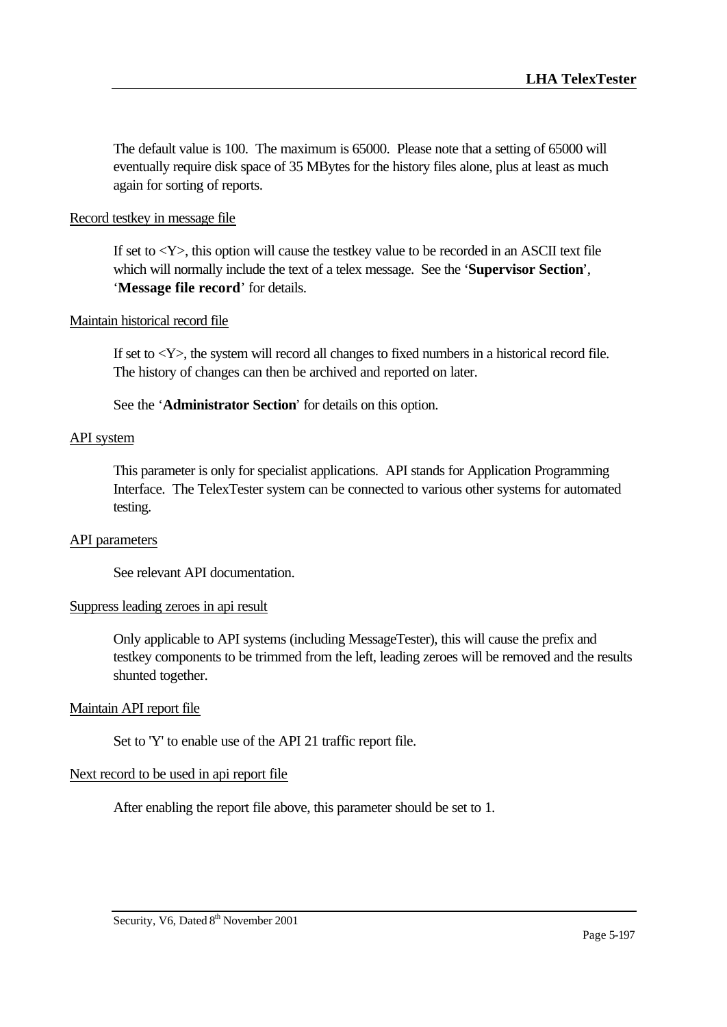The default value is 100. The maximum is 65000. Please note that a setting of 65000 will eventually require disk space of 35 MBytes for the history files alone, plus at least as much again for sorting of reports.

<u>Record testkey in message file</u>

If set to <Y>, this option will cause the testkey value to be recorded in an ASCII text file which will normally include the text of a telex message. See the '**Supervisor Section**', '**Message file record**' for details.

<u>Maintain historical record file</u>

If set to <Y>, the system will record all changes to fixed numbers in a historical record file. The history of changes can then be archived and reported on later.

See the '**Administrator Section**' for details on this option.

<u>API system</u>

This parameter is only for specialist applications. API stands for Application Programming Interface. The TelexTester system can be connected to various other systems for automated testing.

<u>API parameters</u>

See relevant API documentation.

<u>Suppress leading zeroes in api result</u>

Only applicable to API systems (including MessageTester), this will cause the prefix and testkey components to be trimmed from the left, leading zeroes will be removed and the results shunted together.

<u>Maintain API report file</u>

Set to 'Y' to enable use of the API 21 traffic report file.

<u>Next record to be used in api report file</u>

After enabling the report file above, this parameter should be set to 1.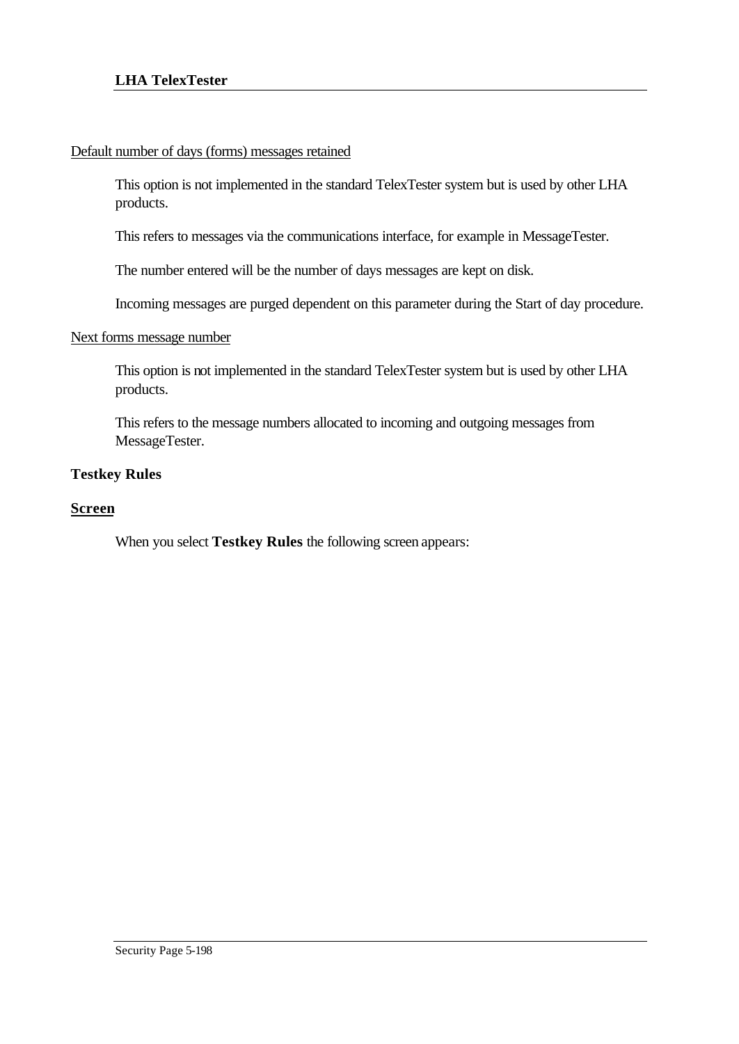Default number of days (forms) messages retained

This option is not implemented in the standard TelexTester system but is used by other LHA products.

This refers to messages via the communications interface, for example in MessageTester.

The number entered will be the number of days messages are kept on disk.

Incoming messages are purged dependent on this parameter during the Start of day procedure.

Next forms message number

This option is not implemented in the standard TelexTester system but is used by other LHA products.

This refers to the message numbers allocated to incoming and outgoing messages from MessageTester.

### Testkey Rules

#### Screen

When you select **Testkey Rules** the following screen appears: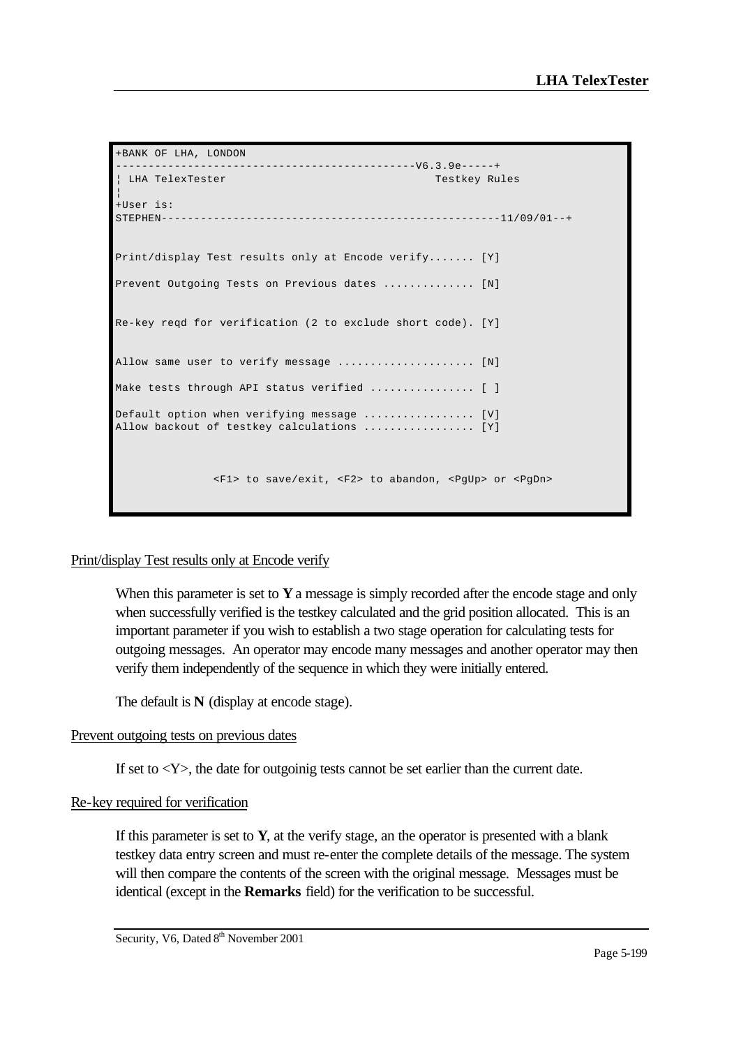```
+BANK OF LHA, LONDON
---------------------------------------------V6.3.9e-----+
¦ LHA TelexTester                               Testkey Rules
¦
+User is:
STEPHEN---------------------------------------------------11/09/01--+


Print/display Test results only at Encode verify....... [Y]

Prevent Outgoing Tests on Previous dates .............. [N]


Re-key reqd for verification (2 to exclude short code). [Y]


Allow same user to verify message ..................... [N]

Make tests through API status verified ................ [ ]

Default option when verifying message ................. [V]
Allow backout of testkey calculations ................. [Y]



               <F1> to save/exit, <F2> to abandon, <PgUp> or <PgDn>
```

Print/display Test results only at Encode verify

When this parameter is set to **Y** a message is simply recorded after the encode stage and only when successfully verified is the testkey calculated and the grid position allocated. This is an important parameter if you wish to establish a two stage operation for calculating tests for outgoing messages. An operator may encode many messages and another operator may then verify them independently of the sequence in which they were initially entered.

The default is **N** (display at encode stage).

Prevent outgoing tests on previous dates

If set to <Y>, the date for outgoinig tests cannot be set earlier than the current date.

Re-key required for verification

If this parameter is set to **Y**, at the verify stage, an the operator is presented with a blank testkey data entry screen and must re-enter the complete details of the message. The system will then compare the contents of the screen with the original message. Messages must be identical (except in the **Remarks** field) for the verification to be successful.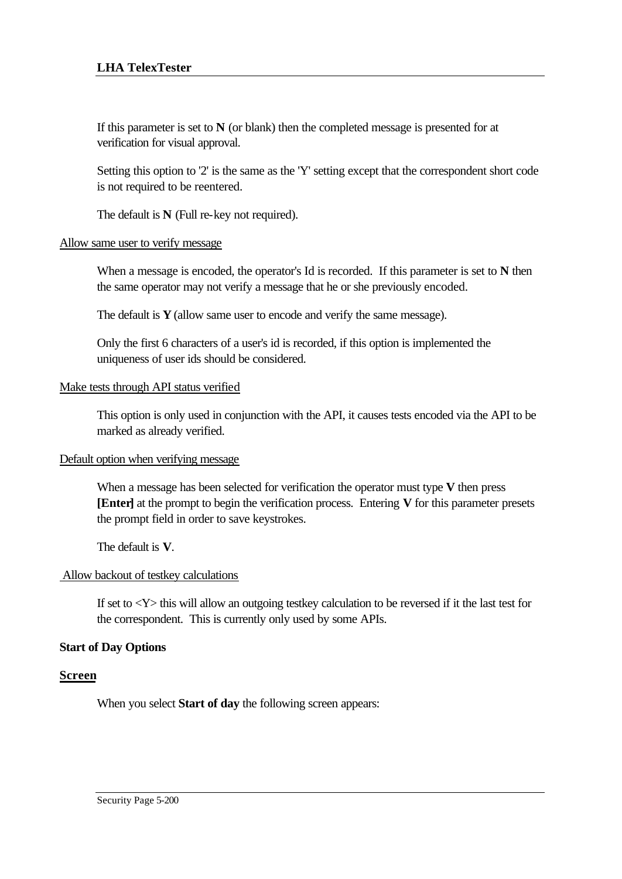If this parameter is set to **N** (or blank) then the completed message is presented for at verification for visual approval.

Setting this option to '2' is the same as the 'Y' setting except that the correspondent short code is not required to be reentered.

The default is **N** (Full re-key not required).

<u>Allow same user to verify message</u>

When a message is encoded, the operator's Id is recorded. If this parameter is set to **N** then the same operator may not verify a message that he or she previously encoded.

The default is **Y** (allow same user to encode and verify the same message).

Only the first 6 characters of a user's id is recorded, if this option is implemented the uniqueness of user ids should be considered.

<u>Make tests through API status verified</u>

This option is only used in conjunction with the API, it causes tests encoded via the API to be marked as already verified.

<u>Default option when verifying message</u>

When a message has been selected for verification the operator must type **V** then press **[Enter]** at the prompt to begin the verification process. Entering **V** for this parameter presets the prompt field in order to save keystrokes.

The default is **V**.

<u>Allow backout of testkey calculations</u>

If set to <Y> this will allow an outgoing testkey calculation to be reversed if it the last test for the correspondent. This is currently only used by some APIs.

**Start of Day Options**

## Screen

When you select **Start of day** the following screen appears: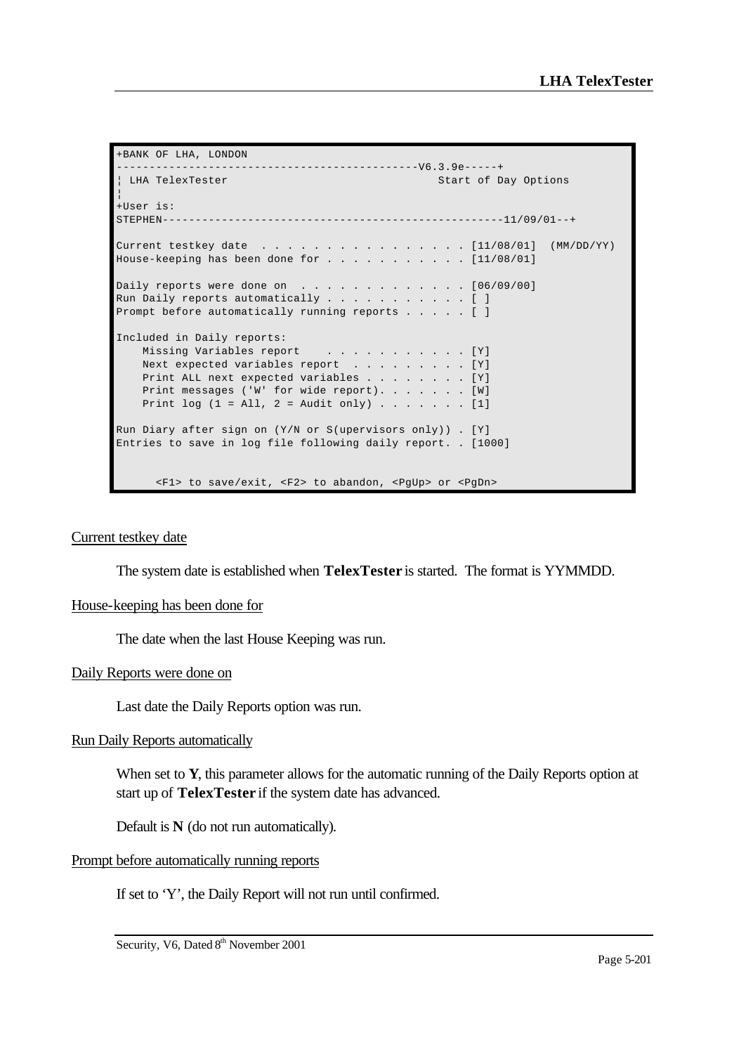```
+BANK OF LHA, LONDON
--------------------------------------------V6.3.9e-----+
¦ LHA TelexTester                                Start of Day Options
¦
+User is:
STEPHEN---------------------------------------------------11/09/01--+

Current testkey date  . . . . . . . . . . . . . . . . [11/08/01]  (MM/DD/YY)
House-keeping has been done for . . . . . . . . . . . [11/08/01]

Daily reports were done on  . . . . . . . . . . . . . [06/09/00]
Run Daily reports automatically . . . . . . . . . . . [ ]
Prompt before automatically running reports . . . . . [ ]

Included in Daily reports:
    Missing Variables report    . . . . . . . . . . . [Y]
    Next expected variables report  . . . . . . . . . [Y]
    Print ALL next expected variables . . . . . . . . [Y]
    Print messages ('W' for wide report). . . . . . . [W]
    Print log (1 = All, 2 = Audit only) . . . . . . . [1]

Run Diary after sign on (Y/N or S(upervisors only)) . [Y]
Entries to save in log file following daily report. . [1000]


      <F1> to save/exit, <F2> to abandon, <PgUp> or <PgDn>
```

Current testkey date

The system date is established when **TelexTester** is started. The format is YYMMDD.

House-keeping has been done for

The date when the last House Keeping was run.

Daily Reports were done on

Last date the Daily Reports option was run.

Run Daily Reports automatically

When set to **Y**, this parameter allows for the automatic running of the Daily Reports option at start up of **TelexTester** if the system date has advanced.

Default is **N** (do not run automatically).

Prompt before automatically running reports

If set to 'Y', the Daily Report will not run until confirmed.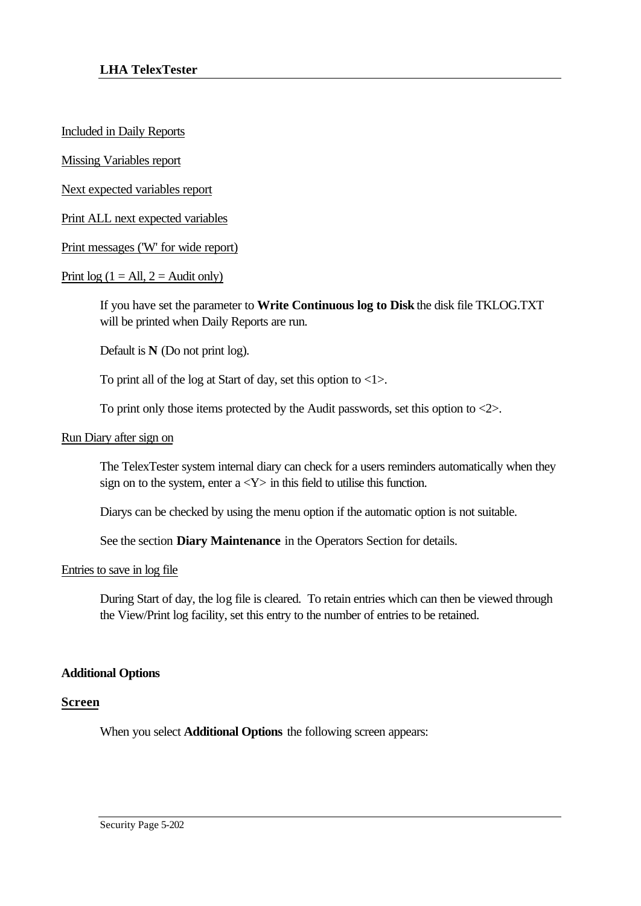Included in Daily Reports

Missing Variables report

Next expected variables report

Print ALL next expected variables

Print messages ('W' for wide report)

Print log (1 = All, 2 = Audit only)

If you have set the parameter to **Write Continuous log to Disk** the disk file TKLOG.TXT will be printed when Daily Reports are run.

Default is **N** (Do not print log).

To print all of the log at Start of day, set this option to <1>.

To print only those items protected by the Audit passwords, set this option to <2>.

Run Diary after sign on

The TelexTester system internal diary can check for a users reminders automatically when they sign on to the system, enter a <Y> in this field to utilise this function.

Diarys can be checked by using the menu option if the automatic option is not suitable.

See the section **Diary Maintenance** in the Operators Section for details.

Entries to save in log file

During Start of day, the log file is cleared. To retain entries which can then be viewed through the View/Print log facility, set this entry to the number of entries to be retained.

**Additional Options**

**Screen**

When you select **Additional Options** the following screen appears: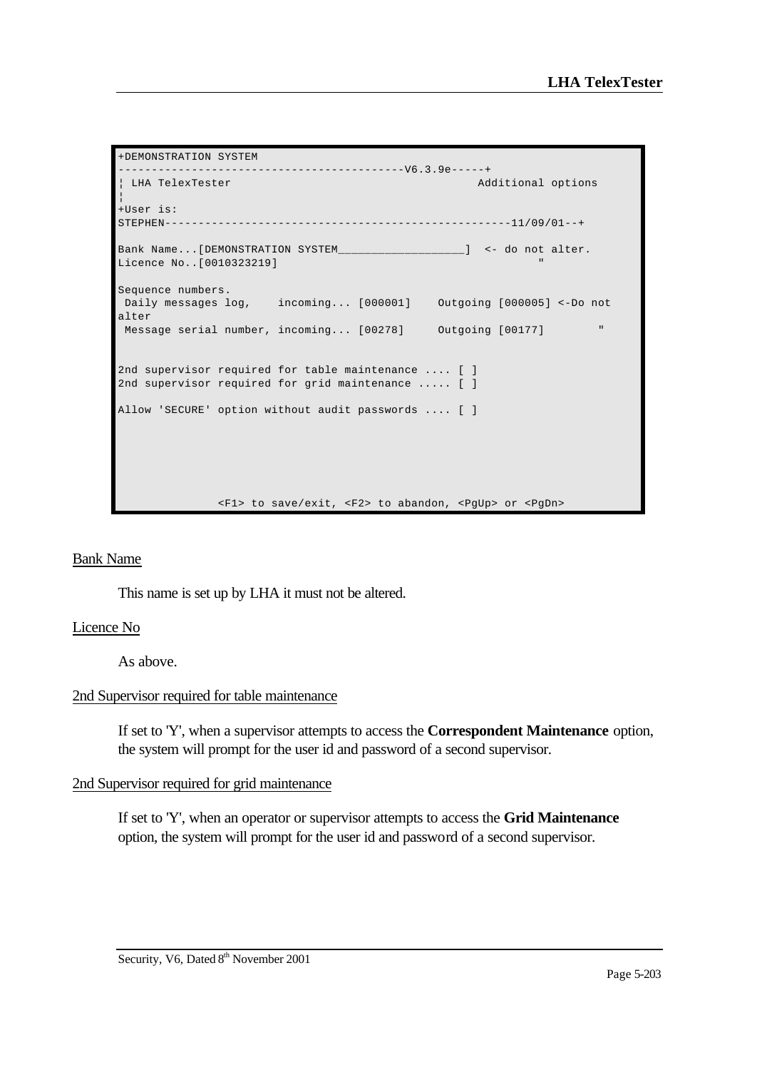```
+DEMONSTRATION SYSTEM
-------------------------------------------V6.3.9e-----+
¦ LHA TelexTester                                    Additional options
¦
+User is:
STEPHEN---------------------------------------------------11/09/01--+

Bank Name...[DEMONSTRATION SYSTEM__________________]  <- do not alter.
Licence No..[0010323219]                                        "

Sequence numbers.
 Daily messages log,    incoming... [000001]    Outgoing [000005] <-Do not
alter
 Message serial number, incoming... [00278]     Outgoing [00177]        "


2nd supervisor required for table maintenance .... [ ]
2nd supervisor required for grid maintenance ..... [ ]

Allow 'SECURE' option without audit passwords .... [ ]






               <F1> to save/exit, <F2> to abandon, <PgUp> or <PgDn>
```

Bank Name

This name is set up by LHA it must not be altered.

Licence No

As above.

2nd Supervisor required for table maintenance

If set to 'Y', when a supervisor attempts to access the **Correspondent Maintenance** option, the system will prompt for the user id and password of a second supervisor.

2nd Supervisor required for grid maintenance

If set to 'Y', when an operator or supervisor attempts to access the **Grid Maintenance** option, the system will prompt for the user id and password of a second supervisor.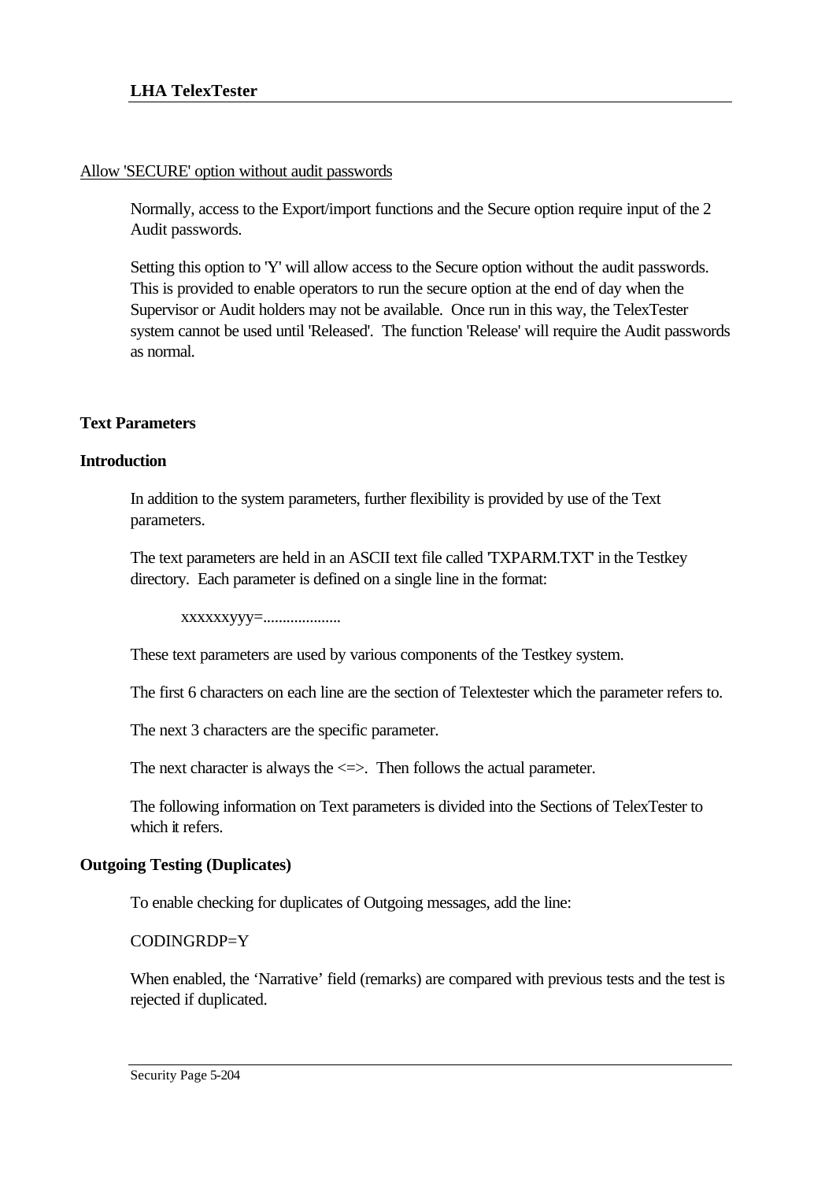Allow 'SECURE' option without audit passwords

Normally, access to the Export/import functions and the Secure option require input of the 2 Audit passwords.

Setting this option to 'Y' will allow access to the Secure option without the audit passwords. This is provided to enable operators to run the secure option at the end of day when the Supervisor or Audit holders may not be available. Once run in this way, the TelexTester system cannot be used until 'Released'. The function 'Release' will require the Audit passwords as normal.

## Text Parameters

### Introduction

In addition to the system parameters, further flexibility is provided by use of the Text parameters.

The text parameters are held in an ASCII text file called 'TXPARM.TXT' in the Testkey directory. Each parameter is defined on a single line in the format:

xxxxxxyyy=....................

These text parameters are used by various components of the Testkey system.

The first 6 characters on each line are the section of Telextester which the parameter refers to.

The next 3 characters are the specific parameter.

The next character is always the <=>. Then follows the actual parameter.

The following information on Text parameters is divided into the Sections of TelexTester to which it refers.

### Outgoing Testing (Duplicates)

To enable checking for duplicates of Outgoing messages, add the line:

CODINGRDP=Y

When enabled, the 'Narrative' field (remarks) are compared with previous tests and the test is rejected if duplicated.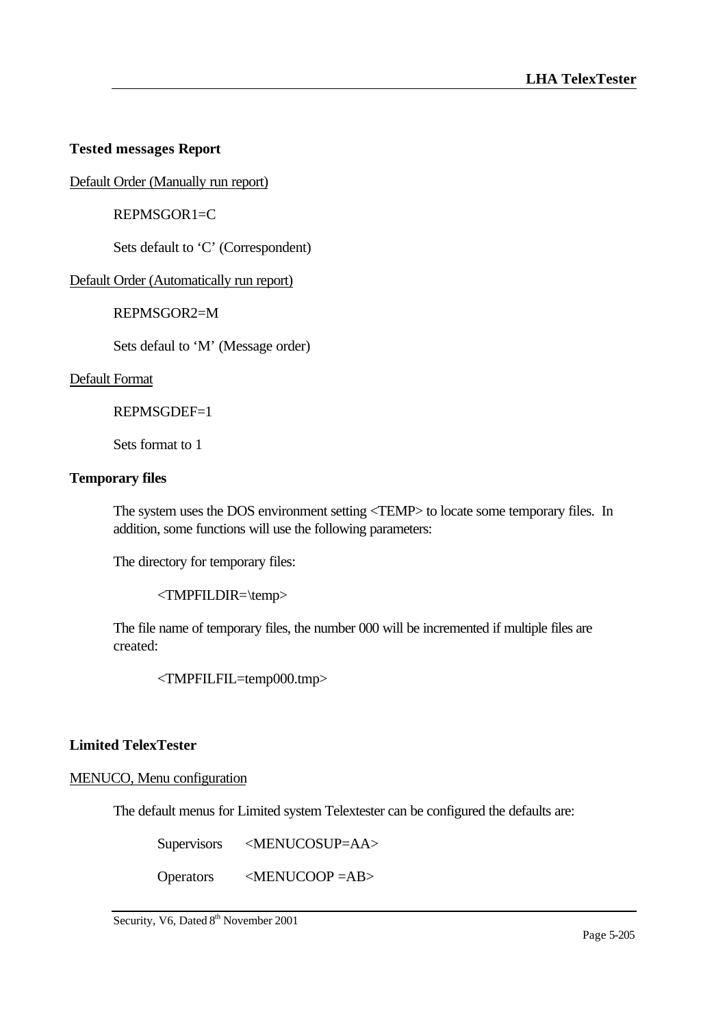### Tested messages Report

Default Order (Manually run report)

REPMSGOR1=C

Sets default to 'C' (Correspondent)

Default Order (Automatically run report)

REPMSGOR2=M

Sets defaul to 'M' (Message order)

Default Format

REPMSGDEF=1

Sets format to 1

### Temporary files

The system uses the DOS environment setting <TEMP> to locate some temporary files. In addition, some functions will use the following parameters:

The directory for temporary files:

<TMPFILDIR=\temp>

The file name of temporary files, the number 000 will be incremented if multiple files are created:

<TMPFILFIL=temp000.tmp>

### Limited TelexTester

MENUCO, Menu configuration

The default menus for Limited system Telextester can be configured the defaults are:

| | |
|---|---|
| Supervisors | <MENUCOSUP=AA> |
| Operators | <MENUCOOP =AB> |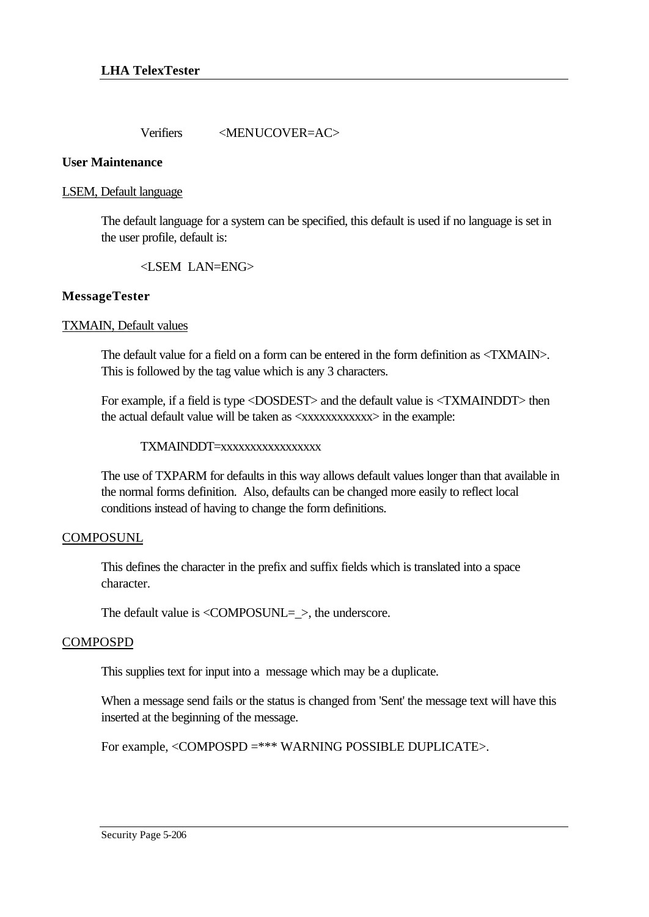Verifiers <MENUCOVER=AC>

**User Maintenance**

LSEM, Default language

The default language for a system can be specified, this default is used if no language is set in the user profile, default is:

<LSEM  LAN=ENG>

**MessageTester**

TXMAIN, Default values

The default value for a field on a form can be entered in the form definition as <TXMAIN>. This is followed by the tag value which is any 3 characters.

For example, if a field is type <DOSDEST> and the default value is <TXMAINDDT> then the actual default value will be taken as <xxxxxxxxxxxx> in the example:

TXMAINDDT=xxxxxxxxxxxxxxxxx

The use of TXPARM for defaults in this way allows default values longer than that available in the normal forms definition.  Also, defaults can be changed more easily to reflect local conditions instead of having to change the form definitions.

COMPOSUNL

This defines the character in the prefix and suffix fields which is translated into a space character.

The default value is <COMPOSUNL=_>, the underscore.

COMPOSPD

This supplies text for input into a  message which may be a duplicate.

When a message send fails or the status is changed from 'Sent' the message text will have this inserted at the beginning of the message.

For example, <COMPOSPD =*** WARNING POSSIBLE DUPLICATE>.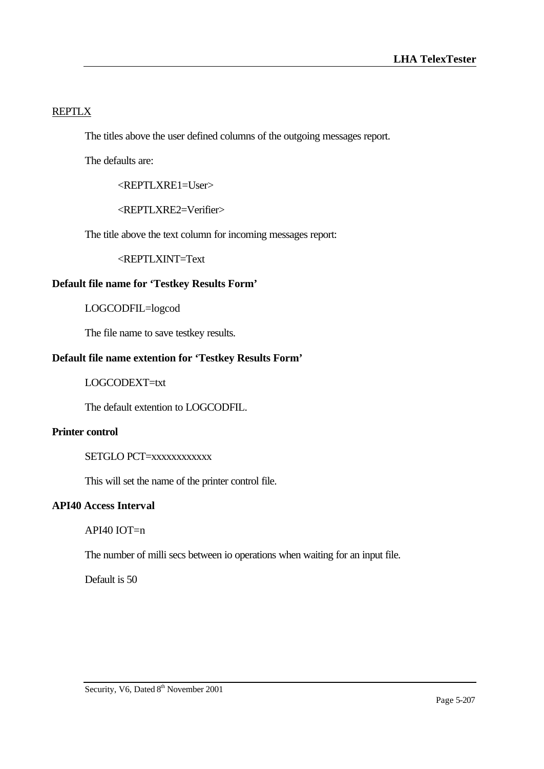REPTLX

The titles above the user defined columns of the outgoing messages report.

The defaults are:

<REPTLXRE1=User>

<REPTLXRE2=Verifier>

The title above the text column for incoming messages report:

<REPTLXINT=Text

**Default file name for 'Testkey Results Form'**

LOGCODFIL=logcod

The file name to save testkey results.

**Default file name extention for 'Testkey Results Form'**

LOGCODEXT=txt

The default extention to LOGCODFIL.

**Printer control**

SETGLO PCT=xxxxxxxxxxxx

This will set the name of the printer control file.

**API40 Access Interval**

API40 IOT=n

The number of milli secs between io operations when waiting for an input file.

Default is 50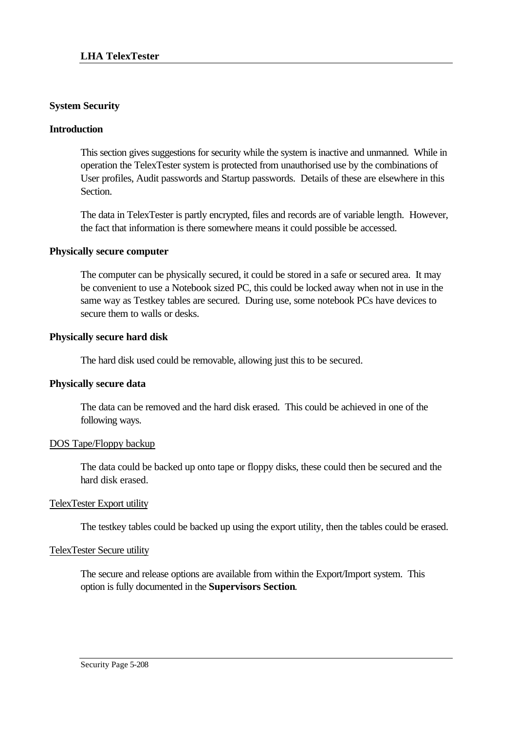## System Security

### Introduction

This section gives suggestions for security while the system is inactive and unmanned. While in operation the TelexTester system is protected from unauthorised use by the combinations of User profiles, Audit passwords and Startup passwords. Details of these are elsewhere in this Section.

The data in TelexTester is partly encrypted, files and records are of variable length. However, the fact that information is there somewhere means it could possible be accessed.

### Physically secure computer

The computer can be physically secured, it could be stored in a safe or secured area. It may be convenient to use a Notebook sized PC, this could be locked away when not in use in the same way as Testkey tables are secured. During use, some notebook PCs have devices to secure them to walls or desks.

### Physically secure hard disk

The hard disk used could be removable, allowing just this to be secured.

### Physically secure data

The data can be removed and the hard disk erased. This could be achieved in one of the following ways.

#### DOS Tape/Floppy backup

The data could be backed up onto tape or floppy disks, these could then be secured and the hard disk erased.

#### TelexTester Export utility

The testkey tables could be backed up using the export utility, then the tables could be erased.

#### TelexTester Secure utility

The secure and release options are available from within the Export/Import system. This option is fully documented in the **Supervisors Section**.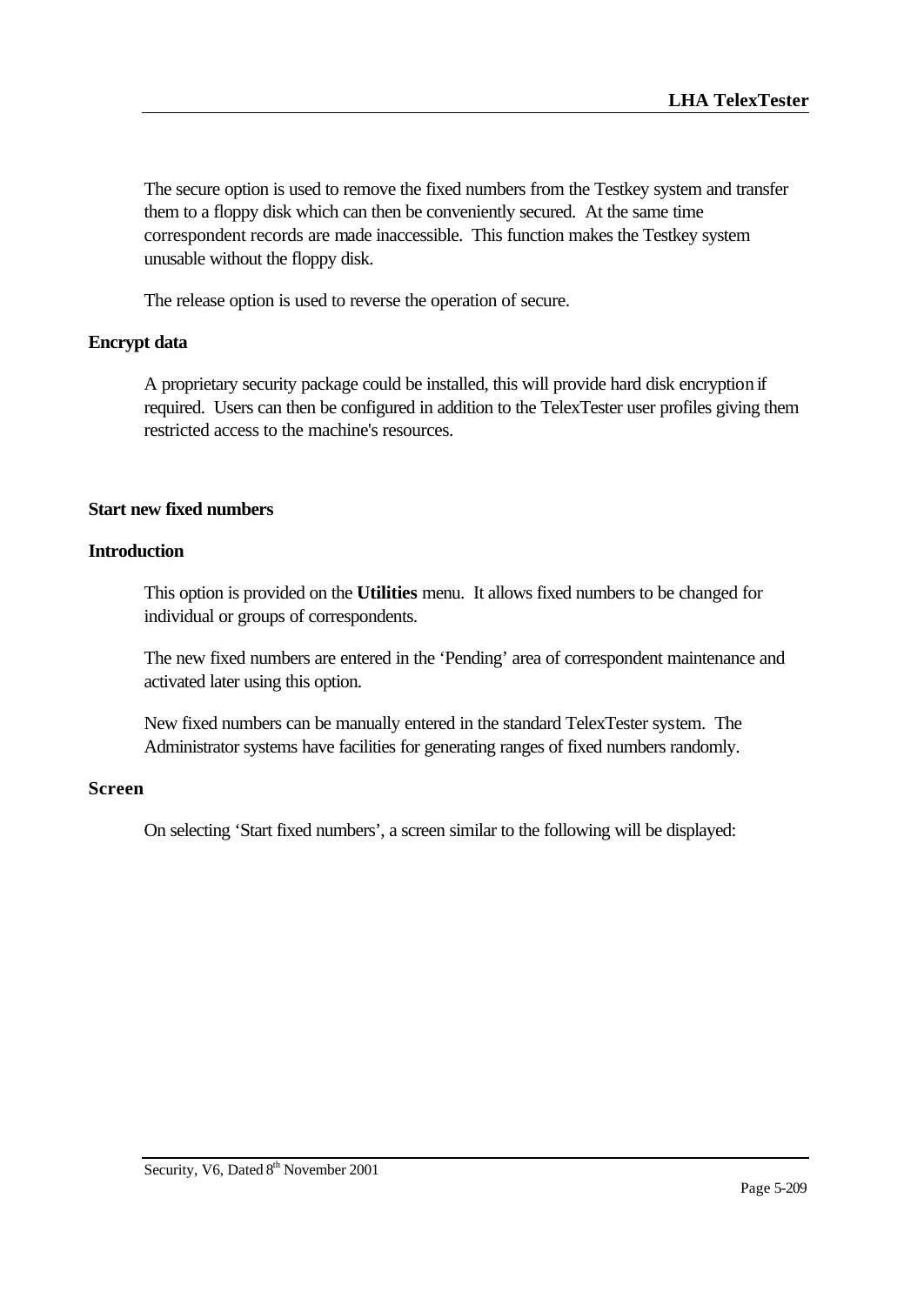The secure option is used to remove the fixed numbers from the Testkey system and transfer them to a floppy disk which can then be conveniently secured. At the same time correspondent records are made inaccessible. This function makes the Testkey system unusable without the floppy disk.

The release option is used to reverse the operation of secure.

### Encrypt data

A proprietary security package could be installed, this will provide hard disk encryption if required. Users can then be configured in addition to the TelexTester user profiles giving them restricted access to the machine's resources.

## Start new fixed numbers

### Introduction

This option is provided on the **Utilities** menu. It allows fixed numbers to be changed for individual or groups of correspondents.

The new fixed numbers are entered in the 'Pending' area of correspondent maintenance and activated later using this option.

New fixed numbers can be manually entered in the standard TelexTester system. The Administrator systems have facilities for generating ranges of fixed numbers randomly.

### Screen

On selecting 'Start fixed numbers', a screen similar to the following will be displayed: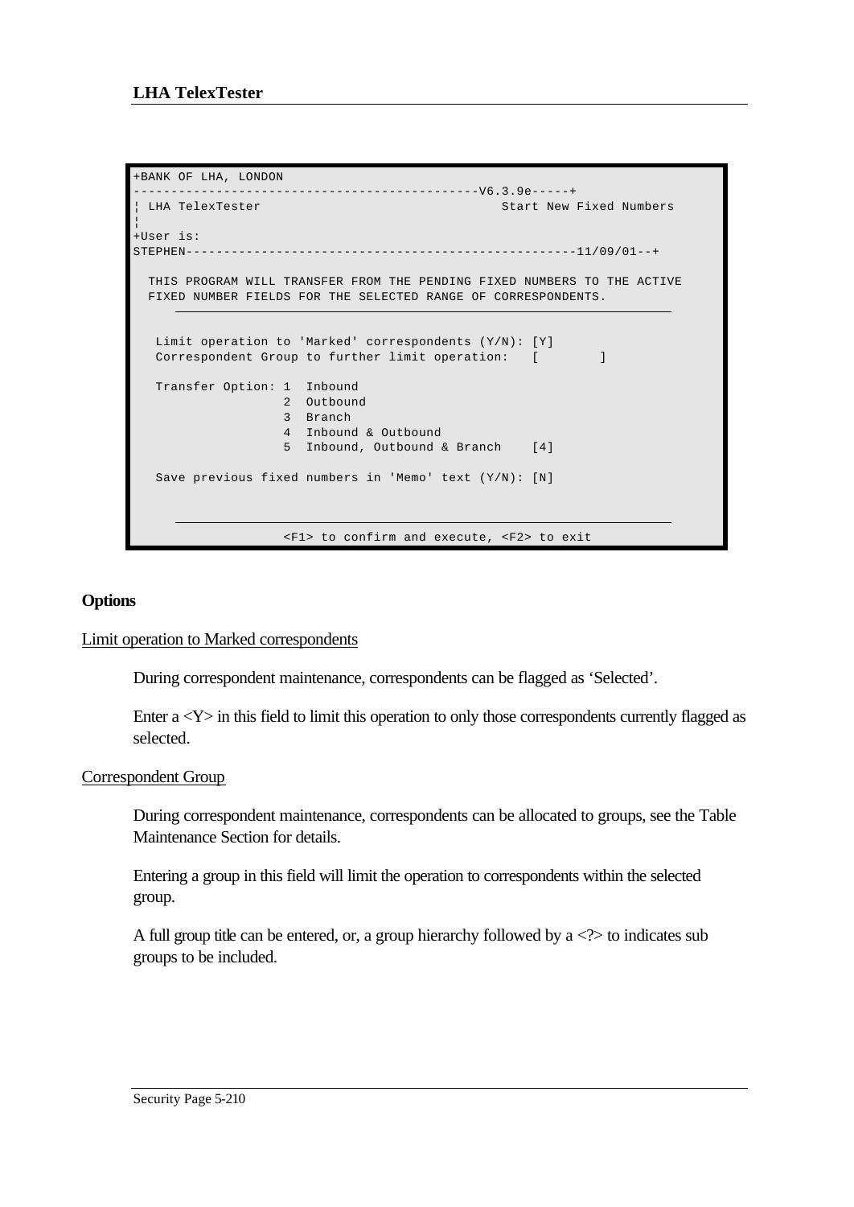```
+BANK OF LHA, LONDON
--------------------------------------------V6.3.9e-----+
¦ LHA TelexTester                                Start New Fixed Numbers
¦
+User is:
STEPHEN---------------------------------------------------11/09/01--+

  THIS PROGRAM WILL TRANSFER FROM THE PENDING FIXED NUMBERS TO THE ACTIVE
  FIXED NUMBER FIELDS FOR THE SELECTED RANGE OF CORRESPONDENTS.
      ------------------------------------------------------------------

   Limit operation to 'Marked' correspondents (Y/N): [Y]
   Correspondent Group to further limit operation:   [        ]

   Transfer Option: 1  Inbound
                    2  Outbound
                    3  Branch
                    4  Inbound & Outbound
                    5  Inbound, Outbound & Branch    [4]

   Save previous fixed numbers in 'Memo' text (Y/N): [N]


      ------------------------------------------------------------------
                    <F1> to confirm and execute, <F2> to exit
```

## Options

### Limit operation to Marked correspondents

During correspondent maintenance, correspondents can be flagged as 'Selected'.

Enter a <Y> in this field to limit this operation to only those correspondents currently flagged as selected.

### Correspondent Group

During correspondent maintenance, correspondents can be allocated to groups, see the Table Maintenance Section for details.

Entering a group in this field will limit the operation to correspondents within the selected group.

A full group title can be entered, or, a group hierarchy followed by a <?> to indicates sub groups to be included.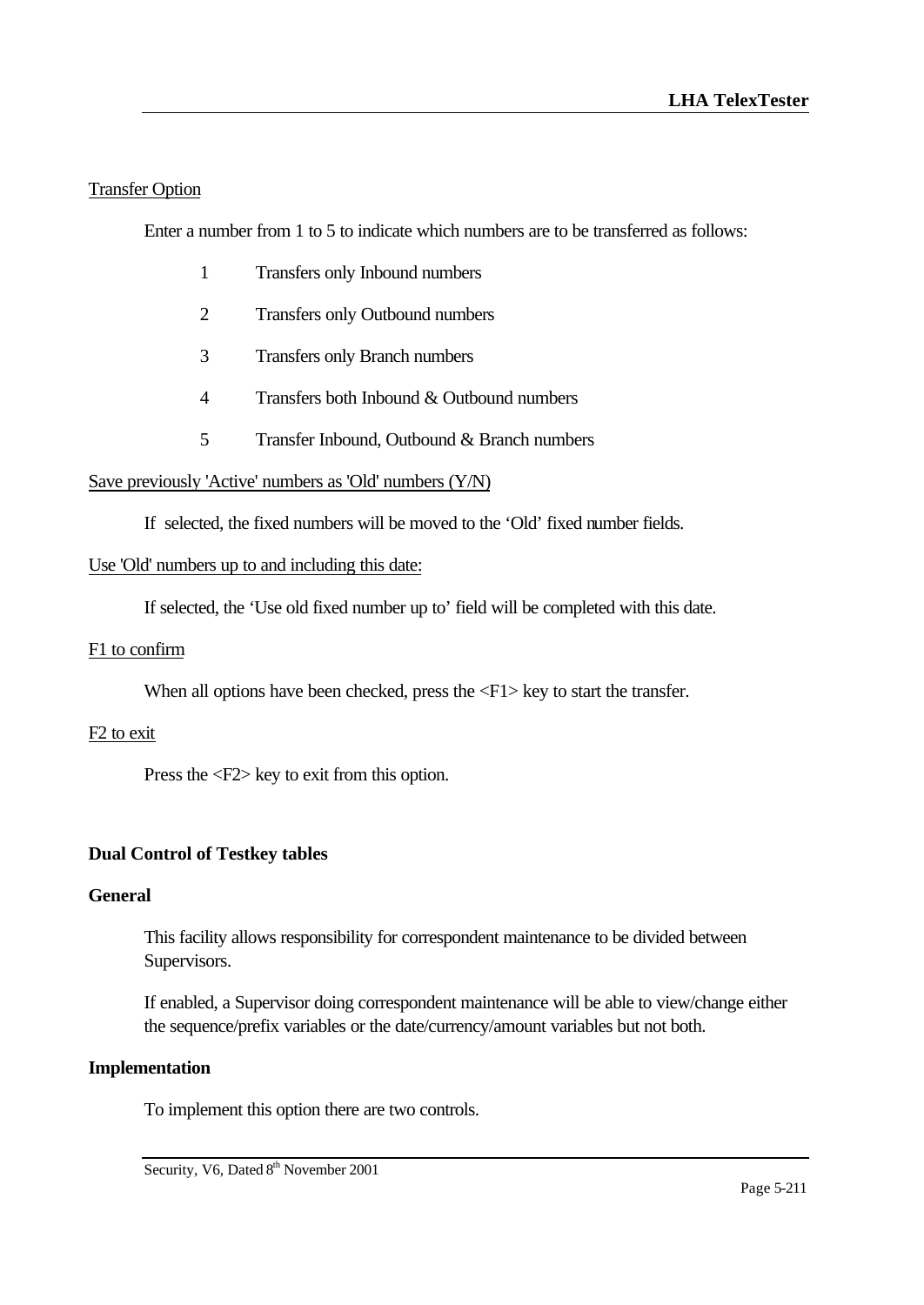Transfer Option

Enter a number from 1 to 5 to indicate which numbers are to be transferred as follows:

| | |
|---|---|
| 1 | Transfers only Inbound numbers |
| 2 | Transfers only Outbound numbers |
| 3 | Transfers only Branch numbers |
| 4 | Transfers both Inbound & Outbound numbers |
| 5 | Transfer Inbound, Outbound & Branch numbers |

Save previously 'Active' numbers as 'Old' numbers (Y/N)

If selected, the fixed numbers will be moved to the 'Old' fixed number fields.

Use 'Old' numbers up to and including this date:

If selected, the 'Use old fixed number up to' field will be completed with this date.

F1 to confirm

When all options have been checked, press the <F1> key to start the transfer.

F2 to exit

Press the <F2> key to exit from this option.

**Dual Control of Testkey tables**

**General**

This facility allows responsibility for correspondent maintenance to be divided between Supervisors.

If enabled, a Supervisor doing correspondent maintenance will be able to view/change either the sequence/prefix variables or the date/currency/amount variables but not both.

**Implementation**

To implement this option there are two controls.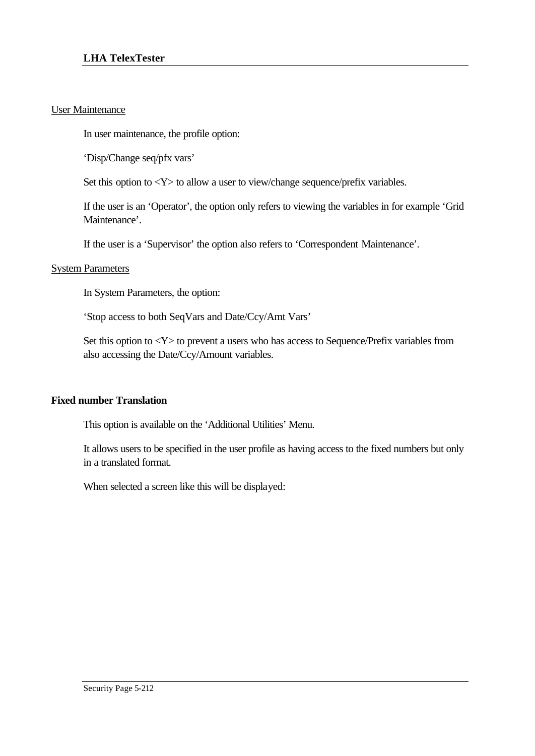User Maintenance

In user maintenance, the profile option:

‘Disp/Change seq/pfx vars’

Set this option to <Y> to allow a user to view/change sequence/prefix variables.

If the user is an ‘Operator’, the option only refers to viewing the variables in for example ‘Grid Maintenance’.

If the user is a ‘Supervisor’ the option also refers to ‘Correspondent Maintenance’.

System Parameters

In System Parameters, the option:

‘Stop access to both SeqVars and Date/Ccy/Amt Vars’

Set this option to <Y> to prevent a users who has access to Sequence/Prefix variables from also accessing the Date/Ccy/Amount variables.

**Fixed number Translation**

This option is available on the ‘Additional Utilities’ Menu.

It allows users to be specified in the user profile as having access to the fixed numbers but only in a translated format.

When selected a screen like this will be displayed: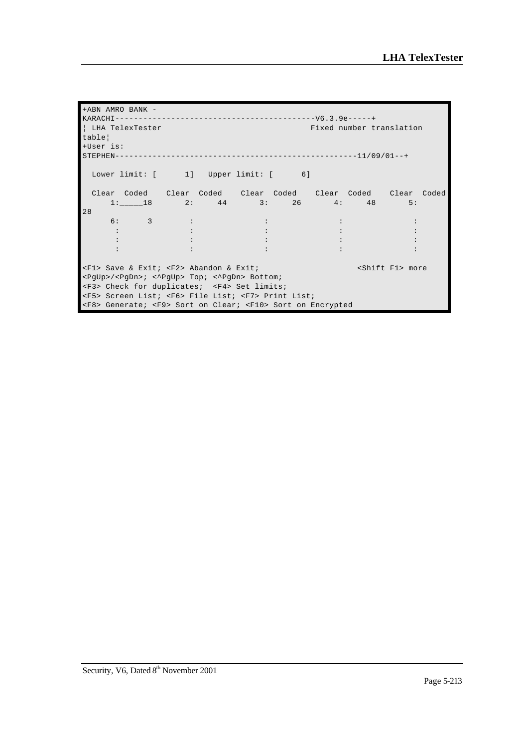```
+ABN AMRO BANK -
KARACHI-------------------------------------------V6.3.9e-----+
¦ LHA TelexTester                                Fixed number translation
table¦
+User is:
STEPHEN----------------------------------------------------11/09/01--+

  Lower limit: [      1]   Upper limit: [      6]

  Clear  Coded    Clear  Coded    Clear  Coded    Clear  Coded    Clear  Coded
      1:_____18       2:     44       3:     26       4:     48       5:
28
      6:      3       :               :               :               :
       :              :               :               :               :
       :              :               :               :               :
       :              :               :               :               :

<F1> Save & Exit; <F2> Abandon & Exit;                    <Shift F1> more
<PgUp>/<PgDn>; <^PgUp> Top; <^PgDn> Bottom;
<F3> Check for duplicates;  <F4> Set limits;
<F5> Screen List; <F6> File List; <F7> Print List;
<F8> Generate; <F9> Sort on Clear; <F10> Sort on Encrypted
```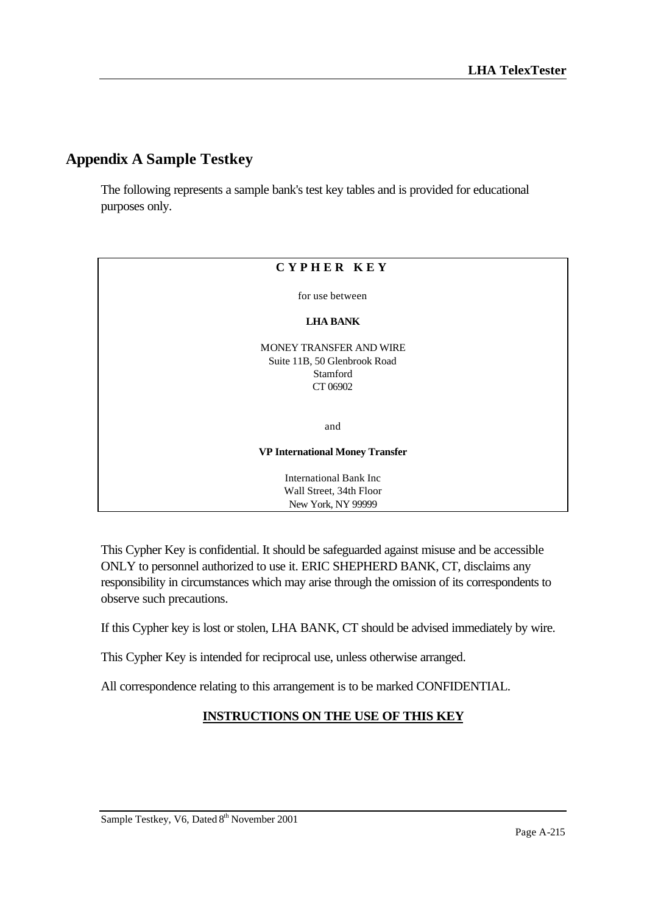# Appendix A Sample Testkey

The following represents a sample bank's test key tables and is provided for educational purposes only.

**C Y P H E R   K E Y**

for use between

**LHA BANK**

MONEY TRANSFER AND WIRE
Suite 11B, 50 Glenbrook Road
Stamford
CT 06902

and

**VP International Money Transfer**

International Bank Inc
Wall Street, 34th Floor
New York, NY 99999

This Cypher Key is confidential. It should be safeguarded against misuse and be accessible ONLY to personnel authorized to use it. ERIC SHEPHERD BANK, CT, disclaims any responsibility in circumstances which may arise through the omission of its correspondents to observe such precautions.

If this Cypher key is lost or stolen, LHA BANK, CT should be advised immediately by wire.

This Cypher Key is intended for reciprocal use, unless otherwise arranged.

All correspondence relating to this arrangement is to be marked CONFIDENTIAL.

**<u>INSTRUCTIONS ON THE USE OF THIS KEY</u>**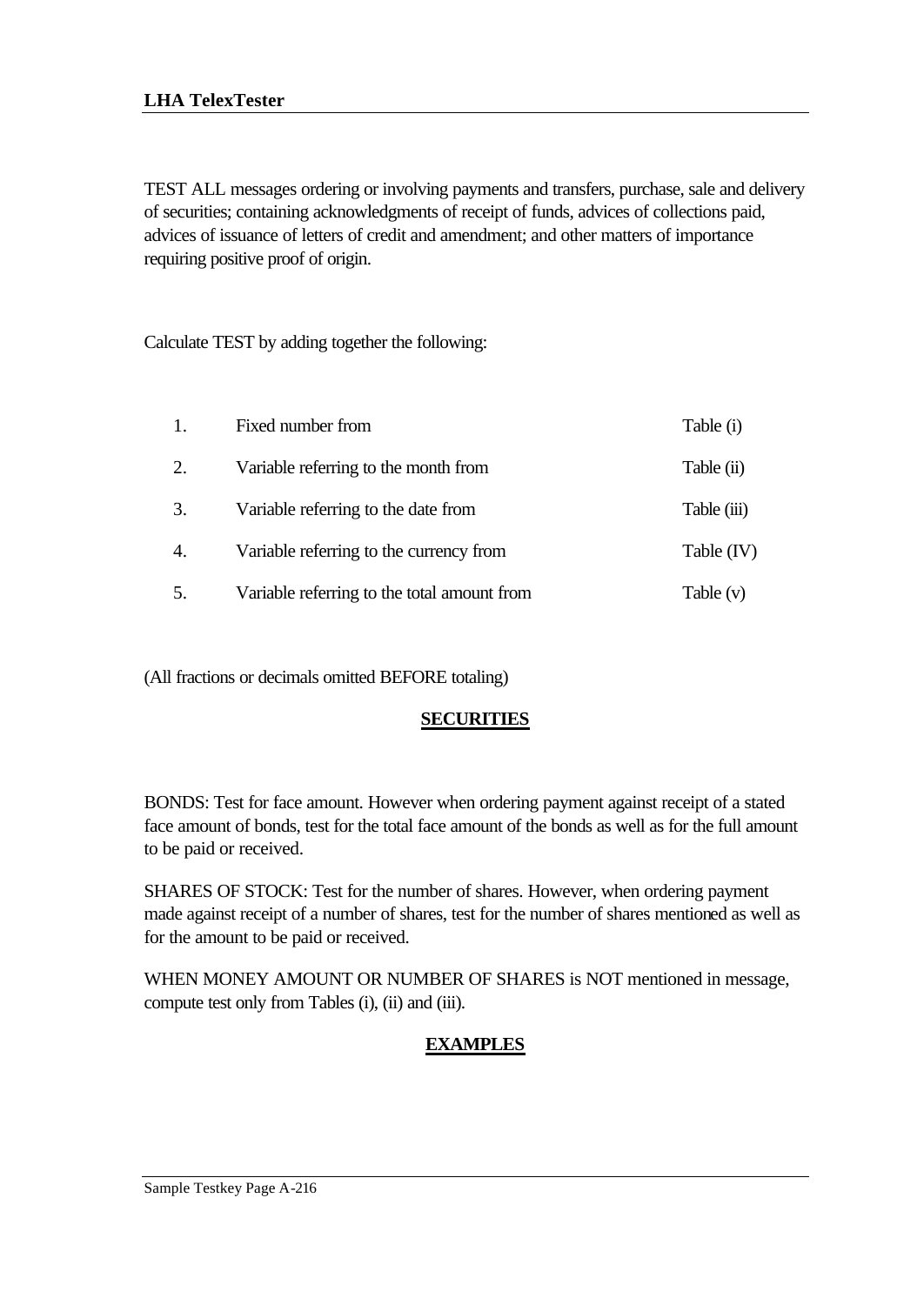TEST ALL messages ordering or involving payments and transfers, purchase, sale and delivery of securities; containing acknowledgments of receipt of funds, advices of collections paid, advices of issuance of letters of credit and amendment; and other matters of importance requiring positive proof of origin.

Calculate TEST by adding together the following:

| | | |
|---|---|---|
| 1. | Fixed number from | Table (i) |
| 2. | Variable referring to the month from | Table (ii) |
| 3. | Variable referring to the date from | Table (iii) |
| 4. | Variable referring to the currency from | Table (IV) |
| 5. | Variable referring to the total amount from | Table (v) |

(All fractions or decimals omitted BEFORE totaling)

## **SECURITIES**

BONDS: Test for face amount. However when ordering payment against receipt of a stated face amount of bonds, test for the total face amount of the bonds as well as for the full amount to be paid or received.

SHARES OF STOCK: Test for the number of shares. However, when ordering payment made against receipt of a number of shares, test for the number of shares mentioned as well as for the amount to be paid or received.

WHEN MONEY AMOUNT OR NUMBER OF SHARES is NOT mentioned in message, compute test only from Tables (i), (ii) and (iii).

## **EXAMPLES**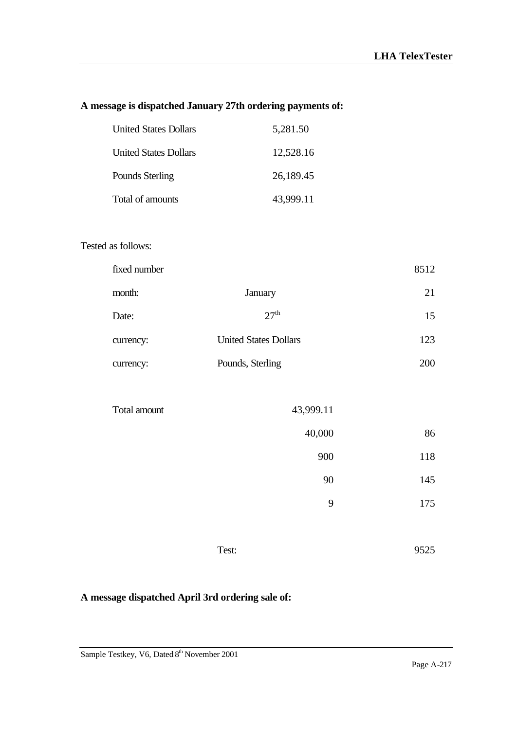**A message is dispatched January 27th ordering payments of:**

| | |
|---|---|
| United States Dollars | 5,281.50 |
| United States Dollars | 12,528.16 |
| Pounds Sterling | 26,189.45 |
| Total of amounts | 43,999.11 |

Tested as follows:

| | | |
|---|---|---|
| fixed number | | 8512 |
| month: | January | 21 |
| Date: | 27th | 15 |
| currency: | United States Dollars | 123 |
| currency: | Pounds, Sterling | 200 |
| | | |
| Total amount | 43,999.11 | |
| | 40,000 | 86 |
| | 900 | 118 |
| | 90 | 145 |
| | 9 | 175 |
| | | |
| | Test: | 9525 |

**A message dispatched April 3rd ordering sale of:**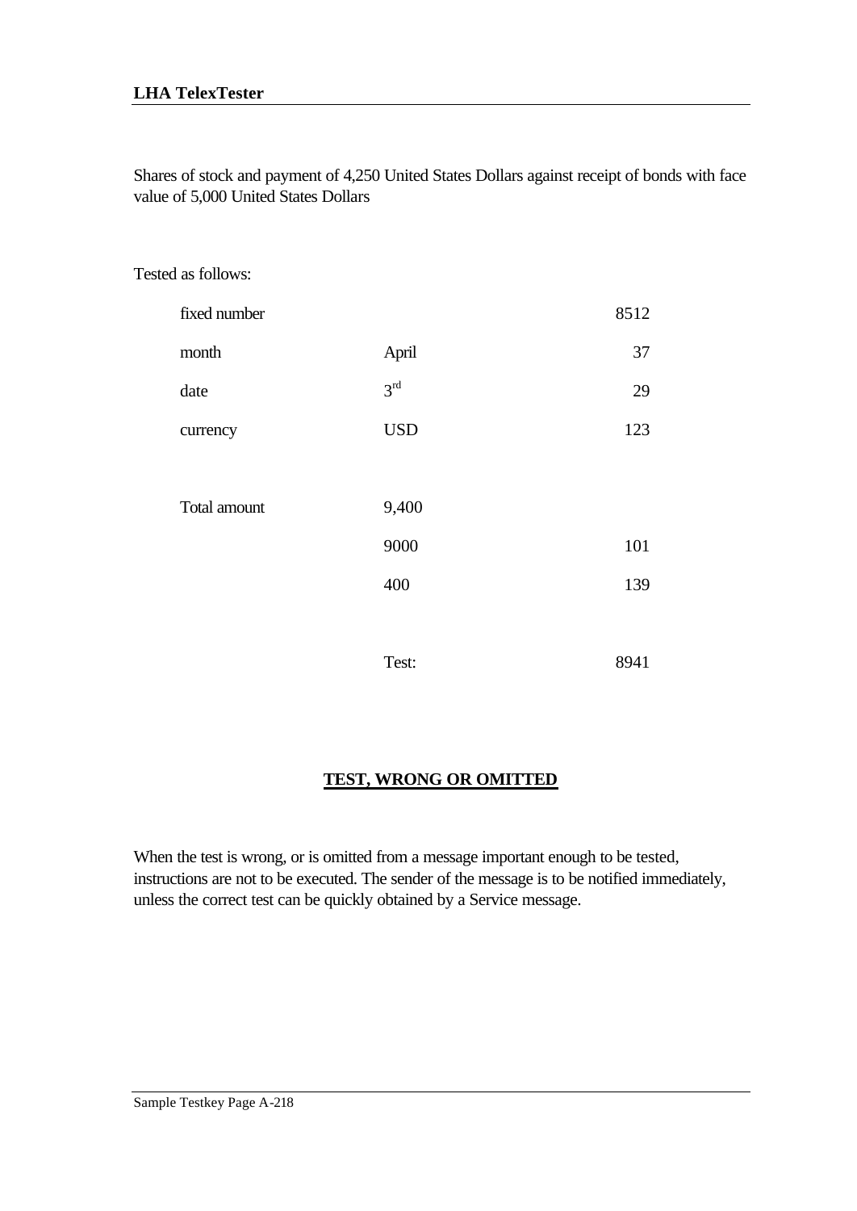Shares of stock and payment of 4,250 United States Dollars against receipt of bonds with face value of 5,000 United States Dollars

Tested as follows:

| | | |
|---|---|---|
| fixed number | | 8512 |
| month | April | 37 |
| date | 3rd | 29 |
| currency | USD | 123 |
| | | |
| Total amount | 9,400 | |
| | 9000 | 101 |
| | 400 | 139 |
| | | |
| | Test: | 8941 |

## TEST, WRONG OR OMITTED

When the test is wrong, or is omitted from a message important enough to be tested, instructions are not to be executed. The sender of the message is to be notified immediately, unless the correct test can be quickly obtained by a Service message.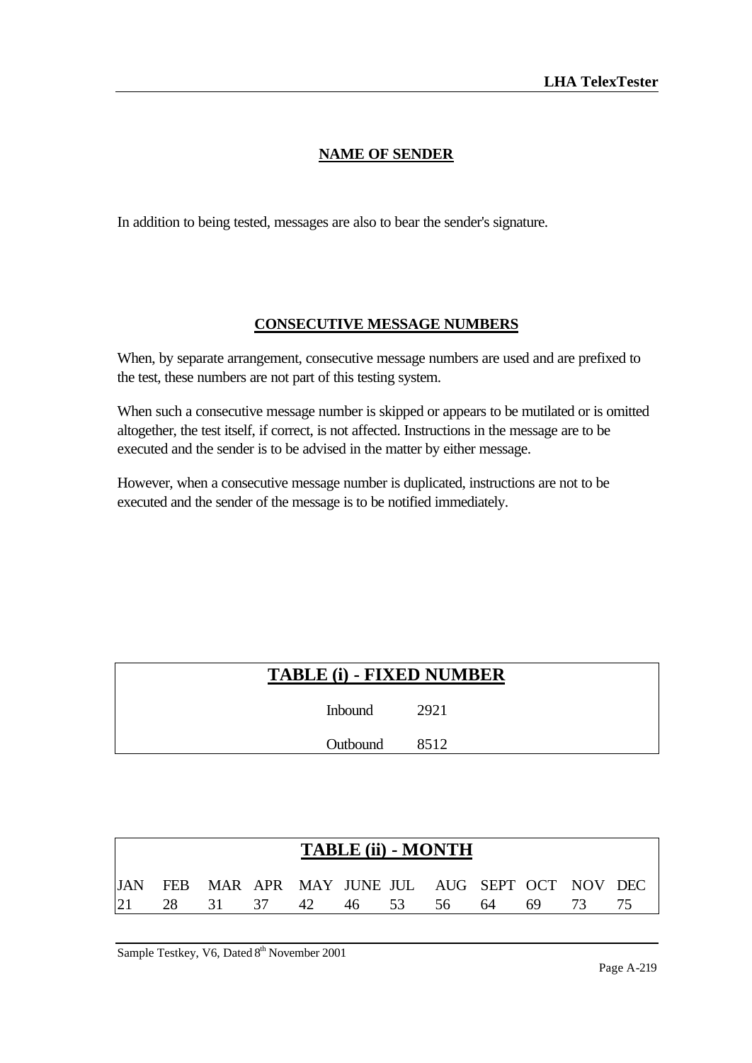## NAME OF SENDER

In addition to being tested, messages are also to bear the sender's signature.

## CONSECUTIVE MESSAGE NUMBERS

When, by separate arrangement, consecutive message numbers are used and are prefixed to the test, these numbers are not part of this testing system.

When such a consecutive message number is skipped or appears to be mutilated or is omitted altogether, the test itself, if correct, is not affected. Instructions in the message are to be executed and the sender is to be advised in the matter by either message.

However, when a consecutive message number is duplicated, instructions are not to be executed and the sender of the message is to be notified immediately.

**TABLE (i) - FIXED NUMBER**

| | |
|---|---|
| Inbound | 2921 |
| Outbound | 8512 |

**TABLE (ii) - MONTH**

| JAN | FEB | MAR | APR | MAY | JUNE | JUL | AUG | SEPT | OCT | NOV | DEC |
|---|---|---|---|---|---|---|---|---|---|---|---|
| 21 | 28 | 31 | 37 | 42 | 46 | 53 | 56 | 64 | 69 | 73 | 75 |

Sample Testkey, V6, Dated 8th November 2001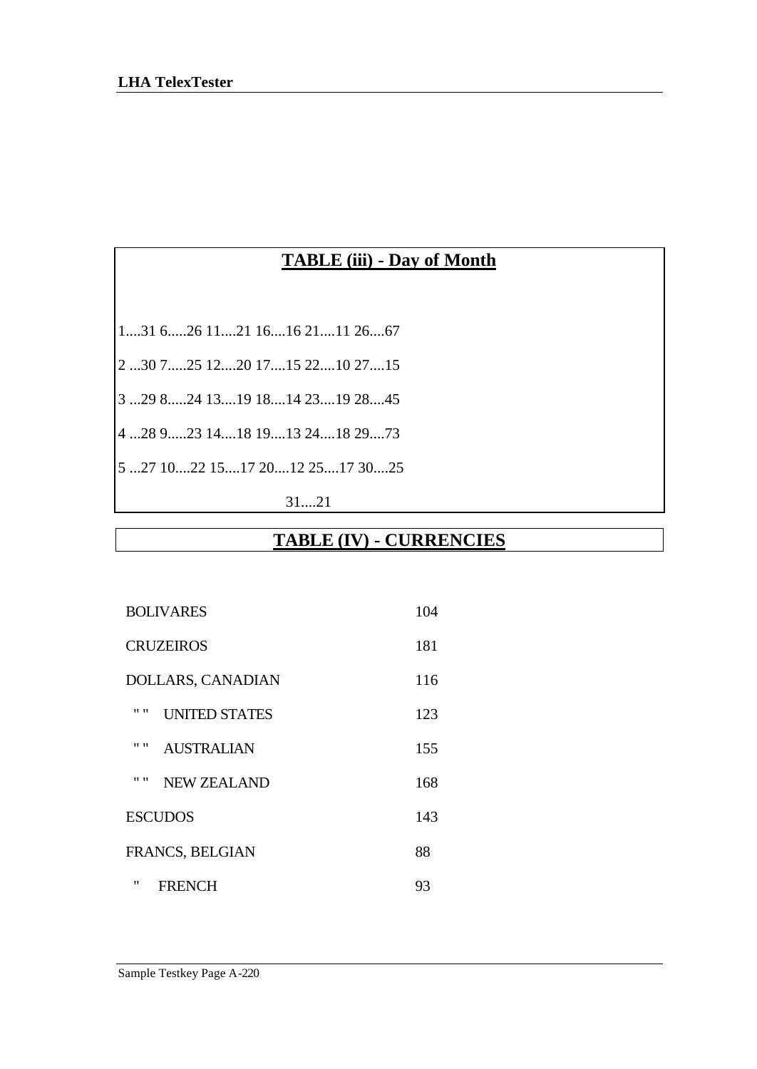## TABLE (iii) - Day of Month

1....31 6.....26 11....21 16....16 21....11 26....67

2 ...30 7.....25 12....20 17....15 22....10 27....15

3 ...29 8.....24 13....19 18....14 23....19 28....45

4 ...28 9.....23 14....18 19....13 24....18 29....73

5 ...27 10....22 15....17 20....12 25....17 30....25

31....21

## TABLE (IV) - CURRENCIES

| | |
|---|---|
| BOLIVARES | 104 |
| CRUZEIROS | 181 |
| DOLLARS, CANADIAN | 116 |
| " " UNITED STATES | 123 |
| " " AUSTRALIAN | 155 |
| " " NEW ZEALAND | 168 |
| ESCUDOS | 143 |
| FRANCS, BELGIAN | 88 |
| " FRENCH | 93 |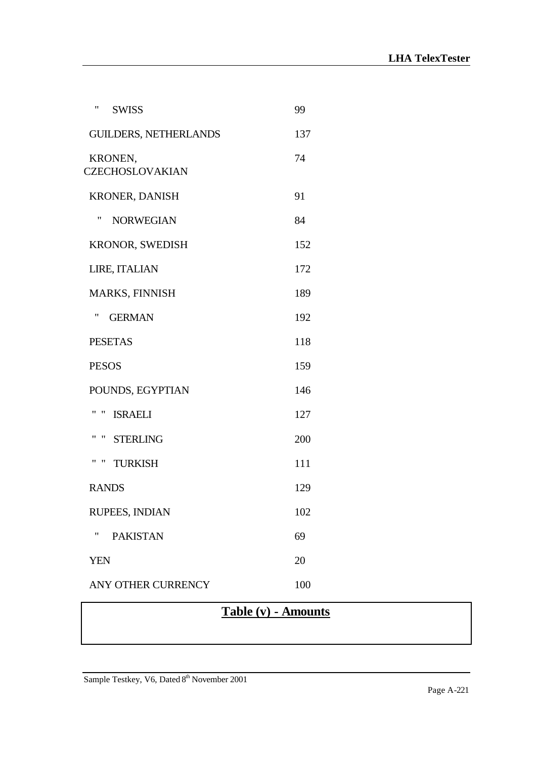| | |
|---|---|
| " SWISS | 99 |
| GUILDERS, NETHERLANDS | 137 |
| KRONEN, CZECHOSLOVAKIAN | 74 |
| KRONER, DANISH | 91 |
| " NORWEGIAN | 84 |
| KRONOR, SWEDISH | 152 |
| LIRE, ITALIAN | 172 |
| MARKS, FINNISH | 189 |
| " GERMAN | 192 |
| PESETAS | 118 |
| PESOS | 159 |
| POUNDS, EGYPTIAN | 146 |
| " " ISRAELI | 127 |
| " " STERLING | 200 |
| " " TURKISH | 111 |
| RANDS | 129 |
| RUPEES, INDIAN | 102 |
| " PAKISTAN | 69 |
| YEN | 20 |
| ANY OTHER CURRENCY | 100 |

**Table (v) - Amounts**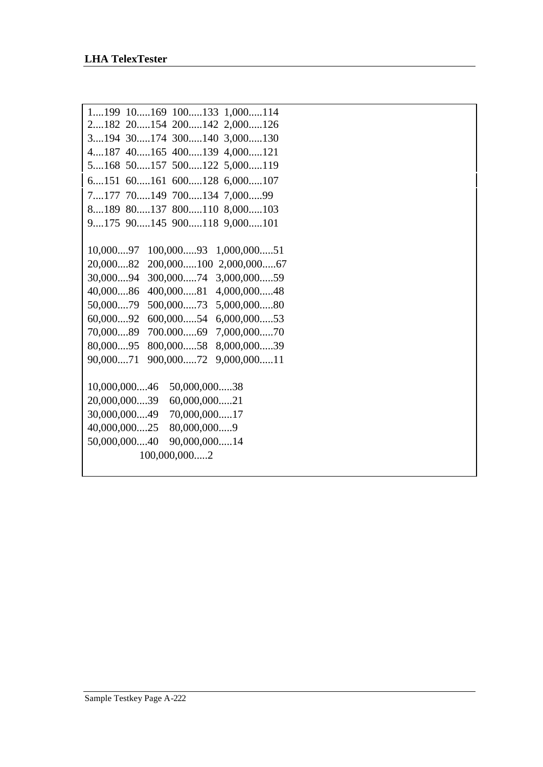1....199 10.....169 100.....133 1,000.....114
2....182 20.....154 200.....142 2,000.....126
3....194 30.....174 300.....140 3,000.....130
4....187 40.....165 400.....139 4,000.....121
5....168 50.....157 500.....122 5,000.....119
6....151 60.....161 600.....128 6,000.....107
7....177 70.....149 700.....134 7,000.....99
8....189 80.....137 800.....110 8,000.....103
9....175 90.....145 900.....118 9,000.....101

10,000....97 100,000.....93 1,000,000.....51
20,000....82 200,000.....100 2,000,000.....67
30,000....94 300,000.....74 3,000,000.....59
40,000....86 400,000.....81 4,000,000.....48
50,000....79 500,000.....73 5,000,000.....80
60,000....92 600,000.....54 6,000,000.....53
70,000....89 700.000.....69 7,000,000.....70
80,000....95 800,000.....58 8,000,000.....39
90,000....71 900,000.....72 9,000,000.....11

10,000,000....46 50,000,000.....38
20,000,000....39 60,000,000.....21
30,000,000....49 70,000,000.....17
40,000,000....25 80,000,000.....9
50,000,000....40 90,000,000.....14
100,000,000.....2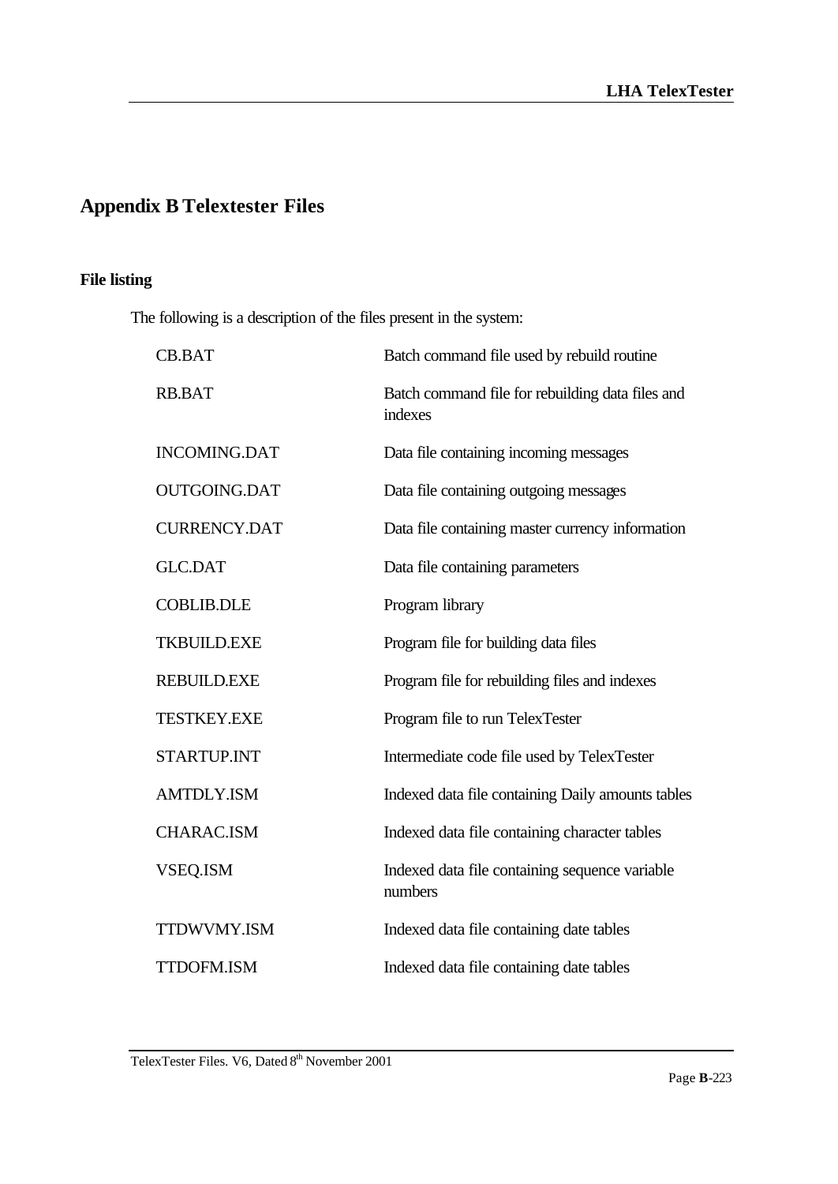# Appendix B Telextester Files

## File listing

The following is a description of the files present in the system:

| | |
|---|---|
| CB.BAT | Batch command file used by rebuild routine |
| RB.BAT | Batch command file for rebuilding data files and indexes |
| INCOMING.DAT | Data file containing incoming messages |
| OUTGOING.DAT | Data file containing outgoing messages |
| CURRENCY.DAT | Data file containing master currency information |
| GLC.DAT | Data file containing parameters |
| COBLIB.DLE | Program library |
| TKBUILD.EXE | Program file for building data files |
| REBUILD.EXE | Program file for rebuilding files and indexes |
| TESTKEY.EXE | Program file to run TelexTester |
| STARTUP.INT | Intermediate code file used by TelexTester |
| AMTDLY.ISM | Indexed data file containing Daily amounts tables |
| CHARAC.ISM | Indexed data file containing character tables |
| VSEQ.ISM | Indexed data file containing sequence variable numbers |
| TTDWVMY.ISM | Indexed data file containing date tables |
| TTDOFM.ISM | Indexed data file containing date tables |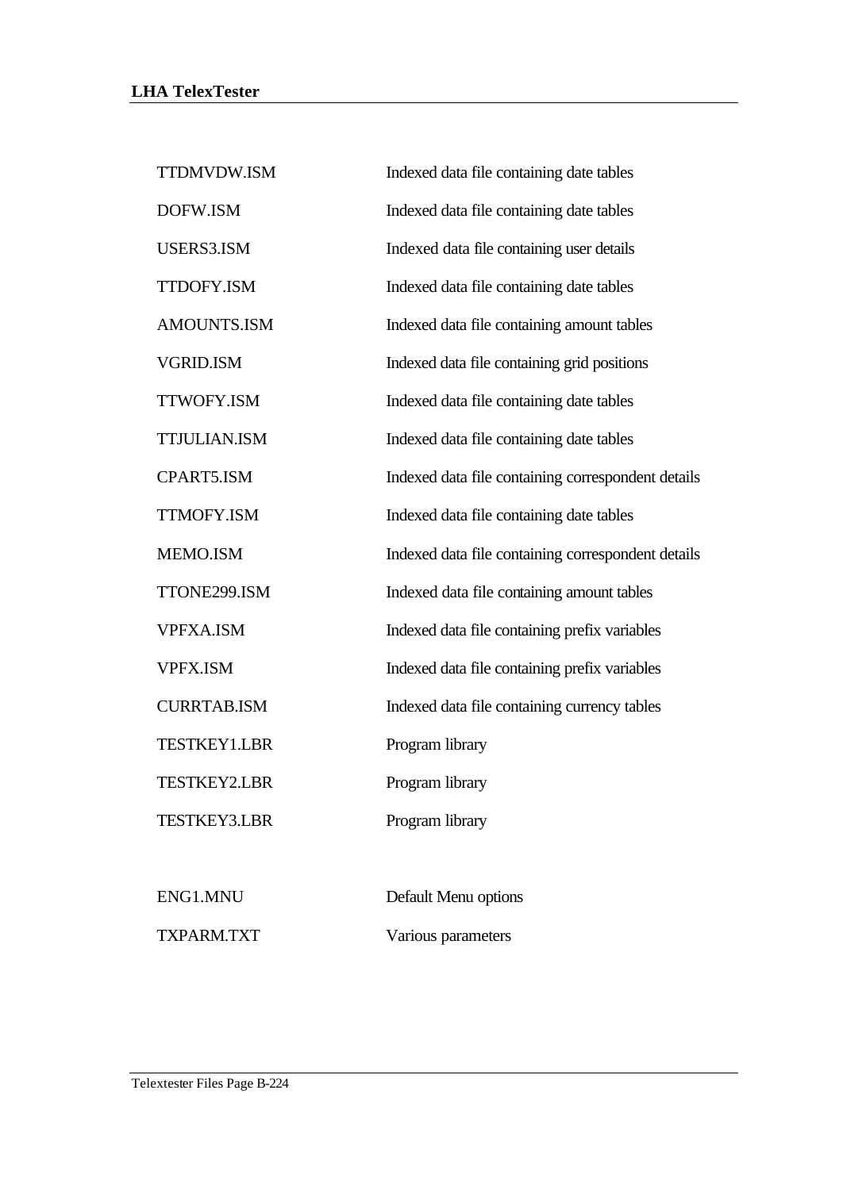| | |
|---|---|
| TTDMVDW.ISM | Indexed data file containing date tables |
| DOFW.ISM | Indexed data file containing date tables |
| USERS3.ISM | Indexed data file containing user details |
| TTDOFY.ISM | Indexed data file containing date tables |
| AMOUNTS.ISM | Indexed data file containing amount tables |
| VGRID.ISM | Indexed data file containing grid positions |
| TTWOFY.ISM | Indexed data file containing date tables |
| TTJULIAN.ISM | Indexed data file containing date tables |
| CPART5.ISM | Indexed data file containing correspondent details |
| TTMOFY.ISM | Indexed data file containing date tables |
| MEMO.ISM | Indexed data file containing correspondent details |
| TTONE299.ISM | Indexed data file containing amount tables |
| VPFXA.ISM | Indexed data file containing prefix variables |
| VPFX.ISM | Indexed data file containing prefix variables |
| CURRTAB.ISM | Indexed data file containing currency tables |
| TESTKEY1.LBR | Program library |
| TESTKEY2.LBR | Program library |
| TESTKEY3.LBR | Program library |
| | |
| ENG1.MNU | Default Menu options |
| TXPARM.TXT | Various parameters |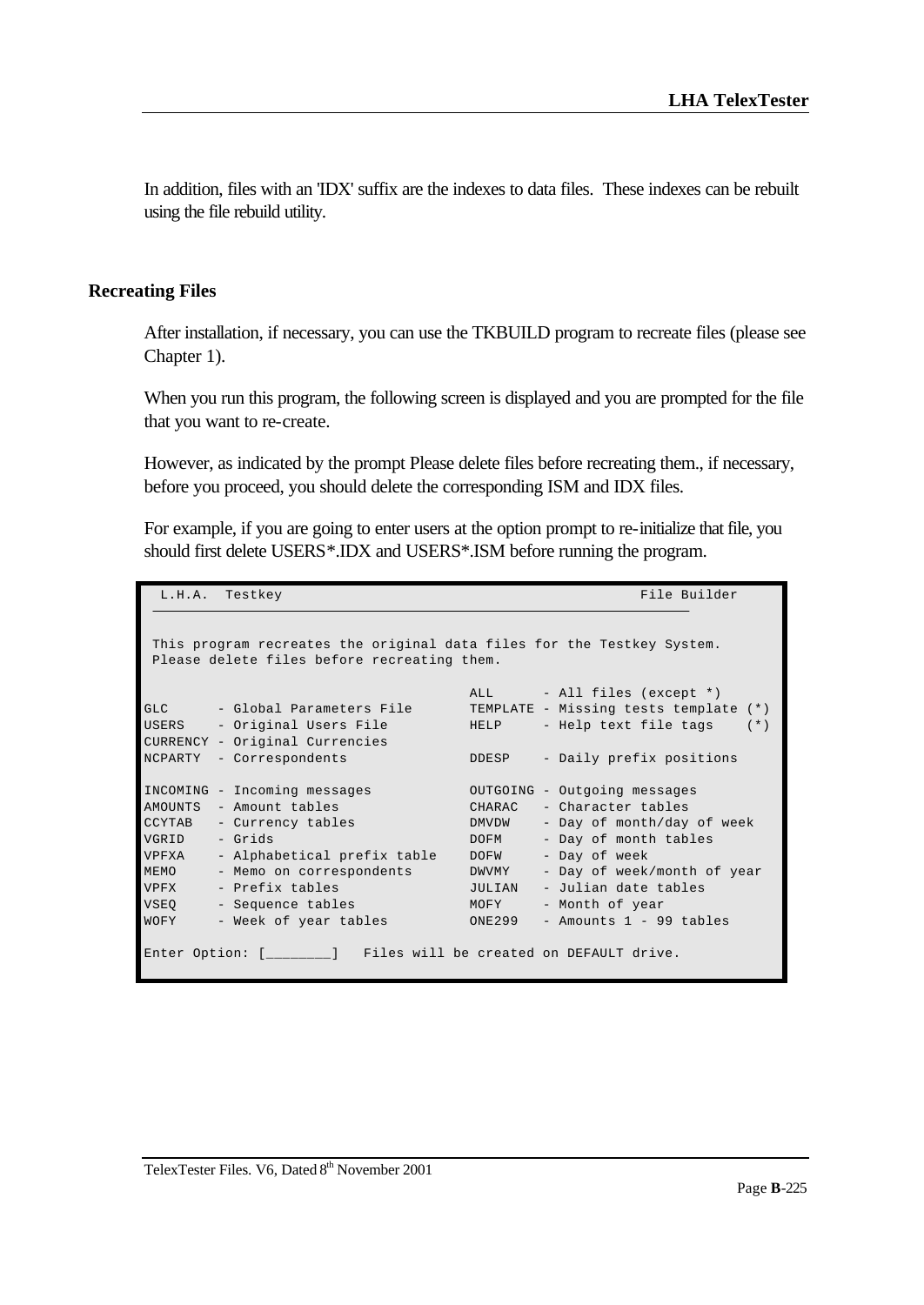In addition, files with an 'IDX' suffix are the indexes to data files. These indexes can be rebuilt using the file rebuild utility.

## Recreating Files

After installation, if necessary, you can use the TKBUILD program to recreate files (please see Chapter 1).

When you run this program, the following screen is displayed and you are prompted for the file that you want to re-create.

However, as indicated by the prompt Please delete files before recreating them., if necessary, before you proceed, you should delete the corresponding ISM and IDX files.

For example, if you are going to enter users at the option prompt to re-initialize that file, you should first delete USERS*.IDX and USERS*.ISM before running the program.

```
 L.H.A.  Testkey                                                 File Builder
 ____________________________________________________________________

 This program recreates the original data files for the Testkey System.
 Please delete files before recreating them.

                                        ALL      - All files (except *)
GLC      - Global Parameters File       TEMPLATE - Missing tests template (*)
USERS    - Original Users File          HELP     - Help text file tags    (*)
CURRENCY - Original Currencies
NCPARTY  - Correspondents               DDESP    - Daily prefix positions

INCOMING - Incoming messages            OUTGOING - Outgoing messages
AMOUNTS  - Amount tables                CHARAC   - Character tables
CCYTAB   - Currency tables              DMVDW    - Day of month/day of week
VGRID    - Grids                        DOFM     - Day of month tables
VPFXA    - Alphabetical prefix table    DOFW     - Day of week
MEMO     - Memo on correspondents       DWVMY    - Day of week/month of year
VPFX     - Prefix tables                JULIAN   - Julian date tables
VSEQ     - Sequence tables              MOFY     - Month of year
WOFY     - Week of year tables          ONE299   - Amounts 1 - 99 tables

Enter Option: [________]   Files will be created on DEFAULT drive.
```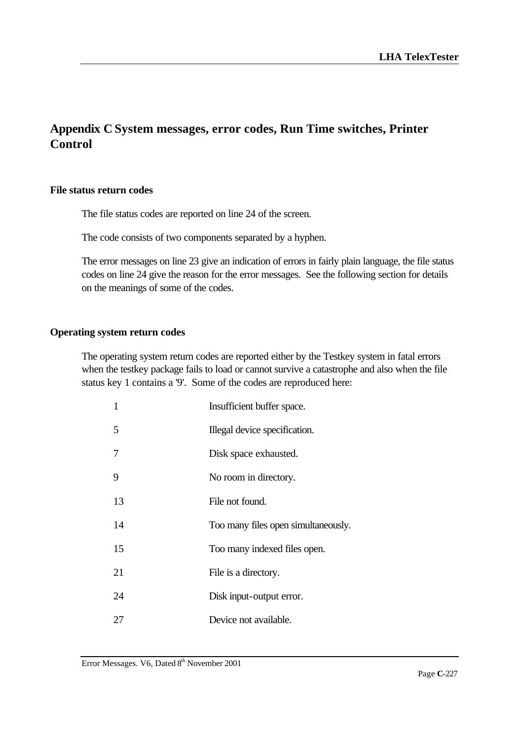# Appendix C System messages, error codes, Run Time switches, Printer Control

### File status return codes

The file status codes are reported on line 24 of the screen.

The code consists of two components separated by a hyphen.

The error messages on line 23 give an indication of errors in fairly plain language, the file status codes on line 24 give the reason for the error messages. See the following section for details on the meanings of some of the codes.

### Operating system return codes

The operating system return codes are reported either by the Testkey system in fatal errors when the testkey package fails to load or cannot survive a catastrophe and also when the file status key 1 contains a '9'. Some of the codes are reproduced here:

| | |
|---|---|
| 1 | Insufficient buffer space. |
| 5 | Illegal device specification. |
| 7 | Disk space exhausted. |
| 9 | No room in directory. |
| 13 | File not found. |
| 14 | Too many files open simultaneously. |
| 15 | Too many indexed files open. |
| 21 | File is a directory. |
| 24 | Disk input-output error. |
| 27 | Device not available. |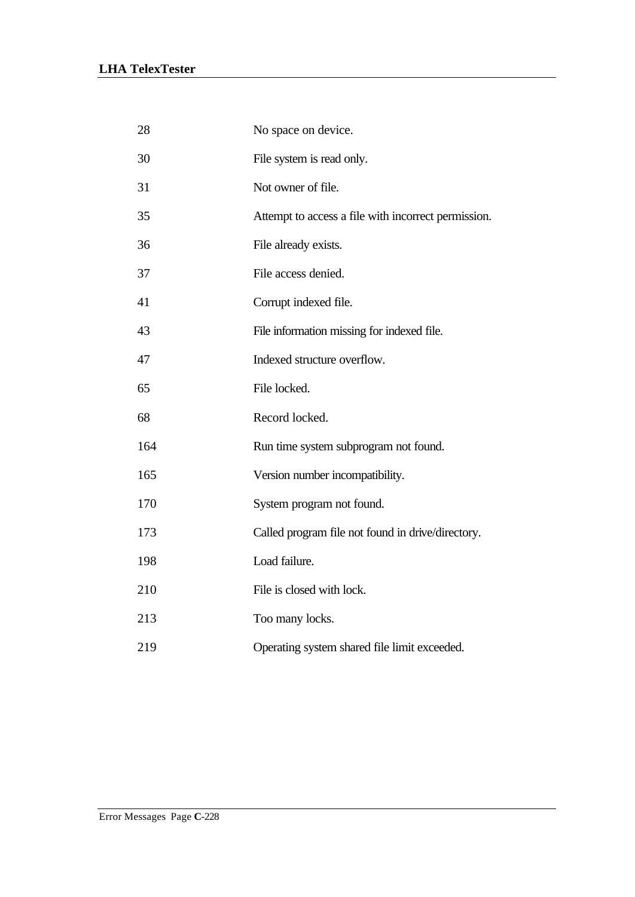| | |
|---|---|
| 28 | No space on device. |
| 30 | File system is read only. |
| 31 | Not owner of file. |
| 35 | Attempt to access a file with incorrect permission. |
| 36 | File already exists. |
| 37 | File access denied. |
| 41 | Corrupt indexed file. |
| 43 | File information missing for indexed file. |
| 47 | Indexed structure overflow. |
| 65 | File locked. |
| 68 | Record locked. |
| 164 | Run time system subprogram not found. |
| 165 | Version number incompatibility. |
| 170 | System program not found. |
| 173 | Called program file not found in drive/directory. |
| 198 | Load failure. |
| 210 | File is closed with lock. |
| 213 | Too many locks. |
| 219 | Operating system shared file limit exceeded. |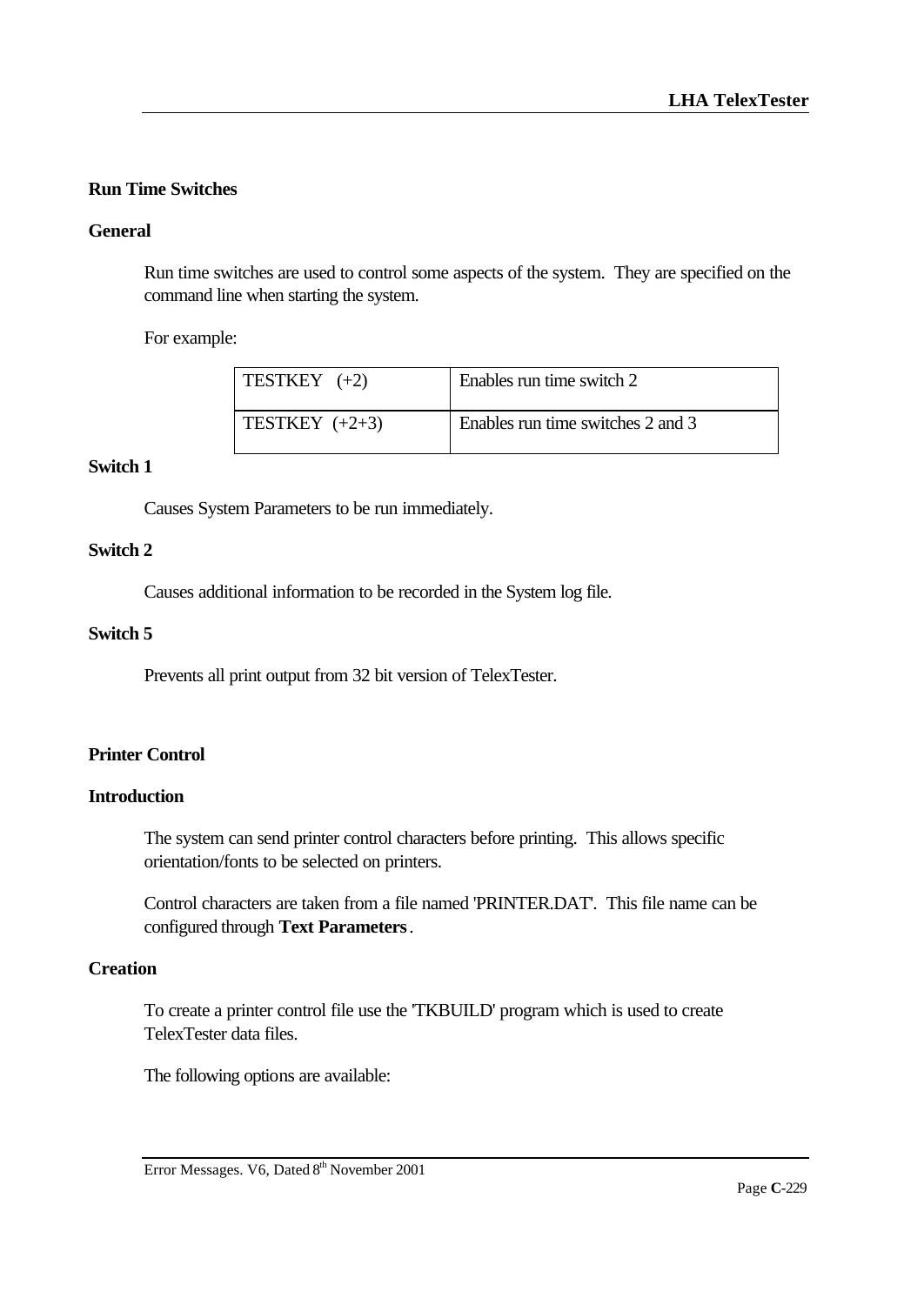## Run Time Switches

### General

Run time switches are used to control some aspects of the system. They are specified on the command line when starting the system.

For example:

| TESTKEY (+2) | Enables run time switch 2 |
|---|---|
| TESTKEY (+2+3) | Enables run time switches 2 and 3 |

### Switch 1

Causes System Parameters to be run immediately.

### Switch 2

Causes additional information to be recorded in the System log file.

### Switch 5

Prevents all print output from 32 bit version of TelexTester.

## Printer Control

### Introduction

The system can send printer control characters before printing. This allows specific orientation/fonts to be selected on printers.

Control characters are taken from a file named 'PRINTER.DAT'. This file name can be configured through **Text Parameters**.

### Creation

To create a printer control file use the 'TKBUILD' program which is used to create TelexTester data files.

The following options are available: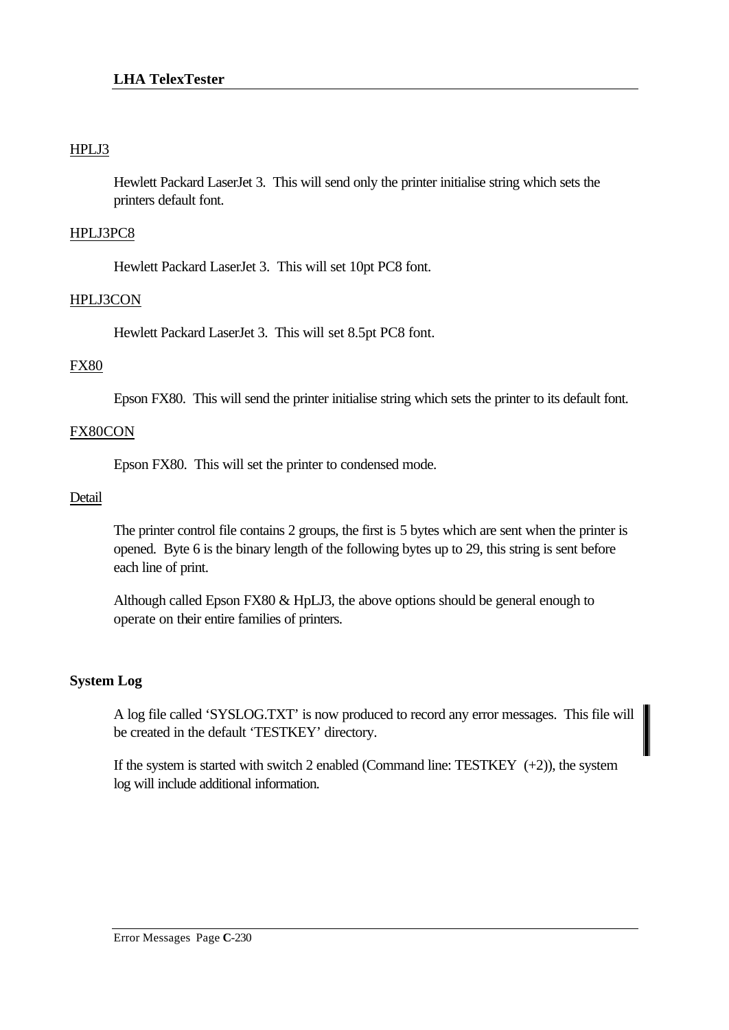HPLJ3

Hewlett Packard LaserJet 3. This will send only the printer initialise string which sets the printers default font.

HPLJ3PC8

Hewlett Packard LaserJet 3. This will set 10pt PC8 font.

HPLJ3CON

Hewlett Packard LaserJet 3. This will set 8.5pt PC8 font.

FX80

Epson FX80. This will send the printer initialise string which sets the printer to its default font.

FX80CON

Epson FX80. This will set the printer to condensed mode.

Detail

The printer control file contains 2 groups, the first is 5 bytes which are sent when the printer is opened. Byte 6 is the binary length of the following bytes up to 29, this string is sent before each line of print.

Although called Epson FX80 & HpLJ3, the above options should be general enough to operate on their entire families of printers.

**System Log**

A log file called 'SYSLOG.TXT' is now produced to record any error messages. This file will be created in the default 'TESTKEY' directory.

If the system is started with switch 2 enabled (Command line: TESTKEY (+2)), the system log will include additional information.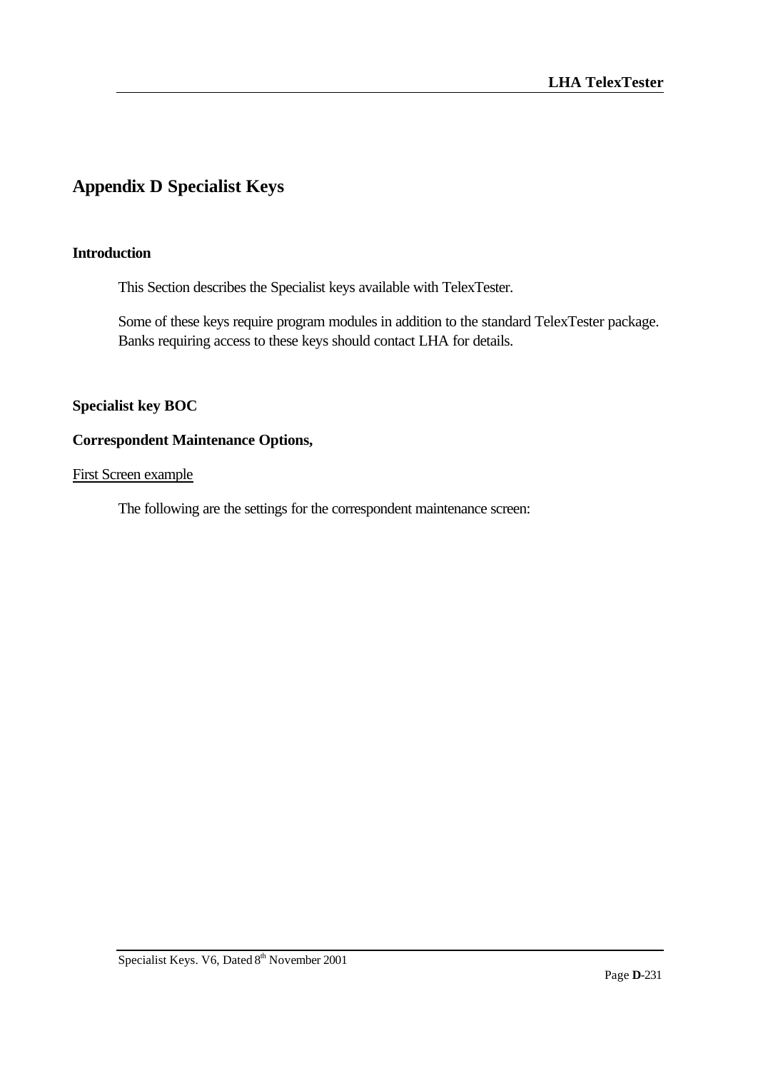# Appendix D Specialist Keys

## Introduction

This Section describes the Specialist keys available with TelexTester.

Some of these keys require program modules in addition to the standard TelexTester package. Banks requiring access to these keys should contact LHA for details.

## Specialist key BOC

## Correspondent Maintenance Options,

First Screen example

The following are the settings for the correspondent maintenance screen: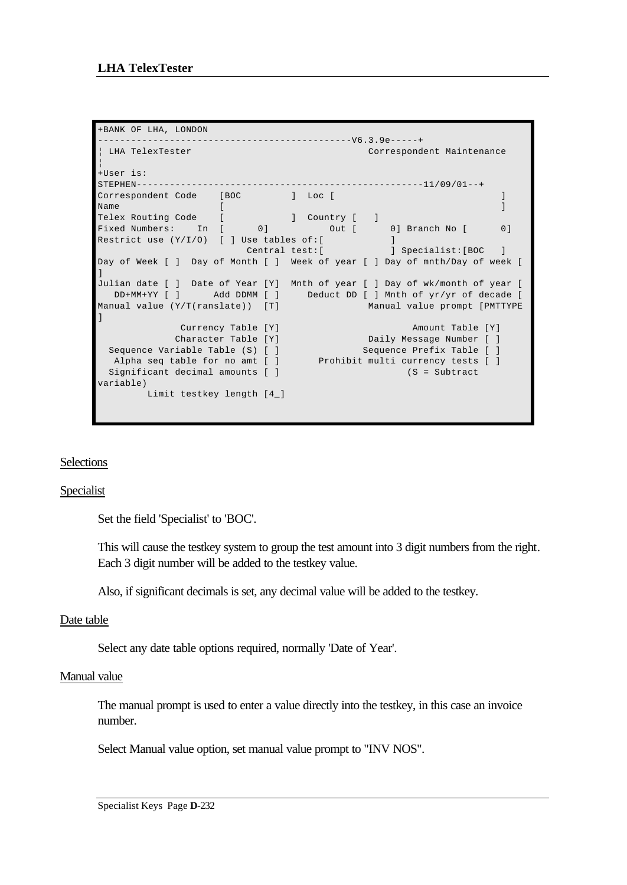```
+BANK OF LHA, LONDON
--------------------------------------------V6.3.9e-----+
¦ LHA TelexTester                              Correspondent Maintenance
¦
+User is:
STEPHEN---------------------------------------------------11/09/01--+
Correspondent Code    [BOC         ]  Loc [                              ]
Name                  [                                                  ]
Telex Routing Code    [            ]  Country [   ]
Fixed Numbers:    In  [      0]          Out [      0] Branch No [      0]
Restrict use (Y/I/O)  [ ] Use tables of:[            ]
                           Central test:[            ] Specialist:[BOC   ]
Day of Week [ ]  Day of Month [ ]  Week of year [ ] Day of mnth/Day of week [
]
Julian date [ ]  Date of Year [Y]  Mnth of year [ ] Day of wk/month of year [
   DD+MM+YY [ ]      Add DDMM [ ]     Deduct DD [ ] Mnth of yr/yr of decade [
Manual value (Y/T(ranslate))  [T]               Manual value prompt [PMTTYPE
]
               Currency Table [Y]                          Amount Table [Y]
              Character Table [Y]               Daily Message Number [ ]
  Sequence Variable Table (S) [ ]              Sequence Prefix Table [ ]
   Alpha seq table for no amt [ ]      Prohibit multi currency tests [ ]
  Significant decimal amounts [ ]                       (S = Subtract
variable)
         Limit testkey length [4_]
```

Selections

Specialist

Set the field 'Specialist' to 'BOC'.

This will cause the testkey system to group the test amount into 3 digit numbers from the right. Each 3 digit number will be added to the testkey value.

Also, if significant decimals is set, any decimal value will be added to the testkey.

Date table

Select any date table options required, normally 'Date of Year'.

Manual value

The manual prompt is used to enter a value directly into the testkey, in this case an invoice number.

Select Manual value option, set manual value prompt to "INV NOS".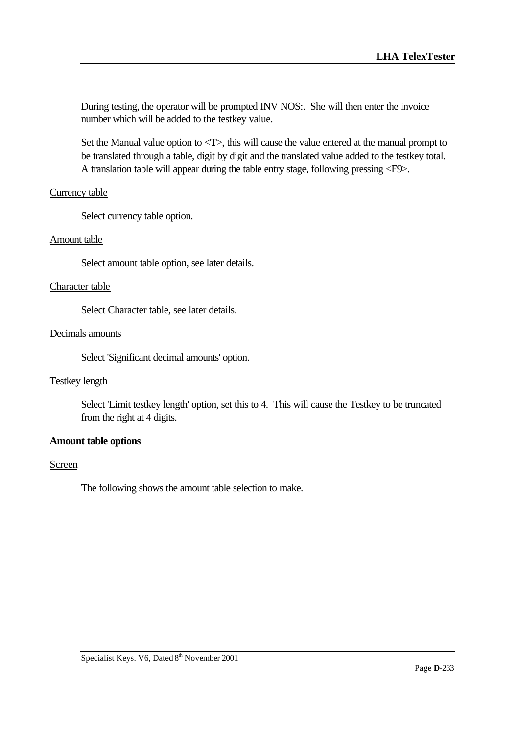During testing, the operator will be prompted INV NOS:. She will then enter the invoice number which will be added to the testkey value.

Set the Manual value option to <**T**>, this will cause the value entered at the manual prompt to be translated through a table, digit by digit and the translated value added to the testkey total. A translation table will appear during the table entry stage, following pressing <F9>.

<u>Currency table</u>

Select currency table option.

<u>Amount table</u>

Select amount table option, see later details.

<u>Character table</u>

Select Character table, see later details.

<u>Decimals amounts</u>

Select 'Significant decimal amounts' option.

<u>Testkey length</u>

Select 'Limit testkey length' option, set this to 4. This will cause the Testkey to be truncated from the right at 4 digits.

**Amount table options**

<u>Screen</u>

The following shows the amount table selection to make.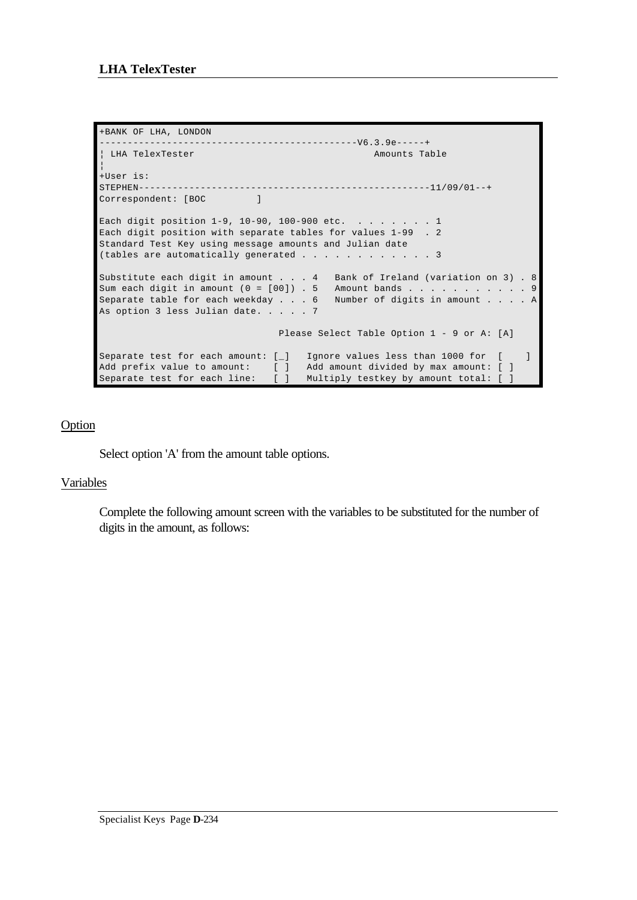```
+BANK OF LHA, LONDON
--------------------------------------------V6.3.9e-----+
¦ LHA TelexTester                                Amounts Table
¦
+User is:
STEPHEN---------------------------------------------------11/09/01--+
Correspondent: [BOC        ]

Each digit position 1-9, 10-90, 100-900 etc.  . . . . . . . 1
Each digit position with separate tables for values 1-99  . 2
Standard Test Key using message amounts and Julian date
(tables are automatically generated . . . . . . . . . . . . 3

Substitute each digit in amount . . . 4   Bank of Ireland (variation on 3) . 8
Sum each digit in amount (0 = [00]) . 5   Amount bands . . . . . . . . . . . 9
Separate table for each weekday . . . 6   Number of digits in amount . . . . A
As option 3 less Julian date. . . . . 7

                               Please Select Table Option 1 - 9 or A: [A]

Separate test for each amount: [_]   Ignore values less than 1000 for  [    ]
Add prefix value to amount:    [ ]   Add amount divided by max amount: [ ]
Separate test for each line:   [ ]   Multiply testkey by amount total: [ ]
```

Option

Select option 'A' from the amount table options.

Variables

Complete the following amount screen with the variables to be substituted for the number of digits in the amount, as follows: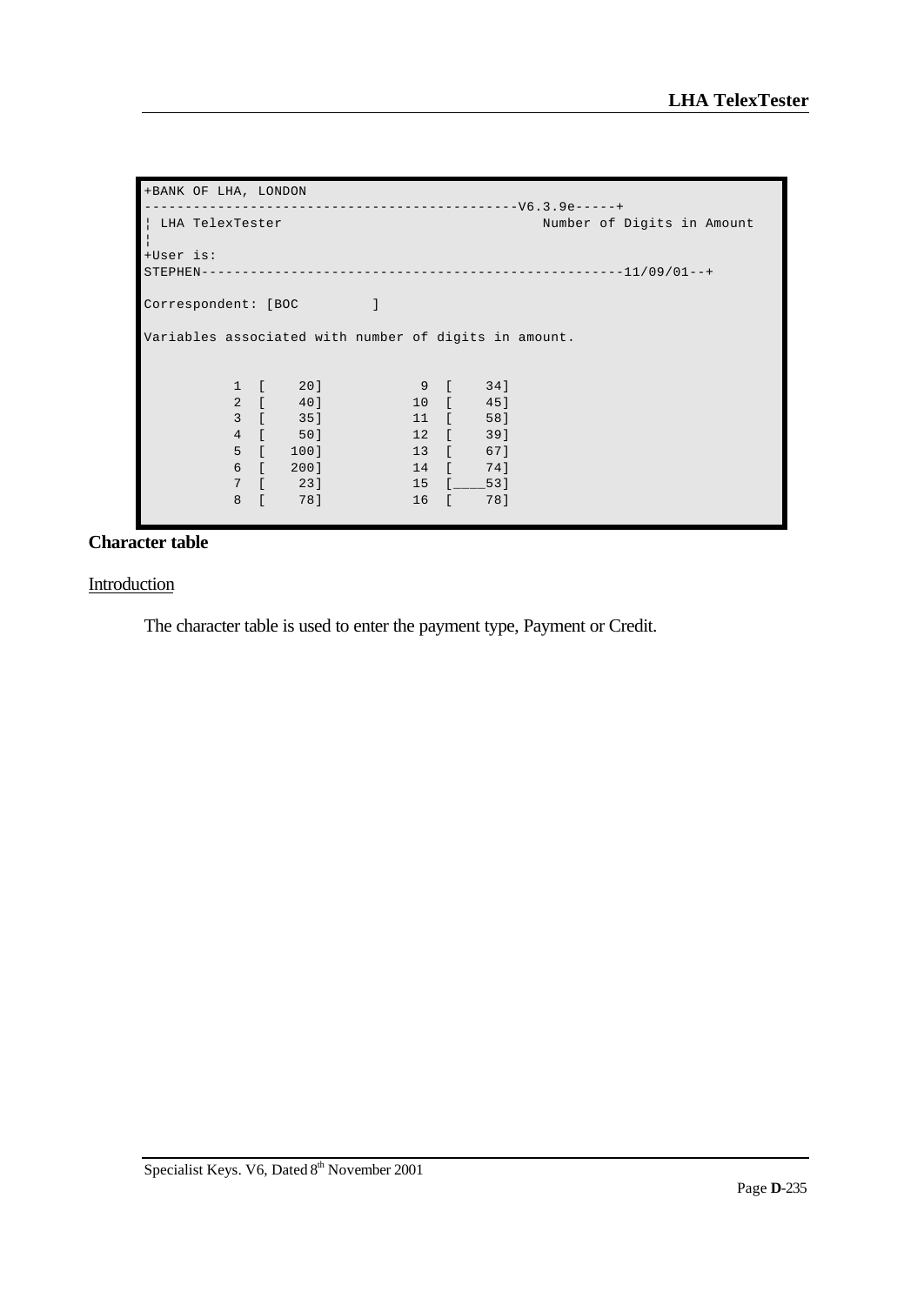```
+BANK OF LHA, LONDON
---------------------------------------------V6.3.9e-----+
¦ LHA TelexTester                                Number of Digits in Amount
¦
+User is:
STEPHEN---------------------------------------------------11/09/01--+

Correspondent: [BOC        ]

Variables associated with number of digits in amount.


           1  [    20]           9  [    34]
           2  [    40]          10  [    45]
           3  [    35]          11  [    58]
           4  [    50]          12  [    39]
           5  [   100]          13  [    67]
           6  [   200]          14  [    74]
           7  [    23]          15  [____53]
           8  [    78]          16  [    78]
```

**Character table**

Introduction

The character table is used to enter the payment type, Payment or Credit.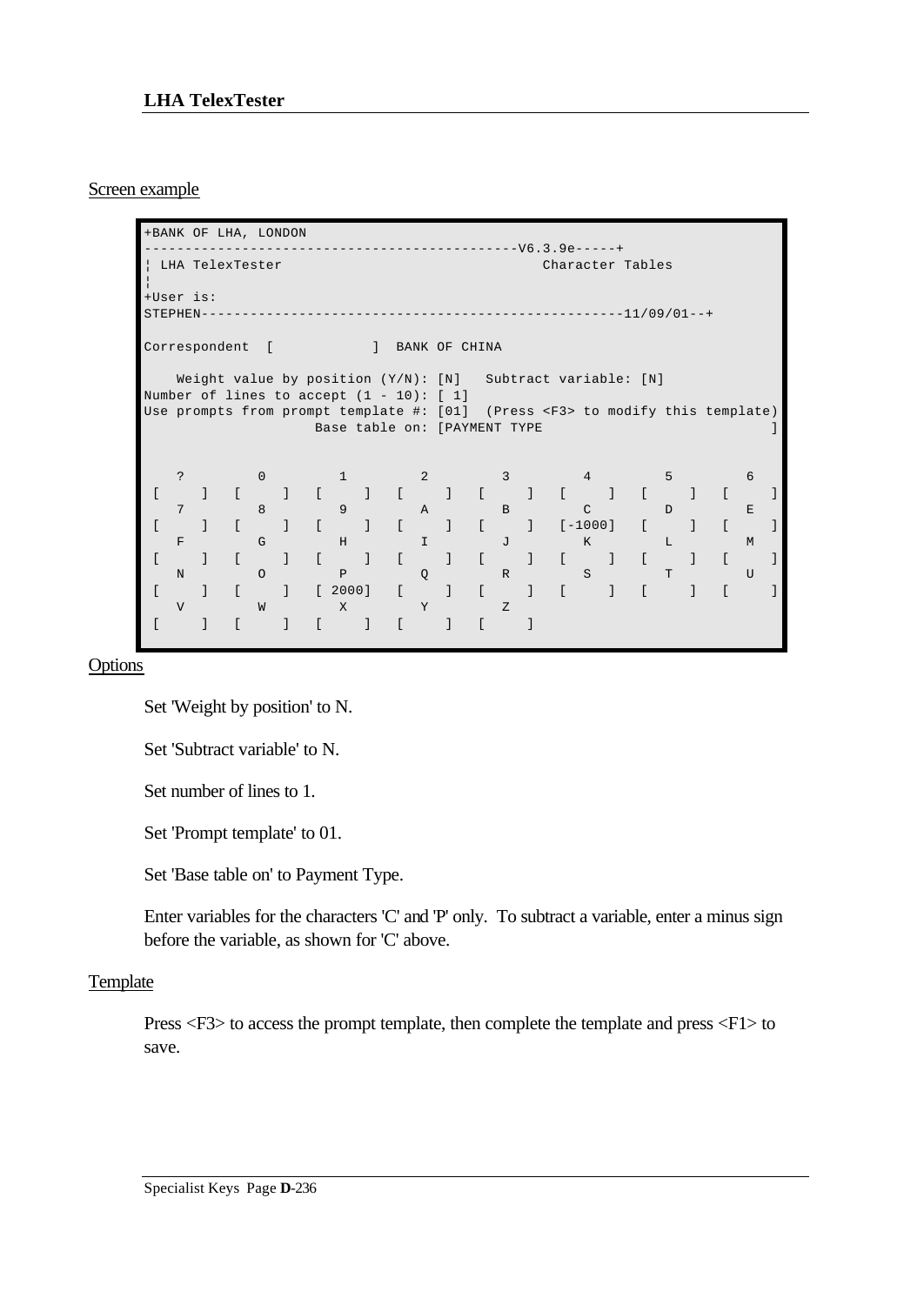Screen example

```
+BANK OF LHA, LONDON
--------------------------------------------V6.3.9e-----+
¦ LHA TelexTester                                 Character Tables
¦
+User is:
STEPHEN---------------------------------------------------11/09/01--+

Correspondent  [            ]  BANK OF CHINA

    Weight value by position (Y/N): [N]   Subtract variable: [N]
Number of lines to accept (1 - 10): [ 1]
Use prompts from prompt template #: [01]  (Press <F3> to modify this template)
                     Base table on: [PAYMENT TYPE                              ]


    ?         0         1         2         3         4         5         6
 [     ]  [     ]  [     ]  [     ]  [     ]  [     ]  [     ]  [     ]
    7         8         9         A         B         C         D         E
 [     ]  [     ]  [     ]  [     ]  [     ]  [-1000]  [     ]  [     ]
    F         G         H         I         J         K         L         M
 [     ]  [     ]  [     ]  [     ]  [     ]  [     ]  [     ]  [     ]
    N         O         P         Q         R         S         T         U
 [     ]  [     ]  [ 2000]  [     ]  [     ]  [     ]  [     ]  [     ]
    V         W         X         Y         Z
 [     ]  [     ]  [     ]  [     ]  [     ]
```

Options

Set 'Weight by position' to N.

Set 'Subtract variable' to N.

Set number of lines to 1.

Set 'Prompt template' to 01.

Set 'Base table on' to Payment Type.

Enter variables for the characters 'C' and 'P' only. To subtract a variable, enter a minus sign before the variable, as shown for 'C' above.

Template

Press <F3> to access the prompt template, then complete the template and press <F1> to save.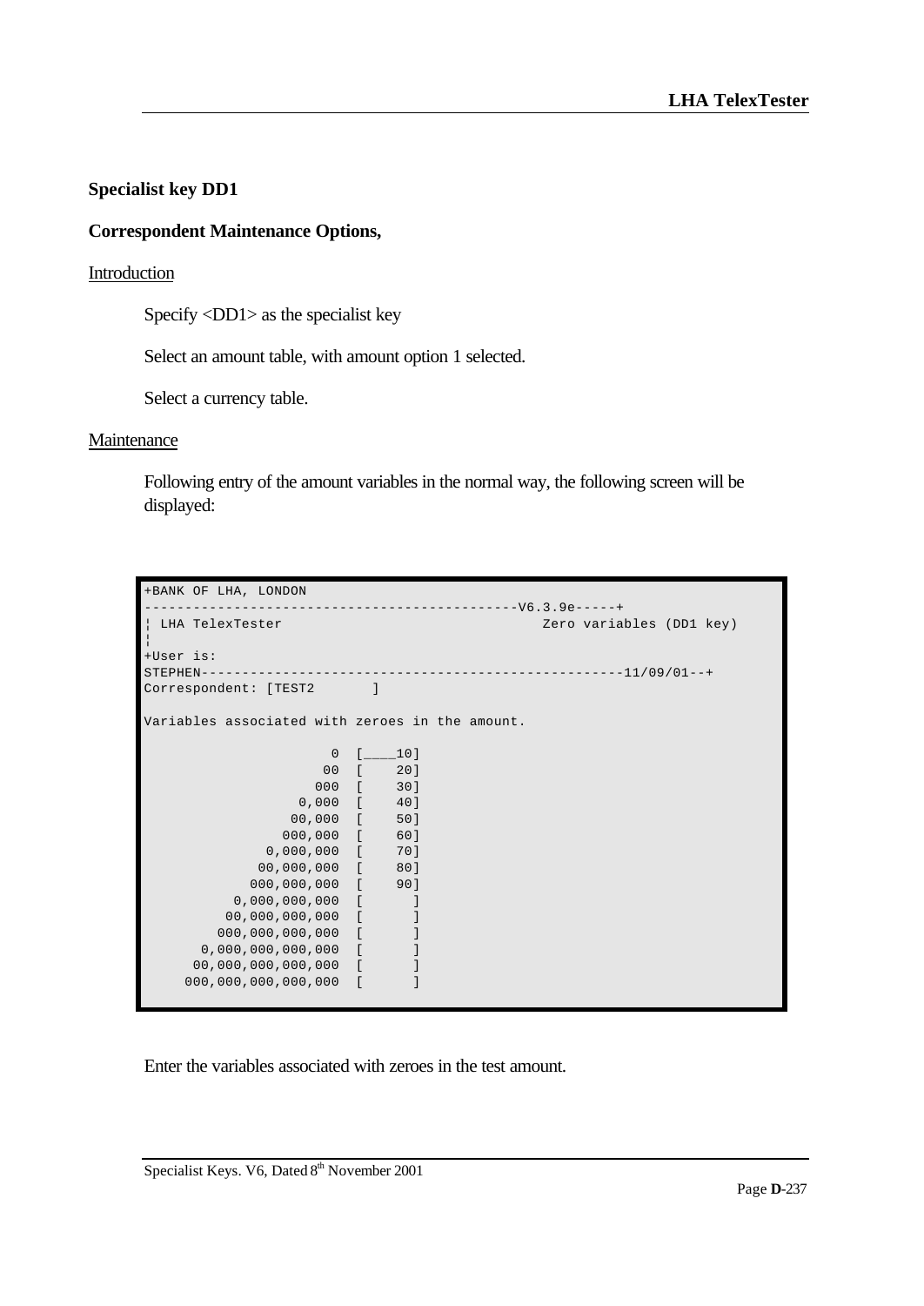**Specialist key DD1**

**Correspondent Maintenance Options,**

Introduction

Specify <DD1> as the specialist key

Select an amount table, with amount option 1 selected.

Select a currency table.

Maintenance

Following entry of the amount variables in the normal way, the following screen will be displayed:

```
+BANK OF LHA, LONDON
---------------------------------------------V6.3.9e-----+
¦ LHA TelexTester                                Zero variables (DD1 key)
¦
+User is:
STEPHEN---------------------------------------------------11/09/01--+
Correspondent: [TEST2       ]

Variables associated with zeroes in the amount.

                       0  [____10]
                      00  [    20]
                     000  [    30]
                   0,000  [    40]
                  00,000  [    50]
                 000,000  [    60]
               0,000,000  [    70]
              00,000,000  [    80]
             000,000,000  [    90]
           0,000,000,000  [      ]
          00,000,000,000  [      ]
         000,000,000,000  [      ]
       0,000,000,000,000  [      ]
      00,000,000,000,000  [      ]
     000,000,000,000,000  [      ]
```

Enter the variables associated with zeroes in the test amount.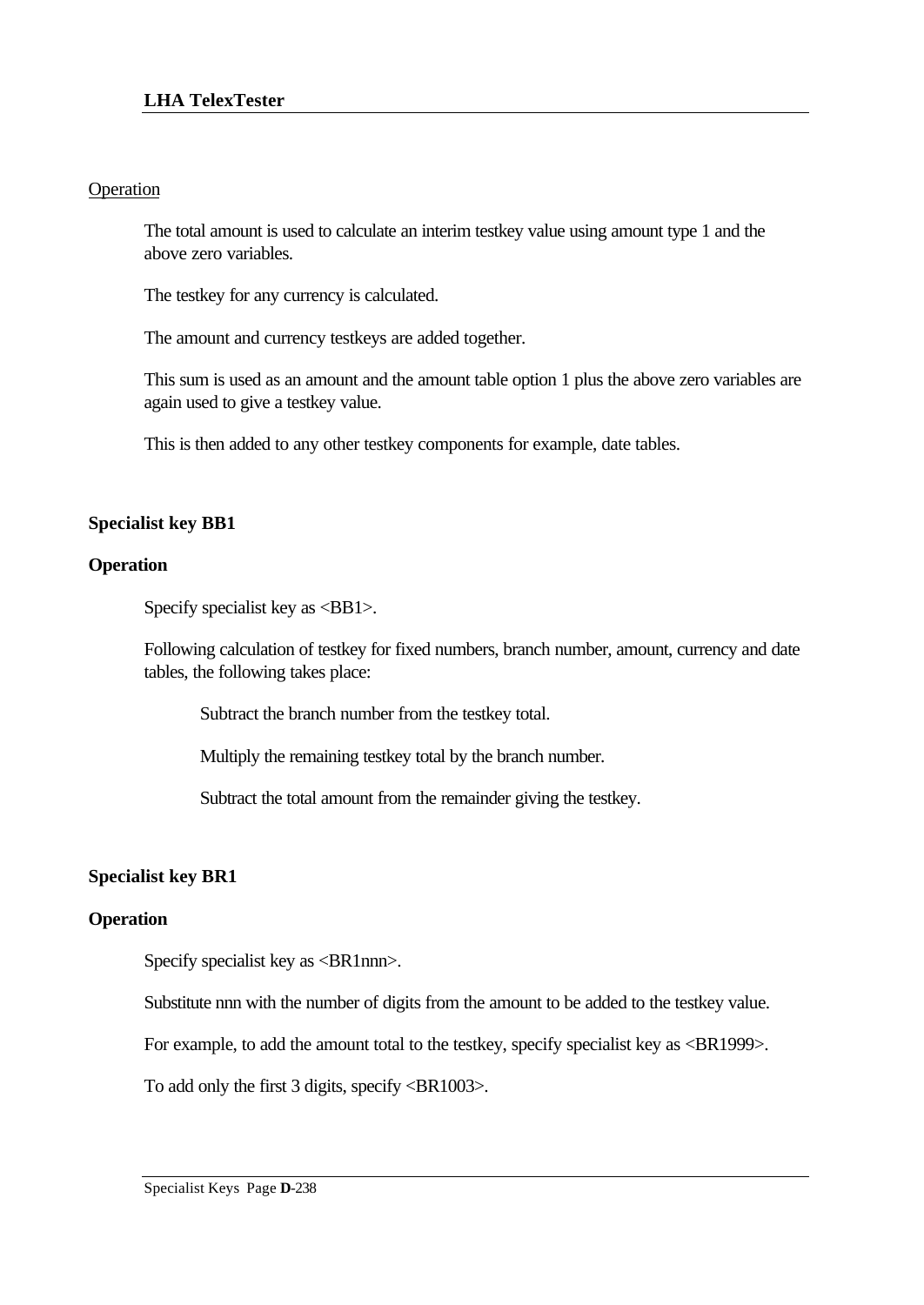Operation

The total amount is used to calculate an interim testkey value using amount type 1 and the above zero variables.

The testkey for any currency is calculated.

The amount and currency testkeys are added together.

This sum is used as an amount and the amount table option 1 plus the above zero variables are again used to give a testkey value.

This is then added to any other testkey components for example, date tables.

## Specialist key BB1

### Operation

Specify specialist key as <BB1>.

Following calculation of testkey for fixed numbers, branch number, amount, currency and date tables, the following takes place:

Subtract the branch number from the testkey total.

Multiply the remaining testkey total by the branch number.

Subtract the total amount from the remainder giving the testkey.

## Specialist key BR1

### Operation

Specify specialist key as <BR1nnn>.

Substitute nnn with the number of digits from the amount to be added to the testkey value.

For example, to add the amount total to the testkey, specify specialist key as <BR1999>.

To add only the first 3 digits, specify <BR1003>.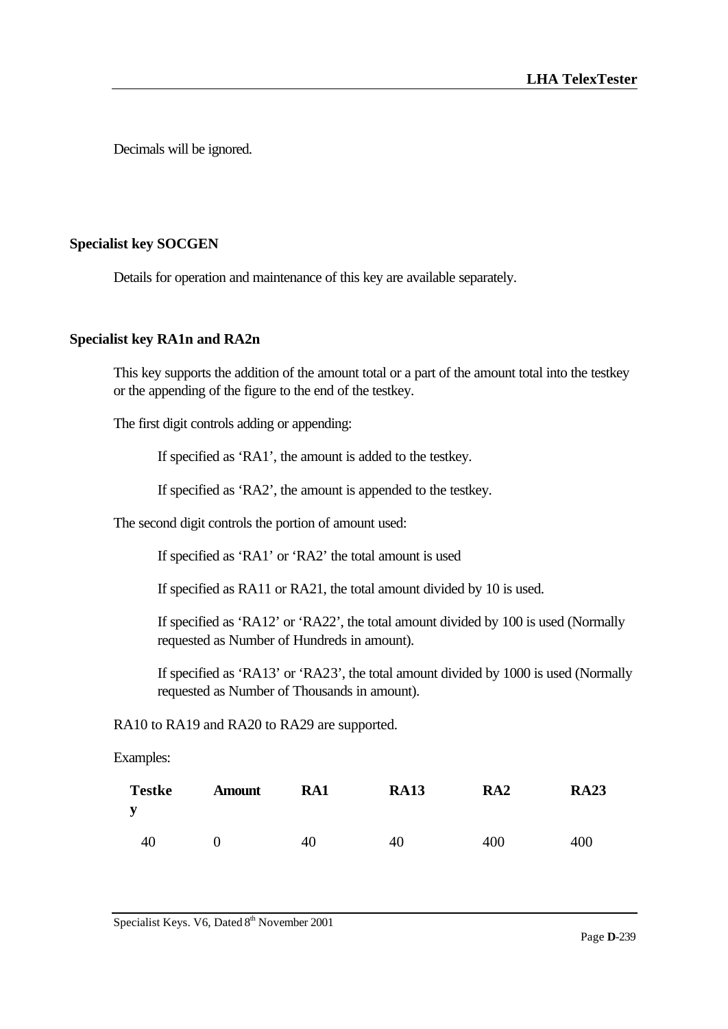Decimals will be ignored.

## Specialist key SOCGEN

Details for operation and maintenance of this key are available separately.

## Specialist key RA1n and RA2n

This key supports the addition of the amount total or a part of the amount total into the testkey or the appending of the figure to the end of the testkey.

The first digit controls adding or appending:

> If specified as 'RA1', the amount is added to the testkey.
>
> If specified as 'RA2', the amount is appended to the testkey.

The second digit controls the portion of amount used:

> If specified as 'RA1' or 'RA2' the total amount is used
>
> If specified as RA11 or RA21, the total amount divided by 10 is used.
>
> If specified as 'RA12' or 'RA22', the total amount divided by 100 is used (Normally requested as Number of Hundreds in amount).
>
> If specified as 'RA13' or 'RA23', the total amount divided by 1000 is used (Normally requested as Number of Thousands in amount).

RA10 to RA19 and RA20 to RA29 are supported.

Examples:

| Testkey | Amount | RA1 | RA13 | RA2 | RA23 |
|---|---|---|---|---|---|
| 40 | 0 | 40 | 40 | 400 | 400 |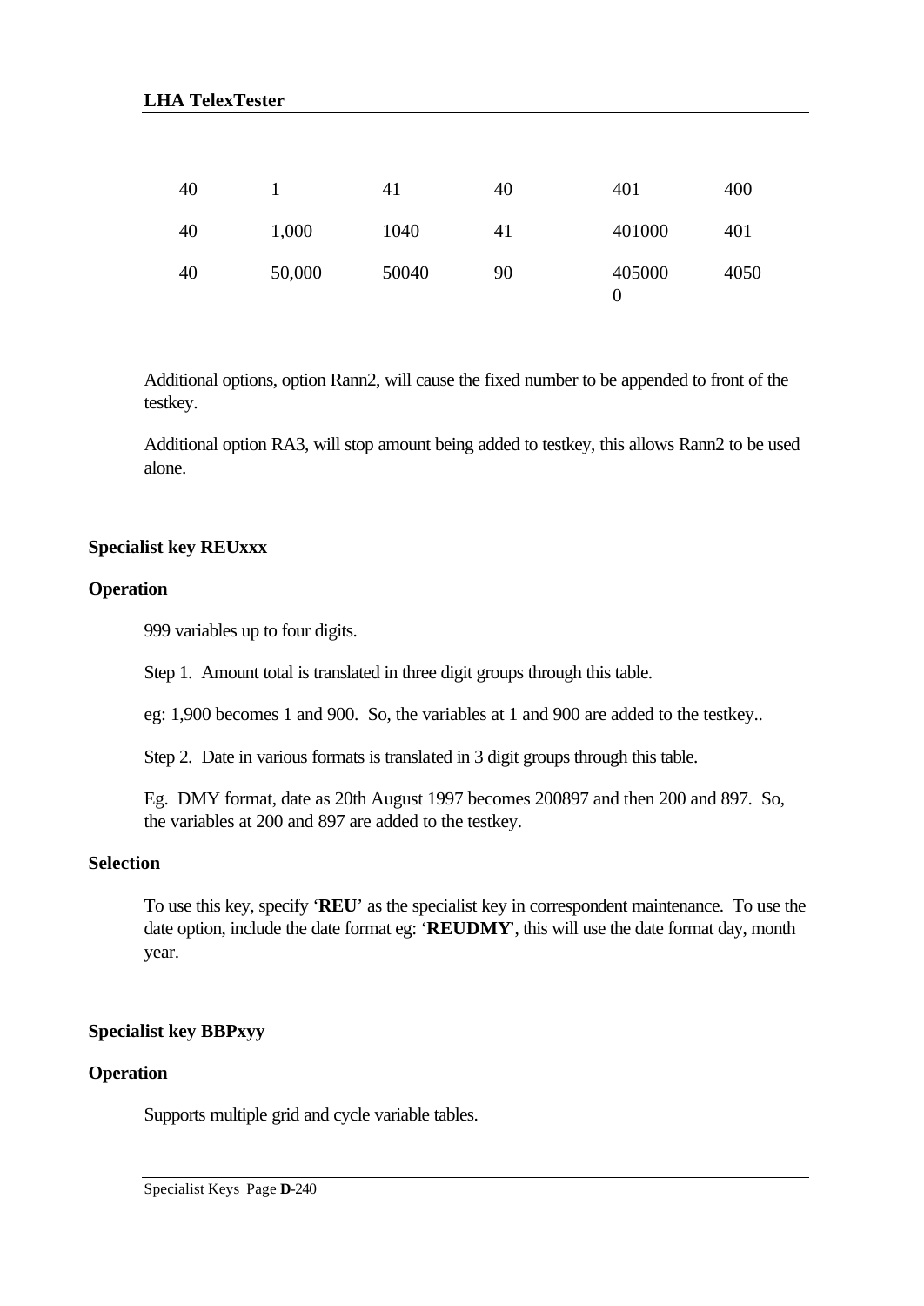| | | | | | |
|---|---|---|---|---|---|
| 40 | 1 | 41 | 40 | 401 | 400 |
| 40 | 1,000 | 1040 | 41 | 401000 | 401 |
| 40 | 50,000 | 50040 | 90 | 4050000 | 4050 |

Additional options, option Rann2, will cause the fixed number to be appended to front of the testkey.

Additional option RA3, will stop amount being added to testkey, this allows Rann2 to be used alone.

### Specialist key REUxxx

#### Operation

999 variables up to four digits.

Step 1. Amount total is translated in three digit groups through this table.

eg: 1,900 becomes 1 and 900. So, the variables at 1 and 900 are added to the testkey..

Step 2. Date in various formats is translated in 3 digit groups through this table.

Eg. DMY format, date as 20th August 1997 becomes 200897 and then 200 and 897. So, the variables at 200 and 897 are added to the testkey.

#### Selection

To use this key, specify '**REU**' as the specialist key in correspondent maintenance. To use the date option, include the date format eg: '**REUDMY**', this will use the date format day, month year.

### Specialist key BBPxyy

#### Operation

Supports multiple grid and cycle variable tables.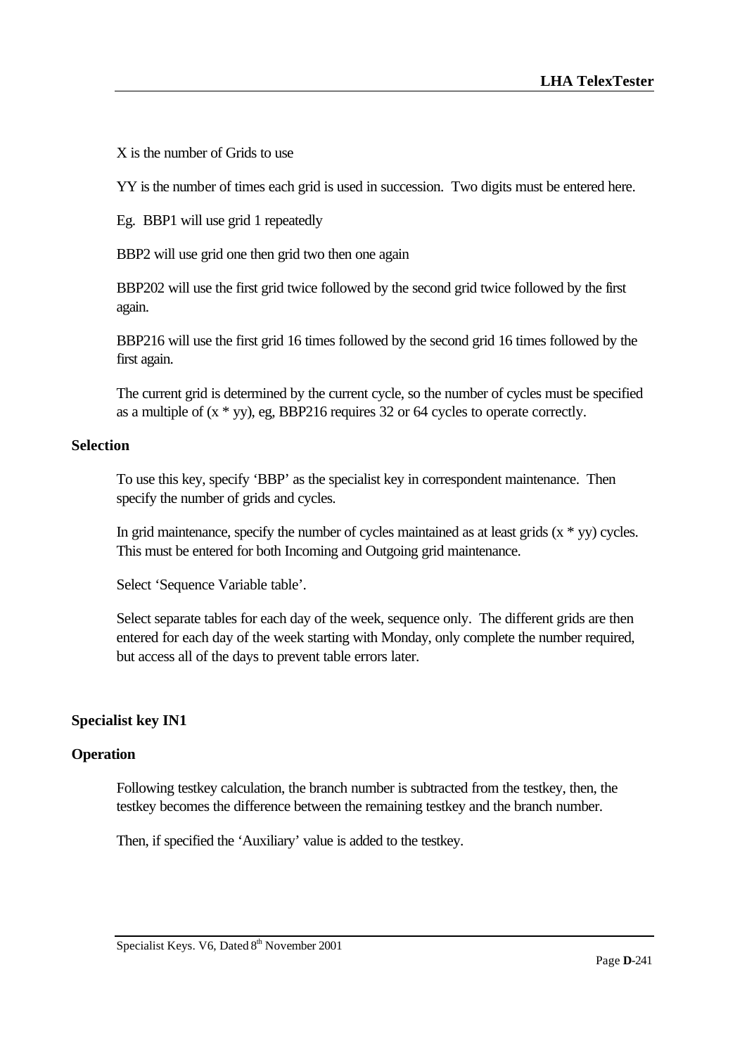X is the number of Grids to use

YY is the number of times each grid is used in succession.  Two digits must be entered here.

Eg.  BBP1 will use grid 1 repeatedly

BBP2 will use grid one then grid two then one again

BBP202 will use the first grid twice followed by the second grid twice followed by the first again.

BBP216 will use the first grid 16 times followed by the second grid 16 times followed by the first again.

The current grid is determined by the current cycle, so the number of cycles must be specified as a multiple of (x * yy), eg, BBP216 requires 32 or 64 cycles to operate correctly.

### Selection

To use this key, specify 'BBP' as the specialist key in correspondent maintenance.  Then specify the number of grids and cycles.

In grid maintenance, specify the number of cycles maintained as at least grids (x * yy) cycles. This must be entered for both Incoming and Outgoing grid maintenance.

Select 'Sequence Variable table'.

Select separate tables for each day of the week, sequence only.  The different grids are then entered for each day of the week starting with Monday, only complete the number required, but access all of the days to prevent table errors later.

## Specialist key IN1

### Operation

Following testkey calculation, the branch number is subtracted from the testkey, then, the testkey becomes the difference between the remaining testkey and the branch number.

Then, if specified the 'Auxiliary' value is added to the testkey.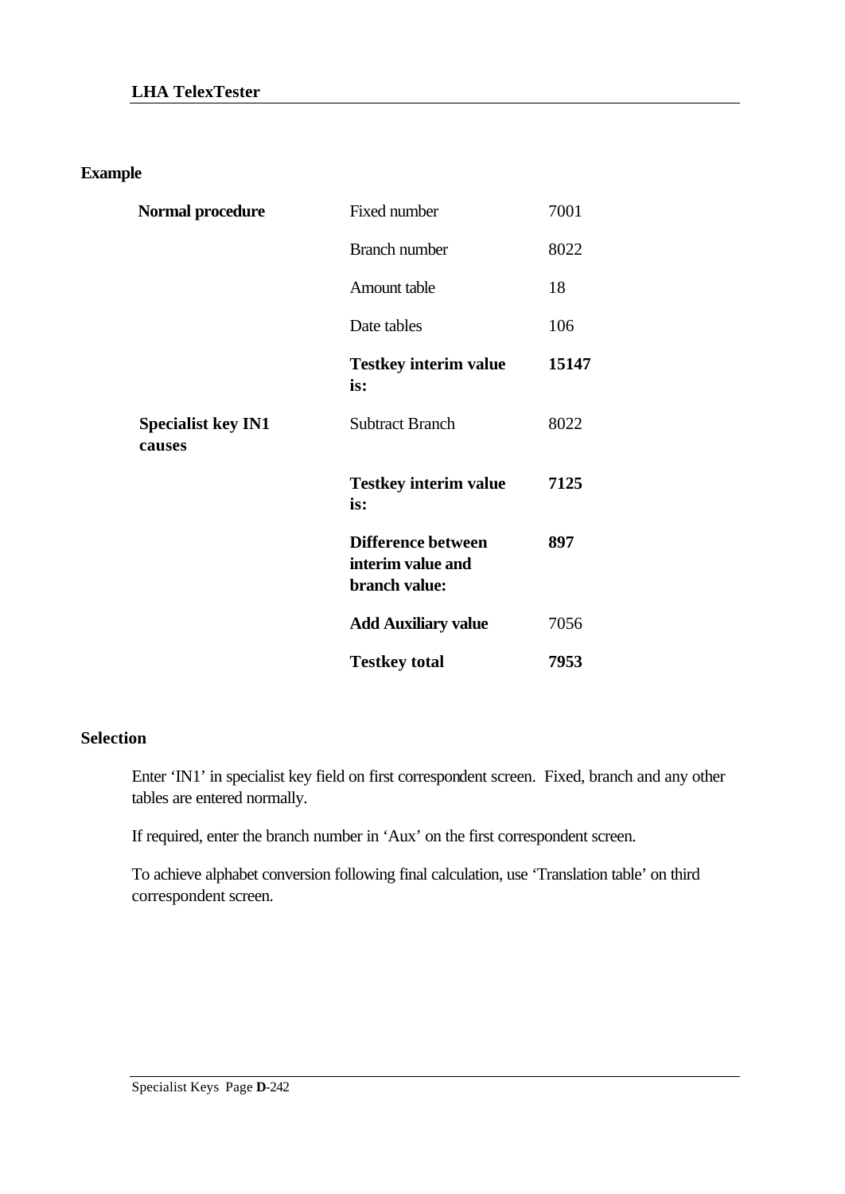## Example

| | | |
|---|---|---|
| **Normal procedure** | Fixed number | 7001 |
| | Branch number | 8022 |
| | Amount table | 18 |
| | Date tables | 106 |
| | **Testkey interim value is:** | **15147** |
| **Specialist key IN1 causes** | Subtract Branch | 8022 |
| | **Testkey interim value is:** | **7125** |
| | **Difference between interim value and branch value:** | **897** |
| | **Add Auxiliary value** | 7056 |
| | **Testkey total** | **7953** |

## Selection

Enter 'IN1' in specialist key field on first correspondent screen. Fixed, branch and any other tables are entered normally.

If required, enter the branch number in 'Aux' on the first correspondent screen.

To achieve alphabet conversion following final calculation, use 'Translation table' on third correspondent screen.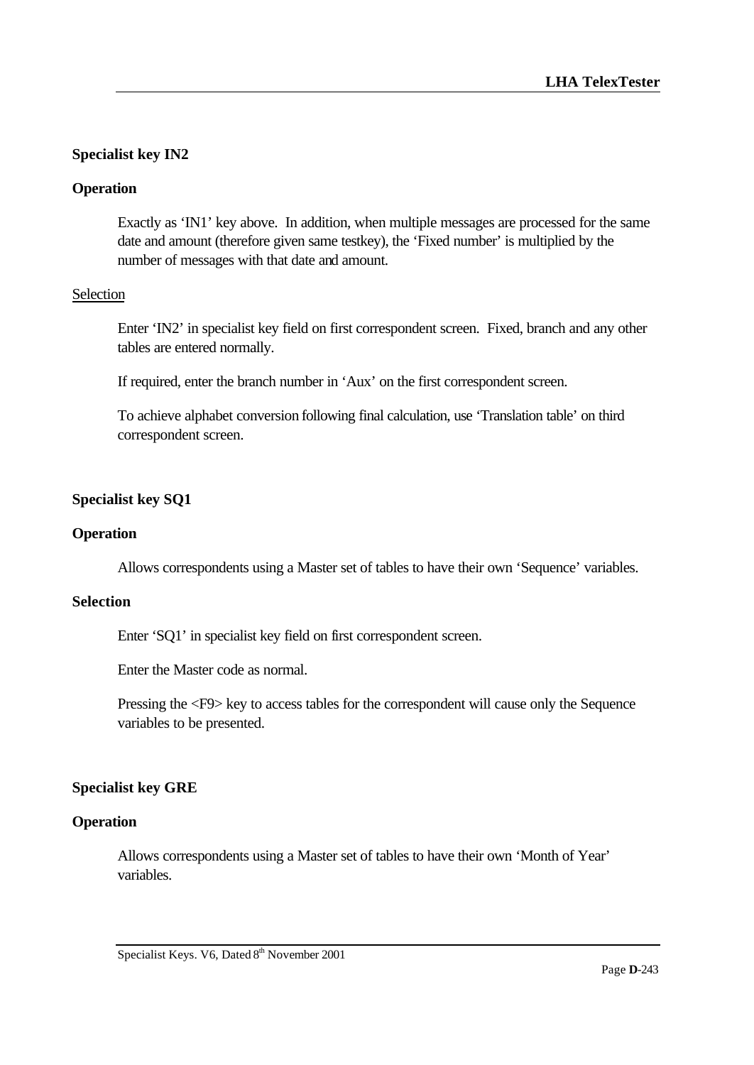## Specialist key IN2

### Operation

Exactly as 'IN1' key above. In addition, when multiple messages are processed for the same date and amount (therefore given same testkey), the 'Fixed number' is multiplied by the number of messages with that date and amount.

### Selection

Enter 'IN2' in specialist key field on first correspondent screen. Fixed, branch and any other tables are entered normally.

If required, enter the branch number in 'Aux' on the first correspondent screen.

To achieve alphabet conversion following final calculation, use 'Translation table' on third correspondent screen.

## Specialist key SQ1

### Operation

Allows correspondents using a Master set of tables to have their own 'Sequence' variables.

### Selection

Enter 'SQ1' in specialist key field on first correspondent screen.

Enter the Master code as normal.

Pressing the <F9> key to access tables for the correspondent will cause only the Sequence variables to be presented.

## Specialist key GRE

### Operation

Allows correspondents using a Master set of tables to have their own 'Month of Year' variables.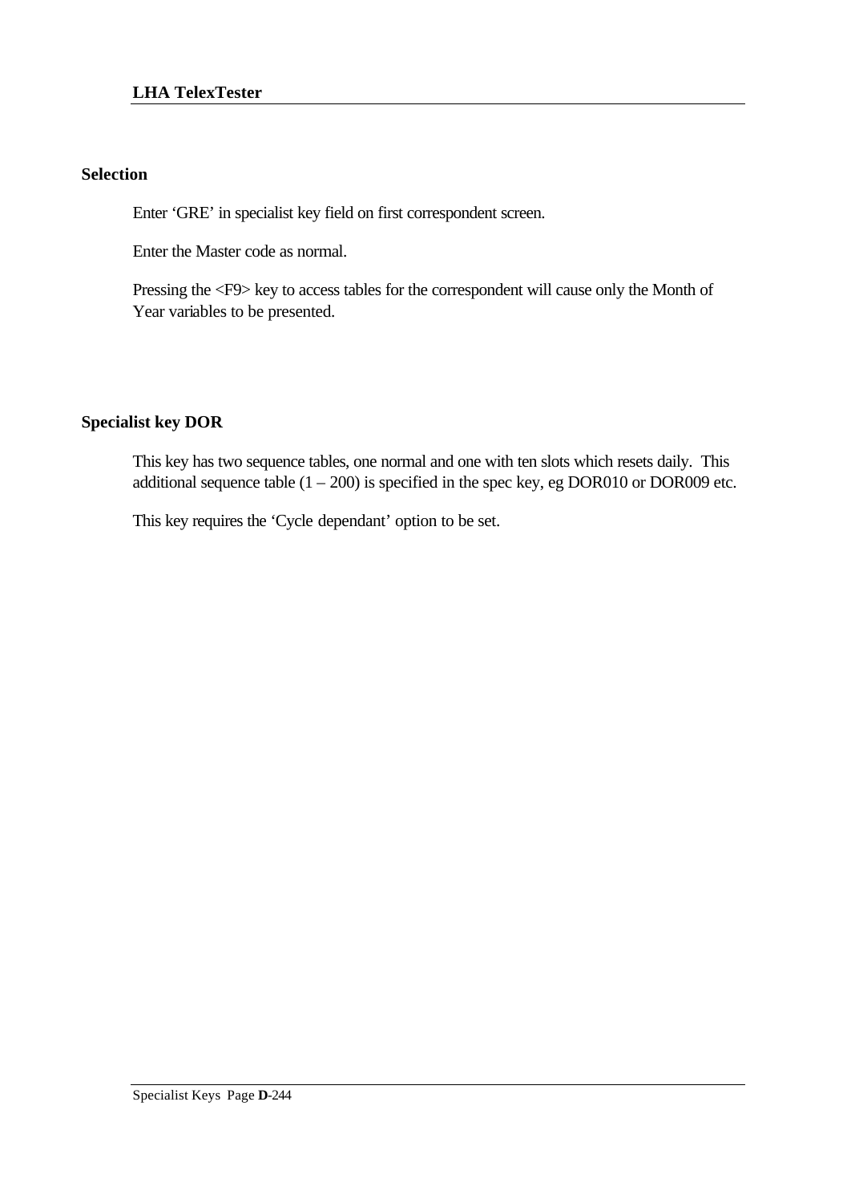## Selection

Enter 'GRE' in specialist key field on first correspondent screen.

Enter the Master code as normal.

Pressing the <F9> key to access tables for the correspondent will cause only the Month of Year variables to be presented.

## Specialist key DOR

This key has two sequence tables, one normal and one with ten slots which resets daily. This additional sequence table (1 – 200) is specified in the spec key, eg DOR010 or DOR009 etc.

This key requires the 'Cycle dependant' option to be set.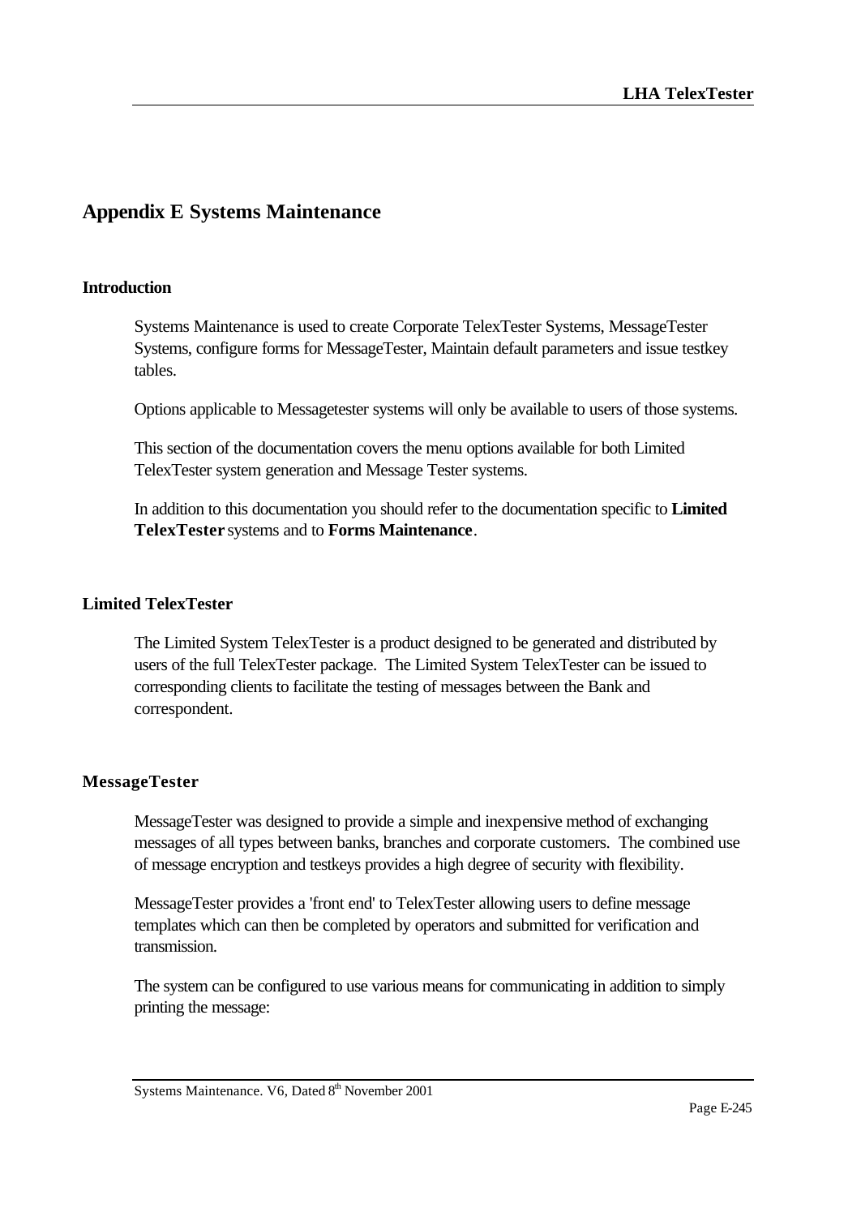# Appendix E Systems Maintenance

### Introduction

Systems Maintenance is used to create Corporate TelexTester Systems, MessageTester Systems, configure forms for MessageTester, Maintain default parameters and issue testkey tables.

Options applicable to Messagetester systems will only be available to users of those systems.

This section of the documentation covers the menu options available for both Limited TelexTester system generation and Message Tester systems.

In addition to this documentation you should refer to the documentation specific to **Limited TelexTester** systems and to **Forms Maintenance**.

### Limited TelexTester

The Limited System TelexTester is a product designed to be generated and distributed by users of the full TelexTester package. The Limited System TelexTester can be issued to corresponding clients to facilitate the testing of messages between the Bank and correspondent.

### MessageTester

MessageTester was designed to provide a simple and inexpensive method of exchanging messages of all types between banks, branches and corporate customers. The combined use of message encryption and testkeys provides a high degree of security with flexibility.

MessageTester provides a 'front end' to TelexTester allowing users to define message templates which can then be completed by operators and submitted for verification and transmission.

The system can be configured to use various means for communicating in addition to simply printing the message: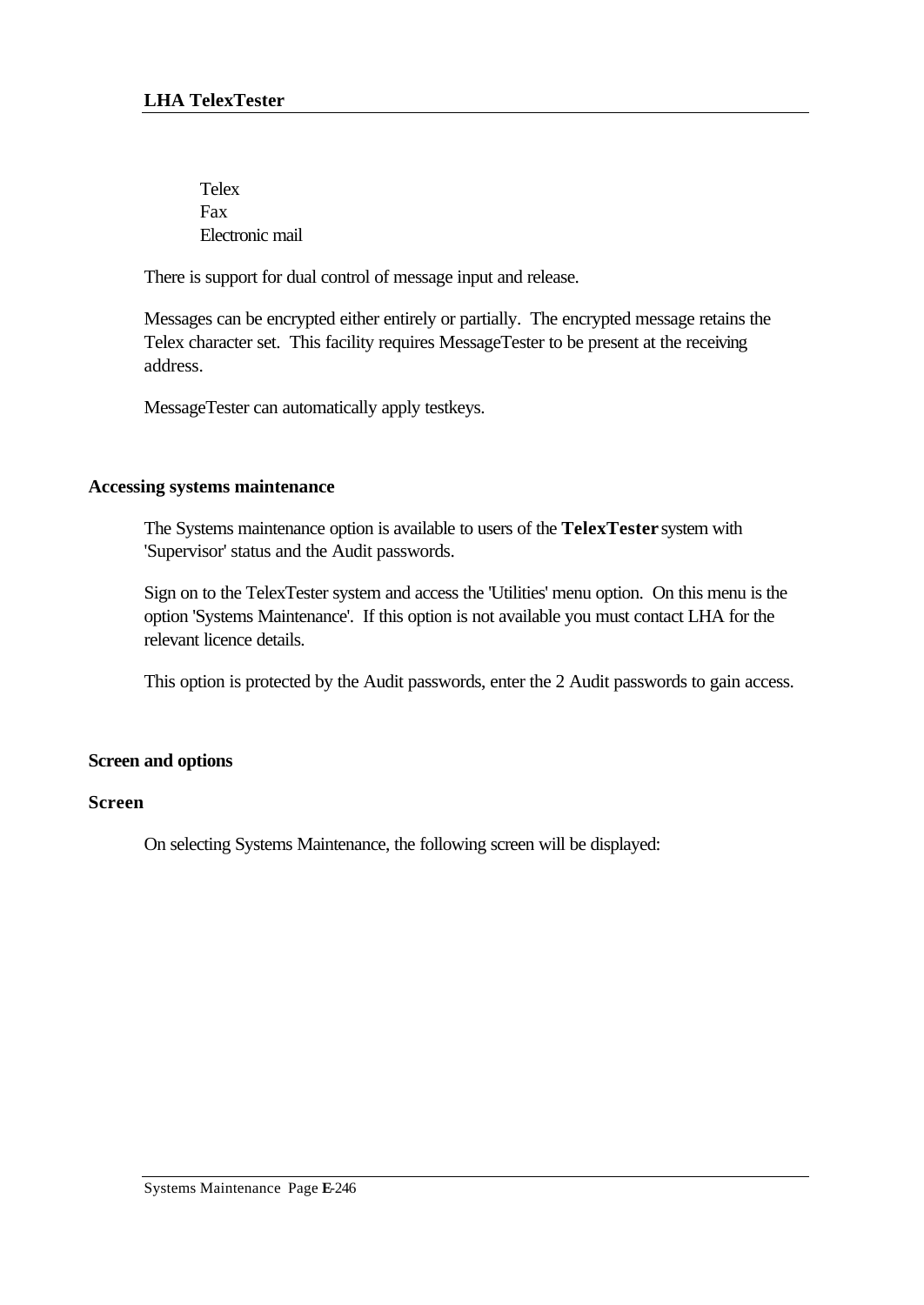Telex
Fax
Electronic mail

There is support for dual control of message input and release.

Messages can be encrypted either entirely or partially. The encrypted message retains the Telex character set. This facility requires MessageTester to be present at the receiving address.

MessageTester can automatically apply testkeys.

## Accessing systems maintenance

The Systems maintenance option is available to users of the **TelexTester** system with 'Supervisor' status and the Audit passwords.

Sign on to the TelexTester system and access the 'Utilities' menu option. On this menu is the option 'Systems Maintenance'. If this option is not available you must contact LHA for the relevant licence details.

This option is protected by the Audit passwords, enter the 2 Audit passwords to gain access.

## Screen and options

### Screen

On selecting Systems Maintenance, the following screen will be displayed: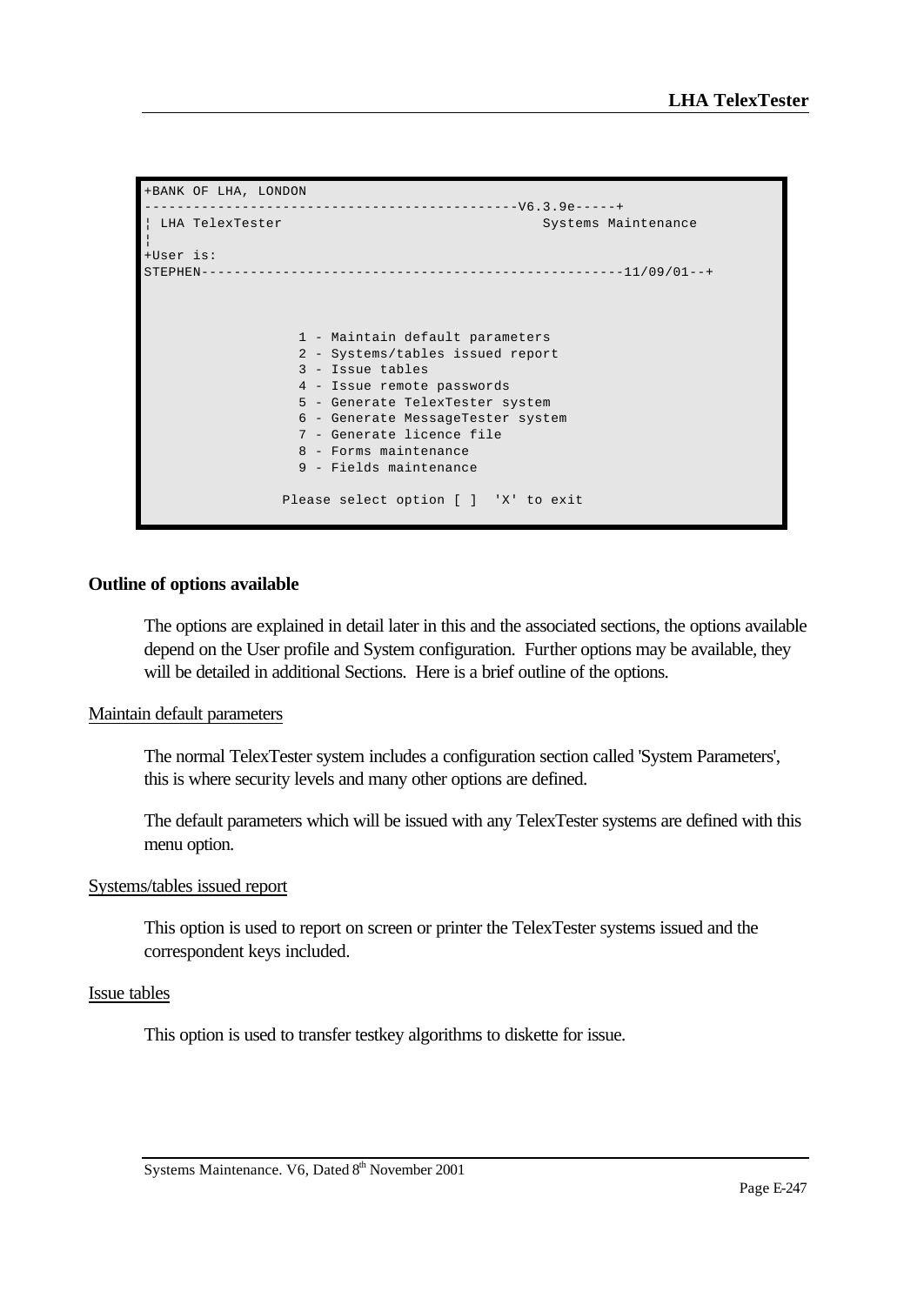```
+BANK OF LHA, LONDON
--------------------------------------------V6.3.9e-----+
¦ LHA TelexTester                               Systems Maintenance
¦
+User is:
STEPHEN---------------------------------------------------11/09/01--+



                   1 - Maintain default parameters
                   2 - Systems/tables issued report
                   3 - Issue tables
                   4 - Issue remote passwords
                   5 - Generate TelexTester system
                   6 - Generate MessageTester system
                   7 - Generate licence file
                   8 - Forms maintenance
                   9 - Fields maintenance

                 Please select option [ ]  'X' to exit
```

**Outline of options available**

The options are explained in detail later in this and the associated sections, the options available depend on the User profile and System configuration. Further options may be available, they will be detailed in additional Sections. Here is a brief outline of the options.

Maintain default parameters

The normal TelexTester system includes a configuration section called 'System Parameters', this is where security levels and many other options are defined.

The default parameters which will be issued with any TelexTester systems are defined with this menu option.

Systems/tables issued report

This option is used to report on screen or printer the TelexTester systems issued and the correspondent keys included.

Issue tables

This option is used to transfer testkey algorithms to diskette for issue.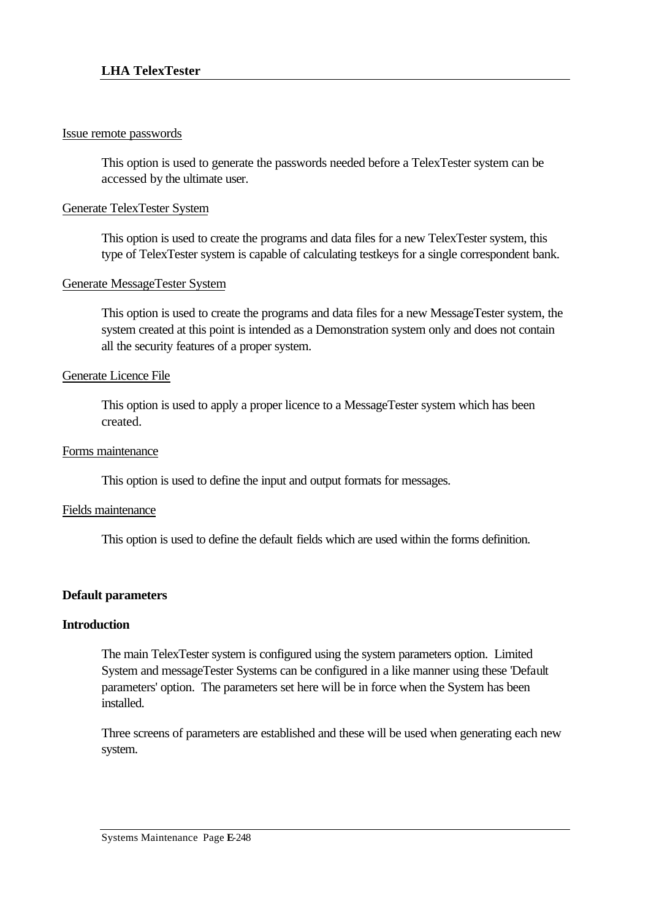Issue remote passwords

This option is used to generate the passwords needed before a TelexTester system can be accessed by the ultimate user.

Generate TelexTester System

This option is used to create the programs and data files for a new TelexTester system, this type of TelexTester system is capable of calculating testkeys for a single correspondent bank.

Generate MessageTester System

This option is used to create the programs and data files for a new MessageTester system, the system created at this point is intended as a Demonstration system only and does not contain all the security features of a proper system.

Generate Licence File

This option is used to apply a proper licence to a MessageTester system which has been created.

Forms maintenance

This option is used to define the input and output formats for messages.

Fields maintenance

This option is used to define the default fields which are used within the forms definition.

## Default parameters

### Introduction

The main TelexTester system is configured using the system parameters option. Limited System and messageTester Systems can be configured in a like manner using these 'Default parameters' option. The parameters set here will be in force when the System has been installed.

Three screens of parameters are established and these will be used when generating each new system.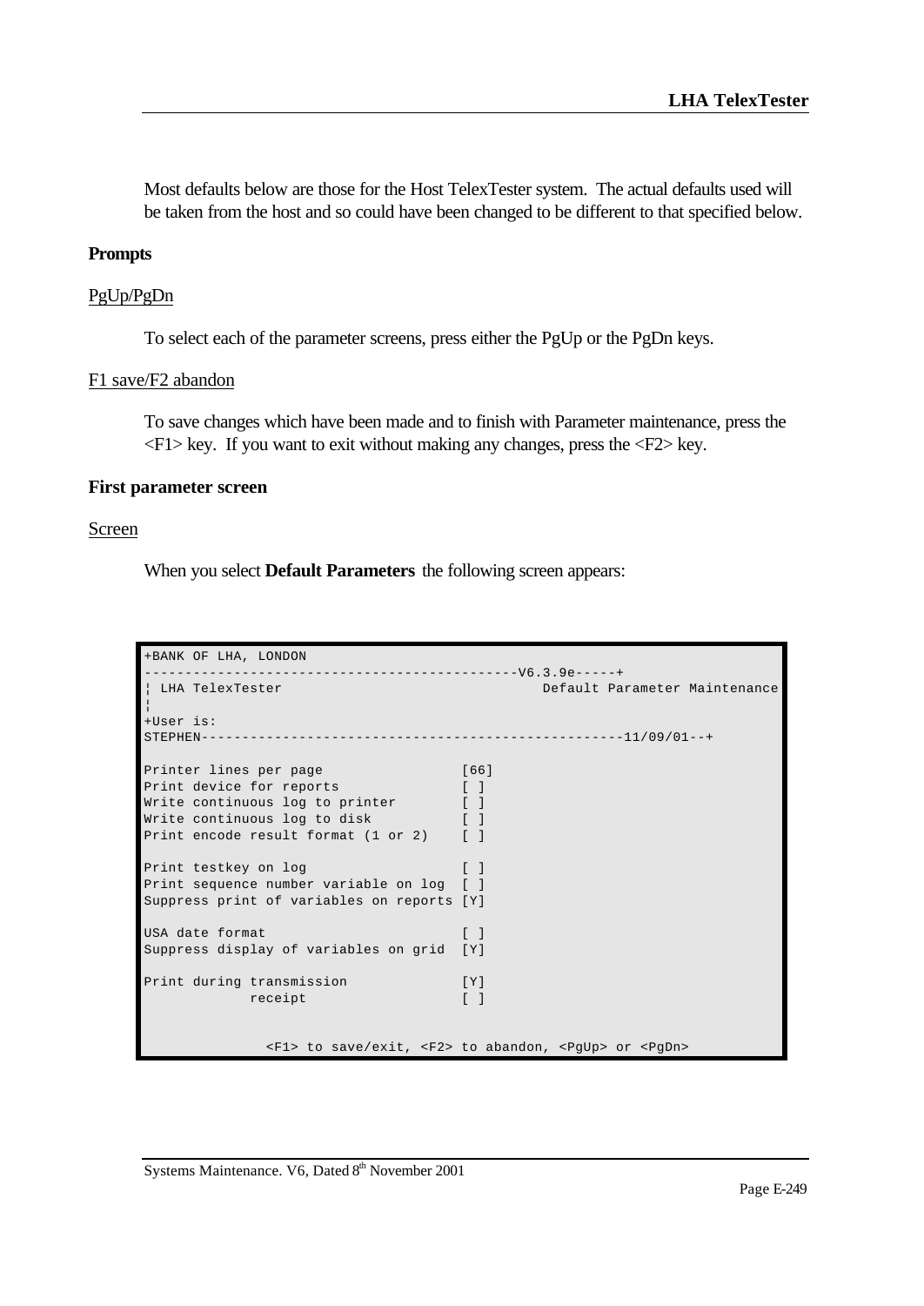Most defaults below are those for the Host TelexTester system. The actual defaults used will be taken from the host and so could have been changed to be different to that specified below.

**Prompts**

PgUp/PgDn

To select each of the parameter screens, press either the PgUp or the PgDn keys.

F1 save/F2 abandon

To save changes which have been made and to finish with Parameter maintenance, press the <F1> key. If you want to exit without making any changes, press the <F2> key.

**First parameter screen**

Screen

When you select **Default Parameters** the following screen appears:

```
+BANK OF LHA, LONDON
---------------------------------------------V6.3.9e-----+
¦ LHA TelexTester                                Default Parameter Maintenance
¦
+User is:
STEPHEN----------------------------------------------------11/09/01--+

Printer lines per page                 [66]
Print device for reports               [ ]
Write continuous log to printer        [ ]
Write continuous log to disk           [ ]
Print encode result format (1 or 2)    [ ]

Print testkey on log                   [ ]
Print sequence number variable on log  [ ]
Suppress print of variables on reports [Y]

USA date format                        [ ]
Suppress display of variables on grid  [Y]

Print during transmission              [Y]
             receipt                   [ ]


               <F1> to save/exit, <F2> to abandon, <PgUp> or <PgDn>
```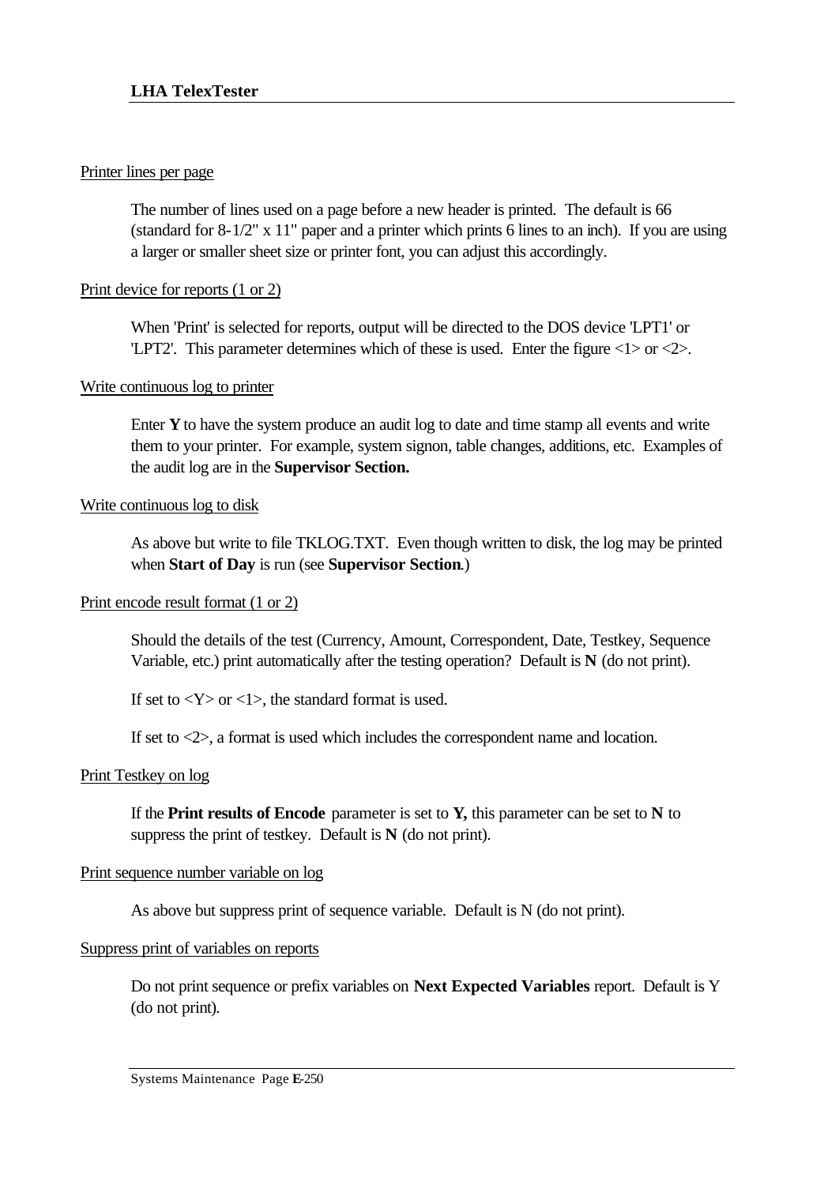Printer lines per page

The number of lines used on a page before a new header is printed. The default is 66 (standard for 8-1/2" x 11" paper and a printer which prints 6 lines to an inch). If you are using a larger or smaller sheet size or printer font, you can adjust this accordingly.

Print device for reports (1 or 2)

When 'Print' is selected for reports, output will be directed to the DOS device 'LPT1' or 'LPT2'. This parameter determines which of these is used. Enter the figure <1> or <2>.

Write continuous log to printer

Enter **Y** to have the system produce an audit log to date and time stamp all events and write them to your printer. For example, system signon, table changes, additions, etc. Examples of the audit log are in the **Supervisor Section.**

Write continuous log to disk

As above but write to file TKLOG.TXT. Even though written to disk, the log may be printed when **Start of Day** is run (see **Supervisor Section**.)

Print encode result format (1 or 2)

Should the details of the test (Currency, Amount, Correspondent, Date, Testkey, Sequence Variable, etc.) print automatically after the testing operation? Default is **N** (do not print).

If set to <Y> or <1>, the standard format is used.

If set to <2>, a format is used which includes the correspondent name and location.

Print Testkey on log

If the **Print results of Encode** parameter is set to **Y,** this parameter can be set to **N** to suppress the print of testkey. Default is **N** (do not print).

Print sequence number variable on log

As above but suppress print of sequence variable. Default is N (do not print).

Suppress print of variables on reports

Do not print sequence or prefix variables on **Next Expected Variables** report. Default is Y (do not print).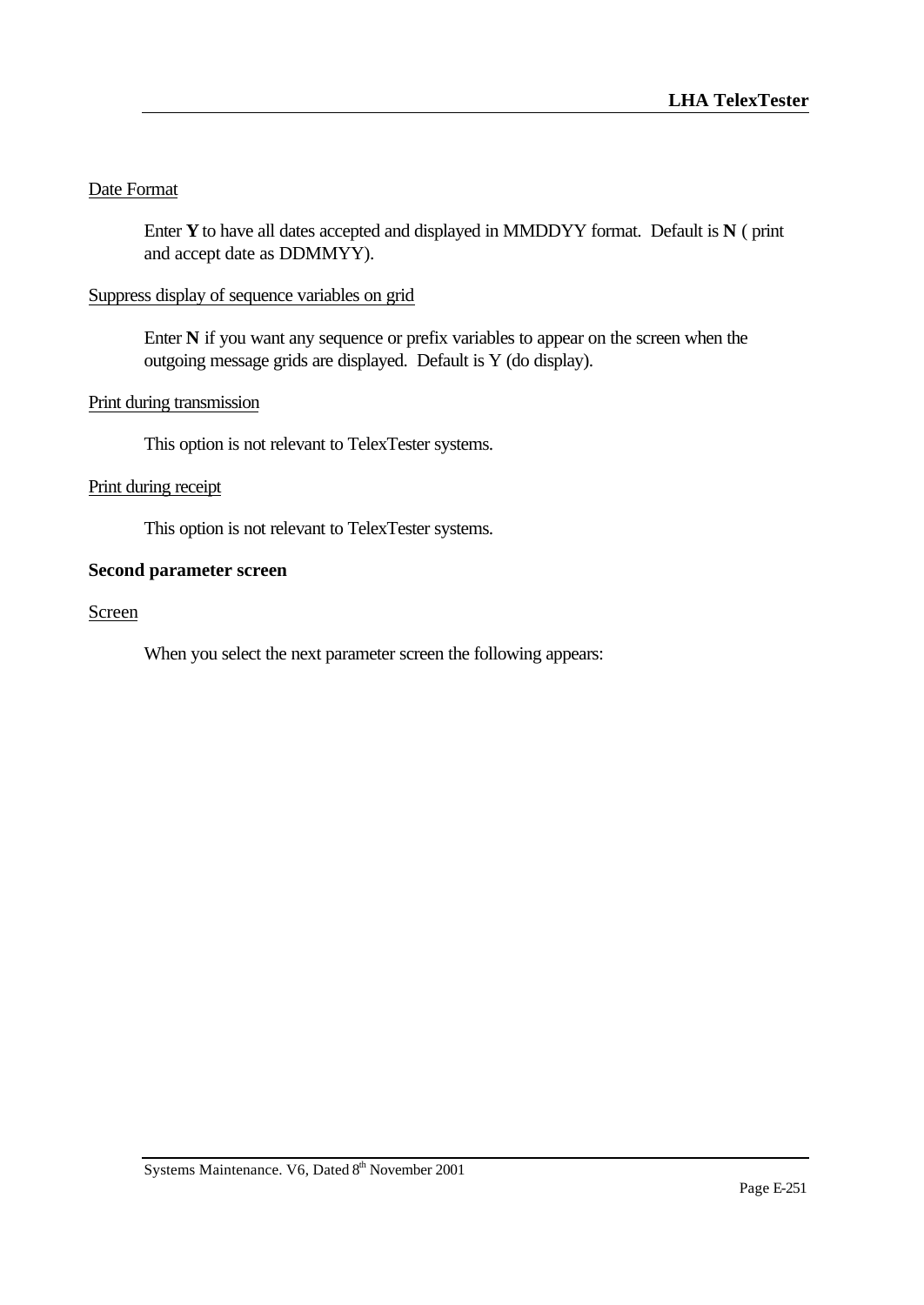Date Format

Enter **Y** to have all dates accepted and displayed in MMDDYY format. Default is **N** ( print and accept date as DDMMYY).

Suppress display of sequence variables on grid

Enter **N** if you want any sequence or prefix variables to appear on the screen when the outgoing message grids are displayed. Default is Y (do display).

Print during transmission

This option is not relevant to TelexTester systems.

Print during receipt

This option is not relevant to TelexTester systems.

**Second parameter screen**

Screen

When you select the next parameter screen the following appears: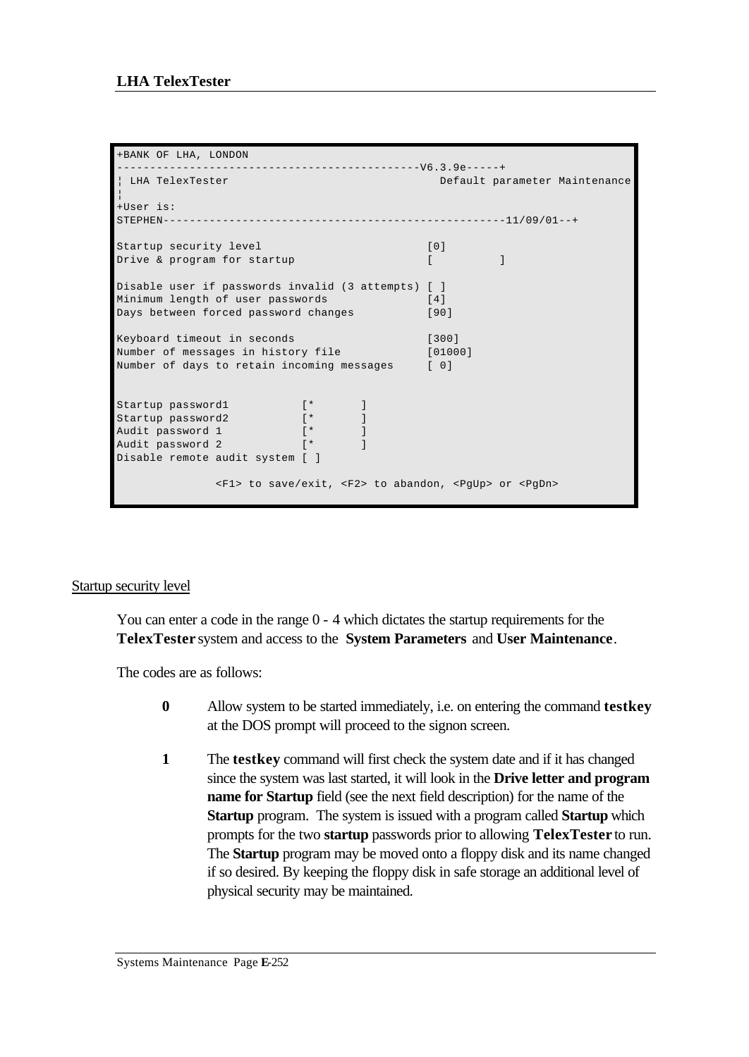```
+BANK OF LHA, LONDON
---------------------------------------------V6.3.9e-----+
¦ LHA TelexTester                                Default parameter Maintenance
¦
+User is:
STEPHEN----------------------------------------------------11/09/01--+

Startup security level                        [0]
Drive & program for startup                   [          ]

Disable user if passwords invalid (3 attempts) [ ]
Minimum length of user passwords              [4]
Days between forced password changes          [90]

Keyboard timeout in seconds                   [300]
Number of messages in history file            [01000]
Number of days to retain incoming messages    [ 0]


Startup password1           [*        ]
Startup password2           [*        ]
Audit password 1            [*        ]
Audit password 2            [*        ]
Disable remote audit system [ ]

               <F1> to save/exit, <F2> to abandon, <PgUp> or <PgDn>
```

Startup security level

You can enter a code in the range 0 - 4 which dictates the startup requirements for the **TelexTester** system and access to the **System Parameters** and **User Maintenance**.

The codes are as follows:

**0** Allow system to be started immediately, i.e. on entering the command **testkey** at the DOS prompt will proceed to the signon screen.

**1** The **testkey** command will first check the system date and if it has changed since the system was last started, it will look in the **Drive letter and program name for Startup** field (see the next field description) for the name of the **Startup** program. The system is issued with a program called **Startup** which prompts for the two **startup** passwords prior to allowing **TelexTester** to run. The **Startup** program may be moved onto a floppy disk and its name changed if so desired. By keeping the floppy disk in safe storage an additional level of physical security may be maintained.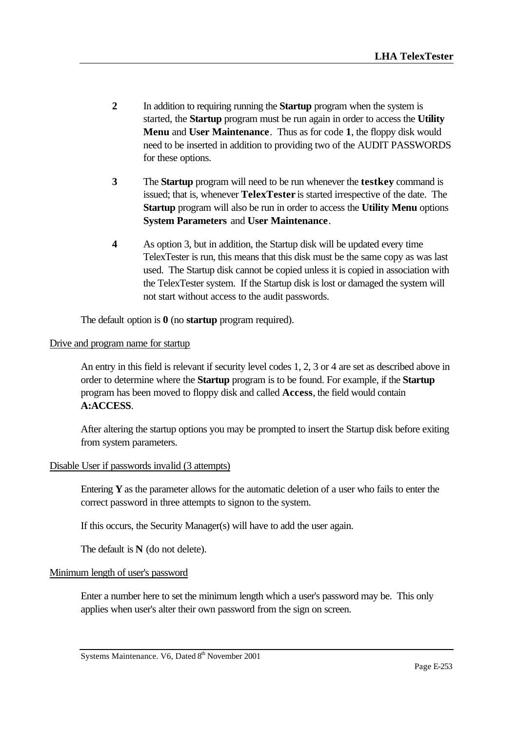**2** In addition to requiring running the **Startup** program when the system is started, the **Startup** program must be run again in order to access the **Utility Menu** and **User Maintenance**. Thus as for code **1**, the floppy disk would need to be inserted in addition to providing two of the AUDIT PASSWORDS for these options.

**3** The **Startup** program will need to be run whenever the **testkey** command is issued; that is, whenever **TelexTester** is started irrespective of the date. The **Startup** program will also be run in order to access the **Utility Menu** options **System Parameters** and **User Maintenance**.

**4** As option 3, but in addition, the Startup disk will be updated every time TelexTester is run, this means that this disk must be the same copy as was last used. The Startup disk cannot be copied unless it is copied in association with the TelexTester system. If the Startup disk is lost or damaged the system will not start without access to the audit passwords.

The default option is **0** (no **startup** program required).

<u>Drive and program name for startup</u>

An entry in this field is relevant if security level codes 1, 2, 3 or 4 are set as described above in order to determine where the **Startup** program is to be found. For example, if the **Startup** program has been moved to floppy disk and called **Access**, the field would contain **A:ACCESS**.

After altering the startup options you may be prompted to insert the Startup disk before exiting from system parameters.

<u>Disable User if passwords invalid (3 attempts)</u>

Entering **Y** as the parameter allows for the automatic deletion of a user who fails to enter the correct password in three attempts to signon to the system.

If this occurs, the Security Manager(s) will have to add the user again.

The default is **N** (do not delete).

<u>Minimum length of user's password</u>

Enter a number here to set the minimum length which a user's password may be. This only applies when user's alter their own password from the sign on screen.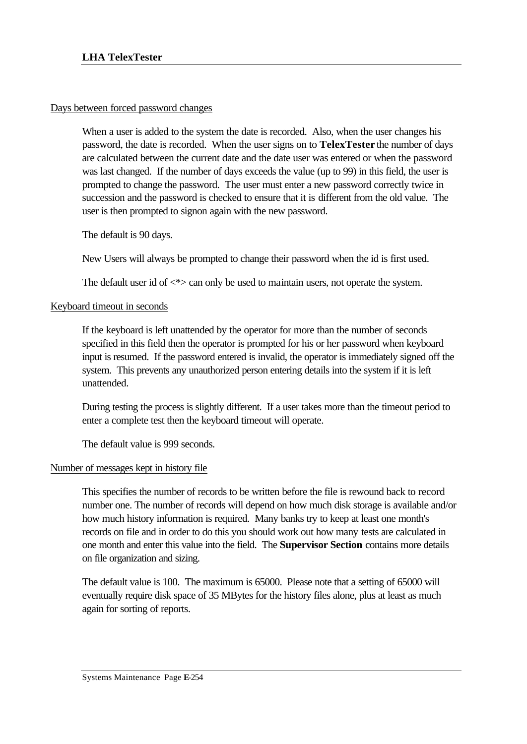Days between forced password changes

When a user is added to the system the date is recorded. Also, when the user changes his password, the date is recorded. When the user signs on to **TelexTester** the number of days are calculated between the current date and the date user was entered or when the password was last changed. If the number of days exceeds the value (up to 99) in this field, the user is prompted to change the password. The user must enter a new password correctly twice in succession and the password is checked to ensure that it is different from the old value. The user is then prompted to signon again with the new password.

The default is 90 days.

New Users will always be prompted to change their password when the id is first used.

The default user id of <*> can only be used to maintain users, not operate the system.

Keyboard timeout in seconds

If the keyboard is left unattended by the operator for more than the number of seconds specified in this field then the operator is prompted for his or her password when keyboard input is resumed. If the password entered is invalid, the operator is immediately signed off the system. This prevents any unauthorized person entering details into the system if it is left unattended.

During testing the process is slightly different. If a user takes more than the timeout period to enter a complete test then the keyboard timeout will operate.

The default value is 999 seconds.

Number of messages kept in history file

This specifies the number of records to be written before the file is rewound back to record number one. The number of records will depend on how much disk storage is available and/or how much history information is required. Many banks try to keep at least one month's records on file and in order to do this you should work out how many tests are calculated in one month and enter this value into the field. The **Supervisor Section** contains more details on file organization and sizing.

The default value is 100. The maximum is 65000. Please note that a setting of 65000 will eventually require disk space of 35 MBytes for the history files alone, plus at least as much again for sorting of reports.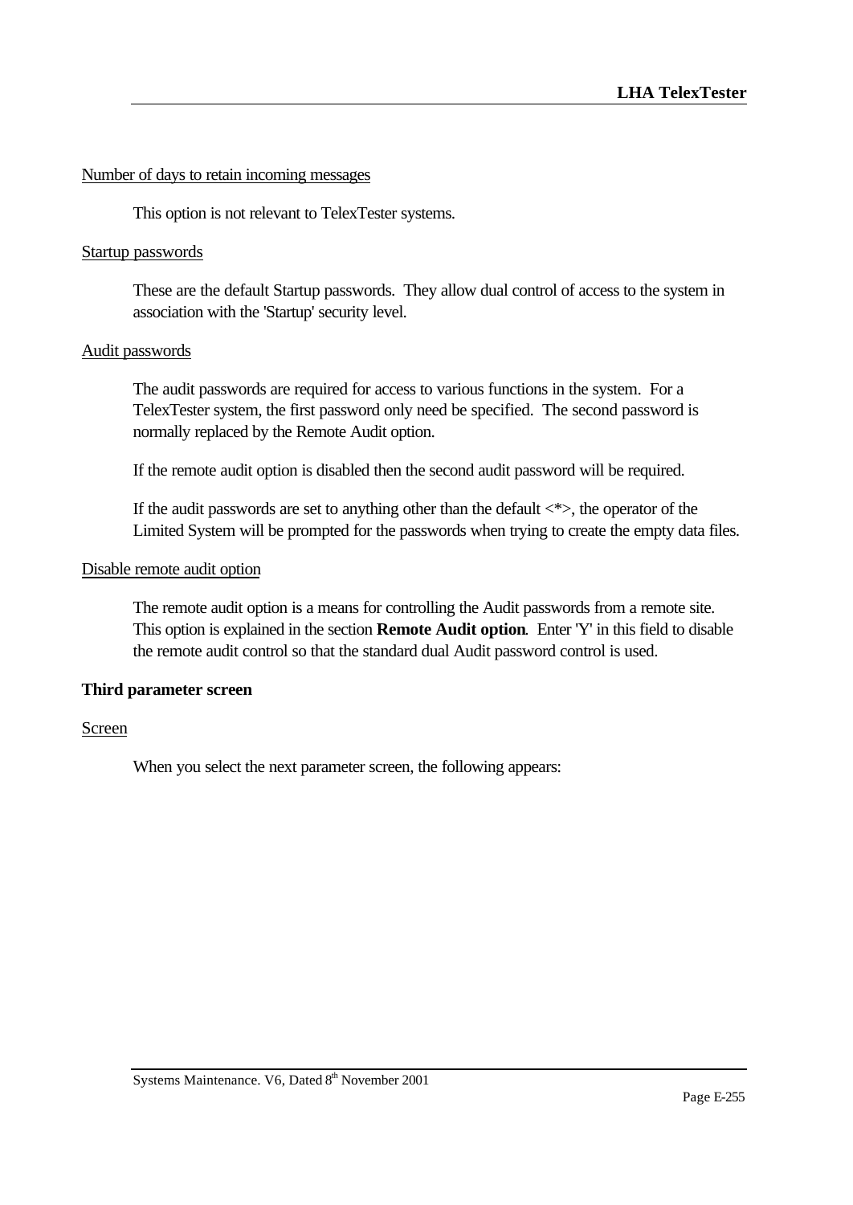Number of days to retain incoming messages

This option is not relevant to TelexTester systems.

Startup passwords

These are the default Startup passwords. They allow dual control of access to the system in association with the 'Startup' security level.

Audit passwords

The audit passwords are required for access to various functions in the system. For a TelexTester system, the first password only need be specified. The second password is normally replaced by the Remote Audit option.

If the remote audit option is disabled then the second audit password will be required.

If the audit passwords are set to anything other than the default <*>, the operator of the Limited System will be prompted for the passwords when trying to create the empty data files.

Disable remote audit option

The remote audit option is a means for controlling the Audit passwords from a remote site. This option is explained in the section **Remote Audit option**. Enter 'Y' in this field to disable the remote audit control so that the standard dual Audit password control is used.

**Third parameter screen**

Screen

When you select the next parameter screen, the following appears: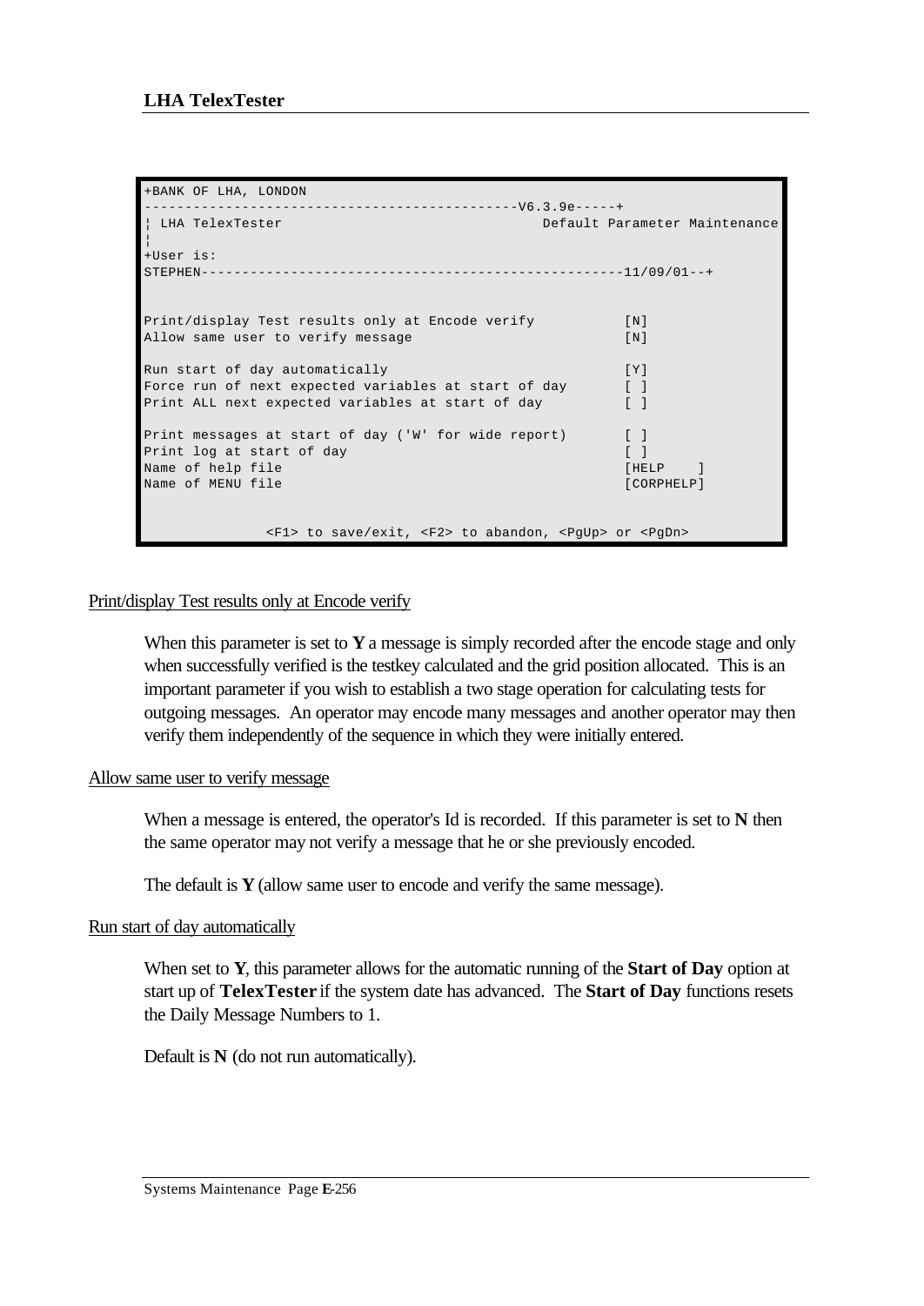```
+BANK OF LHA, LONDON
--------------------------------------------V6.3.9e-----+
¦ LHA TelexTester                                Default Parameter Maintenance
¦
+User is:
STEPHEN---------------------------------------------------11/09/01--+


Print/display Test results only at Encode verify          [N]
Allow same user to verify message                         [N]

Run start of day automatically                            [Y]
Force run of next expected variables at start of day      [ ]
Print ALL next expected variables at start of day         [ ]

Print messages at start of day ('W' for wide report)      [ ]
Print log at start of day                                 [ ]
Name of help file                                         [HELP    ]
Name of MENU file                                         [CORPHELP]


               <F1> to save/exit, <F2> to abandon, <PgUp> or <PgDn>
```

Print/display Test results only at Encode verify

When this parameter is set to **Y** a message is simply recorded after the encode stage and only when successfully verified is the testkey calculated and the grid position allocated. This is an important parameter if you wish to establish a two stage operation for calculating tests for outgoing messages. An operator may encode many messages and another operator may then verify them independently of the sequence in which they were initially entered.

Allow same user to verify message

When a message is entered, the operator's Id is recorded. If this parameter is set to **N** then the same operator may not verify a message that he or she previously encoded.

The default is **Y** (allow same user to encode and verify the same message).

Run start of day automatically

When set to **Y**, this parameter allows for the automatic running of the **Start of Day** option at start up of **TelexTester** if the system date has advanced. The **Start of Day** functions resets the Daily Message Numbers to 1.

Default is **N** (do not run automatically).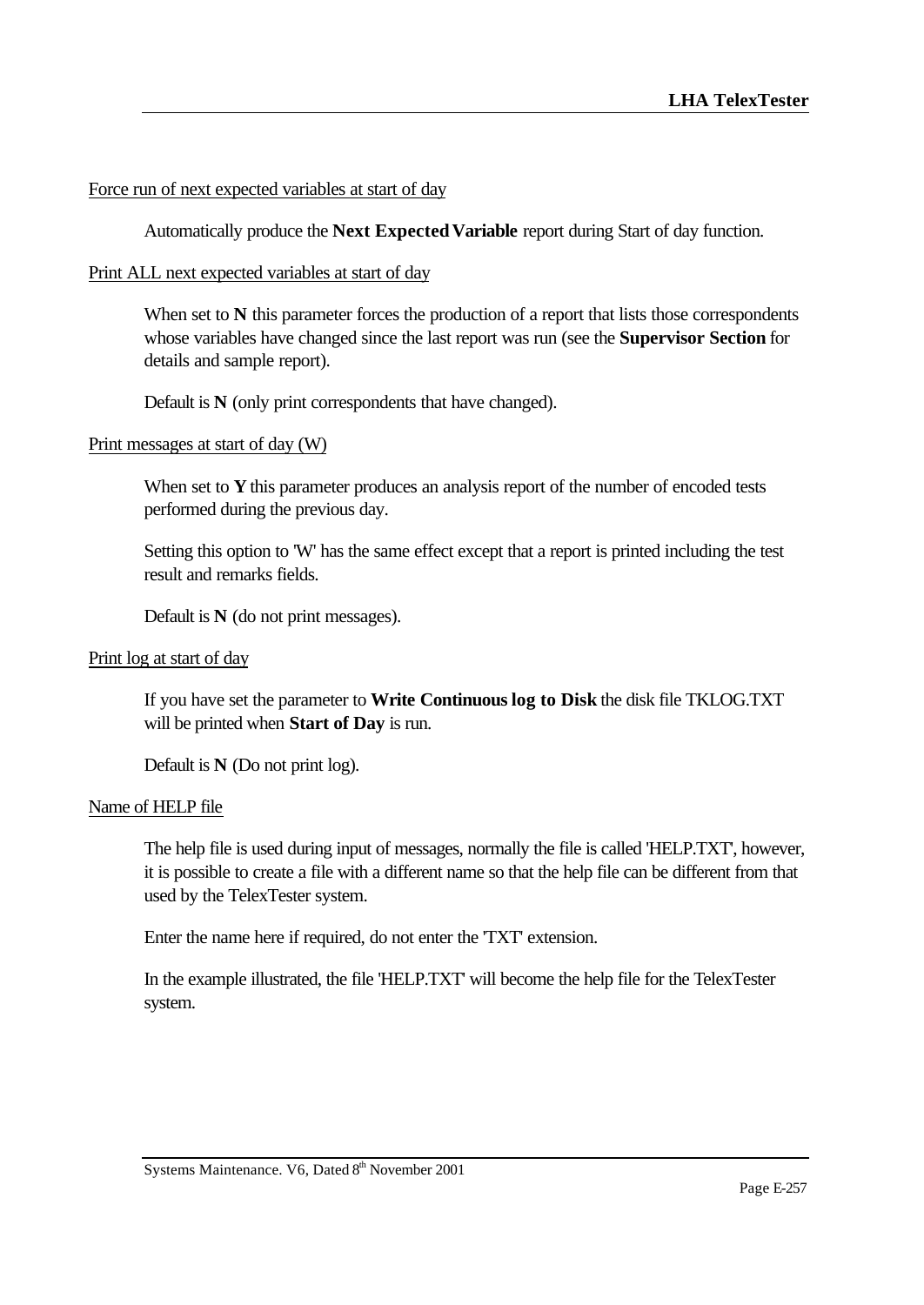Force run of next expected variables at start of day

Automatically produce the **Next Expected Variable** report during Start of day function.

Print ALL next expected variables at start of day

When set to **N** this parameter forces the production of a report that lists those correspondents whose variables have changed since the last report was run (see the **Supervisor Section** for details and sample report).

Default is **N** (only print correspondents that have changed).

Print messages at start of day (W)

When set to **Y** this parameter produces an analysis report of the number of encoded tests performed during the previous day.

Setting this option to 'W' has the same effect except that a report is printed including the test result and remarks fields.

Default is **N** (do not print messages).

Print log at start of day

If you have set the parameter to **Write Continuous log to Disk** the disk file TKLOG.TXT will be printed when **Start of Day** is run.

Default is **N** (Do not print log).

Name of HELP file

The help file is used during input of messages, normally the file is called 'HELP.TXT', however, it is possible to create a file with a different name so that the help file can be different from that used by the TelexTester system.

Enter the name here if required, do not enter the 'TXT' extension.

In the example illustrated, the file 'HELP.TXT' will become the help file for the TelexTester system.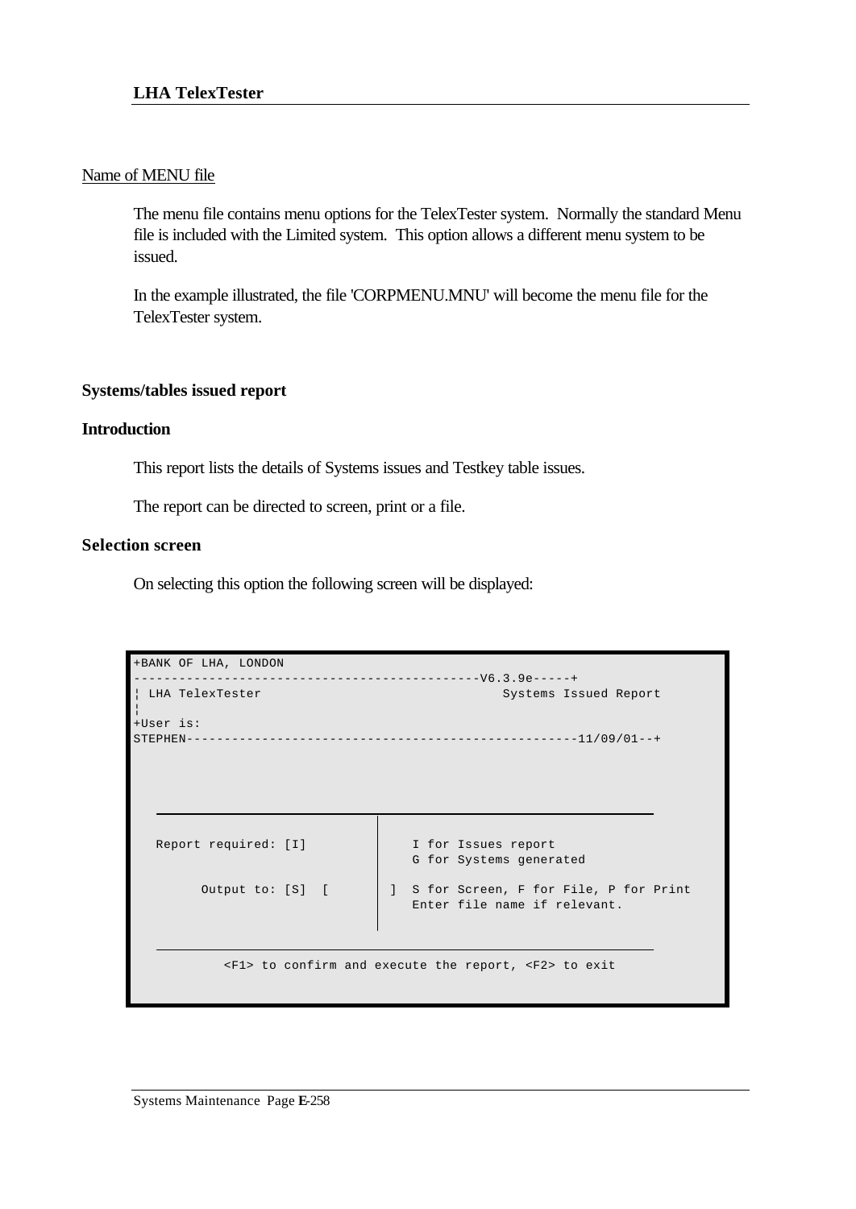Name of MENU file

The menu file contains menu options for the TelexTester system.  Normally the standard Menu file is included with the Limited system.  This option allows a different menu system to be issued.

In the example illustrated, the file 'CORPMENU.MNU' will become the menu file for the TelexTester system.

### Systems/tables issued report

### Introduction

This report lists the details of Systems issues and Testkey table issues.

The report can be directed to screen, print or a file.

### Selection screen

On selecting this option the following screen will be displayed:

```
+BANK OF LHA, LONDON
---------------------------------------------V6.3.9e-----+
¦ LHA TelexTester                                  Systems Issued Report
¦
+User is:
STEPHEN---------------------------------------------------11/09/01--+



   Report required: [I]              I for Issues report
                                     G for Systems generated

         Output to: [S]  [        ]  S for Screen, F for File, P for Print
                                     Enter file name if relevant.


            <F1> to confirm and execute the report, <F2> to exit
```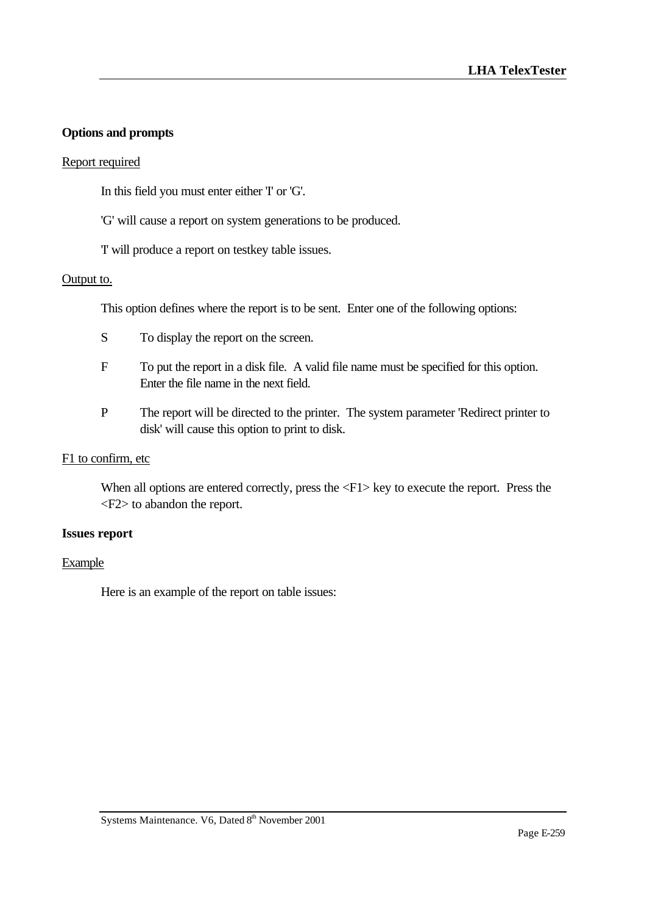**Options and prompts**

Report required

In this field you must enter either 'I' or 'G'.

'G' will cause a report on system generations to be produced.

'I' will produce a report on testkey table issues.

Output to.

This option defines where the report is to be sent. Enter one of the following options:

S To display the report on the screen.

F To put the report in a disk file. A valid file name must be specified for this option. Enter the file name in the next field.

P The report will be directed to the printer. The system parameter 'Redirect printer to disk' will cause this option to print to disk.

F1 to confirm, etc

When all options are entered correctly, press the <F1> key to execute the report. Press the <F2> to abandon the report.

**Issues report**

Example

Here is an example of the report on table issues: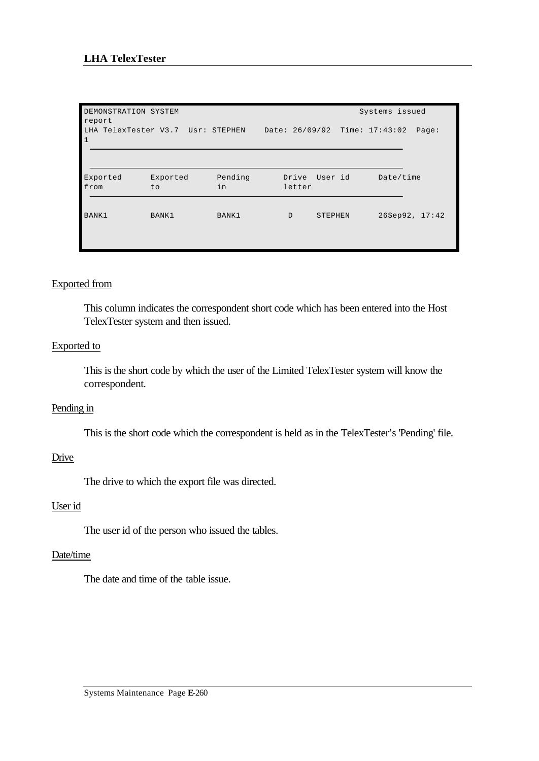```
DEMONSTRATION SYSTEM                                                    Systems issued
report
LHA TelexTester V3.7  Usr: STEPHEN    Date: 26/09/92  Time: 17:43:02  Page:
1
 ________________________________________________________________________________

 ________________________________________________________________________________
Exported      Exported      Pending       Drive  User id      Date/time
from          to            in            letter
 ________________________________________________________________________________

BANK1         BANK1         BANK1          D     STEPHEN      26Sep92, 17:42
```

Exported from

This column indicates the correspondent short code which has been entered into the Host TelexTester system and then issued.

Exported to

This is the short code by which the user of the Limited TelexTester system will know the correspondent.

Pending in

This is the short code which the correspondent is held as in the TelexTester's 'Pending' file.

Drive

The drive to which the export file was directed.

User id

The user id of the person who issued the tables.

Date/time

The date and time of the table issue.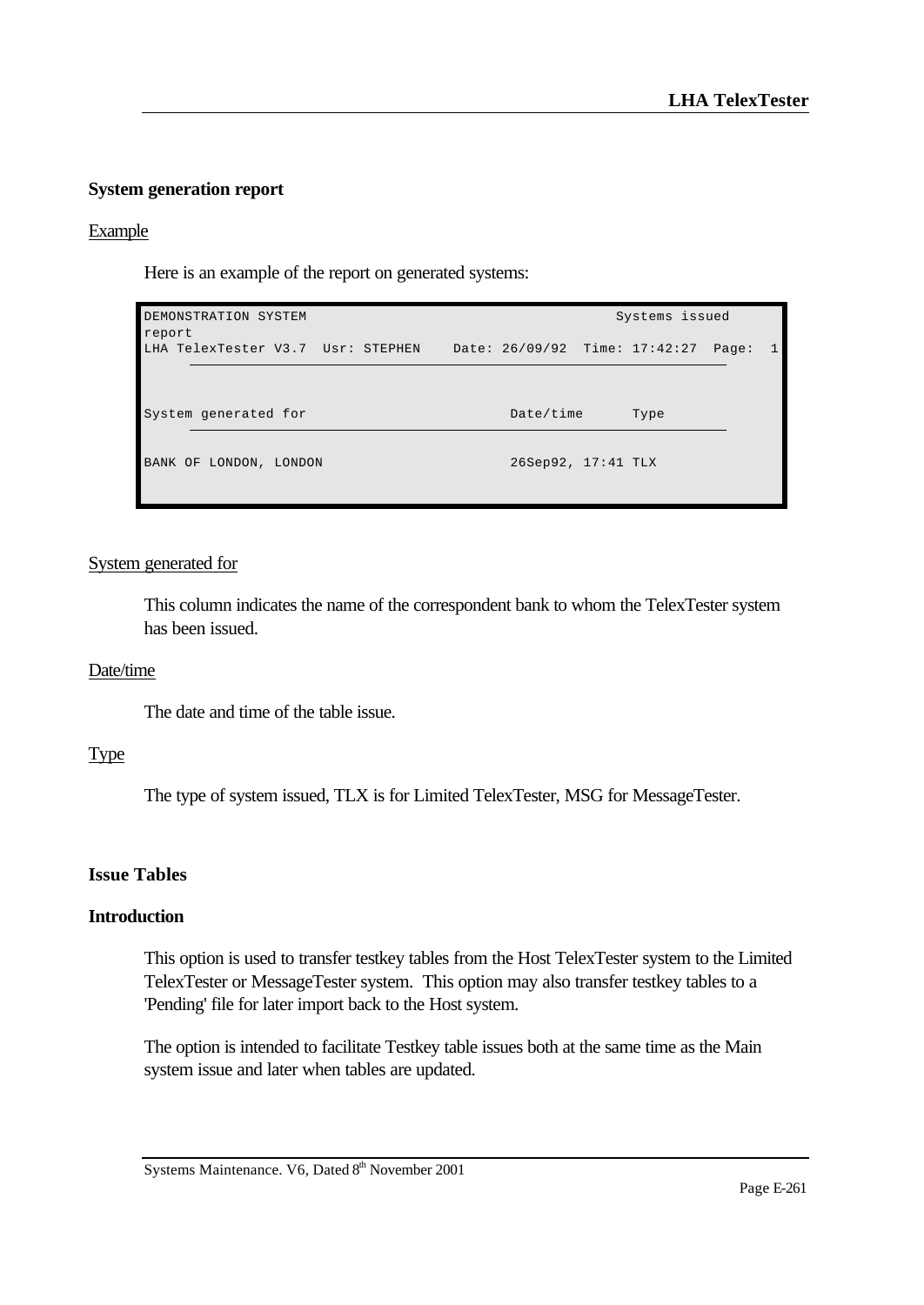### System generation report

Example

Here is an example of the report on generated systems:

```
DEMONSTRATION SYSTEM                                        Systems issued
report
LHA TelexTester V3.7  Usr: STEPHEN    Date: 26/09/92  Time: 17:42:27  Page:  1
     ________________________________________________________________


System generated for                         Date/time      Type
     ________________________________________________________________

BANK OF LONDON, LONDON                       26Sep92, 17:41 TLX
```

System generated for

This column indicates the name of the correspondent bank to whom the TelexTester system has been issued.

Date/time

The date and time of the table issue.

Type

The type of system issued, TLX is for Limited TelexTester, MSG for MessageTester.

### Issue Tables

### Introduction

This option is used to transfer testkey tables from the Host TelexTester system to the Limited TelexTester or MessageTester system. This option may also transfer testkey tables to a 'Pending' file for later import back to the Host system.

The option is intended to facilitate Testkey table issues both at the same time as the Main system issue and later when tables are updated.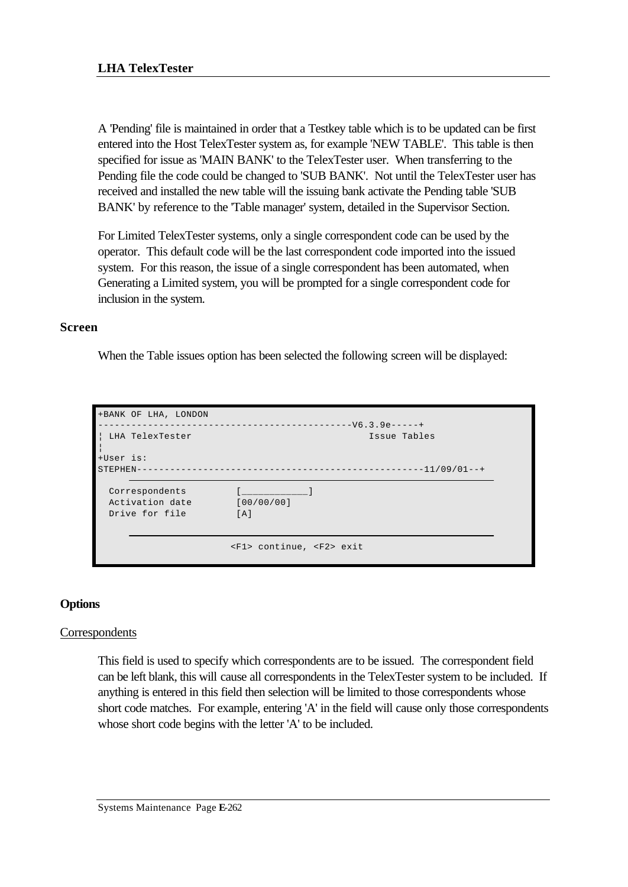A 'Pending' file is maintained in order that a Testkey table which is to be updated can be first entered into the Host TelexTester system as, for example 'NEW TABLE'. This table is then specified for issue as 'MAIN BANK' to the TelexTester user. When transferring to the Pending file the code could be changed to 'SUB BANK'. Not until the TelexTester user has received and installed the new table will the issuing bank activate the Pending table 'SUB BANK' by reference to the 'Table manager' system, detailed in the Supervisor Section.

For Limited TelexTester systems, only a single correspondent code can be used by the operator. This default code will be the last correspondent code imported into the issued system. For this reason, the issue of a single correspondent has been automated, when Generating a Limited system, you will be prompted for a single correspondent code for inclusion in the system.

## Screen

When the Table issues option has been selected the following screen will be displayed:

```
+BANK OF LHA, LONDON
--------------------------------------------V6.3.9e-----+
¦ LHA TelexTester                                Issue Tables
¦
+User is:
STEPHEN---------------------------------------------------11/09/01--+

  Correspondents         [____________]
  Activation date        [00/00/00]
  Drive for file         [A]

                       <F1> continue, <F2> exit
```

## Options

Correspondents

This field is used to specify which correspondents are to be issued. The correspondent field can be left blank, this will cause all correspondents in the TelexTester system to be included. If anything is entered in this field then selection will be limited to those correspondents whose short code matches. For example, entering 'A' in the field will cause only those correspondents whose short code begins with the letter 'A' to be included.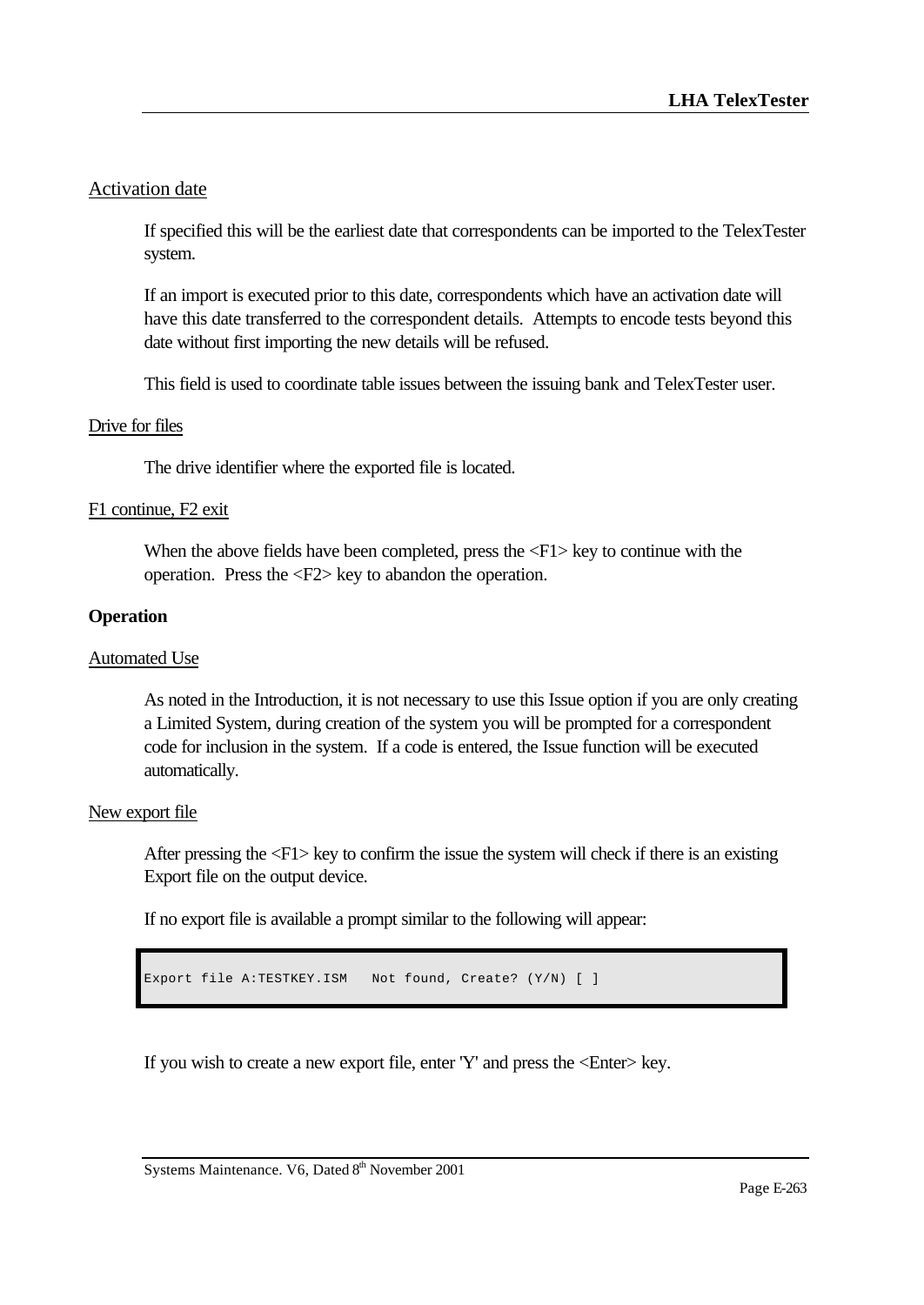Activation date

If specified this will be the earliest date that correspondents can be imported to the TelexTester system.

If an import is executed prior to this date, correspondents which have an activation date will have this date transferred to the correspondent details.  Attempts to encode tests beyond this date without first importing the new details will be refused.

This field is used to coordinate table issues between the issuing bank and TelexTester user.

Drive for files

The drive identifier where the exported file is located.

F1 continue, F2 exit

When the above fields have been completed, press the <F1> key to continue with the operation.  Press the <F2> key to abandon the operation.

**Operation**

Automated Use

As noted in the Introduction, it is not necessary to use this Issue option if you are only creating a Limited System, during creation of the system you will be prompted for a correspondent code for inclusion in the system.  If a code is entered, the Issue function will be executed automatically.

New export file

After pressing the <F1> key to confirm the issue the system will check if there is an existing Export file on the output device.

If no export file is available a prompt similar to the following will appear:

```
Export file A:TESTKEY.ISM   Not found, Create? (Y/N) [ ]
```

If you wish to create a new export file, enter 'Y' and press the <Enter> key.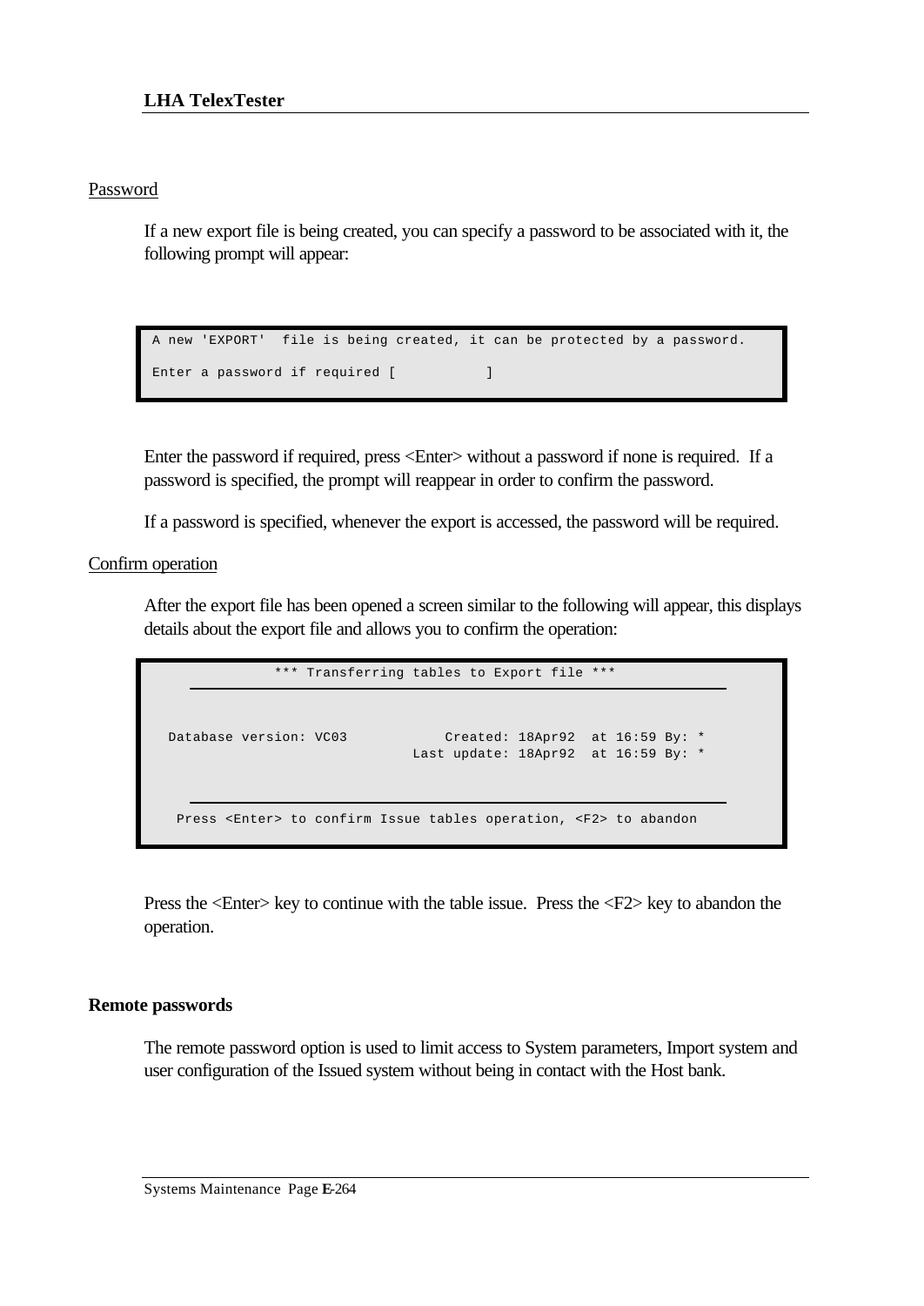## Password

If a new export file is being created, you can specify a password to be associated with it, the following prompt will appear:

```
A new 'EXPORT'  file is being created, it can be protected by a password.

Enter a password if required [           ]
```

Enter the password if required, press <Enter> without a password if none is required. If a password is specified, the prompt will reappear in order to confirm the password.

If a password is specified, whenever the export is accessed, the password will be required.

## Confirm operation

After the export file has been opened a screen similar to the following will appear, this displays details about the export file and allows you to confirm the operation:

```
             *** Transferring tables to Export file ***
    ________________________________________________________________


  Database version: VC03            Created: 18Apr92  at 16:59 By: *
                                Last update: 18Apr92  at 16:59 By: *

    ________________________________________________________________
   Press <Enter> to confirm Issue tables operation, <F2> to abandon
```

Press the <Enter> key to continue with the table issue. Press the <F2> key to abandon the operation.

## Remote passwords

The remote password option is used to limit access to System parameters, Import system and user configuration of the Issued system without being in contact with the Host bank.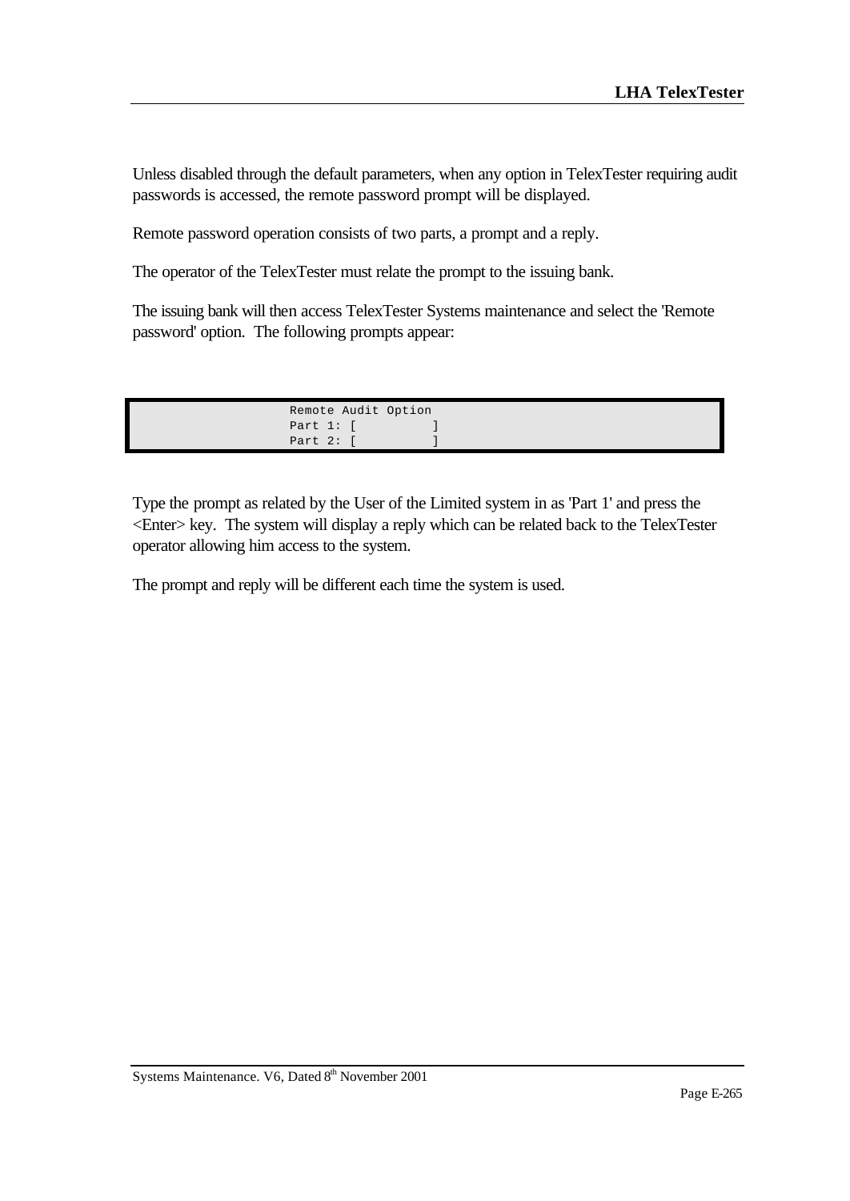Unless disabled through the default parameters, when any option in TelexTester requiring audit passwords is accessed, the remote password prompt will be displayed.

Remote password operation consists of two parts, a prompt and a reply.

The operator of the TelexTester must relate the prompt to the issuing bank.

The issuing bank will then access TelexTester Systems maintenance and select the 'Remote password' option. The following prompts appear:

```
Remote Audit Option
Part 1: [          ]
Part 2: [          ]
```

Type the prompt as related by the User of the Limited system in as 'Part 1' and press the <Enter> key. The system will display a reply which can be related back to the TelexTester operator allowing him access to the system.

The prompt and reply will be different each time the system is used.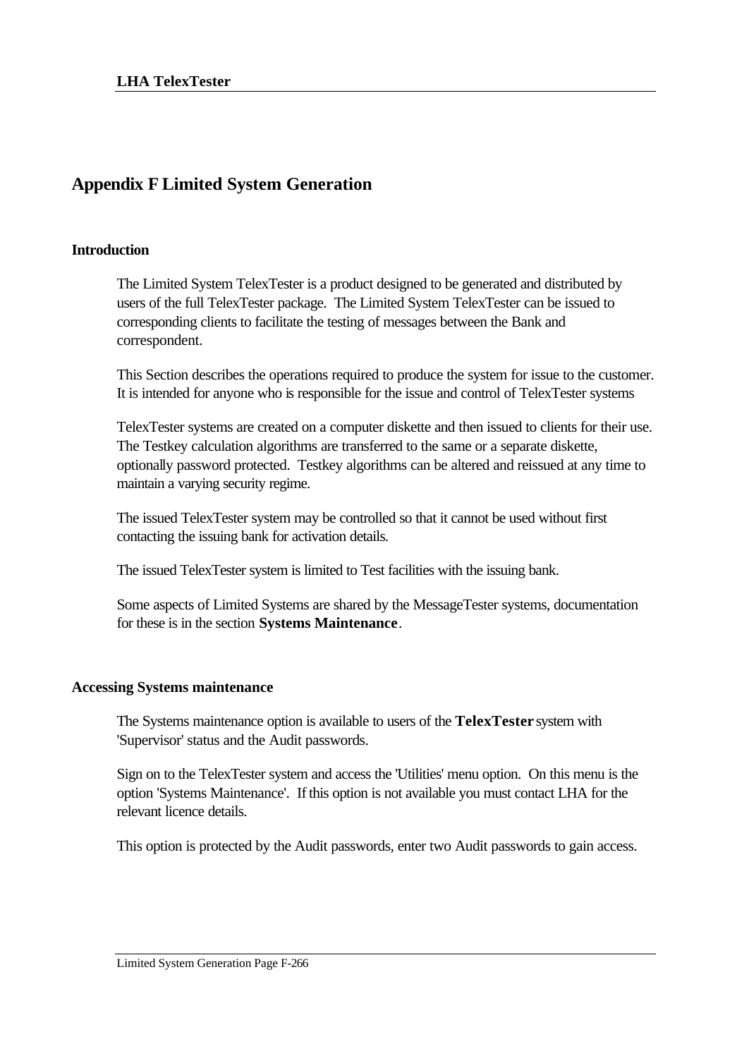# Appendix F Limited System Generation

## Introduction

The Limited System TelexTester is a product designed to be generated and distributed by users of the full TelexTester package. The Limited System TelexTester can be issued to corresponding clients to facilitate the testing of messages between the Bank and correspondent.

This Section describes the operations required to produce the system for issue to the customer. It is intended for anyone who is responsible for the issue and control of TelexTester systems

TelexTester systems are created on a computer diskette and then issued to clients for their use. The Testkey calculation algorithms are transferred to the same or a separate diskette, optionally password protected. Testkey algorithms can be altered and reissued at any time to maintain a varying security regime.

The issued TelexTester system may be controlled so that it cannot be used without first contacting the issuing bank for activation details.

The issued TelexTester system is limited to Test facilities with the issuing bank.

Some aspects of Limited Systems are shared by the MessageTester systems, documentation for these is in the section **Systems Maintenance**.

## Accessing Systems maintenance

The Systems maintenance option is available to users of the **TelexTester** system with 'Supervisor' status and the Audit passwords.

Sign on to the TelexTester system and access the 'Utilities' menu option. On this menu is the option 'Systems Maintenance'. If this option is not available you must contact LHA for the relevant licence details.

This option is protected by the Audit passwords, enter two Audit passwords to gain access.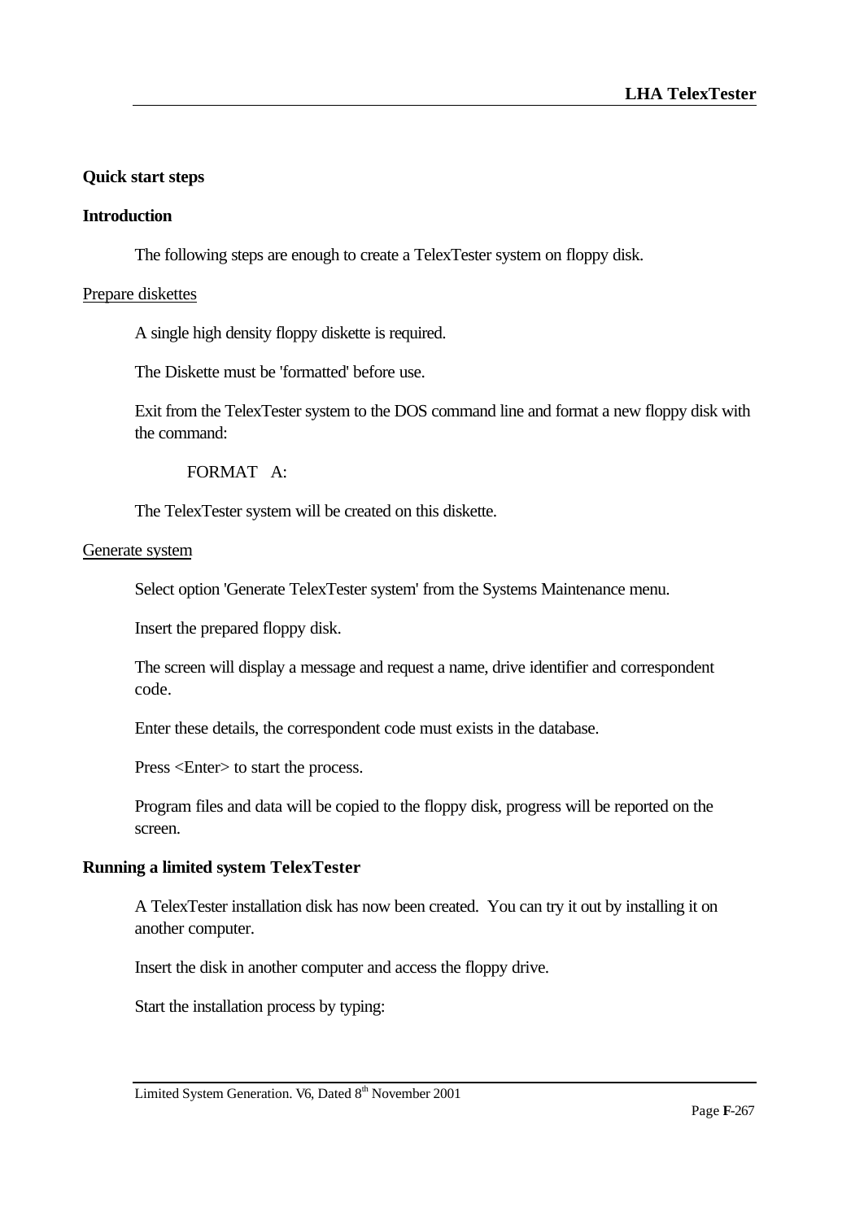## Quick start steps

### Introduction

The following steps are enough to create a TelexTester system on floppy disk.

Prepare diskettes

A single high density floppy diskette is required.

The Diskette must be 'formatted' before use.

Exit from the TelexTester system to the DOS command line and format a new floppy disk with the command:

```
FORMAT   A:
```

The TelexTester system will be created on this diskette.

Generate system

Select option 'Generate TelexTester system' from the Systems Maintenance menu.

Insert the prepared floppy disk.

The screen will display a message and request a name, drive identifier and correspondent code.

Enter these details, the correspondent code must exists in the database.

Press <Enter> to start the process.

Program files and data will be copied to the floppy disk, progress will be reported on the screen.

### Running a limited system TelexTester

A TelexTester installation disk has now been created. You can try it out by installing it on another computer.

Insert the disk in another computer and access the floppy drive.

Start the installation process by typing: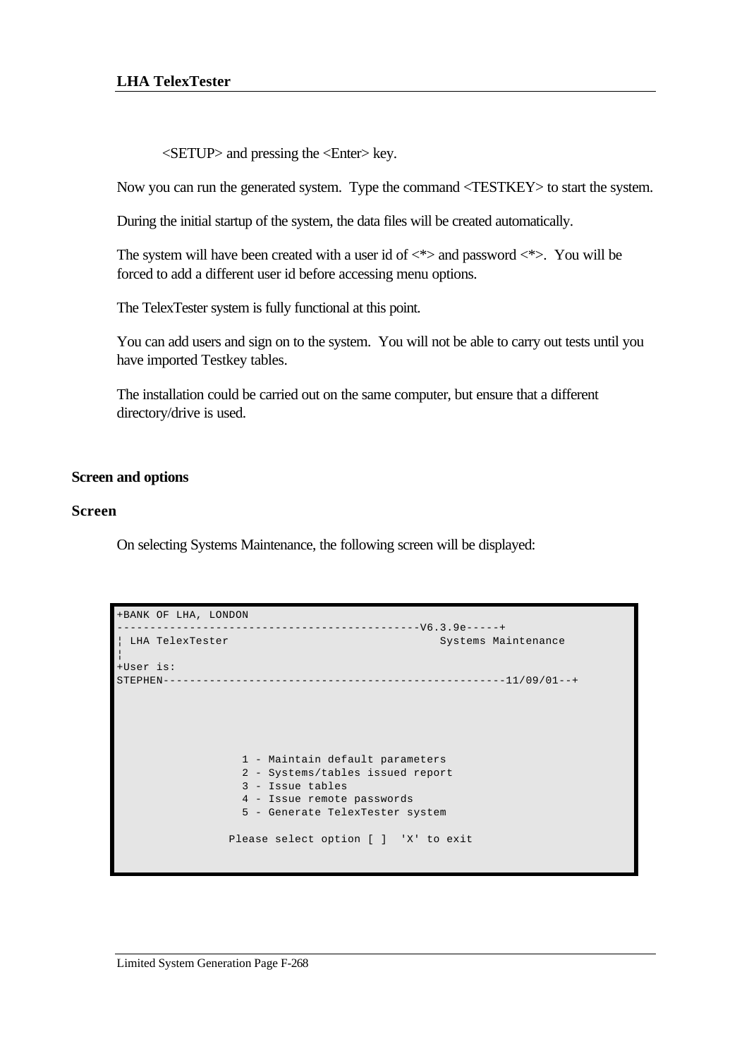<SETUP> and pressing the <Enter> key.

Now you can run the generated system. Type the command <TESTKEY> to start the system.

During the initial startup of the system, the data files will be created automatically.

The system will have been created with a user id of <*> and password <*>. You will be forced to add a different user id before accessing menu options.

The TelexTester system is fully functional at this point.

You can add users and sign on to the system. You will not be able to carry out tests until you have imported Testkey tables.

The installation could be carried out on the same computer, but ensure that a different directory/drive is used.

## Screen and options

### Screen

On selecting Systems Maintenance, the following screen will be displayed:

```
+BANK OF LHA, LONDON
---------------------------------------------V6.3.9e-----+
¦ LHA TelexTester                               Systems Maintenance
¦
+User is:
STEPHEN---------------------------------------------------11/09/01--+





                   1 - Maintain default parameters
                   2 - Systems/tables issued report
                   3 - Issue tables
                   4 - Issue remote passwords
                   5 - Generate TelexTester system

                 Please select option [ ]  'X' to exit
```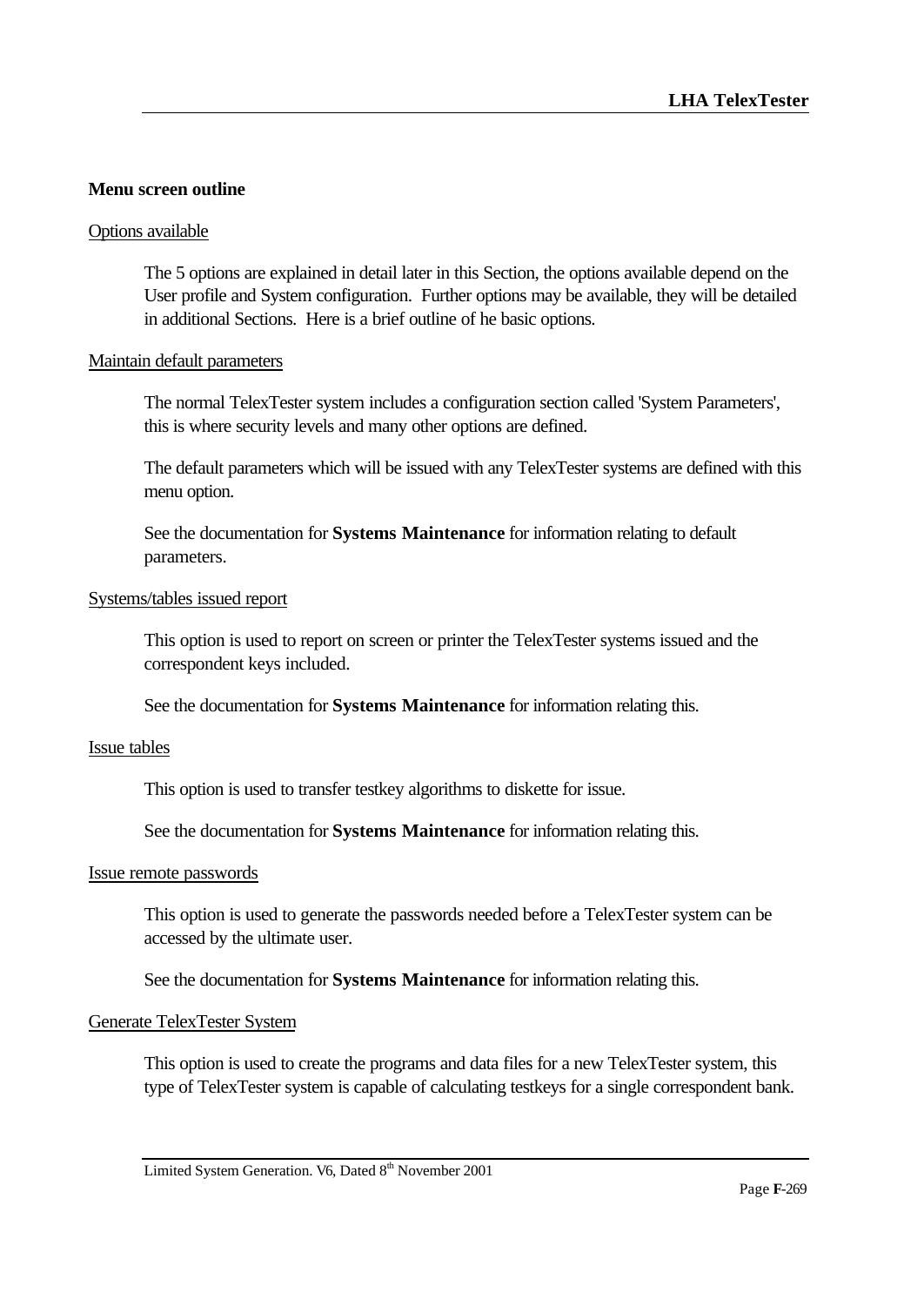### Menu screen outline

Options available

The 5 options are explained in detail later in this Section, the options available depend on the User profile and System configuration. Further options may be available, they will be detailed in additional Sections. Here is a brief outline of he basic options.

Maintain default parameters

The normal TelexTester system includes a configuration section called 'System Parameters', this is where security levels and many other options are defined.

The default parameters which will be issued with any TelexTester systems are defined with this menu option.

See the documentation for **Systems Maintenance** for information relating to default parameters.

Systems/tables issued report

This option is used to report on screen or printer the TelexTester systems issued and the correspondent keys included.

See the documentation for **Systems Maintenance** for information relating this.

Issue tables

This option is used to transfer testkey algorithms to diskette for issue.

See the documentation for **Systems Maintenance** for information relating this.

Issue remote passwords

This option is used to generate the passwords needed before a TelexTester system can be accessed by the ultimate user.

See the documentation for **Systems Maintenance** for information relating this.

Generate TelexTester System

This option is used to create the programs and data files for a new TelexTester system, this type of TelexTester system is capable of calculating testkeys for a single correspondent bank.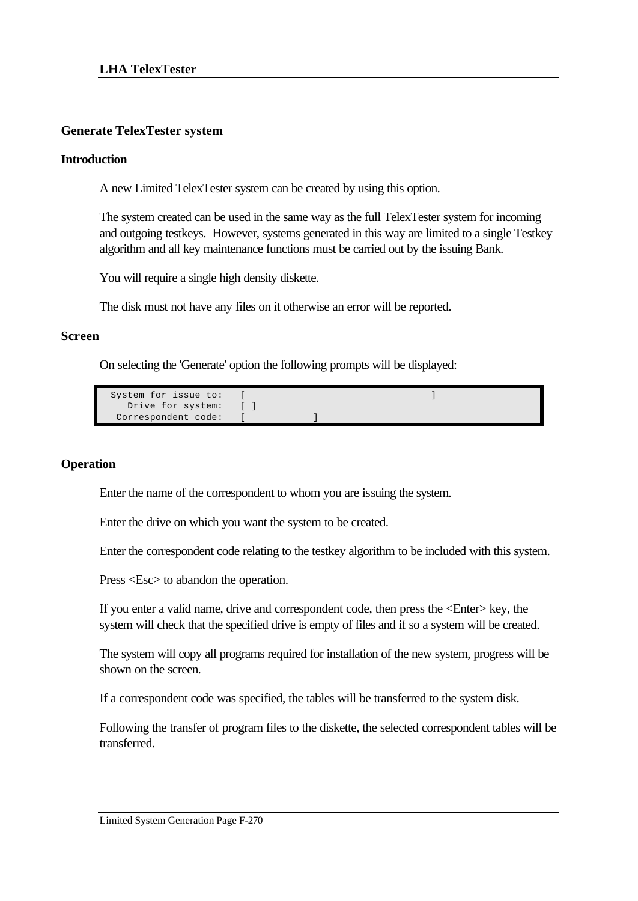## Generate TelexTester system

### Introduction

A new Limited TelexTester system can be created by using this option.

The system created can be used in the same way as the full TelexTester system for incoming and outgoing testkeys. However, systems generated in this way are limited to a single Testkey algorithm and all key maintenance functions must be carried out by the issuing Bank.

You will require a single high density diskette.

The disk must not have any files on it otherwise an error will be reported.

### Screen

On selecting the 'Generate' option the following prompts will be displayed:

```
 System for issue to:   [                                   ]
    Drive for system:   [ ]
  Correspondent code:   [              ]
```

### Operation

Enter the name of the correspondent to whom you are issuing the system.

Enter the drive on which you want the system to be created.

Enter the correspondent code relating to the testkey algorithm to be included with this system.

Press <Esc> to abandon the operation.

If you enter a valid name, drive and correspondent code, then press the <Enter> key, the system will check that the specified drive is empty of files and if so a system will be created.

The system will copy all programs required for installation of the new system, progress will be shown on the screen.

If a correspondent code was specified, the tables will be transferred to the system disk.

Following the transfer of program files to the diskette, the selected correspondent tables will be transferred.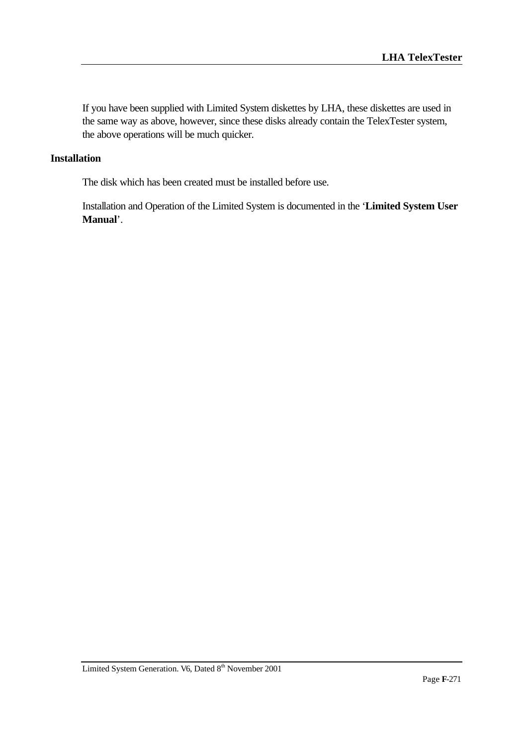If you have been supplied with Limited System diskettes by LHA, these diskettes are used in the same way as above, however, since these disks already contain the TelexTester system, the above operations will be much quicker.

## Installation

The disk which has been created must be installed before use.

Installation and Operation of the Limited System is documented in the '**Limited System User Manual**'.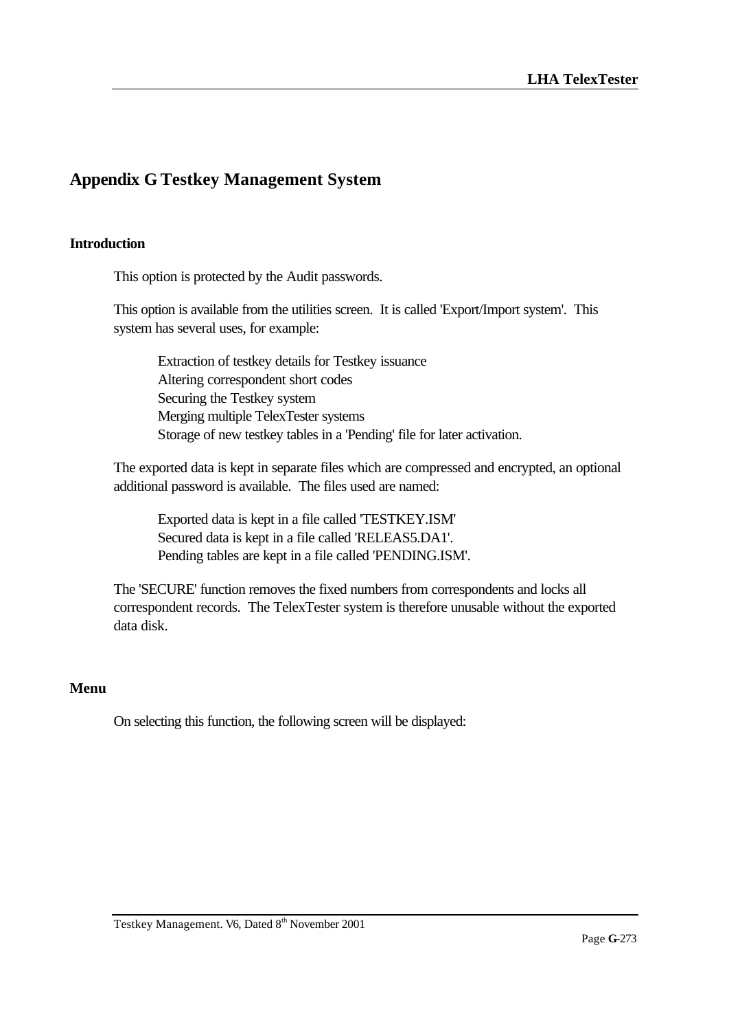# Appendix G Testkey Management System

## Introduction

This option is protected by the Audit passwords.

This option is available from the utilities screen. It is called 'Export/Import system'. This system has several uses, for example:

- Extraction of testkey details for Testkey issuance
- Altering correspondent short codes
- Securing the Testkey system
- Merging multiple TelexTester systems
- Storage of new testkey tables in a 'Pending' file for later activation.

The exported data is kept in separate files which are compressed and encrypted, an optional additional password is available. The files used are named:

- Exported data is kept in a file called 'TESTKEY.ISM'
- Secured data is kept in a file called 'RELEAS5.DA1'.
- Pending tables are kept in a file called 'PENDING.ISM'.

The 'SECURE' function removes the fixed numbers from correspondents and locks all correspondent records. The TelexTester system is therefore unusable without the exported data disk.

## Menu

On selecting this function, the following screen will be displayed: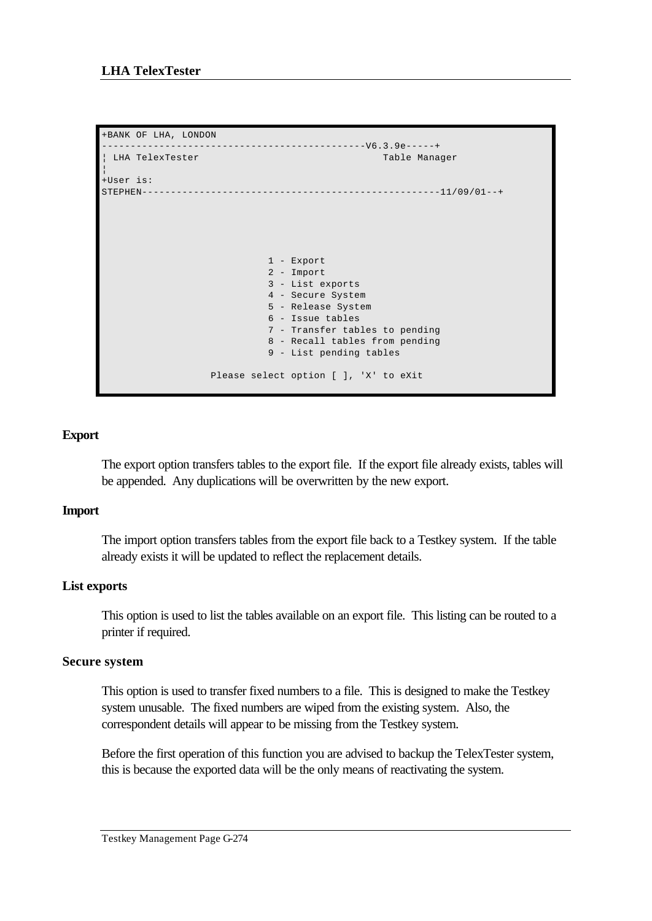```
+BANK OF LHA, LONDON
---------------------------------------------V6.3.9e-----+
¦ LHA TelexTester                                Table Manager
¦
+User is:
STEPHEN---------------------------------------------------11/09/01--+




                             1 - Export
                             2 - Import
                             3 - List exports
                             4 - Secure System
                             5 - Release System
                             6 - Issue tables
                             7 - Transfer tables to pending
                             8 - Recall tables from pending
                             9 - List pending tables

                   Please select option [ ], 'X' to eXit
```

### Export

The export option transfers tables to the export file. If the export file already exists, tables will be appended. Any duplications will be overwritten by the new export.

### Import

The import option transfers tables from the export file back to a Testkey system. If the table already exists it will be updated to reflect the replacement details.

### List exports

This option is used to list the tables available on an export file. This listing can be routed to a printer if required.

### Secure system

This option is used to transfer fixed numbers to a file. This is designed to make the Testkey system unusable. The fixed numbers are wiped from the existing system. Also, the correspondent details will appear to be missing from the Testkey system.

Before the first operation of this function you are advised to backup the TelexTester system, this is because the exported data will be the only means of reactivating the system.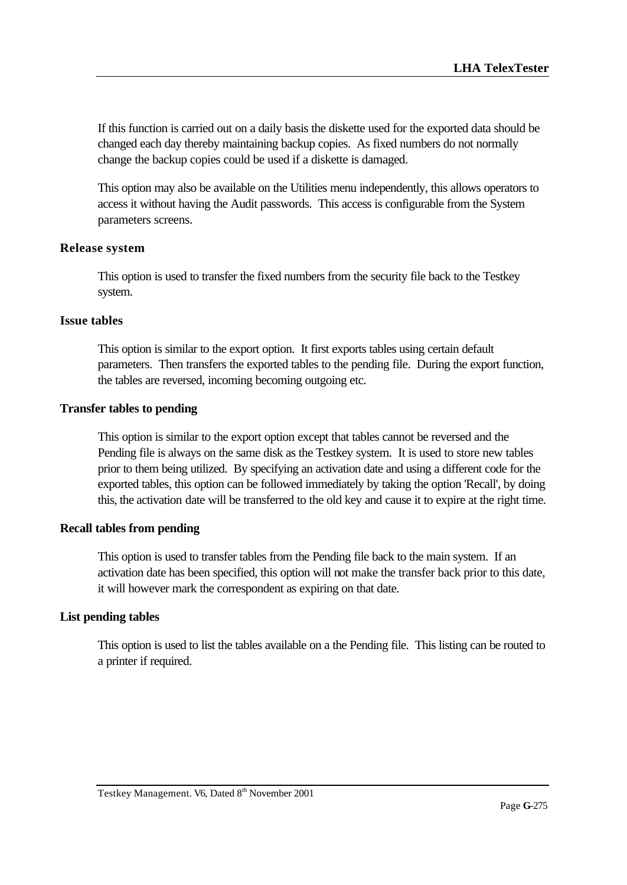If this function is carried out on a daily basis the diskette used for the exported data should be changed each day thereby maintaining backup copies. As fixed numbers do not normally change the backup copies could be used if a diskette is damaged.

This option may also be available on the Utilities menu independently, this allows operators to access it without having the Audit passwords. This access is configurable from the System parameters screens.

### Release system

This option is used to transfer the fixed numbers from the security file back to the Testkey system.

### Issue tables

This option is similar to the export option. It first exports tables using certain default parameters. Then transfers the exported tables to the pending file. During the export function, the tables are reversed, incoming becoming outgoing etc.

### Transfer tables to pending

This option is similar to the export option except that tables cannot be reversed and the Pending file is always on the same disk as the Testkey system. It is used to store new tables prior to them being utilized. By specifying an activation date and using a different code for the exported tables, this option can be followed immediately by taking the option 'Recall', by doing this, the activation date will be transferred to the old key and cause it to expire at the right time.

### Recall tables from pending

This option is used to transfer tables from the Pending file back to the main system. If an activation date has been specified, this option will not make the transfer back prior to this date, it will however mark the correspondent as expiring on that date.

### List pending tables

This option is used to list the tables available on a the Pending file. This listing can be routed to a printer if required.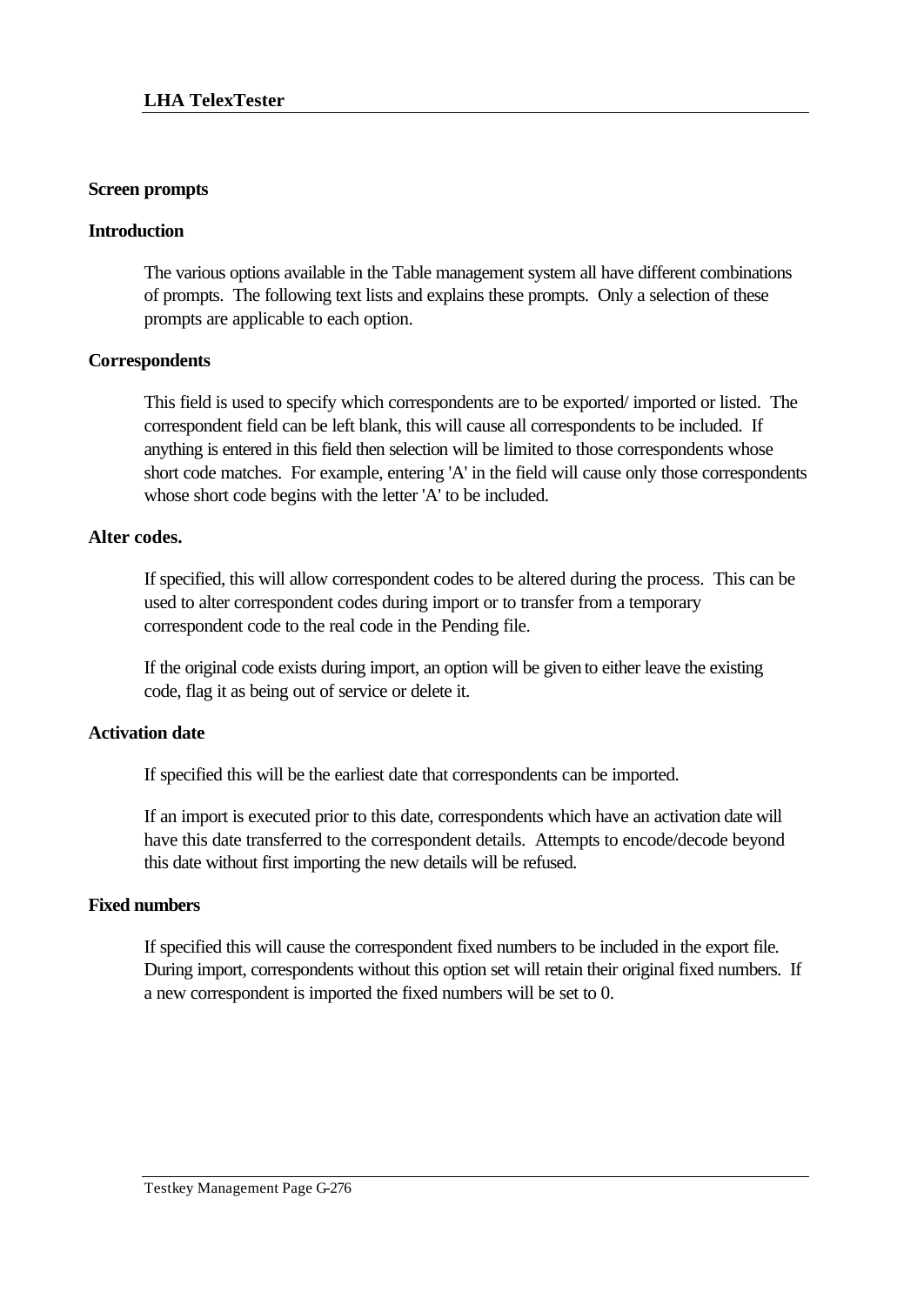## Screen prompts

### Introduction

The various options available in the Table management system all have different combinations of prompts. The following text lists and explains these prompts. Only a selection of these prompts are applicable to each option.

### Correspondents

This field is used to specify which correspondents are to be exported/ imported or listed. The correspondent field can be left blank, this will cause all correspondents to be included. If anything is entered in this field then selection will be limited to those correspondents whose short code matches. For example, entering 'A' in the field will cause only those correspondents whose short code begins with the letter 'A' to be included.

### Alter codes.

If specified, this will allow correspondent codes to be altered during the process. This can be used to alter correspondent codes during import or to transfer from a temporary correspondent code to the real code in the Pending file.

If the original code exists during import, an option will be given to either leave the existing code, flag it as being out of service or delete it.

### Activation date

If specified this will be the earliest date that correspondents can be imported.

If an import is executed prior to this date, correspondents which have an activation date will have this date transferred to the correspondent details. Attempts to encode/decode beyond this date without first importing the new details will be refused.

### Fixed numbers

If specified this will cause the correspondent fixed numbers to be included in the export file. During import, correspondents without this option set will retain their original fixed numbers. If a new correspondent is imported the fixed numbers will be set to 0.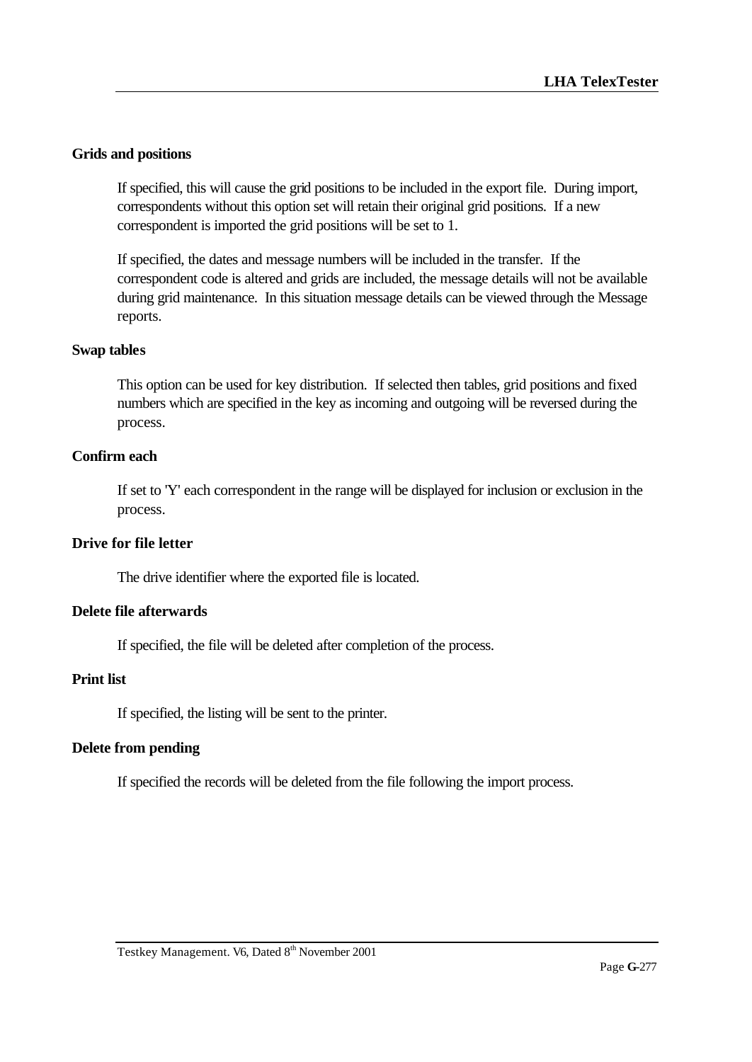**Grids and positions**

If specified, this will cause the grid positions to be included in the export file. During import, correspondents without this option set will retain their original grid positions. If a new correspondent is imported the grid positions will be set to 1.

If specified, the dates and message numbers will be included in the transfer. If the correspondent code is altered and grids are included, the message details will not be available during grid maintenance. In this situation message details can be viewed through the Message reports.

**Swap tables**

This option can be used for key distribution. If selected then tables, grid positions and fixed numbers which are specified in the key as incoming and outgoing will be reversed during the process.

**Confirm each**

If set to 'Y' each correspondent in the range will be displayed for inclusion or exclusion in the process.

**Drive for file letter**

The drive identifier where the exported file is located.

**Delete file afterwards**

If specified, the file will be deleted after completion of the process.

**Print list**

If specified, the listing will be sent to the printer.

**Delete from pending**

If specified the records will be deleted from the file following the import process.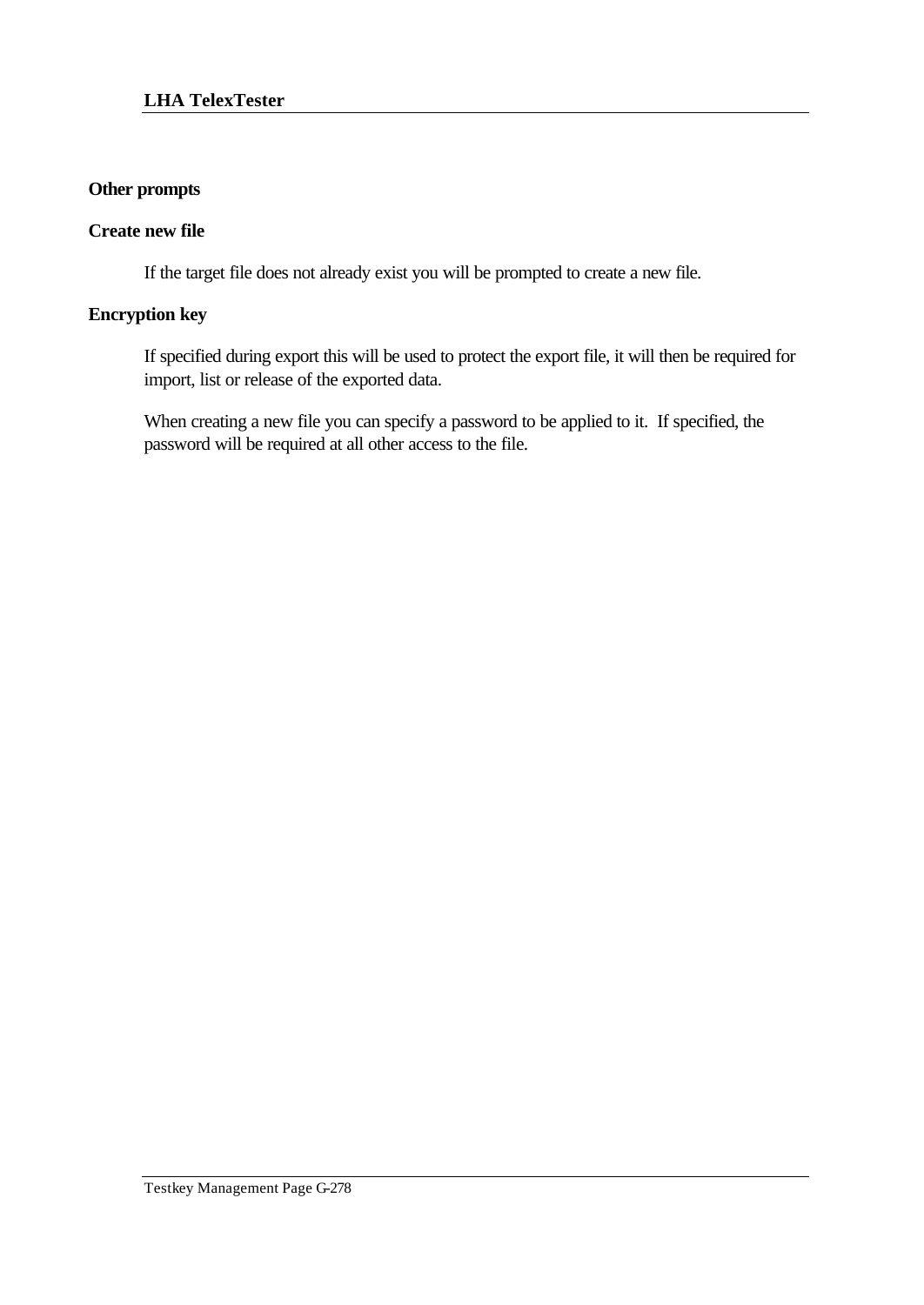### Other prompts

### Create new file

If the target file does not already exist you will be prompted to create a new file.

### Encryption key

If specified during export this will be used to protect the export file, it will then be required for import, list or release of the exported data.

When creating a new file you can specify a password to be applied to it. If specified, the password will be required at all other access to the file.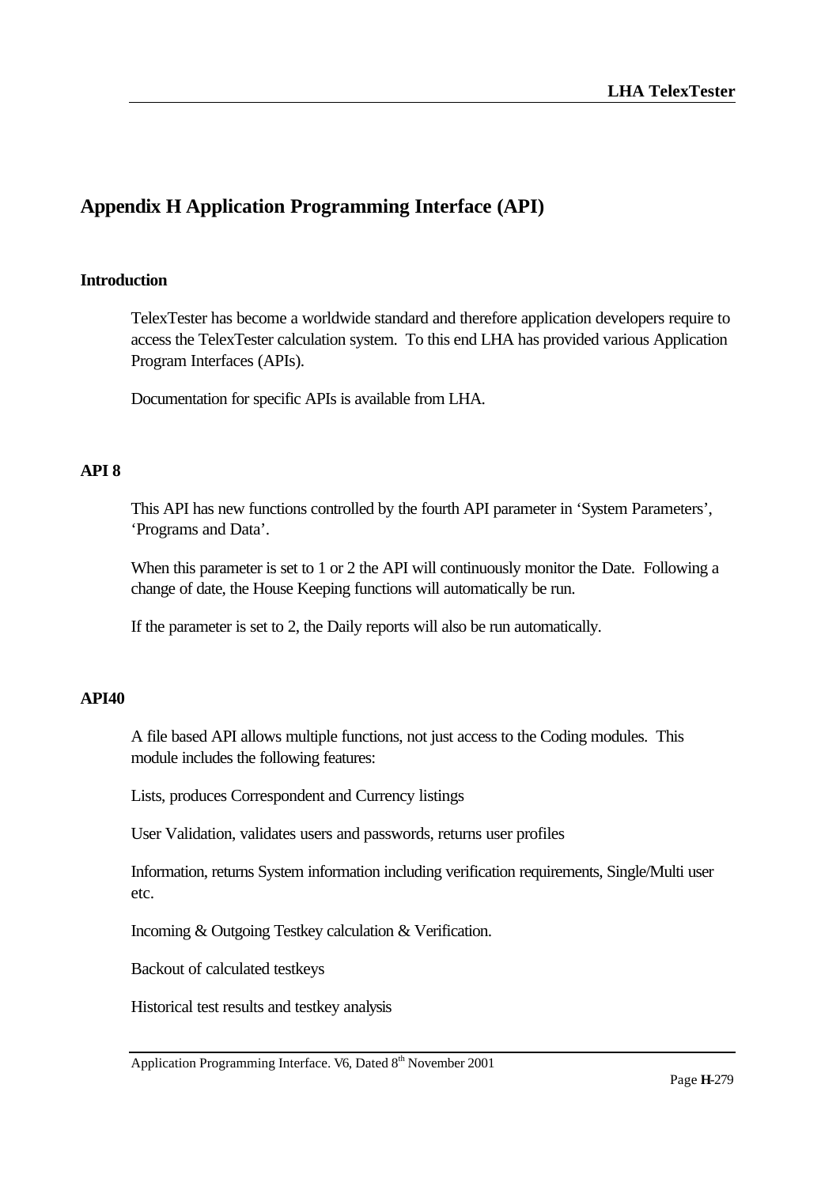# Appendix H Application Programming Interface (API)

## Introduction

TelexTester has become a worldwide standard and therefore application developers require to access the TelexTester calculation system. To this end LHA has provided various Application Program Interfaces (APIs).

Documentation for specific APIs is available from LHA.

## API 8

This API has new functions controlled by the fourth API parameter in 'System Parameters', 'Programs and Data'.

When this parameter is set to 1 or 2 the API will continuously monitor the Date. Following a change of date, the House Keeping functions will automatically be run.

If the parameter is set to 2, the Daily reports will also be run automatically.

## API40

A file based API allows multiple functions, not just access to the Coding modules. This module includes the following features:

Lists, produces Correspondent and Currency listings

User Validation, validates users and passwords, returns user profiles

Information, returns System information including verification requirements, Single/Multi user etc.

Incoming & Outgoing Testkey calculation & Verification.

Backout of calculated testkeys

Historical test results and testkey analysis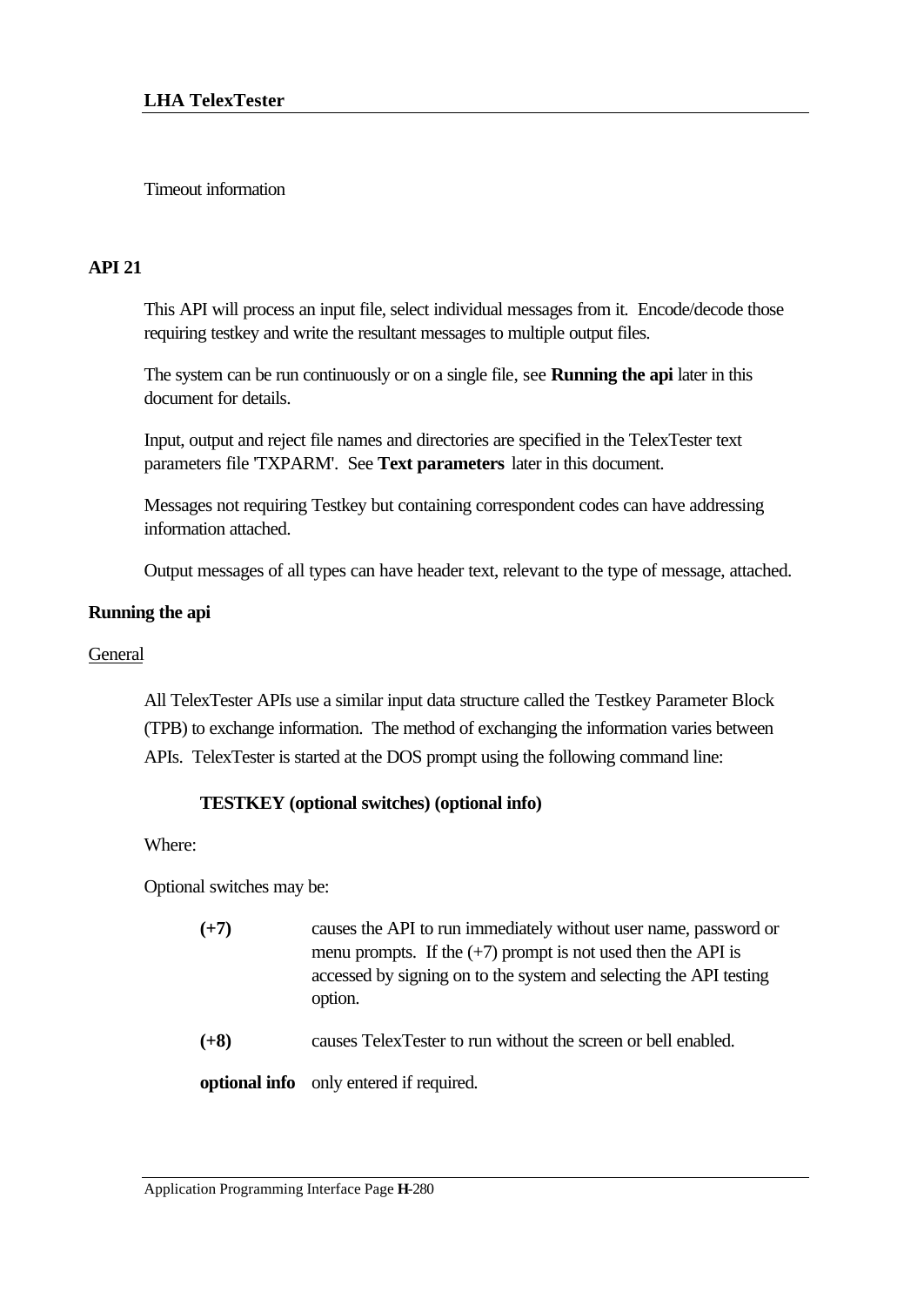Timeout information

## API 21

This API will process an input file, select individual messages from it. Encode/decode those requiring testkey and write the resultant messages to multiple output files.

The system can be run continuously or on a single file, see **Running the api** later in this document for details.

Input, output and reject file names and directories are specified in the TelexTester text parameters file 'TXPARM'. See **Text parameters** later in this document.

Messages not requiring Testkey but containing correspondent codes can have addressing information attached.

Output messages of all types can have header text, relevant to the type of message, attached.

### Running the api

General

All TelexTester APIs use a similar input data structure called the Testkey Parameter Block (TPB) to exchange information. The method of exchanging the information varies between APIs. TelexTester is started at the DOS prompt using the following command line:

**TESTKEY (optional switches) (optional info)**

Where:

Optional switches may be:

**(+7)** causes the API to run immediately without user name, password or menu prompts. If the (+7) prompt is not used then the API is accessed by signing on to the system and selecting the API testing option.

**(+8)** causes TelexTester to run without the screen or bell enabled.

**optional info** only entered if required.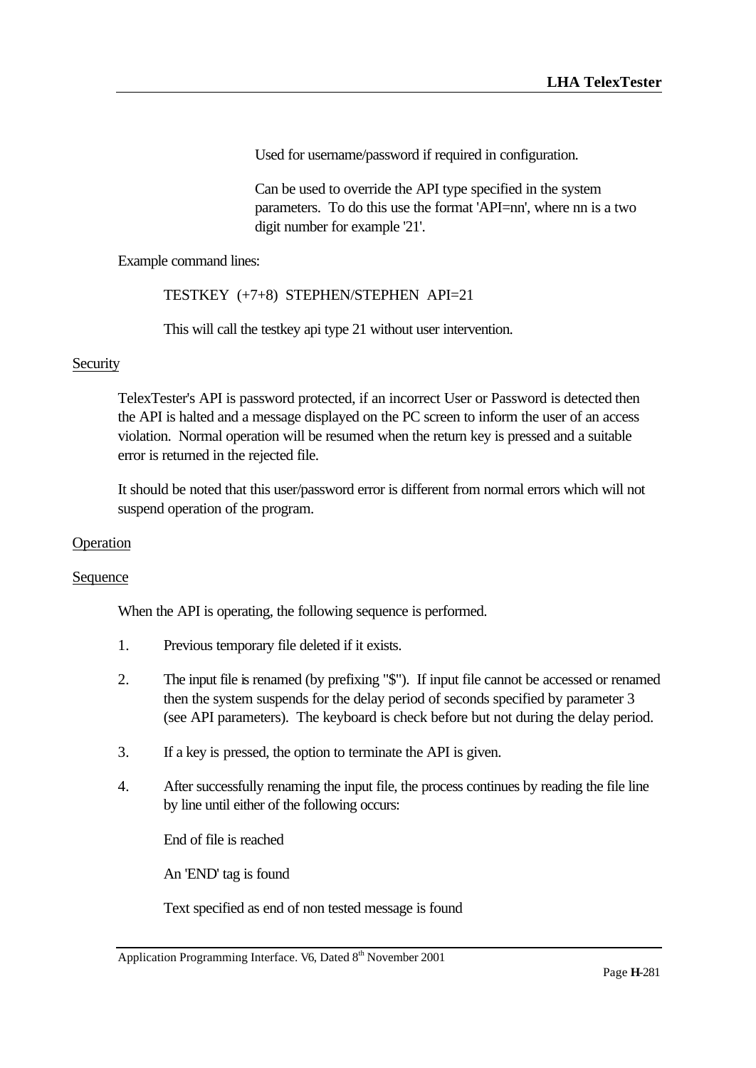Used for username/password if required in configuration.

Can be used to override the API type specified in the system parameters. To do this use the format 'API=nn', where nn is a two digit number for example '21'.

Example command lines:

TESTKEY (+7+8) STEPHEN/STEPHEN API=21

This will call the testkey api type 21 without user intervention.

Security

TelexTester's API is password protected, if an incorrect User or Password is detected then the API is halted and a message displayed on the PC screen to inform the user of an access violation. Normal operation will be resumed when the return key is pressed and a suitable error is returned in the rejected file.

It should be noted that this user/password error is different from normal errors which will not suspend operation of the program.

Operation

Sequence

When the API is operating, the following sequence is performed.

1. Previous temporary file deleted if it exists.

2. The input file is renamed (by prefixing "$"). If input file cannot be accessed or renamed then the system suspends for the delay period of seconds specified by parameter 3 (see API parameters). The keyboard is check before but not during the delay period.

3. If a key is pressed, the option to terminate the API is given.

4. After successfully renaming the input file, the process continues by reading the file line by line until either of the following occurs:

   End of file is reached

   An 'END' tag is found

   Text specified as end of non tested message is found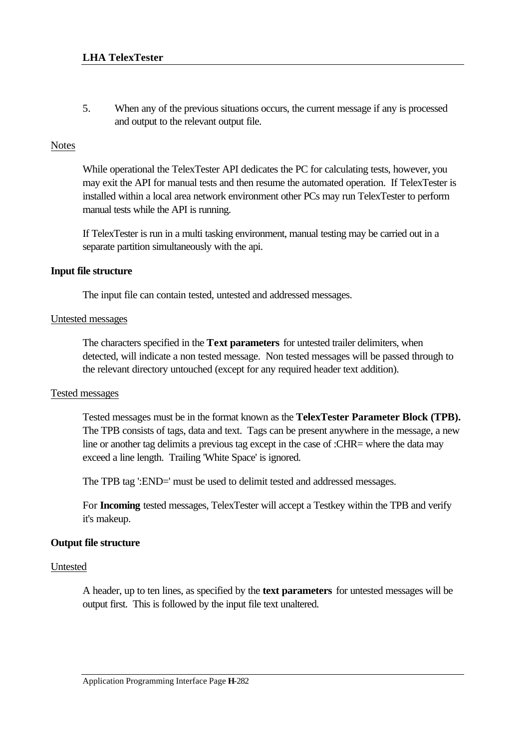5. When any of the previous situations occurs, the current message if any is processed and output to the relevant output file.

<u>Notes</u>

While operational the TelexTester API dedicates the PC for calculating tests, however, you may exit the API for manual tests and then resume the automated operation. If TelexTester is installed within a local area network environment other PCs may run TelexTester to perform manual tests while the API is running.

If TelexTester is run in a multi tasking environment, manual testing may be carried out in a separate partition simultaneously with the api.

**Input file structure**

The input file can contain tested, untested and addressed messages.

<u>Untested messages</u>

The characters specified in the **Text parameters** for untested trailer delimiters, when detected, will indicate a non tested message. Non tested messages will be passed through to the relevant directory untouched (except for any required header text addition).

<u>Tested messages</u>

Tested messages must be in the format known as the **TelexTester Parameter Block (TPB).** The TPB consists of tags, data and text. Tags can be present anywhere in the message, a new line or another tag delimits a previous tag except in the case of :CHR= where the data may exceed a line length. Trailing 'White Space' is ignored.

The TPB tag ':END=' must be used to delimit tested and addressed messages.

For **Incoming** tested messages, TelexTester will accept a Testkey within the TPB and verify it's makeup.

**Output file structure**

<u>Untested</u>

A header, up to ten lines, as specified by the **text parameters** for untested messages will be output first. This is followed by the input file text unaltered.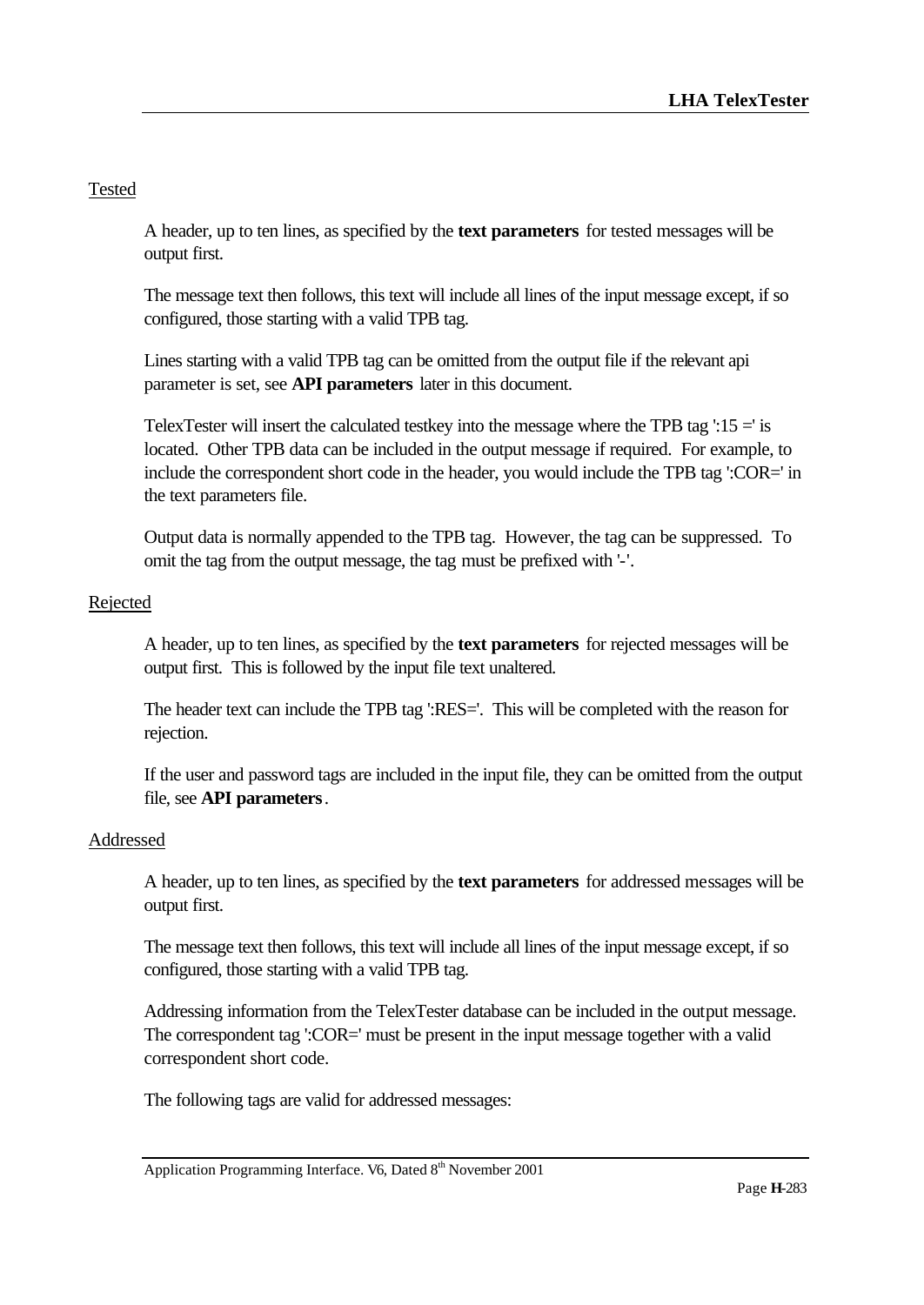Tested

A header, up to ten lines, as specified by the **text parameters** for tested messages will be output first.

The message text then follows, this text will include all lines of the input message except, if so configured, those starting with a valid TPB tag.

Lines starting with a valid TPB tag can be omitted from the output file if the relevant api parameter is set, see **API parameters** later in this document.

TelexTester will insert the calculated testkey into the message where the TPB tag ':15 =' is located. Other TPB data can be included in the output message if required. For example, to include the correspondent short code in the header, you would include the TPB tag ':COR=' in the text parameters file.

Output data is normally appended to the TPB tag. However, the tag can be suppressed. To omit the tag from the output message, the tag must be prefixed with '-'.

Rejected

A header, up to ten lines, as specified by the **text parameters** for rejected messages will be output first. This is followed by the input file text unaltered.

The header text can include the TPB tag ':RES='. This will be completed with the reason for rejection.

If the user and password tags are included in the input file, they can be omitted from the output file, see **API parameters**.

Addressed

A header, up to ten lines, as specified by the **text parameters** for addressed messages will be output first.

The message text then follows, this text will include all lines of the input message except, if so configured, those starting with a valid TPB tag.

Addressing information from the TelexTester database can be included in the output message. The correspondent tag ':COR=' must be present in the input message together with a valid correspondent short code.

The following tags are valid for addressed messages: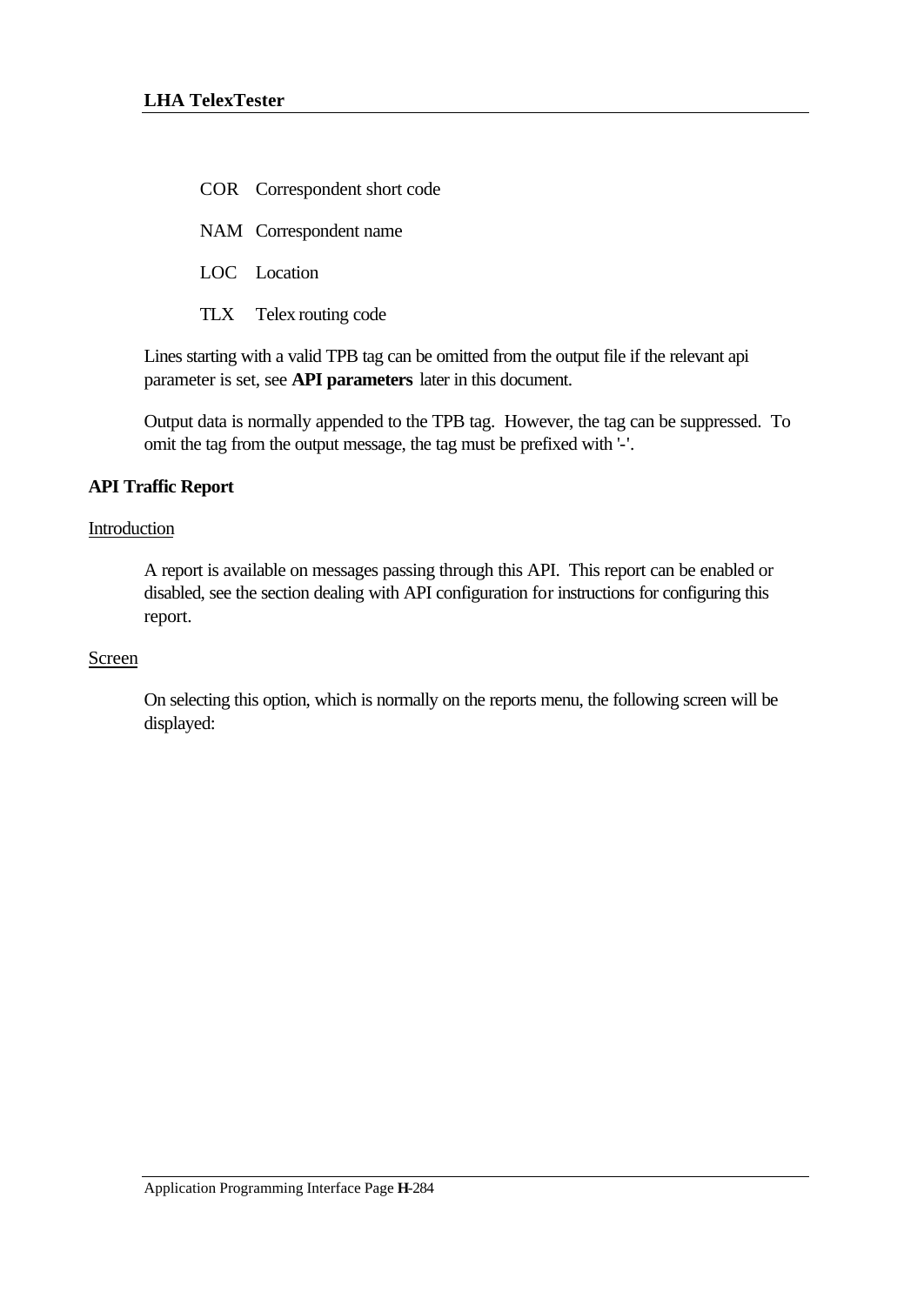COR Correspondent short code

NAM Correspondent name

LOC Location

TLX Telex routing code

Lines starting with a valid TPB tag can be omitted from the output file if the relevant api parameter is set, see **API parameters** later in this document.

Output data is normally appended to the TPB tag. However, the tag can be suppressed. To omit the tag from the output message, the tag must be prefixed with '-'.

**API Traffic Report**

Introduction

A report is available on messages passing through this API. This report can be enabled or disabled, see the section dealing with API configuration for instructions for configuring this report.

Screen

On selecting this option, which is normally on the reports menu, the following screen will be displayed: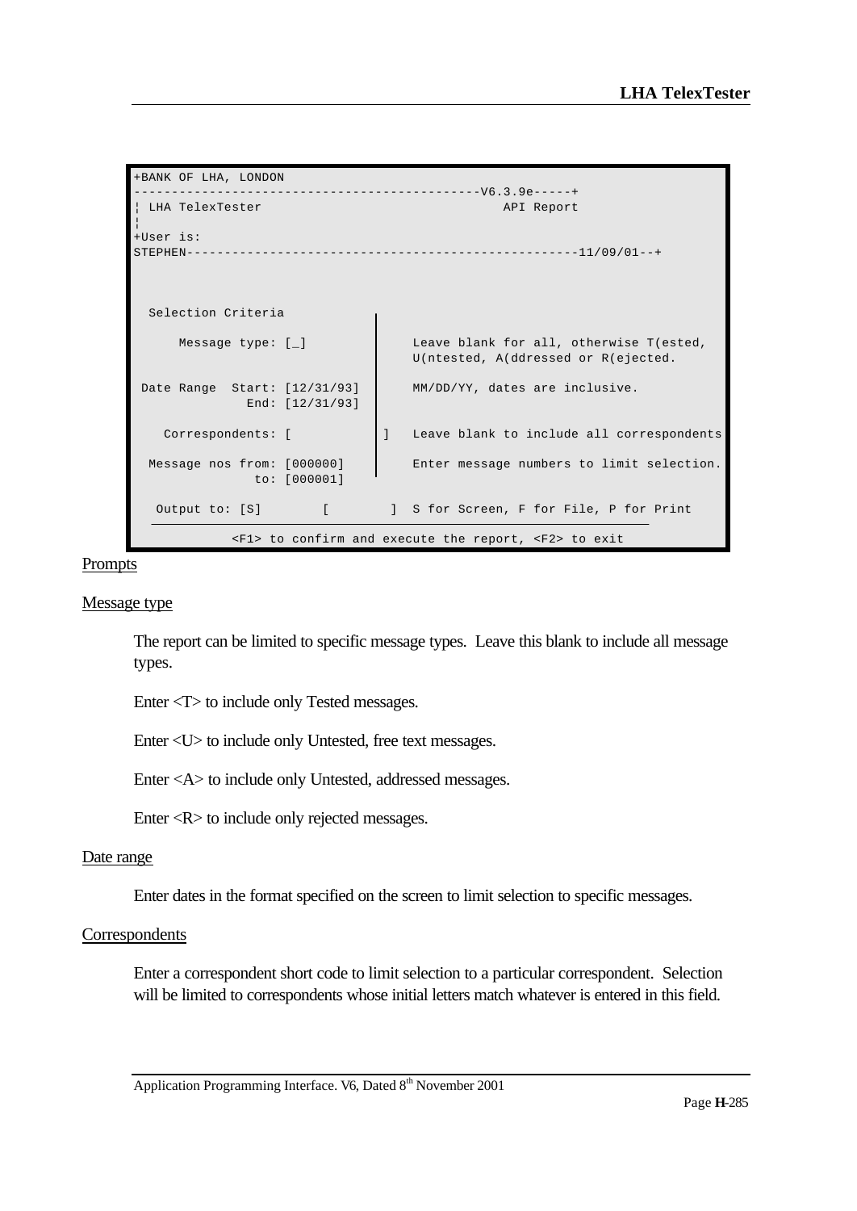```
+BANK OF LHA, LONDON
--------------------------------------------V6.3.9e-----+
¦ LHA TelexTester                              API Report
¦
+User is:
STEPHEN--------------------------------------------------11/09/01--+



  Selection Criteria

      Message type: [_]            Leave blank for all, otherwise T(ested,
                                   U(ntested, A(ddressed or R(ejected.

 Date Range  Start: [12/31/93]     MM/DD/YY, dates are inclusive.
               End: [12/31/93]

    Correspondents: [            ]  Leave blank to include all correspondents

  Message nos from: [000000]       Enter message numbers to limit selection.
                to: [000001]

   Output to: [S]        [        ]  S for Screen, F for File, P for Print

            <F1> to confirm and execute the report, <F2> to exit
```

Prompts

Message type

The report can be limited to specific message types. Leave this blank to include all message types.

Enter <T> to include only Tested messages.

Enter <U> to include only Untested, free text messages.

Enter <A> to include only Untested, addressed messages.

Enter <R> to include only rejected messages.

Date range

Enter dates in the format specified on the screen to limit selection to specific messages.

Correspondents

Enter a correspondent short code to limit selection to a particular correspondent. Selection will be limited to correspondents whose initial letters match whatever is entered in this field.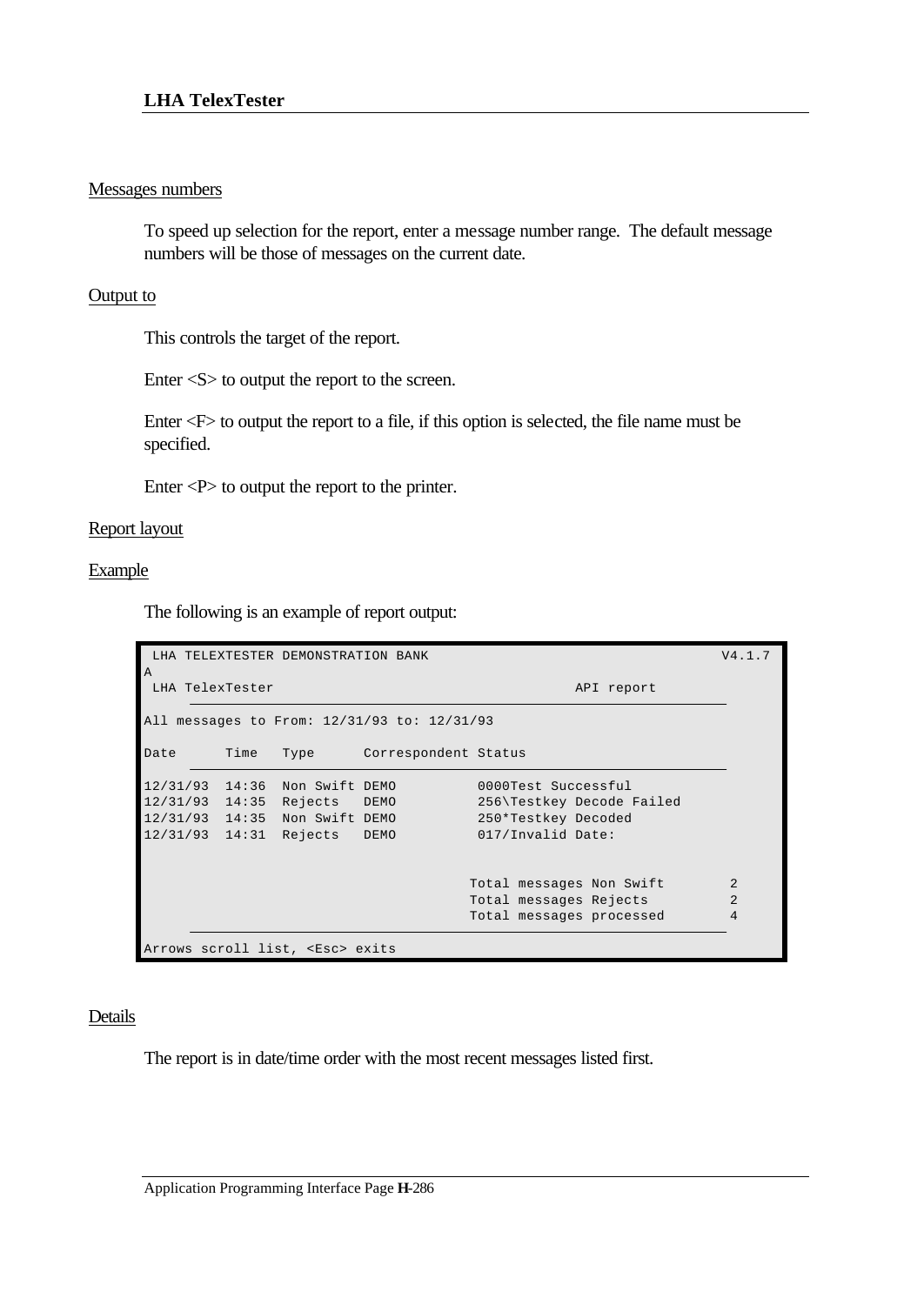Messages numbers

To speed up selection for the report, enter a message number range. The default message numbers will be those of messages on the current date.

Output to

This controls the target of the report.

Enter <S> to output the report to the screen.

Enter <F> to output the report to a file, if this option is selected, the file name must be specified.

Enter <P> to output the report to the printer.

Report layout

Example

The following is an example of report output:

```
 LHA TELEXTESTER DEMONSTRATION BANK                                       V4.1.7
A
 LHA TelexTester                                            API report
     ─────────────────────────────────────────────────────────────────
All messages to From: 12/31/93 to: 12/31/93

Date      Time   Type      Correspondent Status
     ─────────────────────────────────────────────────────────────────
12/31/93  14:36  Non Swift DEMO          0000Test Successful
12/31/93  14:35  Rejects   DEMO          256\Testkey Decode Failed
12/31/93  14:35  Non Swift DEMO          250*Testkey Decoded
12/31/93  14:31  Rejects   DEMO          017/Invalid Date:


                                        Total messages Non Swift        2
                                        Total messages Rejects          2
                                        Total messages processed        4
     ─────────────────────────────────────────────────────────────────
Arrows scroll list, <Esc> exits
```

Details

The report is in date/time order with the most recent messages listed first.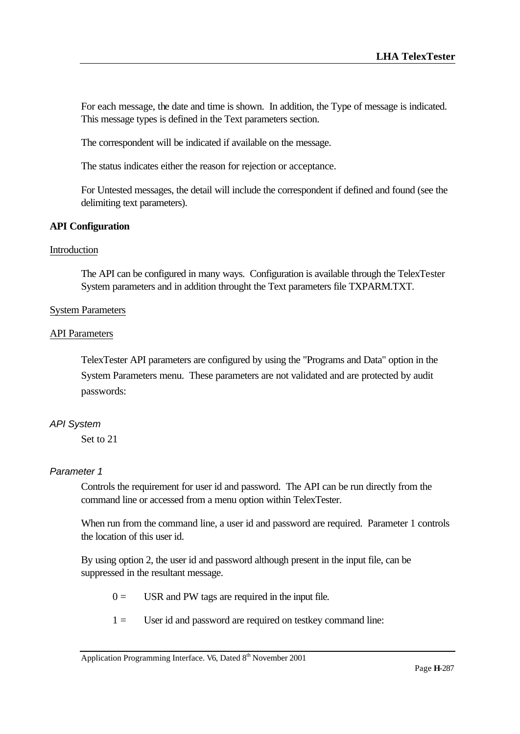For each message, the date and time is shown. In addition, the Type of message is indicated. This message types is defined in the Text parameters section.

The correspondent will be indicated if available on the message.

The status indicates either the reason for rejection or acceptance.

For Untested messages, the detail will include the correspondent if defined and found (see the delimiting text parameters).

**API Configuration**

Introduction

The API can be configured in many ways. Configuration is available through the TelexTester System parameters and in addition throught the Text parameters file TXPARM.TXT.

System Parameters

API Parameters

TelexTester API parameters are configured by using the "Programs and Data" option in the System Parameters menu. These parameters are not validated and are protected by audit passwords:

*API System*

Set to 21

*Parameter 1*

Controls the requirement for user id and password. The API can be run directly from the command line or accessed from a menu option within TelexTester.

When run from the command line, a user id and password are required. Parameter 1 controls the location of this user id.

By using option 2, the user id and password although present in the input file, can be suppressed in the resultant message.

0 = USR and PW tags are required in the input file.

1 = User id and password are required on testkey command line: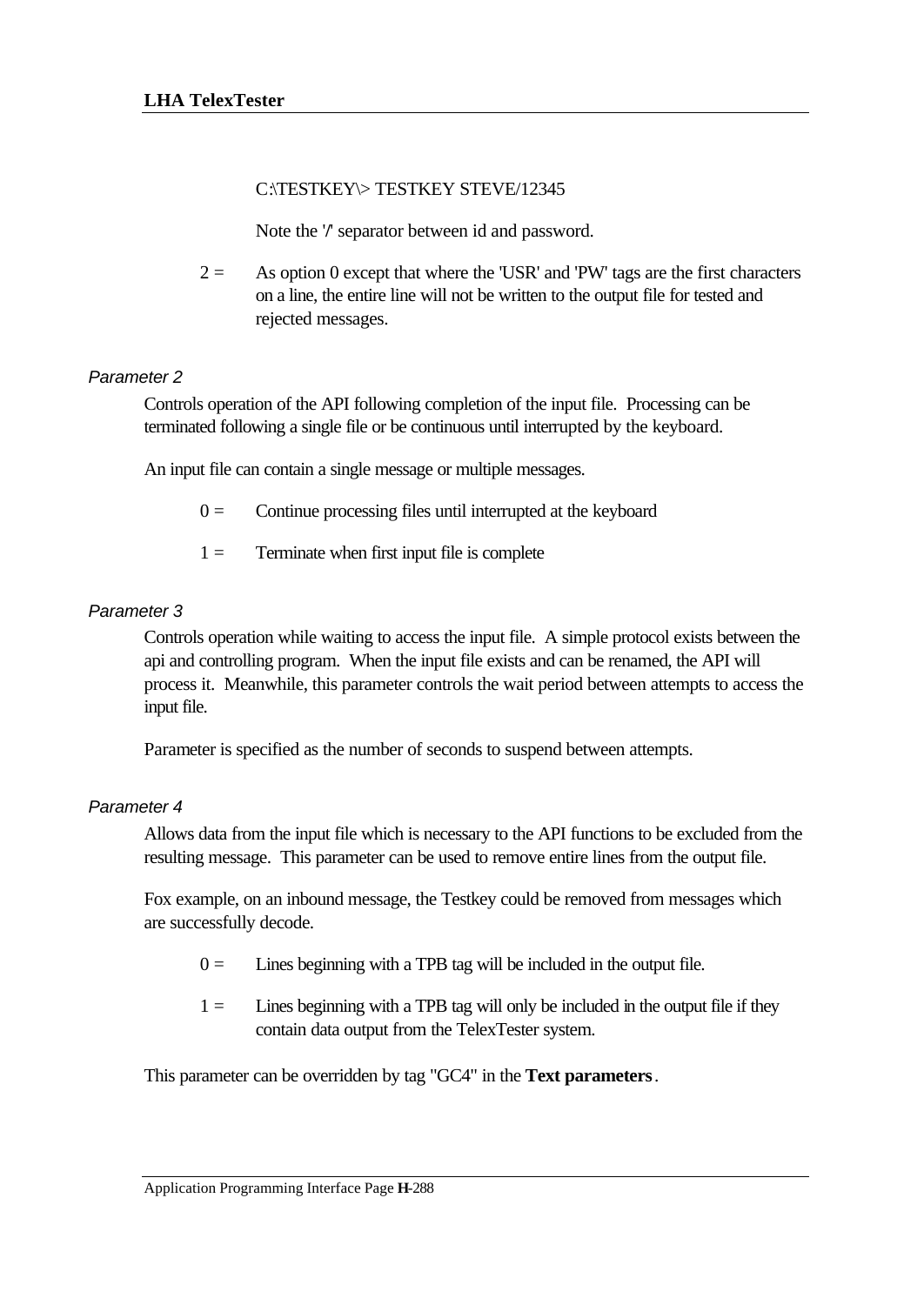```
C:\TESTKEY\> TESTKEY STEVE/12345
```

Note the '/' separator between id and password.

2 = As option 0 except that where the 'USR' and 'PW' tags are the first characters on a line, the entire line will not be written to the output file for tested and rejected messages.

*Parameter 2*

Controls operation of the API following completion of the input file. Processing can be terminated following a single file or be continuous until interrupted by the keyboard.

An input file can contain a single message or multiple messages.

0 = Continue processing files until interrupted at the keyboard

1 = Terminate when first input file is complete

*Parameter 3*

Controls operation while waiting to access the input file. A simple protocol exists between the api and controlling program. When the input file exists and can be renamed, the API will process it. Meanwhile, this parameter controls the wait period between attempts to access the input file.

Parameter is specified as the number of seconds to suspend between attempts.

*Parameter 4*

Allows data from the input file which is necessary to the API functions to be excluded from the resulting message. This parameter can be used to remove entire lines from the output file.

Fox example, on an inbound message, the Testkey could be removed from messages which are successfully decode.

0 = Lines beginning with a TPB tag will be included in the output file.

1 = Lines beginning with a TPB tag will only be included in the output file if they contain data output from the TelexTester system.

This parameter can be overridden by tag "GC4" in the **Text parameters**.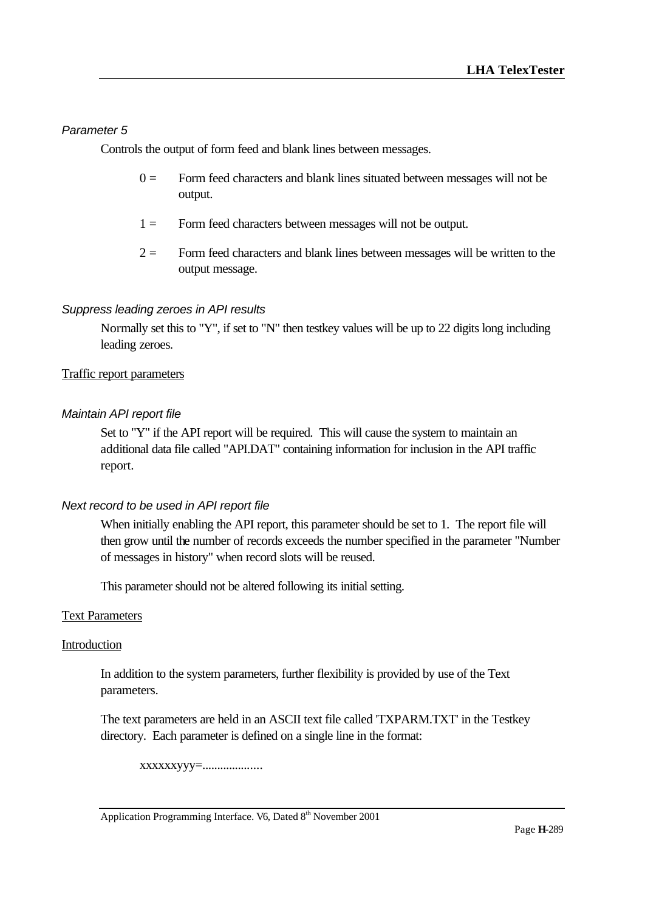*Parameter 5*

Controls the output of form feed and blank lines between messages.

0 = Form feed characters and blank lines situated between messages will not be output.

1 = Form feed characters between messages will not be output.

2 = Form feed characters and blank lines between messages will be written to the output message.

*Suppress leading zeroes in API results*

Normally set this to "Y", if set to "N" then testkey values will be up to 22 digits long including leading zeroes.

<u>Traffic report parameters</u>

*Maintain API report file*

Set to "Y" if the API report will be required. This will cause the system to maintain an additional data file called "API.DAT" containing information for inclusion in the API traffic report.

*Next record to be used in API report file*

When initially enabling the API report, this parameter should be set to 1. The report file will then grow until the number of records exceeds the number specified in the parameter "Number of messages in history" when record slots will be reused.

This parameter should not be altered following its initial setting.

<u>Text Parameters</u>

<u>Introduction</u>

In addition to the system parameters, further flexibility is provided by use of the Text parameters.

The text parameters are held in an ASCII text file called 'TXPARM.TXT' in the Testkey directory. Each parameter is defined on a single line in the format:

```
xxxxxxyyy=...................
```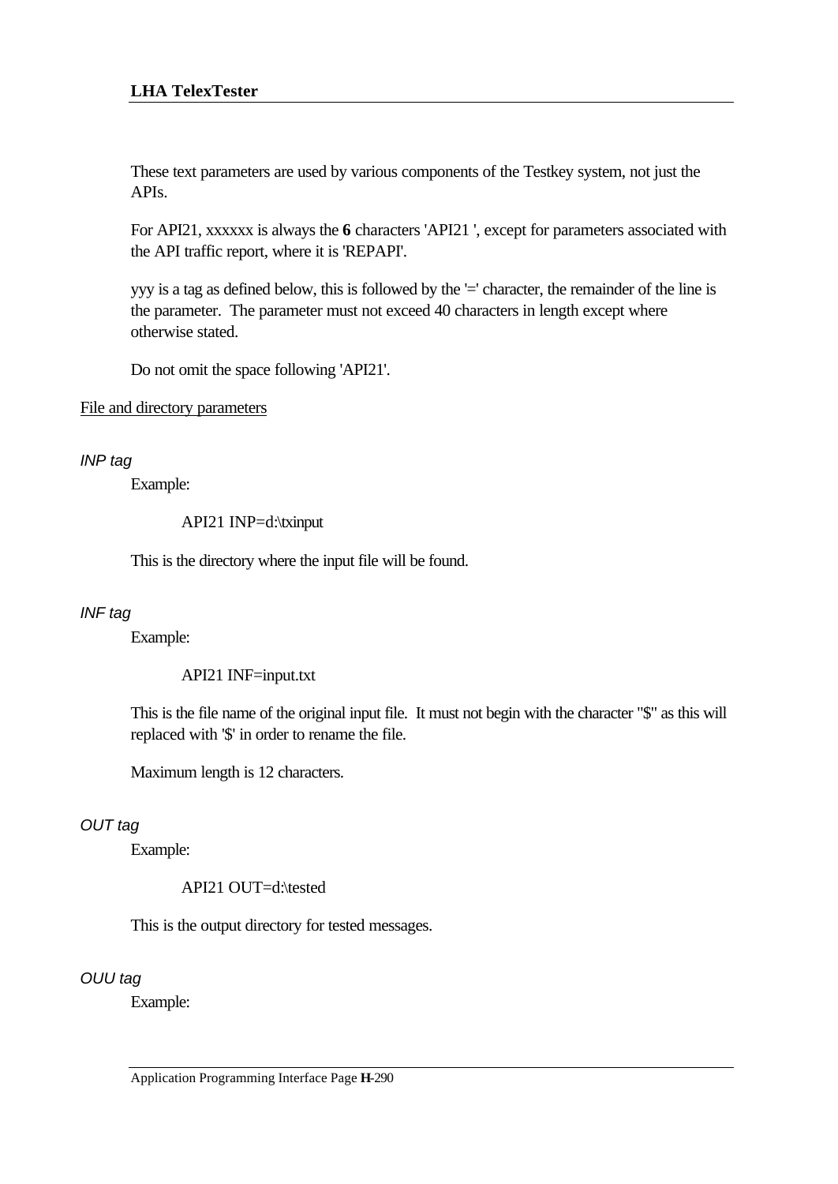These text parameters are used by various components of the Testkey system, not just the APIs.

For API21, xxxxxx is always the **6** characters 'API21 ', except for parameters associated with the API traffic report, where it is 'REPAPI'.

yyy is a tag as defined below, this is followed by the '=' character, the remainder of the line is the parameter. The parameter must not exceed 40 characters in length except where otherwise stated.

Do not omit the space following 'API21'.

<u>File and directory parameters</u>

*INP tag*

Example:

API21 INP=d:\txinput

This is the directory where the input file will be found.

*INF tag*

Example:

API21 INF=input.txt

This is the file name of the original input file. It must not begin with the character "$" as this will replaced with '$' in order to rename the file.

Maximum length is 12 characters.

*OUT tag*

Example:

API21 OUT=d:\tested

This is the output directory for tested messages.

*OUU tag*

Example: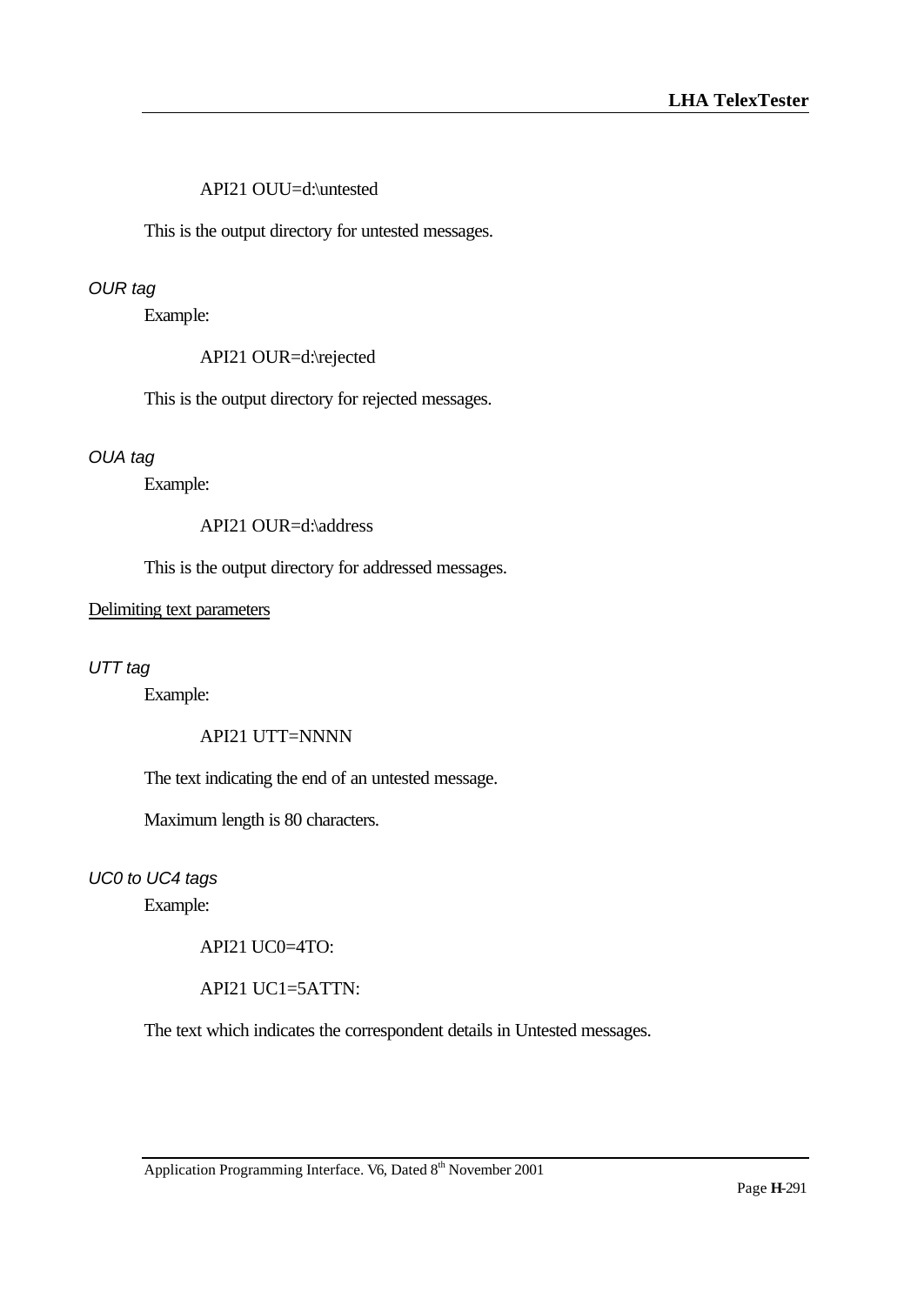API21 OUU=d:\untested

This is the output directory for untested messages.

*OUR tag*

Example:

API21 OUR=d:\rejected

This is the output directory for rejected messages.

*OUA tag*

Example:

API21 OUR=d:\address

This is the output directory for addressed messages.

<u>Delimiting text parameters</u>

*UTT tag*

Example:

API21 UTT=NNNN

The text indicating the end of an untested message.

Maximum length is 80 characters.

*UC0 to UC4 tags*

Example:

API21 UC0=4TO:

API21 UC1=5ATTN:

The text which indicates the correspondent details in Untested messages.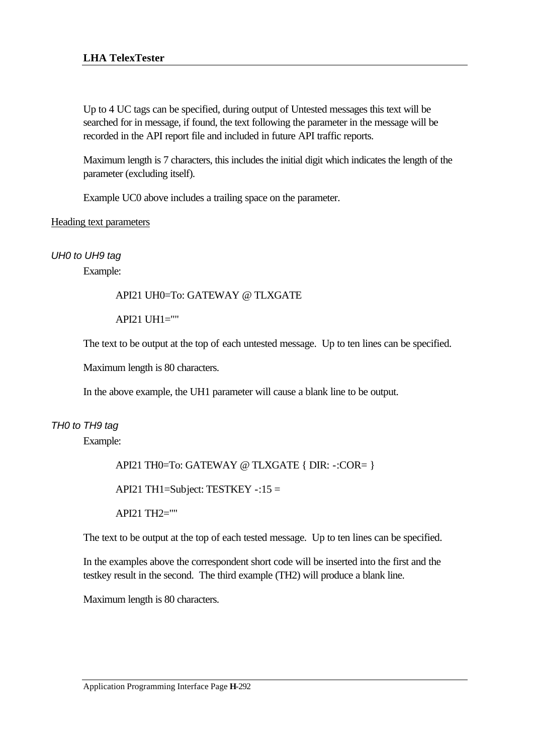Up to 4 UC tags can be specified, during output of Untested messages this text will be searched for in message, if found, the text following the parameter in the message will be recorded in the API report file and included in future API traffic reports.

Maximum length is 7 characters, this includes the initial digit which indicates the length of the parameter (excluding itself).

Example UC0 above includes a trailing space on the parameter.

<u>Heading text parameters</u>

*UH0 to UH9 tag*

Example:

API21 UH0=To: GATEWAY @ TLXGATE

API21 UH1=""

The text to be output at the top of each untested message. Up to ten lines can be specified.

Maximum length is 80 characters.

In the above example, the UH1 parameter will cause a blank line to be output.

*TH0 to TH9 tag*

Example:

API21 TH0=To: GATEWAY @ TLXGATE { DIR: -:COR= }

API21 TH1=Subject: TESTKEY -:15 =

API21 TH2=""

The text to be output at the top of each tested message. Up to ten lines can be specified.

In the examples above the correspondent short code will be inserted into the first and the testkey result in the second. The third example (TH2) will produce a blank line.

Maximum length is 80 characters.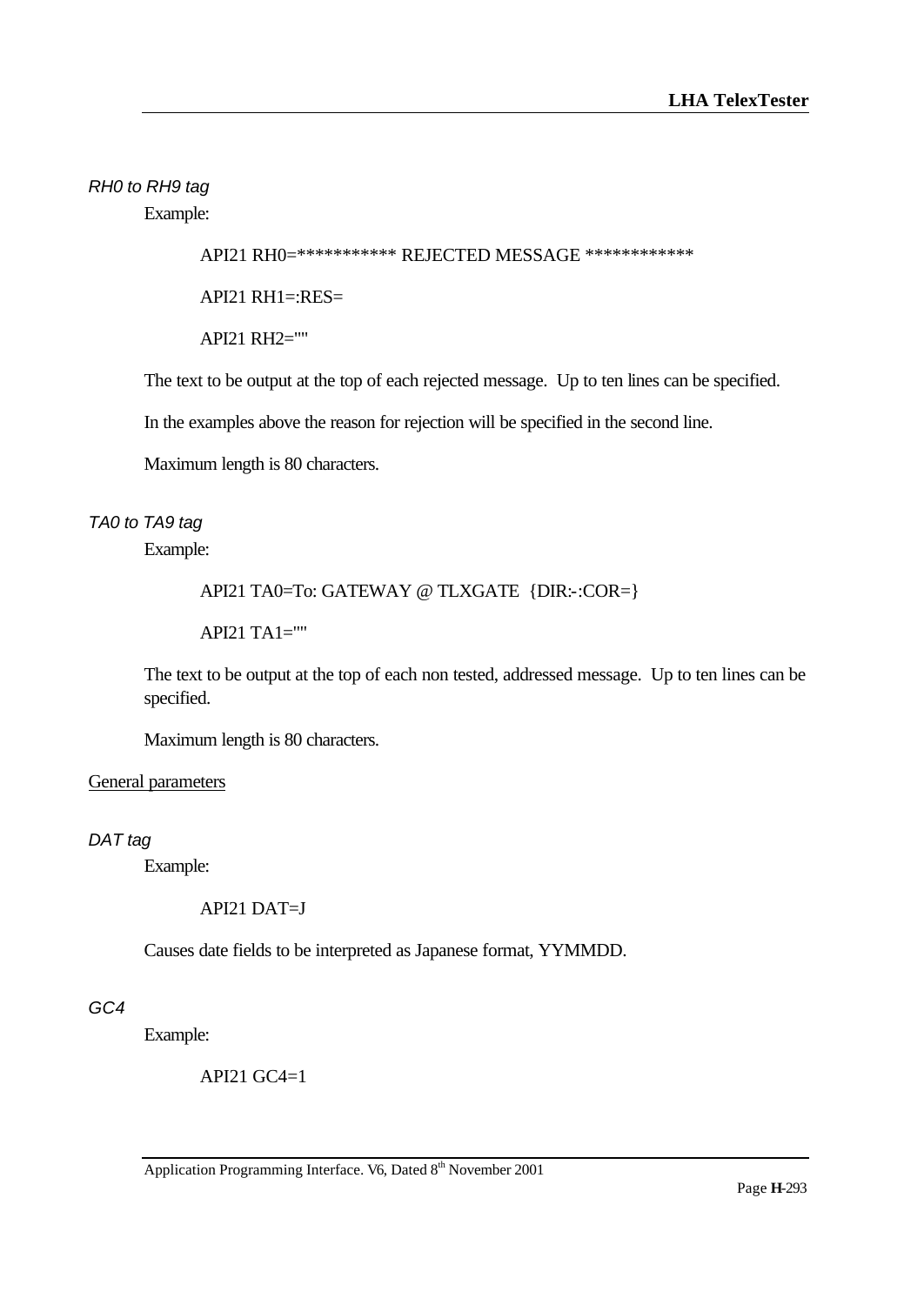*RH0 to RH9 tag*

Example:

API21 RH0=*********** REJECTED MESSAGE ************

API21 RH1=:RES=

API21 RH2=""

The text to be output at the top of each rejected message. Up to ten lines can be specified.

In the examples above the reason for rejection will be specified in the second line.

Maximum length is 80 characters.

*TA0 to TA9 tag*

Example:

API21 TA0=To: GATEWAY @ TLXGATE {DIR:-:COR=}

API21 TA1=""

The text to be output at the top of each non tested, addressed message. Up to ten lines can be specified.

Maximum length is 80 characters.

General parameters

*DAT tag*

Example:

API21 DAT=J

Causes date fields to be interpreted as Japanese format, YYMMDD.

*GC4*

Example:

API21 GC4=1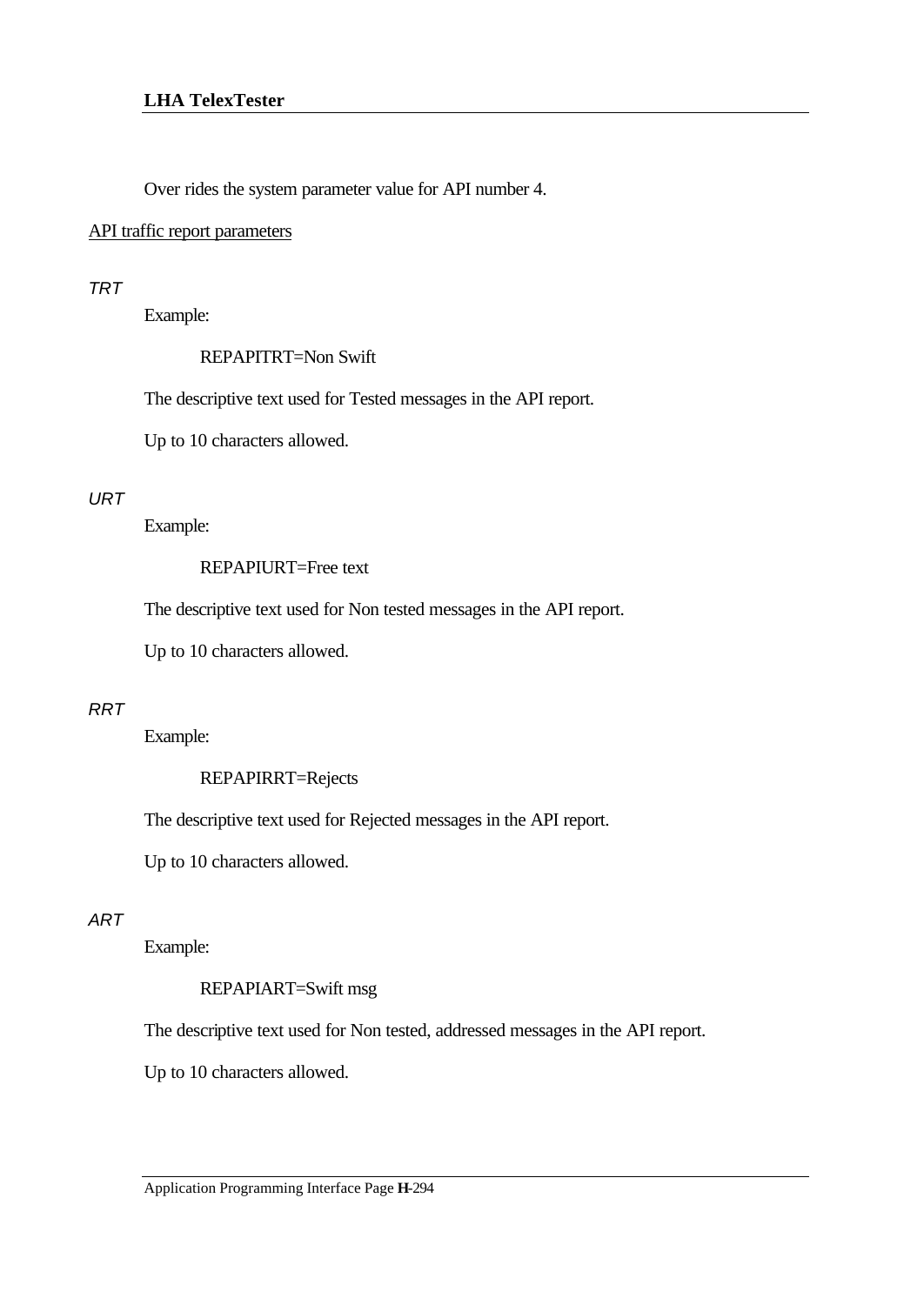Over rides the system parameter value for API number 4.

<u>API traffic report parameters</u>

*TRT*

Example:

REPAPITRT=Non Swift

The descriptive text used for Tested messages in the API report.

Up to 10 characters allowed.

*URT*

Example:

REPAPIURT=Free text

The descriptive text used for Non tested messages in the API report.

Up to 10 characters allowed.

*RRT*

Example:

REPAPIRRT=Rejects

The descriptive text used for Rejected messages in the API report.

Up to 10 characters allowed.

*ART*

Example:

REPAPIART=Swift msg

The descriptive text used for Non tested, addressed messages in the API report.

Up to 10 characters allowed.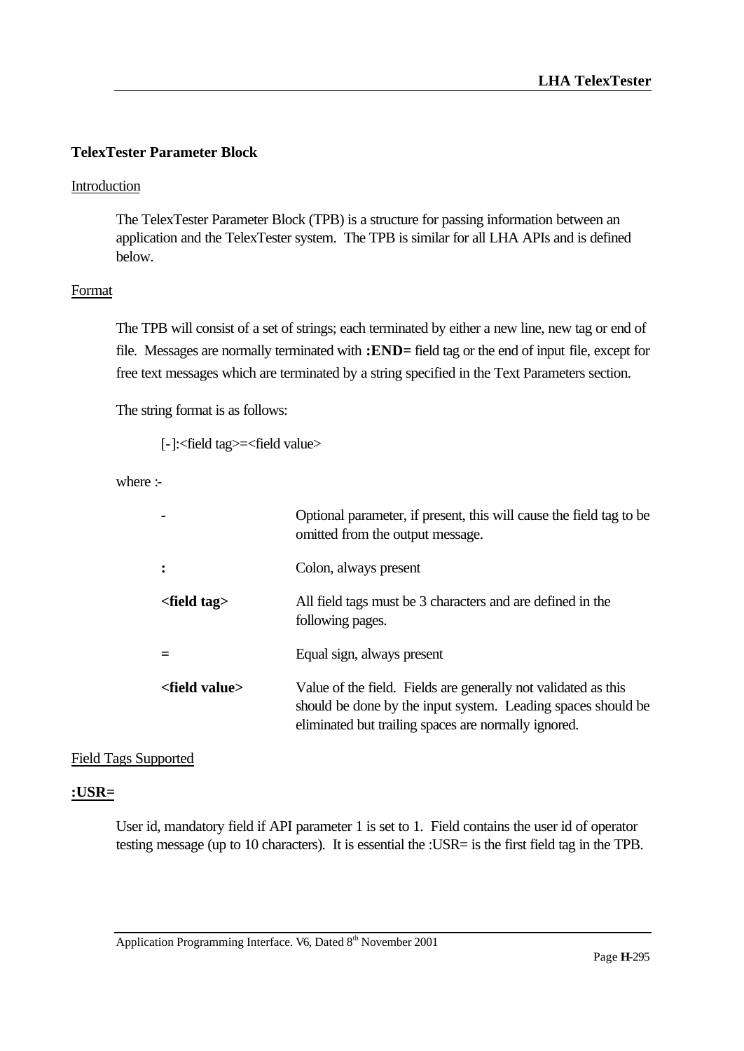### TelexTester Parameter Block

Introduction

The TelexTester Parameter Block (TPB) is a structure for passing information between an application and the TelexTester system. The TPB is similar for all LHA APIs and is defined below.

Format

The TPB will consist of a set of strings; each terminated by either a new line, new tag or end of file. Messages are normally terminated with **:END=** field tag or the end of input file, except for free text messages which are terminated by a string specified in the Text Parameters section.

The string format is as follows:

[-]:<field tag>=<field value>

where :-

| | |
|---|---|
| **-** | Optional parameter, if present, this will cause the field tag to be omitted from the output message. |
| **:** | Colon, always present |
| **<field tag>** | All field tags must be 3 characters and are defined in the following pages. |
| **=** | Equal sign, always present |
| **<field value>** | Value of the field. Fields are generally not validated as this should be done by the input system. Leading spaces should be eliminated but trailing spaces are normally ignored. |

Field Tags Supported

**:USR=**

User id, mandatory field if API parameter 1 is set to 1. Field contains the user id of operator testing message (up to 10 characters). It is essential the :USR= is the first field tag in the TPB.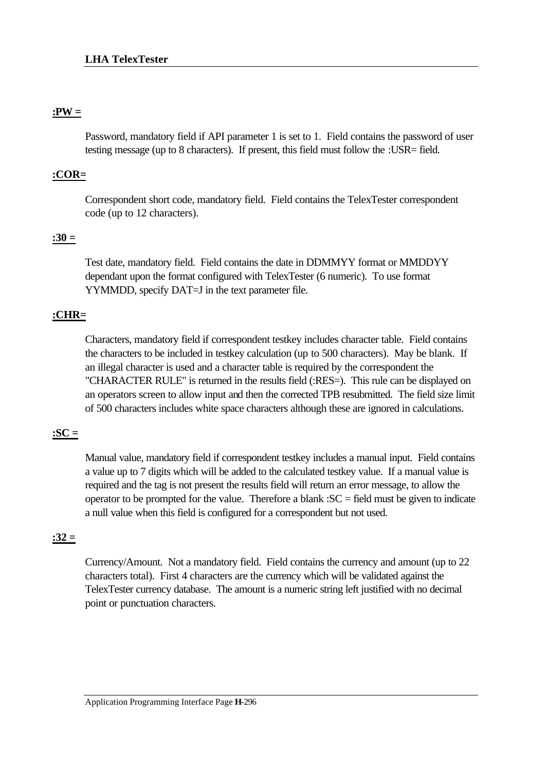**:PW =**

Password, mandatory field if API parameter 1 is set to 1. Field contains the password of user testing message (up to 8 characters). If present, this field must follow the :USR= field.

**:COR=**

Correspondent short code, mandatory field. Field contains the TelexTester correspondent code (up to 12 characters).

**:30 =**

Test date, mandatory field. Field contains the date in DDMMYY format or MMDDYY dependant upon the format configured with TelexTester (6 numeric). To use format YYMMDD, specify DAT=J in the text parameter file.

**:CHR=**

Characters, mandatory field if correspondent testkey includes character table. Field contains the characters to be included in testkey calculation (up to 500 characters). May be blank. If an illegal character is used and a character table is required by the correspondent the "CHARACTER RULE" is returned in the results field (:RES=). This rule can be displayed on an operators screen to allow input and then the corrected TPB resubmitted. The field size limit of 500 characters includes white space characters although these are ignored in calculations.

**:SC =**

Manual value, mandatory field if correspondent testkey includes a manual input. Field contains a value up to 7 digits which will be added to the calculated testkey value. If a manual value is required and the tag is not present the results field will return an error message, to allow the operator to be prompted for the value. Therefore a blank :SC = field must be given to indicate a null value when this field is configured for a correspondent but not used.

**:32 =**

Currency/Amount. Not a mandatory field. Field contains the currency and amount (up to 22 characters total). First 4 characters are the currency which will be validated against the TelexTester currency database. The amount is a numeric string left justified with no decimal point or punctuation characters.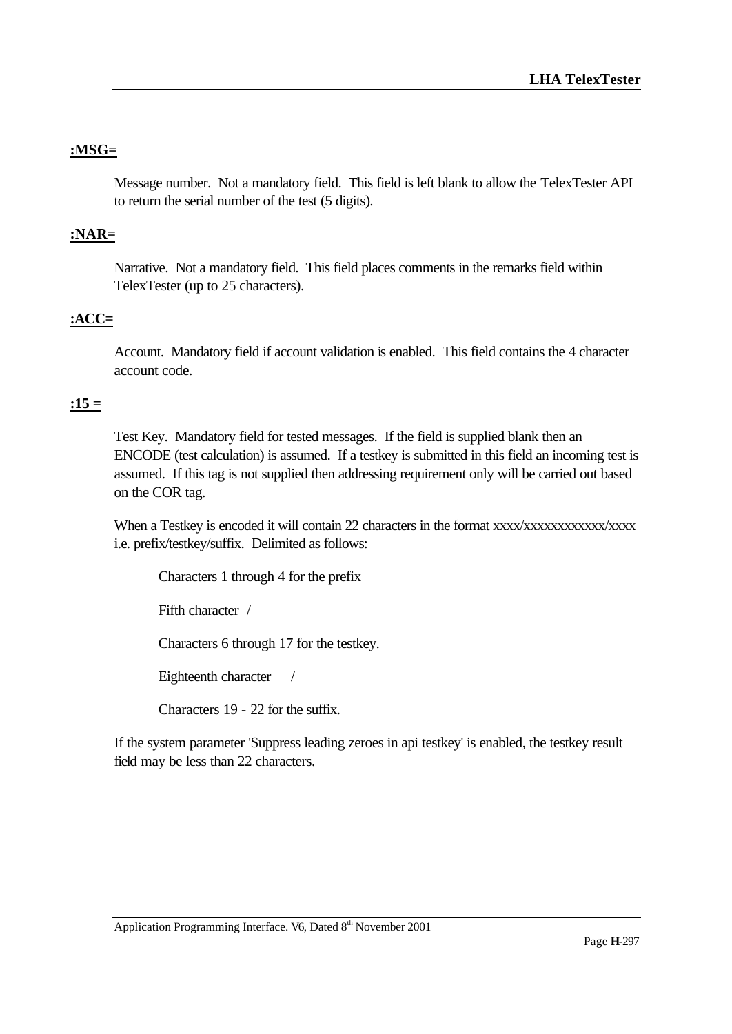**:MSG=**

Message number. Not a mandatory field. This field is left blank to allow the TelexTester API to return the serial number of the test (5 digits).

**:NAR=**

Narrative. Not a mandatory field. This field places comments in the remarks field within TelexTester (up to 25 characters).

**:ACC=**

Account. Mandatory field if account validation is enabled. This field contains the 4 character account code.

**:15 =**

Test Key. Mandatory field for tested messages. If the field is supplied blank then an ENCODE (test calculation) is assumed. If a testkey is submitted in this field an incoming test is assumed. If this tag is not supplied then addressing requirement only will be carried out based on the COR tag.

When a Testkey is encoded it will contain 22 characters in the format xxxx/xxxxxxxxxxxx/xxxx i.e. prefix/testkey/suffix. Delimited as follows:

Characters 1 through 4 for the prefix

Fifth character /

Characters 6 through 17 for the testkey.

Eighteenth character /

Characters 19 - 22 for the suffix.

If the system parameter 'Suppress leading zeroes in api testkey' is enabled, the testkey result field may be less than 22 characters.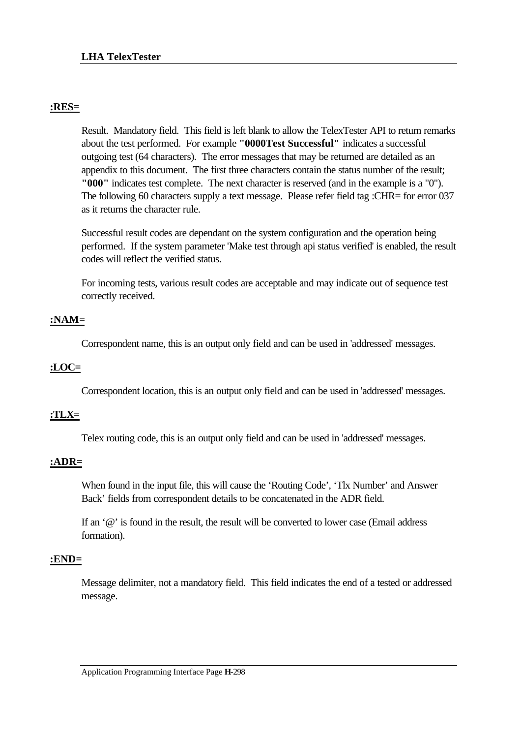### :RES=

Result. Mandatory field. This field is left blank to allow the TelexTester API to return remarks about the test performed. For example **"0000Test Successful"** indicates a successful outgoing test (64 characters). The error messages that may be returned are detailed as an appendix to this document. The first three characters contain the status number of the result; **"000"** indicates test complete. The next character is reserved (and in the example is a "0"). The following 60 characters supply a text message. Please refer field tag :CHR= for error 037 as it returns the character rule.

Successful result codes are dependant on the system configuration and the operation being performed. If the system parameter 'Make test through api status verified' is enabled, the result codes will reflect the verified status.

For incoming tests, various result codes are acceptable and may indicate out of sequence test correctly received.

### :NAM=

Correspondent name, this is an output only field and can be used in 'addressed' messages.

### :LOC=

Correspondent location, this is an output only field and can be used in 'addressed' messages.

### :TLX=

Telex routing code, this is an output only field and can be used in 'addressed' messages.

### :ADR=

When found in the input file, this will cause the 'Routing Code', 'Tlx Number' and Answer Back' fields from correspondent details to be concatenated in the ADR field.

If an '@' is found in the result, the result will be converted to lower case (Email address formation).

### :END=

Message delimiter, not a mandatory field. This field indicates the end of a tested or addressed message.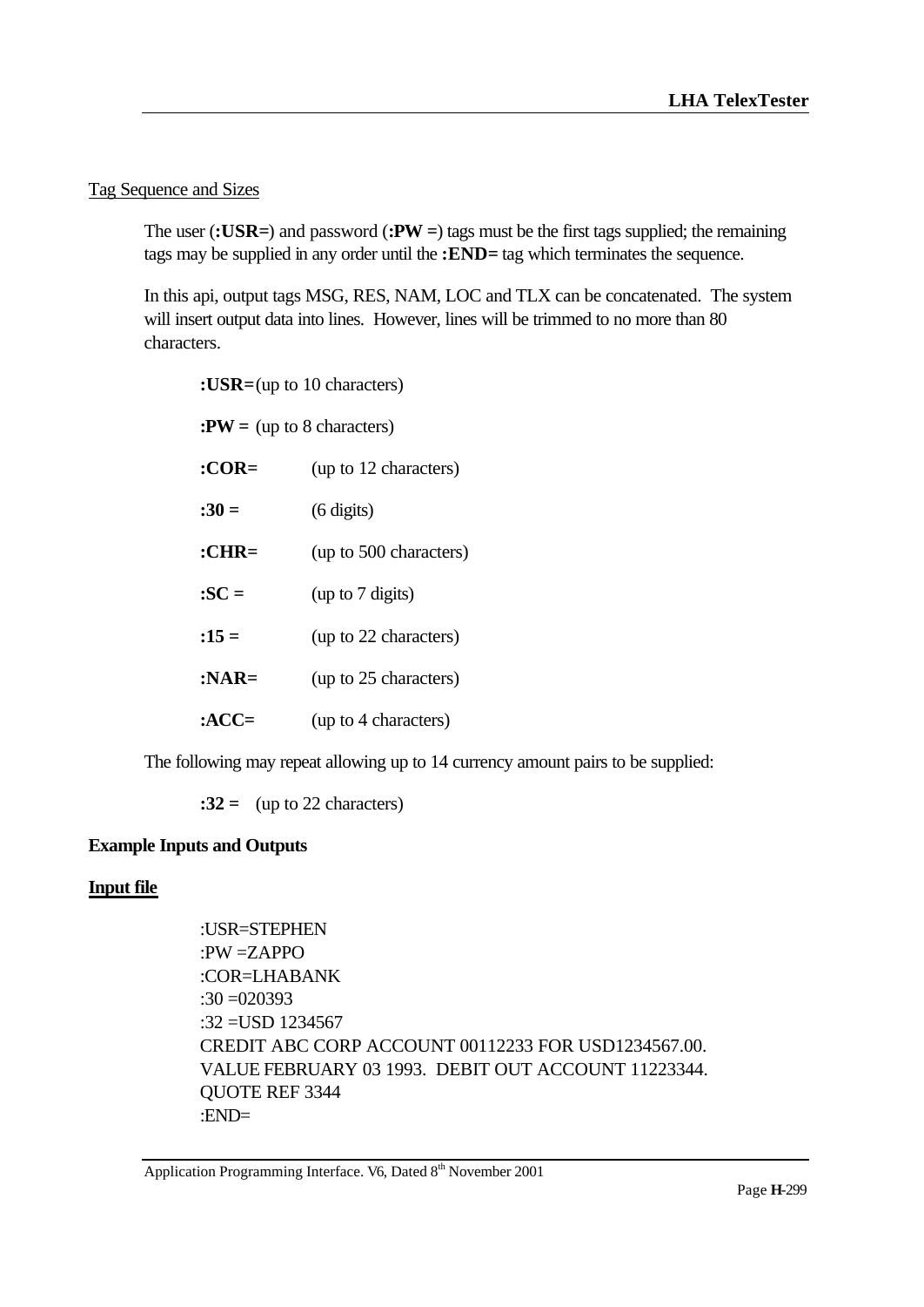Tag Sequence and Sizes

The user (**:USR=**) and password (**:PW =**) tags must be the first tags supplied; the remaining tags may be supplied in any order until the **:END=** tag which terminates the sequence.

In this api, output tags MSG, RES, NAM, LOC and TLX can be concatenated. The system will insert output data into lines. However, lines will be trimmed to no more than 80 characters.

**:USR=** (up to 10 characters)

**:PW =** (up to 8 characters)

**:COR=** (up to 12 characters)

**:30 =** (6 digits)

**:CHR=** (up to 500 characters)

**:SC =** (up to 7 digits)

**:15 =** (up to 22 characters)

**:NAR=** (up to 25 characters)

**:ACC=** (up to 4 characters)

The following may repeat allowing up to 14 currency amount pairs to be supplied:

**:32 =** (up to 22 characters)

**Example Inputs and Outputs**

**Input file**

```
:USR=STEPHEN
:PW =ZAPPO
:COR=LHABANK
:30 =020393
:32 =USD 1234567
CREDIT ABC CORP ACCOUNT 00112233 FOR USD1234567.00.
VALUE FEBRUARY 03 1993.  DEBIT OUT ACCOUNT 11223344.
QUOTE REF 3344
:END=
```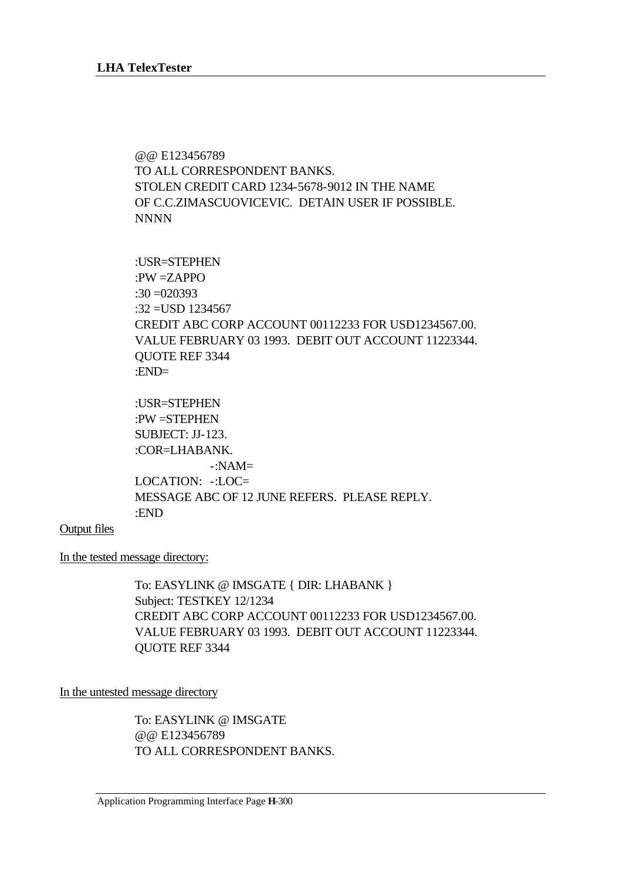```
@@ E123456789
TO ALL CORRESPONDENT BANKS.
STOLEN CREDIT CARD 1234-5678-9012 IN THE NAME
OF C.C.ZIMASCUOVICEVIC.  DETAIN USER IF POSSIBLE.
NNNN

:USR=STEPHEN
:PW =ZAPPO
:30 =020393
:32 =USD 1234567
CREDIT ABC CORP ACCOUNT 00112233 FOR USD1234567.00.
VALUE FEBRUARY 03 1993.  DEBIT OUT ACCOUNT 11223344.
QUOTE REF 3344
:END=

:USR=STEPHEN
:PW =STEPHEN
SUBJECT: JJ-123.
:COR=LHABANK.
                -:NAM=
LOCATION:   -:LOC=
MESSAGE ABC OF 12 JUNE REFERS.  PLEASE REPLY.
:END
```

Output files

In the tested message directory:

```
To: EASYLINK @ IMSGATE { DIR: LHABANK }
Subject: TESTKEY 12/1234
CREDIT ABC CORP ACCOUNT 00112233 FOR USD1234567.00.
VALUE FEBRUARY 03 1993.  DEBIT OUT ACCOUNT 11223344.
QUOTE REF 3344
```

In the untested message directory

```
To: EASYLINK @ IMSGATE
@@ E123456789
TO ALL CORRESPONDENT BANKS.
```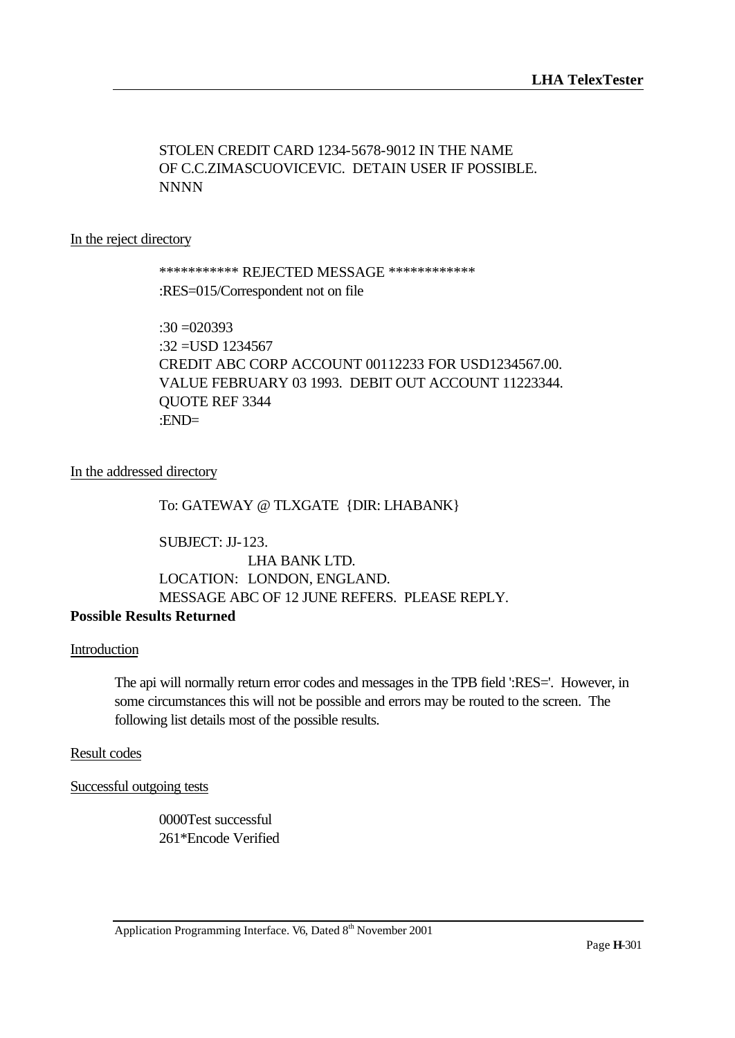STOLEN CREDIT CARD 1234-5678-9012 IN THE NAME
OF C.C.ZIMASCUOVICEVIC. DETAIN USER IF POSSIBLE.
NNNN

In the reject directory

```
*********** REJECTED MESSAGE ************
:RES=015/Correspondent not on file

:30 =020393
:32 =USD 1234567
CREDIT ABC CORP ACCOUNT 00112233 FOR USD1234567.00.
VALUE FEBRUARY 03 1993. DEBIT OUT ACCOUNT 11223344.
QUOTE REF 3344
:END=
```

In the addressed directory

```
To: GATEWAY @ TLXGATE {DIR: LHABANK}

SUBJECT: JJ-123.
            LHA BANK LTD.
LOCATION:   LONDON, ENGLAND.
MESSAGE ABC OF 12 JUNE REFERS. PLEASE REPLY.
```

**Possible Results Returned**

Introduction

The api will normally return error codes and messages in the TPB field ':RES='. However, in some circumstances this will not be possible and errors may be routed to the screen. The following list details most of the possible results.

Result codes

Successful outgoing tests

0000Test successful
261*Encode Verified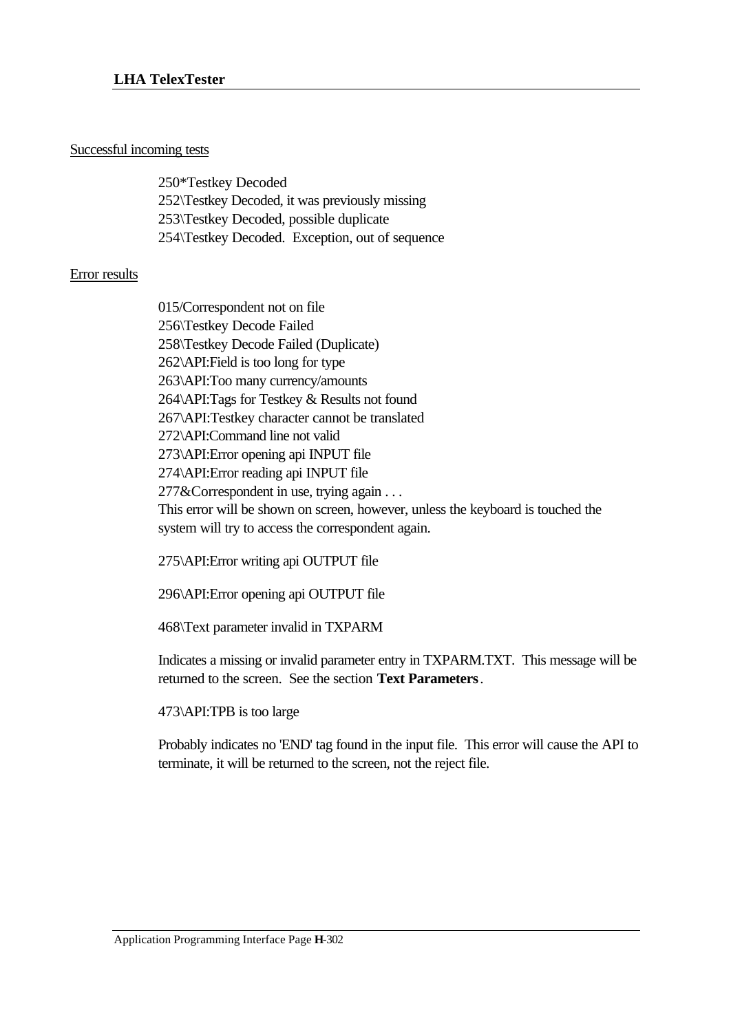Successful incoming tests

250*Testkey Decoded
252\Testkey Decoded, it was previously missing
253\Testkey Decoded, possible duplicate
254\Testkey Decoded. Exception, out of sequence

Error results

015/Correspondent not on file
256\Testkey Decode Failed
258\Testkey Decode Failed (Duplicate)
262\API:Field is too long for type
263\API:Too many currency/amounts
264\API:Tags for Testkey & Results not found
267\API:Testkey character cannot be translated
272\API:Command line not valid
273\API:Error opening api INPUT file
274\API:Error reading api INPUT file
277&Correspondent in use, trying again . . .
This error will be shown on screen, however, unless the keyboard is touched the system will try to access the correspondent again.

275\API:Error writing api OUTPUT file

296\API:Error opening api OUTPUT file

468\Text parameter invalid in TXPARM

Indicates a missing or invalid parameter entry in TXPARM.TXT. This message will be returned to the screen. See the section **Text Parameters**.

473\API:TPB is too large

Probably indicates no 'END' tag found in the input file. This error will cause the API to terminate, it will be returned to the screen, not the reject file.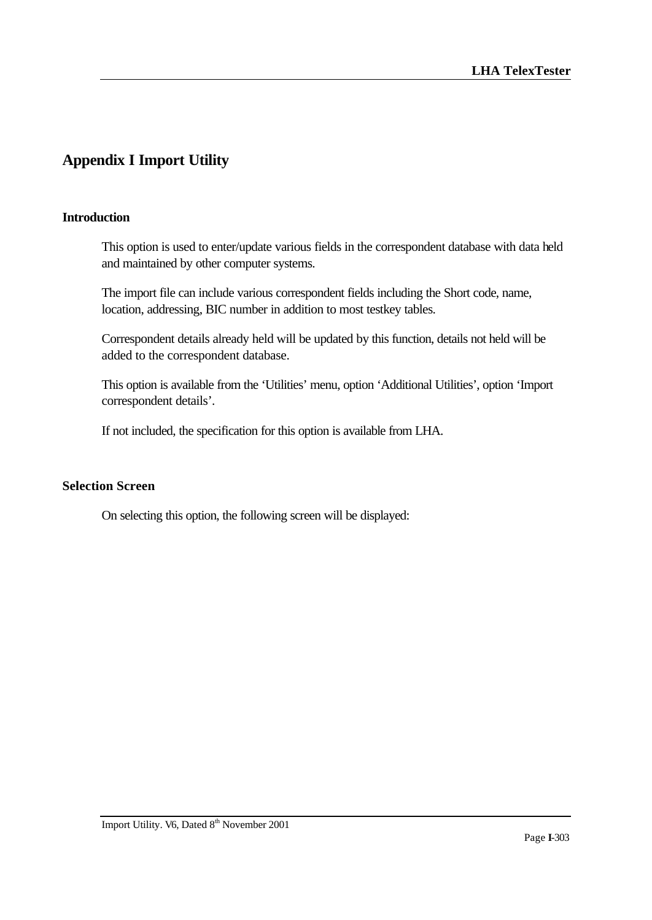# Appendix I Import Utility

### Introduction

This option is used to enter/update various fields in the correspondent database with data held and maintained by other computer systems.

The import file can include various correspondent fields including the Short code, name, location, addressing, BIC number in addition to most testkey tables.

Correspondent details already held will be updated by this function, details not held will be added to the correspondent database.

This option is available from the 'Utilities' menu, option 'Additional Utilities', option 'Import correspondent details'.

If not included, the specification for this option is available from LHA.

### Selection Screen

On selecting this option, the following screen will be displayed: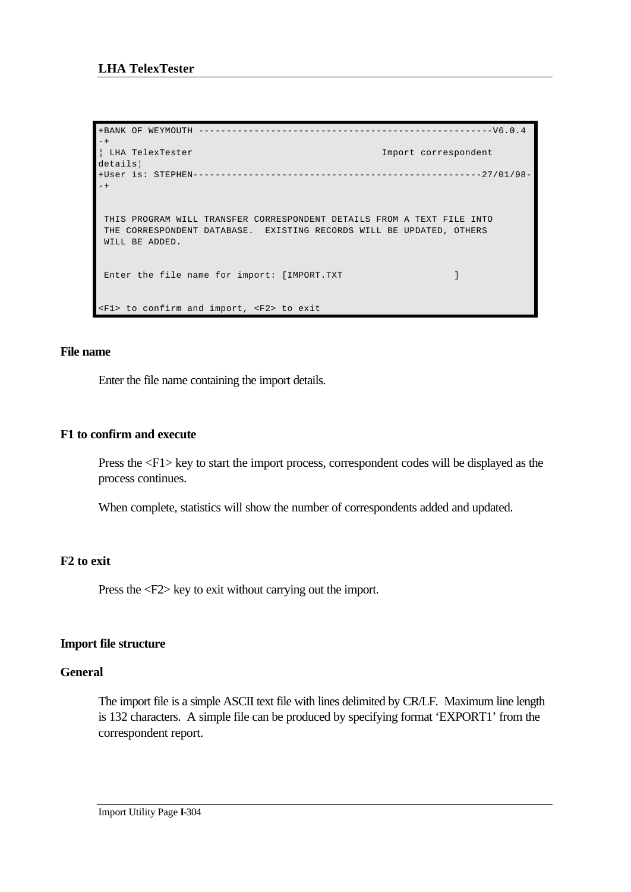```
+BANK OF WEYMOUTH ----------------------------------------------------V6.0.4
-+
¦ LHA TelexTester                                  Import correspondent
details¦
+User is: STEPHEN----------------------------------------------------27/01/98-
-+


 THIS PROGRAM WILL TRANSFER CORRESPONDENT DETAILS FROM A TEXT FILE INTO
 THE CORRESPONDENT DATABASE.  EXISTING RECORDS WILL BE UPDATED, OTHERS
 WILL BE ADDED.


 Enter the file name for import: [IMPORT.TXT                    ]


<F1> to confirm and import, <F2> to exit
```

**File name**

Enter the file name containing the import details.

**F1 to confirm and execute**

Press the <F1> key to start the import process, correspondent codes will be displayed as the process continues.

When complete, statistics will show the number of correspondents added and updated.

**F2 to exit**

Press the <F2> key to exit without carrying out the import.

**Import file structure**

**General**

The import file is a simple ASCII text file with lines delimited by CR/LF. Maximum line length is 132 characters. A simple file can be produced by specifying format 'EXPORT1' from the correspondent report.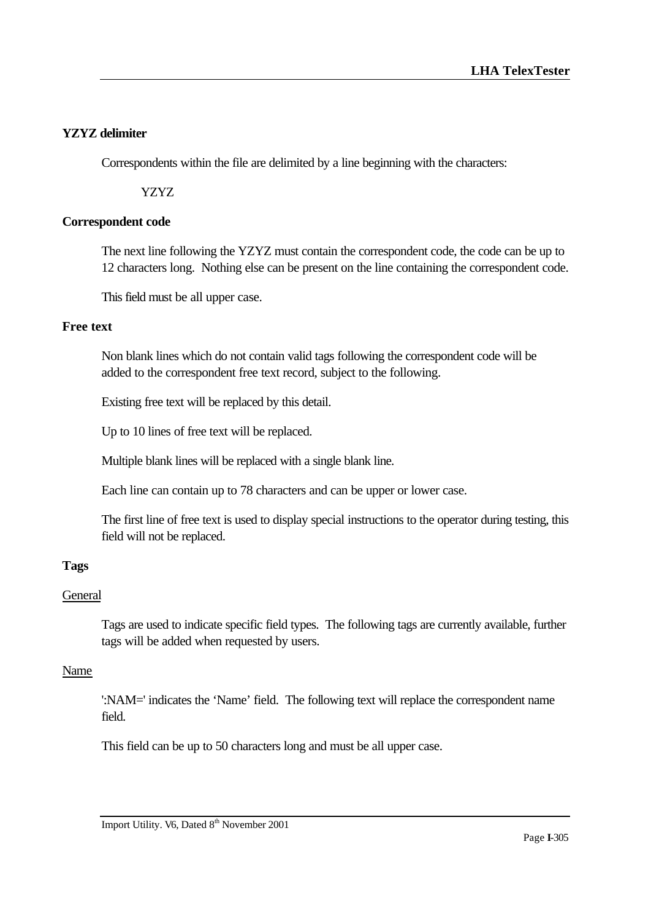### YZYZ delimiter

Correspondents within the file are delimited by a line beginning with the characters:

YZYZ

### Correspondent code

The next line following the YZYZ must contain the correspondent code, the code can be up to 12 characters long.  Nothing else can be present on the line containing the correspondent code.

This field must be all upper case.

### Free text

Non blank lines which do not contain valid tags following the correspondent code will be added to the correspondent free text record, subject to the following.

Existing free text will be replaced by this detail.

Up to 10 lines of free text will be replaced.

Multiple blank lines will be replaced with a single blank line.

Each line can contain up to 78 characters and can be upper or lower case.

The first line of free text is used to display special instructions to the operator during testing, this field will not be replaced.

### Tags

#### General

Tags are used to indicate specific field types.  The following tags are currently available, further tags will be added when requested by users.

#### Name

':NAM=' indicates the 'Name' field.  The following text will replace the correspondent name field.

This field can be up to 50 characters long and must be all upper case.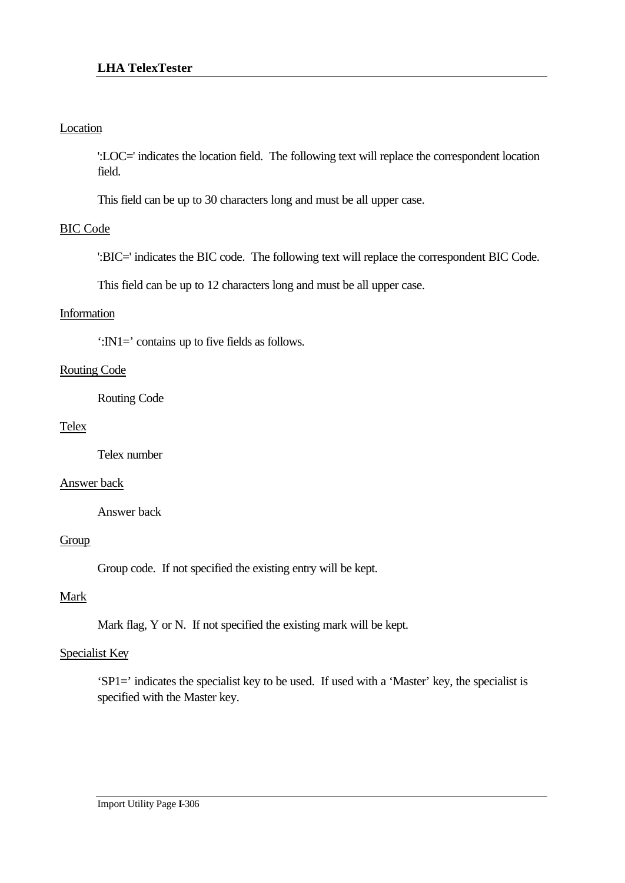<u>Location</u>

':LOC=' indicates the location field. The following text will replace the correspondent location field.

This field can be up to 30 characters long and must be all upper case.

<u>BIC Code</u>

':BIC=' indicates the BIC code. The following text will replace the correspondent BIC Code.

This field can be up to 12 characters long and must be all upper case.

<u>Information</u>

':IN1=' contains up to five fields as follows.

<u>Routing Code</u>

Routing Code

<u>Telex</u>

Telex number

<u>Answer back</u>

Answer back

<u>Group</u>

Group code. If not specified the existing entry will be kept.

<u>Mark</u>

Mark flag, Y or N. If not specified the existing mark will be kept.

<u>Specialist Key</u>

'SP1=' indicates the specialist key to be used. If used with a 'Master' key, the specialist is specified with the Master key.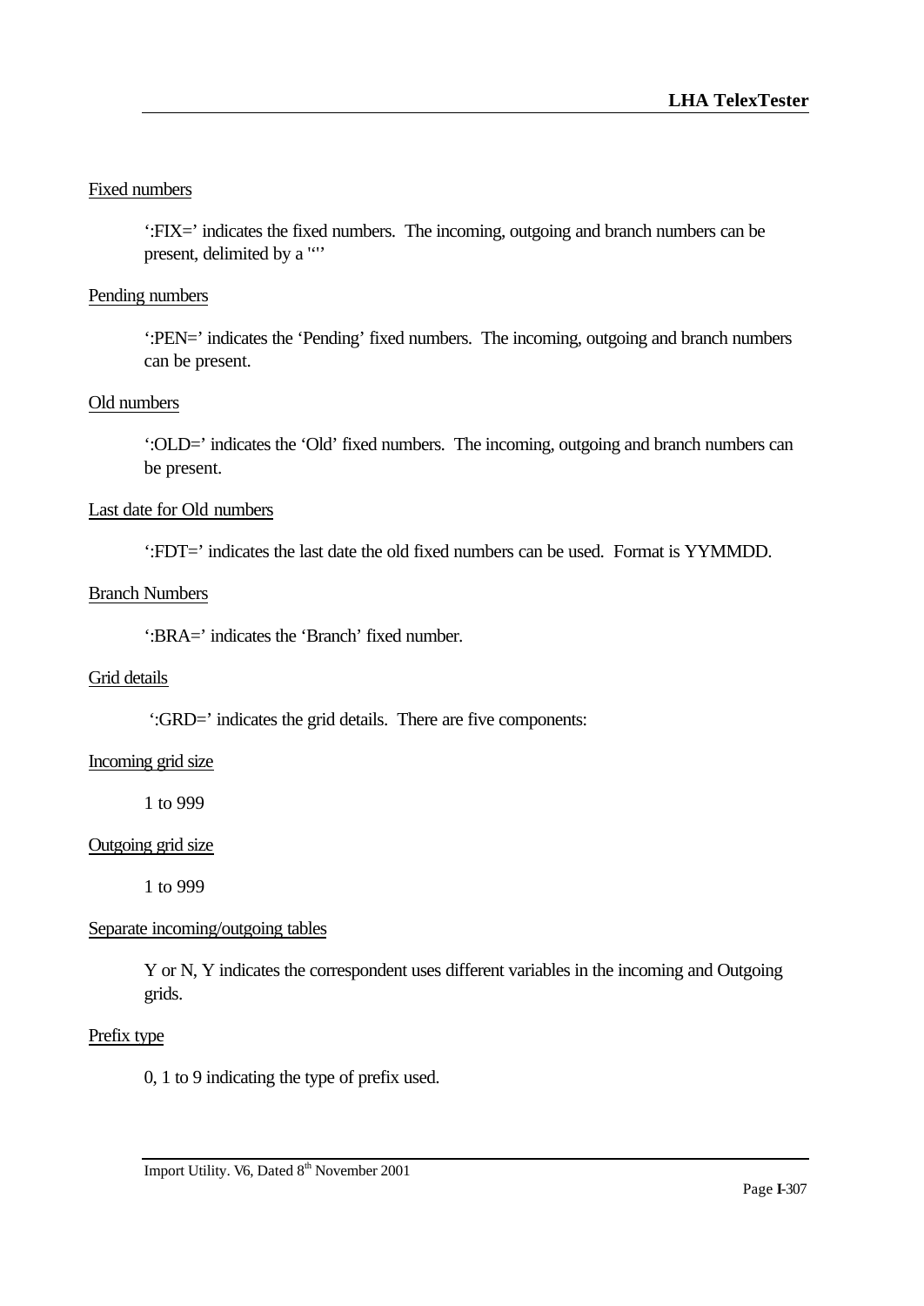Fixed numbers

':FIX=' indicates the fixed numbers. The incoming, outgoing and branch numbers can be present, delimited by a '"'

Pending numbers

':PEN=' indicates the 'Pending' fixed numbers. The incoming, outgoing and branch numbers can be present.

Old numbers

':OLD=' indicates the 'Old' fixed numbers. The incoming, outgoing and branch numbers can be present.

Last date for Old numbers

':FDT=' indicates the last date the old fixed numbers can be used. Format is YYMMDD.

Branch Numbers

':BRA=' indicates the 'Branch' fixed number.

Grid details

':GRD=' indicates the grid details. There are five components:

Incoming grid size

1 to 999

Outgoing grid size

1 to 999

Separate incoming/outgoing tables

Y or N, Y indicates the correspondent uses different variables in the incoming and Outgoing grids.

Prefix type

0, 1 to 9 indicating the type of prefix used.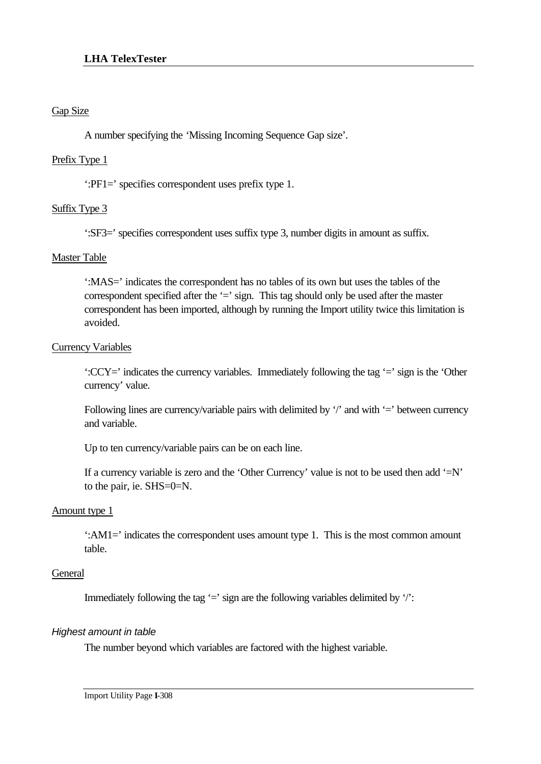Gap Size

A number specifying the 'Missing Incoming Sequence Gap size'.

Prefix Type 1

':PF1=' specifies correspondent uses prefix type 1.

Suffix Type 3

':SF3=' specifies correspondent uses suffix type 3, number digits in amount as suffix.

Master Table

':MAS=' indicates the correspondent has no tables of its own but uses the tables of the correspondent specified after the '=' sign. This tag should only be used after the master correspondent has been imported, although by running the Import utility twice this limitation is avoided.

Currency Variables

':CCY=' indicates the currency variables. Immediately following the tag '=' sign is the 'Other currency' value.

Following lines are currency/variable pairs with delimited by '/' and with '=' between currency and variable.

Up to ten currency/variable pairs can be on each line.

If a currency variable is zero and the 'Other Currency' value is not to be used then add '=N' to the pair, ie. SHS=0=N.

Amount type 1

':AM1=' indicates the correspondent uses amount type 1. This is the most common amount table.

General

Immediately following the tag '=' sign are the following variables delimited by '/':

*Highest amount in table*

The number beyond which variables are factored with the highest variable.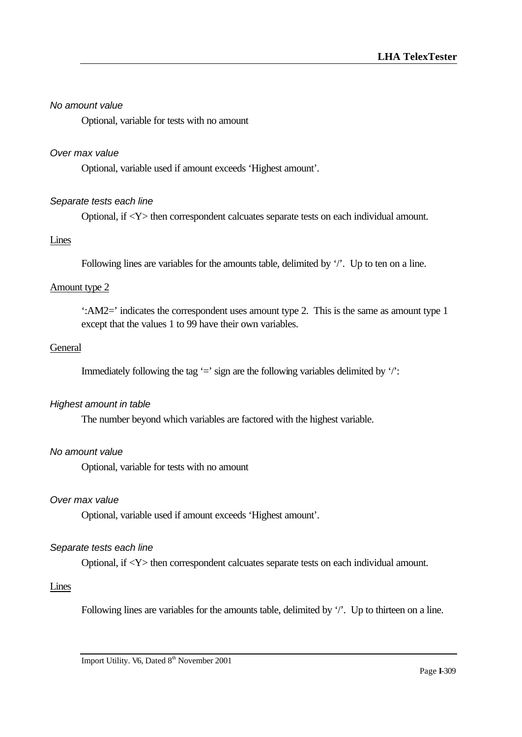*No amount value*

Optional, variable for tests with no amount

*Over max value*

Optional, variable used if amount exceeds 'Highest amount'.

*Separate tests each line*

Optional, if <Y> then correspondent calcuates separate tests on each individual amount.

<u>Lines</u>

Following lines are variables for the amounts table, delimited by '/'. Up to ten on a line.

<u>Amount type 2</u>

':AM2=' indicates the correspondent uses amount type 2. This is the same as amount type 1 except that the values 1 to 99 have their own variables.

<u>General</u>

Immediately following the tag '=' sign are the following variables delimited by '/':

*Highest amount in table*

The number beyond which variables are factored with the highest variable.

*No amount value*

Optional, variable for tests with no amount

*Over max value*

Optional, variable used if amount exceeds 'Highest amount'.

*Separate tests each line*

Optional, if <Y> then correspondent calcuates separate tests on each individual amount.

<u>Lines</u>

Following lines are variables for the amounts table, delimited by '/'. Up to thirteen on a line.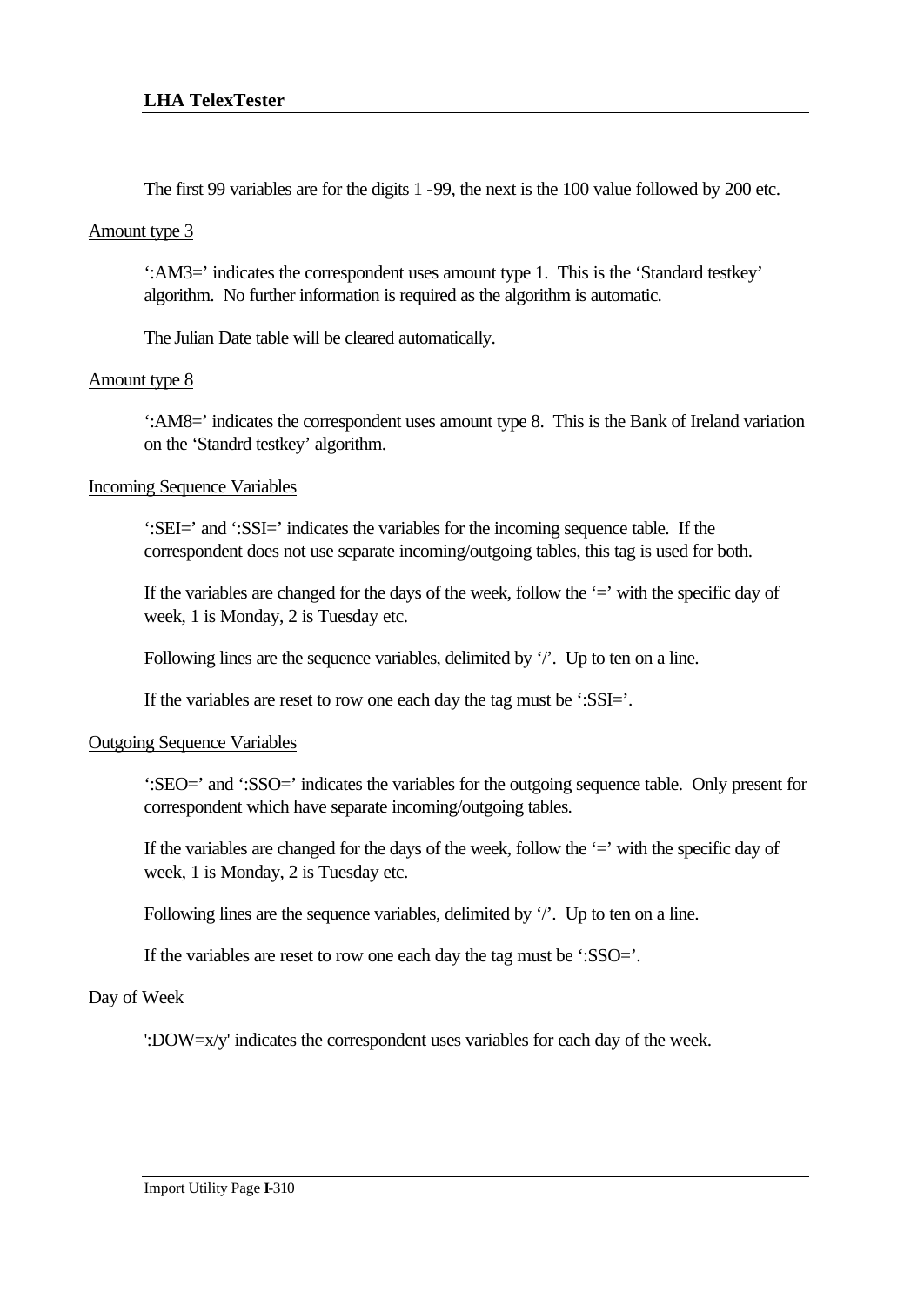The first 99 variables are for the digits 1 -99, the next is the 100 value followed by 200 etc.

Amount type 3

‘:AM3=’ indicates the correspondent uses amount type 1.  This is the ‘Standard testkey’ algorithm.  No further information is required as the algorithm is automatic.

The Julian Date table will be cleared automatically.

Amount type 8

‘:AM8=’ indicates the correspondent uses amount type 8.  This is the Bank of Ireland variation on the ‘Standrd testkey’ algorithm.

Incoming Sequence Variables

‘:SEI=’ and ‘:SSI=’ indicates the variables for the incoming sequence table.  If the correspondent does not use separate incoming/outgoing tables, this tag is used for both.

If the variables are changed for the days of the week, follow the ‘=’ with the specific day of week, 1 is Monday, 2 is Tuesday etc.

Following lines are the sequence variables, delimited by ‘/’.  Up to ten on a line.

If the variables are reset to row one each day the tag must be ‘:SSI=’.

Outgoing Sequence Variables

‘:SEO=’ and ‘:SSO=’ indicates the variables for the outgoing sequence table.  Only present for correspondent which have separate incoming/outgoing tables.

If the variables are changed for the days of the week, follow the ‘=’ with the specific day of week, 1 is Monday, 2 is Tuesday etc.

Following lines are the sequence variables, delimited by ‘/’.  Up to ten on a line.

If the variables are reset to row one each day the tag must be ‘:SSO=’.

Day of Week

':DOW=x/y' indicates the correspondent uses variables for each day of the week.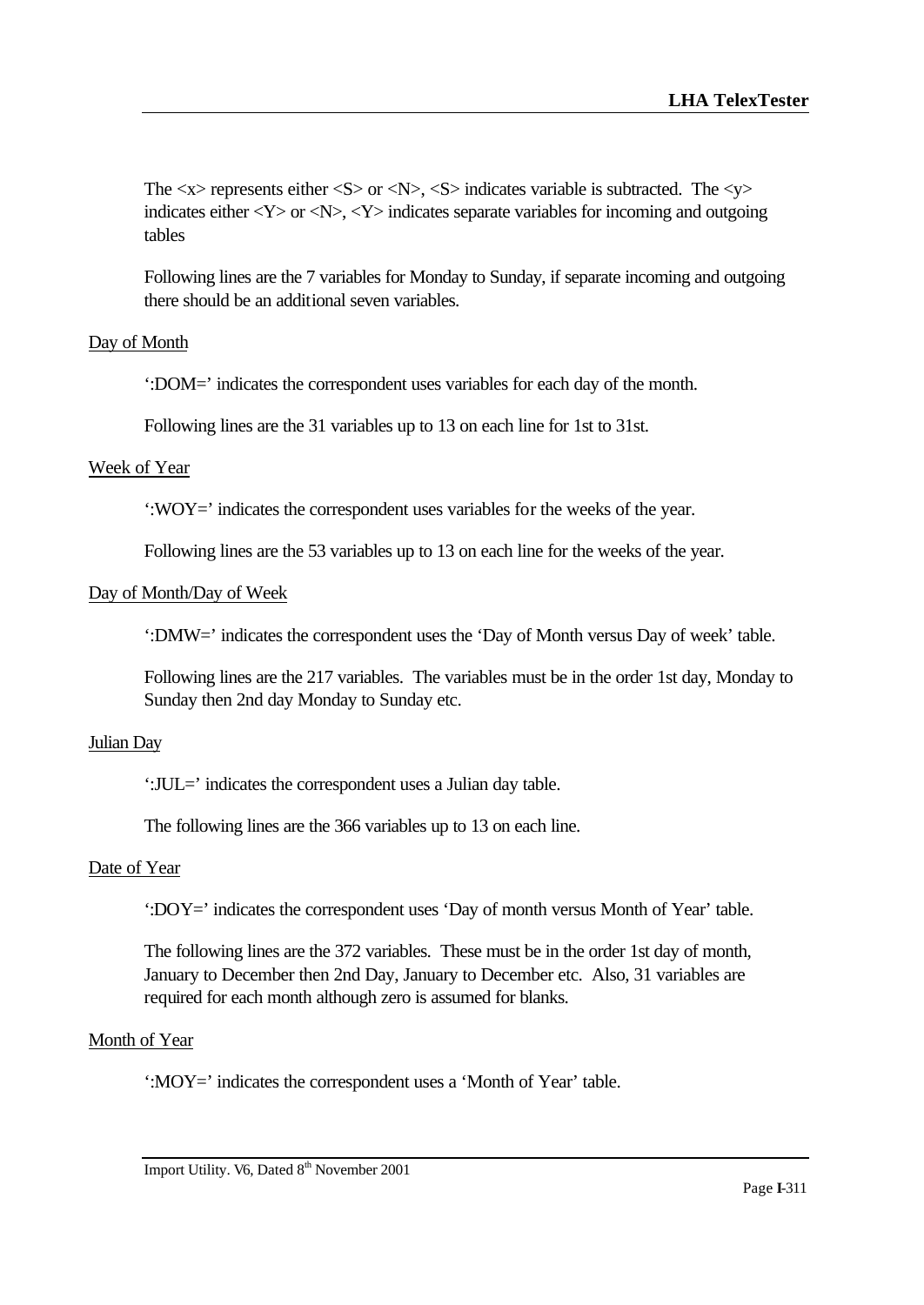The <x> represents either <S> or <N>, <S> indicates variable is subtracted. The <y> indicates either <Y> or <N>, <Y> indicates separate variables for incoming and outgoing tables

Following lines are the 7 variables for Monday to Sunday, if separate incoming and outgoing there should be an additional seven variables.

Day of Month

':DOM=' indicates the correspondent uses variables for each day of the month.

Following lines are the 31 variables up to 13 on each line for 1st to 31st.

Week of Year

':WOY=' indicates the correspondent uses variables for the weeks of the year.

Following lines are the 53 variables up to 13 on each line for the weeks of the year.

Day of Month/Day of Week

':DMW=' indicates the correspondent uses the 'Day of Month versus Day of week' table.

Following lines are the 217 variables. The variables must be in the order 1st day, Monday to Sunday then 2nd day Monday to Sunday etc.

Julian Day

':JUL=' indicates the correspondent uses a Julian day table.

The following lines are the 366 variables up to 13 on each line.

Date of Year

':DOY=' indicates the correspondent uses 'Day of month versus Month of Year' table.

The following lines are the 372 variables. These must be in the order 1st day of month, January to December then 2nd Day, January to December etc. Also, 31 variables are required for each month although zero is assumed for blanks.

Month of Year

':MOY=' indicates the correspondent uses a 'Month of Year' table.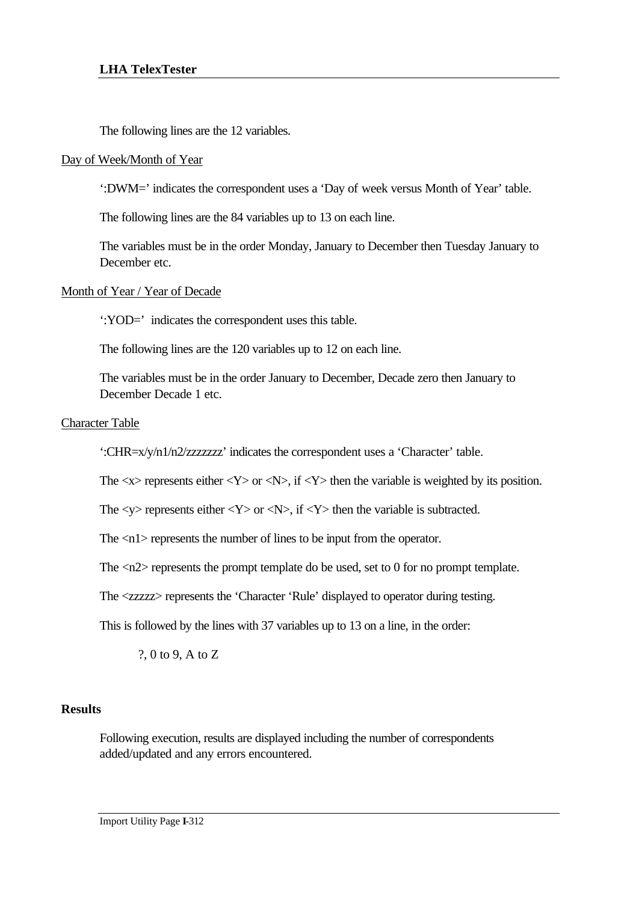The following lines are the 12 variables.

<u>Day of Week/Month of Year</u>

':DWM=' indicates the correspondent uses a 'Day of week versus Month of Year' table.

The following lines are the 84 variables up to 13 on each line.

The variables must be in the order Monday, January to December then Tuesday January to December etc.

<u>Month of Year / Year of Decade</u>

':YOD=' indicates the correspondent uses this table.

The following lines are the 120 variables up to 12 on each line.

The variables must be in the order January to December, Decade zero then January to December Decade 1 etc.

<u>Character Table</u>

':CHR=x/y/n1/n2/zzzzzzz' indicates the correspondent uses a 'Character' table.

The <x> represents either <Y> or <N>, if <Y> then the variable is weighted by its position.

The <y> represents either <Y> or <N>, if <Y> then the variable is subtracted.

The <n1> represents the number of lines to be input from the operator.

The <n2> represents the prompt template do be used, set to 0 for no prompt template.

The <zzzzz> represents the 'Character 'Rule' displayed to operator during testing.

This is followed by the lines with 37 variables up to 13 on a line, in the order:

?, 0 to 9, A to Z

## Results

Following execution, results are displayed including the number of correspondents added/updated and any errors encountered.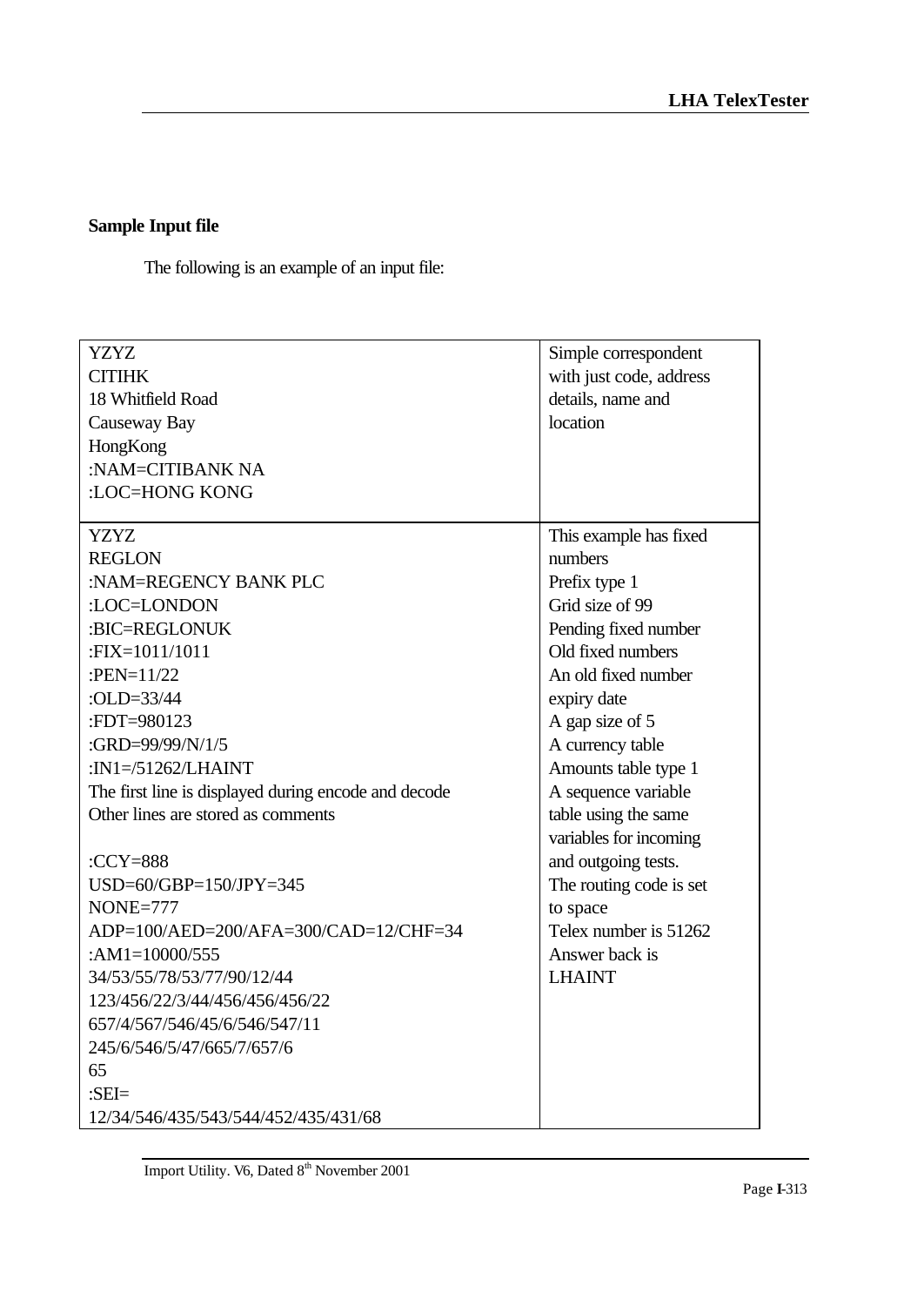**Sample Input file**

The following is an example of an input file:

| | |
|---|---|
| YZYZ<br>CITIHK<br>18 Whitfield Road<br>Causeway Bay<br>HongKong<br>:NAM=CITIBANK NA<br>:LOC=HONG KONG | Simple correspondent with just code, address details, name and location |
| YZYZ<br>REGLON<br>:NAM=REGENCY BANK PLC<br>:LOC=LONDON<br>:BIC=REGLONUK<br>:FIX=1011/1011<br>:PEN=11/22<br>:OLD=33/44<br>:FDT=980123<br>:GRD=99/99/N/1/5<br>:IN1=/51262/LHAINT<br>The first line is displayed during encode and decode<br>Other lines are stored as comments<br><br>:CCY=888<br>USD=60/GBP=150/JPY=345<br>NONE=777<br>ADP=100/AED=200/AFA=300/CAD=12/CHF=34<br>:AM1=10000/555<br>34/53/55/78/53/77/90/12/44<br>123/456/22/3/44/456/456/456/22<br>657/4/567/546/45/6/546/547/11<br>245/6/546/5/47/665/7/657/6<br>65<br>:SEI=<br>12/34/546/435/543/544/452/435/431/68 | This example has fixed numbers<br>Prefix type 1<br>Grid size of 99<br>Pending fixed number<br>Old fixed numbers<br>An old fixed number expiry date<br>A gap size of 5<br>A currency table<br>Amounts table type 1<br>A sequence variable table using the same variables for incoming and outgoing tests.<br>The routing code is set to space<br>Telex number is 51262<br>Answer back is LHAINT |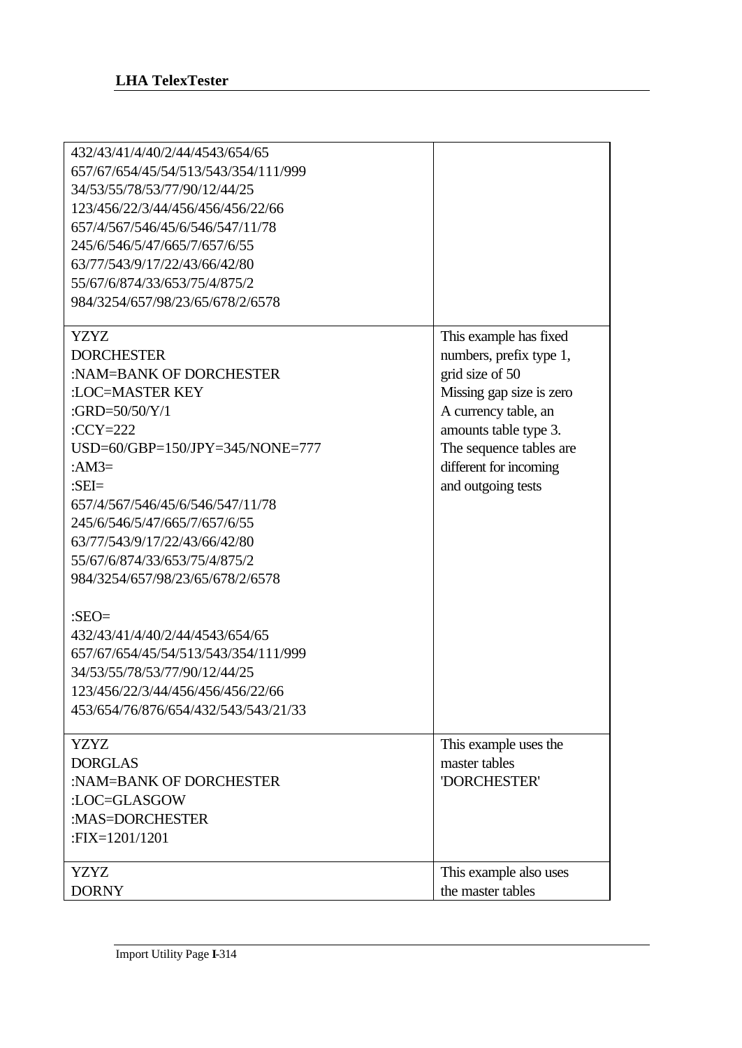| | |
|---|---|
| 432/43/41/4/40/2/44/4543/654/65<br>657/67/654/45/54/513/543/354/111/999<br>34/53/55/78/53/77/90/12/44/25<br>123/456/22/3/44/456/456/456/22/66<br>657/4/567/546/45/6/546/547/11/78<br>245/6/546/5/47/665/7/657/6/55<br>63/77/543/9/17/22/43/66/42/80<br>55/67/6/874/33/653/75/4/875/2<br>984/3254/657/98/23/65/678/2/6578 | |
| YZYZ<br>DORCHESTER<br>:NAM=BANK OF DORCHESTER<br>:LOC=MASTER KEY<br>:GRD=50/50/Y/1<br>:CCY=222<br>USD=60/GBP=150/JPY=345/NONE=777<br>:AM3=<br>:SEI=<br>657/4/567/546/45/6/546/547/11/78<br>245/6/546/5/47/665/7/657/6/55<br>63/77/543/9/17/22/43/66/42/80<br>55/67/6/874/33/653/75/4/875/2<br>984/3254/657/98/23/65/678/2/6578<br><br>:SEO=<br>432/43/41/4/40/2/44/4543/654/65<br>657/67/654/45/54/513/543/354/111/999<br>34/53/55/78/53/77/90/12/44/25<br>123/456/22/3/44/456/456/456/22/66<br>453/654/76/876/654/432/543/543/21/33 | This example has fixed numbers, prefix type 1, grid size of 50<br>Missing gap size is zero<br>A currency table, an amounts table type 3.<br>The sequence tables are different for incoming and outgoing tests |
| YZYZ<br>DORGLAS<br>:NAM=BANK OF DORCHESTER<br>:LOC=GLASGOW<br>:MAS=DORCHESTER<br>:FIX=1201/1201 | This example uses the master tables 'DORCHESTER' |
| YZYZ<br>DORNY | This example also uses the master tables |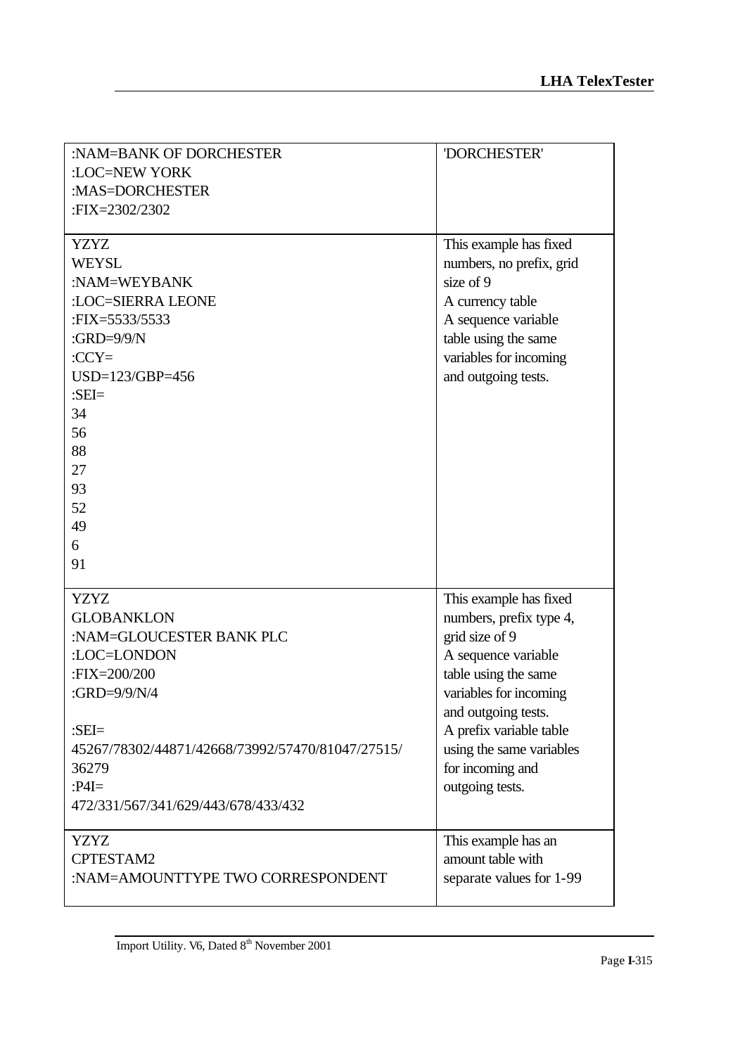| | |
|---|---|
| :NAM=BANK OF DORCHESTER<br>:LOC=NEW YORK<br>:MAS=DORCHESTER<br>:FIX=2302/2302 | 'DORCHESTER' |
| YZYZ<br>WEYSL<br>:NAM=WEYBANK<br>:LOC=SIERRA LEONE<br>:FIX=5533/5533<br>:GRD=9/9/N<br>:CCY=<br>USD=123/GBP=456<br>:SEI=<br>34<br>56<br>88<br>27<br>93<br>52<br>49<br>6<br>91 | This example has fixed numbers, no prefix, grid size of 9<br>A currency table<br>A sequence variable table using the same variables for incoming and outgoing tests. |
| YZYZ<br>GLOBANKLON<br>:NAM=GLOUCESTER BANK PLC<br>:LOC=LONDON<br>:FIX=200/200<br>:GRD=9/9/N/4<br><br>:SEI=<br>45267/78302/44871/42668/73992/57470/81047/27515/<br>36279<br>:P4I=<br>472/331/567/341/629/443/678/433/432 | This example has fixed numbers, prefix type 4, grid size of 9<br>A sequence variable table using the same variables for incoming and outgoing tests.<br>A prefix variable table using the same variables for incoming and outgoing tests. |
| YZYZ<br>CPTESTAM2<br>:NAM=AMOUNTTYPE TWO CORRESPONDENT | This example has an amount table with separate values for 1-99 |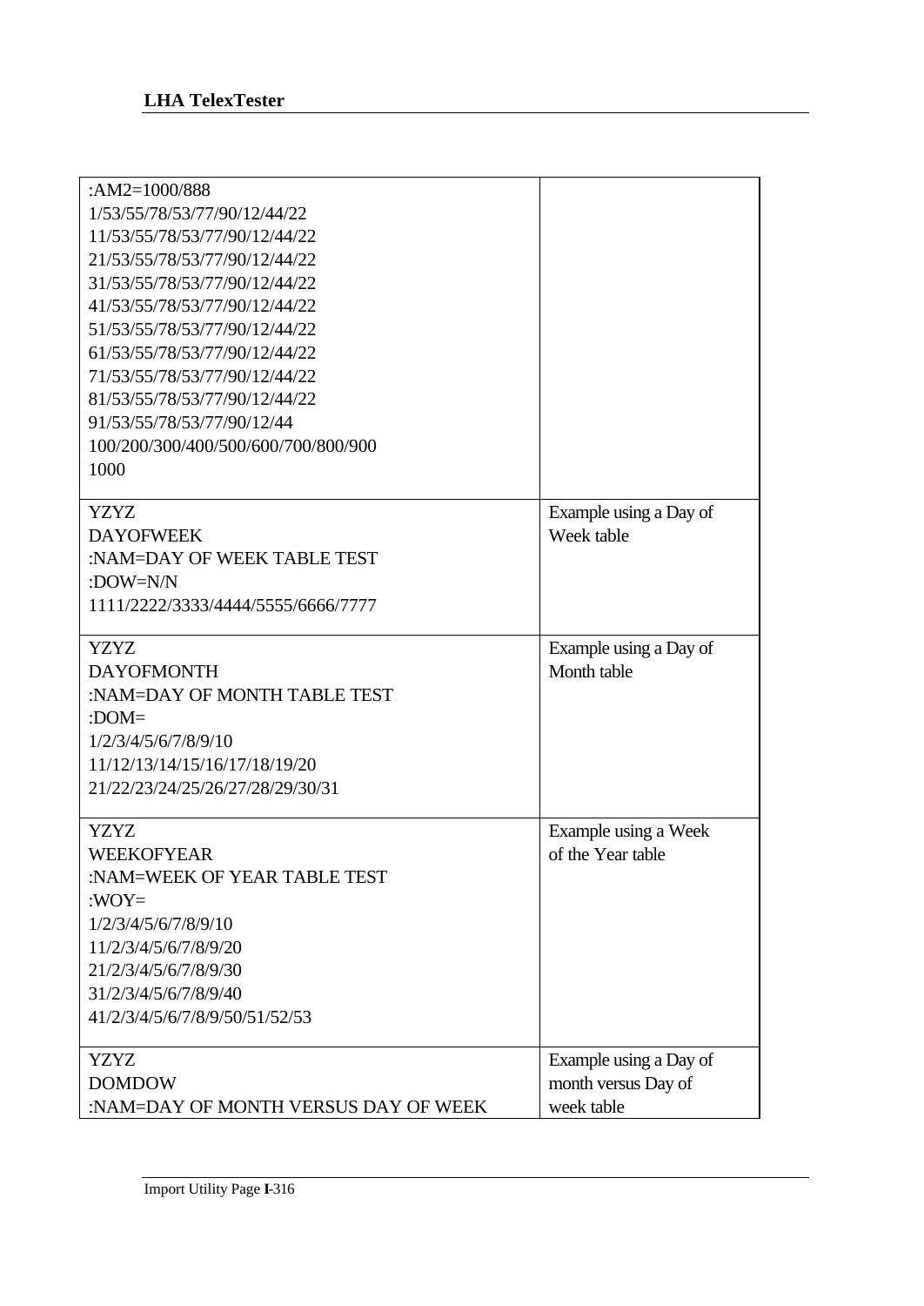| | |
|---|---|
| :AM2=1000/888<br>1/53/55/78/53/77/90/12/44/22<br>11/53/55/78/53/77/90/12/44/22<br>21/53/55/78/53/77/90/12/44/22<br>31/53/55/78/53/77/90/12/44/22<br>41/53/55/78/53/77/90/12/44/22<br>51/53/55/78/53/77/90/12/44/22<br>61/53/55/78/53/77/90/12/44/22<br>71/53/55/78/53/77/90/12/44/22<br>81/53/55/78/53/77/90/12/44/22<br>91/53/55/78/53/77/90/12/44<br>100/200/300/400/500/600/700/800/900<br>1000 | |
| YZYZ<br>DAYOFWEEK<br>:NAM=DAY OF WEEK TABLE TEST<br>:DOW=N/N<br>1111/2222/3333/4444/5555/6666/7777 | Example using a Day of Week table |
| YZYZ<br>DAYOFMONTH<br>:NAM=DAY OF MONTH TABLE TEST<br>:DOM=<br>1/2/3/4/5/6/7/8/9/10<br>11/12/13/14/15/16/17/18/19/20<br>21/22/23/24/25/26/27/28/29/30/31 | Example using a Day of Month table |
| YZYZ<br>WEEKOFYEAR<br>:NAM=WEEK OF YEAR TABLE TEST<br>:WOY=<br>1/2/3/4/5/6/7/8/9/10<br>11/2/3/4/5/6/7/8/9/20<br>21/2/3/4/5/6/7/8/9/30<br>31/2/3/4/5/6/7/8/9/40<br>41/2/3/4/5/6/7/8/9/50/51/52/53 | Example using a Week of the Year table |
| YZYZ<br>DOMDOW<br>:NAM=DAY OF MONTH VERSUS DAY OF WEEK | Example using a Day of month versus Day of week table |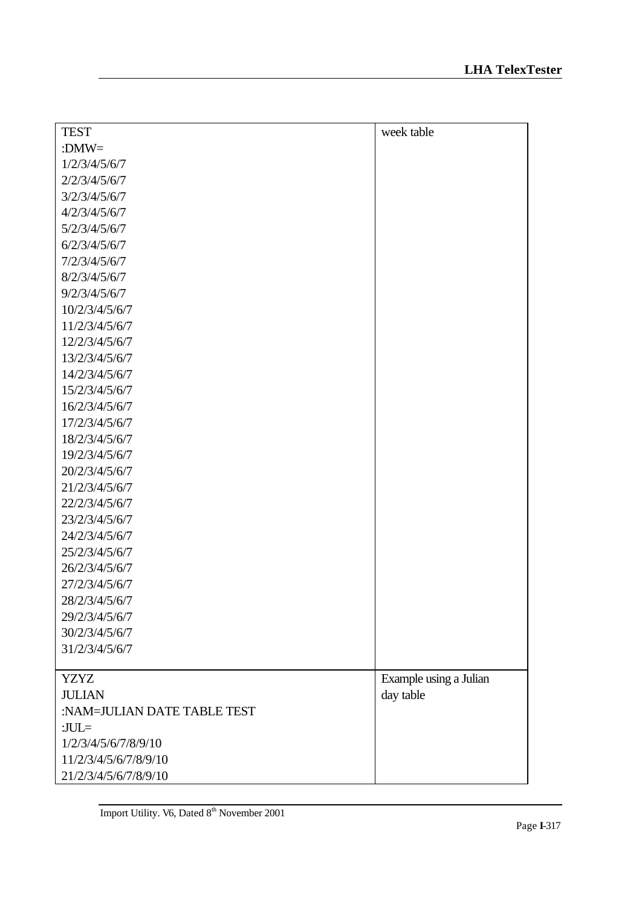| | |
|---|---|
| TEST<br>:DMW=<br>1/2/3/4/5/6/7<br>2/2/3/4/5/6/7<br>3/2/3/4/5/6/7<br>4/2/3/4/5/6/7<br>5/2/3/4/5/6/7<br>6/2/3/4/5/6/7<br>7/2/3/4/5/6/7<br>8/2/3/4/5/6/7<br>9/2/3/4/5/6/7<br>10/2/3/4/5/6/7<br>11/2/3/4/5/6/7<br>12/2/3/4/5/6/7<br>13/2/3/4/5/6/7<br>14/2/3/4/5/6/7<br>15/2/3/4/5/6/7<br>16/2/3/4/5/6/7<br>17/2/3/4/5/6/7<br>18/2/3/4/5/6/7<br>19/2/3/4/5/6/7<br>20/2/3/4/5/6/7<br>21/2/3/4/5/6/7<br>22/2/3/4/5/6/7<br>23/2/3/4/5/6/7<br>24/2/3/4/5/6/7<br>25/2/3/4/5/6/7<br>26/2/3/4/5/6/7<br>27/2/3/4/5/6/7<br>28/2/3/4/5/6/7<br>29/2/3/4/5/6/7<br>30/2/3/4/5/6/7<br>31/2/3/4/5/6/7 | week table |
| YZYZ<br>JULIAN<br>:NAM=JULIAN DATE TABLE TEST<br>:JUL=<br>1/2/3/4/5/6/7/8/9/10<br>11/2/3/4/5/6/7/8/9/10<br>21/2/3/4/5/6/7/8/9/10 | Example using a Julian day table |

Import Utility. V6, Dated 8th November 2001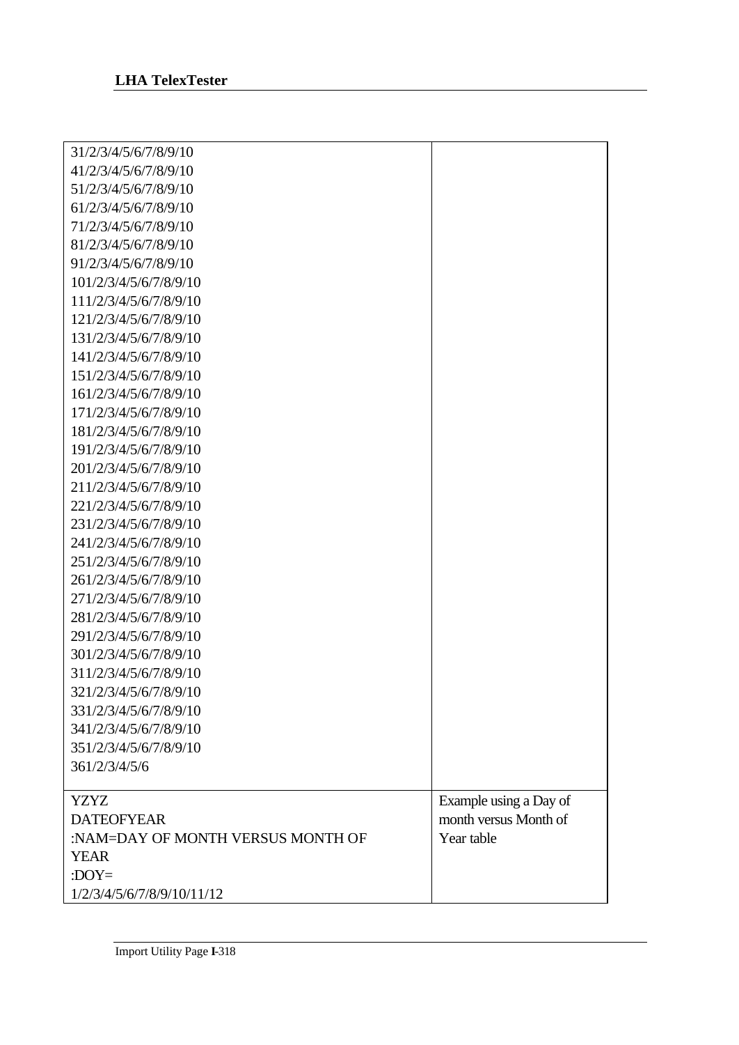| | |
|---|---|
| 31/2/3/4/5/6/7/8/9/10<br>41/2/3/4/5/6/7/8/9/10<br>51/2/3/4/5/6/7/8/9/10<br>61/2/3/4/5/6/7/8/9/10<br>71/2/3/4/5/6/7/8/9/10<br>81/2/3/4/5/6/7/8/9/10<br>91/2/3/4/5/6/7/8/9/10<br>101/2/3/4/5/6/7/8/9/10<br>111/2/3/4/5/6/7/8/9/10<br>121/2/3/4/5/6/7/8/9/10<br>131/2/3/4/5/6/7/8/9/10<br>141/2/3/4/5/6/7/8/9/10<br>151/2/3/4/5/6/7/8/9/10<br>161/2/3/4/5/6/7/8/9/10<br>171/2/3/4/5/6/7/8/9/10<br>181/2/3/4/5/6/7/8/9/10<br>191/2/3/4/5/6/7/8/9/10<br>201/2/3/4/5/6/7/8/9/10<br>211/2/3/4/5/6/7/8/9/10<br>221/2/3/4/5/6/7/8/9/10<br>231/2/3/4/5/6/7/8/9/10<br>241/2/3/4/5/6/7/8/9/10<br>251/2/3/4/5/6/7/8/9/10<br>261/2/3/4/5/6/7/8/9/10<br>271/2/3/4/5/6/7/8/9/10<br>281/2/3/4/5/6/7/8/9/10<br>291/2/3/4/5/6/7/8/9/10<br>301/2/3/4/5/6/7/8/9/10<br>311/2/3/4/5/6/7/8/9/10<br>321/2/3/4/5/6/7/8/9/10<br>331/2/3/4/5/6/7/8/9/10<br>341/2/3/4/5/6/7/8/9/10<br>351/2/3/4/5/6/7/8/9/10<br>361/2/3/4/5/6 | |
| YZYZ<br>DATEOFYEAR<br>:NAM=DAY OF MONTH VERSUS MONTH OF YEAR<br>:DOY=<br>1/2/3/4/5/6/7/8/9/10/11/12 | Example using a Day of month versus Month of Year table |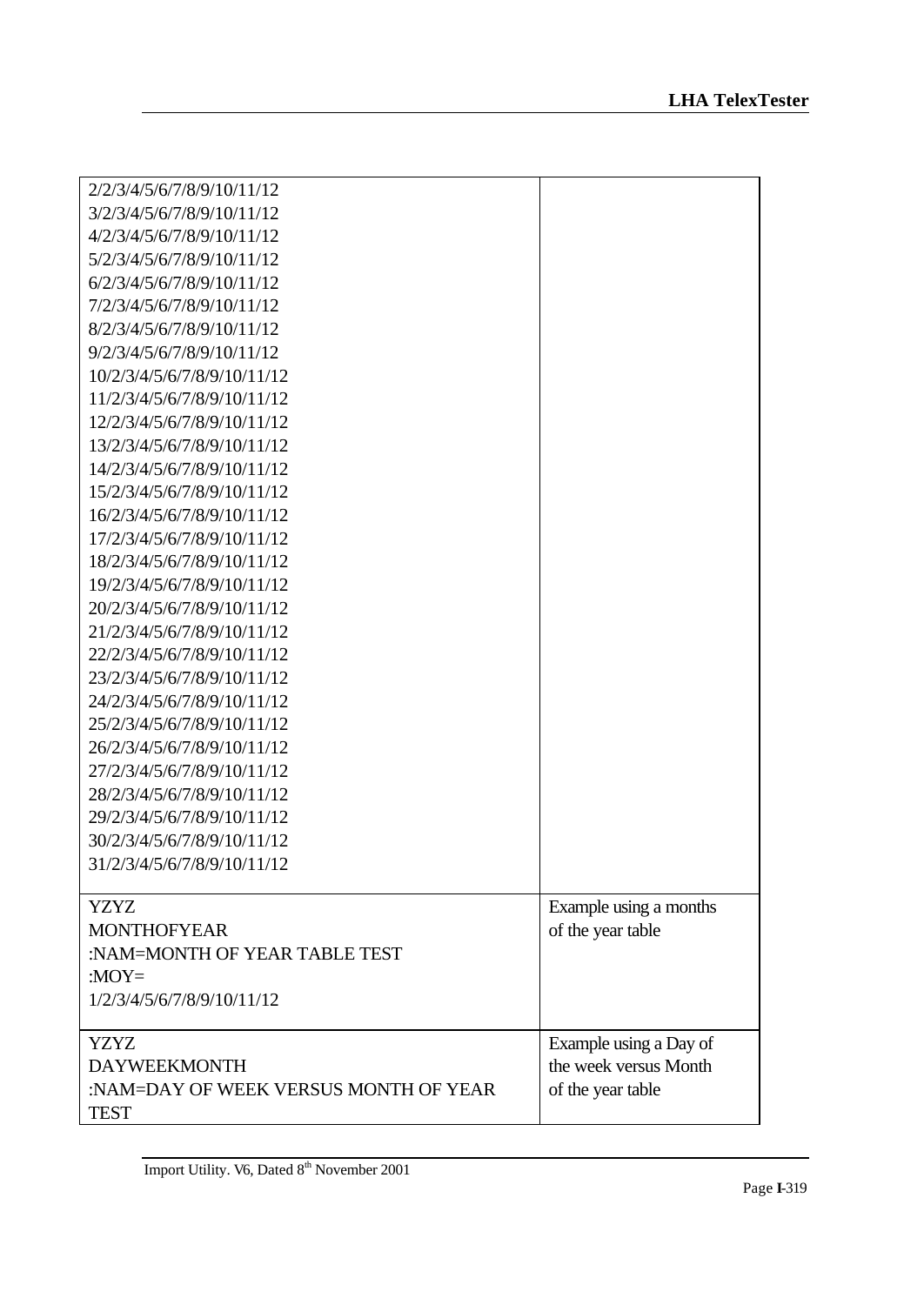| | |
|---|---|
| 2/2/3/4/5/6/7/8/9/10/11/12<br>3/2/3/4/5/6/7/8/9/10/11/12<br>4/2/3/4/5/6/7/8/9/10/11/12<br>5/2/3/4/5/6/7/8/9/10/11/12<br>6/2/3/4/5/6/7/8/9/10/11/12<br>7/2/3/4/5/6/7/8/9/10/11/12<br>8/2/3/4/5/6/7/8/9/10/11/12<br>9/2/3/4/5/6/7/8/9/10/11/12<br>10/2/3/4/5/6/7/8/9/10/11/12<br>11/2/3/4/5/6/7/8/9/10/11/12<br>12/2/3/4/5/6/7/8/9/10/11/12<br>13/2/3/4/5/6/7/8/9/10/11/12<br>14/2/3/4/5/6/7/8/9/10/11/12<br>15/2/3/4/5/6/7/8/9/10/11/12<br>16/2/3/4/5/6/7/8/9/10/11/12<br>17/2/3/4/5/6/7/8/9/10/11/12<br>18/2/3/4/5/6/7/8/9/10/11/12<br>19/2/3/4/5/6/7/8/9/10/11/12<br>20/2/3/4/5/6/7/8/9/10/11/12<br>21/2/3/4/5/6/7/8/9/10/11/12<br>22/2/3/4/5/6/7/8/9/10/11/12<br>23/2/3/4/5/6/7/8/9/10/11/12<br>24/2/3/4/5/6/7/8/9/10/11/12<br>25/2/3/4/5/6/7/8/9/10/11/12<br>26/2/3/4/5/6/7/8/9/10/11/12<br>27/2/3/4/5/6/7/8/9/10/11/12<br>28/2/3/4/5/6/7/8/9/10/11/12<br>29/2/3/4/5/6/7/8/9/10/11/12<br>30/2/3/4/5/6/7/8/9/10/11/12<br>31/2/3/4/5/6/7/8/9/10/11/12 | |
| YZYZ<br>MONTHOFYEAR<br>:NAM=MONTH OF YEAR TABLE TEST<br>:MOY=<br>1/2/3/4/5/6/7/8/9/10/11/12 | Example using a months of the year table |
| YZYZ<br>DAYWEEKMONTH<br>:NAM=DAY OF WEEK VERSUS MONTH OF YEAR TEST | Example using a Day of the week versus Month of the year table |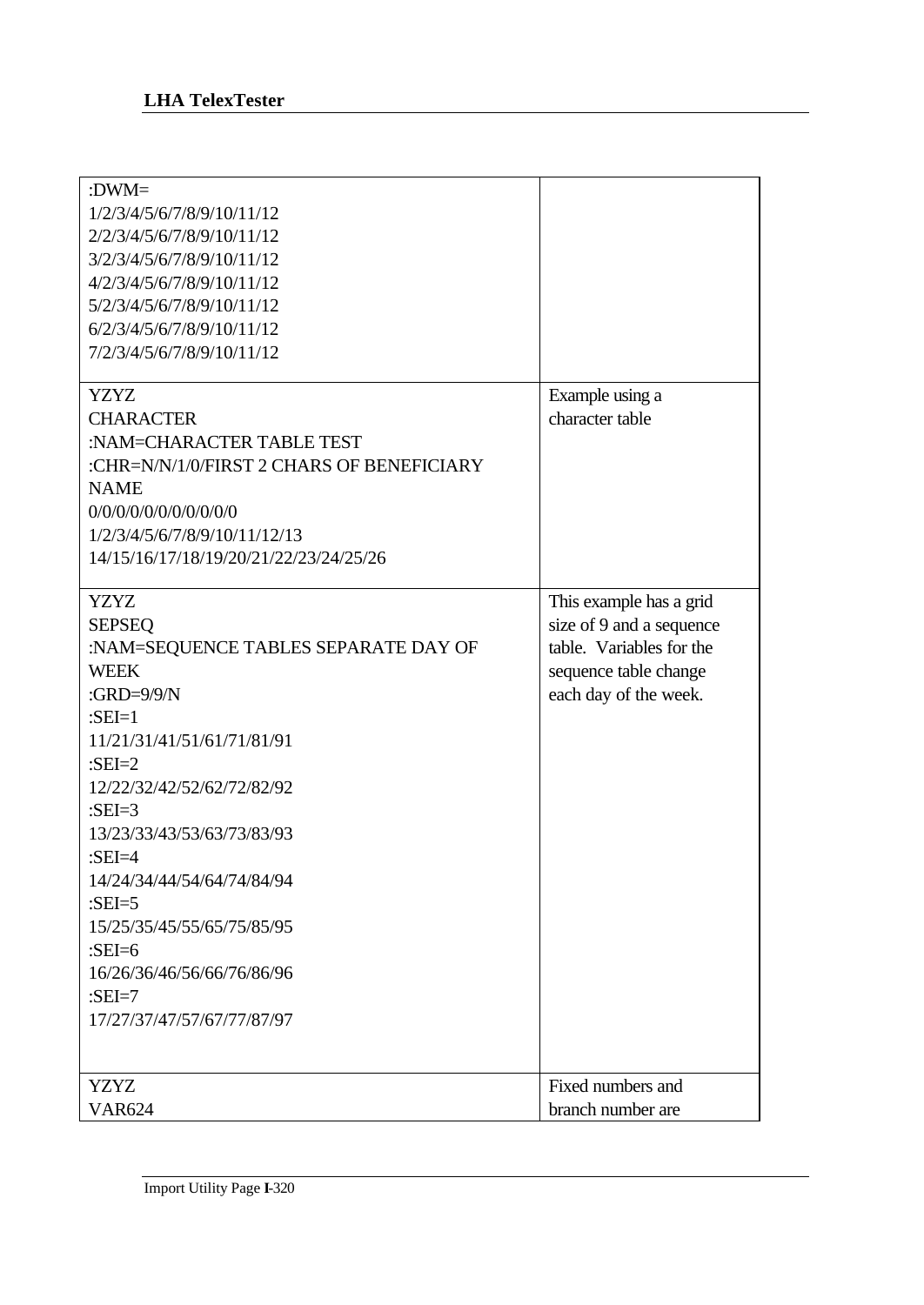| | |
|---|---|
| :DWM=<br>1/2/3/4/5/6/7/8/9/10/11/12<br>2/2/3/4/5/6/7/8/9/10/11/12<br>3/2/3/4/5/6/7/8/9/10/11/12<br>4/2/3/4/5/6/7/8/9/10/11/12<br>5/2/3/4/5/6/7/8/9/10/11/12<br>6/2/3/4/5/6/7/8/9/10/11/12<br>7/2/3/4/5/6/7/8/9/10/11/12 | |
| YZYZ<br>CHARACTER<br>:NAM=CHARACTER TABLE TEST<br>:CHR=N/N/1/0/FIRST 2 CHARS OF BENEFICIARY NAME<br>0/0/0/0/0/0/0/0/0/0<br>1/2/3/4/5/6/7/8/9/10/11/12/13<br>14/15/16/17/18/19/20/21/22/23/24/25/26 | Example using a character table |
| YZYZ<br>SEPSEQ<br>:NAM=SEQUENCE TABLES SEPARATE DAY OF WEEK<br>:GRD=9/9/N<br>:SEI=1<br>11/21/31/41/51/61/71/81/91<br>:SEI=2<br>12/22/32/42/52/62/72/82/92<br>:SEI=3<br>13/23/33/43/53/63/73/83/93<br>:SEI=4<br>14/24/34/44/54/64/74/84/94<br>:SEI=5<br>15/25/35/45/55/65/75/85/95<br>:SEI=6<br>16/26/36/46/56/66/76/86/96<br>:SEI=7<br>17/27/37/47/57/67/77/87/97 | This example has a grid size of 9 and a sequence table. Variables for the sequence table change each day of the week. |
| YZYZ<br>VAR624 | Fixed numbers and branch number are |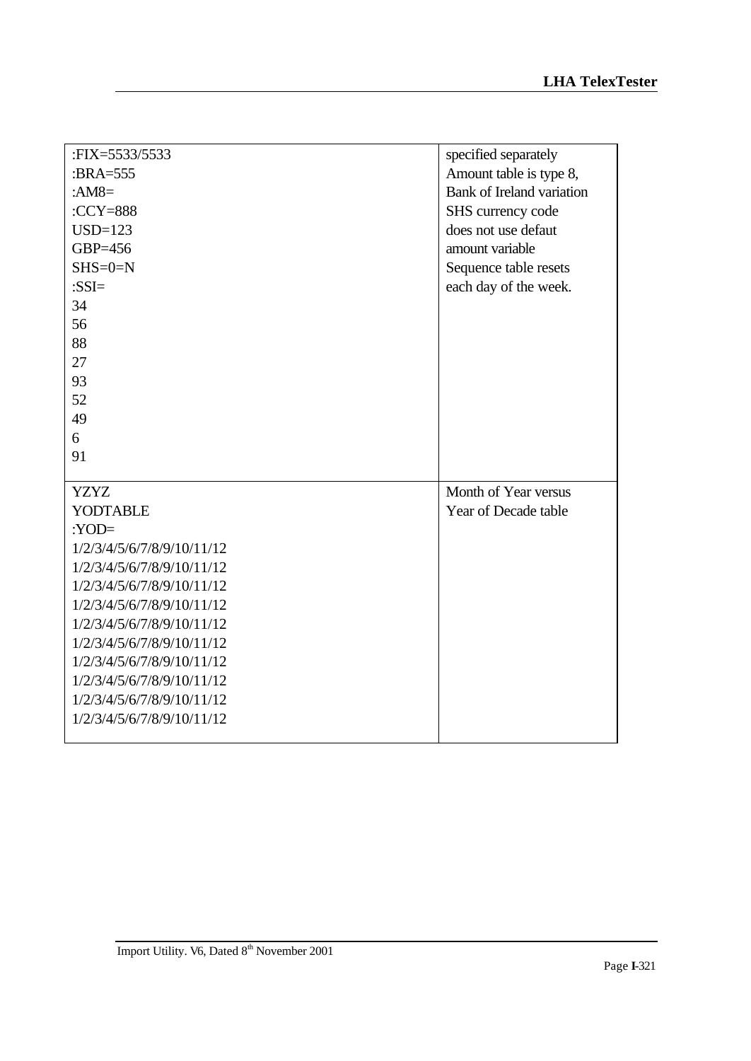| | |
|---|---|
| :FIX=5533/5533<br>:BRA=555<br>:AM8=<br>:CCY=888<br>USD=123<br>GBP=456<br>SHS=0=N<br>:SSI=<br>34<br>56<br>88<br>27<br>93<br>52<br>49<br>6<br>91 | specified separately<br>Amount table is type 8,<br>Bank of Ireland variation<br>SHS currency code<br>does not use defaut<br>amount variable<br>Sequence table resets<br>each day of the week. |
| YZYZ<br>YODTABLE<br>:YOD=<br>1/2/3/4/5/6/7/8/9/10/11/12<br>1/2/3/4/5/6/7/8/9/10/11/12<br>1/2/3/4/5/6/7/8/9/10/11/12<br>1/2/3/4/5/6/7/8/9/10/11/12<br>1/2/3/4/5/6/7/8/9/10/11/12<br>1/2/3/4/5/6/7/8/9/10/11/12<br>1/2/3/4/5/6/7/8/9/10/11/12<br>1/2/3/4/5/6/7/8/9/10/11/12<br>1/2/3/4/5/6/7/8/9/10/11/12<br>1/2/3/4/5/6/7/8/9/10/11/12 | Month of Year versus<br>Year of Decade table |